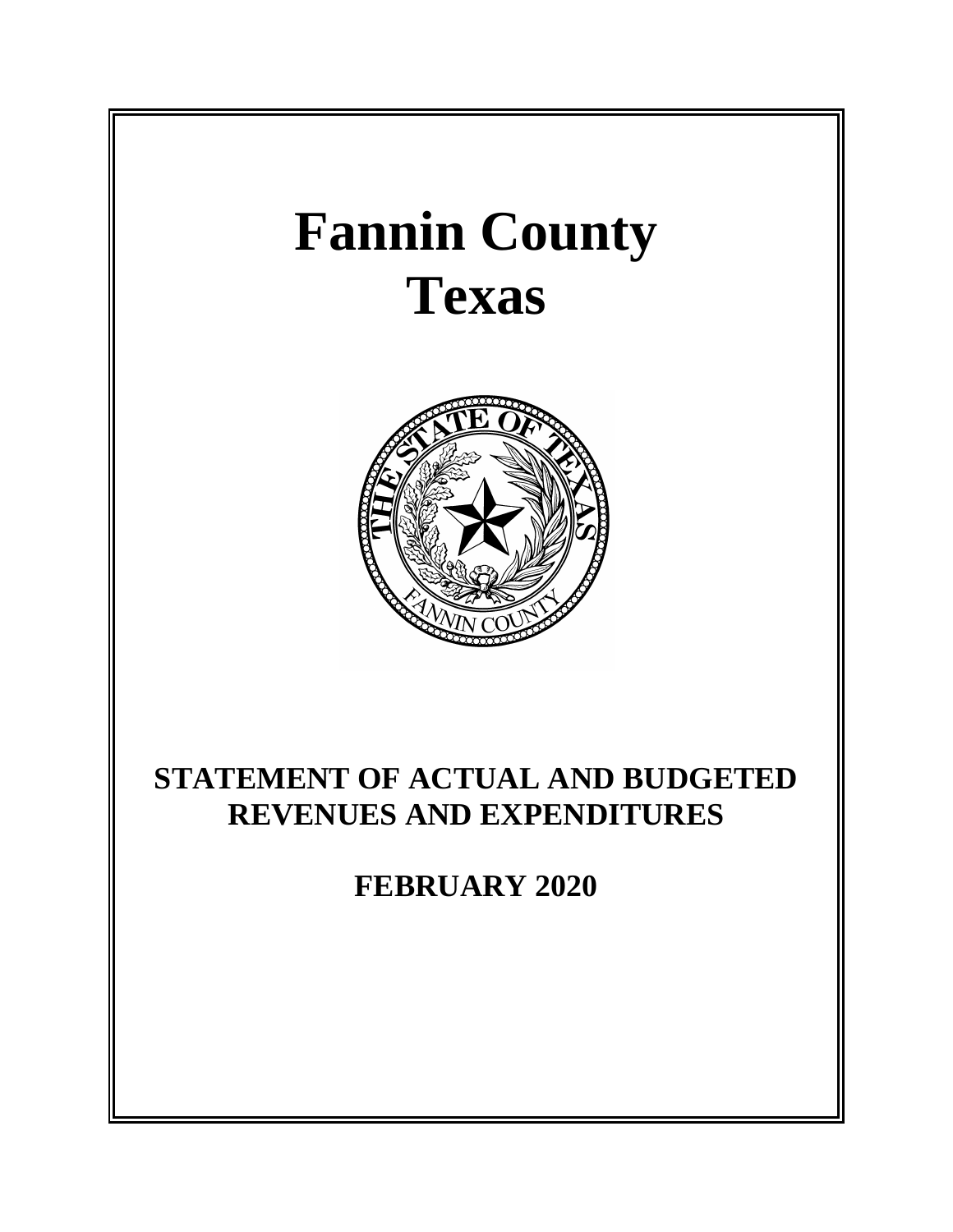# Fannin County
# Texas

## STATEMENT OF ACTUAL AND BUDGETED REVENUES AND EXPENDITURES

## FEBRUARY 2020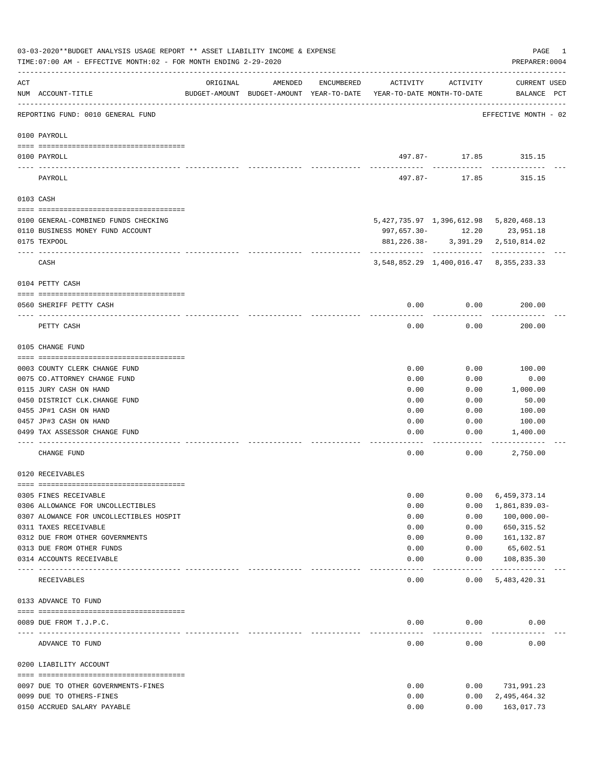03-03-2020**BUDGET ANALYSIS USAGE REPORT ** ASSET LIABILITY INCOME & EXPENSE

TIME:07:00 AM - EFFECTIVE MONTH:02 - FOR MONTH ENDING 2-29-2020

PREPARER:0004

| ACT NUM | ACCOUNT-TITLE | ORIGINAL BUDGET-AMOUNT | AMENDED BUDGET-AMOUNT | ENCUMBERED YEAR-TO-DATE | ACTIVITY YEAR-TO-DATE | ACTIVITY MONTH-TO-DATE | CURRENT BALANCE | USED PCT |
|---|---|---|---|---|---|---|---|---|
| | REPORTING FUND: 0010 GENERAL FUND | | | | | | EFFECTIVE MONTH - 02 | |
| | **0100 PAYROLL** | | | | | | | |
| 0100 | PAYROLL | | | | 497.87- | 17.85 | 315.15 | |
| | PAYROLL | | | | 497.87- | 17.85 | 315.15 | |
| | **0103 CASH** | | | | | | | |
| 0100 | GENERAL-COMBINED FUNDS CHECKING | | | | 5,427,735.97 | 1,396,612.98 | 5,820,468.13 | |
| 0110 | BUSINESS MONEY FUND ACCOUNT | | | | 997,657.30- | 12.20 | 23,951.18 | |
| 0175 | TEXPOOL | | | | 881,226.38- | 3,391.29 | 2,510,814.02 | |
| | CASH | | | | 3,548,852.29 | 1,400,016.47 | 8,355,233.33 | |
| | **0104 PETTY CASH** | | | | | | | |
| 0560 | SHERIFF PETTY CASH | | | | 0.00 | 0.00 | 200.00 | |
| | PETTY CASH | | | | 0.00 | 0.00 | 200.00 | |
| | **0105 CHANGE FUND** | | | | | | | |
| 0003 | COUNTY CLERK CHANGE FUND | | | | 0.00 | 0.00 | 100.00 | |
| 0075 | CO.ATTORNEY CHANGE FUND | | | | 0.00 | 0.00 | 0.00 | |
| 0115 | JURY CASH ON HAND | | | | 0.00 | 0.00 | 1,000.00 | |
| 0450 | DISTRICT CLK.CHANGE FUND | | | | 0.00 | 0.00 | 50.00 | |
| 0455 | JP#1 CASH ON HAND | | | | 0.00 | 0.00 | 100.00 | |
| 0457 | JP#3 CASH ON HAND | | | | 0.00 | 0.00 | 100.00 | |
| 0499 | TAX ASSESSOR CHANGE FUND | | | | 0.00 | 0.00 | 1,400.00 | |
| | CHANGE FUND | | | | 0.00 | 0.00 | 2,750.00 | |
| | **0120 RECEIVABLES** | | | | | | | |
| 0305 | FINES RECEIVABLE | | | | 0.00 | 0.00 | 6,459,373.14 | |
| 0306 | ALLOWANCE FOR UNCOLLECTIBLES | | | | 0.00 | 0.00 | 1,861,839.03- | |
| 0307 | ALOWANCE FOR UNCOLLECTIBLES HOSPIT | | | | 0.00 | 0.00 | 100,000.00- | |
| 0311 | TAXES RECEIVABLE | | | | 0.00 | 0.00 | 650,315.52 | |
| 0312 | DUE FROM OTHER GOVERNMENTS | | | | 0.00 | 0.00 | 161,132.87 | |
| 0313 | DUE FROM OTHER FUNDS | | | | 0.00 | 0.00 | 65,602.51 | |
| 0314 | ACCOUNTS RECEIVABLE | | | | 0.00 | 0.00 | 108,835.30 | |
| | RECEIVABLES | | | | 0.00 | 0.00 | 5,483,420.31 | |
| | **0133 ADVANCE TO FUND** | | | | | | | |
| 0089 | DUE FROM T.J.P.C. | | | | 0.00 | 0.00 | 0.00 | |
| | ADVANCE TO FUND | | | | 0.00 | 0.00 | 0.00 | |
| | **0200 LIABILITY ACCOUNT** | | | | | | | |
| 0097 | DUE TO OTHER GOVERNMENTS-FINES | | | | 0.00 | 0.00 | 731,991.23 | |
| 0099 | DUE TO OTHERS-FINES | | | | 0.00 | 0.00 | 2,495,464.32 | |
| 0150 | ACCRUED SALARY PAYABLE | | | | 0.00 | 0.00 | 163,017.73 | |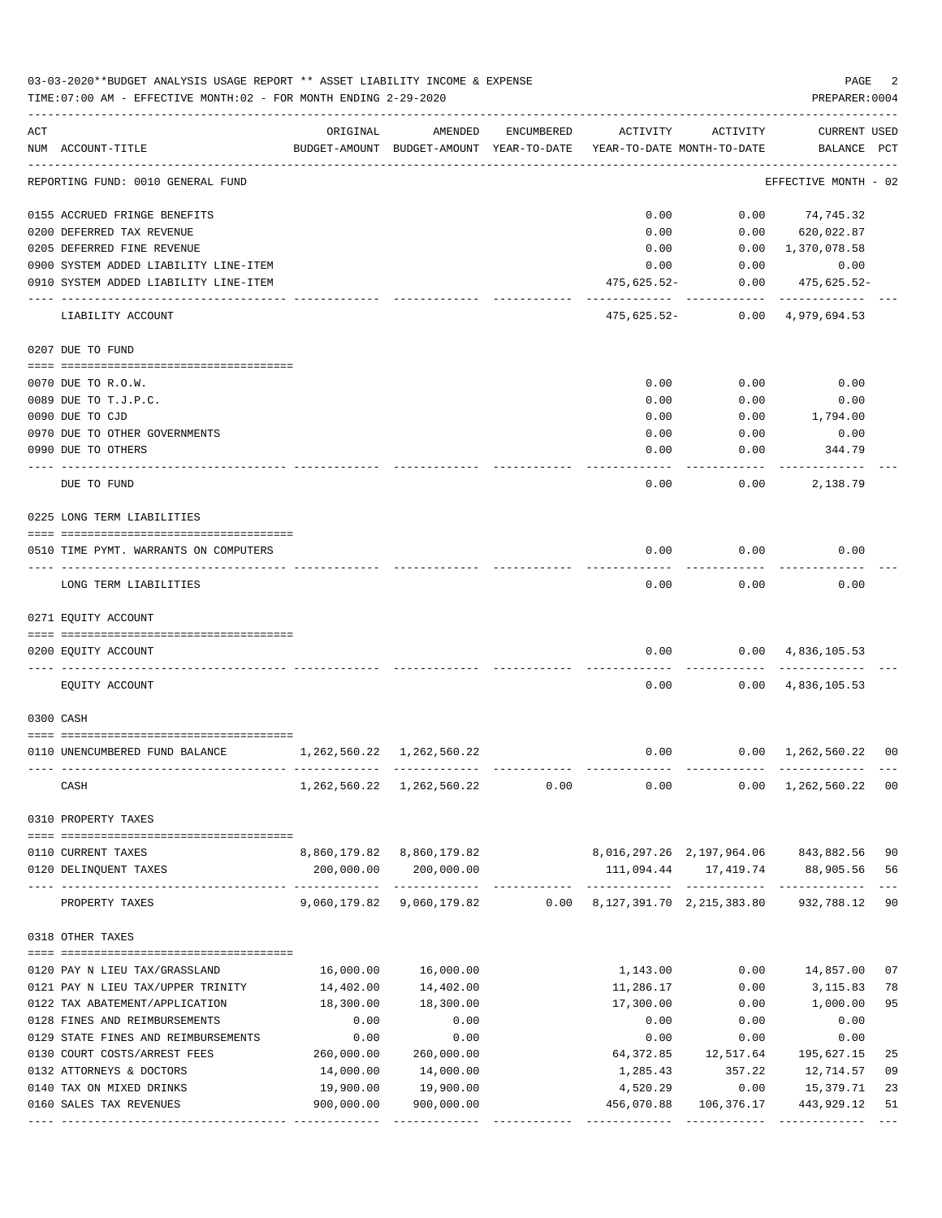03-03-2020**BUDGET ANALYSIS USAGE REPORT ** ASSET LIABILITY INCOME & EXPENSE

TIME:07:00 AM - EFFECTIVE MONTH:02 - FOR MONTH ENDING 2-29-2020

PREPARER:0004

REPORTING FUND: 0010 GENERAL FUND — EFFECTIVE MONTH - 02

| ACT NUM | ACCOUNT-TITLE | ORIGINAL BUDGET-AMOUNT | AMENDED BUDGET-AMOUNT | ENCUMBERED YEAR-TO-DATE | ACTIVITY YEAR-TO-DATE | ACTIVITY MONTH-TO-DATE | CURRENT BALANCE | USED PCT |
|---|---|---|---|---|---|---|---|---|
| 0155 | ACCRUED FRINGE BENEFITS | | | | 0.00 | 0.00 | 74,745.32 | |
| 0200 | DEFERRED TAX REVENUE | | | | 0.00 | 0.00 | 620,022.87 | |
| 0205 | DEFERRED FINE REVENUE | | | | 0.00 | 0.00 | 1,370,078.58 | |
| 0900 | SYSTEM ADDED LIABILITY LINE-ITEM | | | | 0.00 | 0.00 | 0.00 | |
| 0910 | SYSTEM ADDED LIABILITY LINE-ITEM | | | | 475,625.52- | 0.00 | 475,625.52- | |
| | LIABILITY ACCOUNT | | | | 475,625.52- | 0.00 | 4,979,694.53 | |
| | **0207 DUE TO FUND** | | | | | | | |
| 0070 | DUE TO R.O.W. | | | | 0.00 | 0.00 | 0.00 | |
| 0089 | DUE TO T.J.P.C. | | | | 0.00 | 0.00 | 0.00 | |
| 0090 | DUE TO CJD | | | | 0.00 | 0.00 | 1,794.00 | |
| 0970 | DUE TO OTHER GOVERNMENTS | | | | 0.00 | 0.00 | 0.00 | |
| 0990 | DUE TO OTHERS | | | | 0.00 | 0.00 | 344.79 | |
| | DUE TO FUND | | | | 0.00 | 0.00 | 2,138.79 | |
| | **0225 LONG TERM LIABILITIES** | | | | | | | |
| 0510 | TIME PYMT. WARRANTS ON COMPUTERS | | | | 0.00 | 0.00 | 0.00 | |
| | LONG TERM LIABILITIES | | | | 0.00 | 0.00 | 0.00 | |
| | **0271 EQUITY ACCOUNT** | | | | | | | |
| 0200 | EQUITY ACCOUNT | | | | 0.00 | 0.00 | 4,836,105.53 | |
| | EQUITY ACCOUNT | | | | 0.00 | 0.00 | 4,836,105.53 | |
| | **0300 CASH** | | | | | | | |
| 0110 | UNENCUMBERED FUND BALANCE | 1,262,560.22 | 1,262,560.22 | | 0.00 | 0.00 | 1,262,560.22 | 00 |
| | CASH | 1,262,560.22 | 1,262,560.22 | 0.00 | 0.00 | 0.00 | 1,262,560.22 | 00 |
| | **0310 PROPERTY TAXES** | | | | | | | |
| 0110 | CURRENT TAXES | 8,860,179.82 | 8,860,179.82 | | 8,016,297.26 | 2,197,964.06 | 843,882.56 | 90 |
| 0120 | DELINQUENT TAXES | 200,000.00 | 200,000.00 | | 111,094.44 | 17,419.74 | 88,905.56 | 56 |
| | PROPERTY TAXES | 9,060,179.82 | 9,060,179.82 | 0.00 | 8,127,391.70 | 2,215,383.80 | 932,788.12 | 90 |
| | **0318 OTHER TAXES** | | | | | | | |
| 0120 | PAY N LIEU TAX/GRASSLAND | 16,000.00 | 16,000.00 | | 1,143.00 | 0.00 | 14,857.00 | 07 |
| 0121 | PAY N LIEU TAX/UPPER TRINITY | 14,402.00 | 14,402.00 | | 11,286.17 | 0.00 | 3,115.83 | 78 |
| 0122 | TAX ABATEMENT/APPLICATION | 18,300.00 | 18,300.00 | | 17,300.00 | 0.00 | 1,000.00 | 95 |
| 0128 | FINES AND REIMBURSEMENTS | 0.00 | 0.00 | | 0.00 | 0.00 | 0.00 | |
| 0129 | STATE FINES AND REIMBURSEMENTS | 0.00 | 0.00 | | 0.00 | 0.00 | 0.00 | |
| 0130 | COURT COSTS/ARREST FEES | 260,000.00 | 260,000.00 | | 64,372.85 | 12,517.64 | 195,627.15 | 25 |
| 0132 | ATTORNEYS & DOCTORS | 14,000.00 | 14,000.00 | | 1,285.43 | 357.22 | 12,714.57 | 09 |
| 0140 | TAX ON MIXED DRINKS | 19,900.00 | 19,900.00 | | 4,520.29 | 0.00 | 15,379.71 | 23 |
| 0160 | SALES TAX REVENUES | 900,000.00 | 900,000.00 | | 456,070.88 | 106,376.17 | 443,929.12 | 51 |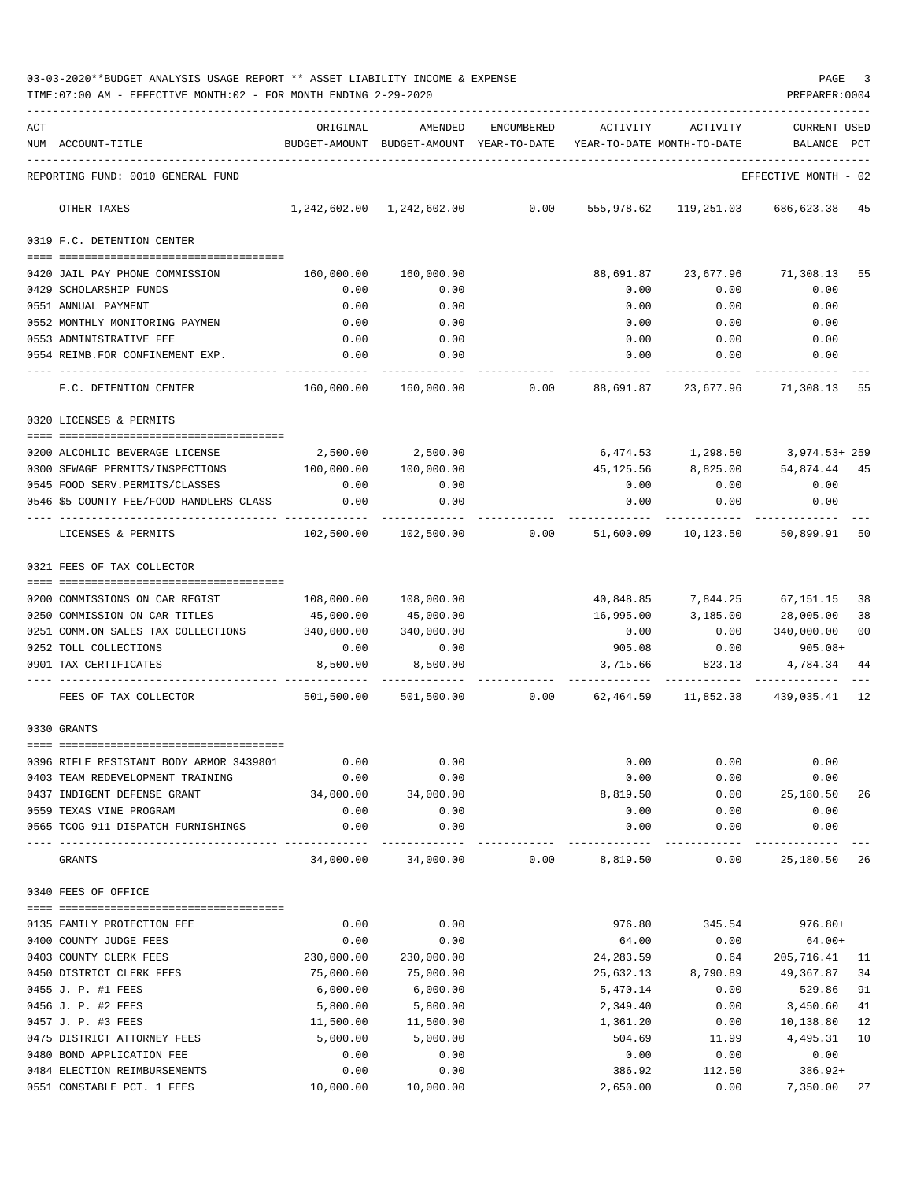03-03-2020**BUDGET ANALYSIS USAGE REPORT ** ASSET LIABILITY INCOME & EXPENSE

TIME:07:00 AM - EFFECTIVE MONTH:02 - FOR MONTH ENDING 2-29-2020

PREPARER:0004

| ACT NUM | ACCOUNT-TITLE | ORIGINAL BUDGET-AMOUNT | AMENDED BUDGET-AMOUNT | ENCUMBERED YEAR-TO-DATE | ACTIVITY YEAR-TO-DATE | ACTIVITY MONTH-TO-DATE | CURRENT USED BALANCE | PCT |
|---|---|---|---|---|---|---|---|---|
| | REPORTING FUND: 0010 GENERAL FUND | | | | | | EFFECTIVE MONTH - 02 | |
| | OTHER TAXES | 1,242,602.00 | 1,242,602.00 | 0.00 | 555,978.62 | 119,251.03 | 686,623.38 | 45 |
| | **0319 F.C. DETENTION CENTER** | | | | | | | |
| 0420 | JAIL PAY PHONE COMMISSION | 160,000.00 | 160,000.00 | | 88,691.87 | 23,677.96 | 71,308.13 | 55 |
| 0429 | SCHOLARSHIP FUNDS | 0.00 | 0.00 | | 0.00 | 0.00 | 0.00 | |
| 0551 | ANNUAL PAYMENT | 0.00 | 0.00 | | 0.00 | 0.00 | 0.00 | |
| 0552 | MONTHLY MONITORING PAYMEN | 0.00 | 0.00 | | 0.00 | 0.00 | 0.00 | |
| 0553 | ADMINISTRATIVE FEE | 0.00 | 0.00 | | 0.00 | 0.00 | 0.00 | |
| 0554 | REIMB.FOR CONFINEMENT EXP. | 0.00 | 0.00 | | 0.00 | 0.00 | 0.00 | |
| | F.C. DETENTION CENTER | 160,000.00 | 160,000.00 | 0.00 | 88,691.87 | 23,677.96 | 71,308.13 | 55 |
| | **0320 LICENSES & PERMITS** | | | | | | | |
| 0200 | ALCOHLIC BEVERAGE LICENSE | 2,500.00 | 2,500.00 | | 6,474.53 | 1,298.50 | 3,974.53+ | 259 |
| 0300 | SEWAGE PERMITS/INSPECTIONS | 100,000.00 | 100,000.00 | | 45,125.56 | 8,825.00 | 54,874.44 | 45 |
| 0545 | FOOD SERV.PERMITS/CLASSES | 0.00 | 0.00 | | 0.00 | 0.00 | 0.00 | |
| 0546 | $5 COUNTY FEE/FOOD HANDLERS CLASS | 0.00 | 0.00 | | 0.00 | 0.00 | 0.00 | |
| | LICENSES & PERMITS | 102,500.00 | 102,500.00 | 0.00 | 51,600.09 | 10,123.50 | 50,899.91 | 50 |
| | **0321 FEES OF TAX COLLECTOR** | | | | | | | |
| 0200 | COMMISSIONS ON CAR REGIST | 108,000.00 | 108,000.00 | | 40,848.85 | 7,844.25 | 67,151.15 | 38 |
| 0250 | COMMISSION ON CAR TITLES | 45,000.00 | 45,000.00 | | 16,995.00 | 3,185.00 | 28,005.00 | 38 |
| 0251 | COMM.ON SALES TAX COLLECTIONS | 340,000.00 | 340,000.00 | | 0.00 | 0.00 | 340,000.00 | 00 |
| 0252 | TOLL COLLECTIONS | 0.00 | 0.00 | | 905.08 | 0.00 | 905.08+ | |
| 0901 | TAX CERTIFICATES | 8,500.00 | 8,500.00 | | 3,715.66 | 823.13 | 4,784.34 | 44 |
| | FEES OF TAX COLLECTOR | 501,500.00 | 501,500.00 | 0.00 | 62,464.59 | 11,852.38 | 439,035.41 | 12 |
| | **0330 GRANTS** | | | | | | | |
| 0396 | RIFLE RESISTANT BODY ARMOR 3439801 | 0.00 | 0.00 | | 0.00 | 0.00 | 0.00 | |
| 0403 | TEAM REDEVELOPMENT TRAINING | 0.00 | 0.00 | | 0.00 | 0.00 | 0.00 | |
| 0437 | INDIGENT DEFENSE GRANT | 34,000.00 | 34,000.00 | | 8,819.50 | 0.00 | 25,180.50 | 26 |
| 0559 | TEXAS VINE PROGRAM | 0.00 | 0.00 | | 0.00 | 0.00 | 0.00 | |
| 0565 | TCOG 911 DISPATCH FURNISHINGS | 0.00 | 0.00 | | 0.00 | 0.00 | 0.00 | |
| | GRANTS | 34,000.00 | 34,000.00 | 0.00 | 8,819.50 | 0.00 | 25,180.50 | 26 |
| | **0340 FEES OF OFFICE** | | | | | | | |
| 0135 | FAMILY PROTECTION FEE | 0.00 | 0.00 | | 976.80 | 345.54 | 976.80+ | |
| 0400 | COUNTY JUDGE FEES | 0.00 | 0.00 | | 64.00 | 0.00 | 64.00+ | |
| 0403 | COUNTY CLERK FEES | 230,000.00 | 230,000.00 | | 24,283.59 | 0.64 | 205,716.41 | 11 |
| 0450 | DISTRICT CLERK FEES | 75,000.00 | 75,000.00 | | 25,632.13 | 8,790.89 | 49,367.87 | 34 |
| 0455 | J. P. #1 FEES | 6,000.00 | 6,000.00 | | 5,470.14 | 0.00 | 529.86 | 91 |
| 0456 | J. P. #2 FEES | 5,800.00 | 5,800.00 | | 2,349.40 | 0.00 | 3,450.60 | 41 |
| 0457 | J. P. #3 FEES | 11,500.00 | 11,500.00 | | 1,361.20 | 0.00 | 10,138.80 | 12 |
| 0475 | DISTRICT ATTORNEY FEES | 5,000.00 | 5,000.00 | | 504.69 | 11.99 | 4,495.31 | 10 |
| 0480 | BOND APPLICATION FEE | 0.00 | 0.00 | | 0.00 | 0.00 | 0.00 | |
| 0484 | ELECTION REIMBURSEMENTS | 0.00 | 0.00 | | 386.92 | 112.50 | 386.92+ | |
| 0551 | CONSTABLE PCT. 1 FEES | 10,000.00 | 10,000.00 | | 2,650.00 | 0.00 | 7,350.00 | 27 |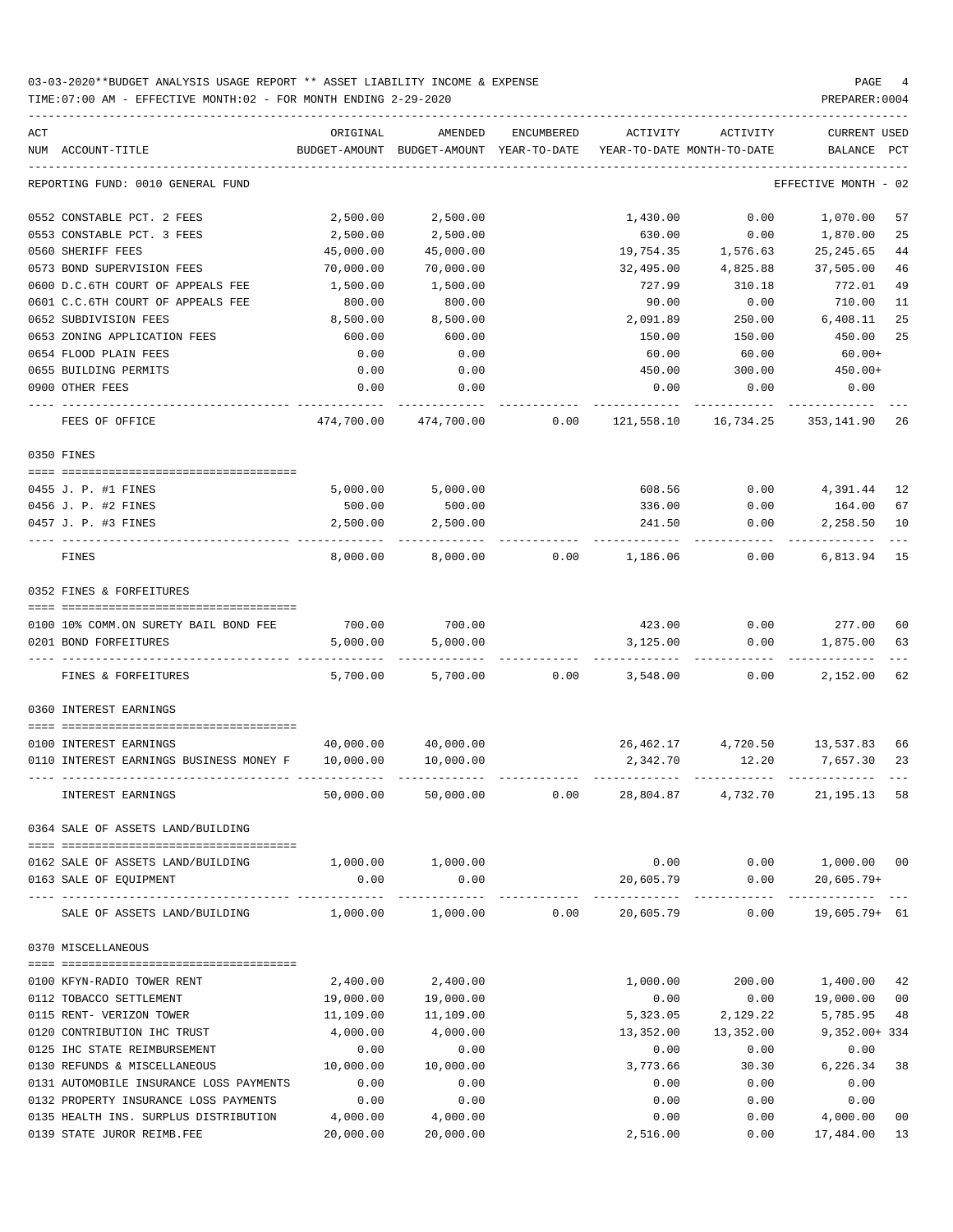03-03-2020**BUDGET ANALYSIS USAGE REPORT ** ASSET LIABILITY INCOME & EXPENSE

TIME:07:00 AM - EFFECTIVE MONTH:02 - FOR MONTH ENDING 2-29-2020

PREPARER:0004

REPORTING FUND: 0010 GENERAL FUND — EFFECTIVE MONTH - 02

| ACT NUM | ACCOUNT-TITLE | ORIGINAL BUDGET-AMOUNT | AMENDED BUDGET-AMOUNT | ENCUMBERED YEAR-TO-DATE | ACTIVITY YEAR-TO-DATE | ACTIVITY MONTH-TO-DATE | CURRENT BALANCE | USED PCT |
|---|---|---|---|---|---|---|---|---|
| 0552 | CONSTABLE PCT. 2 FEES | 2,500.00 | 2,500.00 | | 1,430.00 | 0.00 | 1,070.00 | 57 |
| 0553 | CONSTABLE PCT. 3 FEES | 2,500.00 | 2,500.00 | | 630.00 | 0.00 | 1,870.00 | 25 |
| 0560 | SHERIFF FEES | 45,000.00 | 45,000.00 | | 19,754.35 | 1,576.63 | 25,245.65 | 44 |
| 0573 | BOND SUPERVISION FEES | 70,000.00 | 70,000.00 | | 32,495.00 | 4,825.88 | 37,505.00 | 46 |
| 0600 | D.C.6TH COURT OF APPEALS FEE | 1,500.00 | 1,500.00 | | 727.99 | 310.18 | 772.01 | 49 |
| 0601 | C.C.6TH COURT OF APPEALS FEE | 800.00 | 800.00 | | 90.00 | 0.00 | 710.00 | 11 |
| 0652 | SUBDIVISION FEES | 8,500.00 | 8,500.00 | | 2,091.89 | 250.00 | 6,408.11 | 25 |
| 0653 | ZONING APPLICATION FEES | 600.00 | 600.00 | | 150.00 | 150.00 | 450.00 | 25 |
| 0654 | FLOOD PLAIN FEES | 0.00 | 0.00 | | 60.00 | 60.00 | 60.00+ | |
| 0655 | BUILDING PERMITS | 0.00 | 0.00 | | 450.00 | 300.00 | 450.00+ | |
| 0900 | OTHER FEES | 0.00 | 0.00 | | 0.00 | 0.00 | 0.00 | |
| | FEES OF OFFICE | 474,700.00 | 474,700.00 | 0.00 | 121,558.10 | 16,734.25 | 353,141.90 | 26 |
| | **0350 FINES** | | | | | | | |
| 0455 | J. P. #1 FINES | 5,000.00 | 5,000.00 | | 608.56 | 0.00 | 4,391.44 | 12 |
| 0456 | J. P. #2 FINES | 500.00 | 500.00 | | 336.00 | 0.00 | 164.00 | 67 |
| 0457 | J. P. #3 FINES | 2,500.00 | 2,500.00 | | 241.50 | 0.00 | 2,258.50 | 10 |
| | FINES | 8,000.00 | 8,000.00 | 0.00 | 1,186.06 | 0.00 | 6,813.94 | 15 |
| | **0352 FINES & FORFEITURES** | | | | | | | |
| 0100 | 10% COMM.ON SURETY BAIL BOND FEE | 700.00 | 700.00 | | 423.00 | 0.00 | 277.00 | 60 |
| 0201 | BOND FORFEITURES | 5,000.00 | 5,000.00 | | 3,125.00 | 0.00 | 1,875.00 | 63 |
| | FINES & FORFEITURES | 5,700.00 | 5,700.00 | 0.00 | 3,548.00 | 0.00 | 2,152.00 | 62 |
| | **0360 INTEREST EARNINGS** | | | | | | | |
| 0100 | INTEREST EARNINGS | 40,000.00 | 40,000.00 | | 26,462.17 | 4,720.50 | 13,537.83 | 66 |
| 0110 | INTEREST EARNINGS BUSINESS MONEY F | 10,000.00 | 10,000.00 | | 2,342.70 | 12.20 | 7,657.30 | 23 |
| | INTEREST EARNINGS | 50,000.00 | 50,000.00 | 0.00 | 28,804.87 | 4,732.70 | 21,195.13 | 58 |
| | **0364 SALE OF ASSETS LAND/BUILDING** | | | | | | | |
| 0162 | SALE OF ASSETS LAND/BUILDING | 1,000.00 | 1,000.00 | | 0.00 | 0.00 | 1,000.00 | 00 |
| 0163 | SALE OF EQUIPMENT | 0.00 | 0.00 | | 20,605.79 | 0.00 | 20,605.79+ | |
| | SALE OF ASSETS LAND/BUILDING | 1,000.00 | 1,000.00 | 0.00 | 20,605.79 | 0.00 | 19,605.79+ | 61 |
| | **0370 MISCELLANEOUS** | | | | | | | |
| 0100 | KFYN-RADIO TOWER RENT | 2,400.00 | 2,400.00 | | 1,000.00 | 200.00 | 1,400.00 | 42 |
| 0112 | TOBACCO SETTLEMENT | 19,000.00 | 19,000.00 | | 0.00 | 0.00 | 19,000.00 | 00 |
| 0115 | RENT- VERIZON TOWER | 11,109.00 | 11,109.00 | | 5,323.05 | 2,129.22 | 5,785.95 | 48 |
| 0120 | CONTRIBUTION IHC TRUST | 4,000.00 | 4,000.00 | | 13,352.00 | 13,352.00 | 9,352.00+ | 334 |
| 0125 | IHC STATE REIMBURSEMENT | 0.00 | 0.00 | | 0.00 | 0.00 | 0.00 | |
| 0130 | REFUNDS & MISCELLANEOUS | 10,000.00 | 10,000.00 | | 3,773.66 | 30.30 | 6,226.34 | 38 |
| 0131 | AUTOMOBILE INSURANCE LOSS PAYMENTS | 0.00 | 0.00 | | 0.00 | 0.00 | 0.00 | |
| 0132 | PROPERTY INSURANCE LOSS PAYMENTS | 0.00 | 0.00 | | 0.00 | 0.00 | 0.00 | |
| 0135 | HEALTH INS. SURPLUS DISTRIBUTION | 4,000.00 | 4,000.00 | | 0.00 | 0.00 | 4,000.00 | 00 |
| 0139 | STATE JUROR REIMB.FEE | 20,000.00 | 20,000.00 | | 2,516.00 | 0.00 | 17,484.00 | 13 |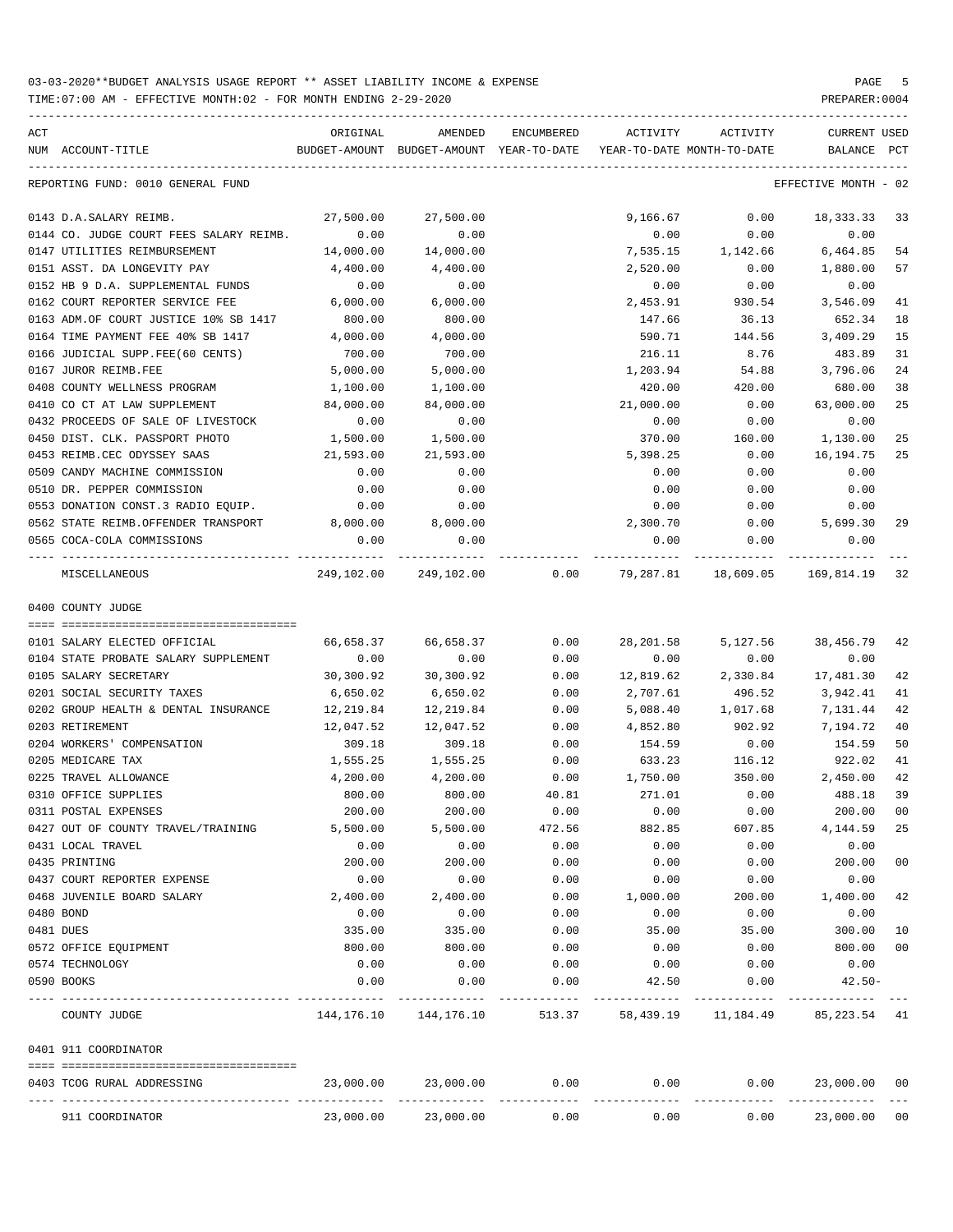03-03-2020**BUDGET ANALYSIS USAGE REPORT ** ASSET LIABILITY INCOME & EXPENSE

TIME:07:00 AM - EFFECTIVE MONTH:02 - FOR MONTH ENDING 2-29-2020

PREPARER:0004

REPORTING FUND: 0010 GENERAL FUND — EFFECTIVE MONTH - 02

| ACT NUM | ACCOUNT-TITLE | ORIGINAL BUDGET-AMOUNT | AMENDED BUDGET-AMOUNT | ENCUMBERED YEAR-TO-DATE | ACTIVITY YEAR-TO-DATE | ACTIVITY MONTH-TO-DATE | CURRENT BALANCE | USED PCT |
|---|---|---|---|---|---|---|---|---|
| 0143 | D.A.SALARY REIMB. | 27,500.00 | 27,500.00 | | 9,166.67 | 0.00 | 18,333.33 | 33 |
| 0144 | CO. JUDGE COURT FEES SALARY REIMB. | 0.00 | 0.00 | | 0.00 | 0.00 | 0.00 | |
| 0147 | UTILITIES REIMBURSEMENT | 14,000.00 | 14,000.00 | | 7,535.15 | 1,142.66 | 6,464.85 | 54 |
| 0151 | ASST. DA LONGEVITY PAY | 4,400.00 | 4,400.00 | | 2,520.00 | 0.00 | 1,880.00 | 57 |
| 0152 | HB 9 D.A. SUPPLEMENTAL FUNDS | 0.00 | 0.00 | | 0.00 | 0.00 | 0.00 | |
| 0162 | COURT REPORTER SERVICE FEE | 6,000.00 | 6,000.00 | | 2,453.91 | 930.54 | 3,546.09 | 41 |
| 0163 | ADM.OF COURT JUSTICE 10% SB 1417 | 800.00 | 800.00 | | 147.66 | 36.13 | 652.34 | 18 |
| 0164 | TIME PAYMENT FEE 40% SB 1417 | 4,000.00 | 4,000.00 | | 590.71 | 144.56 | 3,409.29 | 15 |
| 0166 | JUDICIAL SUPP.FEE(60 CENTS) | 700.00 | 700.00 | | 216.11 | 8.76 | 483.89 | 31 |
| 0167 | JUROR REIMB.FEE | 5,000.00 | 5,000.00 | | 1,203.94 | 54.88 | 3,796.06 | 24 |
| 0408 | COUNTY WELLNESS PROGRAM | 1,100.00 | 1,100.00 | | 420.00 | 420.00 | 680.00 | 38 |
| 0410 | CO CT AT LAW SUPPLEMENT | 84,000.00 | 84,000.00 | | 21,000.00 | 0.00 | 63,000.00 | 25 |
| 0432 | PROCEEDS OF SALE OF LIVESTOCK | 0.00 | 0.00 | | 0.00 | 0.00 | 0.00 | |
| 0450 | DIST. CLK. PASSPORT PHOTO | 1,500.00 | 1,500.00 | | 370.00 | 160.00 | 1,130.00 | 25 |
| 0453 | REIMB.CEC ODYSSEY SAAS | 21,593.00 | 21,593.00 | | 5,398.25 | 0.00 | 16,194.75 | 25 |
| 0509 | CANDY MACHINE COMMISSION | 0.00 | 0.00 | | 0.00 | 0.00 | 0.00 | |
| 0510 | DR. PEPPER COMMISSION | 0.00 | 0.00 | | 0.00 | 0.00 | 0.00 | |
| 0553 | DONATION CONST.3 RADIO EQUIP. | 0.00 | 0.00 | | 0.00 | 0.00 | 0.00 | |
| 0562 | STATE REIMB.OFFENDER TRANSPORT | 8,000.00 | 8,000.00 | | 2,300.70 | 0.00 | 5,699.30 | 29 |
| 0565 | COCA-COLA COMMISSIONS | 0.00 | 0.00 | | 0.00 | 0.00 | 0.00 | |
| | MISCELLANEOUS | 249,102.00 | 249,102.00 | 0.00 | 79,287.81 | 18,609.05 | 169,814.19 | 32 |

0400 COUNTY JUDGE

| ACT NUM | ACCOUNT-TITLE | ORIGINAL BUDGET-AMOUNT | AMENDED BUDGET-AMOUNT | ENCUMBERED YEAR-TO-DATE | ACTIVITY YEAR-TO-DATE | ACTIVITY MONTH-TO-DATE | CURRENT BALANCE | USED PCT |
|---|---|---|---|---|---|---|---|---|
| 0101 | SALARY ELECTED OFFICIAL | 66,658.37 | 66,658.37 | 0.00 | 28,201.58 | 5,127.56 | 38,456.79 | 42 |
| 0104 | STATE PROBATE SALARY SUPPLEMENT | 0.00 | 0.00 | 0.00 | 0.00 | 0.00 | 0.00 | |
| 0105 | SALARY SECRETARY | 30,300.92 | 30,300.92 | 0.00 | 12,819.62 | 2,330.84 | 17,481.30 | 42 |
| 0201 | SOCIAL SECURITY TAXES | 6,650.02 | 6,650.02 | 0.00 | 2,707.61 | 496.52 | 3,942.41 | 41 |
| 0202 | GROUP HEALTH & DENTAL INSURANCE | 12,219.84 | 12,219.84 | 0.00 | 5,088.40 | 1,017.68 | 7,131.44 | 42 |
| 0203 | RETIREMENT | 12,047.52 | 12,047.52 | 0.00 | 4,852.80 | 902.92 | 7,194.72 | 40 |
| 0204 | WORKERS' COMPENSATION | 309.18 | 309.18 | 0.00 | 154.59 | 0.00 | 154.59 | 50 |
| 0205 | MEDICARE TAX | 1,555.25 | 1,555.25 | 0.00 | 633.23 | 116.12 | 922.02 | 41 |
| 0225 | TRAVEL ALLOWANCE | 4,200.00 | 4,200.00 | 0.00 | 1,750.00 | 350.00 | 2,450.00 | 42 |
| 0310 | OFFICE SUPPLIES | 800.00 | 800.00 | 40.81 | 271.01 | 0.00 | 488.18 | 39 |
| 0311 | POSTAL EXPENSES | 200.00 | 200.00 | 0.00 | 0.00 | 0.00 | 200.00 | 00 |
| 0427 | OUT OF COUNTY TRAVEL/TRAINING | 5,500.00 | 5,500.00 | 472.56 | 882.85 | 607.85 | 4,144.59 | 25 |
| 0431 | LOCAL TRAVEL | 0.00 | 0.00 | 0.00 | 0.00 | 0.00 | 0.00 | |
| 0435 | PRINTING | 200.00 | 200.00 | 0.00 | 0.00 | 0.00 | 200.00 | 00 |
| 0437 | COURT REPORTER EXPENSE | 0.00 | 0.00 | 0.00 | 0.00 | 0.00 | 0.00 | |
| 0468 | JUVENILE BOARD SALARY | 2,400.00 | 2,400.00 | 0.00 | 1,000.00 | 200.00 | 1,400.00 | 42 |
| 0480 | BOND | 0.00 | 0.00 | 0.00 | 0.00 | 0.00 | 0.00 | |
| 0481 | DUES | 335.00 | 335.00 | 0.00 | 35.00 | 35.00 | 300.00 | 10 |
| 0572 | OFFICE EQUIPMENT | 800.00 | 800.00 | 0.00 | 0.00 | 0.00 | 800.00 | 00 |
| 0574 | TECHNOLOGY | 0.00 | 0.00 | 0.00 | 0.00 | 0.00 | 0.00 | |
| 0590 | BOOKS | 0.00 | 0.00 | 0.00 | 42.50 | 0.00 | 42.50- | |
| | COUNTY JUDGE | 144,176.10 | 144,176.10 | 513.37 | 58,439.19 | 11,184.49 | 85,223.54 | 41 |

0401 911 COORDINATOR

| ACT NUM | ACCOUNT-TITLE | ORIGINAL BUDGET-AMOUNT | AMENDED BUDGET-AMOUNT | ENCUMBERED YEAR-TO-DATE | ACTIVITY YEAR-TO-DATE | ACTIVITY MONTH-TO-DATE | CURRENT BALANCE | USED PCT |
|---|---|---|---|---|---|---|---|---|
| 0403 | TCOG RURAL ADDRESSING | 23,000.00 | 23,000.00 | 0.00 | 0.00 | 0.00 | 23,000.00 | 00 |
| | 911 COORDINATOR | 23,000.00 | 23,000.00 | 0.00 | 0.00 | 0.00 | 23,000.00 | 00 |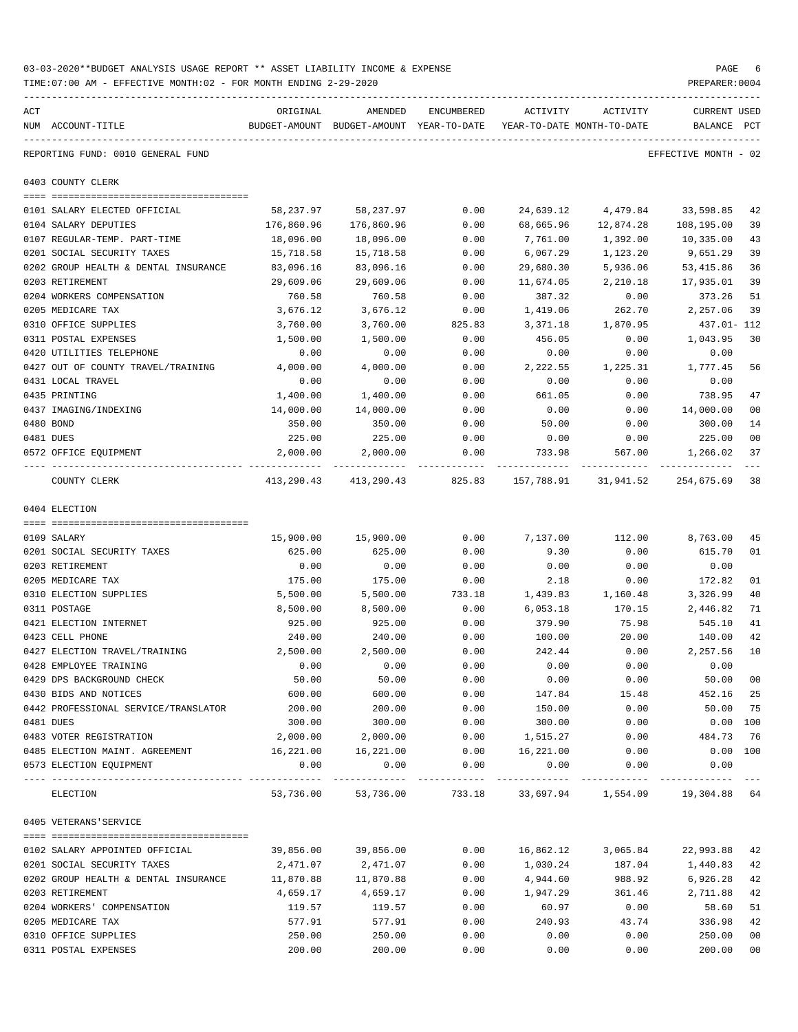03-03-2020**BUDGET ANALYSIS USAGE REPORT ** ASSET LIABILITY INCOME & EXPENSE

TIME:07:00 AM - EFFECTIVE MONTH:02 - FOR MONTH ENDING 2-29-2020

PREPARER:0004

REPORTING FUND: 0010 GENERAL FUND — EFFECTIVE MONTH - 02

## 0403 COUNTY CLERK

| ACT NUM | ACCOUNT-TITLE | ORIGINAL BUDGET-AMOUNT | AMENDED BUDGET-AMOUNT | ENCUMBERED YEAR-TO-DATE | ACTIVITY YEAR-TO-DATE | ACTIVITY MONTH-TO-DATE | CURRENT BALANCE | USED PCT |
|---|---|---|---|---|---|---|---|---|
| 0101 | SALARY ELECTED OFFICIAL | 58,237.97 | 58,237.97 | 0.00 | 24,639.12 | 4,479.84 | 33,598.85 | 42 |
| 0104 | SALARY DEPUTIES | 176,860.96 | 176,860.96 | 0.00 | 68,665.96 | 12,874.28 | 108,195.00 | 39 |
| 0107 | REGULAR-TEMP. PART-TIME | 18,096.00 | 18,096.00 | 0.00 | 7,761.00 | 1,392.00 | 10,335.00 | 43 |
| 0201 | SOCIAL SECURITY TAXES | 15,718.58 | 15,718.58 | 0.00 | 6,067.29 | 1,123.20 | 9,651.29 | 39 |
| 0202 | GROUP HEALTH & DENTAL INSURANCE | 83,096.16 | 83,096.16 | 0.00 | 29,680.30 | 5,936.06 | 53,415.86 | 36 |
| 0203 | RETIREMENT | 29,609.06 | 29,609.06 | 0.00 | 11,674.05 | 2,210.18 | 17,935.01 | 39 |
| 0204 | WORKERS COMPENSATION | 760.58 | 760.58 | 0.00 | 387.32 | 0.00 | 373.26 | 51 |
| 0205 | MEDICARE TAX | 3,676.12 | 3,676.12 | 0.00 | 1,419.06 | 262.70 | 2,257.06 | 39 |
| 0310 | OFFICE SUPPLIES | 3,760.00 | 3,760.00 | 825.83 | 3,371.18 | 1,870.95 | 437.01- | 112 |
| 0311 | POSTAL EXPENSES | 1,500.00 | 1,500.00 | 0.00 | 456.05 | 0.00 | 1,043.95 | 30 |
| 0420 | UTILITIES TELEPHONE | 0.00 | 0.00 | 0.00 | 0.00 | 0.00 | 0.00 | |
| 0427 | OUT OF COUNTY TRAVEL/TRAINING | 4,000.00 | 4,000.00 | 0.00 | 2,222.55 | 1,225.31 | 1,777.45 | 56 |
| 0431 | LOCAL TRAVEL | 0.00 | 0.00 | 0.00 | 0.00 | 0.00 | 0.00 | |
| 0435 | PRINTING | 1,400.00 | 1,400.00 | 0.00 | 661.05 | 0.00 | 738.95 | 47 |
| 0437 | IMAGING/INDEXING | 14,000.00 | 14,000.00 | 0.00 | 0.00 | 0.00 | 14,000.00 | 00 |
| 0480 | BOND | 350.00 | 350.00 | 0.00 | 50.00 | 0.00 | 300.00 | 14 |
| 0481 | DUES | 225.00 | 225.00 | 0.00 | 0.00 | 0.00 | 225.00 | 00 |
| 0572 | OFFICE EQUIPMENT | 2,000.00 | 2,000.00 | 0.00 | 733.98 | 567.00 | 1,266.02 | 37 |
| | COUNTY CLERK | 413,290.43 | 413,290.43 | 825.83 | 157,788.91 | 31,941.52 | 254,675.69 | 38 |

## 0404 ELECTION

| ACT NUM | ACCOUNT-TITLE | ORIGINAL BUDGET-AMOUNT | AMENDED BUDGET-AMOUNT | ENCUMBERED YEAR-TO-DATE | ACTIVITY YEAR-TO-DATE | ACTIVITY MONTH-TO-DATE | CURRENT BALANCE | USED PCT |
|---|---|---|---|---|---|---|---|---|
| 0109 | SALARY | 15,900.00 | 15,900.00 | 0.00 | 7,137.00 | 112.00 | 8,763.00 | 45 |
| 0201 | SOCIAL SECURITY TAXES | 625.00 | 625.00 | 0.00 | 9.30 | 0.00 | 615.70 | 01 |
| 0203 | RETIREMENT | 0.00 | 0.00 | 0.00 | 0.00 | 0.00 | 0.00 | |
| 0205 | MEDICARE TAX | 175.00 | 175.00 | 0.00 | 2.18 | 0.00 | 172.82 | 01 |
| 0310 | ELECTION SUPPLIES | 5,500.00 | 5,500.00 | 733.18 | 1,439.83 | 1,160.48 | 3,326.99 | 40 |
| 0311 | POSTAGE | 8,500.00 | 8,500.00 | 0.00 | 6,053.18 | 170.15 | 2,446.82 | 71 |
| 0421 | ELECTION INTERNET | 925.00 | 925.00 | 0.00 | 379.90 | 75.98 | 545.10 | 41 |
| 0423 | CELL PHONE | 240.00 | 240.00 | 0.00 | 100.00 | 20.00 | 140.00 | 42 |
| 0427 | ELECTION TRAVEL/TRAINING | 2,500.00 | 2,500.00 | 0.00 | 242.44 | 0.00 | 2,257.56 | 10 |
| 0428 | EMPLOYEE TRAINING | 0.00 | 0.00 | 0.00 | 0.00 | 0.00 | 0.00 | |
| 0429 | DPS BACKGROUND CHECK | 50.00 | 50.00 | 0.00 | 0.00 | 0.00 | 50.00 | 00 |
| 0430 | BIDS AND NOTICES | 600.00 | 600.00 | 0.00 | 147.84 | 15.48 | 452.16 | 25 |
| 0442 | PROFESSIONAL SERVICE/TRANSLATOR | 200.00 | 200.00 | 0.00 | 150.00 | 0.00 | 50.00 | 75 |
| 0481 | DUES | 300.00 | 300.00 | 0.00 | 300.00 | 0.00 | 0.00 | 100 |
| 0483 | VOTER REGISTRATION | 2,000.00 | 2,000.00 | 0.00 | 1,515.27 | 0.00 | 484.73 | 76 |
| 0485 | ELECTION MAINT. AGREEMENT | 16,221.00 | 16,221.00 | 0.00 | 16,221.00 | 0.00 | 0.00 | 100 |
| 0573 | ELECTION EQUIPMENT | 0.00 | 0.00 | 0.00 | 0.00 | 0.00 | 0.00 | |
| | ELECTION | 53,736.00 | 53,736.00 | 733.18 | 33,697.94 | 1,554.09 | 19,304.88 | 64 |

## 0405 VETERANS'SERVICE

| ACT NUM | ACCOUNT-TITLE | ORIGINAL BUDGET-AMOUNT | AMENDED BUDGET-AMOUNT | ENCUMBERED YEAR-TO-DATE | ACTIVITY YEAR-TO-DATE | ACTIVITY MONTH-TO-DATE | CURRENT BALANCE | USED PCT |
|---|---|---|---|---|---|---|---|---|
| 0102 | SALARY APPOINTED OFFICIAL | 39,856.00 | 39,856.00 | 0.00 | 16,862.12 | 3,065.84 | 22,993.88 | 42 |
| 0201 | SOCIAL SECURITY TAXES | 2,471.07 | 2,471.07 | 0.00 | 1,030.24 | 187.04 | 1,440.83 | 42 |
| 0202 | GROUP HEALTH & DENTAL INSURANCE | 11,870.88 | 11,870.88 | 0.00 | 4,944.60 | 988.92 | 6,926.28 | 42 |
| 0203 | RETIREMENT | 4,659.17 | 4,659.17 | 0.00 | 1,947.29 | 361.46 | 2,711.88 | 42 |
| 0204 | WORKERS' COMPENSATION | 119.57 | 119.57 | 0.00 | 60.97 | 0.00 | 58.60 | 51 |
| 0205 | MEDICARE TAX | 577.91 | 577.91 | 0.00 | 240.93 | 43.74 | 336.98 | 42 |
| 0310 | OFFICE SUPPLIES | 250.00 | 250.00 | 0.00 | 0.00 | 0.00 | 250.00 | 00 |
| 0311 | POSTAL EXPENSES | 200.00 | 200.00 | 0.00 | 0.00 | 0.00 | 200.00 | 00 |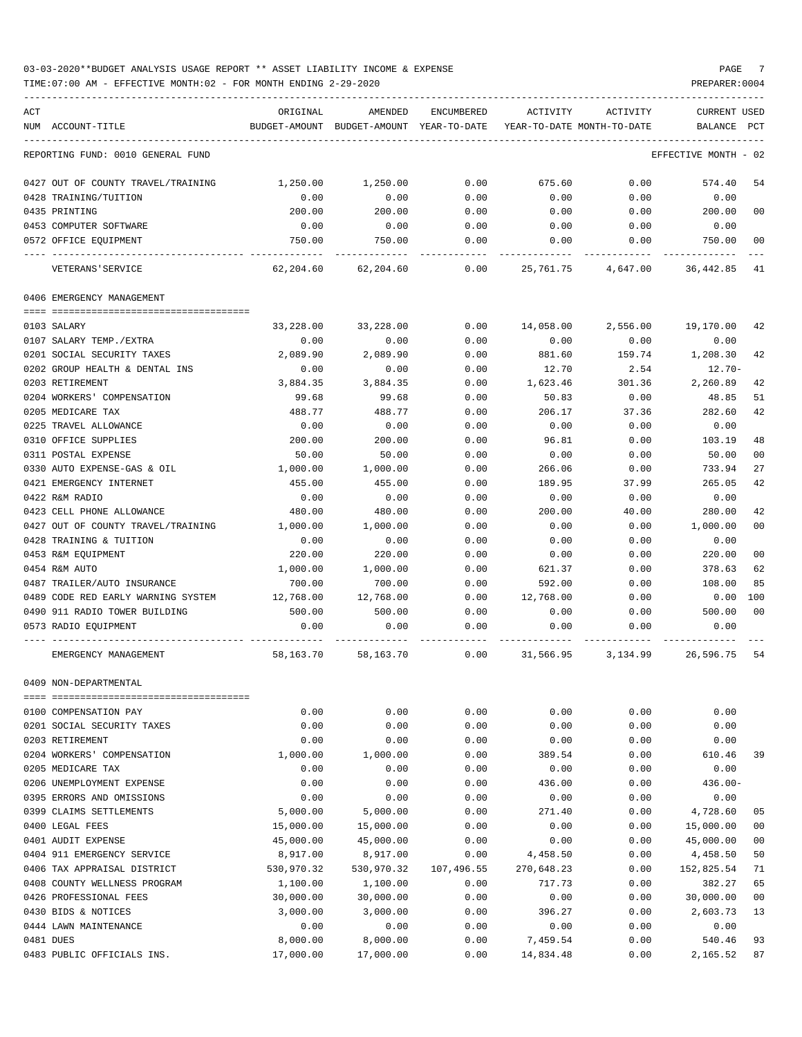03-03-2020**BUDGET ANALYSIS USAGE REPORT ** ASSET LIABILITY INCOME & EXPENSE

TIME:07:00 AM - EFFECTIVE MONTH:02 - FOR MONTH ENDING 2-29-2020

| ACT NUM | ACCOUNT-TITLE | ORIGINAL BUDGET-AMOUNT | AMENDED BUDGET-AMOUNT | ENCUMBERED YEAR-TO-DATE | ACTIVITY YEAR-TO-DATE | ACTIVITY MONTH-TO-DATE | CURRENT USED BALANCE | PCT |
|---|---|---|---|---|---|---|---|---|
| | REPORTING FUND: 0010 GENERAL FUND | | | | | | EFFECTIVE MONTH - 02 | |
| 0427 | OUT OF COUNTY TRAVEL/TRAINING | 1,250.00 | 1,250.00 | 0.00 | 675.60 | 0.00 | 574.40 | 54 |
| 0428 | TRAINING/TUITION | 0.00 | 0.00 | 0.00 | 0.00 | 0.00 | 0.00 | |
| 0435 | PRINTING | 200.00 | 200.00 | 0.00 | 0.00 | 0.00 | 200.00 | 00 |
| 0453 | COMPUTER SOFTWARE | 0.00 | 0.00 | 0.00 | 0.00 | 0.00 | 0.00 | |
| 0572 | OFFICE EQUIPMENT | 750.00 | 750.00 | 0.00 | 0.00 | 0.00 | 750.00 | 00 |
| | VETERANS'SERVICE | 62,204.60 | 62,204.60 | 0.00 | 25,761.75 | 4,647.00 | 36,442.85 | 41 |
| | 0406 EMERGENCY MANAGEMENT | | | | | | | |
| 0103 | SALARY | 33,228.00 | 33,228.00 | 0.00 | 14,058.00 | 2,556.00 | 19,170.00 | 42 |
| 0107 | SALARY TEMP./EXTRA | 0.00 | 0.00 | 0.00 | 0.00 | 0.00 | 0.00 | |
| 0201 | SOCIAL SECURITY TAXES | 2,089.90 | 2,089.90 | 0.00 | 881.60 | 159.74 | 1,208.30 | 42 |
| 0202 | GROUP HEALTH & DENTAL INS | 0.00 | 0.00 | 0.00 | 12.70 | 2.54 | 12.70- | |
| 0203 | RETIREMENT | 3,884.35 | 3,884.35 | 0.00 | 1,623.46 | 301.36 | 2,260.89 | 42 |
| 0204 | WORKERS' COMPENSATION | 99.68 | 99.68 | 0.00 | 50.83 | 0.00 | 48.85 | 51 |
| 0205 | MEDICARE TAX | 488.77 | 488.77 | 0.00 | 206.17 | 37.36 | 282.60 | 42 |
| 0225 | TRAVEL ALLOWANCE | 0.00 | 0.00 | 0.00 | 0.00 | 0.00 | 0.00 | |
| 0310 | OFFICE SUPPLIES | 200.00 | 200.00 | 0.00 | 96.81 | 0.00 | 103.19 | 48 |
| 0311 | POSTAL EXPENSE | 50.00 | 50.00 | 0.00 | 0.00 | 0.00 | 50.00 | 00 |
| 0330 | AUTO EXPENSE-GAS & OIL | 1,000.00 | 1,000.00 | 0.00 | 266.06 | 0.00 | 733.94 | 27 |
| 0421 | EMERGENCY INTERNET | 455.00 | 455.00 | 0.00 | 189.95 | 37.99 | 265.05 | 42 |
| 0422 | R&M RADIO | 0.00 | 0.00 | 0.00 | 0.00 | 0.00 | 0.00 | |
| 0423 | CELL PHONE ALLOWANCE | 480.00 | 480.00 | 0.00 | 200.00 | 40.00 | 280.00 | 42 |
| 0427 | OUT OF COUNTY TRAVEL/TRAINING | 1,000.00 | 1,000.00 | 0.00 | 0.00 | 0.00 | 1,000.00 | 00 |
| 0428 | TRAINING & TUITION | 0.00 | 0.00 | 0.00 | 0.00 | 0.00 | 0.00 | |
| 0453 | R&M EQUIPMENT | 220.00 | 220.00 | 0.00 | 0.00 | 0.00 | 220.00 | 00 |
| 0454 | R&M AUTO | 1,000.00 | 1,000.00 | 0.00 | 621.37 | 0.00 | 378.63 | 62 |
| 0487 | TRAILER/AUTO INSURANCE | 700.00 | 700.00 | 0.00 | 592.00 | 0.00 | 108.00 | 85 |
| 0489 | CODE RED EARLY WARNING SYSTEM | 12,768.00 | 12,768.00 | 0.00 | 12,768.00 | 0.00 | 0.00 | 100 |
| 0490 | 911 RADIO TOWER BUILDING | 500.00 | 500.00 | 0.00 | 0.00 | 0.00 | 500.00 | 00 |
| 0573 | RADIO EQUIPMENT | 0.00 | 0.00 | 0.00 | 0.00 | 0.00 | 0.00 | |
| | EMERGENCY MANAGEMENT | 58,163.70 | 58,163.70 | 0.00 | 31,566.95 | 3,134.99 | 26,596.75 | 54 |
| | 0409 NON-DEPARTMENTAL | | | | | | | |
| 0100 | COMPENSATION PAY | 0.00 | 0.00 | 0.00 | 0.00 | 0.00 | 0.00 | |
| 0201 | SOCIAL SECURITY TAXES | 0.00 | 0.00 | 0.00 | 0.00 | 0.00 | 0.00 | |
| 0203 | RETIREMENT | 0.00 | 0.00 | 0.00 | 0.00 | 0.00 | 0.00 | |
| 0204 | WORKERS' COMPENSATION | 1,000.00 | 1,000.00 | 0.00 | 389.54 | 0.00 | 610.46 | 39 |
| 0205 | MEDICARE TAX | 0.00 | 0.00 | 0.00 | 0.00 | 0.00 | 0.00 | |
| 0206 | UNEMPLOYMENT EXPENSE | 0.00 | 0.00 | 0.00 | 436.00 | 0.00 | 436.00- | |
| 0395 | ERRORS AND OMISSIONS | 0.00 | 0.00 | 0.00 | 0.00 | 0.00 | 0.00 | |
| 0399 | CLAIMS SETTLEMENTS | 5,000.00 | 5,000.00 | 0.00 | 271.40 | 0.00 | 4,728.60 | 05 |
| 0400 | LEGAL FEES | 15,000.00 | 15,000.00 | 0.00 | 0.00 | 0.00 | 15,000.00 | 00 |
| 0401 | AUDIT EXPENSE | 45,000.00 | 45,000.00 | 0.00 | 0.00 | 0.00 | 45,000.00 | 00 |
| 0404 | 911 EMERGENCY SERVICE | 8,917.00 | 8,917.00 | 0.00 | 4,458.50 | 0.00 | 4,458.50 | 50 |
| 0406 | TAX APPRAISAL DISTRICT | 530,970.32 | 530,970.32 | 107,496.55 | 270,648.23 | 0.00 | 152,825.54 | 71 |
| 0408 | COUNTY WELLNESS PROGRAM | 1,100.00 | 1,100.00 | 0.00 | 717.73 | 0.00 | 382.27 | 65 |
| 0426 | PROFESSIONAL FEES | 30,000.00 | 30,000.00 | 0.00 | 0.00 | 0.00 | 30,000.00 | 00 |
| 0430 | BIDS & NOTICES | 3,000.00 | 3,000.00 | 0.00 | 396.27 | 0.00 | 2,603.73 | 13 |
| 0444 | LAWN MAINTENANCE | 0.00 | 0.00 | 0.00 | 0.00 | 0.00 | 0.00 | |
| 0481 | DUES | 8,000.00 | 8,000.00 | 0.00 | 7,459.54 | 0.00 | 540.46 | 93 |
| 0483 | PUBLIC OFFICIALS INS. | 17,000.00 | 17,000.00 | 0.00 | 14,834.48 | 0.00 | 2,165.52 | 87 |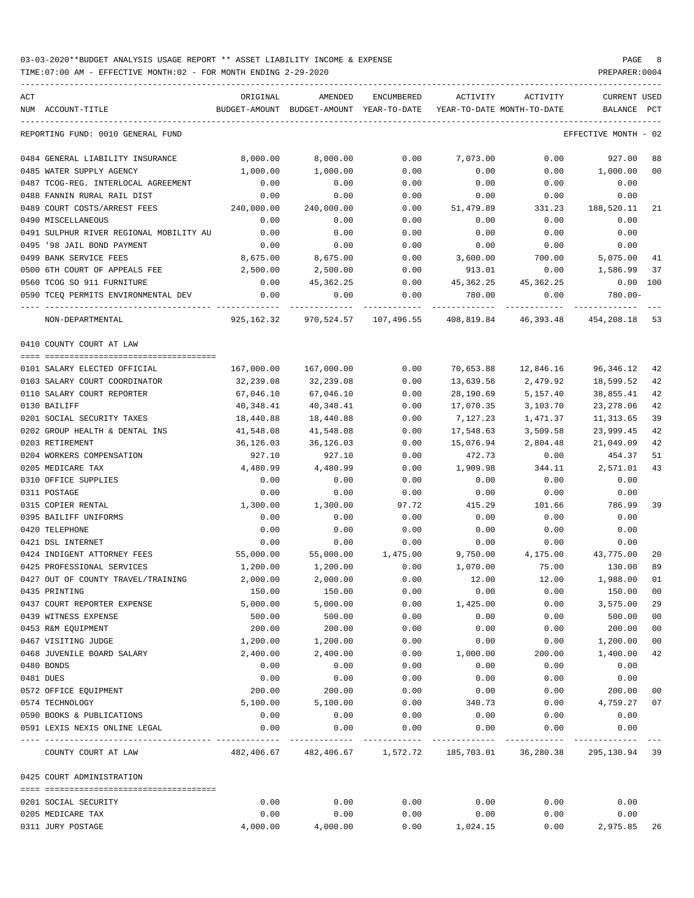03-03-2020**BUDGET ANALYSIS USAGE REPORT ** ASSET LIABILITY INCOME & EXPENSE

TIME:07:00 AM - EFFECTIVE MONTH:02 - FOR MONTH ENDING 2-29-2020

PREPARER:0004

| ACT NUM | ACCOUNT-TITLE | ORIGINAL BUDGET-AMOUNT | AMENDED BUDGET-AMOUNT | ENCUMBERED YEAR-TO-DATE | ACTIVITY YEAR-TO-DATE | ACTIVITY MONTH-TO-DATE | CURRENT BALANCE | USED PCT |
|---|---|---|---|---|---|---|---|---|
| | REPORTING FUND: 0010 GENERAL FUND | | | | | | EFFECTIVE MONTH - 02 | |
| 0484 | GENERAL LIABILITY INSURANCE | 8,000.00 | 8,000.00 | 0.00 | 7,073.00 | 0.00 | 927.00 | 88 |
| 0485 | WATER SUPPLY AGENCY | 1,000.00 | 1,000.00 | 0.00 | 0.00 | 0.00 | 1,000.00 | 00 |
| 0487 | TCOG-REG. INTERLOCAL AGREEMENT | 0.00 | 0.00 | 0.00 | 0.00 | 0.00 | 0.00 | |
| 0488 | FANNIN RURAL RAIL DIST | 0.00 | 0.00 | 0.00 | 0.00 | 0.00 | 0.00 | |
| 0489 | COURT COSTS/ARREST FEES | 240,000.00 | 240,000.00 | 0.00 | 51,479.89 | 331.23 | 188,520.11 | 21 |
| 0490 | MISCELLANEOUS | 0.00 | 0.00 | 0.00 | 0.00 | 0.00 | 0.00 | |
| 0491 | SULPHUR RIVER REGIONAL MOBILITY AU | 0.00 | 0.00 | 0.00 | 0.00 | 0.00 | 0.00 | |
| 0495 | '98 JAIL BOND PAYMENT | 0.00 | 0.00 | 0.00 | 0.00 | 0.00 | 0.00 | |
| 0499 | BANK SERVICE FEES | 8,675.00 | 8,675.00 | 0.00 | 3,600.00 | 700.00 | 5,075.00 | 41 |
| 0500 | 6TH COURT OF APPEALS FEE | 2,500.00 | 2,500.00 | 0.00 | 913.01 | 0.00 | 1,586.99 | 37 |
| 0560 | TCOG SO 911 FURNITURE | 0.00 | 45,362.25 | 0.00 | 45,362.25 | 45,362.25 | 0.00 | 100 |
| 0590 | TCEQ PERMITS ENVIRONMENTAL DEV | 0.00 | 0.00 | 0.00 | 780.00 | 0.00 | 780.00- | |
| | NON-DEPARTMENTAL | 925,162.32 | 970,524.57 | 107,496.55 | 408,819.84 | 46,393.48 | 454,208.18 | 53 |
| | 0410 COUNTY COURT AT LAW | | | | | | | |
| 0101 | SALARY ELECTED OFFICIAL | 167,000.00 | 167,000.00 | 0.00 | 70,653.88 | 12,846.16 | 96,346.12 | 42 |
| 0103 | SALARY COURT COORDINATOR | 32,239.08 | 32,239.08 | 0.00 | 13,639.56 | 2,479.92 | 18,599.52 | 42 |
| 0110 | SALARY COURT REPORTER | 67,046.10 | 67,046.10 | 0.00 | 28,190.69 | 5,157.40 | 38,855.41 | 42 |
| 0130 | BAILIFF | 40,348.41 | 40,348.41 | 0.00 | 17,070.35 | 3,103.70 | 23,278.06 | 42 |
| 0201 | SOCIAL SECURITY TAXES | 18,440.88 | 18,440.88 | 0.00 | 7,127.23 | 1,471.37 | 11,313.65 | 39 |
| 0202 | GROUP HEALTH & DENTAL INS | 41,548.08 | 41,548.08 | 0.00 | 17,548.63 | 3,509.58 | 23,999.45 | 42 |
| 0203 | RETIREMENT | 36,126.03 | 36,126.03 | 0.00 | 15,076.94 | 2,804.48 | 21,049.09 | 42 |
| 0204 | WORKERS COMPENSATION | 927.10 | 927.10 | 0.00 | 472.73 | 0.00 | 454.37 | 51 |
| 0205 | MEDICARE TAX | 4,480.99 | 4,480.99 | 0.00 | 1,909.98 | 344.11 | 2,571.01 | 43 |
| 0310 | OFFICE SUPPLIES | 0.00 | 0.00 | 0.00 | 0.00 | 0.00 | 0.00 | |
| 0311 | POSTAGE | 0.00 | 0.00 | 0.00 | 0.00 | 0.00 | 0.00 | |
| 0315 | COPIER RENTAL | 1,300.00 | 1,300.00 | 97.72 | 415.29 | 101.66 | 786.99 | 39 |
| 0395 | BAILIFF UNIFORMS | 0.00 | 0.00 | 0.00 | 0.00 | 0.00 | 0.00 | |
| 0420 | TELEPHONE | 0.00 | 0.00 | 0.00 | 0.00 | 0.00 | 0.00 | |
| 0421 | DSL INTERNET | 0.00 | 0.00 | 0.00 | 0.00 | 0.00 | 0.00 | |
| 0424 | INDIGENT ATTORNEY FEES | 55,000.00 | 55,000.00 | 1,475.00 | 9,750.00 | 4,175.00 | 43,775.00 | 20 |
| 0425 | PROFESSIONAL SERVICES | 1,200.00 | 1,200.00 | 0.00 | 1,070.00 | 75.00 | 130.00 | 89 |
| 0427 | OUT OF COUNTY TRAVEL/TRAINING | 2,000.00 | 2,000.00 | 0.00 | 12.00 | 12.00 | 1,988.00 | 01 |
| 0435 | PRINTING | 150.00 | 150.00 | 0.00 | 0.00 | 0.00 | 150.00 | 00 |
| 0437 | COURT REPORTER EXPENSE | 5,000.00 | 5,000.00 | 0.00 | 1,425.00 | 0.00 | 3,575.00 | 29 |
| 0439 | WITNESS EXPENSE | 500.00 | 500.00 | 0.00 | 0.00 | 0.00 | 500.00 | 00 |
| 0453 | R&M EQUIPMENT | 200.00 | 200.00 | 0.00 | 0.00 | 0.00 | 200.00 | 00 |
| 0467 | VISITING JUDGE | 1,200.00 | 1,200.00 | 0.00 | 0.00 | 0.00 | 1,200.00 | 00 |
| 0468 | JUVENILE BOARD SALARY | 2,400.00 | 2,400.00 | 0.00 | 1,000.00 | 200.00 | 1,400.00 | 42 |
| 0480 | BONDS | 0.00 | 0.00 | 0.00 | 0.00 | 0.00 | 0.00 | |
| 0481 | DUES | 0.00 | 0.00 | 0.00 | 0.00 | 0.00 | 0.00 | |
| 0572 | OFFICE EQUIPMENT | 200.00 | 200.00 | 0.00 | 0.00 | 0.00 | 200.00 | 00 |
| 0574 | TECHNOLOGY | 5,100.00 | 5,100.00 | 0.00 | 340.73 | 0.00 | 4,759.27 | 07 |
| 0590 | BOOKS & PUBLICATIONS | 0.00 | 0.00 | 0.00 | 0.00 | 0.00 | 0.00 | |
| 0591 | LEXIS NEXIS ONLINE LEGAL | 0.00 | 0.00 | 0.00 | 0.00 | 0.00 | 0.00 | |
| | COUNTY COURT AT LAW | 482,406.67 | 482,406.67 | 1,572.72 | 185,703.01 | 36,280.38 | 295,130.94 | 39 |
| | 0425 COURT ADMINISTRATION | | | | | | | |
| 0201 | SOCIAL SECURITY | 0.00 | 0.00 | 0.00 | 0.00 | 0.00 | 0.00 | |
| 0205 | MEDICARE TAX | 0.00 | 0.00 | 0.00 | 0.00 | 0.00 | 0.00 | |
| 0311 | JURY POSTAGE | 4,000.00 | 4,000.00 | 0.00 | 1,024.15 | 0.00 | 2,975.85 | 26 |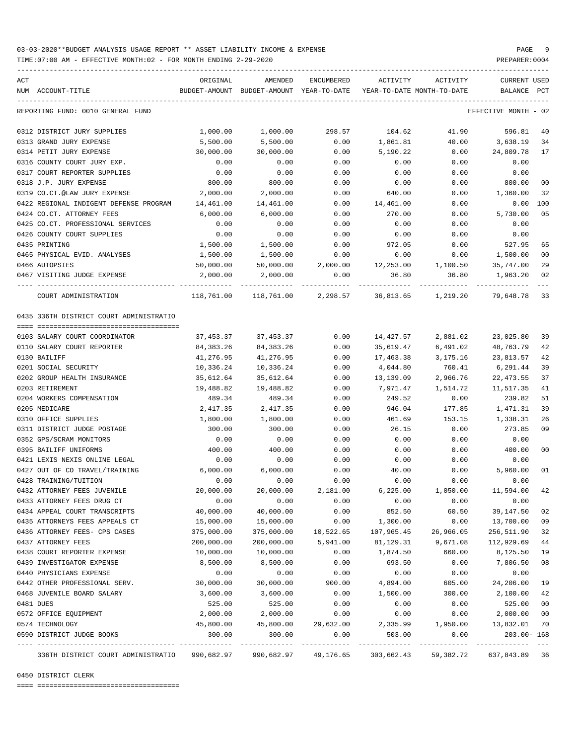03-03-2020**BUDGET ANALYSIS USAGE REPORT ** ASSET LIABILITY INCOME & EXPENSE

TIME:07:00 AM - EFFECTIVE MONTH:02 - FOR MONTH ENDING 2-29-2020

REPORTING FUND: 0010 GENERAL FUND — EFFECTIVE MONTH - 02

| ACT NUM | ACCOUNT-TITLE | ORIGINAL BUDGET-AMOUNT | AMENDED BUDGET-AMOUNT | ENCUMBERED YEAR-TO-DATE | ACTIVITY YEAR-TO-DATE | ACTIVITY MONTH-TO-DATE | CURRENT BALANCE | USED PCT |
|---|---|---|---|---|---|---|---|---|
| 0312 | DISTRICT JURY SUPPLIES | 1,000.00 | 1,000.00 | 298.57 | 104.62 | 41.90 | 596.81 | 40 |
| 0313 | GRAND JURY EXPENSE | 5,500.00 | 5,500.00 | 0.00 | 1,861.81 | 40.00 | 3,638.19 | 34 |
| 0314 | PETIT JURY EXPENSE | 30,000.00 | 30,000.00 | 0.00 | 5,190.22 | 0.00 | 24,809.78 | 17 |
| 0316 | COUNTY COURT JURY EXP. | 0.00 | 0.00 | 0.00 | 0.00 | 0.00 | 0.00 | |
| 0317 | COURT REPORTER SUPPLIES | 0.00 | 0.00 | 0.00 | 0.00 | 0.00 | 0.00 | |
| 0318 | J.P. JURY EXPENSE | 800.00 | 800.00 | 0.00 | 0.00 | 0.00 | 800.00 | 00 |
| 0319 | CO.CT.@LAW JURY EXPENSE | 2,000.00 | 2,000.00 | 0.00 | 640.00 | 0.00 | 1,360.00 | 32 |
| 0422 | REGIONAL INDIGENT DEFENSE PROGRAM | 14,461.00 | 14,461.00 | 0.00 | 14,461.00 | 0.00 | 0.00 | 100 |
| 0424 | CO.CT. ATTORNEY FEES | 6,000.00 | 6,000.00 | 0.00 | 270.00 | 0.00 | 5,730.00 | 05 |
| 0425 | CO.CT. PROFESSIONAL SERVICES | 0.00 | 0.00 | 0.00 | 0.00 | 0.00 | 0.00 | |
| 0426 | COUNTY COURT SUPPLIES | 0.00 | 0.00 | 0.00 | 0.00 | 0.00 | 0.00 | |
| 0435 | PRINTING | 1,500.00 | 1,500.00 | 0.00 | 972.05 | 0.00 | 527.95 | 65 |
| 0465 | PHYSICAL EVID. ANALYSES | 1,500.00 | 1,500.00 | 0.00 | 0.00 | 0.00 | 1,500.00 | 00 |
| 0466 | AUTOPSIES | 50,000.00 | 50,000.00 | 2,000.00 | 12,253.00 | 1,100.50 | 35,747.00 | 29 |
| 0467 | VISITING JUDGE EXPENSE | 2,000.00 | 2,000.00 | 0.00 | 36.80 | 36.80 | 1,963.20 | 02 |
| | COURT ADMINISTRATION | 118,761.00 | 118,761.00 | 2,298.57 | 36,813.65 | 1,219.20 | 79,648.78 | 33 |

0435 336TH DISTRICT COURT ADMINISTRATIO

| ACT NUM | ACCOUNT-TITLE | ORIGINAL BUDGET-AMOUNT | AMENDED BUDGET-AMOUNT | ENCUMBERED YEAR-TO-DATE | ACTIVITY YEAR-TO-DATE | ACTIVITY MONTH-TO-DATE | CURRENT BALANCE | USED PCT |
|---|---|---|---|---|---|---|---|---|
| 0103 | SALARY COURT COORDINATOR | 37,453.37 | 37,453.37 | 0.00 | 14,427.57 | 2,881.02 | 23,025.80 | 39 |
| 0110 | SALARY COURT REPORTER | 84,383.26 | 84,383.26 | 0.00 | 35,619.47 | 6,491.02 | 48,763.79 | 42 |
| 0130 | BAILIFF | 41,276.95 | 41,276.95 | 0.00 | 17,463.38 | 3,175.16 | 23,813.57 | 42 |
| 0201 | SOCIAL SECURITY | 10,336.24 | 10,336.24 | 0.00 | 4,044.80 | 760.41 | 6,291.44 | 39 |
| 0202 | GROUP HEALTH INSURANCE | 35,612.64 | 35,612.64 | 0.00 | 13,139.09 | 2,966.76 | 22,473.55 | 37 |
| 0203 | RETIREMENT | 19,488.82 | 19,488.82 | 0.00 | 7,971.47 | 1,514.72 | 11,517.35 | 41 |
| 0204 | WORKERS COMPENSATION | 489.34 | 489.34 | 0.00 | 249.52 | 0.00 | 239.82 | 51 |
| 0205 | MEDICARE | 2,417.35 | 2,417.35 | 0.00 | 946.04 | 177.85 | 1,471.31 | 39 |
| 0310 | OFFICE SUPPLIES | 1,800.00 | 1,800.00 | 0.00 | 461.69 | 153.15 | 1,338.31 | 26 |
| 0311 | DISTRICT JUDGE POSTAGE | 300.00 | 300.00 | 0.00 | 26.15 | 0.00 | 273.85 | 09 |
| 0352 | GPS/SCRAM MONITORS | 0.00 | 0.00 | 0.00 | 0.00 | 0.00 | 0.00 | |
| 0395 | BAILIFF UNIFORMS | 400.00 | 400.00 | 0.00 | 0.00 | 0.00 | 400.00 | 00 |
| 0421 | LEXIS NEXIS ONLINE LEGAL | 0.00 | 0.00 | 0.00 | 0.00 | 0.00 | 0.00 | |
| 0427 | OUT OF CO TRAVEL/TRAINING | 6,000.00 | 6,000.00 | 0.00 | 40.00 | 0.00 | 5,960.00 | 01 |
| 0428 | TRAINING/TUITION | 0.00 | 0.00 | 0.00 | 0.00 | 0.00 | 0.00 | |
| 0432 | ATTORNEY FEES JUVENILE | 20,000.00 | 20,000.00 | 2,181.00 | 6,225.00 | 1,050.00 | 11,594.00 | 42 |
| 0433 | ATTORNEY FEES DRUG CT | 0.00 | 0.00 | 0.00 | 0.00 | 0.00 | 0.00 | |
| 0434 | APPEAL COURT TRANSCRIPTS | 40,000.00 | 40,000.00 | 0.00 | 852.50 | 60.50 | 39,147.50 | 02 |
| 0435 | ATTORNEYS FEES APPEALS CT | 15,000.00 | 15,000.00 | 0.00 | 1,300.00 | 0.00 | 13,700.00 | 09 |
| 0436 | ATTORNEY FEES- CPS CASES | 375,000.00 | 375,000.00 | 10,522.65 | 107,965.45 | 26,966.05 | 256,511.90 | 32 |
| 0437 | ATTORNEY FEES | 200,000.00 | 200,000.00 | 5,941.00 | 81,129.31 | 9,671.08 | 112,929.69 | 44 |
| 0438 | COURT REPORTER EXPENSE | 10,000.00 | 10,000.00 | 0.00 | 1,874.50 | 660.00 | 8,125.50 | 19 |
| 0439 | INVESTIGATOR EXPENSE | 8,500.00 | 8,500.00 | 0.00 | 693.50 | 0.00 | 7,806.50 | 08 |
| 0440 | PHYSICIANS EXPENSE | 0.00 | 0.00 | 0.00 | 0.00 | 0.00 | 0.00 | |
| 0442 | OTHER PROFESSIONAL SERV. | 30,000.00 | 30,000.00 | 900.00 | 4,894.00 | 605.00 | 24,206.00 | 19 |
| 0468 | JUVENILE BOARD SALARY | 3,600.00 | 3,600.00 | 0.00 | 1,500.00 | 300.00 | 2,100.00 | 42 |
| 0481 | DUES | 525.00 | 525.00 | 0.00 | 0.00 | 0.00 | 525.00 | 00 |
| 0572 | OFFICE EQUIPMENT | 2,000.00 | 2,000.00 | 0.00 | 0.00 | 0.00 | 2,000.00 | 00 |
| 0574 | TECHNOLOGY | 45,800.00 | 45,800.00 | 29,632.00 | 2,335.99 | 1,950.00 | 13,832.01 | 70 |
| 0590 | DISTRICT JUDGE BOOKS | 300.00 | 300.00 | 0.00 | 503.00 | 0.00 | 203.00- | 168 |
| | 336TH DISTRICT COURT ADMINISTRATIO | 990,682.97 | 990,682.97 | 49,176.65 | 303,662.43 | 59,382.72 | 637,843.89 | 36 |

0450 DISTRICT CLERK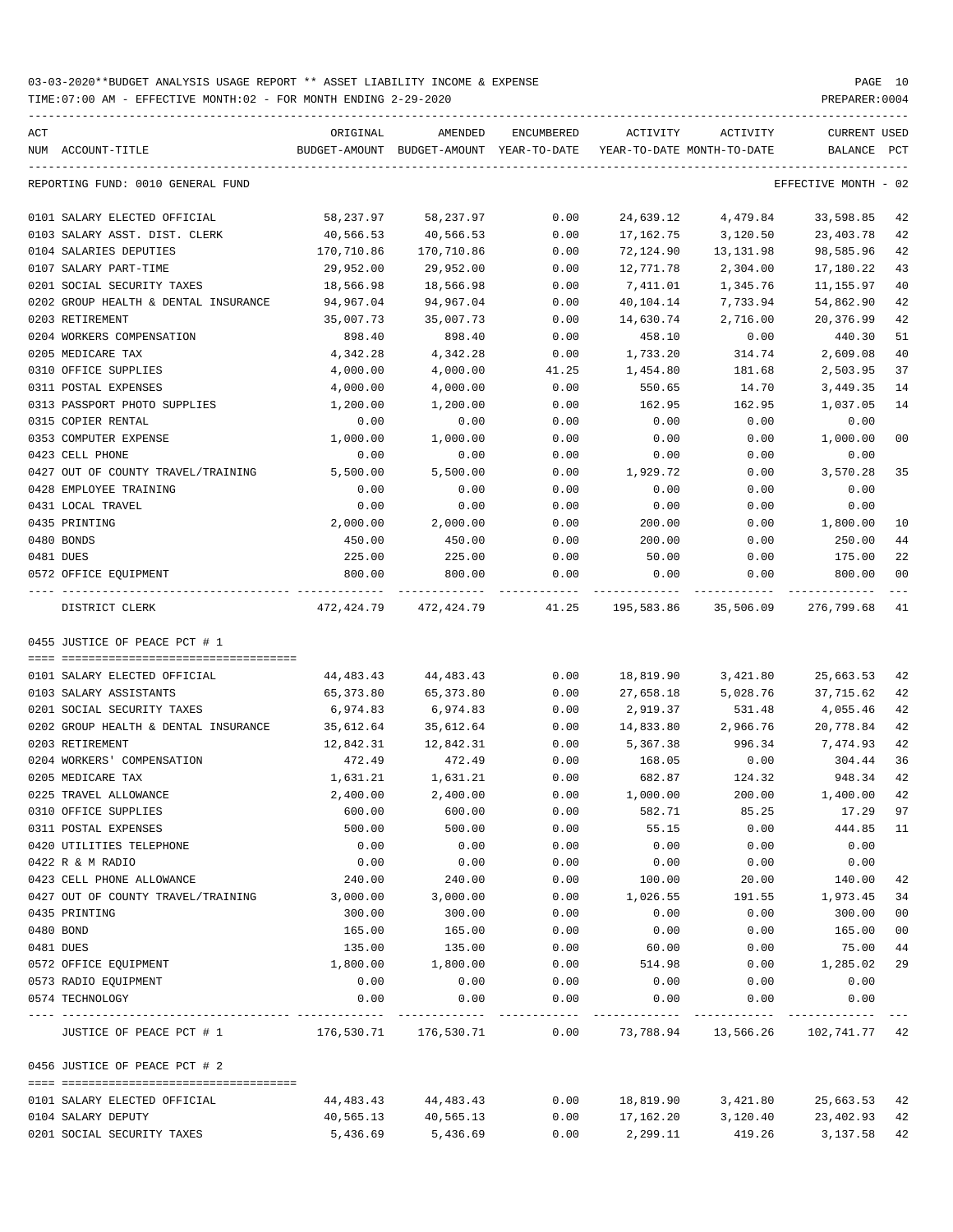03-03-2020**BUDGET ANALYSIS USAGE REPORT ** ASSET LIABILITY INCOME & EXPENSE

TIME:07:00 AM - EFFECTIVE MONTH:02 - FOR MONTH ENDING 2-29-2020

REPORTING FUND: 0010 GENERAL FUND — EFFECTIVE MONTH - 02

| ACT NUM | ACCOUNT-TITLE | ORIGINAL BUDGET-AMOUNT | AMENDED BUDGET-AMOUNT | ENCUMBERED YEAR-TO-DATE | ACTIVITY YEAR-TO-DATE | ACTIVITY MONTH-TO-DATE | CURRENT BALANCE | USED PCT |
|---|---|---|---|---|---|---|---|---|
| 0101 | SALARY ELECTED OFFICIAL | 58,237.97 | 58,237.97 | 0.00 | 24,639.12 | 4,479.84 | 33,598.85 | 42 |
| 0103 | SALARY ASST. DIST. CLERK | 40,566.53 | 40,566.53 | 0.00 | 17,162.75 | 3,120.50 | 23,403.78 | 42 |
| 0104 | SALARIES DEPUTIES | 170,710.86 | 170,710.86 | 0.00 | 72,124.90 | 13,131.98 | 98,585.96 | 42 |
| 0107 | SALARY PART-TIME | 29,952.00 | 29,952.00 | 0.00 | 12,771.78 | 2,304.00 | 17,180.22 | 43 |
| 0201 | SOCIAL SECURITY TAXES | 18,566.98 | 18,566.98 | 0.00 | 7,411.01 | 1,345.76 | 11,155.97 | 40 |
| 0202 | GROUP HEALTH & DENTAL INSURANCE | 94,967.04 | 94,967.04 | 0.00 | 40,104.14 | 7,733.94 | 54,862.90 | 42 |
| 0203 | RETIREMENT | 35,007.73 | 35,007.73 | 0.00 | 14,630.74 | 2,716.00 | 20,376.99 | 42 |
| 0204 | WORKERS COMPENSATION | 898.40 | 898.40 | 0.00 | 458.10 | 0.00 | 440.30 | 51 |
| 0205 | MEDICARE TAX | 4,342.28 | 4,342.28 | 0.00 | 1,733.20 | 314.74 | 2,609.08 | 40 |
| 0310 | OFFICE SUPPLIES | 4,000.00 | 4,000.00 | 41.25 | 1,454.80 | 181.68 | 2,503.95 | 37 |
| 0311 | POSTAL EXPENSES | 4,000.00 | 4,000.00 | 0.00 | 550.65 | 14.70 | 3,449.35 | 14 |
| 0313 | PASSPORT PHOTO SUPPLIES | 1,200.00 | 1,200.00 | 0.00 | 162.95 | 162.95 | 1,037.05 | 14 |
| 0315 | COPIER RENTAL | 0.00 | 0.00 | 0.00 | 0.00 | 0.00 | 0.00 | |
| 0353 | COMPUTER EXPENSE | 1,000.00 | 1,000.00 | 0.00 | 0.00 | 0.00 | 1,000.00 | 00 |
| 0423 | CELL PHONE | 0.00 | 0.00 | 0.00 | 0.00 | 0.00 | 0.00 | |
| 0427 | OUT OF COUNTY TRAVEL/TRAINING | 5,500.00 | 5,500.00 | 0.00 | 1,929.72 | 0.00 | 3,570.28 | 35 |
| 0428 | EMPLOYEE TRAINING | 0.00 | 0.00 | 0.00 | 0.00 | 0.00 | 0.00 | |
| 0431 | LOCAL TRAVEL | 0.00 | 0.00 | 0.00 | 0.00 | 0.00 | 0.00 | |
| 0435 | PRINTING | 2,000.00 | 2,000.00 | 0.00 | 200.00 | 0.00 | 1,800.00 | 10 |
| 0480 | BONDS | 450.00 | 450.00 | 0.00 | 200.00 | 0.00 | 250.00 | 44 |
| 0481 | DUES | 225.00 | 225.00 | 0.00 | 50.00 | 0.00 | 175.00 | 22 |
| 0572 | OFFICE EQUIPMENT | 800.00 | 800.00 | 0.00 | 0.00 | 0.00 | 800.00 | 00 |
| | DISTRICT CLERK | 472,424.79 | 472,424.79 | 41.25 | 195,583.86 | 35,506.09 | 276,799.68 | 41 |

0455 JUSTICE OF PEACE PCT # 1

| ACT NUM | ACCOUNT-TITLE | ORIGINAL BUDGET-AMOUNT | AMENDED BUDGET-AMOUNT | ENCUMBERED YEAR-TO-DATE | ACTIVITY YEAR-TO-DATE | ACTIVITY MONTH-TO-DATE | CURRENT BALANCE | USED PCT |
|---|---|---|---|---|---|---|---|---|
| 0101 | SALARY ELECTED OFFICIAL | 44,483.43 | 44,483.43 | 0.00 | 18,819.90 | 3,421.80 | 25,663.53 | 42 |
| 0103 | SALARY ASSISTANTS | 65,373.80 | 65,373.80 | 0.00 | 27,658.18 | 5,028.76 | 37,715.62 | 42 |
| 0201 | SOCIAL SECURITY TAXES | 6,974.83 | 6,974.83 | 0.00 | 2,919.37 | 531.48 | 4,055.46 | 42 |
| 0202 | GROUP HEALTH & DENTAL INSURANCE | 35,612.64 | 35,612.64 | 0.00 | 14,833.80 | 2,966.76 | 20,778.84 | 42 |
| 0203 | RETIREMENT | 12,842.31 | 12,842.31 | 0.00 | 5,367.38 | 996.34 | 7,474.93 | 42 |
| 0204 | WORKERS' COMPENSATION | 472.49 | 472.49 | 0.00 | 168.05 | 0.00 | 304.44 | 36 |
| 0205 | MEDICARE TAX | 1,631.21 | 1,631.21 | 0.00 | 682.87 | 124.32 | 948.34 | 42 |
| 0225 | TRAVEL ALLOWANCE | 2,400.00 | 2,400.00 | 0.00 | 1,000.00 | 200.00 | 1,400.00 | 42 |
| 0310 | OFFICE SUPPLIES | 600.00 | 600.00 | 0.00 | 582.71 | 85.25 | 17.29 | 97 |
| 0311 | POSTAL EXPENSES | 500.00 | 500.00 | 0.00 | 55.15 | 0.00 | 444.85 | 11 |
| 0420 | UTILITIES TELEPHONE | 0.00 | 0.00 | 0.00 | 0.00 | 0.00 | 0.00 | |
| 0422 | R & M RADIO | 0.00 | 0.00 | 0.00 | 0.00 | 0.00 | 0.00 | |
| 0423 | CELL PHONE ALLOWANCE | 240.00 | 240.00 | 0.00 | 100.00 | 20.00 | 140.00 | 42 |
| 0427 | OUT OF COUNTY TRAVEL/TRAINING | 3,000.00 | 3,000.00 | 0.00 | 1,026.55 | 191.55 | 1,973.45 | 34 |
| 0435 | PRINTING | 300.00 | 300.00 | 0.00 | 0.00 | 0.00 | 300.00 | 00 |
| 0480 | BOND | 165.00 | 165.00 | 0.00 | 0.00 | 0.00 | 165.00 | 00 |
| 0481 | DUES | 135.00 | 135.00 | 0.00 | 60.00 | 0.00 | 75.00 | 44 |
| 0572 | OFFICE EQUIPMENT | 1,800.00 | 1,800.00 | 0.00 | 514.98 | 0.00 | 1,285.02 | 29 |
| 0573 | RADIO EQUIPMENT | 0.00 | 0.00 | 0.00 | 0.00 | 0.00 | 0.00 | |
| 0574 | TECHNOLOGY | 0.00 | 0.00 | 0.00 | 0.00 | 0.00 | 0.00 | |
| | JUSTICE OF PEACE PCT # 1 | 176,530.71 | 176,530.71 | 0.00 | 73,788.94 | 13,566.26 | 102,741.77 | 42 |

0456 JUSTICE OF PEACE PCT # 2

| ACT NUM | ACCOUNT-TITLE | ORIGINAL BUDGET-AMOUNT | AMENDED BUDGET-AMOUNT | ENCUMBERED YEAR-TO-DATE | ACTIVITY YEAR-TO-DATE | ACTIVITY MONTH-TO-DATE | CURRENT BALANCE | USED PCT |
|---|---|---|---|---|---|---|---|---|
| 0101 | SALARY ELECTED OFFICIAL | 44,483.43 | 44,483.43 | 0.00 | 18,819.90 | 3,421.80 | 25,663.53 | 42 |
| 0104 | SALARY DEPUTY | 40,565.13 | 40,565.13 | 0.00 | 17,162.20 | 3,120.40 | 23,402.93 | 42 |
| 0201 | SOCIAL SECURITY TAXES | 5,436.69 | 5,436.69 | 0.00 | 2,299.11 | 419.26 | 3,137.58 | 42 |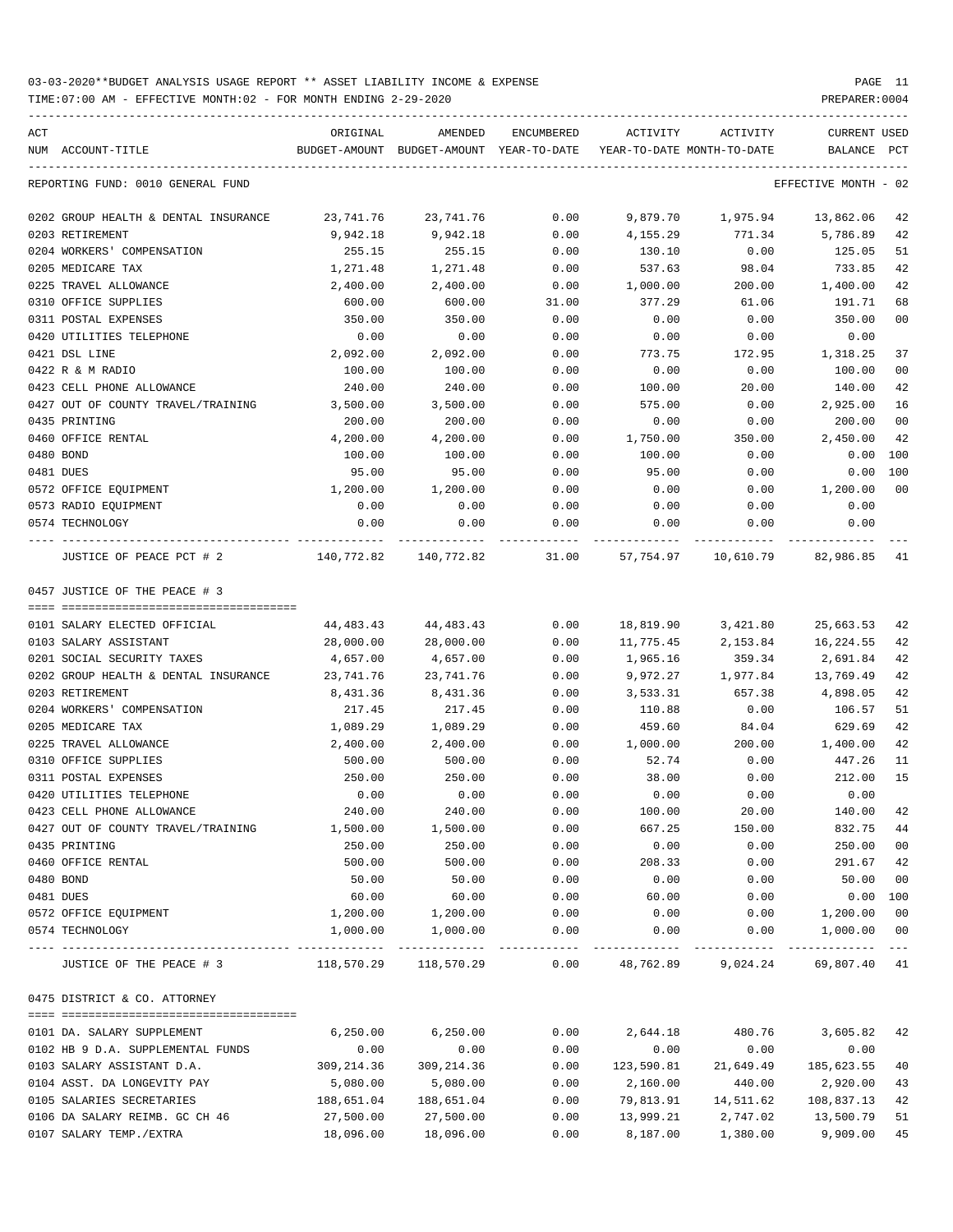03-03-2020**BUDGET ANALYSIS USAGE REPORT ** ASSET LIABILITY INCOME & EXPENSE

TIME:07:00 AM - EFFECTIVE MONTH:02 - FOR MONTH ENDING 2-29-2020

PREPARER:0004

REPORTING FUND: 0010 GENERAL FUND — EFFECTIVE MONTH - 02

| ACT NUM | ACCOUNT-TITLE | ORIGINAL BUDGET-AMOUNT | AMENDED BUDGET-AMOUNT | ENCUMBERED YEAR-TO-DATE | ACTIVITY YEAR-TO-DATE | ACTIVITY MONTH-TO-DATE | CURRENT BALANCE | USED PCT |
|---|---|---|---|---|---|---|---|---|
| 0202 | GROUP HEALTH & DENTAL INSURANCE | 23,741.76 | 23,741.76 | 0.00 | 9,879.70 | 1,975.94 | 13,862.06 | 42 |
| 0203 | RETIREMENT | 9,942.18 | 9,942.18 | 0.00 | 4,155.29 | 771.34 | 5,786.89 | 42 |
| 0204 | WORKERS' COMPENSATION | 255.15 | 255.15 | 0.00 | 130.10 | 0.00 | 125.05 | 51 |
| 0205 | MEDICARE TAX | 1,271.48 | 1,271.48 | 0.00 | 537.63 | 98.04 | 733.85 | 42 |
| 0225 | TRAVEL ALLOWANCE | 2,400.00 | 2,400.00 | 0.00 | 1,000.00 | 200.00 | 1,400.00 | 42 |
| 0310 | OFFICE SUPPLIES | 600.00 | 600.00 | 31.00 | 377.29 | 61.06 | 191.71 | 68 |
| 0311 | POSTAL EXPENSES | 350.00 | 350.00 | 0.00 | 0.00 | 0.00 | 350.00 | 00 |
| 0420 | UTILITIES TELEPHONE | 0.00 | 0.00 | 0.00 | 0.00 | 0.00 | 0.00 | |
| 0421 | DSL LINE | 2,092.00 | 2,092.00 | 0.00 | 773.75 | 172.95 | 1,318.25 | 37 |
| 0422 | R & M RADIO | 100.00 | 100.00 | 0.00 | 0.00 | 0.00 | 100.00 | 00 |
| 0423 | CELL PHONE ALLOWANCE | 240.00 | 240.00 | 0.00 | 100.00 | 20.00 | 140.00 | 42 |
| 0427 | OUT OF COUNTY TRAVEL/TRAINING | 3,500.00 | 3,500.00 | 0.00 | 575.00 | 0.00 | 2,925.00 | 16 |
| 0435 | PRINTING | 200.00 | 200.00 | 0.00 | 0.00 | 0.00 | 200.00 | 00 |
| 0460 | OFFICE RENTAL | 4,200.00 | 4,200.00 | 0.00 | 1,750.00 | 350.00 | 2,450.00 | 42 |
| 0480 | BOND | 100.00 | 100.00 | 0.00 | 100.00 | 0.00 | 0.00 | 100 |
| 0481 | DUES | 95.00 | 95.00 | 0.00 | 95.00 | 0.00 | 0.00 | 100 |
| 0572 | OFFICE EQUIPMENT | 1,200.00 | 1,200.00 | 0.00 | 0.00 | 0.00 | 1,200.00 | 00 |
| 0573 | RADIO EQUIPMENT | 0.00 | 0.00 | 0.00 | 0.00 | 0.00 | 0.00 | |
| 0574 | TECHNOLOGY | 0.00 | 0.00 | 0.00 | 0.00 | 0.00 | 0.00 | |
| | JUSTICE OF PEACE PCT # 2 | 140,772.82 | 140,772.82 | 31.00 | 57,754.97 | 10,610.79 | 82,986.85 | 41 |

0457 JUSTICE OF THE PEACE # 3

| ACT NUM | ACCOUNT-TITLE | ORIGINAL BUDGET-AMOUNT | AMENDED BUDGET-AMOUNT | ENCUMBERED YEAR-TO-DATE | ACTIVITY YEAR-TO-DATE | ACTIVITY MONTH-TO-DATE | CURRENT BALANCE | USED PCT |
|---|---|---|---|---|---|---|---|---|
| 0101 | SALARY ELECTED OFFICIAL | 44,483.43 | 44,483.43 | 0.00 | 18,819.90 | 3,421.80 | 25,663.53 | 42 |
| 0103 | SALARY ASSISTANT | 28,000.00 | 28,000.00 | 0.00 | 11,775.45 | 2,153.84 | 16,224.55 | 42 |
| 0201 | SOCIAL SECURITY TAXES | 4,657.00 | 4,657.00 | 0.00 | 1,965.16 | 359.34 | 2,691.84 | 42 |
| 0202 | GROUP HEALTH & DENTAL INSURANCE | 23,741.76 | 23,741.76 | 0.00 | 9,972.27 | 1,977.84 | 13,769.49 | 42 |
| 0203 | RETIREMENT | 8,431.36 | 8,431.36 | 0.00 | 3,533.31 | 657.38 | 4,898.05 | 42 |
| 0204 | WORKERS' COMPENSATION | 217.45 | 217.45 | 0.00 | 110.88 | 0.00 | 106.57 | 51 |
| 0205 | MEDICARE TAX | 1,089.29 | 1,089.29 | 0.00 | 459.60 | 84.04 | 629.69 | 42 |
| 0225 | TRAVEL ALLOWANCE | 2,400.00 | 2,400.00 | 0.00 | 1,000.00 | 200.00 | 1,400.00 | 42 |
| 0310 | OFFICE SUPPLIES | 500.00 | 500.00 | 0.00 | 52.74 | 0.00 | 447.26 | 11 |
| 0311 | POSTAL EXPENSES | 250.00 | 250.00 | 0.00 | 38.00 | 0.00 | 212.00 | 15 |
| 0420 | UTILITIES TELEPHONE | 0.00 | 0.00 | 0.00 | 0.00 | 0.00 | 0.00 | |
| 0423 | CELL PHONE ALLOWANCE | 240.00 | 240.00 | 0.00 | 100.00 | 20.00 | 140.00 | 42 |
| 0427 | OUT OF COUNTY TRAVEL/TRAINING | 1,500.00 | 1,500.00 | 0.00 | 667.25 | 150.00 | 832.75 | 44 |
| 0435 | PRINTING | 250.00 | 250.00 | 0.00 | 0.00 | 0.00 | 250.00 | 00 |
| 0460 | OFFICE RENTAL | 500.00 | 500.00 | 0.00 | 208.33 | 0.00 | 291.67 | 42 |
| 0480 | BOND | 50.00 | 50.00 | 0.00 | 0.00 | 0.00 | 50.00 | 00 |
| 0481 | DUES | 60.00 | 60.00 | 0.00 | 60.00 | 0.00 | 0.00 | 100 |
| 0572 | OFFICE EQUIPMENT | 1,200.00 | 1,200.00 | 0.00 | 0.00 | 0.00 | 1,200.00 | 00 |
| 0574 | TECHNOLOGY | 1,000.00 | 1,000.00 | 0.00 | 0.00 | 0.00 | 1,000.00 | 00 |
| | JUSTICE OF THE PEACE # 3 | 118,570.29 | 118,570.29 | 0.00 | 48,762.89 | 9,024.24 | 69,807.40 | 41 |

0475 DISTRICT & CO. ATTORNEY

| ACT NUM | ACCOUNT-TITLE | ORIGINAL BUDGET-AMOUNT | AMENDED BUDGET-AMOUNT | ENCUMBERED YEAR-TO-DATE | ACTIVITY YEAR-TO-DATE | ACTIVITY MONTH-TO-DATE | CURRENT BALANCE | USED PCT |
|---|---|---|---|---|---|---|---|---|
| 0101 | DA. SALARY SUPPLEMENT | 6,250.00 | 6,250.00 | 0.00 | 2,644.18 | 480.76 | 3,605.82 | 42 |
| 0102 | HB 9 D.A. SUPPLEMENTAL FUNDS | 0.00 | 0.00 | 0.00 | 0.00 | 0.00 | 0.00 | |
| 0103 | SALARY ASSISTANT D.A. | 309,214.36 | 309,214.36 | 0.00 | 123,590.81 | 21,649.49 | 185,623.55 | 40 |
| 0104 | ASST. DA LONGEVITY PAY | 5,080.00 | 5,080.00 | 0.00 | 2,160.00 | 440.00 | 2,920.00 | 43 |
| 0105 | SALARIES SECRETARIES | 188,651.04 | 188,651.04 | 0.00 | 79,813.91 | 14,511.62 | 108,837.13 | 42 |
| 0106 | DA SALARY REIMB. GC CH 46 | 27,500.00 | 27,500.00 | 0.00 | 13,999.21 | 2,747.02 | 13,500.79 | 51 |
| 0107 | SALARY TEMP./EXTRA | 18,096.00 | 18,096.00 | 0.00 | 8,187.00 | 1,380.00 | 9,909.00 | 45 |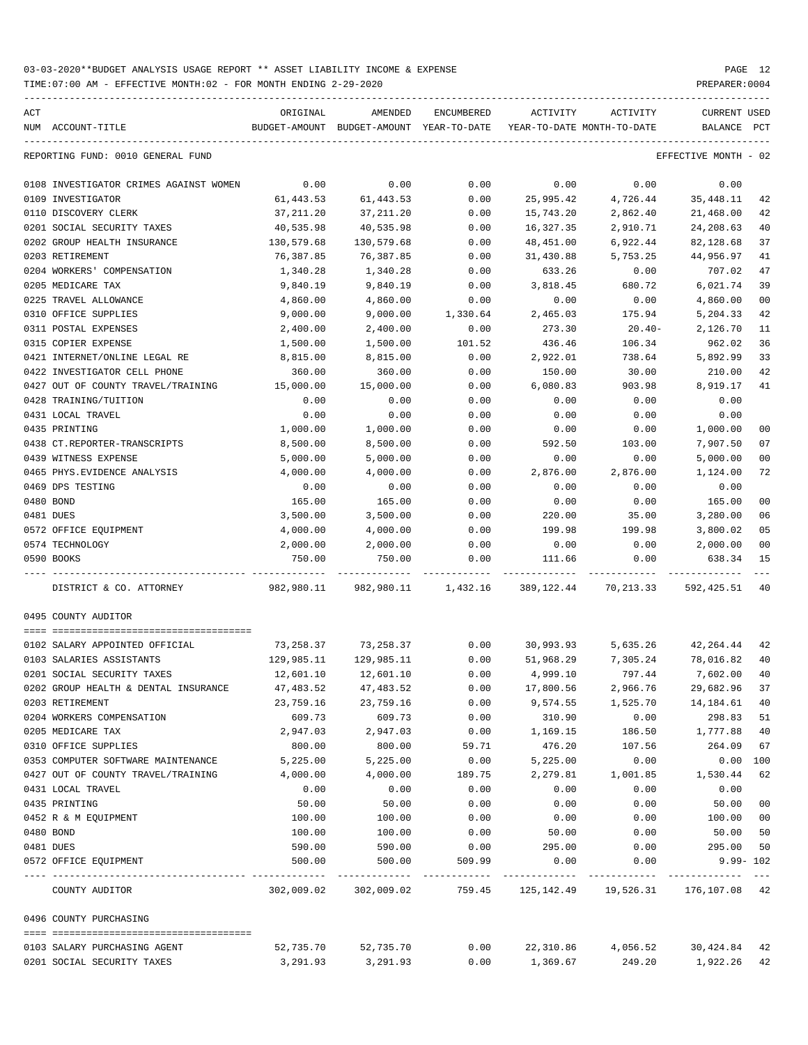03-03-2020**BUDGET ANALYSIS USAGE REPORT ** ASSET LIABILITY INCOME & EXPENSE

TIME:07:00 AM - EFFECTIVE MONTH:02 - FOR MONTH ENDING 2-29-2020 PREPARER:0004

| ACT NUM | ACCOUNT-TITLE | ORIGINAL BUDGET-AMOUNT | AMENDED BUDGET-AMOUNT | ENCUMBERED YEAR-TO-DATE | ACTIVITY YEAR-TO-DATE | ACTIVITY MONTH-TO-DATE | CURRENT BALANCE | USED PCT |
|---|---|---|---|---|---|---|---|---|
| REPORTING FUND: 0010 GENERAL FUND | | | | | | | EFFECTIVE MONTH - 02 | |
| 0108 | INVESTIGATOR CRIMES AGAINST WOMEN | 0.00 | 0.00 | 0.00 | 0.00 | 0.00 | 0.00 | |
| 0109 | INVESTIGATOR | 61,443.53 | 61,443.53 | 0.00 | 25,995.42 | 4,726.44 | 35,448.11 | 42 |
| 0110 | DISCOVERY CLERK | 37,211.20 | 37,211.20 | 0.00 | 15,743.20 | 2,862.40 | 21,468.00 | 42 |
| 0201 | SOCIAL SECURITY TAXES | 40,535.98 | 40,535.98 | 0.00 | 16,327.35 | 2,910.71 | 24,208.63 | 40 |
| 0202 | GROUP HEALTH INSURANCE | 130,579.68 | 130,579.68 | 0.00 | 48,451.00 | 6,922.44 | 82,128.68 | 37 |
| 0203 | RETIREMENT | 76,387.85 | 76,387.85 | 0.00 | 31,430.88 | 5,753.25 | 44,956.97 | 41 |
| 0204 | WORKERS' COMPENSATION | 1,340.28 | 1,340.28 | 0.00 | 633.26 | 0.00 | 707.02 | 47 |
| 0205 | MEDICARE TAX | 9,840.19 | 9,840.19 | 0.00 | 3,818.45 | 680.72 | 6,021.74 | 39 |
| 0225 | TRAVEL ALLOWANCE | 4,860.00 | 4,860.00 | 0.00 | 0.00 | 0.00 | 4,860.00 | 00 |
| 0310 | OFFICE SUPPLIES | 9,000.00 | 9,000.00 | 1,330.64 | 2,465.03 | 175.94 | 5,204.33 | 42 |
| 0311 | POSTAL EXPENSES | 2,400.00 | 2,400.00 | 0.00 | 273.30 | 20.40- | 2,126.70 | 11 |
| 0315 | COPIER EXPENSE | 1,500.00 | 1,500.00 | 101.52 | 436.46 | 106.34 | 962.02 | 36 |
| 0421 | INTERNET/ONLINE LEGAL RE | 8,815.00 | 8,815.00 | 0.00 | 2,922.01 | 738.64 | 5,892.99 | 33 |
| 0422 | INVESTIGATOR CELL PHONE | 360.00 | 360.00 | 0.00 | 150.00 | 30.00 | 210.00 | 42 |
| 0427 | OUT OF COUNTY TRAVEL/TRAINING | 15,000.00 | 15,000.00 | 0.00 | 6,080.83 | 903.98 | 8,919.17 | 41 |
| 0428 | TRAINING/TUITION | 0.00 | 0.00 | 0.00 | 0.00 | 0.00 | 0.00 | |
| 0431 | LOCAL TRAVEL | 0.00 | 0.00 | 0.00 | 0.00 | 0.00 | 0.00 | |
| 0435 | PRINTING | 1,000.00 | 1,000.00 | 0.00 | 0.00 | 0.00 | 1,000.00 | 00 |
| 0438 | CT.REPORTER-TRANSCRIPTS | 8,500.00 | 8,500.00 | 0.00 | 592.50 | 103.00 | 7,907.50 | 07 |
| 0439 | WITNESS EXPENSE | 5,000.00 | 5,000.00 | 0.00 | 0.00 | 0.00 | 5,000.00 | 00 |
| 0465 | PHYS.EVIDENCE ANALYSIS | 4,000.00 | 4,000.00 | 0.00 | 2,876.00 | 2,876.00 | 1,124.00 | 72 |
| 0469 | DPS TESTING | 0.00 | 0.00 | 0.00 | 0.00 | 0.00 | 0.00 | |
| 0480 | BOND | 165.00 | 165.00 | 0.00 | 0.00 | 0.00 | 165.00 | 00 |
| 0481 | DUES | 3,500.00 | 3,500.00 | 0.00 | 220.00 | 35.00 | 3,280.00 | 06 |
| 0572 | OFFICE EQUIPMENT | 4,000.00 | 4,000.00 | 0.00 | 199.98 | 199.98 | 3,800.02 | 05 |
| 0574 | TECHNOLOGY | 2,000.00 | 2,000.00 | 0.00 | 0.00 | 0.00 | 2,000.00 | 00 |
| 0590 | BOOKS | 750.00 | 750.00 | 0.00 | 111.66 | 0.00 | 638.34 | 15 |
| | DISTRICT & CO. ATTORNEY | 982,980.11 | 982,980.11 | 1,432.16 | 389,122.44 | 70,213.33 | 592,425.51 | 40 |
| 0495 | COUNTY AUDITOR | | | | | | | |
| 0102 | SALARY APPOINTED OFFICIAL | 73,258.37 | 73,258.37 | 0.00 | 30,993.93 | 5,635.26 | 42,264.44 | 42 |
| 0103 | SALARIES ASSISTANTS | 129,985.11 | 129,985.11 | 0.00 | 51,968.29 | 7,305.24 | 78,016.82 | 40 |
| 0201 | SOCIAL SECURITY TAXES | 12,601.10 | 12,601.10 | 0.00 | 4,999.10 | 797.44 | 7,602.00 | 40 |
| 0202 | GROUP HEALTH & DENTAL INSURANCE | 47,483.52 | 47,483.52 | 0.00 | 17,800.56 | 2,966.76 | 29,682.96 | 37 |
| 0203 | RETIREMENT | 23,759.16 | 23,759.16 | 0.00 | 9,574.55 | 1,525.70 | 14,184.61 | 40 |
| 0204 | WORKERS COMPENSATION | 609.73 | 609.73 | 0.00 | 310.90 | 0.00 | 298.83 | 51 |
| 0205 | MEDICARE TAX | 2,947.03 | 2,947.03 | 0.00 | 1,169.15 | 186.50 | 1,777.88 | 40 |
| 0310 | OFFICE SUPPLIES | 800.00 | 800.00 | 59.71 | 476.20 | 107.56 | 264.09 | 67 |
| 0353 | COMPUTER SOFTWARE MAINTENANCE | 5,225.00 | 5,225.00 | 0.00 | 5,225.00 | 0.00 | 0.00 | 100 |
| 0427 | OUT OF COUNTY TRAVEL/TRAINING | 4,000.00 | 4,000.00 | 189.75 | 2,279.81 | 1,001.85 | 1,530.44 | 62 |
| 0431 | LOCAL TRAVEL | 0.00 | 0.00 | 0.00 | 0.00 | 0.00 | 0.00 | |
| 0435 | PRINTING | 50.00 | 50.00 | 0.00 | 0.00 | 0.00 | 50.00 | 00 |
| 0452 | R & M EQUIPMENT | 100.00 | 100.00 | 0.00 | 0.00 | 0.00 | 100.00 | 00 |
| 0480 | BOND | 100.00 | 100.00 | 0.00 | 50.00 | 0.00 | 50.00 | 50 |
| 0481 | DUES | 590.00 | 590.00 | 0.00 | 295.00 | 0.00 | 295.00 | 50 |
| 0572 | OFFICE EQUIPMENT | 500.00 | 500.00 | 509.99 | 0.00 | 0.00 | 9.99- | 102 |
| | COUNTY AUDITOR | 302,009.02 | 302,009.02 | 759.45 | 125,142.49 | 19,526.31 | 176,107.08 | 42 |
| 0496 | COUNTY PURCHASING | | | | | | | |
| 0103 | SALARY PURCHASING AGENT | 52,735.70 | 52,735.70 | 0.00 | 22,310.86 | 4,056.52 | 30,424.84 | 42 |
| 0201 | SOCIAL SECURITY TAXES | 3,291.93 | 3,291.93 | 0.00 | 1,369.67 | 249.20 | 1,922.26 | 42 |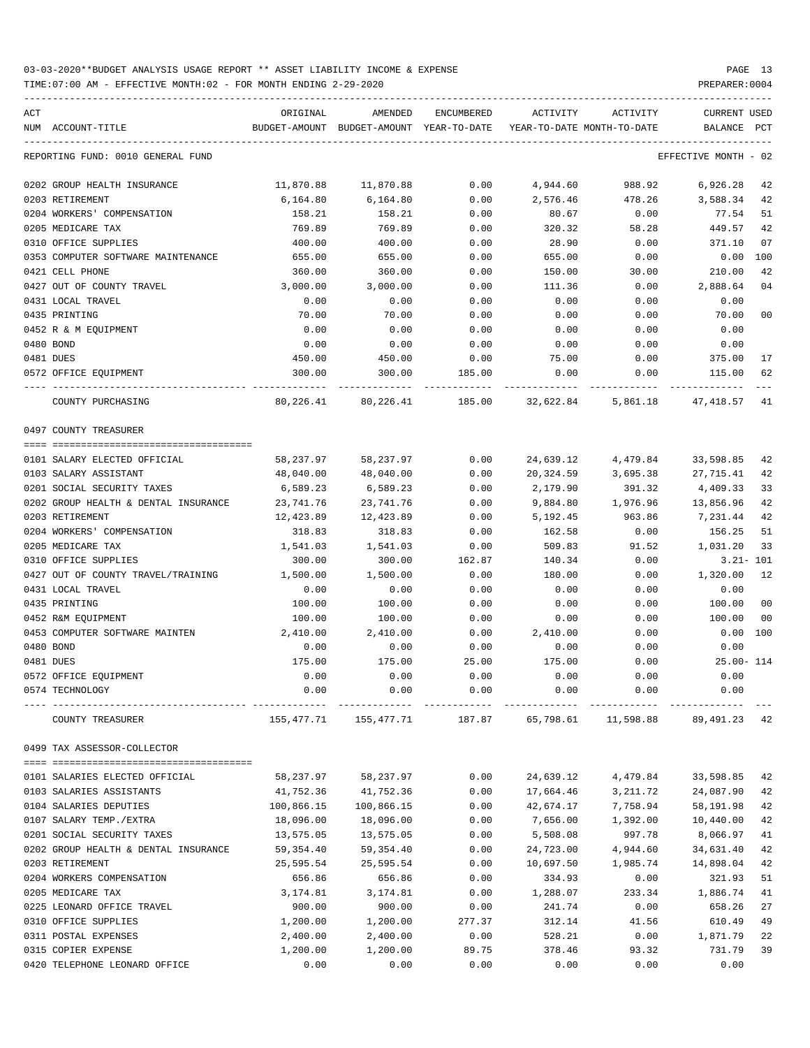03-03-2020**BUDGET ANALYSIS USAGE REPORT ** ASSET LIABILITY INCOME & EXPENSE

TIME:07:00 AM - EFFECTIVE MONTH:02 - FOR MONTH ENDING 2-29-2020

PREPARER:0004

| ACT NUM | ACCOUNT-TITLE | ORIGINAL BUDGET-AMOUNT | AMENDED BUDGET-AMOUNT | ENCUMBERED YEAR-TO-DATE | ACTIVITY YEAR-TO-DATE | ACTIVITY MONTH-TO-DATE | CURRENT BALANCE | USED PCT |
|---|---|---|---|---|---|---|---|---|
| | REPORTING FUND: 0010 GENERAL FUND | | | | | | EFFECTIVE MONTH - 02 | |
| 0202 | GROUP HEALTH INSURANCE | 11,870.88 | 11,870.88 | 0.00 | 4,944.60 | 988.92 | 6,926.28 | 42 |
| 0203 | RETIREMENT | 6,164.80 | 6,164.80 | 0.00 | 2,576.46 | 478.26 | 3,588.34 | 42 |
| 0204 | WORKERS' COMPENSATION | 158.21 | 158.21 | 0.00 | 80.67 | 0.00 | 77.54 | 51 |
| 0205 | MEDICARE TAX | 769.89 | 769.89 | 0.00 | 320.32 | 58.28 | 449.57 | 42 |
| 0310 | OFFICE SUPPLIES | 400.00 | 400.00 | 0.00 | 28.90 | 0.00 | 371.10 | 07 |
| 0353 | COMPUTER SOFTWARE MAINTENANCE | 655.00 | 655.00 | 0.00 | 655.00 | 0.00 | 0.00 | 100 |
| 0421 | CELL PHONE | 360.00 | 360.00 | 0.00 | 150.00 | 30.00 | 210.00 | 42 |
| 0427 | OUT OF COUNTY TRAVEL | 3,000.00 | 3,000.00 | 0.00 | 111.36 | 0.00 | 2,888.64 | 04 |
| 0431 | LOCAL TRAVEL | 0.00 | 0.00 | 0.00 | 0.00 | 0.00 | 0.00 | |
| 0435 | PRINTING | 70.00 | 70.00 | 0.00 | 0.00 | 0.00 | 70.00 | 00 |
| 0452 | R & M EQUIPMENT | 0.00 | 0.00 | 0.00 | 0.00 | 0.00 | 0.00 | |
| 0480 | BOND | 0.00 | 0.00 | 0.00 | 0.00 | 0.00 | 0.00 | |
| 0481 | DUES | 450.00 | 450.00 | 0.00 | 75.00 | 0.00 | 375.00 | 17 |
| 0572 | OFFICE EQUIPMENT | 300.00 | 300.00 | 185.00 | 0.00 | 0.00 | 115.00 | 62 |
| | COUNTY PURCHASING | 80,226.41 | 80,226.41 | 185.00 | 32,622.84 | 5,861.18 | 47,418.57 | 41 |
| | 0497 COUNTY TREASURER | | | | | | | |
| 0101 | SALARY ELECTED OFFICIAL | 58,237.97 | 58,237.97 | 0.00 | 24,639.12 | 4,479.84 | 33,598.85 | 42 |
| 0103 | SALARY ASSISTANT | 48,040.00 | 48,040.00 | 0.00 | 20,324.59 | 3,695.38 | 27,715.41 | 42 |
| 0201 | SOCIAL SECURITY TAXES | 6,589.23 | 6,589.23 | 0.00 | 2,179.90 | 391.32 | 4,409.33 | 33 |
| 0202 | GROUP HEALTH & DENTAL INSURANCE | 23,741.76 | 23,741.76 | 0.00 | 9,884.80 | 1,976.96 | 13,856.96 | 42 |
| 0203 | RETIREMENT | 12,423.89 | 12,423.89 | 0.00 | 5,192.45 | 963.86 | 7,231.44 | 42 |
| 0204 | WORKERS' COMPENSATION | 318.83 | 318.83 | 0.00 | 162.58 | 0.00 | 156.25 | 51 |
| 0205 | MEDICARE TAX | 1,541.03 | 1,541.03 | 0.00 | 509.83 | 91.52 | 1,031.20 | 33 |
| 0310 | OFFICE SUPPLIES | 300.00 | 300.00 | 162.87 | 140.34 | 0.00 | 3.21- | 101 |
| 0427 | OUT OF COUNTY TRAVEL/TRAINING | 1,500.00 | 1,500.00 | 0.00 | 180.00 | 0.00 | 1,320.00 | 12 |
| 0431 | LOCAL TRAVEL | 0.00 | 0.00 | 0.00 | 0.00 | 0.00 | 0.00 | |
| 0435 | PRINTING | 100.00 | 100.00 | 0.00 | 0.00 | 0.00 | 100.00 | 00 |
| 0452 | R&M EQUIPMENT | 100.00 | 100.00 | 0.00 | 0.00 | 0.00 | 100.00 | 00 |
| 0453 | COMPUTER SOFTWARE MAINTEN | 2,410.00 | 2,410.00 | 0.00 | 2,410.00 | 0.00 | 0.00 | 100 |
| 0480 | BOND | 0.00 | 0.00 | 0.00 | 0.00 | 0.00 | 0.00 | |
| 0481 | DUES | 175.00 | 175.00 | 25.00 | 175.00 | 0.00 | 25.00- | 114 |
| 0572 | OFFICE EQUIPMENT | 0.00 | 0.00 | 0.00 | 0.00 | 0.00 | 0.00 | |
| 0574 | TECHNOLOGY | 0.00 | 0.00 | 0.00 | 0.00 | 0.00 | 0.00 | |
| | COUNTY TREASURER | 155,477.71 | 155,477.71 | 187.87 | 65,798.61 | 11,598.88 | 89,491.23 | 42 |
| | 0499 TAX ASSESSOR-COLLECTOR | | | | | | | |
| 0101 | SALARIES ELECTED OFFICIAL | 58,237.97 | 58,237.97 | 0.00 | 24,639.12 | 4,479.84 | 33,598.85 | 42 |
| 0103 | SALARIES ASSISTANTS | 41,752.36 | 41,752.36 | 0.00 | 17,664.46 | 3,211.72 | 24,087.90 | 42 |
| 0104 | SALARIES DEPUTIES | 100,866.15 | 100,866.15 | 0.00 | 42,674.17 | 7,758.94 | 58,191.98 | 42 |
| 0107 | SALARY TEMP./EXTRA | 18,096.00 | 18,096.00 | 0.00 | 7,656.00 | 1,392.00 | 10,440.00 | 42 |
| 0201 | SOCIAL SECURITY TAXES | 13,575.05 | 13,575.05 | 0.00 | 5,508.08 | 997.78 | 8,066.97 | 41 |
| 0202 | GROUP HEALTH & DENTAL INSURANCE | 59,354.40 | 59,354.40 | 0.00 | 24,723.00 | 4,944.60 | 34,631.40 | 42 |
| 0203 | RETIREMENT | 25,595.54 | 25,595.54 | 0.00 | 10,697.50 | 1,985.74 | 14,898.04 | 42 |
| 0204 | WORKERS COMPENSATION | 656.86 | 656.86 | 0.00 | 334.93 | 0.00 | 321.93 | 51 |
| 0205 | MEDICARE TAX | 3,174.81 | 3,174.81 | 0.00 | 1,288.07 | 233.34 | 1,886.74 | 41 |
| 0225 | LEONARD OFFICE TRAVEL | 900.00 | 900.00 | 0.00 | 241.74 | 0.00 | 658.26 | 27 |
| 0310 | OFFICE SUPPLIES | 1,200.00 | 1,200.00 | 277.37 | 312.14 | 41.56 | 610.49 | 49 |
| 0311 | POSTAL EXPENSES | 2,400.00 | 2,400.00 | 0.00 | 528.21 | 0.00 | 1,871.79 | 22 |
| 0315 | COPIER EXPENSE | 1,200.00 | 1,200.00 | 89.75 | 378.46 | 93.32 | 731.79 | 39 |
| 0420 | TELEPHONE LEONARD OFFICE | 0.00 | 0.00 | 0.00 | 0.00 | 0.00 | 0.00 | |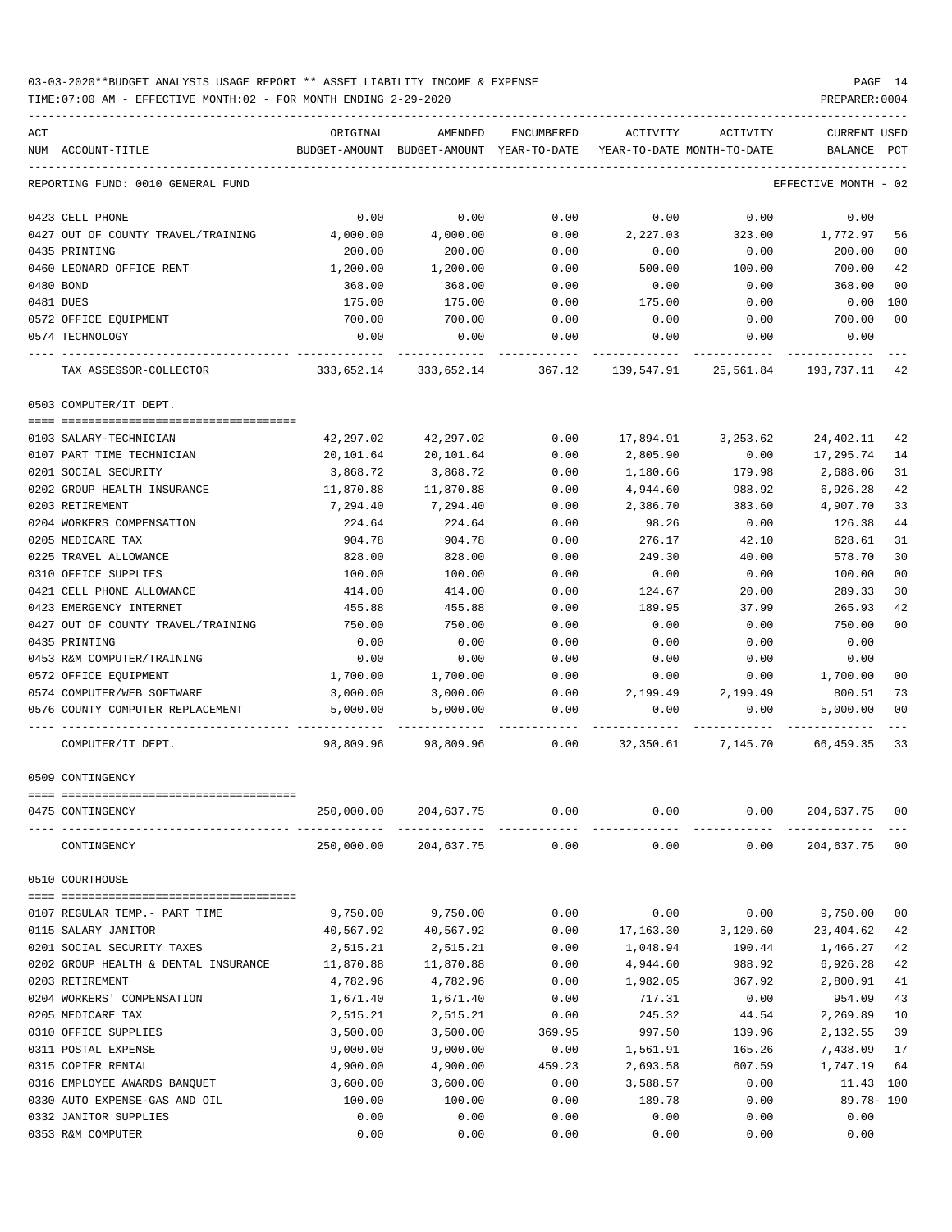03-03-2020**BUDGET ANALYSIS USAGE REPORT ** ASSET LIABILITY INCOME & EXPENSE

TIME:07:00 AM - EFFECTIVE MONTH:02 - FOR MONTH ENDING 2-29-2020

PREPARER:0004

| ACT NUM | ACCOUNT-TITLE | ORIGINAL BUDGET-AMOUNT | AMENDED BUDGET-AMOUNT | ENCUMBERED YEAR-TO-DATE | ACTIVITY YEAR-TO-DATE | ACTIVITY MONTH-TO-DATE | CURRENT BALANCE | USED PCT |
|---|---|---|---|---|---|---|---|---|
| | REPORTING FUND: 0010 GENERAL FUND | | | | | | EFFECTIVE MONTH - 02 | |
| 0423 | CELL PHONE | 0.00 | 0.00 | 0.00 | 0.00 | 0.00 | 0.00 | |
| 0427 | OUT OF COUNTY TRAVEL/TRAINING | 4,000.00 | 4,000.00 | 0.00 | 2,227.03 | 323.00 | 1,772.97 | 56 |
| 0435 | PRINTING | 200.00 | 200.00 | 0.00 | 0.00 | 0.00 | 200.00 | 00 |
| 0460 | LEONARD OFFICE RENT | 1,200.00 | 1,200.00 | 0.00 | 500.00 | 100.00 | 700.00 | 42 |
| 0480 | BOND | 368.00 | 368.00 | 0.00 | 0.00 | 0.00 | 368.00 | 00 |
| 0481 | DUES | 175.00 | 175.00 | 0.00 | 175.00 | 0.00 | 0.00 | 100 |
| 0572 | OFFICE EQUIPMENT | 700.00 | 700.00 | 0.00 | 0.00 | 0.00 | 700.00 | 00 |
| 0574 | TECHNOLOGY | 0.00 | 0.00 | 0.00 | 0.00 | 0.00 | 0.00 | |
| | TAX ASSESSOR-COLLECTOR | 333,652.14 | 333,652.14 | 367.12 | 139,547.91 | 25,561.84 | 193,737.11 | 42 |
| | 0503 COMPUTER/IT DEPT. | | | | | | | |
| 0103 | SALARY-TECHNICIAN | 42,297.02 | 42,297.02 | 0.00 | 17,894.91 | 3,253.62 | 24,402.11 | 42 |
| 0107 | PART TIME TECHNICIAN | 20,101.64 | 20,101.64 | 0.00 | 2,805.90 | 0.00 | 17,295.74 | 14 |
| 0201 | SOCIAL SECURITY | 3,868.72 | 3,868.72 | 0.00 | 1,180.66 | 179.98 | 2,688.06 | 31 |
| 0202 | GROUP HEALTH INSURANCE | 11,870.88 | 11,870.88 | 0.00 | 4,944.60 | 988.92 | 6,926.28 | 42 |
| 0203 | RETIREMENT | 7,294.40 | 7,294.40 | 0.00 | 2,386.70 | 383.60 | 4,907.70 | 33 |
| 0204 | WORKERS COMPENSATION | 224.64 | 224.64 | 0.00 | 98.26 | 0.00 | 126.38 | 44 |
| 0205 | MEDICARE TAX | 904.78 | 904.78 | 0.00 | 276.17 | 42.10 | 628.61 | 31 |
| 0225 | TRAVEL ALLOWANCE | 828.00 | 828.00 | 0.00 | 249.30 | 40.00 | 578.70 | 30 |
| 0310 | OFFICE SUPPLIES | 100.00 | 100.00 | 0.00 | 0.00 | 0.00 | 100.00 | 00 |
| 0421 | CELL PHONE ALLOWANCE | 414.00 | 414.00 | 0.00 | 124.67 | 20.00 | 289.33 | 30 |
| 0423 | EMERGENCY INTERNET | 455.88 | 455.88 | 0.00 | 189.95 | 37.99 | 265.93 | 42 |
| 0427 | OUT OF COUNTY TRAVEL/TRAINING | 750.00 | 750.00 | 0.00 | 0.00 | 0.00 | 750.00 | 00 |
| 0435 | PRINTING | 0.00 | 0.00 | 0.00 | 0.00 | 0.00 | 0.00 | |
| 0453 | R&M COMPUTER/TRAINING | 0.00 | 0.00 | 0.00 | 0.00 | 0.00 | 0.00 | |
| 0572 | OFFICE EQUIPMENT | 1,700.00 | 1,700.00 | 0.00 | 0.00 | 0.00 | 1,700.00 | 00 |
| 0574 | COMPUTER/WEB SOFTWARE | 3,000.00 | 3,000.00 | 0.00 | 2,199.49 | 2,199.49 | 800.51 | 73 |
| 0576 | COUNTY COMPUTER REPLACEMENT | 5,000.00 | 5,000.00 | 0.00 | 0.00 | 0.00 | 5,000.00 | 00 |
| | COMPUTER/IT DEPT. | 98,809.96 | 98,809.96 | 0.00 | 32,350.61 | 7,145.70 | 66,459.35 | 33 |
| | 0509 CONTINGENCY | | | | | | | |
| 0475 | CONTINGENCY | 250,000.00 | 204,637.75 | 0.00 | 0.00 | 0.00 | 204,637.75 | 00 |
| | CONTINGENCY | 250,000.00 | 204,637.75 | 0.00 | 0.00 | 0.00 | 204,637.75 | 00 |
| | 0510 COURTHOUSE | | | | | | | |
| 0107 | REGULAR TEMP.- PART TIME | 9,750.00 | 9,750.00 | 0.00 | 0.00 | 0.00 | 9,750.00 | 00 |
| 0115 | SALARY JANITOR | 40,567.92 | 40,567.92 | 0.00 | 17,163.30 | 3,120.60 | 23,404.62 | 42 |
| 0201 | SOCIAL SECURITY TAXES | 2,515.21 | 2,515.21 | 0.00 | 1,048.94 | 190.44 | 1,466.27 | 42 |
| 0202 | GROUP HEALTH & DENTAL INSURANCE | 11,870.88 | 11,870.88 | 0.00 | 4,944.60 | 988.92 | 6,926.28 | 42 |
| 0203 | RETIREMENT | 4,782.96 | 4,782.96 | 0.00 | 1,982.05 | 367.92 | 2,800.91 | 41 |
| 0204 | WORKERS' COMPENSATION | 1,671.40 | 1,671.40 | 0.00 | 717.31 | 0.00 | 954.09 | 43 |
| 0205 | MEDICARE TAX | 2,515.21 | 2,515.21 | 0.00 | 245.32 | 44.54 | 2,269.89 | 10 |
| 0310 | OFFICE SUPPLIES | 3,500.00 | 3,500.00 | 369.95 | 997.50 | 139.96 | 2,132.55 | 39 |
| 0311 | POSTAL EXPENSE | 9,000.00 | 9,000.00 | 0.00 | 1,561.91 | 165.26 | 7,438.09 | 17 |
| 0315 | COPIER RENTAL | 4,900.00 | 4,900.00 | 459.23 | 2,693.58 | 607.59 | 1,747.19 | 64 |
| 0316 | EMPLOYEE AWARDS BANQUET | 3,600.00 | 3,600.00 | 0.00 | 3,588.57 | 0.00 | 11.43 | 100 |
| 0330 | AUTO EXPENSE-GAS AND OIL | 100.00 | 100.00 | 0.00 | 189.78 | 0.00 | 89.78- | 190 |
| 0332 | JANITOR SUPPLIES | 0.00 | 0.00 | 0.00 | 0.00 | 0.00 | 0.00 | |
| 0353 | R&M COMPUTER | 0.00 | 0.00 | 0.00 | 0.00 | 0.00 | 0.00 | |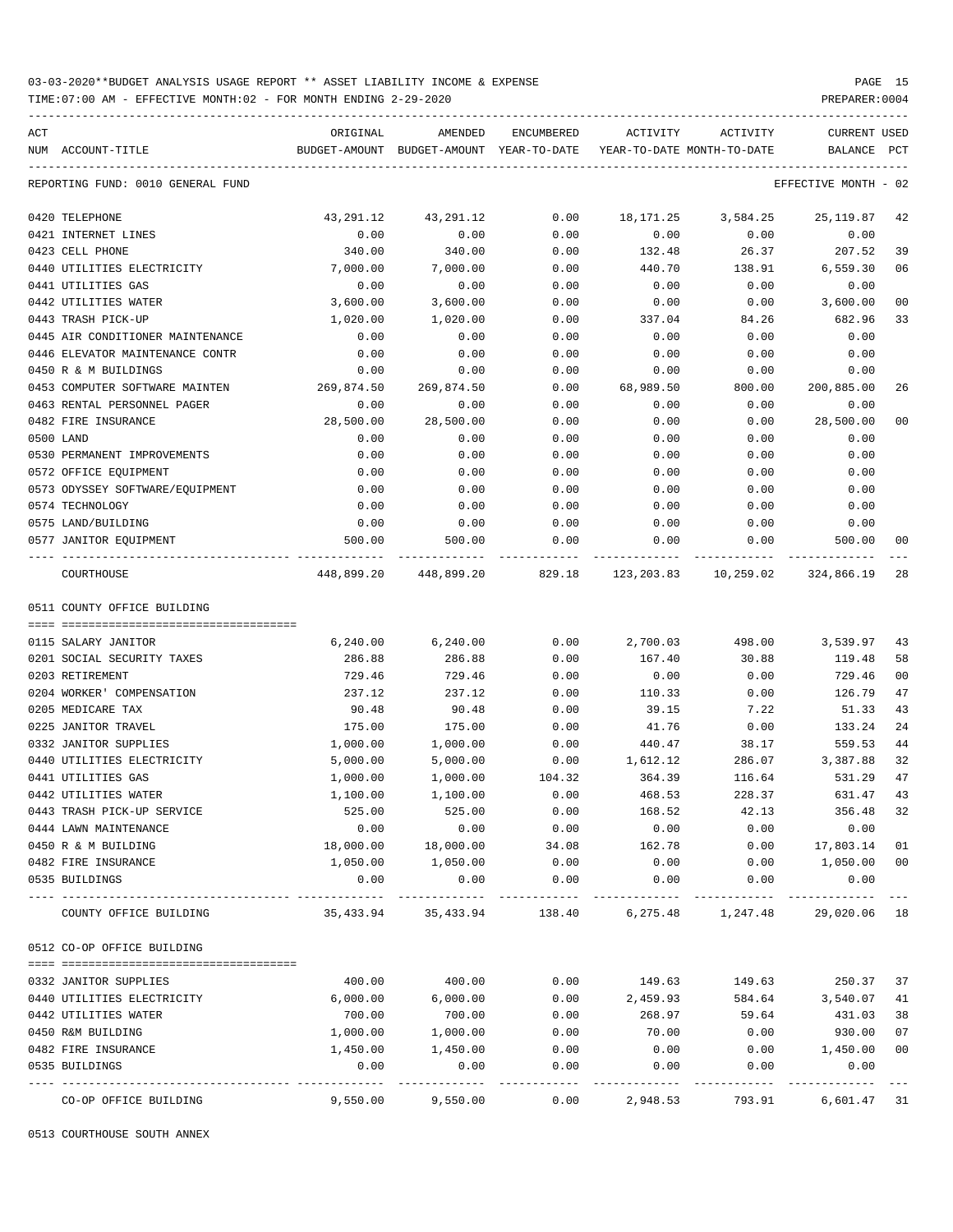03-03-2020**BUDGET ANALYSIS USAGE REPORT ** ASSET LIABILITY INCOME & EXPENSE

TIME:07:00 AM - EFFECTIVE MONTH:02 - FOR MONTH ENDING 2-29-2020

PREPARER:0004

| ACT NUM | ACCOUNT-TITLE | ORIGINAL BUDGET-AMOUNT | AMENDED BUDGET-AMOUNT | ENCUMBERED YEAR-TO-DATE | ACTIVITY YEAR-TO-DATE | ACTIVITY MONTH-TO-DATE | CURRENT BALANCE | USED PCT |
|---|---|---|---|---|---|---|---|---|
| | REPORTING FUND: 0010 GENERAL FUND | | | | | | EFFECTIVE MONTH - 02 | |
| 0420 | TELEPHONE | 43,291.12 | 43,291.12 | 0.00 | 18,171.25 | 3,584.25 | 25,119.87 | 42 |
| 0421 | INTERNET LINES | 0.00 | 0.00 | 0.00 | 0.00 | 0.00 | 0.00 | |
| 0423 | CELL PHONE | 340.00 | 340.00 | 0.00 | 132.48 | 26.37 | 207.52 | 39 |
| 0440 | UTILITIES ELECTRICITY | 7,000.00 | 7,000.00 | 0.00 | 440.70 | 138.91 | 6,559.30 | 06 |
| 0441 | UTILITIES GAS | 0.00 | 0.00 | 0.00 | 0.00 | 0.00 | 0.00 | |
| 0442 | UTILITIES WATER | 3,600.00 | 3,600.00 | 0.00 | 0.00 | 0.00 | 3,600.00 | 00 |
| 0443 | TRASH PICK-UP | 1,020.00 | 1,020.00 | 0.00 | 337.04 | 84.26 | 682.96 | 33 |
| 0445 | AIR CONDITIONER MAINTENANCE | 0.00 | 0.00 | 0.00 | 0.00 | 0.00 | 0.00 | |
| 0446 | ELEVATOR MAINTENANCE CONTR | 0.00 | 0.00 | 0.00 | 0.00 | 0.00 | 0.00 | |
| 0450 | R & M BUILDINGS | 0.00 | 0.00 | 0.00 | 0.00 | 0.00 | 0.00 | |
| 0453 | COMPUTER SOFTWARE MAINTEN | 269,874.50 | 269,874.50 | 0.00 | 68,989.50 | 800.00 | 200,885.00 | 26 |
| 0463 | RENTAL PERSONNEL PAGER | 0.00 | 0.00 | 0.00 | 0.00 | 0.00 | 0.00 | |
| 0482 | FIRE INSURANCE | 28,500.00 | 28,500.00 | 0.00 | 0.00 | 0.00 | 28,500.00 | 00 |
| 0500 | LAND | 0.00 | 0.00 | 0.00 | 0.00 | 0.00 | 0.00 | |
| 0530 | PERMANENT IMPROVEMENTS | 0.00 | 0.00 | 0.00 | 0.00 | 0.00 | 0.00 | |
| 0572 | OFFICE EQUIPMENT | 0.00 | 0.00 | 0.00 | 0.00 | 0.00 | 0.00 | |
| 0573 | ODYSSEY SOFTWARE/EQUIPMENT | 0.00 | 0.00 | 0.00 | 0.00 | 0.00 | 0.00 | |
| 0574 | TECHNOLOGY | 0.00 | 0.00 | 0.00 | 0.00 | 0.00 | 0.00 | |
| 0575 | LAND/BUILDING | 0.00 | 0.00 | 0.00 | 0.00 | 0.00 | 0.00 | |
| 0577 | JANITOR EQUIPMENT | 500.00 | 500.00 | 0.00 | 0.00 | 0.00 | 500.00 | 00 |
| | COURTHOUSE | 448,899.20 | 448,899.20 | 829.18 | 123,203.83 | 10,259.02 | 324,866.19 | 28 |
| | 0511 COUNTY OFFICE BUILDING | | | | | | | |
| 0115 | SALARY JANITOR | 6,240.00 | 6,240.00 | 0.00 | 2,700.03 | 498.00 | 3,539.97 | 43 |
| 0201 | SOCIAL SECURITY TAXES | 286.88 | 286.88 | 0.00 | 167.40 | 30.88 | 119.48 | 58 |
| 0203 | RETIREMENT | 729.46 | 729.46 | 0.00 | 0.00 | 0.00 | 729.46 | 00 |
| 0204 | WORKER' COMPENSATION | 237.12 | 237.12 | 0.00 | 110.33 | 0.00 | 126.79 | 47 |
| 0205 | MEDICARE TAX | 90.48 | 90.48 | 0.00 | 39.15 | 7.22 | 51.33 | 43 |
| 0225 | JANITOR TRAVEL | 175.00 | 175.00 | 0.00 | 41.76 | 0.00 | 133.24 | 24 |
| 0332 | JANITOR SUPPLIES | 1,000.00 | 1,000.00 | 0.00 | 440.47 | 38.17 | 559.53 | 44 |
| 0440 | UTILITIES ELECTRICITY | 5,000.00 | 5,000.00 | 0.00 | 1,612.12 | 286.07 | 3,387.88 | 32 |
| 0441 | UTILITIES GAS | 1,000.00 | 1,000.00 | 104.32 | 364.39 | 116.64 | 531.29 | 47 |
| 0442 | UTILITIES WATER | 1,100.00 | 1,100.00 | 0.00 | 468.53 | 228.37 | 631.47 | 43 |
| 0443 | TRASH PICK-UP SERVICE | 525.00 | 525.00 | 0.00 | 168.52 | 42.13 | 356.48 | 32 |
| 0444 | LAWN MAINTENANCE | 0.00 | 0.00 | 0.00 | 0.00 | 0.00 | 0.00 | |
| 0450 | R & M BUILDING | 18,000.00 | 18,000.00 | 34.08 | 162.78 | 0.00 | 17,803.14 | 01 |
| 0482 | FIRE INSURANCE | 1,050.00 | 1,050.00 | 0.00 | 0.00 | 0.00 | 1,050.00 | 00 |
| 0535 | BUILDINGS | 0.00 | 0.00 | 0.00 | 0.00 | 0.00 | 0.00 | |
| | COUNTY OFFICE BUILDING | 35,433.94 | 35,433.94 | 138.40 | 6,275.48 | 1,247.48 | 29,020.06 | 18 |
| | 0512 CO-OP OFFICE BUILDING | | | | | | | |
| 0332 | JANITOR SUPPLIES | 400.00 | 400.00 | 0.00 | 149.63 | 149.63 | 250.37 | 37 |
| 0440 | UTILITIES ELECTRICITY | 6,000.00 | 6,000.00 | 0.00 | 2,459.93 | 584.64 | 3,540.07 | 41 |
| 0442 | UTILITIES WATER | 700.00 | 700.00 | 0.00 | 268.97 | 59.64 | 431.03 | 38 |
| 0450 | R&M BUILDING | 1,000.00 | 1,000.00 | 0.00 | 70.00 | 0.00 | 930.00 | 07 |
| 0482 | FIRE INSURANCE | 1,450.00 | 1,450.00 | 0.00 | 0.00 | 0.00 | 1,450.00 | 00 |
| 0535 | BUILDINGS | 0.00 | 0.00 | 0.00 | 0.00 | 0.00 | 0.00 | |
| | CO-OP OFFICE BUILDING | 9,550.00 | 9,550.00 | 0.00 | 2,948.53 | 793.91 | 6,601.47 | 31 |

0513 COURTHOUSE SOUTH ANNEX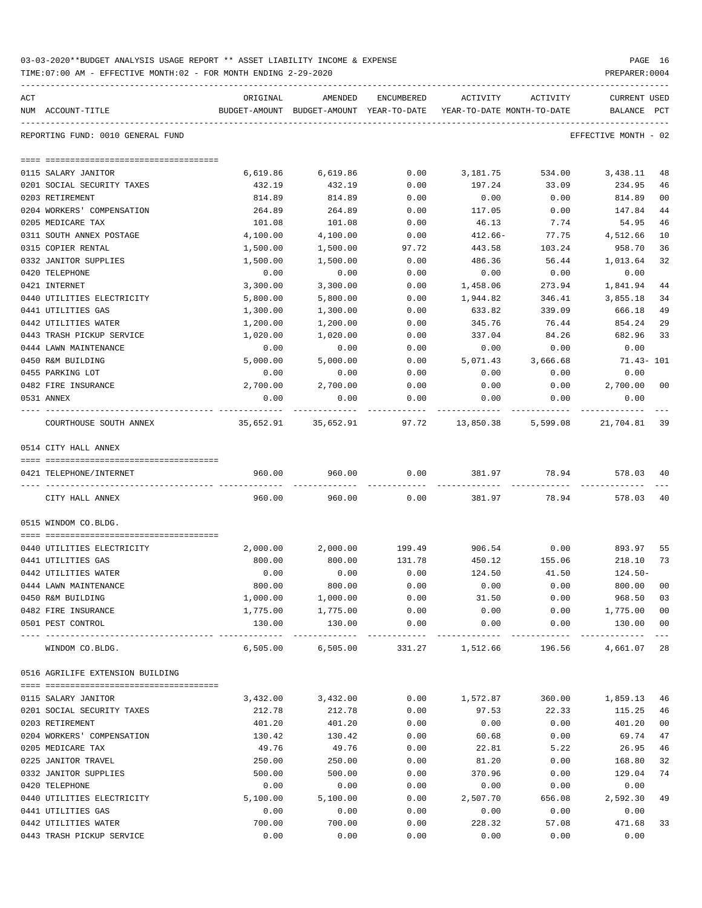03-03-2020**BUDGET ANALYSIS USAGE REPORT ** ASSET LIABILITY INCOME & EXPENSE

TIME:07:00 AM - EFFECTIVE MONTH:02 - FOR MONTH ENDING 2-29-2020

PREPARER:0004

| ACT NUM | ACCOUNT-TITLE | ORIGINAL BUDGET-AMOUNT | AMENDED BUDGET-AMOUNT | ENCUMBERED YEAR-TO-DATE | ACTIVITY YEAR-TO-DATE | ACTIVITY MONTH-TO-DATE | CURRENT BALANCE | USED PCT |
|---|---|---|---|---|---|---|---|---|
| | REPORTING FUND: 0010 GENERAL FUND | | | | | | EFFECTIVE MONTH - 02 | |
| 0115 | SALARY JANITOR | 6,619.86 | 6,619.86 | 0.00 | 3,181.75 | 534.00 | 3,438.11 | 48 |
| 0201 | SOCIAL SECURITY TAXES | 432.19 | 432.19 | 0.00 | 197.24 | 33.09 | 234.95 | 46 |
| 0203 | RETIREMENT | 814.89 | 814.89 | 0.00 | 0.00 | 0.00 | 814.89 | 00 |
| 0204 | WORKERS' COMPENSATION | 264.89 | 264.89 | 0.00 | 117.05 | 0.00 | 147.84 | 44 |
| 0205 | MEDICARE TAX | 101.08 | 101.08 | 0.00 | 46.13 | 7.74 | 54.95 | 46 |
| 0311 | SOUTH ANNEX POSTAGE | 4,100.00 | 4,100.00 | 0.00 | 412.66- | 77.75 | 4,512.66 | 10 |
| 0315 | COPIER RENTAL | 1,500.00 | 1,500.00 | 97.72 | 443.58 | 103.24 | 958.70 | 36 |
| 0332 | JANITOR SUPPLIES | 1,500.00 | 1,500.00 | 0.00 | 486.36 | 56.44 | 1,013.64 | 32 |
| 0420 | TELEPHONE | 0.00 | 0.00 | 0.00 | 0.00 | 0.00 | 0.00 | |
| 0421 | INTERNET | 3,300.00 | 3,300.00 | 0.00 | 1,458.06 | 273.94 | 1,841.94 | 44 |
| 0440 | UTILITIES ELECTRICITY | 5,800.00 | 5,800.00 | 0.00 | 1,944.82 | 346.41 | 3,855.18 | 34 |
| 0441 | UTILITIES GAS | 1,300.00 | 1,300.00 | 0.00 | 633.82 | 339.09 | 666.18 | 49 |
| 0442 | UTILITIES WATER | 1,200.00 | 1,200.00 | 0.00 | 345.76 | 76.44 | 854.24 | 29 |
| 0443 | TRASH PICKUP SERVICE | 1,020.00 | 1,020.00 | 0.00 | 337.04 | 84.26 | 682.96 | 33 |
| 0444 | LAWN MAINTENANCE | 0.00 | 0.00 | 0.00 | 0.00 | 0.00 | 0.00 | |
| 0450 | R&M BUILDING | 5,000.00 | 5,000.00 | 0.00 | 5,071.43 | 3,666.68 | 71.43- | 101 |
| 0455 | PARKING LOT | 0.00 | 0.00 | 0.00 | 0.00 | 0.00 | 0.00 | |
| 0482 | FIRE INSURANCE | 2,700.00 | 2,700.00 | 0.00 | 0.00 | 0.00 | 2,700.00 | 00 |
| 0531 | ANNEX | 0.00 | 0.00 | 0.00 | 0.00 | 0.00 | 0.00 | |
| | COURTHOUSE SOUTH ANNEX | 35,652.91 | 35,652.91 | 97.72 | 13,850.38 | 5,599.08 | 21,704.81 | 39 |
| | 0514 CITY HALL ANNEX | | | | | | | |
| 0421 | TELEPHONE/INTERNET | 960.00 | 960.00 | 0.00 | 381.97 | 78.94 | 578.03 | 40 |
| | CITY HALL ANNEX | 960.00 | 960.00 | 0.00 | 381.97 | 78.94 | 578.03 | 40 |
| | 0515 WINDOM CO.BLDG. | | | | | | | |
| 0440 | UTILITIES ELECTRICITY | 2,000.00 | 2,000.00 | 199.49 | 906.54 | 0.00 | 893.97 | 55 |
| 0441 | UTILITIES GAS | 800.00 | 800.00 | 131.78 | 450.12 | 155.06 | 218.10 | 73 |
| 0442 | UTILITIES WATER | 0.00 | 0.00 | 0.00 | 124.50 | 41.50 | 124.50- | |
| 0444 | LAWN MAINTENANCE | 800.00 | 800.00 | 0.00 | 0.00 | 0.00 | 800.00 | 00 |
| 0450 | R&M BUILDING | 1,000.00 | 1,000.00 | 0.00 | 31.50 | 0.00 | 968.50 | 03 |
| 0482 | FIRE INSURANCE | 1,775.00 | 1,775.00 | 0.00 | 0.00 | 0.00 | 1,775.00 | 00 |
| 0501 | PEST CONTROL | 130.00 | 130.00 | 0.00 | 0.00 | 0.00 | 130.00 | 00 |
| | WINDOM CO.BLDG. | 6,505.00 | 6,505.00 | 331.27 | 1,512.66 | 196.56 | 4,661.07 | 28 |
| | 0516 AGRILIFE EXTENSION BUILDING | | | | | | | |
| 0115 | SALARY JANITOR | 3,432.00 | 3,432.00 | 0.00 | 1,572.87 | 360.00 | 1,859.13 | 46 |
| 0201 | SOCIAL SECURITY TAXES | 212.78 | 212.78 | 0.00 | 97.53 | 22.33 | 115.25 | 46 |
| 0203 | RETIREMENT | 401.20 | 401.20 | 0.00 | 0.00 | 0.00 | 401.20 | 00 |
| 0204 | WORKERS' COMPENSATION | 130.42 | 130.42 | 0.00 | 60.68 | 0.00 | 69.74 | 47 |
| 0205 | MEDICARE TAX | 49.76 | 49.76 | 0.00 | 22.81 | 5.22 | 26.95 | 46 |
| 0225 | JANITOR TRAVEL | 250.00 | 250.00 | 0.00 | 81.20 | 0.00 | 168.80 | 32 |
| 0332 | JANITOR SUPPLIES | 500.00 | 500.00 | 0.00 | 370.96 | 0.00 | 129.04 | 74 |
| 0420 | TELEPHONE | 0.00 | 0.00 | 0.00 | 0.00 | 0.00 | 0.00 | |
| 0440 | UTILITIES ELECTRICITY | 5,100.00 | 5,100.00 | 0.00 | 2,507.70 | 656.08 | 2,592.30 | 49 |
| 0441 | UTILITIES GAS | 0.00 | 0.00 | 0.00 | 0.00 | 0.00 | 0.00 | |
| 0442 | UTILITIES WATER | 700.00 | 700.00 | 0.00 | 228.32 | 57.08 | 471.68 | 33 |
| 0443 | TRASH PICKUP SERVICE | 0.00 | 0.00 | 0.00 | 0.00 | 0.00 | 0.00 | |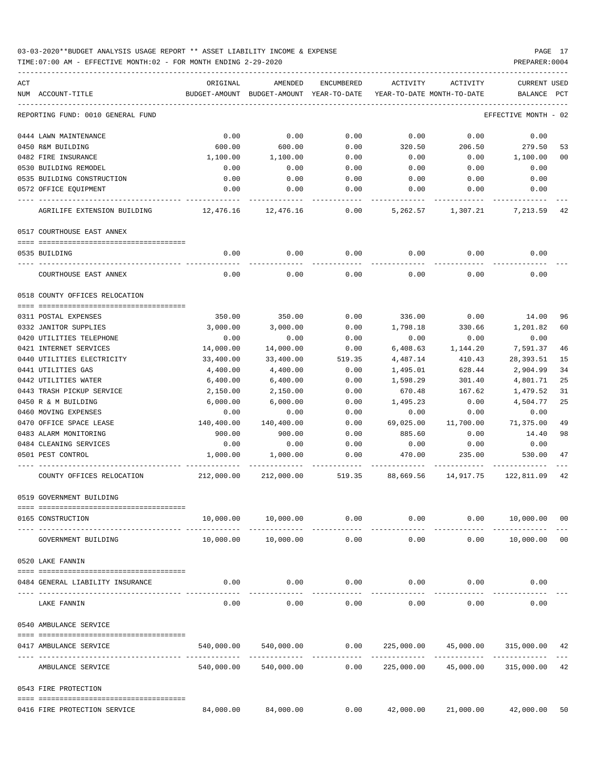03-03-2020**BUDGET ANALYSIS USAGE REPORT ** ASSET LIABILITY INCOME & EXPENSE

TIME:07:00 AM - EFFECTIVE MONTH:02 - FOR MONTH ENDING 2-29-2020

| ACT NUM | ACCOUNT-TITLE | ORIGINAL BUDGET-AMOUNT | AMENDED BUDGET-AMOUNT | ENCUMBERED YEAR-TO-DATE | ACTIVITY YEAR-TO-DATE | ACTIVITY MONTH-TO-DATE | CURRENT BALANCE | USED PCT |
|---|---|---|---|---|---|---|---|---|
| | REPORTING FUND: 0010 GENERAL FUND | | | | | | EFFECTIVE MONTH - 02 | |
| 0444 | LAWN MAINTENANCE | 0.00 | 0.00 | 0.00 | 0.00 | 0.00 | 0.00 | |
| 0450 | R&M BUILDING | 600.00 | 600.00 | 0.00 | 320.50 | 206.50 | 279.50 | 53 |
| 0482 | FIRE INSURANCE | 1,100.00 | 1,100.00 | 0.00 | 0.00 | 0.00 | 1,100.00 | 00 |
| 0530 | BUILDING REMODEL | 0.00 | 0.00 | 0.00 | 0.00 | 0.00 | 0.00 | |
| 0535 | BUILDING CONSTRUCTION | 0.00 | 0.00 | 0.00 | 0.00 | 0.00 | 0.00 | |
| 0572 | OFFICE EQUIPMENT | 0.00 | 0.00 | 0.00 | 0.00 | 0.00 | 0.00 | |
| | AGRILIFE EXTENSION BUILDING | 12,476.16 | 12,476.16 | 0.00 | 5,262.57 | 1,307.21 | 7,213.59 | 42 |
| | 0517 COURTHOUSE EAST ANNEX | | | | | | | |
| 0535 | BUILDING | 0.00 | 0.00 | 0.00 | 0.00 | 0.00 | 0.00 | |
| | COURTHOUSE EAST ANNEX | 0.00 | 0.00 | 0.00 | 0.00 | 0.00 | 0.00 | |
| | 0518 COUNTY OFFICES RELOCATION | | | | | | | |
| 0311 | POSTAL EXPENSES | 350.00 | 350.00 | 0.00 | 336.00 | 0.00 | 14.00 | 96 |
| 0332 | JANITOR SUPPLIES | 3,000.00 | 3,000.00 | 0.00 | 1,798.18 | 330.66 | 1,201.82 | 60 |
| 0420 | UTILITIES TELEPHONE | 0.00 | 0.00 | 0.00 | 0.00 | 0.00 | 0.00 | |
| 0421 | INTERNET SERVICES | 14,000.00 | 14,000.00 | 0.00 | 6,408.63 | 1,144.20 | 7,591.37 | 46 |
| 0440 | UTILITIES ELECTRICITY | 33,400.00 | 33,400.00 | 519.35 | 4,487.14 | 410.43 | 28,393.51 | 15 |
| 0441 | UTILITIES GAS | 4,400.00 | 4,400.00 | 0.00 | 1,495.01 | 628.44 | 2,904.99 | 34 |
| 0442 | UTILITIES WATER | 6,400.00 | 6,400.00 | 0.00 | 1,598.29 | 301.40 | 4,801.71 | 25 |
| 0443 | TRASH PICKUP SERVICE | 2,150.00 | 2,150.00 | 0.00 | 670.48 | 167.62 | 1,479.52 | 31 |
| 0450 | R & M BUILDING | 6,000.00 | 6,000.00 | 0.00 | 1,495.23 | 0.00 | 4,504.77 | 25 |
| 0460 | MOVING EXPENSES | 0.00 | 0.00 | 0.00 | 0.00 | 0.00 | 0.00 | |
| 0470 | OFFICE SPACE LEASE | 140,400.00 | 140,400.00 | 0.00 | 69,025.00 | 11,700.00 | 71,375.00 | 49 |
| 0483 | ALARM MONITORING | 900.00 | 900.00 | 0.00 | 885.60 | 0.00 | 14.40 | 98 |
| 0484 | CLEANING SERVICES | 0.00 | 0.00 | 0.00 | 0.00 | 0.00 | 0.00 | |
| 0501 | PEST CONTROL | 1,000.00 | 1,000.00 | 0.00 | 470.00 | 235.00 | 530.00 | 47 |
| | COUNTY OFFICES RELOCATION | 212,000.00 | 212,000.00 | 519.35 | 88,669.56 | 14,917.75 | 122,811.09 | 42 |
| | 0519 GOVERNMENT BUILDING | | | | | | | |
| 0165 | CONSTRUCTION | 10,000.00 | 10,000.00 | 0.00 | 0.00 | 0.00 | 10,000.00 | 00 |
| | GOVERNMENT BUILDING | 10,000.00 | 10,000.00 | 0.00 | 0.00 | 0.00 | 10,000.00 | 00 |
| | 0520 LAKE FANNIN | | | | | | | |
| 0484 | GENERAL LIABILITY INSURANCE | 0.00 | 0.00 | 0.00 | 0.00 | 0.00 | 0.00 | |
| | LAKE FANNIN | 0.00 | 0.00 | 0.00 | 0.00 | 0.00 | 0.00 | |
| | 0540 AMBULANCE SERVICE | | | | | | | |
| 0417 | AMBULANCE SERVICE | 540,000.00 | 540,000.00 | 0.00 | 225,000.00 | 45,000.00 | 315,000.00 | 42 |
| | AMBULANCE SERVICE | 540,000.00 | 540,000.00 | 0.00 | 225,000.00 | 45,000.00 | 315,000.00 | 42 |
| | 0543 FIRE PROTECTION | | | | | | | |
| 0416 | FIRE PROTECTION SERVICE | 84,000.00 | 84,000.00 | 0.00 | 42,000.00 | 21,000.00 | 42,000.00 | 50 |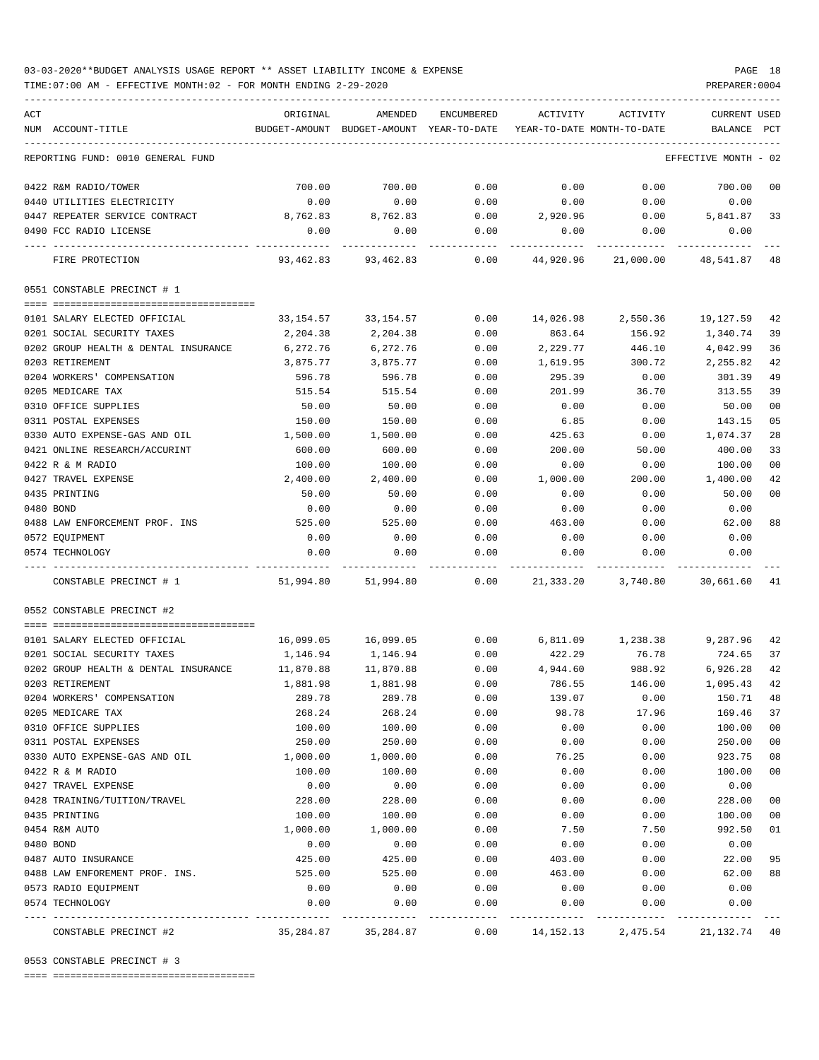03-03-2020**BUDGET ANALYSIS USAGE REPORT ** ASSET LIABILITY INCOME & EXPENSE

TIME:07:00 AM - EFFECTIVE MONTH:02 - FOR MONTH ENDING 2-29-2020

| ACT NUM | ACCOUNT-TITLE | ORIGINAL BUDGET-AMOUNT | AMENDED BUDGET-AMOUNT | ENCUMBERED YEAR-TO-DATE | ACTIVITY YEAR-TO-DATE | ACTIVITY MONTH-TO-DATE | CURRENT BALANCE | USED PCT |
|---|---|---|---|---|---|---|---|---|
| | REPORTING FUND: 0010 GENERAL FUND | | | | | | EFFECTIVE MONTH - 02 | |
| 0422 | R&M RADIO/TOWER | 700.00 | 700.00 | 0.00 | 0.00 | 0.00 | 700.00 | 00 |
| 0440 | UTILITIES ELECTRICITY | 0.00 | 0.00 | 0.00 | 0.00 | 0.00 | 0.00 | |
| 0447 | REPEATER SERVICE CONTRACT | 8,762.83 | 8,762.83 | 0.00 | 2,920.96 | 0.00 | 5,841.87 | 33 |
| 0490 | FCC RADIO LICENSE | 0.00 | 0.00 | 0.00 | 0.00 | 0.00 | 0.00 | |
| | FIRE PROTECTION | 93,462.83 | 93,462.83 | 0.00 | 44,920.96 | 21,000.00 | 48,541.87 | 48 |
| | 0551 CONSTABLE PRECINCT # 1 | | | | | | | |
| 0101 | SALARY ELECTED OFFICIAL | 33,154.57 | 33,154.57 | 0.00 | 14,026.98 | 2,550.36 | 19,127.59 | 42 |
| 0201 | SOCIAL SECURITY TAXES | 2,204.38 | 2,204.38 | 0.00 | 863.64 | 156.92 | 1,340.74 | 39 |
| 0202 | GROUP HEALTH & DENTAL INSURANCE | 6,272.76 | 6,272.76 | 0.00 | 2,229.77 | 446.10 | 4,042.99 | 36 |
| 0203 | RETIREMENT | 3,875.77 | 3,875.77 | 0.00 | 1,619.95 | 300.72 | 2,255.82 | 42 |
| 0204 | WORKERS' COMPENSATION | 596.78 | 596.78 | 0.00 | 295.39 | 0.00 | 301.39 | 49 |
| 0205 | MEDICARE TAX | 515.54 | 515.54 | 0.00 | 201.99 | 36.70 | 313.55 | 39 |
| 0310 | OFFICE SUPPLIES | 50.00 | 50.00 | 0.00 | 0.00 | 0.00 | 50.00 | 00 |
| 0311 | POSTAL EXPENSES | 150.00 | 150.00 | 0.00 | 6.85 | 0.00 | 143.15 | 05 |
| 0330 | AUTO EXPENSE-GAS AND OIL | 1,500.00 | 1,500.00 | 0.00 | 425.63 | 0.00 | 1,074.37 | 28 |
| 0421 | ONLINE RESEARCH/ACCURINT | 600.00 | 600.00 | 0.00 | 200.00 | 50.00 | 400.00 | 33 |
| 0422 | R & M RADIO | 100.00 | 100.00 | 0.00 | 0.00 | 0.00 | 100.00 | 00 |
| 0427 | TRAVEL EXPENSE | 2,400.00 | 2,400.00 | 0.00 | 1,000.00 | 200.00 | 1,400.00 | 42 |
| 0435 | PRINTING | 50.00 | 50.00 | 0.00 | 0.00 | 0.00 | 50.00 | 00 |
| 0480 | BOND | 0.00 | 0.00 | 0.00 | 0.00 | 0.00 | 0.00 | |
| 0488 | LAW ENFORCEMENT PROF. INS | 525.00 | 525.00 | 0.00 | 463.00 | 0.00 | 62.00 | 88 |
| 0572 | EQUIPMENT | 0.00 | 0.00 | 0.00 | 0.00 | 0.00 | 0.00 | |
| 0574 | TECHNOLOGY | 0.00 | 0.00 | 0.00 | 0.00 | 0.00 | 0.00 | |
| | CONSTABLE PRECINCT # 1 | 51,994.80 | 51,994.80 | 0.00 | 21,333.20 | 3,740.80 | 30,661.60 | 41 |
| | 0552 CONSTABLE PRECINCT #2 | | | | | | | |
| 0101 | SALARY ELECTED OFFICIAL | 16,099.05 | 16,099.05 | 0.00 | 6,811.09 | 1,238.38 | 9,287.96 | 42 |
| 0201 | SOCIAL SECURITY TAXES | 1,146.94 | 1,146.94 | 0.00 | 422.29 | 76.78 | 724.65 | 37 |
| 0202 | GROUP HEALTH & DENTAL INSURANCE | 11,870.88 | 11,870.88 | 0.00 | 4,944.60 | 988.92 | 6,926.28 | 42 |
| 0203 | RETIREMENT | 1,881.98 | 1,881.98 | 0.00 | 786.55 | 146.00 | 1,095.43 | 42 |
| 0204 | WORKERS' COMPENSATION | 289.78 | 289.78 | 0.00 | 139.07 | 0.00 | 150.71 | 48 |
| 0205 | MEDICARE TAX | 268.24 | 268.24 | 0.00 | 98.78 | 17.96 | 169.46 | 37 |
| 0310 | OFFICE SUPPLIES | 100.00 | 100.00 | 0.00 | 0.00 | 0.00 | 100.00 | 00 |
| 0311 | POSTAL EXPENSES | 250.00 | 250.00 | 0.00 | 0.00 | 0.00 | 250.00 | 00 |
| 0330 | AUTO EXPENSE-GAS AND OIL | 1,000.00 | 1,000.00 | 0.00 | 76.25 | 0.00 | 923.75 | 08 |
| 0422 | R & M RADIO | 100.00 | 100.00 | 0.00 | 0.00 | 0.00 | 100.00 | 00 |
| 0427 | TRAVEL EXPENSE | 0.00 | 0.00 | 0.00 | 0.00 | 0.00 | 0.00 | |
| 0428 | TRAINING/TUITION/TRAVEL | 228.00 | 228.00 | 0.00 | 0.00 | 0.00 | 228.00 | 00 |
| 0435 | PRINTING | 100.00 | 100.00 | 0.00 | 0.00 | 0.00 | 100.00 | 00 |
| 0454 | R&M AUTO | 1,000.00 | 1,000.00 | 0.00 | 7.50 | 7.50 | 992.50 | 01 |
| 0480 | BOND | 0.00 | 0.00 | 0.00 | 0.00 | 0.00 | 0.00 | |
| 0487 | AUTO INSURANCE | 425.00 | 425.00 | 0.00 | 403.00 | 0.00 | 22.00 | 95 |
| 0488 | LAW ENFOREMENT PROF. INS. | 525.00 | 525.00 | 0.00 | 463.00 | 0.00 | 62.00 | 88 |
| 0573 | RADIO EQUIPMENT | 0.00 | 0.00 | 0.00 | 0.00 | 0.00 | 0.00 | |
| 0574 | TECHNOLOGY | 0.00 | 0.00 | 0.00 | 0.00 | 0.00 | 0.00 | |
| | CONSTABLE PRECINCT #2 | 35,284.87 | 35,284.87 | 0.00 | 14,152.13 | 2,475.54 | 21,132.74 | 40 |
| | 0553 CONSTABLE PRECINCT # 3 | | | | | | | |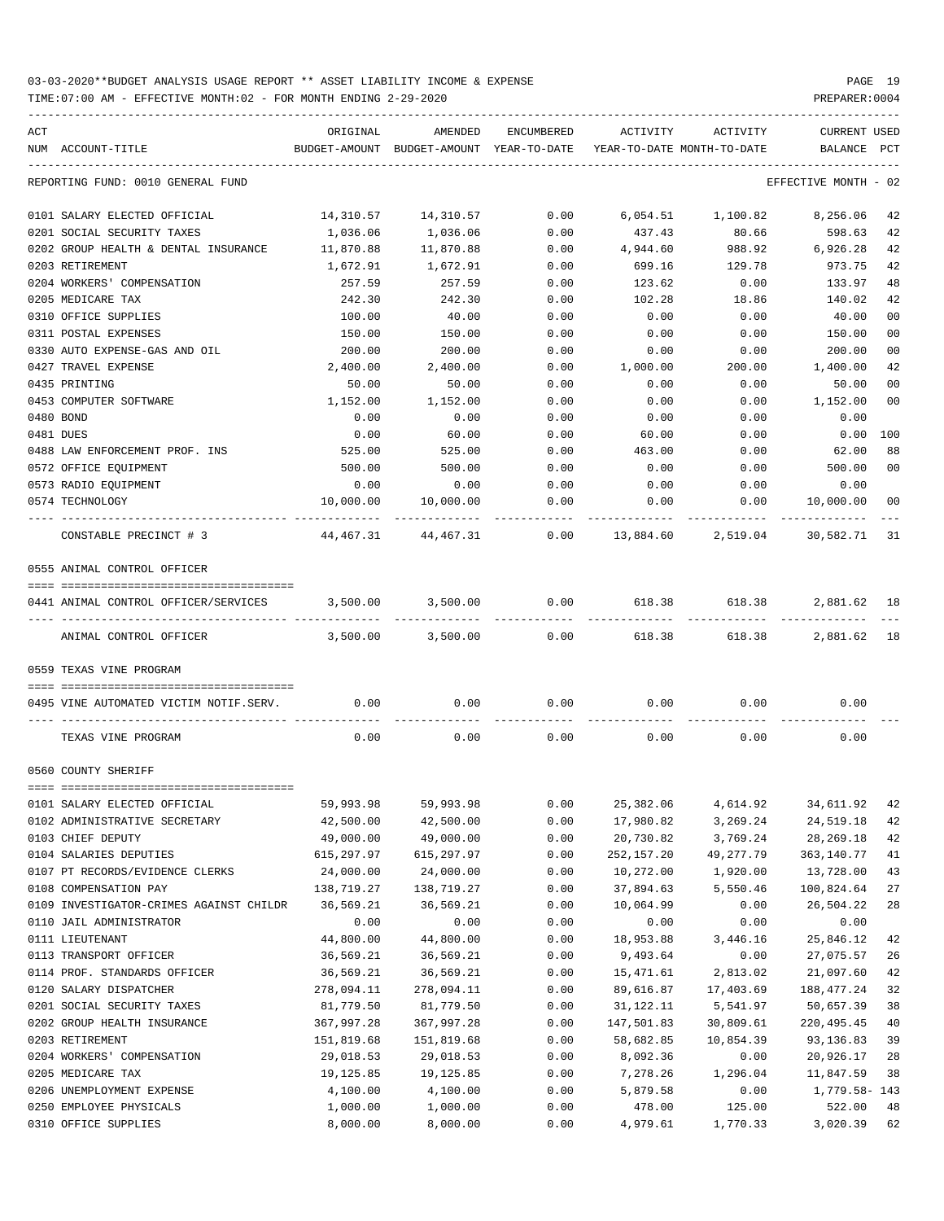03-03-2020**BUDGET ANALYSIS USAGE REPORT ** ASSET LIABILITY INCOME & EXPENSE

TIME:07:00 AM - EFFECTIVE MONTH:02 - FOR MONTH ENDING 2-29-2020

PREPARER:0004

| ACT NUM | ACCOUNT-TITLE | ORIGINAL BUDGET-AMOUNT | AMENDED BUDGET-AMOUNT | ENCUMBERED YEAR-TO-DATE | ACTIVITY YEAR-TO-DATE | ACTIVITY MONTH-TO-DATE | CURRENT BALANCE | USED PCT |
|---|---|---|---|---|---|---|---|---|
| | REPORTING FUND: 0010 GENERAL FUND | | | | | | EFFECTIVE MONTH - 02 | |
| 0101 | SALARY ELECTED OFFICIAL | 14,310.57 | 14,310.57 | 0.00 | 6,054.51 | 1,100.82 | 8,256.06 | 42 |
| 0201 | SOCIAL SECURITY TAXES | 1,036.06 | 1,036.06 | 0.00 | 437.43 | 80.66 | 598.63 | 42 |
| 0202 | GROUP HEALTH & DENTAL INSURANCE | 11,870.88 | 11,870.88 | 0.00 | 4,944.60 | 988.92 | 6,926.28 | 42 |
| 0203 | RETIREMENT | 1,672.91 | 1,672.91 | 0.00 | 699.16 | 129.78 | 973.75 | 42 |
| 0204 | WORKERS' COMPENSATION | 257.59 | 257.59 | 0.00 | 123.62 | 0.00 | 133.97 | 48 |
| 0205 | MEDICARE TAX | 242.30 | 242.30 | 0.00 | 102.28 | 18.86 | 140.02 | 42 |
| 0310 | OFFICE SUPPLIES | 100.00 | 40.00 | 0.00 | 0.00 | 0.00 | 40.00 | 00 |
| 0311 | POSTAL EXPENSES | 150.00 | 150.00 | 0.00 | 0.00 | 0.00 | 150.00 | 00 |
| 0330 | AUTO EXPENSE-GAS AND OIL | 200.00 | 200.00 | 0.00 | 0.00 | 0.00 | 200.00 | 00 |
| 0427 | TRAVEL EXPENSE | 2,400.00 | 2,400.00 | 0.00 | 1,000.00 | 200.00 | 1,400.00 | 42 |
| 0435 | PRINTING | 50.00 | 50.00 | 0.00 | 0.00 | 0.00 | 50.00 | 00 |
| 0453 | COMPUTER SOFTWARE | 1,152.00 | 1,152.00 | 0.00 | 0.00 | 0.00 | 1,152.00 | 00 |
| 0480 | BOND | 0.00 | 0.00 | 0.00 | 0.00 | 0.00 | 0.00 | |
| 0481 | DUES | 0.00 | 60.00 | 0.00 | 60.00 | 0.00 | 0.00 | 100 |
| 0488 | LAW ENFORCEMENT PROF. INS | 525.00 | 525.00 | 0.00 | 463.00 | 0.00 | 62.00 | 88 |
| 0572 | OFFICE EQUIPMENT | 500.00 | 500.00 | 0.00 | 0.00 | 0.00 | 500.00 | 00 |
| 0573 | RADIO EQUIPMENT | 0.00 | 0.00 | 0.00 | 0.00 | 0.00 | 0.00 | |
| 0574 | TECHNOLOGY | 10,000.00 | 10,000.00 | 0.00 | 0.00 | 0.00 | 10,000.00 | 00 |
| | CONSTABLE PRECINCT # 3 | 44,467.31 | 44,467.31 | 0.00 | 13,884.60 | 2,519.04 | 30,582.71 | 31 |
| | 0555 ANIMAL CONTROL OFFICER | | | | | | | |
| 0441 | ANIMAL CONTROL OFFICER/SERVICES | 3,500.00 | 3,500.00 | 0.00 | 618.38 | 618.38 | 2,881.62 | 18 |
| | ANIMAL CONTROL OFFICER | 3,500.00 | 3,500.00 | 0.00 | 618.38 | 618.38 | 2,881.62 | 18 |
| | 0559 TEXAS VINE PROGRAM | | | | | | | |
| 0495 | VINE AUTOMATED VICTIM NOTIF.SERV. | 0.00 | 0.00 | 0.00 | 0.00 | 0.00 | 0.00 | |
| | TEXAS VINE PROGRAM | 0.00 | 0.00 | 0.00 | 0.00 | 0.00 | 0.00 | |
| | 0560 COUNTY SHERIFF | | | | | | | |
| 0101 | SALARY ELECTED OFFICIAL | 59,993.98 | 59,993.98 | 0.00 | 25,382.06 | 4,614.92 | 34,611.92 | 42 |
| 0102 | ADMINISTRATIVE SECRETARY | 42,500.00 | 42,500.00 | 0.00 | 17,980.82 | 3,269.24 | 24,519.18 | 42 |
| 0103 | CHIEF DEPUTY | 49,000.00 | 49,000.00 | 0.00 | 20,730.82 | 3,769.24 | 28,269.18 | 42 |
| 0104 | SALARIES DEPUTIES | 615,297.97 | 615,297.97 | 0.00 | 252,157.20 | 49,277.79 | 363,140.77 | 41 |
| 0107 | PT RECORDS/EVIDENCE CLERKS | 24,000.00 | 24,000.00 | 0.00 | 10,272.00 | 1,920.00 | 13,728.00 | 43 |
| 0108 | COMPENSATION PAY | 138,719.27 | 138,719.27 | 0.00 | 37,894.63 | 5,550.46 | 100,824.64 | 27 |
| 0109 | INVESTIGATOR-CRIMES AGAINST CHILDR | 36,569.21 | 36,569.21 | 0.00 | 10,064.99 | 0.00 | 26,504.22 | 28 |
| 0110 | JAIL ADMINISTRATOR | 0.00 | 0.00 | 0.00 | 0.00 | 0.00 | 0.00 | |
| 0111 | LIEUTENANT | 44,800.00 | 44,800.00 | 0.00 | 18,953.88 | 3,446.16 | 25,846.12 | 42 |
| 0113 | TRANSPORT OFFICER | 36,569.21 | 36,569.21 | 0.00 | 9,493.64 | 0.00 | 27,075.57 | 26 |
| 0114 | PROF. STANDARDS OFFICER | 36,569.21 | 36,569.21 | 0.00 | 15,471.61 | 2,813.02 | 21,097.60 | 42 |
| 0120 | SALARY DISPATCHER | 278,094.11 | 278,094.11 | 0.00 | 89,616.87 | 17,403.69 | 188,477.24 | 32 |
| 0201 | SOCIAL SECURITY TAXES | 81,779.50 | 81,779.50 | 0.00 | 31,122.11 | 5,541.97 | 50,657.39 | 38 |
| 0202 | GROUP HEALTH INSURANCE | 367,997.28 | 367,997.28 | 0.00 | 147,501.83 | 30,809.61 | 220,495.45 | 40 |
| 0203 | RETIREMENT | 151,819.68 | 151,819.68 | 0.00 | 58,682.85 | 10,854.39 | 93,136.83 | 39 |
| 0204 | WORKERS' COMPENSATION | 29,018.53 | 29,018.53 | 0.00 | 8,092.36 | 0.00 | 20,926.17 | 28 |
| 0205 | MEDICARE TAX | 19,125.85 | 19,125.85 | 0.00 | 7,278.26 | 1,296.04 | 11,847.59 | 38 |
| 0206 | UNEMPLOYMENT EXPENSE | 4,100.00 | 4,100.00 | 0.00 | 5,879.58 | 0.00 | 1,779.58- | 143 |
| 0250 | EMPLOYEE PHYSICALS | 1,000.00 | 1,000.00 | 0.00 | 478.00 | 125.00 | 522.00 | 48 |
| 0310 | OFFICE SUPPLIES | 8,000.00 | 8,000.00 | 0.00 | 4,979.61 | 1,770.33 | 3,020.39 | 62 |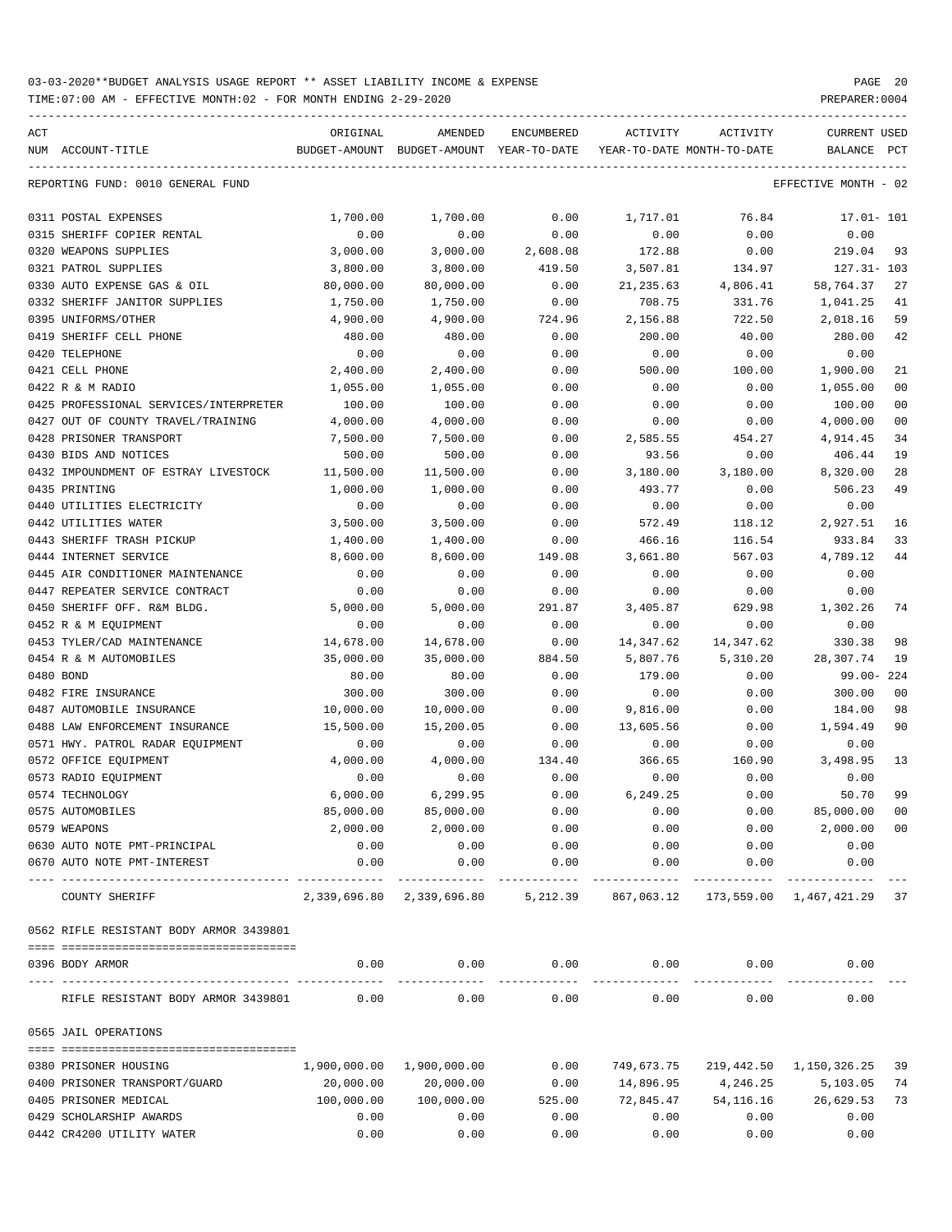03-03-2020**BUDGET ANALYSIS USAGE REPORT ** ASSET LIABILITY INCOME & EXPENSE

TIME:07:00 AM - EFFECTIVE MONTH:02 - FOR MONTH ENDING 2-29-2020

| ACT NUM | ACCOUNT-TITLE | ORIGINAL BUDGET-AMOUNT | AMENDED BUDGET-AMOUNT | ENCUMBERED YEAR-TO-DATE | ACTIVITY YEAR-TO-DATE | ACTIVITY MONTH-TO-DATE | CURRENT BALANCE | USED PCT |
|---|---|---|---|---|---|---|---|---|
| | REPORTING FUND: 0010 GENERAL FUND | | | | | | EFFECTIVE MONTH - 02 | |
| 0311 | POSTAL EXPENSES | 1,700.00 | 1,700.00 | 0.00 | 1,717.01 | 76.84 | 17.01- | 101 |
| 0315 | SHERIFF COPIER RENTAL | 0.00 | 0.00 | 0.00 | 0.00 | 0.00 | 0.00 | |
| 0320 | WEAPONS SUPPLIES | 3,000.00 | 3,000.00 | 2,608.08 | 172.88 | 0.00 | 219.04 | 93 |
| 0321 | PATROL SUPPLIES | 3,800.00 | 3,800.00 | 419.50 | 3,507.81 | 134.97 | 127.31- | 103 |
| 0330 | AUTO EXPENSE GAS & OIL | 80,000.00 | 80,000.00 | 0.00 | 21,235.63 | 4,806.41 | 58,764.37 | 27 |
| 0332 | SHERIFF JANITOR SUPPLIES | 1,750.00 | 1,750.00 | 0.00 | 708.75 | 331.76 | 1,041.25 | 41 |
| 0395 | UNIFORMS/OTHER | 4,900.00 | 4,900.00 | 724.96 | 2,156.88 | 722.50 | 2,018.16 | 59 |
| 0419 | SHERIFF CELL PHONE | 480.00 | 480.00 | 0.00 | 200.00 | 40.00 | 280.00 | 42 |
| 0420 | TELEPHONE | 0.00 | 0.00 | 0.00 | 0.00 | 0.00 | 0.00 | |
| 0421 | CELL PHONE | 2,400.00 | 2,400.00 | 0.00 | 500.00 | 100.00 | 1,900.00 | 21 |
| 0422 | R & M RADIO | 1,055.00 | 1,055.00 | 0.00 | 0.00 | 0.00 | 1,055.00 | 00 |
| 0425 | PROFESSIONAL SERVICES/INTERPRETER | 100.00 | 100.00 | 0.00 | 0.00 | 0.00 | 100.00 | 00 |
| 0427 | OUT OF COUNTY TRAVEL/TRAINING | 4,000.00 | 4,000.00 | 0.00 | 0.00 | 0.00 | 4,000.00 | 00 |
| 0428 | PRISONER TRANSPORT | 7,500.00 | 7,500.00 | 0.00 | 2,585.55 | 454.27 | 4,914.45 | 34 |
| 0430 | BIDS AND NOTICES | 500.00 | 500.00 | 0.00 | 93.56 | 0.00 | 406.44 | 19 |
| 0432 | IMPOUNDMENT OF ESTRAY LIVESTOCK | 11,500.00 | 11,500.00 | 0.00 | 3,180.00 | 3,180.00 | 8,320.00 | 28 |
| 0435 | PRINTING | 1,000.00 | 1,000.00 | 0.00 | 493.77 | 0.00 | 506.23 | 49 |
| 0440 | UTILITIES ELECTRICITY | 0.00 | 0.00 | 0.00 | 0.00 | 0.00 | 0.00 | |
| 0442 | UTILITIES WATER | 3,500.00 | 3,500.00 | 0.00 | 572.49 | 118.12 | 2,927.51 | 16 |
| 0443 | SHERIFF TRASH PICKUP | 1,400.00 | 1,400.00 | 0.00 | 466.16 | 116.54 | 933.84 | 33 |
| 0444 | INTERNET SERVICE | 8,600.00 | 8,600.00 | 149.08 | 3,661.80 | 567.03 | 4,789.12 | 44 |
| 0445 | AIR CONDITIONER MAINTENANCE | 0.00 | 0.00 | 0.00 | 0.00 | 0.00 | 0.00 | |
| 0447 | REPEATER SERVICE CONTRACT | 0.00 | 0.00 | 0.00 | 0.00 | 0.00 | 0.00 | |
| 0450 | SHERIFF OFF. R&M BLDG. | 5,000.00 | 5,000.00 | 291.87 | 3,405.87 | 629.98 | 1,302.26 | 74 |
| 0452 | R & M EQUIPMENT | 0.00 | 0.00 | 0.00 | 0.00 | 0.00 | 0.00 | |
| 0453 | TYLER/CAD MAINTENANCE | 14,678.00 | 14,678.00 | 0.00 | 14,347.62 | 14,347.62 | 330.38 | 98 |
| 0454 | R & M AUTOMOBILES | 35,000.00 | 35,000.00 | 884.50 | 5,807.76 | 5,310.20 | 28,307.74 | 19 |
| 0480 | BOND | 80.00 | 80.00 | 0.00 | 179.00 | 0.00 | 99.00- | 224 |
| 0482 | FIRE INSURANCE | 300.00 | 300.00 | 0.00 | 0.00 | 0.00 | 300.00 | 00 |
| 0487 | AUTOMOBILE INSURANCE | 10,000.00 | 10,000.00 | 0.00 | 9,816.00 | 0.00 | 184.00 | 98 |
| 0488 | LAW ENFORCEMENT INSURANCE | 15,500.00 | 15,200.05 | 0.00 | 13,605.56 | 0.00 | 1,594.49 | 90 |
| 0571 | HWY. PATROL RADAR EQUIPMENT | 0.00 | 0.00 | 0.00 | 0.00 | 0.00 | 0.00 | |
| 0572 | OFFICE EQUIPMENT | 4,000.00 | 4,000.00 | 134.40 | 366.65 | 160.90 | 3,498.95 | 13 |
| 0573 | RADIO EQUIPMENT | 0.00 | 0.00 | 0.00 | 0.00 | 0.00 | 0.00 | |
| 0574 | TECHNOLOGY | 6,000.00 | 6,299.95 | 0.00 | 6,249.25 | 0.00 | 50.70 | 99 |
| 0575 | AUTOMOBILES | 85,000.00 | 85,000.00 | 0.00 | 0.00 | 0.00 | 85,000.00 | 00 |
| 0579 | WEAPONS | 2,000.00 | 2,000.00 | 0.00 | 0.00 | 0.00 | 2,000.00 | 00 |
| 0630 | AUTO NOTE PMT-PRINCIPAL | 0.00 | 0.00 | 0.00 | 0.00 | 0.00 | 0.00 | |
| 0670 | AUTO NOTE PMT-INTEREST | 0.00 | 0.00 | 0.00 | 0.00 | 0.00 | 0.00 | |
| | COUNTY SHERIFF | 2,339,696.80 | 2,339,696.80 | 5,212.39 | 867,063.12 | 173,559.00 | 1,467,421.29 | 37 |
| 0562 | RIFLE RESISTANT BODY ARMOR 3439801 | | | | | | | |
| 0396 | BODY ARMOR | 0.00 | 0.00 | 0.00 | 0.00 | 0.00 | 0.00 | |
| | RIFLE RESISTANT BODY ARMOR 3439801 | 0.00 | 0.00 | 0.00 | 0.00 | 0.00 | 0.00 | |
| 0565 | JAIL OPERATIONS | | | | | | | |
| 0380 | PRISONER HOUSING | 1,900,000.00 | 1,900,000.00 | 0.00 | 749,673.75 | 219,442.50 | 1,150,326.25 | 39 |
| 0400 | PRISONER TRANSPORT/GUARD | 20,000.00 | 20,000.00 | 0.00 | 14,896.95 | 4,246.25 | 5,103.05 | 74 |
| 0405 | PRISONER MEDICAL | 100,000.00 | 100,000.00 | 525.00 | 72,845.47 | 54,116.16 | 26,629.53 | 73 |
| 0429 | SCHOLARSHIP AWARDS | 0.00 | 0.00 | 0.00 | 0.00 | 0.00 | 0.00 | |
| 0442 | CR4200 UTILITY WATER | 0.00 | 0.00 | 0.00 | 0.00 | 0.00 | 0.00 | |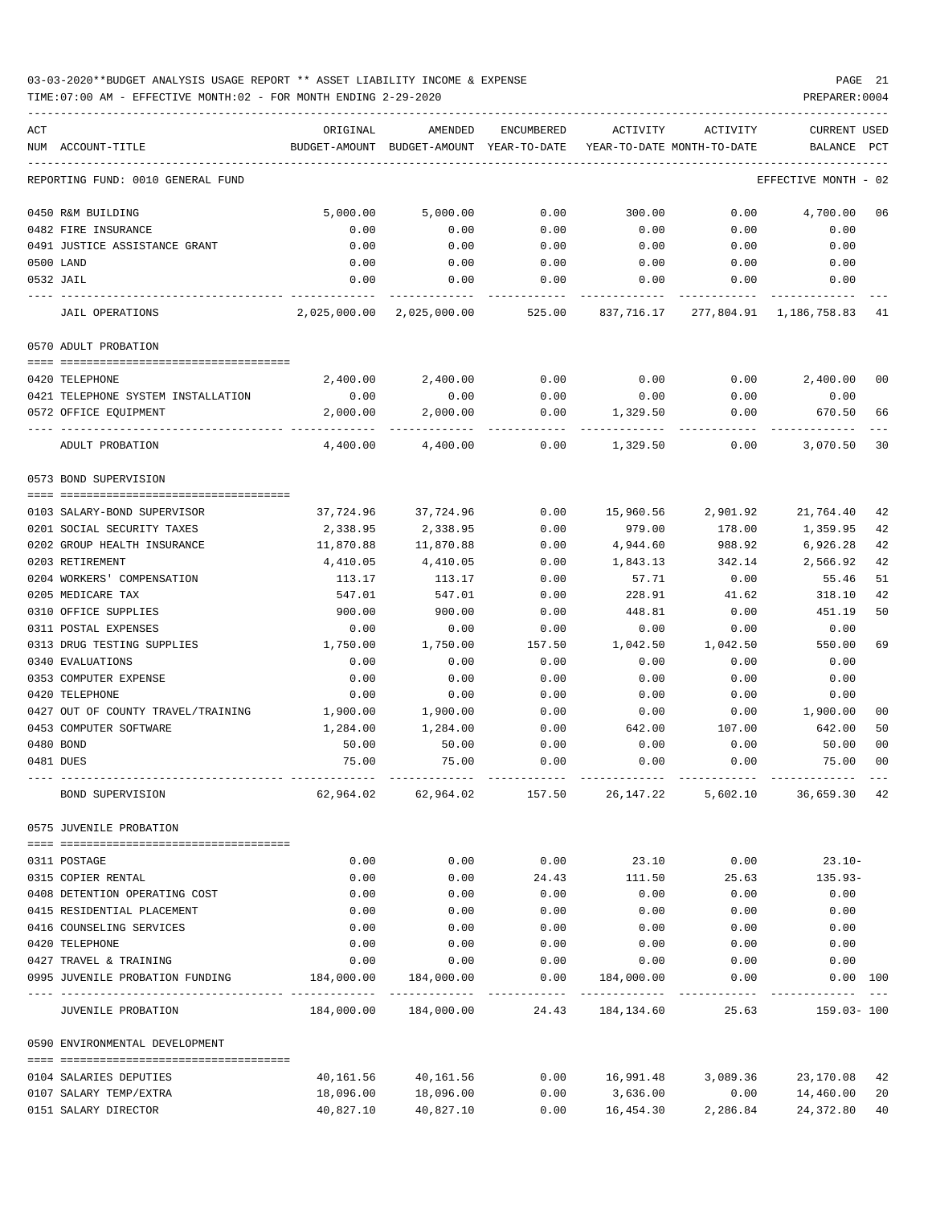03-03-2020**BUDGET ANALYSIS USAGE REPORT ** ASSET LIABILITY INCOME & EXPENSE

TIME:07:00 AM - EFFECTIVE MONTH:02 - FOR MONTH ENDING 2-29-2020

| ACT NUM | ACCOUNT-TITLE | ORIGINAL BUDGET-AMOUNT | AMENDED BUDGET-AMOUNT | ENCUMBERED YEAR-TO-DATE | ACTIVITY YEAR-TO-DATE | ACTIVITY MONTH-TO-DATE | CURRENT BALANCE | USED PCT |
|---|---|---|---|---|---|---|---|---|
| | REPORTING FUND: 0010 GENERAL FUND | | | | | | EFFECTIVE MONTH - 02 | |
| 0450 | R&M BUILDING | 5,000.00 | 5,000.00 | 0.00 | 300.00 | 0.00 | 4,700.00 | 06 |
| 0482 | FIRE INSURANCE | 0.00 | 0.00 | 0.00 | 0.00 | 0.00 | 0.00 | |
| 0491 | JUSTICE ASSISTANCE GRANT | 0.00 | 0.00 | 0.00 | 0.00 | 0.00 | 0.00 | |
| 0500 | LAND | 0.00 | 0.00 | 0.00 | 0.00 | 0.00 | 0.00 | |
| 0532 | JAIL | 0.00 | 0.00 | 0.00 | 0.00 | 0.00 | 0.00 | |
| | JAIL OPERATIONS | 2,025,000.00 | 2,025,000.00 | 525.00 | 837,716.17 | 277,804.91 | 1,186,758.83 | 41 |
| | 0570 ADULT PROBATION | | | | | | | |
| 0420 | TELEPHONE | 2,400.00 | 2,400.00 | 0.00 | 0.00 | 0.00 | 2,400.00 | 00 |
| 0421 | TELEPHONE SYSTEM INSTALLATION | 0.00 | 0.00 | 0.00 | 0.00 | 0.00 | 0.00 | |
| 0572 | OFFICE EQUIPMENT | 2,000.00 | 2,000.00 | 0.00 | 1,329.50 | 0.00 | 670.50 | 66 |
| | ADULT PROBATION | 4,400.00 | 4,400.00 | 0.00 | 1,329.50 | 0.00 | 3,070.50 | 30 |
| | 0573 BOND SUPERVISION | | | | | | | |
| 0103 | SALARY-BOND SUPERVISOR | 37,724.96 | 37,724.96 | 0.00 | 15,960.56 | 2,901.92 | 21,764.40 | 42 |
| 0201 | SOCIAL SECURITY TAXES | 2,338.95 | 2,338.95 | 0.00 | 979.00 | 178.00 | 1,359.95 | 42 |
| 0202 | GROUP HEALTH INSURANCE | 11,870.88 | 11,870.88 | 0.00 | 4,944.60 | 988.92 | 6,926.28 | 42 |
| 0203 | RETIREMENT | 4,410.05 | 4,410.05 | 0.00 | 1,843.13 | 342.14 | 2,566.92 | 42 |
| 0204 | WORKERS' COMPENSATION | 113.17 | 113.17 | 0.00 | 57.71 | 0.00 | 55.46 | 51 |
| 0205 | MEDICARE TAX | 547.01 | 547.01 | 0.00 | 228.91 | 41.62 | 318.10 | 42 |
| 0310 | OFFICE SUPPLIES | 900.00 | 900.00 | 0.00 | 448.81 | 0.00 | 451.19 | 50 |
| 0311 | POSTAL EXPENSES | 0.00 | 0.00 | 0.00 | 0.00 | 0.00 | 0.00 | |
| 0313 | DRUG TESTING SUPPLIES | 1,750.00 | 1,750.00 | 157.50 | 1,042.50 | 1,042.50 | 550.00 | 69 |
| 0340 | EVALUATIONS | 0.00 | 0.00 | 0.00 | 0.00 | 0.00 | 0.00 | |
| 0353 | COMPUTER EXPENSE | 0.00 | 0.00 | 0.00 | 0.00 | 0.00 | 0.00 | |
| 0420 | TELEPHONE | 0.00 | 0.00 | 0.00 | 0.00 | 0.00 | 0.00 | |
| 0427 | OUT OF COUNTY TRAVEL/TRAINING | 1,900.00 | 1,900.00 | 0.00 | 0.00 | 0.00 | 1,900.00 | 00 |
| 0453 | COMPUTER SOFTWARE | 1,284.00 | 1,284.00 | 0.00 | 642.00 | 107.00 | 642.00 | 50 |
| 0480 | BOND | 50.00 | 50.00 | 0.00 | 0.00 | 0.00 | 50.00 | 00 |
| 0481 | DUES | 75.00 | 75.00 | 0.00 | 0.00 | 0.00 | 75.00 | 00 |
| | BOND SUPERVISION | 62,964.02 | 62,964.02 | 157.50 | 26,147.22 | 5,602.10 | 36,659.30 | 42 |
| | 0575 JUVENILE PROBATION | | | | | | | |
| 0311 | POSTAGE | 0.00 | 0.00 | 0.00 | 23.10 | 0.00 | 23.10- | |
| 0315 | COPIER RENTAL | 0.00 | 0.00 | 24.43 | 111.50 | 25.63 | 135.93- | |
| 0408 | DETENTION OPERATING COST | 0.00 | 0.00 | 0.00 | 0.00 | 0.00 | 0.00 | |
| 0415 | RESIDENTIAL PLACEMENT | 0.00 | 0.00 | 0.00 | 0.00 | 0.00 | 0.00 | |
| 0416 | COUNSELING SERVICES | 0.00 | 0.00 | 0.00 | 0.00 | 0.00 | 0.00 | |
| 0420 | TELEPHONE | 0.00 | 0.00 | 0.00 | 0.00 | 0.00 | 0.00 | |
| 0427 | TRAVEL & TRAINING | 0.00 | 0.00 | 0.00 | 0.00 | 0.00 | 0.00 | |
| 0995 | JUVENILE PROBATION FUNDING | 184,000.00 | 184,000.00 | 0.00 | 184,000.00 | 0.00 | 0.00 | 100 |
| | JUVENILE PROBATION | 184,000.00 | 184,000.00 | 24.43 | 184,134.60 | 25.63 | 159.03- | 100 |
| | 0590 ENVIRONMENTAL DEVELOPMENT | | | | | | | |
| 0104 | SALARIES DEPUTIES | 40,161.56 | 40,161.56 | 0.00 | 16,991.48 | 3,089.36 | 23,170.08 | 42 |
| 0107 | SALARY TEMP/EXTRA | 18,096.00 | 18,096.00 | 0.00 | 3,636.00 | 0.00 | 14,460.00 | 20 |
| 0151 | SALARY DIRECTOR | 40,827.10 | 40,827.10 | 0.00 | 16,454.30 | 2,286.84 | 24,372.80 | 40 |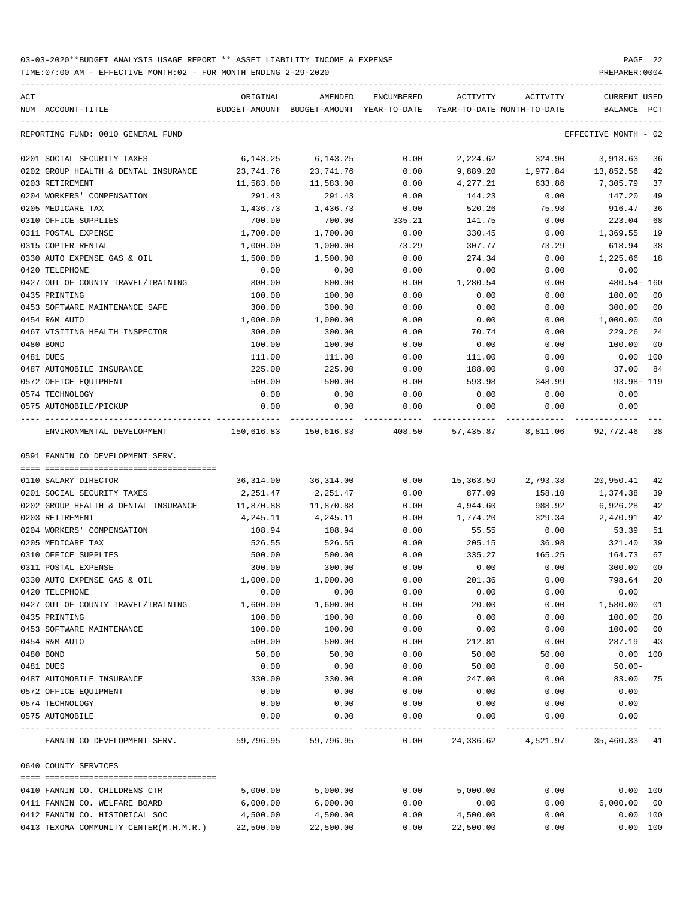03-03-2020**BUDGET ANALYSIS USAGE REPORT ** ASSET LIABILITY INCOME & EXPENSE

TIME:07:00 AM - EFFECTIVE MONTH:02 - FOR MONTH ENDING 2-29-2020

PREPARER:0004

| ACT NUM | ACCOUNT-TITLE | ORIGINAL BUDGET-AMOUNT | AMENDED BUDGET-AMOUNT | ENCUMBERED YEAR-TO-DATE | ACTIVITY YEAR-TO-DATE | ACTIVITY MONTH-TO-DATE | CURRENT BALANCE | USED PCT |
|---|---|---|---|---|---|---|---|---|
| | REPORTING FUND: 0010 GENERAL FUND | | | | | | EFFECTIVE MONTH - 02 | |
| 0201 | SOCIAL SECURITY TAXES | 6,143.25 | 6,143.25 | 0.00 | 2,224.62 | 324.90 | 3,918.63 | 36 |
| 0202 | GROUP HEALTH & DENTAL INSURANCE | 23,741.76 | 23,741.76 | 0.00 | 9,889.20 | 1,977.84 | 13,852.56 | 42 |
| 0203 | RETIREMENT | 11,583.00 | 11,583.00 | 0.00 | 4,277.21 | 633.86 | 7,305.79 | 37 |
| 0204 | WORKERS' COMPENSATION | 291.43 | 291.43 | 0.00 | 144.23 | 0.00 | 147.20 | 49 |
| 0205 | MEDICARE TAX | 1,436.73 | 1,436.73 | 0.00 | 520.26 | 75.98 | 916.47 | 36 |
| 0310 | OFFICE SUPPLIES | 700.00 | 700.00 | 335.21 | 141.75 | 0.00 | 223.04 | 68 |
| 0311 | POSTAL EXPENSE | 1,700.00 | 1,700.00 | 0.00 | 330.45 | 0.00 | 1,369.55 | 19 |
| 0315 | COPIER RENTAL | 1,000.00 | 1,000.00 | 73.29 | 307.77 | 73.29 | 618.94 | 38 |
| 0330 | AUTO EXPENSE GAS & OIL | 1,500.00 | 1,500.00 | 0.00 | 274.34 | 0.00 | 1,225.66 | 18 |
| 0420 | TELEPHONE | 0.00 | 0.00 | 0.00 | 0.00 | 0.00 | 0.00 | |
| 0427 | OUT OF COUNTY TRAVEL/TRAINING | 800.00 | 800.00 | 0.00 | 1,280.54 | 0.00 | 480.54- | 160 |
| 0435 | PRINTING | 100.00 | 100.00 | 0.00 | 0.00 | 0.00 | 100.00 | 00 |
| 0453 | SOFTWARE MAINTENANCE SAFE | 300.00 | 300.00 | 0.00 | 0.00 | 0.00 | 300.00 | 00 |
| 0454 | R&M AUTO | 1,000.00 | 1,000.00 | 0.00 | 0.00 | 0.00 | 1,000.00 | 00 |
| 0467 | VISITING HEALTH INSPECTOR | 300.00 | 300.00 | 0.00 | 70.74 | 0.00 | 229.26 | 24 |
| 0480 | BOND | 100.00 | 100.00 | 0.00 | 0.00 | 0.00 | 100.00 | 00 |
| 0481 | DUES | 111.00 | 111.00 | 0.00 | 111.00 | 0.00 | 0.00 | 100 |
| 0487 | AUTOMOBILE INSURANCE | 225.00 | 225.00 | 0.00 | 188.00 | 0.00 | 37.00 | 84 |
| 0572 | OFFICE EQUIPMENT | 500.00 | 500.00 | 0.00 | 593.98 | 348.99 | 93.98- | 119 |
| 0574 | TECHNOLOGY | 0.00 | 0.00 | 0.00 | 0.00 | 0.00 | 0.00 | |
| 0575 | AUTOMOBILE/PICKUP | 0.00 | 0.00 | 0.00 | 0.00 | 0.00 | 0.00 | |
| | ENVIRONMENTAL DEVELOPMENT | 150,616.83 | 150,616.83 | 408.50 | 57,435.87 | 8,811.06 | 92,772.46 | 38 |
| | 0591 FANNIN CO DEVELOPMENT SERV. | | | | | | | |
| 0110 | SALARY DIRECTOR | 36,314.00 | 36,314.00 | 0.00 | 15,363.59 | 2,793.38 | 20,950.41 | 42 |
| 0201 | SOCIAL SECURITY TAXES | 2,251.47 | 2,251.47 | 0.00 | 877.09 | 158.10 | 1,374.38 | 39 |
| 0202 | GROUP HEALTH & DENTAL INSURANCE | 11,870.88 | 11,870.88 | 0.00 | 4,944.60 | 988.92 | 6,926.28 | 42 |
| 0203 | RETIREMENT | 4,245.11 | 4,245.11 | 0.00 | 1,774.20 | 329.34 | 2,470.91 | 42 |
| 0204 | WORKERS' COMPENSATION | 108.94 | 108.94 | 0.00 | 55.55 | 0.00 | 53.39 | 51 |
| 0205 | MEDICARE TAX | 526.55 | 526.55 | 0.00 | 205.15 | 36.98 | 321.40 | 39 |
| 0310 | OFFICE SUPPLIES | 500.00 | 500.00 | 0.00 | 335.27 | 165.25 | 164.73 | 67 |
| 0311 | POSTAL EXPENSE | 300.00 | 300.00 | 0.00 | 0.00 | 0.00 | 300.00 | 00 |
| 0330 | AUTO EXPENSE GAS & OIL | 1,000.00 | 1,000.00 | 0.00 | 201.36 | 0.00 | 798.64 | 20 |
| 0420 | TELEPHONE | 0.00 | 0.00 | 0.00 | 0.00 | 0.00 | 0.00 | |
| 0427 | OUT OF COUNTY TRAVEL/TRAINING | 1,600.00 | 1,600.00 | 0.00 | 20.00 | 0.00 | 1,580.00 | 01 |
| 0435 | PRINTING | 100.00 | 100.00 | 0.00 | 0.00 | 0.00 | 100.00 | 00 |
| 0453 | SOFTWARE MAINTENANCE | 100.00 | 100.00 | 0.00 | 0.00 | 0.00 | 100.00 | 00 |
| 0454 | R&M AUTO | 500.00 | 500.00 | 0.00 | 212.81 | 0.00 | 287.19 | 43 |
| 0480 | BOND | 50.00 | 50.00 | 0.00 | 50.00 | 50.00 | 0.00 | 100 |
| 0481 | DUES | 0.00 | 0.00 | 0.00 | 50.00 | 0.00 | 50.00- | |
| 0487 | AUTOMOBILE INSURANCE | 330.00 | 330.00 | 0.00 | 247.00 | 0.00 | 83.00 | 75 |
| 0572 | OFFICE EQUIPMENT | 0.00 | 0.00 | 0.00 | 0.00 | 0.00 | 0.00 | |
| 0574 | TECHNOLOGY | 0.00 | 0.00 | 0.00 | 0.00 | 0.00 | 0.00 | |
| 0575 | AUTOMOBILE | 0.00 | 0.00 | 0.00 | 0.00 | 0.00 | 0.00 | |
| | FANNIN CO DEVELOPMENT SERV. | 59,796.95 | 59,796.95 | 0.00 | 24,336.62 | 4,521.97 | 35,460.33 | 41 |
| | 0640 COUNTY SERVICES | | | | | | | |
| 0410 | FANNIN CO. CHILDRENS CTR | 5,000.00 | 5,000.00 | 0.00 | 5,000.00 | 0.00 | 0.00 | 100 |
| 0411 | FANNIN CO. WELFARE BOARD | 6,000.00 | 6,000.00 | 0.00 | 0.00 | 0.00 | 6,000.00 | 00 |
| 0412 | FANNIN CO. HISTORICAL SOC | 4,500.00 | 4,500.00 | 0.00 | 4,500.00 | 0.00 | 0.00 | 100 |
| 0413 | TEXOMA COMMUNITY CENTER(M.H.M.R.) | 22,500.00 | 22,500.00 | 0.00 | 22,500.00 | 0.00 | 0.00 | 100 |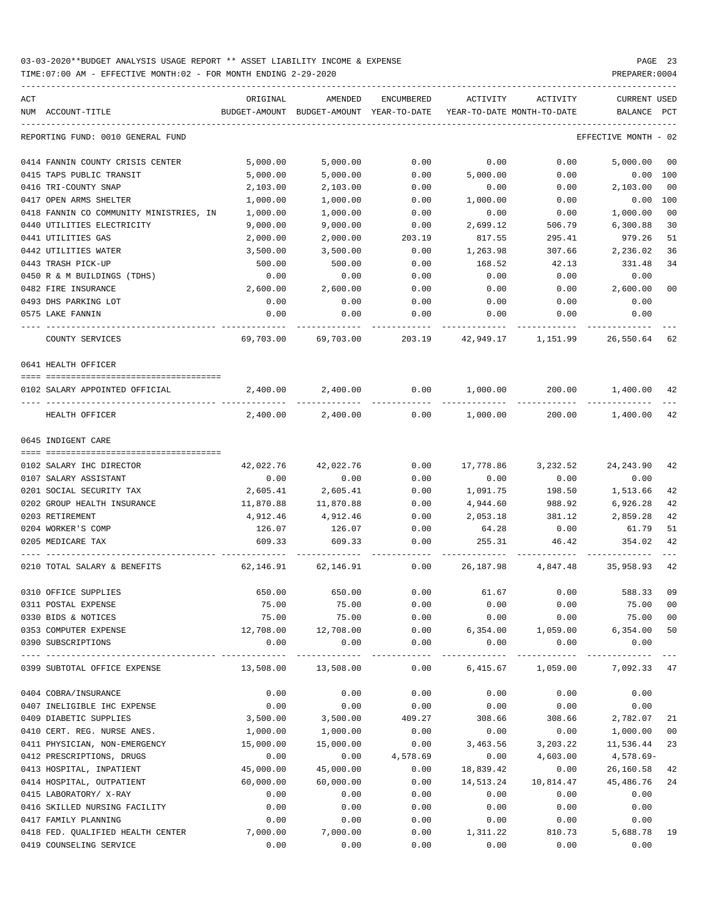03-03-2020**BUDGET ANALYSIS USAGE REPORT ** ASSET LIABILITY INCOME & EXPENSE

TIME:07:00 AM - EFFECTIVE MONTH:02 - FOR MONTH ENDING 2-29-2020

| ACT NUM | ACCOUNT-TITLE | ORIGINAL BUDGET-AMOUNT | AMENDED BUDGET-AMOUNT | ENCUMBERED YEAR-TO-DATE | ACTIVITY YEAR-TO-DATE | ACTIVITY MONTH-TO-DATE | CURRENT BALANCE | USED PCT |
|---|---|---|---|---|---|---|---|---|
| | REPORTING FUND: 0010 GENERAL FUND | | | | | | EFFECTIVE MONTH - 02 | |
| 0414 | FANNIN COUNTY CRISIS CENTER | 5,000.00 | 5,000.00 | 0.00 | 0.00 | 0.00 | 5,000.00 | 00 |
| 0415 | TAPS PUBLIC TRANSIT | 5,000.00 | 5,000.00 | 0.00 | 5,000.00 | 0.00 | 0.00 | 100 |
| 0416 | TRI-COUNTY SNAP | 2,103.00 | 2,103.00 | 0.00 | 0.00 | 0.00 | 2,103.00 | 00 |
| 0417 | OPEN ARMS SHELTER | 1,000.00 | 1,000.00 | 0.00 | 1,000.00 | 0.00 | 0.00 | 100 |
| 0418 | FANNIN CO COMMUNITY MINISTRIES, IN | 1,000.00 | 1,000.00 | 0.00 | 0.00 | 0.00 | 1,000.00 | 00 |
| 0440 | UTILITIES ELECTRICITY | 9,000.00 | 9,000.00 | 0.00 | 2,699.12 | 506.79 | 6,300.88 | 30 |
| 0441 | UTILITIES GAS | 2,000.00 | 2,000.00 | 203.19 | 817.55 | 295.41 | 979.26 | 51 |
| 0442 | UTILITIES WATER | 3,500.00 | 3,500.00 | 0.00 | 1,263.98 | 307.66 | 2,236.02 | 36 |
| 0443 | TRASH PICK-UP | 500.00 | 500.00 | 0.00 | 168.52 | 42.13 | 331.48 | 34 |
| 0450 | R & M BUILDINGS (TDHS) | 0.00 | 0.00 | 0.00 | 0.00 | 0.00 | 0.00 | |
| 0482 | FIRE INSURANCE | 2,600.00 | 2,600.00 | 0.00 | 0.00 | 0.00 | 2,600.00 | 00 |
| 0493 | DHS PARKING LOT | 0.00 | 0.00 | 0.00 | 0.00 | 0.00 | 0.00 | |
| 0575 | LAKE FANNIN | 0.00 | 0.00 | 0.00 | 0.00 | 0.00 | 0.00 | |
| | COUNTY SERVICES | 69,703.00 | 69,703.00 | 203.19 | 42,949.17 | 1,151.99 | 26,550.64 | 62 |
| | 0641 HEALTH OFFICER | | | | | | | |
| 0102 | SALARY APPOINTED OFFICIAL | 2,400.00 | 2,400.00 | 0.00 | 1,000.00 | 200.00 | 1,400.00 | 42 |
| | HEALTH OFFICER | 2,400.00 | 2,400.00 | 0.00 | 1,000.00 | 200.00 | 1,400.00 | 42 |
| | 0645 INDIGENT CARE | | | | | | | |
| 0102 | SALARY IHC DIRECTOR | 42,022.76 | 42,022.76 | 0.00 | 17,778.86 | 3,232.52 | 24,243.90 | 42 |
| 0107 | SALARY ASSISTANT | 0.00 | 0.00 | 0.00 | 0.00 | 0.00 | 0.00 | |
| 0201 | SOCIAL SECURITY TAX | 2,605.41 | 2,605.41 | 0.00 | 1,091.75 | 198.50 | 1,513.66 | 42 |
| 0202 | GROUP HEALTH INSURANCE | 11,870.88 | 11,870.88 | 0.00 | 4,944.60 | 988.92 | 6,926.28 | 42 |
| 0203 | RETIREMENT | 4,912.46 | 4,912.46 | 0.00 | 2,053.18 | 381.12 | 2,859.28 | 42 |
| 0204 | WORKER'S COMP | 126.07 | 126.07 | 0.00 | 64.28 | 0.00 | 61.79 | 51 |
| 0205 | MEDICARE TAX | 609.33 | 609.33 | 0.00 | 255.31 | 46.42 | 354.02 | 42 |
| 0210 | TOTAL SALARY & BENEFITS | 62,146.91 | 62,146.91 | 0.00 | 26,187.98 | 4,847.48 | 35,958.93 | 42 |
| 0310 | OFFICE SUPPLIES | 650.00 | 650.00 | 0.00 | 61.67 | 0.00 | 588.33 | 09 |
| 0311 | POSTAL EXPENSE | 75.00 | 75.00 | 0.00 | 0.00 | 0.00 | 75.00 | 00 |
| 0330 | BIDS & NOTICES | 75.00 | 75.00 | 0.00 | 0.00 | 0.00 | 75.00 | 00 |
| 0353 | COMPUTER EXPENSE | 12,708.00 | 12,708.00 | 0.00 | 6,354.00 | 1,059.00 | 6,354.00 | 50 |
| 0390 | SUBSCRIPTIONS | 0.00 | 0.00 | 0.00 | 0.00 | 0.00 | 0.00 | |
| 0399 | SUBTOTAL OFFICE EXPENSE | 13,508.00 | 13,508.00 | 0.00 | 6,415.67 | 1,059.00 | 7,092.33 | 47 |
| 0404 | COBRA/INSURANCE | 0.00 | 0.00 | 0.00 | 0.00 | 0.00 | 0.00 | |
| 0407 | INELIGIBLE IHC EXPENSE | 0.00 | 0.00 | 0.00 | 0.00 | 0.00 | 0.00 | |
| 0409 | DIABETIC SUPPLIES | 3,500.00 | 3,500.00 | 409.27 | 308.66 | 308.66 | 2,782.07 | 21 |
| 0410 | CERT. REG. NURSE ANES. | 1,000.00 | 1,000.00 | 0.00 | 0.00 | 0.00 | 1,000.00 | 00 |
| 0411 | PHYSICIAN, NON-EMERGENCY | 15,000.00 | 15,000.00 | 0.00 | 3,463.56 | 3,203.22 | 11,536.44 | 23 |
| 0412 | PRESCRIPTIONS, DRUGS | 0.00 | 0.00 | 4,578.69 | 0.00 | 4,603.00 | 4,578.69- | |
| 0413 | HOSPITAL, INPATIENT | 45,000.00 | 45,000.00 | 0.00 | 18,839.42 | 0.00 | 26,160.58 | 42 |
| 0414 | HOSPITAL, OUTPATIENT | 60,000.00 | 60,000.00 | 0.00 | 14,513.24 | 10,814.47 | 45,486.76 | 24 |
| 0415 | LABORATORY/ X-RAY | 0.00 | 0.00 | 0.00 | 0.00 | 0.00 | 0.00 | |
| 0416 | SKILLED NURSING FACILITY | 0.00 | 0.00 | 0.00 | 0.00 | 0.00 | 0.00 | |
| 0417 | FAMILY PLANNING | 0.00 | 0.00 | 0.00 | 0.00 | 0.00 | 0.00 | |
| 0418 | FED. QUALIFIED HEALTH CENTER | 7,000.00 | 7,000.00 | 0.00 | 1,311.22 | 810.73 | 5,688.78 | 19 |
| 0419 | COUNSELING SERVICE | 0.00 | 0.00 | 0.00 | 0.00 | 0.00 | 0.00 | |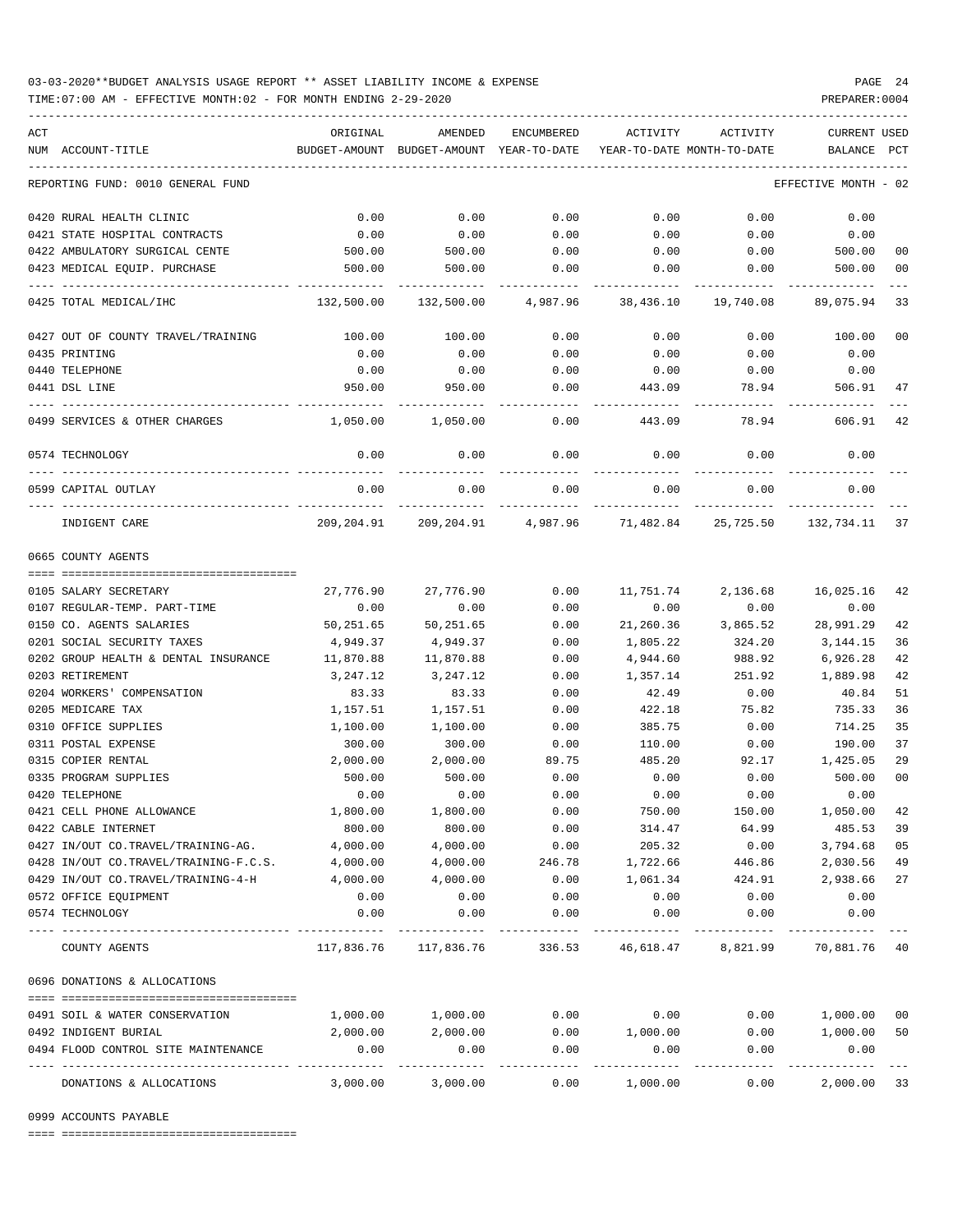03-03-2020**BUDGET ANALYSIS USAGE REPORT ** ASSET LIABILITY INCOME & EXPENSE

TIME:07:00 AM - EFFECTIVE MONTH:02 - FOR MONTH ENDING 2-29-2020

PREPARER:0004

| ACT NUM | ACCOUNT-TITLE | ORIGINAL BUDGET-AMOUNT | AMENDED BUDGET-AMOUNT | ENCUMBERED YEAR-TO-DATE | ACTIVITY YEAR-TO-DATE | ACTIVITY MONTH-TO-DATE | CURRENT BALANCE | USED PCT |
|---|---|---|---|---|---|---|---|---|
| | REPORTING FUND: 0010 GENERAL FUND | | | | | | EFFECTIVE MONTH - 02 | |
| 0420 | RURAL HEALTH CLINIC | 0.00 | 0.00 | 0.00 | 0.00 | 0.00 | 0.00 | |
| 0421 | STATE HOSPITAL CONTRACTS | 0.00 | 0.00 | 0.00 | 0.00 | 0.00 | 0.00 | |
| 0422 | AMBULATORY SURGICAL CENTE | 500.00 | 500.00 | 0.00 | 0.00 | 0.00 | 500.00 | 00 |
| 0423 | MEDICAL EQUIP. PURCHASE | 500.00 | 500.00 | 0.00 | 0.00 | 0.00 | 500.00 | 00 |
| 0425 | TOTAL MEDICAL/IHC | 132,500.00 | 132,500.00 | 4,987.96 | 38,436.10 | 19,740.08 | 89,075.94 | 33 |
| 0427 | OUT OF COUNTY TRAVEL/TRAINING | 100.00 | 100.00 | 0.00 | 0.00 | 0.00 | 100.00 | 00 |
| 0435 | PRINTING | 0.00 | 0.00 | 0.00 | 0.00 | 0.00 | 0.00 | |
| 0440 | TELEPHONE | 0.00 | 0.00 | 0.00 | 0.00 | 0.00 | 0.00 | |
| 0441 | DSL LINE | 950.00 | 950.00 | 0.00 | 443.09 | 78.94 | 506.91 | 47 |
| 0499 | SERVICES & OTHER CHARGES | 1,050.00 | 1,050.00 | 0.00 | 443.09 | 78.94 | 606.91 | 42 |
| 0574 | TECHNOLOGY | 0.00 | 0.00 | 0.00 | 0.00 | 0.00 | 0.00 | |
| 0599 | CAPITAL OUTLAY | 0.00 | 0.00 | 0.00 | 0.00 | 0.00 | 0.00 | |
| | INDIGENT CARE | 209,204.91 | 209,204.91 | 4,987.96 | 71,482.84 | 25,725.50 | 132,734.11 | 37 |
| | 0665 COUNTY AGENTS | | | | | | | |
| 0105 | SALARY SECRETARY | 27,776.90 | 27,776.90 | 0.00 | 11,751.74 | 2,136.68 | 16,025.16 | 42 |
| 0107 | REGULAR-TEMP. PART-TIME | 0.00 | 0.00 | 0.00 | 0.00 | 0.00 | 0.00 | |
| 0150 | CO. AGENTS SALARIES | 50,251.65 | 50,251.65 | 0.00 | 21,260.36 | 3,865.52 | 28,991.29 | 42 |
| 0201 | SOCIAL SECURITY TAXES | 4,949.37 | 4,949.37 | 0.00 | 1,805.22 | 324.20 | 3,144.15 | 36 |
| 0202 | GROUP HEALTH & DENTAL INSURANCE | 11,870.88 | 11,870.88 | 0.00 | 4,944.60 | 988.92 | 6,926.28 | 42 |
| 0203 | RETIREMENT | 3,247.12 | 3,247.12 | 0.00 | 1,357.14 | 251.92 | 1,889.98 | 42 |
| 0204 | WORKERS' COMPENSATION | 83.33 | 83.33 | 0.00 | 42.49 | 0.00 | 40.84 | 51 |
| 0205 | MEDICARE TAX | 1,157.51 | 1,157.51 | 0.00 | 422.18 | 75.82 | 735.33 | 36 |
| 0310 | OFFICE SUPPLIES | 1,100.00 | 1,100.00 | 0.00 | 385.75 | 0.00 | 714.25 | 35 |
| 0311 | POSTAL EXPENSE | 300.00 | 300.00 | 0.00 | 110.00 | 0.00 | 190.00 | 37 |
| 0315 | COPIER RENTAL | 2,000.00 | 2,000.00 | 89.75 | 485.20 | 92.17 | 1,425.05 | 29 |
| 0335 | PROGRAM SUPPLIES | 500.00 | 500.00 | 0.00 | 0.00 | 0.00 | 500.00 | 00 |
| 0420 | TELEPHONE | 0.00 | 0.00 | 0.00 | 0.00 | 0.00 | 0.00 | |
| 0421 | CELL PHONE ALLOWANCE | 1,800.00 | 1,800.00 | 0.00 | 750.00 | 150.00 | 1,050.00 | 42 |
| 0422 | CABLE INTERNET | 800.00 | 800.00 | 0.00 | 314.47 | 64.99 | 485.53 | 39 |
| 0427 | IN/OUT CO.TRAVEL/TRAINING-AG. | 4,000.00 | 4,000.00 | 0.00 | 205.32 | 0.00 | 3,794.68 | 05 |
| 0428 | IN/OUT CO.TRAVEL/TRAINING-F.C.S. | 4,000.00 | 4,000.00 | 246.78 | 1,722.66 | 446.86 | 2,030.56 | 49 |
| 0429 | IN/OUT CO.TRAVEL/TRAINING-4-H | 4,000.00 | 4,000.00 | 0.00 | 1,061.34 | 424.91 | 2,938.66 | 27 |
| 0572 | OFFICE EQUIPMENT | 0.00 | 0.00 | 0.00 | 0.00 | 0.00 | 0.00 | |
| 0574 | TECHNOLOGY | 0.00 | 0.00 | 0.00 | 0.00 | 0.00 | 0.00 | |
| | COUNTY AGENTS | 117,836.76 | 117,836.76 | 336.53 | 46,618.47 | 8,821.99 | 70,881.76 | 40 |
| | 0696 DONATIONS & ALLOCATIONS | | | | | | | |
| 0491 | SOIL & WATER CONSERVATION | 1,000.00 | 1,000.00 | 0.00 | 0.00 | 0.00 | 1,000.00 | 00 |
| 0492 | INDIGENT BURIAL | 2,000.00 | 2,000.00 | 0.00 | 1,000.00 | 0.00 | 1,000.00 | 50 |
| 0494 | FLOOD CONTROL SITE MAINTENANCE | 0.00 | 0.00 | 0.00 | 0.00 | 0.00 | 0.00 | |
| | DONATIONS & ALLOCATIONS | 3,000.00 | 3,000.00 | 0.00 | 1,000.00 | 0.00 | 2,000.00 | 33 |
| | 0999 ACCOUNTS PAYABLE | | | | | | | |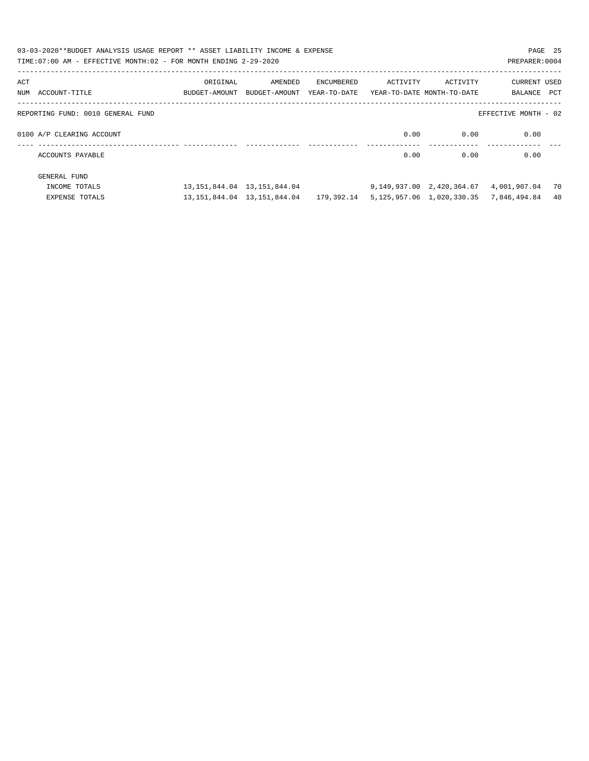03-03-2020**BUDGET ANALYSIS USAGE REPORT ** ASSET LIABILITY INCOME & EXPENSE

TIME:07:00 AM - EFFECTIVE MONTH:02 - FOR MONTH ENDING 2-29-2020

PREPARER:0004

| ACT NUM | ACCOUNT-TITLE | ORIGINAL BUDGET-AMOUNT | AMENDED BUDGET-AMOUNT | ENCUMBERED YEAR-TO-DATE | ACTIVITY YEAR-TO-DATE | ACTIVITY MONTH-TO-DATE | CURRENT BALANCE | USED PCT |
|---|---|---|---|---|---|---|---|---|
| | REPORTING FUND: 0010 GENERAL FUND | | | | | | EFFECTIVE MONTH - 02 | |
| 0100 | A/P CLEARING ACCOUNT | | | | 0.00 | 0.00 | 0.00 | |
| | ACCOUNTS PAYABLE | | | | 0.00 | 0.00 | 0.00 | |
| | GENERAL FUND | | | | | | | |
| | INCOME TOTALS | 13,151,844.04 | 13,151,844.04 | | 9,149,937.00 | 2,420,364.67 | 4,001,907.04 | 70 |
| | EXPENSE TOTALS | 13,151,844.04 | 13,151,844.04 | 179,392.14 | 5,125,957.06 | 1,020,330.35 | 7,846,494.84 | 40 |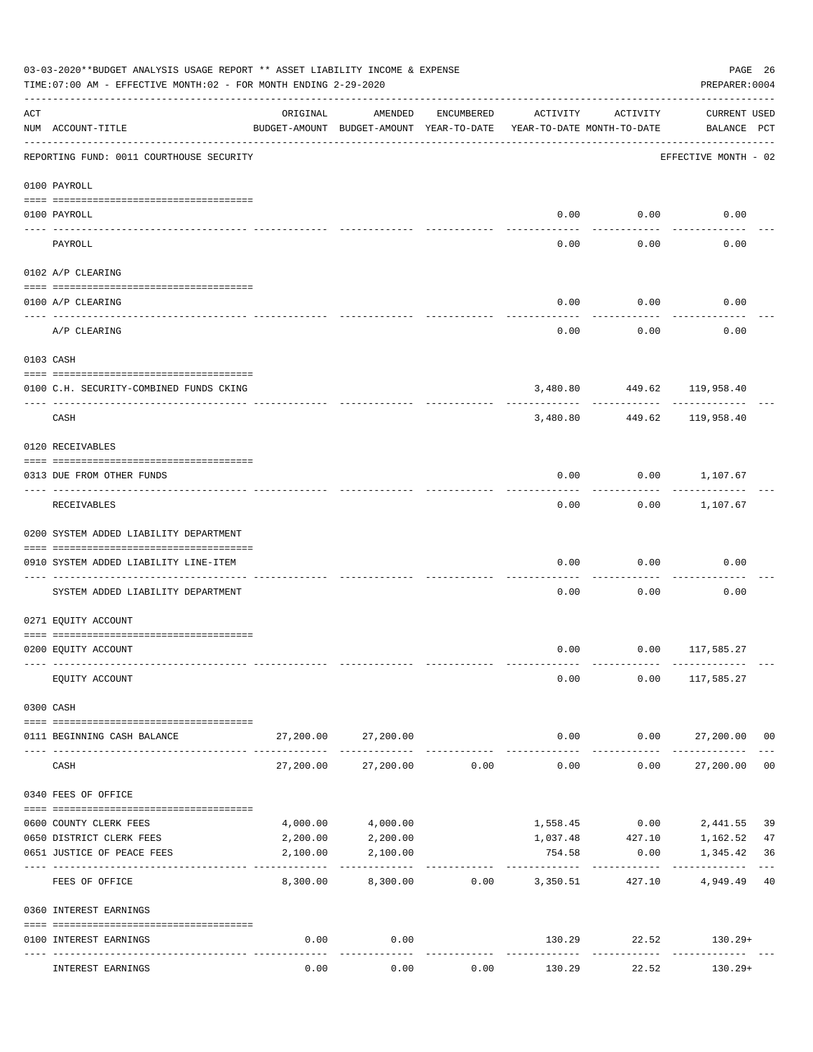03-03-2020**BUDGET ANALYSIS USAGE REPORT ** ASSET LIABILITY INCOME & EXPENSE

TIME:07:00 AM - EFFECTIVE MONTH:02 - FOR MONTH ENDING 2-29-2020

PREPARER:0004

REPORTING FUND: 0011 COURTHOUSE SECURITY — EFFECTIVE MONTH - 02

| ACT NUM | ACCOUNT-TITLE | ORIGINAL BUDGET-AMOUNT | AMENDED BUDGET-AMOUNT | ENCUMBERED YEAR-TO-DATE | ACTIVITY YEAR-TO-DATE | ACTIVITY MONTH-TO-DATE | CURRENT BALANCE | USED PCT |
|---|---|---|---|---|---|---|---|---|
| | **0100 PAYROLL** | | | | | | | |
| 0100 | PAYROLL | | | | 0.00 | 0.00 | 0.00 | |
| | PAYROLL | | | | 0.00 | 0.00 | 0.00 | |
| | **0102 A/P CLEARING** | | | | | | | |
| 0100 | A/P CLEARING | | | | 0.00 | 0.00 | 0.00 | |
| | A/P CLEARING | | | | 0.00 | 0.00 | 0.00 | |
| | **0103 CASH** | | | | | | | |
| 0100 | C.H. SECURITY-COMBINED FUNDS CKING | | | | 3,480.80 | 449.62 | 119,958.40 | |
| | CASH | | | | 3,480.80 | 449.62 | 119,958.40 | |
| | **0120 RECEIVABLES** | | | | | | | |
| 0313 | DUE FROM OTHER FUNDS | | | | 0.00 | 0.00 | 1,107.67 | |
| | RECEIVABLES | | | | 0.00 | 0.00 | 1,107.67 | |
| | **0200 SYSTEM ADDED LIABILITY DEPARTMENT** | | | | | | | |
| 0910 | SYSTEM ADDED LIABILITY LINE-ITEM | | | | 0.00 | 0.00 | 0.00 | |
| | SYSTEM ADDED LIABILITY DEPARTMENT | | | | 0.00 | 0.00 | 0.00 | |
| | **0271 EQUITY ACCOUNT** | | | | | | | |
| 0200 | EQUITY ACCOUNT | | | | 0.00 | 0.00 | 117,585.27 | |
| | EQUITY ACCOUNT | | | | 0.00 | 0.00 | 117,585.27 | |
| | **0300 CASH** | | | | | | | |
| 0111 | BEGINNING CASH BALANCE | 27,200.00 | 27,200.00 | | 0.00 | 0.00 | 27,200.00 | 00 |
| | CASH | 27,200.00 | 27,200.00 | 0.00 | 0.00 | 0.00 | 27,200.00 | 00 |
| | **0340 FEES OF OFFICE** | | | | | | | |
| 0600 | COUNTY CLERK FEES | 4,000.00 | 4,000.00 | | 1,558.45 | 0.00 | 2,441.55 | 39 |
| 0650 | DISTRICT CLERK FEES | 2,200.00 | 2,200.00 | | 1,037.48 | 427.10 | 1,162.52 | 47 |
| 0651 | JUSTICE OF PEACE FEES | 2,100.00 | 2,100.00 | | 754.58 | 0.00 | 1,345.42 | 36 |
| | FEES OF OFFICE | 8,300.00 | 8,300.00 | 0.00 | 3,350.51 | 427.10 | 4,949.49 | 40 |
| | **0360 INTEREST EARNINGS** | | | | | | | |
| 0100 | INTEREST EARNINGS | 0.00 | 0.00 | | 130.29 | 22.52 | 130.29+ | |
| | INTEREST EARNINGS | 0.00 | 0.00 | 0.00 | 130.29 | 22.52 | 130.29+ | |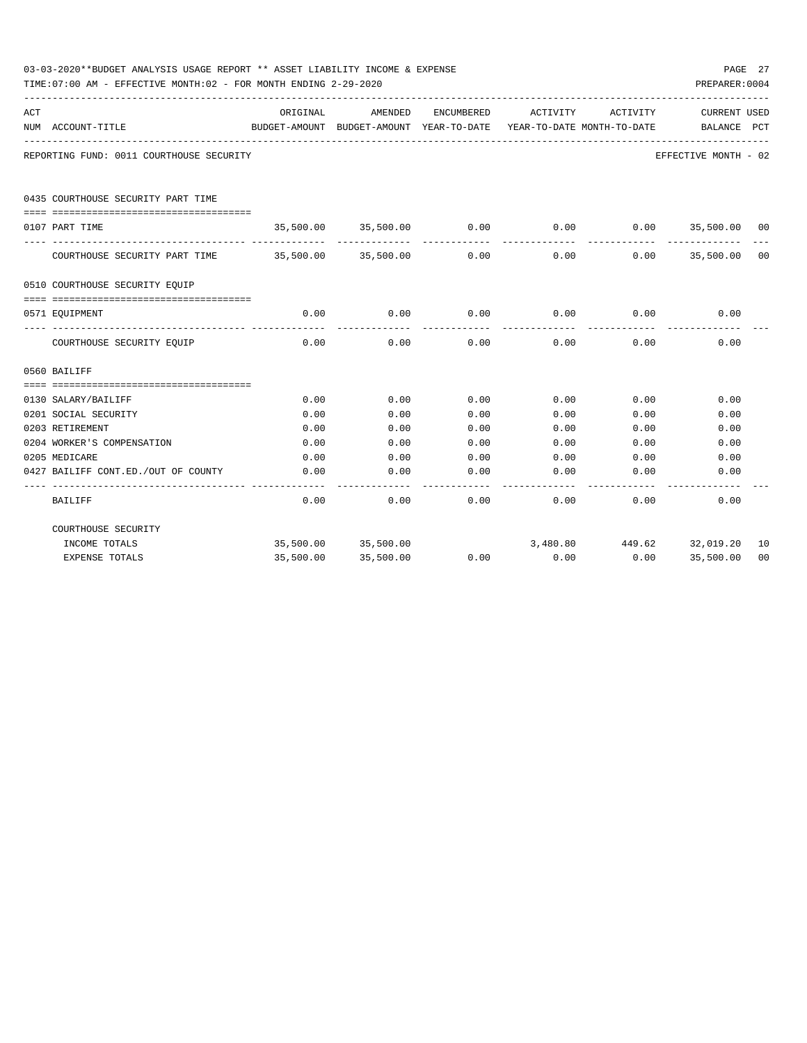03-03-2020**BUDGET ANALYSIS USAGE REPORT ** ASSET LIABILITY INCOME & EXPENSE

TIME:07:00 AM - EFFECTIVE MONTH:02 - FOR MONTH ENDING 2-29-2020

PREPARER:0004

| ACT NUM | ACCOUNT-TITLE | ORIGINAL BUDGET-AMOUNT | AMENDED BUDGET-AMOUNT | ENCUMBERED YEAR-TO-DATE | ACTIVITY YEAR-TO-DATE | ACTIVITY MONTH-TO-DATE | CURRENT BALANCE | USED PCT |
|---|---|---|---|---|---|---|---|---|
| REPORTING FUND: 0011 COURTHOUSE SECURITY | | | | | | | EFFECTIVE MONTH - 02 | |
| 0435 | COURTHOUSE SECURITY PART TIME | | | | | | | |
| 0107 | PART TIME | 35,500.00 | 35,500.00 | 0.00 | 0.00 | 0.00 | 35,500.00 | 00 |
| | COURTHOUSE SECURITY PART TIME | 35,500.00 | 35,500.00 | 0.00 | 0.00 | 0.00 | 35,500.00 | 00 |
| 0510 | COURTHOUSE SECURITY EQUIP | | | | | | | |
| 0571 | EQUIPMENT | 0.00 | 0.00 | 0.00 | 0.00 | 0.00 | 0.00 | |
| | COURTHOUSE SECURITY EQUIP | 0.00 | 0.00 | 0.00 | 0.00 | 0.00 | 0.00 | |
| 0560 | BAILIFF | | | | | | | |
| 0130 | SALARY/BAILIFF | 0.00 | 0.00 | 0.00 | 0.00 | 0.00 | 0.00 | |
| 0201 | SOCIAL SECURITY | 0.00 | 0.00 | 0.00 | 0.00 | 0.00 | 0.00 | |
| 0203 | RETIREMENT | 0.00 | 0.00 | 0.00 | 0.00 | 0.00 | 0.00 | |
| 0204 | WORKER'S COMPENSATION | 0.00 | 0.00 | 0.00 | 0.00 | 0.00 | 0.00 | |
| 0205 | MEDICARE | 0.00 | 0.00 | 0.00 | 0.00 | 0.00 | 0.00 | |
| 0427 | BAILIFF CONT.ED./OUT OF COUNTY | 0.00 | 0.00 | 0.00 | 0.00 | 0.00 | 0.00 | |
| | BAILIFF | 0.00 | 0.00 | 0.00 | 0.00 | 0.00 | 0.00 | |
| | COURTHOUSE SECURITY | | | | | | | |
| | INCOME TOTALS | 35,500.00 | 35,500.00 | | 3,480.80 | 449.62 | 32,019.20 | 10 |
| | EXPENSE TOTALS | 35,500.00 | 35,500.00 | 0.00 | 0.00 | 0.00 | 35,500.00 | 00 |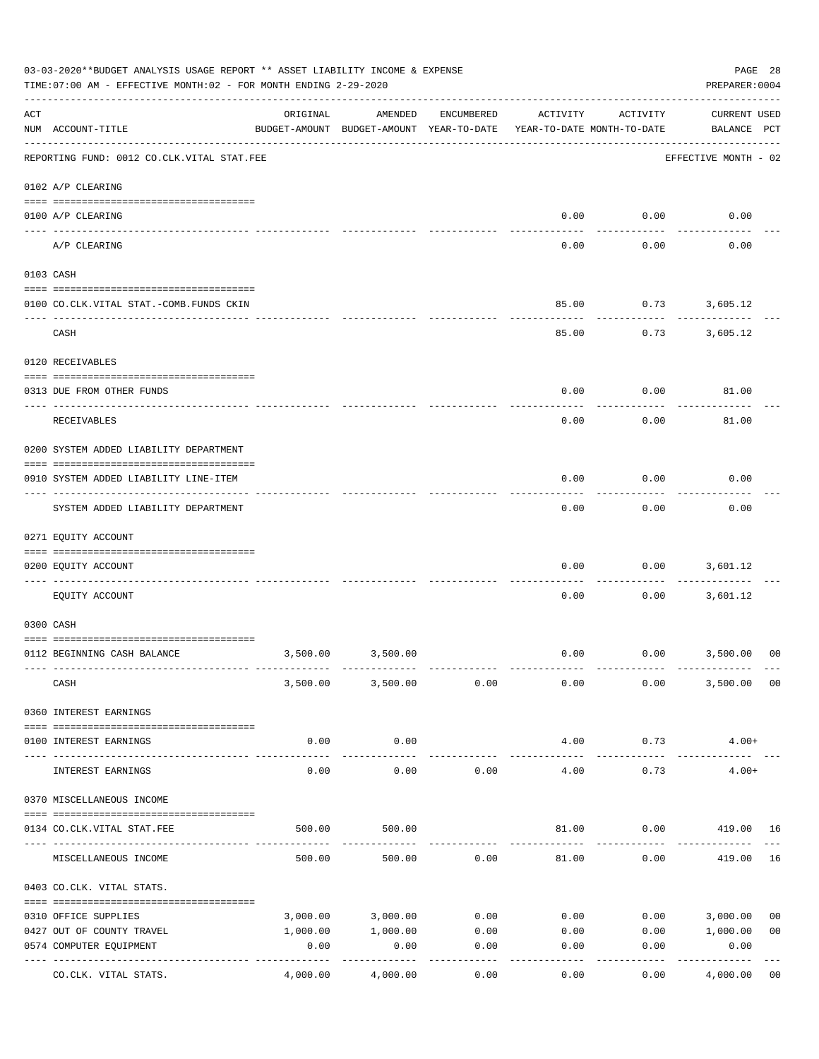03-03-2020**BUDGET ANALYSIS USAGE REPORT ** ASSET LIABILITY INCOME & EXPENSE

TIME:07:00 AM - EFFECTIVE MONTH:02 - FOR MONTH ENDING 2-29-2020

PREPARER:0004

| ACT NUM | ACCOUNT-TITLE | ORIGINAL BUDGET-AMOUNT | AMENDED BUDGET-AMOUNT | ENCUMBERED YEAR-TO-DATE | ACTIVITY YEAR-TO-DATE | ACTIVITY MONTH-TO-DATE | CURRENT BALANCE | USED PCT |
|---|---|---|---|---|---|---|---|---|
| | REPORTING FUND: 0012 CO.CLK.VITAL STAT.FEE | | | | | | EFFECTIVE MONTH - 02 | |
| | 0102 A/P CLEARING | | | | | | | |
| 0100 | A/P CLEARING | | | | 0.00 | 0.00 | 0.00 | |
| | A/P CLEARING | | | | 0.00 | 0.00 | 0.00 | |
| | 0103 CASH | | | | | | | |
| 0100 | CO.CLK.VITAL STAT.-COMB.FUNDS CKIN | | | | 85.00 | 0.73 | 3,605.12 | |
| | CASH | | | | 85.00 | 0.73 | 3,605.12 | |
| | 0120 RECEIVABLES | | | | | | | |
| 0313 | DUE FROM OTHER FUNDS | | | | 0.00 | 0.00 | 81.00 | |
| | RECEIVABLES | | | | 0.00 | 0.00 | 81.00 | |
| | 0200 SYSTEM ADDED LIABILITY DEPARTMENT | | | | | | | |
| 0910 | SYSTEM ADDED LIABILITY LINE-ITEM | | | | 0.00 | 0.00 | 0.00 | |
| | SYSTEM ADDED LIABILITY DEPARTMENT | | | | 0.00 | 0.00 | 0.00 | |
| | 0271 EQUITY ACCOUNT | | | | | | | |
| 0200 | EQUITY ACCOUNT | | | | 0.00 | 0.00 | 3,601.12 | |
| | EQUITY ACCOUNT | | | | 0.00 | 0.00 | 3,601.12 | |
| | 0300 CASH | | | | | | | |
| 0112 | BEGINNING CASH BALANCE | 3,500.00 | 3,500.00 | | 0.00 | 0.00 | 3,500.00 | 00 |
| | CASH | 3,500.00 | 3,500.00 | 0.00 | 0.00 | 0.00 | 3,500.00 | 00 |
| | 0360 INTEREST EARNINGS | | | | | | | |
| 0100 | INTEREST EARNINGS | 0.00 | 0.00 | | 4.00 | 0.73 | 4.00+ | |
| | INTEREST EARNINGS | 0.00 | 0.00 | 0.00 | 4.00 | 0.73 | 4.00+ | |
| | 0370 MISCELLANEOUS INCOME | | | | | | | |
| 0134 | CO.CLK.VITAL STAT.FEE | 500.00 | 500.00 | | 81.00 | 0.00 | 419.00 | 16 |
| | MISCELLANEOUS INCOME | 500.00 | 500.00 | 0.00 | 81.00 | 0.00 | 419.00 | 16 |
| | 0403 CO.CLK. VITAL STATS. | | | | | | | |
| 0310 | OFFICE SUPPLIES | 3,000.00 | 3,000.00 | 0.00 | 0.00 | 0.00 | 3,000.00 | 00 |
| 0427 | OUT OF COUNTY TRAVEL | 1,000.00 | 1,000.00 | 0.00 | 0.00 | 0.00 | 1,000.00 | 00 |
| 0574 | COMPUTER EQUIPMENT | 0.00 | 0.00 | 0.00 | 0.00 | 0.00 | 0.00 | |
| | CO.CLK. VITAL STATS. | 4,000.00 | 4,000.00 | 0.00 | 0.00 | 0.00 | 4,000.00 | 00 |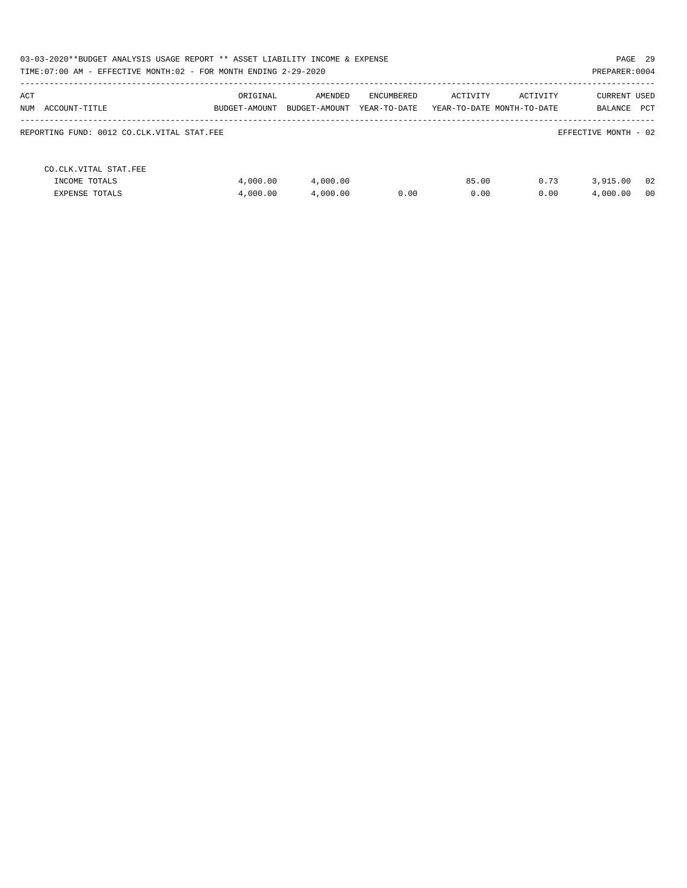03-03-2020**BUDGET ANALYSIS USAGE REPORT ** ASSET LIABILITY INCOME & EXPENSE

TIME:07:00 AM - EFFECTIVE MONTH:02 - FOR MONTH ENDING 2-29-2020

PREPARER:0004

| ACT NUM | ACCOUNT-TITLE | ORIGINAL BUDGET-AMOUNT | AMENDED BUDGET-AMOUNT | ENCUMBERED YEAR-TO-DATE | ACTIVITY YEAR-TO-DATE | ACTIVITY MONTH-TO-DATE | CURRENT BALANCE | USED PCT |
|---|---|---|---|---|---|---|---|---|

REPORTING FUND: 0012 CO.CLK.VITAL STAT.FEE

EFFECTIVE MONTH - 02

| ACT NUM | ACCOUNT-TITLE | ORIGINAL BUDGET-AMOUNT | AMENDED BUDGET-AMOUNT | ENCUMBERED YEAR-TO-DATE | ACTIVITY YEAR-TO-DATE | ACTIVITY MONTH-TO-DATE | CURRENT BALANCE | USED PCT |
|---|---|---|---|---|---|---|---|---|
| | CO.CLK.VITAL STAT.FEE | | | | | | | |
| | INCOME TOTALS | 4,000.00 | 4,000.00 | | 85.00 | 0.73 | 3,915.00 | 02 |
| | EXPENSE TOTALS | 4,000.00 | 4,000.00 | 0.00 | 0.00 | 0.00 | 4,000.00 | 00 |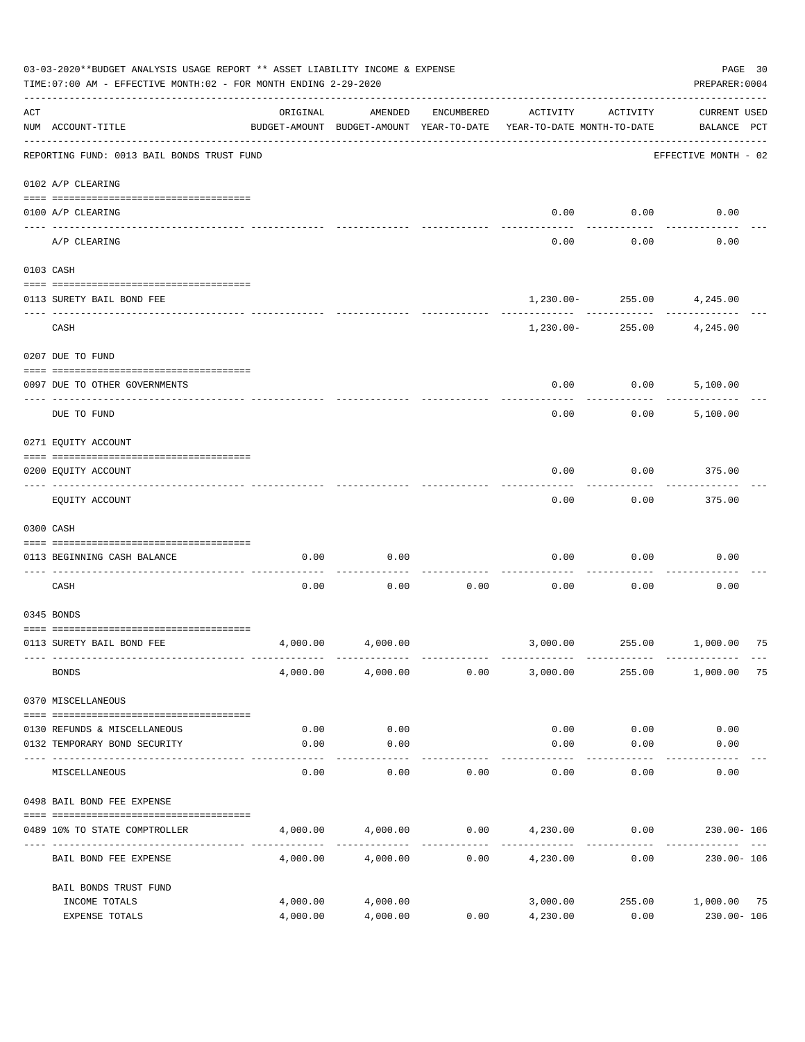03-03-2020**BUDGET ANALYSIS USAGE REPORT ** ASSET LIABILITY INCOME & EXPENSE

TIME:07:00 AM - EFFECTIVE MONTH:02 - FOR MONTH ENDING 2-29-2020

PREPARER:0004

| ACT NUM | ACCOUNT-TITLE | ORIGINAL BUDGET-AMOUNT | AMENDED BUDGET-AMOUNT | ENCUMBERED YEAR-TO-DATE | ACTIVITY YEAR-TO-DATE | ACTIVITY MONTH-TO-DATE | CURRENT USED BALANCE | PCT |
|---|---|---|---|---|---|---|---|---|
| | REPORTING FUND: 0013 BAIL BONDS TRUST FUND | | | | | | EFFECTIVE MONTH - 02 | |
| | 0102 A/P CLEARING | | | | | | | |
| 0100 | A/P CLEARING | | | | 0.00 | 0.00 | 0.00 | |
| | A/P CLEARING | | | | 0.00 | 0.00 | 0.00 | |
| | 0103 CASH | | | | | | | |
| 0113 | SURETY BAIL BOND FEE | | | | 1,230.00- | 255.00 | 4,245.00 | |
| | CASH | | | | 1,230.00- | 255.00 | 4,245.00 | |
| | 0207 DUE TO FUND | | | | | | | |
| 0097 | DUE TO OTHER GOVERNMENTS | | | | 0.00 | 0.00 | 5,100.00 | |
| | DUE TO FUND | | | | 0.00 | 0.00 | 5,100.00 | |
| | 0271 EQUITY ACCOUNT | | | | | | | |
| 0200 | EQUITY ACCOUNT | | | | 0.00 | 0.00 | 375.00 | |
| | EQUITY ACCOUNT | | | | 0.00 | 0.00 | 375.00 | |
| | 0300 CASH | | | | | | | |
| 0113 | BEGINNING CASH BALANCE | 0.00 | 0.00 | | 0.00 | 0.00 | 0.00 | |
| | CASH | 0.00 | 0.00 | 0.00 | 0.00 | 0.00 | 0.00 | |
| | 0345 BONDS | | | | | | | |
| 0113 | SURETY BAIL BOND FEE | 4,000.00 | 4,000.00 | | 3,000.00 | 255.00 | 1,000.00 | 75 |
| | BONDS | 4,000.00 | 4,000.00 | 0.00 | 3,000.00 | 255.00 | 1,000.00 | 75 |
| | 0370 MISCELLANEOUS | | | | | | | |
| 0130 | REFUNDS & MISCELLANEOUS | 0.00 | 0.00 | | 0.00 | 0.00 | 0.00 | |
| 0132 | TEMPORARY BOND SECURITY | 0.00 | 0.00 | | 0.00 | 0.00 | 0.00 | |
| | MISCELLANEOUS | 0.00 | 0.00 | 0.00 | 0.00 | 0.00 | 0.00 | |
| | 0498 BAIL BOND FEE EXPENSE | | | | | | | |
| 0489 | 10% TO STATE COMPTROLLER | 4,000.00 | 4,000.00 | 0.00 | 4,230.00 | 0.00 | 230.00- | 106 |
| | BAIL BOND FEE EXPENSE | 4,000.00 | 4,000.00 | 0.00 | 4,230.00 | 0.00 | 230.00- | 106 |
| | BAIL BONDS TRUST FUND | | | | | | | |
| | INCOME TOTALS | 4,000.00 | 4,000.00 | | 3,000.00 | 255.00 | 1,000.00 | 75 |
| | EXPENSE TOTALS | 4,000.00 | 4,000.00 | 0.00 | 4,230.00 | 0.00 | 230.00- | 106 |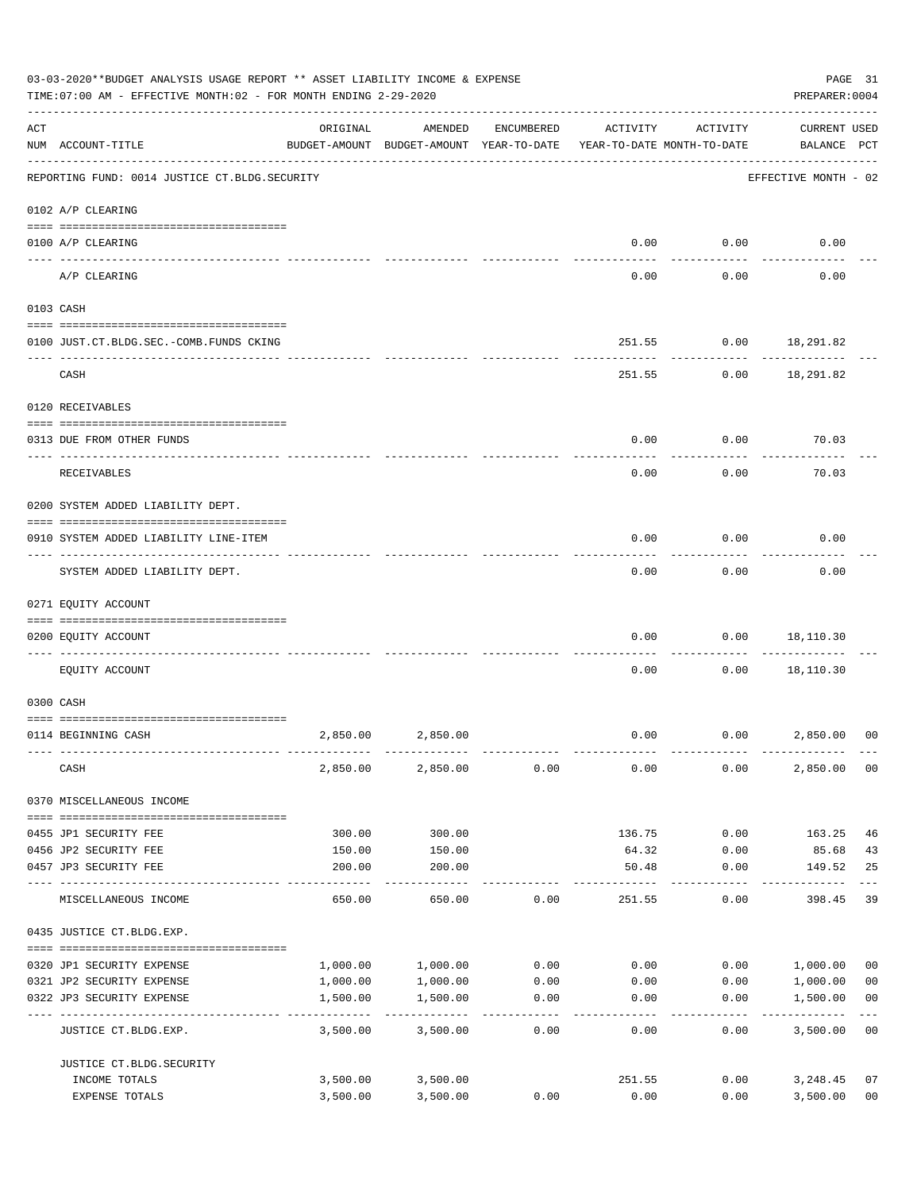03-03-2020**BUDGET ANALYSIS USAGE REPORT ** ASSET LIABILITY INCOME & EXPENSE

TIME:07:00 AM - EFFECTIVE MONTH:02 - FOR MONTH ENDING 2-29-2020

PREPARER:0004

| ACT NUM | ACCOUNT-TITLE | ORIGINAL BUDGET-AMOUNT | AMENDED BUDGET-AMOUNT | ENCUMBERED YEAR-TO-DATE | ACTIVITY YEAR-TO-DATE | ACTIVITY MONTH-TO-DATE | CURRENT BALANCE | USED PCT |
|---|---|---|---|---|---|---|---|---|
| | REPORTING FUND: 0014 JUSTICE CT.BLDG.SECURITY | | | | | | EFFECTIVE MONTH - 02 | |
| | 0102 A/P CLEARING | | | | | | | |
| 0100 | A/P CLEARING | | | | 0.00 | 0.00 | 0.00 | |
| | A/P CLEARING | | | | 0.00 | 0.00 | 0.00 | |
| | 0103 CASH | | | | | | | |
| 0100 | JUST.CT.BLDG.SEC.-COMB.FUNDS CKING | | | | 251.55 | 0.00 | 18,291.82 | |
| | CASH | | | | 251.55 | 0.00 | 18,291.82 | |
| | 0120 RECEIVABLES | | | | | | | |
| 0313 | DUE FROM OTHER FUNDS | | | | 0.00 | 0.00 | 70.03 | |
| | RECEIVABLES | | | | 0.00 | 0.00 | 70.03 | |
| | 0200 SYSTEM ADDED LIABILITY DEPT. | | | | | | | |
| 0910 | SYSTEM ADDED LIABILITY LINE-ITEM | | | | 0.00 | 0.00 | 0.00 | |
| | SYSTEM ADDED LIABILITY DEPT. | | | | 0.00 | 0.00 | 0.00 | |
| | 0271 EQUITY ACCOUNT | | | | | | | |
| 0200 | EQUITY ACCOUNT | | | | 0.00 | 0.00 | 18,110.30 | |
| | EQUITY ACCOUNT | | | | 0.00 | 0.00 | 18,110.30 | |
| | 0300 CASH | | | | | | | |
| 0114 | BEGINNING CASH | 2,850.00 | 2,850.00 | | 0.00 | 0.00 | 2,850.00 | 00 |
| | CASH | 2,850.00 | 2,850.00 | 0.00 | 0.00 | 0.00 | 2,850.00 | 00 |
| | 0370 MISCELLANEOUS INCOME | | | | | | | |
| 0455 | JP1 SECURITY FEE | 300.00 | 300.00 | | 136.75 | 0.00 | 163.25 | 46 |
| 0456 | JP2 SECURITY FEE | 150.00 | 150.00 | | 64.32 | 0.00 | 85.68 | 43 |
| 0457 | JP3 SECURITY FEE | 200.00 | 200.00 | | 50.48 | 0.00 | 149.52 | 25 |
| | MISCELLANEOUS INCOME | 650.00 | 650.00 | 0.00 | 251.55 | 0.00 | 398.45 | 39 |
| | 0435 JUSTICE CT.BLDG.EXP. | | | | | | | |
| 0320 | JP1 SECURITY EXPENSE | 1,000.00 | 1,000.00 | 0.00 | 0.00 | 0.00 | 1,000.00 | 00 |
| 0321 | JP2 SECURITY EXPENSE | 1,000.00 | 1,000.00 | 0.00 | 0.00 | 0.00 | 1,000.00 | 00 |
| 0322 | JP3 SECURITY EXPENSE | 1,500.00 | 1,500.00 | 0.00 | 0.00 | 0.00 | 1,500.00 | 00 |
| | JUSTICE CT.BLDG.EXP. | 3,500.00 | 3,500.00 | 0.00 | 0.00 | 0.00 | 3,500.00 | 00 |
| | JUSTICE CT.BLDG.SECURITY | | | | | | | |
| | INCOME TOTALS | 3,500.00 | 3,500.00 | | 251.55 | 0.00 | 3,248.45 | 07 |
| | EXPENSE TOTALS | 3,500.00 | 3,500.00 | 0.00 | 0.00 | 0.00 | 3,500.00 | 00 |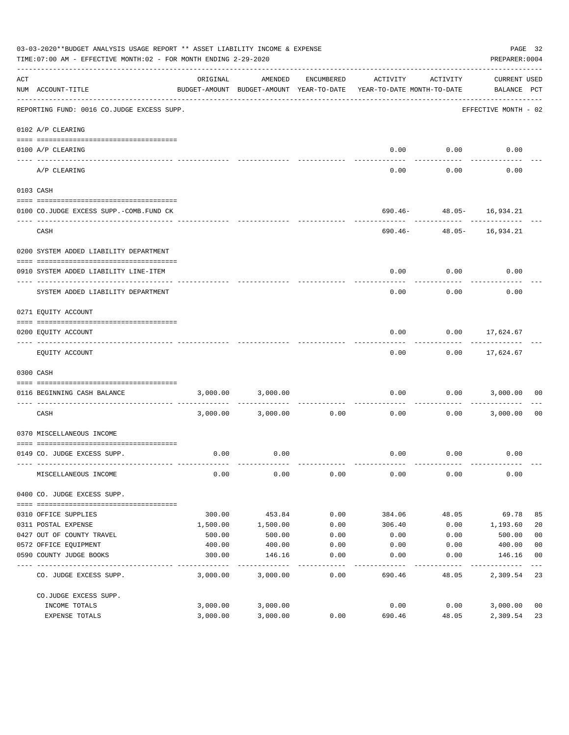03-03-2020**BUDGET ANALYSIS USAGE REPORT ** ASSET LIABILITY INCOME & EXPENSE

TIME:07:00 AM - EFFECTIVE MONTH:02 - FOR MONTH ENDING 2-29-2020

PREPARER:0004

| ACT NUM | ACCOUNT-TITLE | ORIGINAL BUDGET-AMOUNT | AMENDED BUDGET-AMOUNT | ENCUMBERED YEAR-TO-DATE | ACTIVITY YEAR-TO-DATE | ACTIVITY MONTH-TO-DATE | CURRENT BALANCE | USED PCT |
|---|---|---|---|---|---|---|---|---|
| | REPORTING FUND: 0016 CO.JUDGE EXCESS SUPP. | | | | | | EFFECTIVE MONTH - 02 | |
| | 0102 A/P CLEARING | | | | | | | |
| 0100 | A/P CLEARING | | | | 0.00 | 0.00 | 0.00 | |
| | A/P CLEARING | | | | 0.00 | 0.00 | 0.00 | |
| | 0103 CASH | | | | | | | |
| 0100 | CO.JUDGE EXCESS SUPP.-COMB.FUND CK | | | | 690.46- | 48.05- | 16,934.21 | |
| | CASH | | | | 690.46- | 48.05- | 16,934.21 | |
| | 0200 SYSTEM ADDED LIABILITY DEPARTMENT | | | | | | | |
| 0910 | SYSTEM ADDED LIABILITY LINE-ITEM | | | | 0.00 | 0.00 | 0.00 | |
| | SYSTEM ADDED LIABILITY DEPARTMENT | | | | 0.00 | 0.00 | 0.00 | |
| | 0271 EQUITY ACCOUNT | | | | | | | |
| 0200 | EQUITY ACCOUNT | | | | 0.00 | 0.00 | 17,624.67 | |
| | EQUITY ACCOUNT | | | | 0.00 | 0.00 | 17,624.67 | |
| | 0300 CASH | | | | | | | |
| 0116 | BEGINNING CASH BALANCE | 3,000.00 | 3,000.00 | | 0.00 | 0.00 | 3,000.00 | 00 |
| | CASH | 3,000.00 | 3,000.00 | 0.00 | 0.00 | 0.00 | 3,000.00 | 00 |
| | 0370 MISCELLANEOUS INCOME | | | | | | | |
| 0149 | CO. JUDGE EXCESS SUPP. | 0.00 | 0.00 | | 0.00 | 0.00 | 0.00 | |
| | MISCELLANEOUS INCOME | 0.00 | 0.00 | 0.00 | 0.00 | 0.00 | 0.00 | |
| | 0400 CO. JUDGE EXCESS SUPP. | | | | | | | |
| 0310 | OFFICE SUPPLIES | 300.00 | 453.84 | 0.00 | 384.06 | 48.05 | 69.78 | 85 |
| 0311 | POSTAL EXPENSE | 1,500.00 | 1,500.00 | 0.00 | 306.40 | 0.00 | 1,193.60 | 20 |
| 0427 | OUT OF COUNTY TRAVEL | 500.00 | 500.00 | 0.00 | 0.00 | 0.00 | 500.00 | 00 |
| 0572 | OFFICE EQUIPMENT | 400.00 | 400.00 | 0.00 | 0.00 | 0.00 | 400.00 | 00 |
| 0590 | COUNTY JUDGE BOOKS | 300.00 | 146.16 | 0.00 | 0.00 | 0.00 | 146.16 | 00 |
| | CO. JUDGE EXCESS SUPP. | 3,000.00 | 3,000.00 | 0.00 | 690.46 | 48.05 | 2,309.54 | 23 |
| | CO.JUDGE EXCESS SUPP. | | | | | | | |
| | INCOME TOTALS | 3,000.00 | 3,000.00 | | 0.00 | 0.00 | 3,000.00 | 00 |
| | EXPENSE TOTALS | 3,000.00 | 3,000.00 | 0.00 | 690.46 | 48.05 | 2,309.54 | 23 |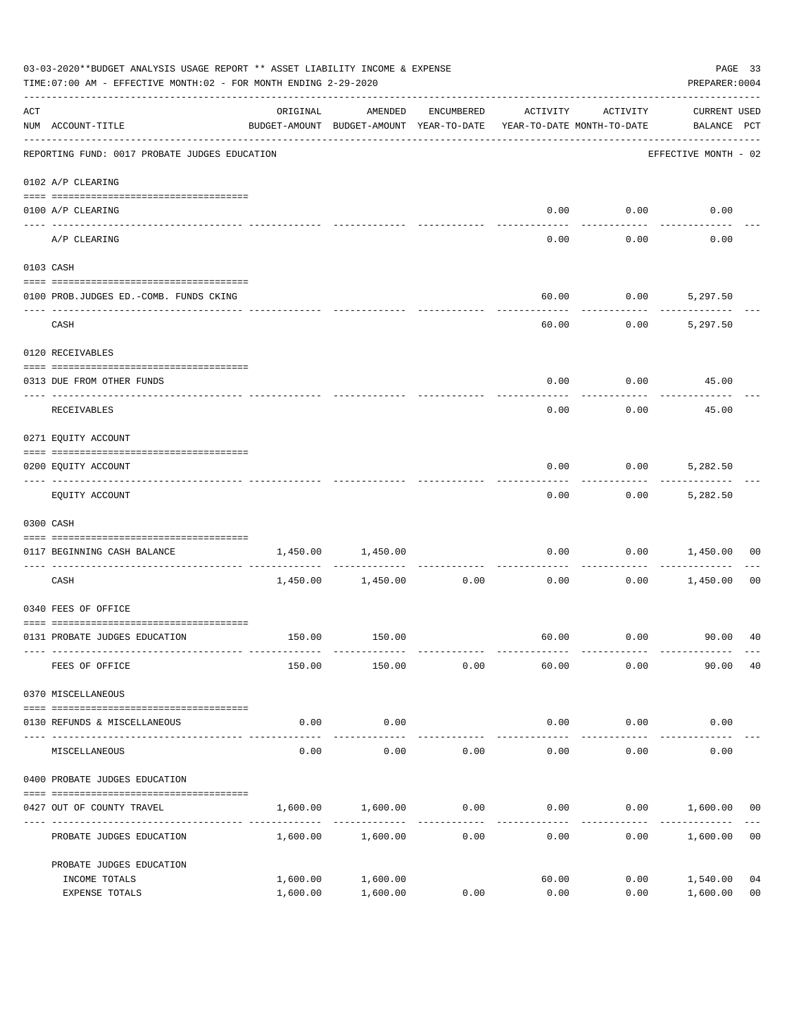03-03-2020**BUDGET ANALYSIS USAGE REPORT ** ASSET LIABILITY INCOME & EXPENSE

TIME:07:00 AM - EFFECTIVE MONTH:02 - FOR MONTH ENDING 2-29-2020

PREPARER:0004

| ACT NUM | ACCOUNT-TITLE | ORIGINAL BUDGET-AMOUNT | AMENDED BUDGET-AMOUNT | ENCUMBERED YEAR-TO-DATE | ACTIVITY YEAR-TO-DATE | ACTIVITY MONTH-TO-DATE | CURRENT USED BALANCE | PCT |
|---|---|---|---|---|---|---|---|---|
| | REPORTING FUND: 0017 PROBATE JUDGES EDUCATION | | | | | | EFFECTIVE MONTH - 02 | |
| | 0102 A/P CLEARING | | | | | | | |
| 0100 | A/P CLEARING | | | | 0.00 | 0.00 | 0.00 | |
| | A/P CLEARING | | | | 0.00 | 0.00 | 0.00 | |
| | 0103 CASH | | | | | | | |
| 0100 | PROB.JUDGES ED.-COMB. FUNDS CKING | | | | 60.00 | 0.00 | 5,297.50 | |
| | CASH | | | | 60.00 | 0.00 | 5,297.50 | |
| | 0120 RECEIVABLES | | | | | | | |
| 0313 | DUE FROM OTHER FUNDS | | | | 0.00 | 0.00 | 45.00 | |
| | RECEIVABLES | | | | 0.00 | 0.00 | 45.00 | |
| | 0271 EQUITY ACCOUNT | | | | | | | |
| 0200 | EQUITY ACCOUNT | | | | 0.00 | 0.00 | 5,282.50 | |
| | EQUITY ACCOUNT | | | | 0.00 | 0.00 | 5,282.50 | |
| | 0300 CASH | | | | | | | |
| 0117 | BEGINNING CASH BALANCE | 1,450.00 | 1,450.00 | | 0.00 | 0.00 | 1,450.00 | 00 |
| | CASH | 1,450.00 | 1,450.00 | 0.00 | 0.00 | 0.00 | 1,450.00 | 00 |
| | 0340 FEES OF OFFICE | | | | | | | |
| 0131 | PROBATE JUDGES EDUCATION | 150.00 | 150.00 | | 60.00 | 0.00 | 90.00 | 40 |
| | FEES OF OFFICE | 150.00 | 150.00 | 0.00 | 60.00 | 0.00 | 90.00 | 40 |
| | 0370 MISCELLANEOUS | | | | | | | |
| 0130 | REFUNDS & MISCELLANEOUS | 0.00 | 0.00 | | 0.00 | 0.00 | 0.00 | |
| | MISCELLANEOUS | 0.00 | 0.00 | 0.00 | 0.00 | 0.00 | 0.00 | |
| | 0400 PROBATE JUDGES EDUCATION | | | | | | | |
| 0427 | OUT OF COUNTY TRAVEL | 1,600.00 | 1,600.00 | 0.00 | 0.00 | 0.00 | 1,600.00 | 00 |
| | PROBATE JUDGES EDUCATION | 1,600.00 | 1,600.00 | 0.00 | 0.00 | 0.00 | 1,600.00 | 00 |
| | PROBATE JUDGES EDUCATION | | | | | | | |
| | INCOME TOTALS | 1,600.00 | 1,600.00 | | 60.00 | 0.00 | 1,540.00 | 04 |
| | EXPENSE TOTALS | 1,600.00 | 1,600.00 | 0.00 | 0.00 | 0.00 | 1,600.00 | 00 |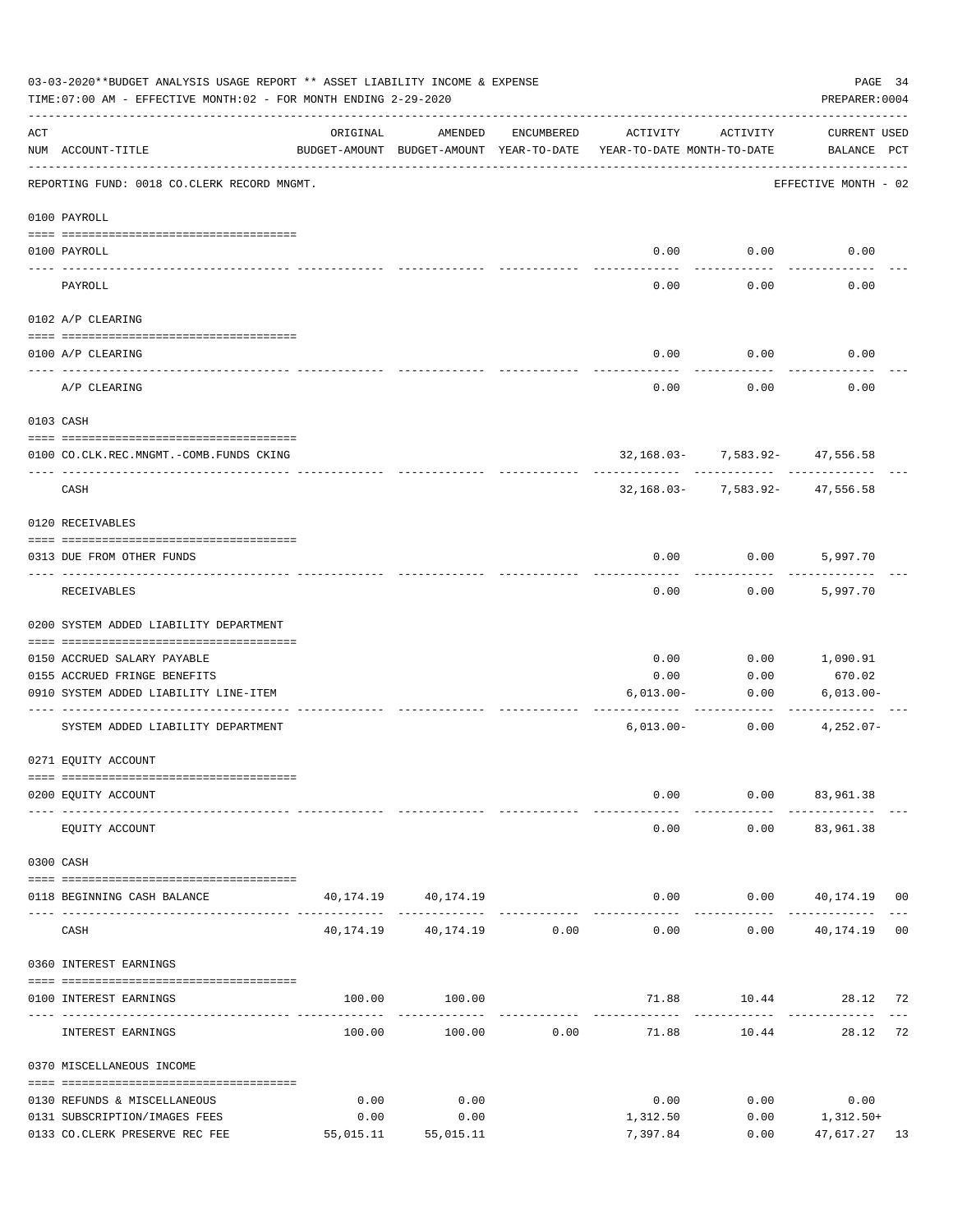03-03-2020**BUDGET ANALYSIS USAGE REPORT ** ASSET LIABILITY INCOME & EXPENSE

TIME:07:00 AM - EFFECTIVE MONTH:02 - FOR MONTH ENDING 2-29-2020

PREPARER:0004

| ACT NUM | ACCOUNT-TITLE | ORIGINAL BUDGET-AMOUNT | AMENDED BUDGET-AMOUNT | ENCUMBERED YEAR-TO-DATE | ACTIVITY YEAR-TO-DATE | ACTIVITY MONTH-TO-DATE | CURRENT BALANCE | USED PCT |
|---|---|---|---|---|---|---|---|---|

REPORTING FUND: 0018 CO.CLERK RECORD MNGMT. — EFFECTIVE MONTH - 02

| ACT NUM | ACCOUNT-TITLE | ORIGINAL BUDGET-AMOUNT | AMENDED BUDGET-AMOUNT | ENCUMBERED YEAR-TO-DATE | ACTIVITY YEAR-TO-DATE | ACTIVITY MONTH-TO-DATE | CURRENT BALANCE | USED PCT |
|---|---|---|---|---|---|---|---|---|
| **0100 PAYROLL** | | | | | | | | |
| 0100 | PAYROLL | | | | 0.00 | 0.00 | 0.00 | |
| | PAYROLL | | | | 0.00 | 0.00 | 0.00 | |
| **0102 A/P CLEARING** | | | | | | | | |
| 0100 | A/P CLEARING | | | | 0.00 | 0.00 | 0.00 | |
| | A/P CLEARING | | | | 0.00 | 0.00 | 0.00 | |
| **0103 CASH** | | | | | | | | |
| 0100 | CO.CLK.REC.MNGMT.-COMB.FUNDS CKING | | | | 32,168.03- | 7,583.92- | 47,556.58 | |
| | CASH | | | | 32,168.03- | 7,583.92- | 47,556.58 | |
| **0120 RECEIVABLES** | | | | | | | | |
| 0313 | DUE FROM OTHER FUNDS | | | | 0.00 | 0.00 | 5,997.70 | |
| | RECEIVABLES | | | | 0.00 | 0.00 | 5,997.70 | |
| **0200 SYSTEM ADDED LIABILITY DEPARTMENT** | | | | | | | | |
| 0150 | ACCRUED SALARY PAYABLE | | | | 0.00 | 0.00 | 1,090.91 | |
| 0155 | ACCRUED FRINGE BENEFITS | | | | 0.00 | 0.00 | 670.02 | |
| 0910 | SYSTEM ADDED LIABILITY LINE-ITEM | | | | 6,013.00- | 0.00 | 6,013.00- | |
| | SYSTEM ADDED LIABILITY DEPARTMENT | | | | 6,013.00- | 0.00 | 4,252.07- | |
| **0271 EQUITY ACCOUNT** | | | | | | | | |
| 0200 | EQUITY ACCOUNT | | | | 0.00 | 0.00 | 83,961.38 | |
| | EQUITY ACCOUNT | | | | 0.00 | 0.00 | 83,961.38 | |
| **0300 CASH** | | | | | | | | |
| 0118 | BEGINNING CASH BALANCE | 40,174.19 | 40,174.19 | | 0.00 | 0.00 | 40,174.19 | 00 |
| | CASH | 40,174.19 | 40,174.19 | 0.00 | 0.00 | 0.00 | 40,174.19 | 00 |
| **0360 INTEREST EARNINGS** | | | | | | | | |
| 0100 | INTEREST EARNINGS | 100.00 | 100.00 | | 71.88 | 10.44 | 28.12 | 72 |
| | INTEREST EARNINGS | 100.00 | 100.00 | 0.00 | 71.88 | 10.44 | 28.12 | 72 |
| **0370 MISCELLANEOUS INCOME** | | | | | | | | |
| 0130 | REFUNDS & MISCELLANEOUS | 0.00 | 0.00 | | 0.00 | 0.00 | 0.00 | |
| 0131 | SUBSCRIPTION/IMAGES FEES | 0.00 | 0.00 | | 1,312.50 | 0.00 | 1,312.50+ | |
| 0133 | CO.CLERK PRESERVE REC FEE | 55,015.11 | 55,015.11 | | 7,397.84 | 0.00 | 47,617.27 | 13 |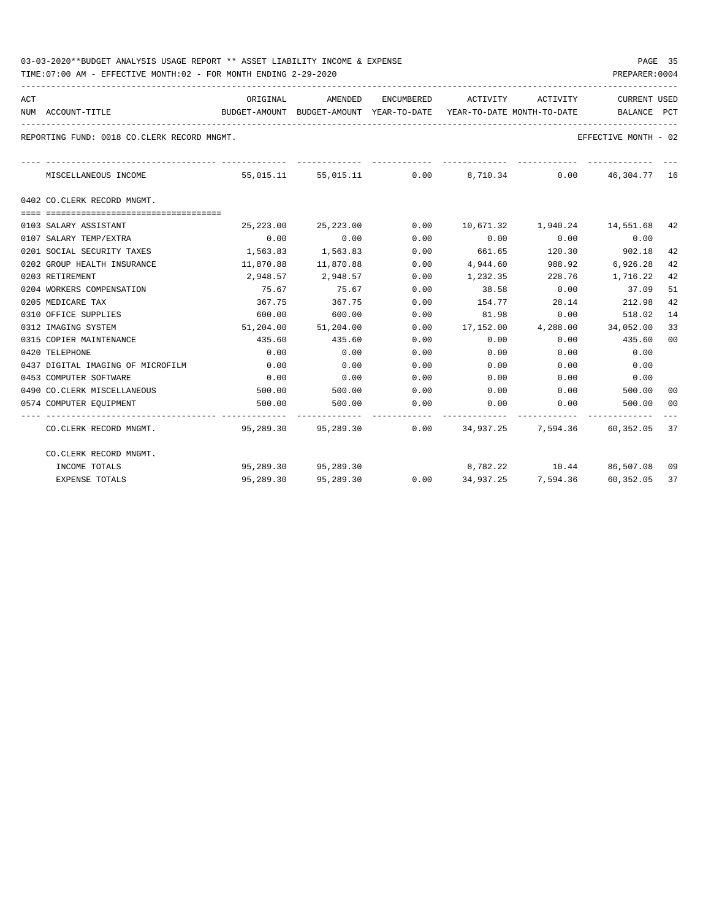03-03-2020**BUDGET ANALYSIS USAGE REPORT ** ASSET LIABILITY INCOME & EXPENSE

TIME:07:00 AM - EFFECTIVE MONTH:02 - FOR MONTH ENDING 2-29-2020

PREPARER:0004

REPORTING FUND: 0018 CO.CLERK RECORD MNGMT. EFFECTIVE MONTH - 02

| ACT NUM | ACCOUNT-TITLE | ORIGINAL BUDGET-AMOUNT | AMENDED BUDGET-AMOUNT | ENCUMBERED YEAR-TO-DATE | ACTIVITY YEAR-TO-DATE | ACTIVITY MONTH-TO-DATE | CURRENT BALANCE | USED PCT |
|---|---|---|---|---|---|---|---|---|
| | MISCELLANEOUS INCOME | 55,015.11 | 55,015.11 | 0.00 | 8,710.34 | 0.00 | 46,304.77 | 16 |
| | **0402 CO.CLERK RECORD MNGMT.** | | | | | | | |
| 0103 | SALARY ASSISTANT | 25,223.00 | 25,223.00 | 0.00 | 10,671.32 | 1,940.24 | 14,551.68 | 42 |
| 0107 | SALARY TEMP/EXTRA | 0.00 | 0.00 | 0.00 | 0.00 | 0.00 | 0.00 | |
| 0201 | SOCIAL SECURITY TAXES | 1,563.83 | 1,563.83 | 0.00 | 661.65 | 120.30 | 902.18 | 42 |
| 0202 | GROUP HEALTH INSURANCE | 11,870.88 | 11,870.88 | 0.00 | 4,944.60 | 988.92 | 6,926.28 | 42 |
| 0203 | RETIREMENT | 2,948.57 | 2,948.57 | 0.00 | 1,232.35 | 228.76 | 1,716.22 | 42 |
| 0204 | WORKERS COMPENSATION | 75.67 | 75.67 | 0.00 | 38.58 | 0.00 | 37.09 | 51 |
| 0205 | MEDICARE TAX | 367.75 | 367.75 | 0.00 | 154.77 | 28.14 | 212.98 | 42 |
| 0310 | OFFICE SUPPLIES | 600.00 | 600.00 | 0.00 | 81.98 | 0.00 | 518.02 | 14 |
| 0312 | IMAGING SYSTEM | 51,204.00 | 51,204.00 | 0.00 | 17,152.00 | 4,288.00 | 34,052.00 | 33 |
| 0315 | COPIER MAINTENANCE | 435.60 | 435.60 | 0.00 | 0.00 | 0.00 | 435.60 | 00 |
| 0420 | TELEPHONE | 0.00 | 0.00 | 0.00 | 0.00 | 0.00 | 0.00 | |
| 0437 | DIGITAL IMAGING OF MICROFILM | 0.00 | 0.00 | 0.00 | 0.00 | 0.00 | 0.00 | |
| 0453 | COMPUTER SOFTWARE | 0.00 | 0.00 | 0.00 | 0.00 | 0.00 | 0.00 | |
| 0490 | CO.CLERK MISCELLANEOUS | 500.00 | 500.00 | 0.00 | 0.00 | 0.00 | 500.00 | 00 |
| 0574 | COMPUTER EQUIPMENT | 500.00 | 500.00 | 0.00 | 0.00 | 0.00 | 500.00 | 00 |
| | CO.CLERK RECORD MNGMT. | 95,289.30 | 95,289.30 | 0.00 | 34,937.25 | 7,594.36 | 60,352.05 | 37 |
| | CO.CLERK RECORD MNGMT. | | | | | | | |
| | INCOME TOTALS | 95,289.30 | 95,289.30 | | 8,782.22 | 10.44 | 86,507.08 | 09 |
| | EXPENSE TOTALS | 95,289.30 | 95,289.30 | 0.00 | 34,937.25 | 7,594.36 | 60,352.05 | 37 |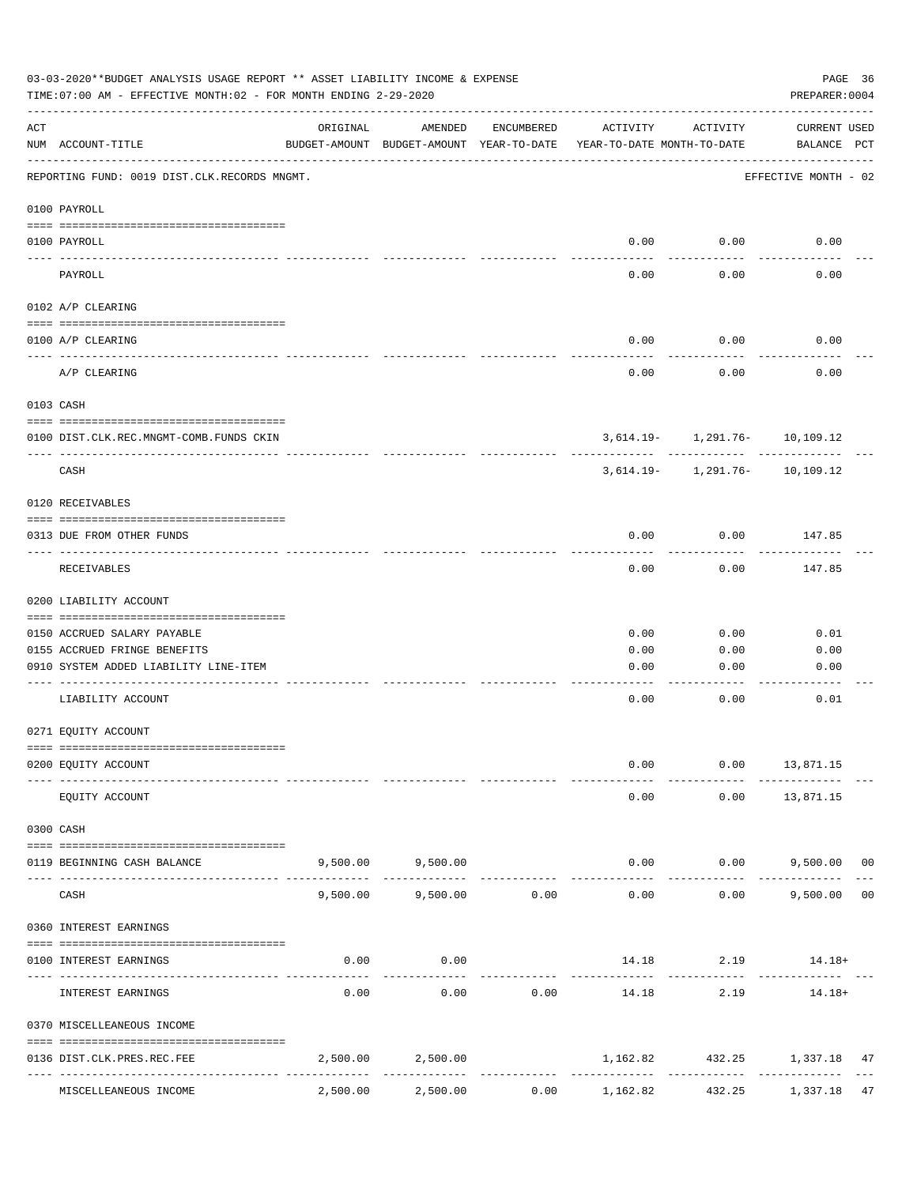03-03-2020**BUDGET ANALYSIS USAGE REPORT ** ASSET LIABILITY INCOME & EXPENSE

TIME:07:00 AM - EFFECTIVE MONTH:02 - FOR MONTH ENDING 2-29-2020

PREPARER:0004

| ACT NUM | ACCOUNT-TITLE | ORIGINAL BUDGET-AMOUNT | AMENDED BUDGET-AMOUNT | ENCUMBERED YEAR-TO-DATE | ACTIVITY YEAR-TO-DATE | ACTIVITY MONTH-TO-DATE | CURRENT BALANCE | USED PCT |
|---|---|---|---|---|---|---|---|---|

REPORTING FUND: 0019 DIST.CLK.RECORDS MNGMT. — EFFECTIVE MONTH - 02

| ACT NUM | ACCOUNT-TITLE | ORIGINAL BUDGET-AMOUNT | AMENDED BUDGET-AMOUNT | ENCUMBERED YEAR-TO-DATE | ACTIVITY YEAR-TO-DATE | ACTIVITY MONTH-TO-DATE | CURRENT BALANCE | USED PCT |
|---|---|---|---|---|---|---|---|---|
| **0100** | **PAYROLL** | | | | | | | |
| 0100 | PAYROLL | | | | 0.00 | 0.00 | 0.00 | |
| | PAYROLL | | | | 0.00 | 0.00 | 0.00 | |
| **0102** | **A/P CLEARING** | | | | | | | |
| 0100 | A/P CLEARING | | | | 0.00 | 0.00 | 0.00 | |
| | A/P CLEARING | | | | 0.00 | 0.00 | 0.00 | |
| **0103** | **CASH** | | | | | | | |
| 0100 | DIST.CLK.REC.MNGMT-COMB.FUNDS CKIN | | | | 3,614.19- | 1,291.76- | 10,109.12 | |
| | CASH | | | | 3,614.19- | 1,291.76- | 10,109.12 | |
| **0120** | **RECEIVABLES** | | | | | | | |
| 0313 | DUE FROM OTHER FUNDS | | | | 0.00 | 0.00 | 147.85 | |
| | RECEIVABLES | | | | 0.00 | 0.00 | 147.85 | |
| **0200** | **LIABILITY ACCOUNT** | | | | | | | |
| 0150 | ACCRUED SALARY PAYABLE | | | | 0.00 | 0.00 | 0.01 | |
| 0155 | ACCRUED FRINGE BENEFITS | | | | 0.00 | 0.00 | 0.00 | |
| 0910 | SYSTEM ADDED LIABILITY LINE-ITEM | | | | 0.00 | 0.00 | 0.00 | |
| | LIABILITY ACCOUNT | | | | 0.00 | 0.00 | 0.01 | |
| **0271** | **EQUITY ACCOUNT** | | | | | | | |
| 0200 | EQUITY ACCOUNT | | | | 0.00 | 0.00 | 13,871.15 | |
| | EQUITY ACCOUNT | | | | 0.00 | 0.00 | 13,871.15 | |
| **0300** | **CASH** | | | | | | | |
| 0119 | BEGINNING CASH BALANCE | 9,500.00 | 9,500.00 | | 0.00 | 0.00 | 9,500.00 | 00 |
| | CASH | 9,500.00 | 9,500.00 | 0.00 | 0.00 | 0.00 | 9,500.00 | 00 |
| **0360** | **INTEREST EARNINGS** | | | | | | | |
| 0100 | INTEREST EARNINGS | 0.00 | 0.00 | | 14.18 | 2.19 | 14.18+ | |
| | INTEREST EARNINGS | 0.00 | 0.00 | 0.00 | 14.18 | 2.19 | 14.18+ | |
| **0370** | **MISCELLEANEOUS INCOME** | | | | | | | |
| 0136 | DIST.CLK.PRES.REC.FEE | 2,500.00 | 2,500.00 | | 1,162.82 | 432.25 | 1,337.18 | 47 |
| | MISCELLEANEOUS INCOME | 2,500.00 | 2,500.00 | 0.00 | 1,162.82 | 432.25 | 1,337.18 | 47 |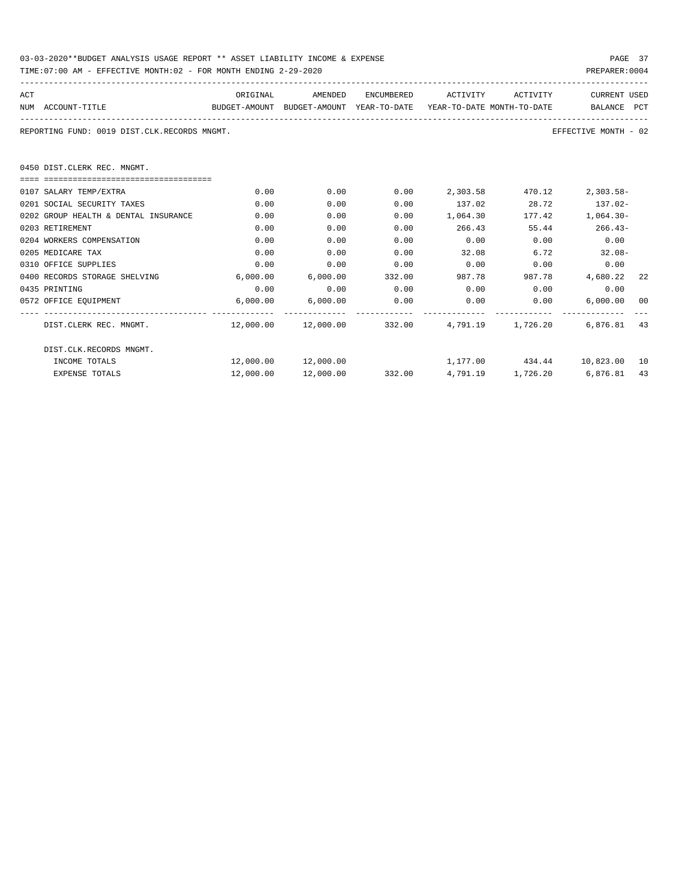03-03-2020**BUDGET ANALYSIS USAGE REPORT ** ASSET LIABILITY INCOME & EXPENSE

TIME:07:00 AM - EFFECTIVE MONTH:02 - FOR MONTH ENDING 2-29-2020

PREPARER:0004

REPORTING FUND: 0019 DIST.CLK.RECORDS MNGMT.

EFFECTIVE MONTH - 02

| ACT NUM | ACCOUNT-TITLE | ORIGINAL BUDGET-AMOUNT | AMENDED BUDGET-AMOUNT | ENCUMBERED YEAR-TO-DATE | ACTIVITY YEAR-TO-DATE | ACTIVITY MONTH-TO-DATE | CURRENT BALANCE | USED PCT |
|---|---|---|---|---|---|---|---|---|
| | **0450 DIST.CLERK REC. MNGMT.** | | | | | | | |
| 0107 | SALARY TEMP/EXTRA | 0.00 | 0.00 | 0.00 | 2,303.58 | 470.12 | 2,303.58- | |
| 0201 | SOCIAL SECURITY TAXES | 0.00 | 0.00 | 0.00 | 137.02 | 28.72 | 137.02- | |
| 0202 | GROUP HEALTH & DENTAL INSURANCE | 0.00 | 0.00 | 0.00 | 1,064.30 | 177.42 | 1,064.30- | |
| 0203 | RETIREMENT | 0.00 | 0.00 | 0.00 | 266.43 | 55.44 | 266.43- | |
| 0204 | WORKERS COMPENSATION | 0.00 | 0.00 | 0.00 | 0.00 | 0.00 | 0.00 | |
| 0205 | MEDICARE TAX | 0.00 | 0.00 | 0.00 | 32.08 | 6.72 | 32.08- | |
| 0310 | OFFICE SUPPLIES | 0.00 | 0.00 | 0.00 | 0.00 | 0.00 | 0.00 | |
| 0400 | RECORDS STORAGE SHELVING | 6,000.00 | 6,000.00 | 332.00 | 987.78 | 987.78 | 4,680.22 | 22 |
| 0435 | PRINTING | 0.00 | 0.00 | 0.00 | 0.00 | 0.00 | 0.00 | |
| 0572 | OFFICE EQUIPMENT | 6,000.00 | 6,000.00 | 0.00 | 0.00 | 0.00 | 6,000.00 | 00 |
| | DIST.CLERK REC. MNGMT. | 12,000.00 | 12,000.00 | 332.00 | 4,791.19 | 1,726.20 | 6,876.81 | 43 |
| | DIST.CLK.RECORDS MNGMT. | | | | | | | |
| | INCOME TOTALS | 12,000.00 | 12,000.00 | | 1,177.00 | 434.44 | 10,823.00 | 10 |
| | EXPENSE TOTALS | 12,000.00 | 12,000.00 | 332.00 | 4,791.19 | 1,726.20 | 6,876.81 | 43 |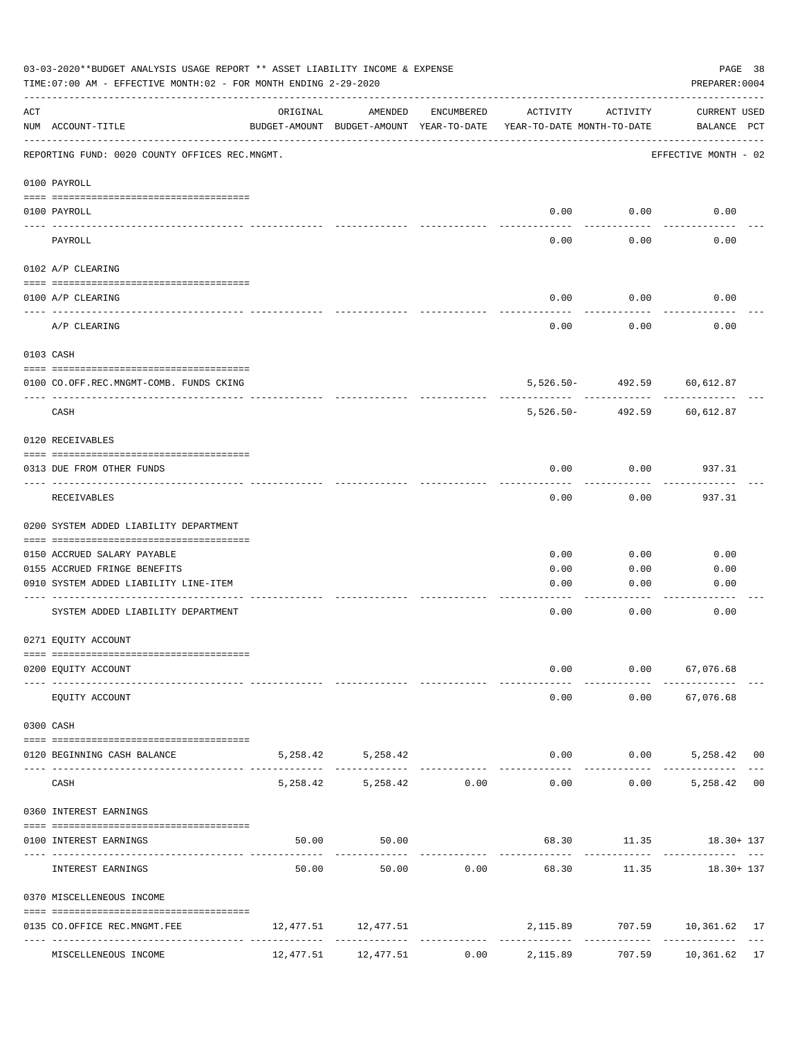03-03-2020**BUDGET ANALYSIS USAGE REPORT ** ASSET LIABILITY INCOME & EXPENSE

TIME:07:00 AM - EFFECTIVE MONTH:02 - FOR MONTH ENDING 2-29-2020

PREPARER:0004

REPORTING FUND: 0020 COUNTY OFFICES REC.MNGMT. — EFFECTIVE MONTH - 02

| ACT NUM | ACCOUNT-TITLE | ORIGINAL BUDGET-AMOUNT | AMENDED BUDGET-AMOUNT | ENCUMBERED YEAR-TO-DATE | ACTIVITY YEAR-TO-DATE | ACTIVITY MONTH-TO-DATE | CURRENT BALANCE | USED PCT |
|---|---|---|---|---|---|---|---|---|
| | **0100 PAYROLL** | | | | | | | |
| 0100 | PAYROLL | | | | 0.00 | 0.00 | 0.00 | |
| | PAYROLL | | | | 0.00 | 0.00 | 0.00 | |
| | **0102 A/P CLEARING** | | | | | | | |
| 0100 | A/P CLEARING | | | | 0.00 | 0.00 | 0.00 | |
| | A/P CLEARING | | | | 0.00 | 0.00 | 0.00 | |
| | **0103 CASH** | | | | | | | |
| 0100 | CO.OFF.REC.MNGMT-COMB. FUNDS CKING | | | | 5,526.50- | 492.59 | 60,612.87 | |
| | CASH | | | | 5,526.50- | 492.59 | 60,612.87 | |
| | **0120 RECEIVABLES** | | | | | | | |
| 0313 | DUE FROM OTHER FUNDS | | | | 0.00 | 0.00 | 937.31 | |
| | RECEIVABLES | | | | 0.00 | 0.00 | 937.31 | |
| | **0200 SYSTEM ADDED LIABILITY DEPARTMENT** | | | | | | | |
| 0150 | ACCRUED SALARY PAYABLE | | | | 0.00 | 0.00 | 0.00 | |
| 0155 | ACCRUED FRINGE BENEFITS | | | | 0.00 | 0.00 | 0.00 | |
| 0910 | SYSTEM ADDED LIABILITY LINE-ITEM | | | | 0.00 | 0.00 | 0.00 | |
| | SYSTEM ADDED LIABILITY DEPARTMENT | | | | 0.00 | 0.00 | 0.00 | |
| | **0271 EQUITY ACCOUNT** | | | | | | | |
| 0200 | EQUITY ACCOUNT | | | | 0.00 | 0.00 | 67,076.68 | |
| | EQUITY ACCOUNT | | | | 0.00 | 0.00 | 67,076.68 | |
| | **0300 CASH** | | | | | | | |
| 0120 | BEGINNING CASH BALANCE | 5,258.42 | 5,258.42 | | 0.00 | 0.00 | 5,258.42 | 00 |
| | CASH | 5,258.42 | 5,258.42 | 0.00 | 0.00 | 0.00 | 5,258.42 | 00 |
| | **0360 INTEREST EARNINGS** | | | | | | | |
| 0100 | INTEREST EARNINGS | 50.00 | 50.00 | | 68.30 | 11.35 | 18.30+ | 137 |
| | INTEREST EARNINGS | 50.00 | 50.00 | 0.00 | 68.30 | 11.35 | 18.30+ | 137 |
| | **0370 MISCELLENEOUS INCOME** | | | | | | | |
| 0135 | CO.OFFICE REC.MNGMT.FEE | 12,477.51 | 12,477.51 | | 2,115.89 | 707.59 | 10,361.62 | 17 |
| | MISCELLENEOUS INCOME | 12,477.51 | 12,477.51 | 0.00 | 2,115.89 | 707.59 | 10,361.62 | 17 |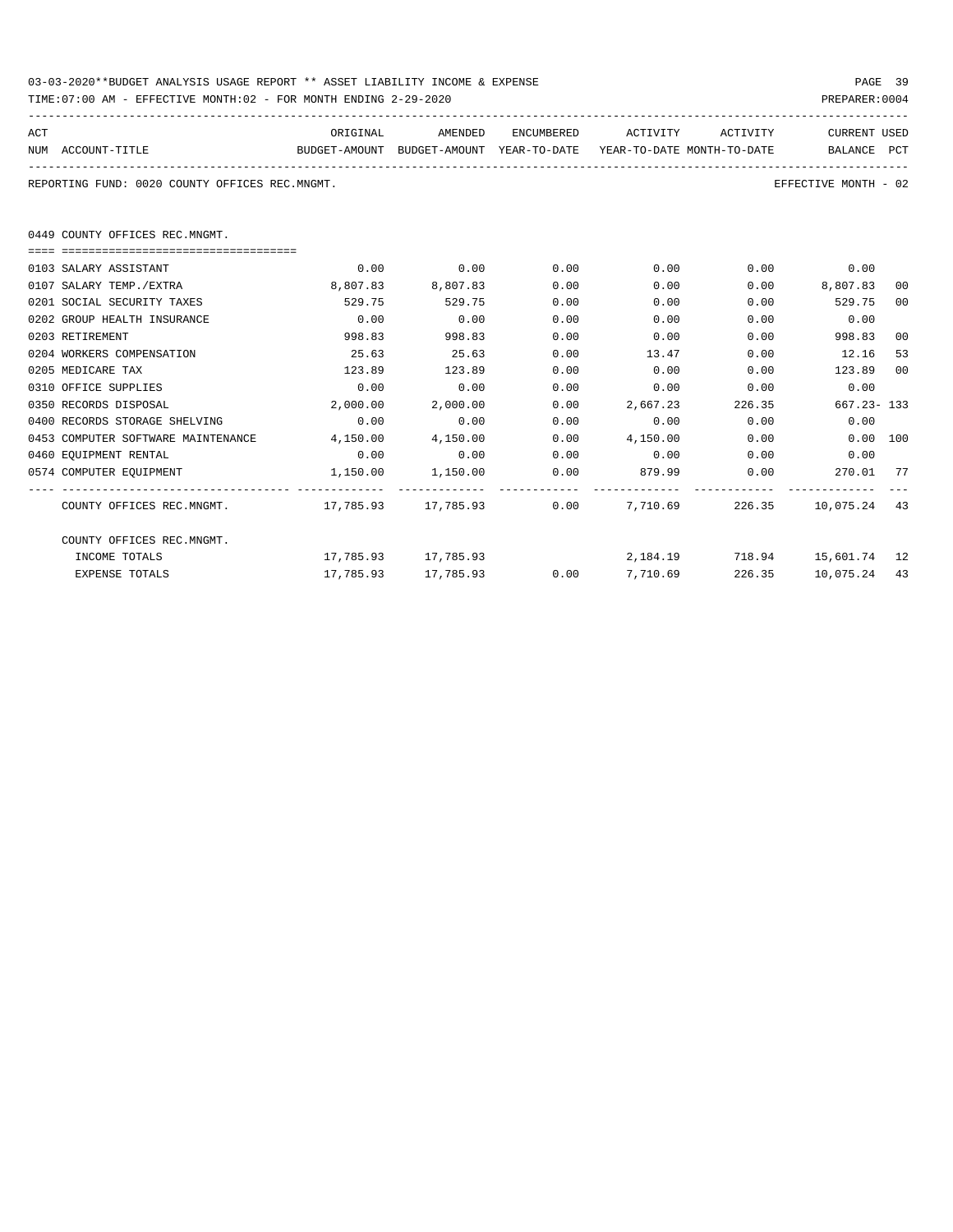03-03-2020**BUDGET ANALYSIS USAGE REPORT ** ASSET LIABILITY INCOME & EXPENSE

TIME:07:00 AM - EFFECTIVE MONTH:02 - FOR MONTH ENDING 2-29-2020

PREPARER:0004

REPORTING FUND: 0020 COUNTY OFFICES REC.MNGMT.

EFFECTIVE MONTH - 02

0449 COUNTY OFFICES REC.MNGMT.

| ACT NUM | ACCOUNT-TITLE | ORIGINAL BUDGET-AMOUNT | AMENDED BUDGET-AMOUNT | ENCUMBERED YEAR-TO-DATE | ACTIVITY YEAR-TO-DATE | ACTIVITY MONTH-TO-DATE | CURRENT BALANCE | USED PCT |
|---|---|---|---|---|---|---|---|---|
| 0103 | SALARY ASSISTANT | 0.00 | 0.00 | 0.00 | 0.00 | 0.00 | 0.00 | |
| 0107 | SALARY TEMP./EXTRA | 8,807.83 | 8,807.83 | 0.00 | 0.00 | 0.00 | 8,807.83 | 00 |
| 0201 | SOCIAL SECURITY TAXES | 529.75 | 529.75 | 0.00 | 0.00 | 0.00 | 529.75 | 00 |
| 0202 | GROUP HEALTH INSURANCE | 0.00 | 0.00 | 0.00 | 0.00 | 0.00 | 0.00 | |
| 0203 | RETIREMENT | 998.83 | 998.83 | 0.00 | 0.00 | 0.00 | 998.83 | 00 |
| 0204 | WORKERS COMPENSATION | 25.63 | 25.63 | 0.00 | 13.47 | 0.00 | 12.16 | 53 |
| 0205 | MEDICARE TAX | 123.89 | 123.89 | 0.00 | 0.00 | 0.00 | 123.89 | 00 |
| 0310 | OFFICE SUPPLIES | 0.00 | 0.00 | 0.00 | 0.00 | 0.00 | 0.00 | |
| 0350 | RECORDS DISPOSAL | 2,000.00 | 2,000.00 | 0.00 | 2,667.23 | 226.35 | 667.23- | 133 |
| 0400 | RECORDS STORAGE SHELVING | 0.00 | 0.00 | 0.00 | 0.00 | 0.00 | 0.00 | |
| 0453 | COMPUTER SOFTWARE MAINTENANCE | 4,150.00 | 4,150.00 | 0.00 | 4,150.00 | 0.00 | 0.00 | 100 |
| 0460 | EQUIPMENT RENTAL | 0.00 | 0.00 | 0.00 | 0.00 | 0.00 | 0.00 | |
| 0574 | COMPUTER EQUIPMENT | 1,150.00 | 1,150.00 | 0.00 | 879.99 | 0.00 | 270.01 | 77 |
| | COUNTY OFFICES REC.MNGMT. | 17,785.93 | 17,785.93 | 0.00 | 7,710.69 | 226.35 | 10,075.24 | 43 |
| | COUNTY OFFICES REC.MNGMT. | | | | | | | |
| | INCOME TOTALS | 17,785.93 | 17,785.93 | | 2,184.19 | 718.94 | 15,601.74 | 12 |
| | EXPENSE TOTALS | 17,785.93 | 17,785.93 | 0.00 | 7,710.69 | 226.35 | 10,075.24 | 43 |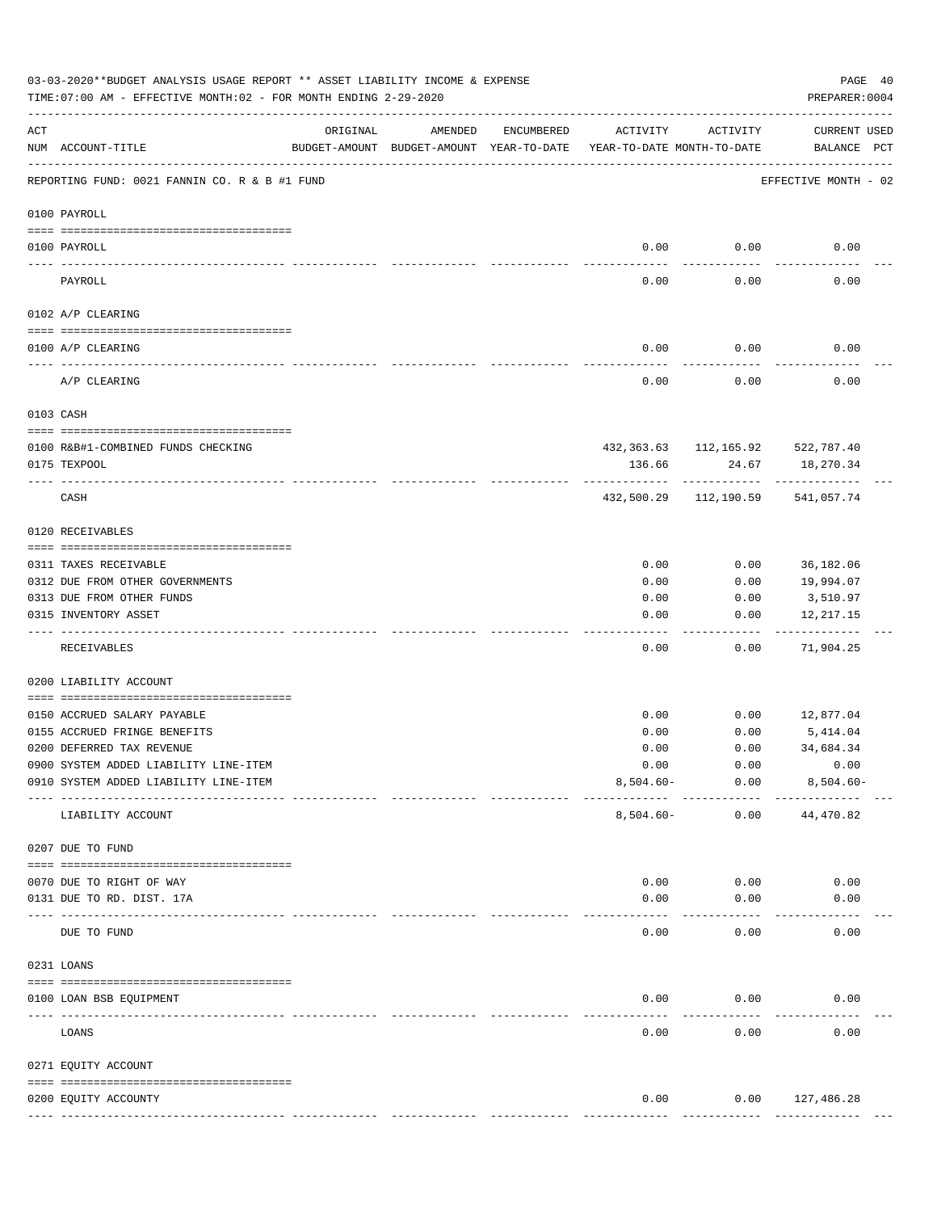03-03-2020**BUDGET ANALYSIS USAGE REPORT ** ASSET LIABILITY INCOME & EXPENSE

TIME:07:00 AM - EFFECTIVE MONTH:02 - FOR MONTH ENDING 2-29-2020

PREPARER:0004

REPORTING FUND: 0021 FANNIN CO. R & B #1 FUND — EFFECTIVE MONTH - 02

| ACT NUM | ACCOUNT-TITLE | ORIGINAL BUDGET-AMOUNT | AMENDED BUDGET-AMOUNT | ENCUMBERED YEAR-TO-DATE | ACTIVITY YEAR-TO-DATE | ACTIVITY MONTH-TO-DATE | CURRENT BALANCE | USED PCT |
|---|---|---|---|---|---|---|---|---|
| **0100 PAYROLL** | | | | | | | | |
| 0100 | PAYROLL | | | | 0.00 | 0.00 | 0.00 | |
| | PAYROLL | | | | 0.00 | 0.00 | 0.00 | |
| **0102 A/P CLEARING** | | | | | | | | |
| 0100 | A/P CLEARING | | | | 0.00 | 0.00 | 0.00 | |
| | A/P CLEARING | | | | 0.00 | 0.00 | 0.00 | |
| **0103 CASH** | | | | | | | | |
| 0100 | R&B#1-COMBINED FUNDS CHECKING | | | | 432,363.63 | 112,165.92 | 522,787.40 | |
| 0175 | TEXPOOL | | | | 136.66 | 24.67 | 18,270.34 | |
| | CASH | | | | 432,500.29 | 112,190.59 | 541,057.74 | |
| **0120 RECEIVABLES** | | | | | | | | |
| 0311 | TAXES RECEIVABLE | | | | 0.00 | 0.00 | 36,182.06 | |
| 0312 | DUE FROM OTHER GOVERNMENTS | | | | 0.00 | 0.00 | 19,994.07 | |
| 0313 | DUE FROM OTHER FUNDS | | | | 0.00 | 0.00 | 3,510.97 | |
| 0315 | INVENTORY ASSET | | | | 0.00 | 0.00 | 12,217.15 | |
| | RECEIVABLES | | | | 0.00 | 0.00 | 71,904.25 | |
| **0200 LIABILITY ACCOUNT** | | | | | | | | |
| 0150 | ACCRUED SALARY PAYABLE | | | | 0.00 | 0.00 | 12,877.04 | |
| 0155 | ACCRUED FRINGE BENEFITS | | | | 0.00 | 0.00 | 5,414.04 | |
| 0200 | DEFERRED TAX REVENUE | | | | 0.00 | 0.00 | 34,684.34 | |
| 0900 | SYSTEM ADDED LIABILITY LINE-ITEM | | | | 0.00 | 0.00 | 0.00 | |
| 0910 | SYSTEM ADDED LIABILITY LINE-ITEM | | | | 8,504.60- | 0.00 | 8,504.60- | |
| | LIABILITY ACCOUNT | | | | 8,504.60- | 0.00 | 44,470.82 | |
| **0207 DUE TO FUND** | | | | | | | | |
| 0070 | DUE TO RIGHT OF WAY | | | | 0.00 | 0.00 | 0.00 | |
| 0131 | DUE TO RD. DIST. 17A | | | | 0.00 | 0.00 | 0.00 | |
| | DUE TO FUND | | | | 0.00 | 0.00 | 0.00 | |
| **0231 LOANS** | | | | | | | | |
| 0100 | LOAN BSB EQUIPMENT | | | | 0.00 | 0.00 | 0.00 | |
| | LOANS | | | | 0.00 | 0.00 | 0.00 | |
| **0271 EQUITY ACCOUNT** | | | | | | | | |
| 0200 | EQUITY ACCOUNTY | | | | 0.00 | 0.00 | 127,486.28 | |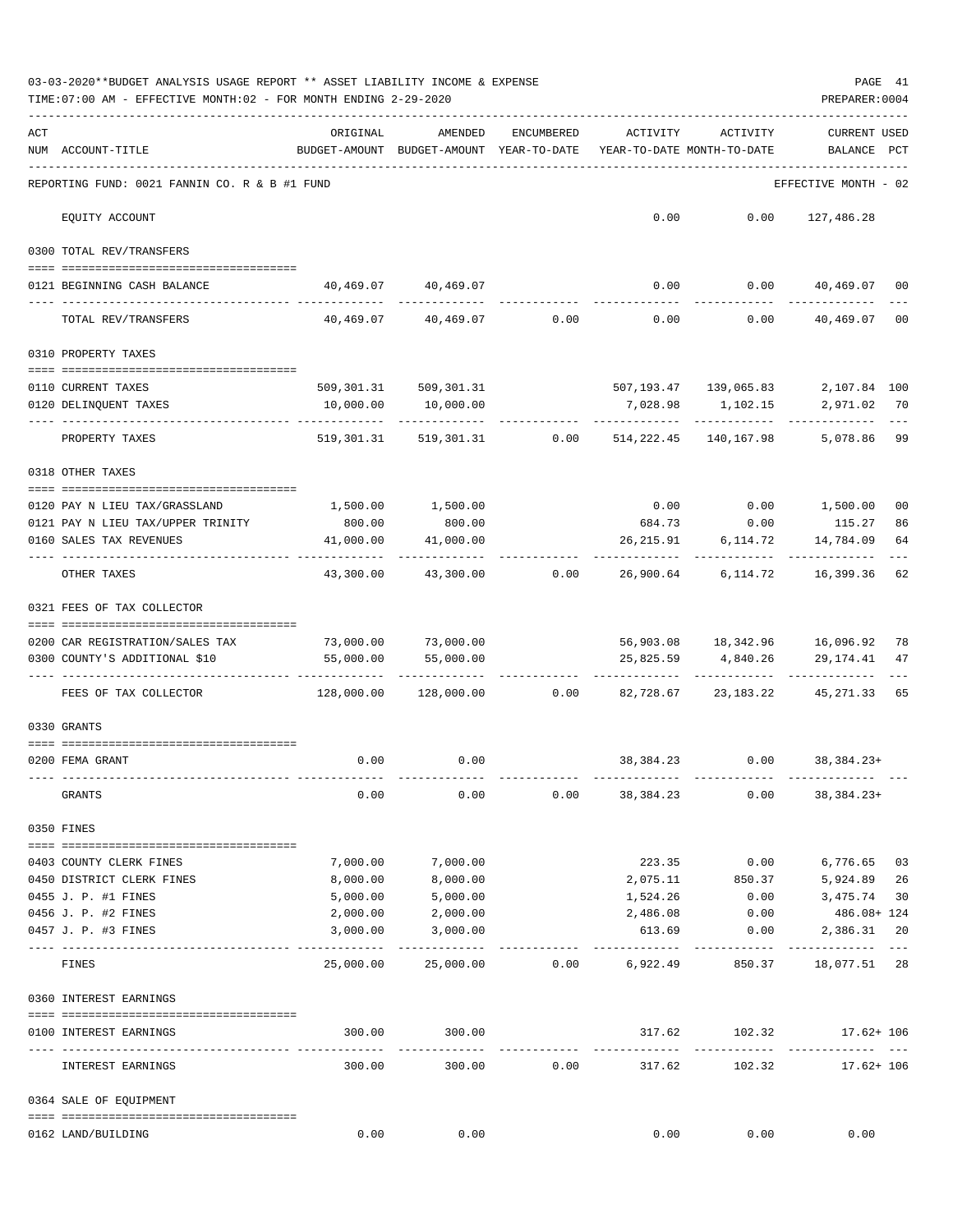03-03-2020**BUDGET ANALYSIS USAGE REPORT ** ASSET LIABILITY INCOME & EXPENSE

TIME:07:00 AM - EFFECTIVE MONTH:02 - FOR MONTH ENDING 2-29-2020

PREPARER:0004

| ACT NUM | ACCOUNT-TITLE | ORIGINAL BUDGET-AMOUNT | AMENDED BUDGET-AMOUNT | ENCUMBERED YEAR-TO-DATE | ACTIVITY YEAR-TO-DATE | ACTIVITY MONTH-TO-DATE | CURRENT BALANCE | USED PCT |
|---|---|---|---|---|---|---|---|---|
| | REPORTING FUND: 0021 FANNIN CO. R & B #1 FUND | | | | | | EFFECTIVE MONTH - 02 | |
| | EQUITY ACCOUNT | | | | 0.00 | 0.00 | 127,486.28 | |
| | 0300 TOTAL REV/TRANSFERS | | | | | | | |
| 0121 | BEGINNING CASH BALANCE | 40,469.07 | 40,469.07 | | 0.00 | 0.00 | 40,469.07 | 00 |
| | TOTAL REV/TRANSFERS | 40,469.07 | 40,469.07 | 0.00 | 0.00 | 0.00 | 40,469.07 | 00 |
| | 0310 PROPERTY TAXES | | | | | | | |
| 0110 | CURRENT TAXES | 509,301.31 | 509,301.31 | | 507,193.47 | 139,065.83 | 2,107.84 | 100 |
| 0120 | DELINQUENT TAXES | 10,000.00 | 10,000.00 | | 7,028.98 | 1,102.15 | 2,971.02 | 70 |
| | PROPERTY TAXES | 519,301.31 | 519,301.31 | 0.00 | 514,222.45 | 140,167.98 | 5,078.86 | 99 |
| | 0318 OTHER TAXES | | | | | | | |
| 0120 | PAY N LIEU TAX/GRASSLAND | 1,500.00 | 1,500.00 | | 0.00 | 0.00 | 1,500.00 | 00 |
| 0121 | PAY N LIEU TAX/UPPER TRINITY | 800.00 | 800.00 | | 684.73 | 0.00 | 115.27 | 86 |
| 0160 | SALES TAX REVENUES | 41,000.00 | 41,000.00 | | 26,215.91 | 6,114.72 | 14,784.09 | 64 |
| | OTHER TAXES | 43,300.00 | 43,300.00 | 0.00 | 26,900.64 | 6,114.72 | 16,399.36 | 62 |
| | 0321 FEES OF TAX COLLECTOR | | | | | | | |
| 0200 | CAR REGISTRATION/SALES TAX | 73,000.00 | 73,000.00 | | 56,903.08 | 18,342.96 | 16,096.92 | 78 |
| 0300 | COUNTY'S ADDITIONAL $10 | 55,000.00 | 55,000.00 | | 25,825.59 | 4,840.26 | 29,174.41 | 47 |
| | FEES OF TAX COLLECTOR | 128,000.00 | 128,000.00 | 0.00 | 82,728.67 | 23,183.22 | 45,271.33 | 65 |
| | 0330 GRANTS | | | | | | | |
| 0200 | FEMA GRANT | 0.00 | 0.00 | | 38,384.23 | 0.00 | 38,384.23+ | |
| | GRANTS | 0.00 | 0.00 | 0.00 | 38,384.23 | 0.00 | 38,384.23+ | |
| | 0350 FINES | | | | | | | |
| 0403 | COUNTY CLERK FINES | 7,000.00 | 7,000.00 | | 223.35 | 0.00 | 6,776.65 | 03 |
| 0450 | DISTRICT CLERK FINES | 8,000.00 | 8,000.00 | | 2,075.11 | 850.37 | 5,924.89 | 26 |
| 0455 | J. P. #1 FINES | 5,000.00 | 5,000.00 | | 1,524.26 | 0.00 | 3,475.74 | 30 |
| 0456 | J. P. #2 FINES | 2,000.00 | 2,000.00 | | 2,486.08 | 0.00 | 486.08+ | 124 |
| 0457 | J. P. #3 FINES | 3,000.00 | 3,000.00 | | 613.69 | 0.00 | 2,386.31 | 20 |
| | FINES | 25,000.00 | 25,000.00 | 0.00 | 6,922.49 | 850.37 | 18,077.51 | 28 |
| | 0360 INTEREST EARNINGS | | | | | | | |
| 0100 | INTEREST EARNINGS | 300.00 | 300.00 | | 317.62 | 102.32 | 17.62+ | 106 |
| | INTEREST EARNINGS | 300.00 | 300.00 | 0.00 | 317.62 | 102.32 | 17.62+ | 106 |
| | 0364 SALE OF EQUIPMENT | | | | | | | |
| 0162 | LAND/BUILDING | 0.00 | 0.00 | | 0.00 | 0.00 | 0.00 | |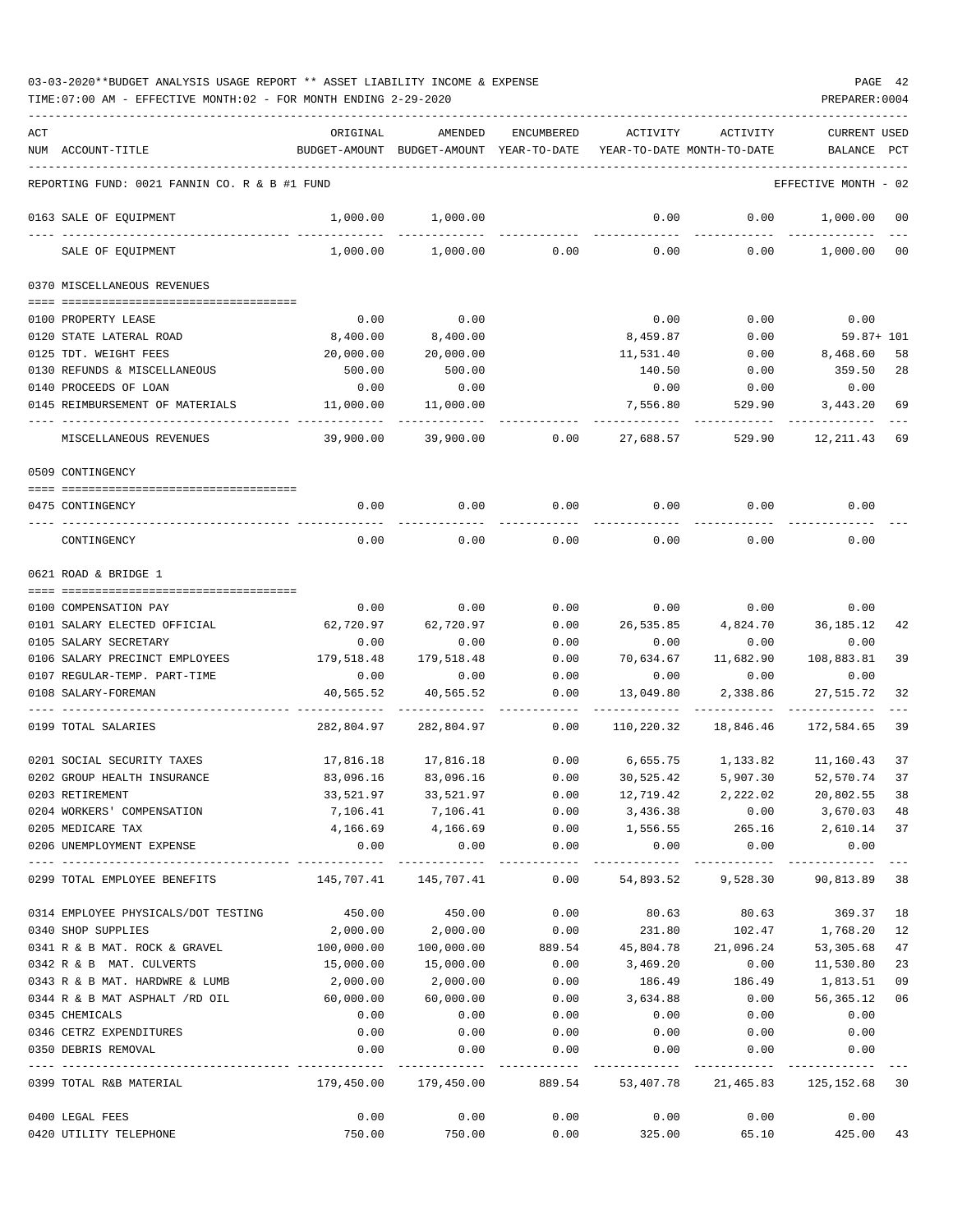03-03-2020**BUDGET ANALYSIS USAGE REPORT ** ASSET LIABILITY INCOME & EXPENSE

TIME:07:00 AM - EFFECTIVE MONTH:02 - FOR MONTH ENDING 2-29-2020

PREPARER:0004

| ACT NUM | ACCOUNT-TITLE | ORIGINAL BUDGET-AMOUNT | AMENDED BUDGET-AMOUNT | ENCUMBERED YEAR-TO-DATE | ACTIVITY YEAR-TO-DATE | ACTIVITY MONTH-TO-DATE | CURRENT BALANCE | USED PCT |
|---|---|---|---|---|---|---|---|---|
| | REPORTING FUND: 0021 FANNIN CO. R & B #1 FUND | | | | | | EFFECTIVE MONTH - 02 | |
| 0163 | SALE OF EQUIPMENT | 1,000.00 | 1,000.00 | | 0.00 | 0.00 | 1,000.00 | 00 |
| | SALE OF EQUIPMENT | 1,000.00 | 1,000.00 | 0.00 | 0.00 | 0.00 | 1,000.00 | 00 |
| 0370 | MISCELLANEOUS REVENUES | | | | | | | |
| 0100 | PROPERTY LEASE | 0.00 | 0.00 | | 0.00 | 0.00 | 0.00 | |
| 0120 | STATE LATERAL ROAD | 8,400.00 | 8,400.00 | | 8,459.87 | 0.00 | 59.87+ | 101 |
| 0125 | TDT. WEIGHT FEES | 20,000.00 | 20,000.00 | | 11,531.40 | 0.00 | 8,468.60 | 58 |
| 0130 | REFUNDS & MISCELLANEOUS | 500.00 | 500.00 | | 140.50 | 0.00 | 359.50 | 28 |
| 0140 | PROCEEDS OF LOAN | 0.00 | 0.00 | | 0.00 | 0.00 | 0.00 | |
| 0145 | REIMBURSEMENT OF MATERIALS | 11,000.00 | 11,000.00 | | 7,556.80 | 529.90 | 3,443.20 | 69 |
| | MISCELLANEOUS REVENUES | 39,900.00 | 39,900.00 | 0.00 | 27,688.57 | 529.90 | 12,211.43 | 69 |
| 0509 | CONTINGENCY | | | | | | | |
| 0475 | CONTINGENCY | 0.00 | 0.00 | 0.00 | 0.00 | 0.00 | 0.00 | |
| | CONTINGENCY | 0.00 | 0.00 | 0.00 | 0.00 | 0.00 | 0.00 | |
| 0621 | ROAD & BRIDGE 1 | | | | | | | |
| 0100 | COMPENSATION PAY | 0.00 | 0.00 | 0.00 | 0.00 | 0.00 | 0.00 | |
| 0101 | SALARY ELECTED OFFICIAL | 62,720.97 | 62,720.97 | 0.00 | 26,535.85 | 4,824.70 | 36,185.12 | 42 |
| 0105 | SALARY SECRETARY | 0.00 | 0.00 | 0.00 | 0.00 | 0.00 | 0.00 | |
| 0106 | SALARY PRECINCT EMPLOYEES | 179,518.48 | 179,518.48 | 0.00 | 70,634.67 | 11,682.90 | 108,883.81 | 39 |
| 0107 | REGULAR-TEMP. PART-TIME | 0.00 | 0.00 | 0.00 | 0.00 | 0.00 | 0.00 | |
| 0108 | SALARY-FOREMAN | 40,565.52 | 40,565.52 | 0.00 | 13,049.80 | 2,338.86 | 27,515.72 | 32 |
| 0199 | TOTAL SALARIES | 282,804.97 | 282,804.97 | 0.00 | 110,220.32 | 18,846.46 | 172,584.65 | 39 |
| 0201 | SOCIAL SECURITY TAXES | 17,816.18 | 17,816.18 | 0.00 | 6,655.75 | 1,133.82 | 11,160.43 | 37 |
| 0202 | GROUP HEALTH INSURANCE | 83,096.16 | 83,096.16 | 0.00 | 30,525.42 | 5,907.30 | 52,570.74 | 37 |
| 0203 | RETIREMENT | 33,521.97 | 33,521.97 | 0.00 | 12,719.42 | 2,222.02 | 20,802.55 | 38 |
| 0204 | WORKERS' COMPENSATION | 7,106.41 | 7,106.41 | 0.00 | 3,436.38 | 0.00 | 3,670.03 | 48 |
| 0205 | MEDICARE TAX | 4,166.69 | 4,166.69 | 0.00 | 1,556.55 | 265.16 | 2,610.14 | 37 |
| 0206 | UNEMPLOYMENT EXPENSE | 0.00 | 0.00 | 0.00 | 0.00 | 0.00 | 0.00 | |
| 0299 | TOTAL EMPLOYEE BENEFITS | 145,707.41 | 145,707.41 | 0.00 | 54,893.52 | 9,528.30 | 90,813.89 | 38 |
| 0314 | EMPLOYEE PHYSICALS/DOT TESTING | 450.00 | 450.00 | 0.00 | 80.63 | 80.63 | 369.37 | 18 |
| 0340 | SHOP SUPPLIES | 2,000.00 | 2,000.00 | 0.00 | 231.80 | 102.47 | 1,768.20 | 12 |
| 0341 | R & B MAT. ROCK & GRAVEL | 100,000.00 | 100,000.00 | 889.54 | 45,804.78 | 21,096.24 | 53,305.68 | 47 |
| 0342 | R & B MAT. CULVERTS | 15,000.00 | 15,000.00 | 0.00 | 3,469.20 | 0.00 | 11,530.80 | 23 |
| 0343 | R & B MAT. HARDWRE & LUMB | 2,000.00 | 2,000.00 | 0.00 | 186.49 | 186.49 | 1,813.51 | 09 |
| 0344 | R & B MAT ASPHALT /RD OIL | 60,000.00 | 60,000.00 | 0.00 | 3,634.88 | 0.00 | 56,365.12 | 06 |
| 0345 | CHEMICALS | 0.00 | 0.00 | 0.00 | 0.00 | 0.00 | 0.00 | |
| 0346 | CETRZ EXPENDITURES | 0.00 | 0.00 | 0.00 | 0.00 | 0.00 | 0.00 | |
| 0350 | DEBRIS REMOVAL | 0.00 | 0.00 | 0.00 | 0.00 | 0.00 | 0.00 | |
| 0399 | TOTAL R&B MATERIAL | 179,450.00 | 179,450.00 | 889.54 | 53,407.78 | 21,465.83 | 125,152.68 | 30 |
| 0400 | LEGAL FEES | 0.00 | 0.00 | 0.00 | 0.00 | 0.00 | 0.00 | |
| 0420 | UTILITY TELEPHONE | 750.00 | 750.00 | 0.00 | 325.00 | 65.10 | 425.00 | 43 |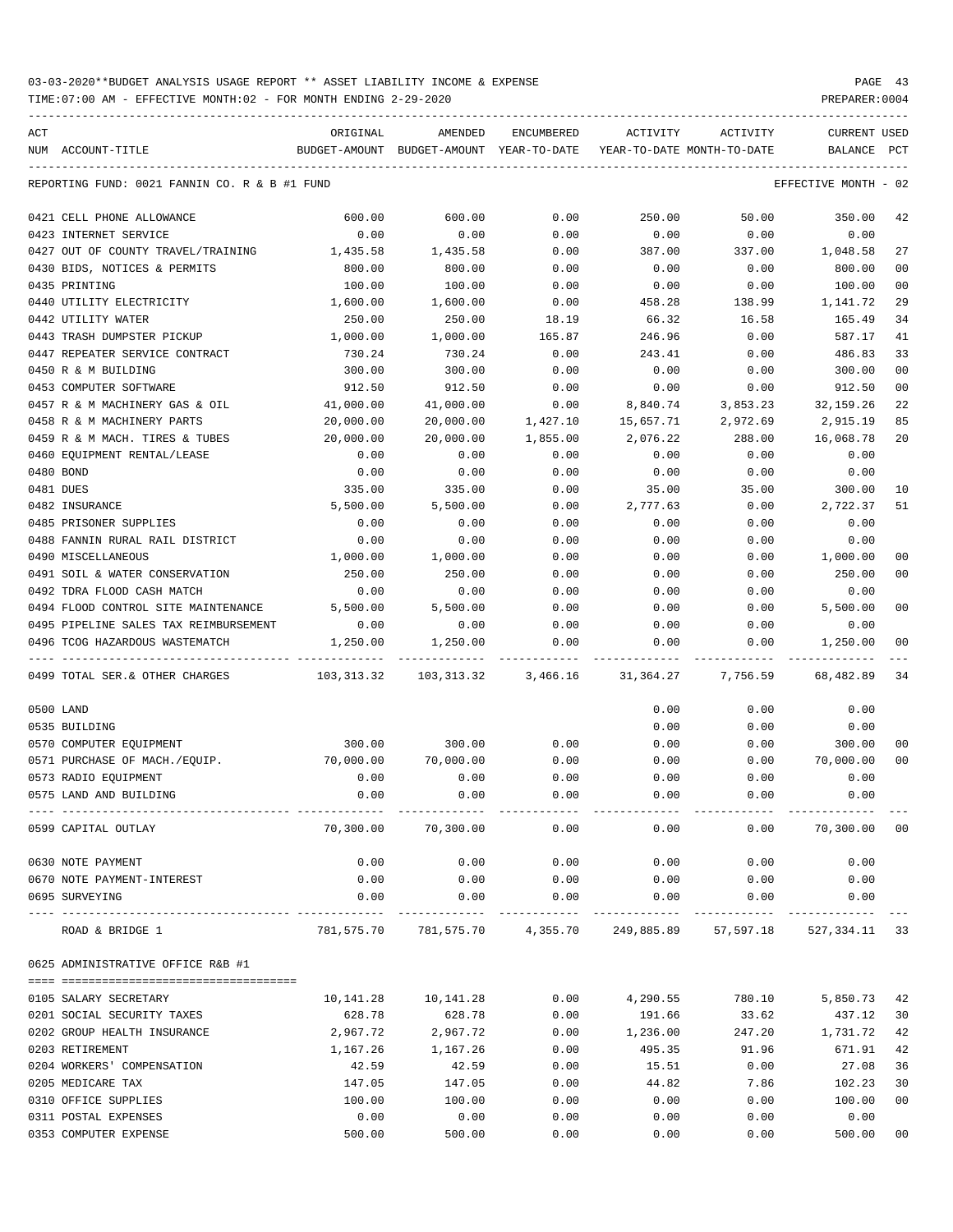03-03-2020**BUDGET ANALYSIS USAGE REPORT ** ASSET LIABILITY INCOME & EXPENSE

TIME:07:00 AM - EFFECTIVE MONTH:02 - FOR MONTH ENDING 2-29-2020

PREPARER:0004

REPORTING FUND: 0021 FANNIN CO. R & B #1 FUND — EFFECTIVE MONTH - 02

| ACT NUM | ACCOUNT-TITLE | ORIGINAL BUDGET-AMOUNT | AMENDED BUDGET-AMOUNT | ENCUMBERED YEAR-TO-DATE | ACTIVITY YEAR-TO-DATE | ACTIVITY MONTH-TO-DATE | CURRENT BALANCE | USED PCT |
|---|---|---|---|---|---|---|---|---|
| 0421 | CELL PHONE ALLOWANCE | 600.00 | 600.00 | 0.00 | 250.00 | 50.00 | 350.00 | 42 |
| 0423 | INTERNET SERVICE | 0.00 | 0.00 | 0.00 | 0.00 | 0.00 | 0.00 | |
| 0427 | OUT OF COUNTY TRAVEL/TRAINING | 1,435.58 | 1,435.58 | 0.00 | 387.00 | 337.00 | 1,048.58 | 27 |
| 0430 | BIDS, NOTICES & PERMITS | 800.00 | 800.00 | 0.00 | 0.00 | 0.00 | 800.00 | 00 |
| 0435 | PRINTING | 100.00 | 100.00 | 0.00 | 0.00 | 0.00 | 100.00 | 00 |
| 0440 | UTILITY ELECTRICITY | 1,600.00 | 1,600.00 | 0.00 | 458.28 | 138.99 | 1,141.72 | 29 |
| 0442 | UTILITY WATER | 250.00 | 250.00 | 18.19 | 66.32 | 16.58 | 165.49 | 34 |
| 0443 | TRASH DUMPSTER PICKUP | 1,000.00 | 1,000.00 | 165.87 | 246.96 | 0.00 | 587.17 | 41 |
| 0447 | REPEATER SERVICE CONTRACT | 730.24 | 730.24 | 0.00 | 243.41 | 0.00 | 486.83 | 33 |
| 0450 | R & M BUILDING | 300.00 | 300.00 | 0.00 | 0.00 | 0.00 | 300.00 | 00 |
| 0453 | COMPUTER SOFTWARE | 912.50 | 912.50 | 0.00 | 0.00 | 0.00 | 912.50 | 00 |
| 0457 | R & M MACHINERY GAS & OIL | 41,000.00 | 41,000.00 | 0.00 | 8,840.74 | 3,853.23 | 32,159.26 | 22 |
| 0458 | R & M MACHINERY PARTS | 20,000.00 | 20,000.00 | 1,427.10 | 15,657.71 | 2,972.69 | 2,915.19 | 85 |
| 0459 | R & M MACH. TIRES & TUBES | 20,000.00 | 20,000.00 | 1,855.00 | 2,076.22 | 288.00 | 16,068.78 | 20 |
| 0460 | EQUIPMENT RENTAL/LEASE | 0.00 | 0.00 | 0.00 | 0.00 | 0.00 | 0.00 | |
| 0480 | BOND | 0.00 | 0.00 | 0.00 | 0.00 | 0.00 | 0.00 | |
| 0481 | DUES | 335.00 | 335.00 | 0.00 | 35.00 | 35.00 | 300.00 | 10 |
| 0482 | INSURANCE | 5,500.00 | 5,500.00 | 0.00 | 2,777.63 | 0.00 | 2,722.37 | 51 |
| 0485 | PRISONER SUPPLIES | 0.00 | 0.00 | 0.00 | 0.00 | 0.00 | 0.00 | |
| 0488 | FANNIN RURAL RAIL DISTRICT | 0.00 | 0.00 | 0.00 | 0.00 | 0.00 | 0.00 | |
| 0490 | MISCELLANEOUS | 1,000.00 | 1,000.00 | 0.00 | 0.00 | 0.00 | 1,000.00 | 00 |
| 0491 | SOIL & WATER CONSERVATION | 250.00 | 250.00 | 0.00 | 0.00 | 0.00 | 250.00 | 00 |
| 0492 | TDRA FLOOD CASH MATCH | 0.00 | 0.00 | 0.00 | 0.00 | 0.00 | 0.00 | |
| 0494 | FLOOD CONTROL SITE MAINTENANCE | 5,500.00 | 5,500.00 | 0.00 | 0.00 | 0.00 | 5,500.00 | 00 |
| 0495 | PIPELINE SALES TAX REIMBURSEMENT | 0.00 | 0.00 | 0.00 | 0.00 | 0.00 | 0.00 | |
| 0496 | TCOG HAZARDOUS WASTEMATCH | 1,250.00 | 1,250.00 | 0.00 | 0.00 | 0.00 | 1,250.00 | 00 |
| 0499 | TOTAL SER.& OTHER CHARGES | 103,313.32 | 103,313.32 | 3,466.16 | 31,364.27 | 7,756.59 | 68,482.89 | 34 |
| 0500 | LAND | | | | 0.00 | 0.00 | 0.00 | |
| 0535 | BUILDING | | | | 0.00 | 0.00 | 0.00 | |
| 0570 | COMPUTER EQUIPMENT | 300.00 | 300.00 | 0.00 | 0.00 | 0.00 | 300.00 | 00 |
| 0571 | PURCHASE OF MACH./EQUIP. | 70,000.00 | 70,000.00 | 0.00 | 0.00 | 0.00 | 70,000.00 | 00 |
| 0573 | RADIO EQUIPMENT | 0.00 | 0.00 | 0.00 | 0.00 | 0.00 | 0.00 | |
| 0575 | LAND AND BUILDING | 0.00 | 0.00 | 0.00 | 0.00 | 0.00 | 0.00 | |
| 0599 | CAPITAL OUTLAY | 70,300.00 | 70,300.00 | 0.00 | 0.00 | 0.00 | 70,300.00 | 00 |
| 0630 | NOTE PAYMENT | 0.00 | 0.00 | 0.00 | 0.00 | 0.00 | 0.00 | |
| 0670 | NOTE PAYMENT-INTEREST | 0.00 | 0.00 | 0.00 | 0.00 | 0.00 | 0.00 | |
| 0695 | SURVEYING | 0.00 | 0.00 | 0.00 | 0.00 | 0.00 | 0.00 | |
| | ROAD & BRIDGE 1 | 781,575.70 | 781,575.70 | 4,355.70 | 249,885.89 | 57,597.18 | 527,334.11 | 33 |

0625 ADMINISTRATIVE OFFICE R&B #1

| ACT NUM | ACCOUNT-TITLE | ORIGINAL BUDGET-AMOUNT | AMENDED BUDGET-AMOUNT | ENCUMBERED YEAR-TO-DATE | ACTIVITY YEAR-TO-DATE | ACTIVITY MONTH-TO-DATE | CURRENT BALANCE | USED PCT |
|---|---|---|---|---|---|---|---|---|
| 0105 | SALARY SECRETARY | 10,141.28 | 10,141.28 | 0.00 | 4,290.55 | 780.10 | 5,850.73 | 42 |
| 0201 | SOCIAL SECURITY TAXES | 628.78 | 628.78 | 0.00 | 191.66 | 33.62 | 437.12 | 30 |
| 0202 | GROUP HEALTH INSURANCE | 2,967.72 | 2,967.72 | 0.00 | 1,236.00 | 247.20 | 1,731.72 | 42 |
| 0203 | RETIREMENT | 1,167.26 | 1,167.26 | 0.00 | 495.35 | 91.96 | 671.91 | 42 |
| 0204 | WORKERS' COMPENSATION | 42.59 | 42.59 | 0.00 | 15.51 | 0.00 | 27.08 | 36 |
| 0205 | MEDICARE TAX | 147.05 | 147.05 | 0.00 | 44.82 | 7.86 | 102.23 | 30 |
| 0310 | OFFICE SUPPLIES | 100.00 | 100.00 | 0.00 | 0.00 | 0.00 | 100.00 | 00 |
| 0311 | POSTAL EXPENSES | 0.00 | 0.00 | 0.00 | 0.00 | 0.00 | 0.00 | |
| 0353 | COMPUTER EXPENSE | 500.00 | 500.00 | 0.00 | 0.00 | 0.00 | 500.00 | 00 |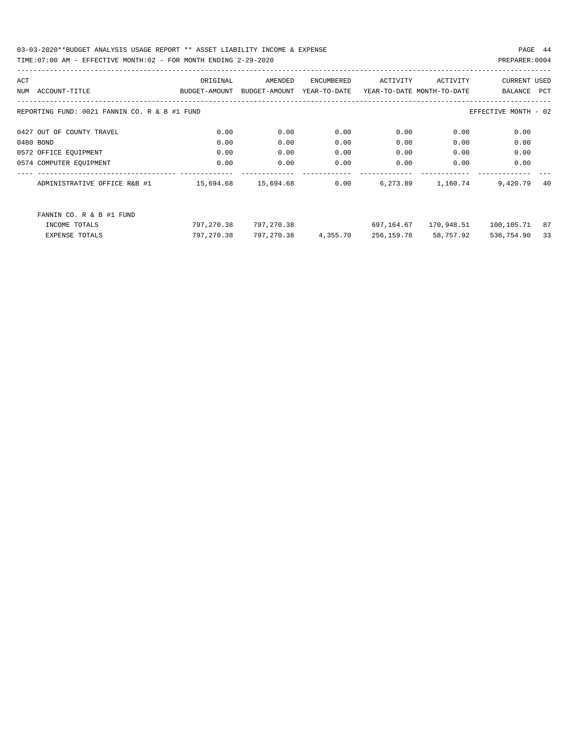03-03-2020**BUDGET ANALYSIS USAGE REPORT ** ASSET LIABILITY INCOME & EXPENSE

TIME:07:00 AM - EFFECTIVE MONTH:02 - FOR MONTH ENDING 2-29-2020

PREPARER:0004

| ACT NUM | ACCOUNT-TITLE | ORIGINAL BUDGET-AMOUNT | AMENDED BUDGET-AMOUNT | ENCUMBERED YEAR-TO-DATE | ACTIVITY YEAR-TO-DATE | ACTIVITY MONTH-TO-DATE | CURRENT BALANCE | USED PCT |
|---|---|---|---|---|---|---|---|---|
| REPORTING FUND: 0021 FANNIN CO. R & B #1 FUND | | | | | | | EFFECTIVE MONTH - 02 | |
| 0427 | OUT OF COUNTY TRAVEL | 0.00 | 0.00 | 0.00 | 0.00 | 0.00 | 0.00 | |
| 0480 | BOND | 0.00 | 0.00 | 0.00 | 0.00 | 0.00 | 0.00 | |
| 0572 | OFFICE EQUIPMENT | 0.00 | 0.00 | 0.00 | 0.00 | 0.00 | 0.00 | |
| 0574 | COMPUTER EQUIPMENT | 0.00 | 0.00 | 0.00 | 0.00 | 0.00 | 0.00 | |
| | ADMINISTRATIVE OFFICE R&B #1 | 15,694.68 | 15,694.68 | 0.00 | 6,273.89 | 1,160.74 | 9,420.79 | 40 |
| | FANNIN CO. R & B #1 FUND | | | | | | | |
| | INCOME TOTALS | 797,270.38 | 797,270.38 | | 697,164.67 | 170,948.51 | 100,105.71 | 87 |
| | EXPENSE TOTALS | 797,270.38 | 797,270.38 | 4,355.70 | 256,159.78 | 58,757.92 | 536,754.90 | 33 |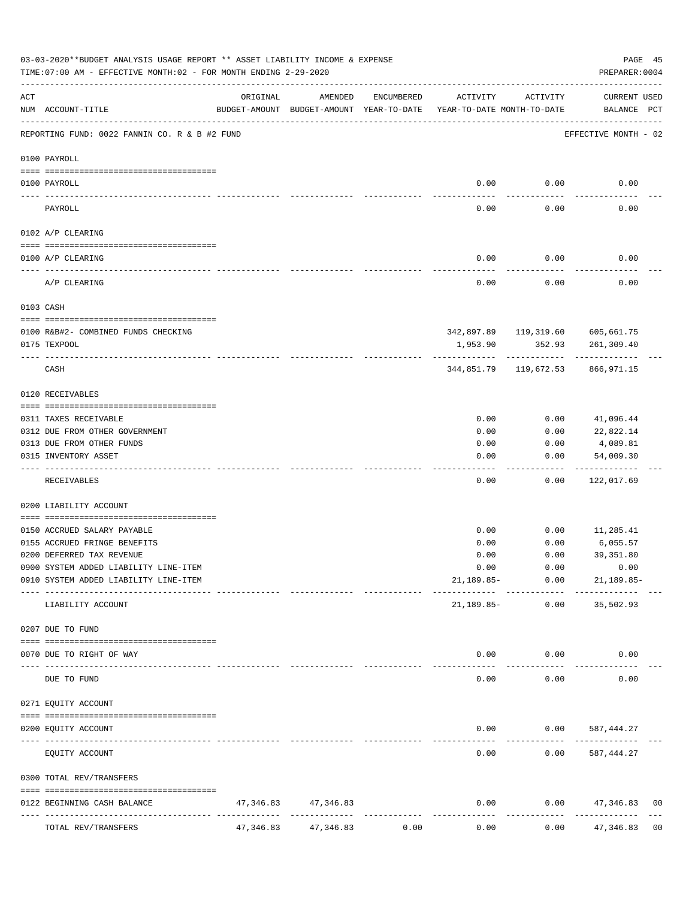03-03-2020**BUDGET ANALYSIS USAGE REPORT ** ASSET LIABILITY INCOME & EXPENSE

TIME:07:00 AM - EFFECTIVE MONTH:02 - FOR MONTH ENDING 2-29-2020

PREPARER:0004

| ACT NUM | ACCOUNT-TITLE | ORIGINAL BUDGET-AMOUNT | AMENDED BUDGET-AMOUNT | ENCUMBERED YEAR-TO-DATE | ACTIVITY YEAR-TO-DATE | ACTIVITY MONTH-TO-DATE | CURRENT USED BALANCE | PCT |
|---|---|---|---|---|---|---|---|---|
| | REPORTING FUND: 0022 FANNIN CO. R & B #2 FUND | | | | | | EFFECTIVE MONTH - 02 | |
| | 0100 PAYROLL | | | | | | | |
| 0100 | PAYROLL | | | | 0.00 | 0.00 | 0.00 | |
| | PAYROLL | | | | 0.00 | 0.00 | 0.00 | |
| | 0102 A/P CLEARING | | | | | | | |
| 0100 | A/P CLEARING | | | | 0.00 | 0.00 | 0.00 | |
| | A/P CLEARING | | | | 0.00 | 0.00 | 0.00 | |
| | 0103 CASH | | | | | | | |
| 0100 | R&B#2- COMBINED FUNDS CHECKING | | | | 342,897.89 | 119,319.60 | 605,661.75 | |
| 0175 | TEXPOOL | | | | 1,953.90 | 352.93 | 261,309.40 | |
| | CASH | | | | 344,851.79 | 119,672.53 | 866,971.15 | |
| | 0120 RECEIVABLES | | | | | | | |
| 0311 | TAXES RECEIVABLE | | | | 0.00 | 0.00 | 41,096.44 | |
| 0312 | DUE FROM OTHER GOVERNMENT | | | | 0.00 | 0.00 | 22,822.14 | |
| 0313 | DUE FROM OTHER FUNDS | | | | 0.00 | 0.00 | 4,089.81 | |
| 0315 | INVENTORY ASSET | | | | 0.00 | 0.00 | 54,009.30 | |
| | RECEIVABLES | | | | 0.00 | 0.00 | 122,017.69 | |
| | 0200 LIABILITY ACCOUNT | | | | | | | |
| 0150 | ACCRUED SALARY PAYABLE | | | | 0.00 | 0.00 | 11,285.41 | |
| 0155 | ACCRUED FRINGE BENEFITS | | | | 0.00 | 0.00 | 6,055.57 | |
| 0200 | DEFERRED TAX REVENUE | | | | 0.00 | 0.00 | 39,351.80 | |
| 0900 | SYSTEM ADDED LIABILITY LINE-ITEM | | | | 0.00 | 0.00 | 0.00 | |
| 0910 | SYSTEM ADDED LIABILITY LINE-ITEM | | | | 21,189.85- | 0.00 | 21,189.85- | |
| | LIABILITY ACCOUNT | | | | 21,189.85- | 0.00 | 35,502.93 | |
| | 0207 DUE TO FUND | | | | | | | |
| 0070 | DUE TO RIGHT OF WAY | | | | 0.00 | 0.00 | 0.00 | |
| | DUE TO FUND | | | | 0.00 | 0.00 | 0.00 | |
| | 0271 EQUITY ACCOUNT | | | | | | | |
| 0200 | EQUITY ACCOUNT | | | | 0.00 | 0.00 | 587,444.27 | |
| | EQUITY ACCOUNT | | | | 0.00 | 0.00 | 587,444.27 | |
| | 0300 TOTAL REV/TRANSFERS | | | | | | | |
| 0122 | BEGINNING CASH BALANCE | 47,346.83 | 47,346.83 | | 0.00 | 0.00 | 47,346.83 | 00 |
| | TOTAL REV/TRANSFERS | 47,346.83 | 47,346.83 | 0.00 | 0.00 | 0.00 | 47,346.83 | 00 |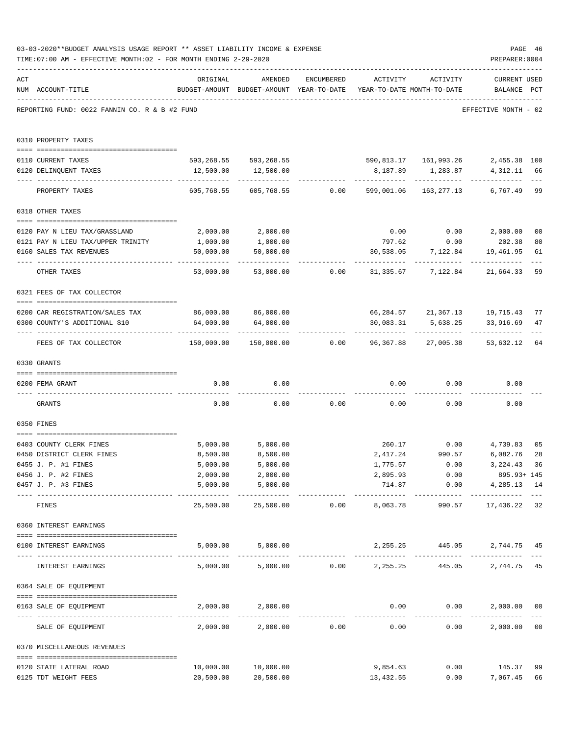03-03-2020**BUDGET ANALYSIS USAGE REPORT ** ASSET LIABILITY INCOME & EXPENSE

TIME:07:00 AM - EFFECTIVE MONTH:02 - FOR MONTH ENDING 2-29-2020

PREPARER:0004

REPORTING FUND: 0022 FANNIN CO. R & B #2 FUND — EFFECTIVE MONTH - 02

| ACT NUM | ACCOUNT-TITLE | ORIGINAL BUDGET-AMOUNT | AMENDED BUDGET-AMOUNT | ENCUMBERED YEAR-TO-DATE | ACTIVITY YEAR-TO-DATE | ACTIVITY MONTH-TO-DATE | CURRENT BALANCE | USED PCT |
|---|---|---|---|---|---|---|---|---|
| 0310 | PROPERTY TAXES | | | | | | | |
| 0110 | CURRENT TAXES | 593,268.55 | 593,268.55 | | 590,813.17 | 161,993.26 | 2,455.38 | 100 |
| 0120 | DELINQUENT TAXES | 12,500.00 | 12,500.00 | | 8,187.89 | 1,283.87 | 4,312.11 | 66 |
| | PROPERTY TAXES | 605,768.55 | 605,768.55 | 0.00 | 599,001.06 | 163,277.13 | 6,767.49 | 99 |
| 0318 | OTHER TAXES | | | | | | | |
| 0120 | PAY N LIEU TAX/GRASSLAND | 2,000.00 | 2,000.00 | | 0.00 | 0.00 | 2,000.00 | 00 |
| 0121 | PAY N LIEU TAX/UPPER TRINITY | 1,000.00 | 1,000.00 | | 797.62 | 0.00 | 202.38 | 80 |
| 0160 | SALES TAX REVENUES | 50,000.00 | 50,000.00 | | 30,538.05 | 7,122.84 | 19,461.95 | 61 |
| | OTHER TAXES | 53,000.00 | 53,000.00 | 0.00 | 31,335.67 | 7,122.84 | 21,664.33 | 59 |
| 0321 | FEES OF TAX COLLECTOR | | | | | | | |
| 0200 | CAR REGISTRATION/SALES TAX | 86,000.00 | 86,000.00 | | 66,284.57 | 21,367.13 | 19,715.43 | 77 |
| 0300 | COUNTY'S ADDITIONAL $10 | 64,000.00 | 64,000.00 | | 30,083.31 | 5,638.25 | 33,916.69 | 47 |
| | FEES OF TAX COLLECTOR | 150,000.00 | 150,000.00 | 0.00 | 96,367.88 | 27,005.38 | 53,632.12 | 64 |
| 0330 | GRANTS | | | | | | | |
| 0200 | FEMA GRANT | 0.00 | 0.00 | | 0.00 | 0.00 | 0.00 | |
| | GRANTS | 0.00 | 0.00 | 0.00 | 0.00 | 0.00 | 0.00 | |
| 0350 | FINES | | | | | | | |
| 0403 | COUNTY CLERK FINES | 5,000.00 | 5,000.00 | | 260.17 | 0.00 | 4,739.83 | 05 |
| 0450 | DISTRICT CLERK FINES | 8,500.00 | 8,500.00 | | 2,417.24 | 990.57 | 6,082.76 | 28 |
| 0455 | J. P. #1 FINES | 5,000.00 | 5,000.00 | | 1,775.57 | 0.00 | 3,224.43 | 36 |
| 0456 | J. P. #2 FINES | 2,000.00 | 2,000.00 | | 2,895.93 | 0.00 | 895.93+ | 145 |
| 0457 | J. P. #3 FINES | 5,000.00 | 5,000.00 | | 714.87 | 0.00 | 4,285.13 | 14 |
| | FINES | 25,500.00 | 25,500.00 | 0.00 | 8,063.78 | 990.57 | 17,436.22 | 32 |
| 0360 | INTEREST EARNINGS | | | | | | | |
| 0100 | INTEREST EARNINGS | 5,000.00 | 5,000.00 | | 2,255.25 | 445.05 | 2,744.75 | 45 |
| | INTEREST EARNINGS | 5,000.00 | 5,000.00 | 0.00 | 2,255.25 | 445.05 | 2,744.75 | 45 |
| 0364 | SALE OF EQUIPMENT | | | | | | | |
| 0163 | SALE OF EQUIPMENT | 2,000.00 | 2,000.00 | | 0.00 | 0.00 | 2,000.00 | 00 |
| | SALE OF EQUIPMENT | 2,000.00 | 2,000.00 | 0.00 | 0.00 | 0.00 | 2,000.00 | 00 |
| 0370 | MISCELLANEOUS REVENUES | | | | | | | |
| 0120 | STATE LATERAL ROAD | 10,000.00 | 10,000.00 | | 9,854.63 | 0.00 | 145.37 | 99 |
| 0125 | TDT WEIGHT FEES | 20,500.00 | 20,500.00 | | 13,432.55 | 0.00 | 7,067.45 | 66 |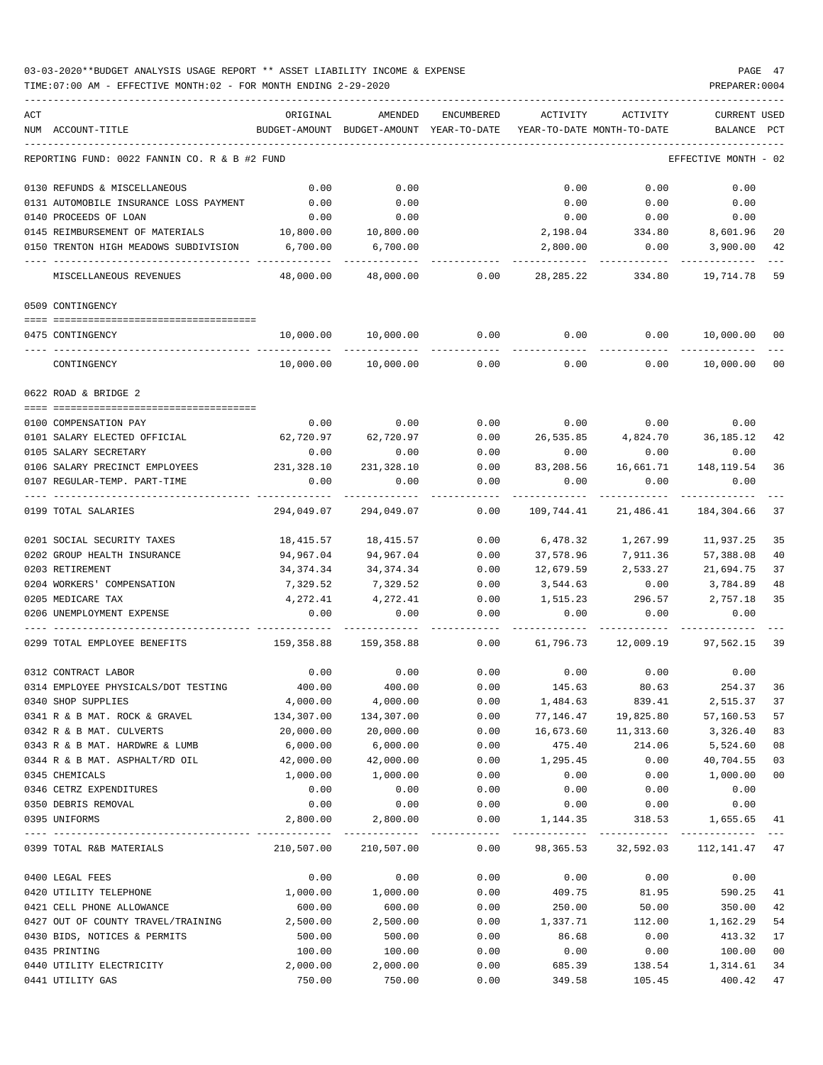03-03-2020**BUDGET ANALYSIS USAGE REPORT ** ASSET LIABILITY INCOME & EXPENSE

TIME:07:00 AM - EFFECTIVE MONTH:02 - FOR MONTH ENDING 2-29-2020

PREPARER:0004

| ACT NUM | ACCOUNT-TITLE | ORIGINAL BUDGET-AMOUNT | AMENDED BUDGET-AMOUNT | ENCUMBERED YEAR-TO-DATE | ACTIVITY YEAR-TO-DATE | ACTIVITY MONTH-TO-DATE | CURRENT BALANCE | USED PCT |
|---|---|---|---|---|---|---|---|---|
| | REPORTING FUND: 0022 FANNIN CO. R & B #2 FUND | | | | | | EFFECTIVE MONTH - 02 | |
| 0130 | REFUNDS & MISCELLANEOUS | 0.00 | 0.00 | | 0.00 | 0.00 | 0.00 | |
| 0131 | AUTOMOBILE INSURANCE LOSS PAYMENT | 0.00 | 0.00 | | 0.00 | 0.00 | 0.00 | |
| 0140 | PROCEEDS OF LOAN | 0.00 | 0.00 | | 0.00 | 0.00 | 0.00 | |
| 0145 | REIMBURSEMENT OF MATERIALS | 10,800.00 | 10,800.00 | | 2,198.04 | 334.80 | 8,601.96 | 20 |
| 0150 | TRENTON HIGH MEADOWS SUBDIVISION | 6,700.00 | 6,700.00 | | 2,800.00 | 0.00 | 3,900.00 | 42 |
| | MISCELLANEOUS REVENUES | 48,000.00 | 48,000.00 | 0.00 | 28,285.22 | 334.80 | 19,714.78 | 59 |
| | 0509 CONTINGENCY | | | | | | | |
| 0475 | CONTINGENCY | 10,000.00 | 10,000.00 | 0.00 | 0.00 | 0.00 | 10,000.00 | 00 |
| | CONTINGENCY | 10,000.00 | 10,000.00 | 0.00 | 0.00 | 0.00 | 10,000.00 | 00 |
| | 0622 ROAD & BRIDGE 2 | | | | | | | |
| 0100 | COMPENSATION PAY | 0.00 | 0.00 | 0.00 | 0.00 | 0.00 | 0.00 | |
| 0101 | SALARY ELECTED OFFICIAL | 62,720.97 | 62,720.97 | 0.00 | 26,535.85 | 4,824.70 | 36,185.12 | 42 |
| 0105 | SALARY SECRETARY | 0.00 | 0.00 | 0.00 | 0.00 | 0.00 | 0.00 | |
| 0106 | SALARY PRECINCT EMPLOYEES | 231,328.10 | 231,328.10 | 0.00 | 83,208.56 | 16,661.71 | 148,119.54 | 36 |
| 0107 | REGULAR-TEMP. PART-TIME | 0.00 | 0.00 | 0.00 | 0.00 | 0.00 | 0.00 | |
| 0199 | TOTAL SALARIES | 294,049.07 | 294,049.07 | 0.00 | 109,744.41 | 21,486.41 | 184,304.66 | 37 |
| 0201 | SOCIAL SECURITY TAXES | 18,415.57 | 18,415.57 | 0.00 | 6,478.32 | 1,267.99 | 11,937.25 | 35 |
| 0202 | GROUP HEALTH INSURANCE | 94,967.04 | 94,967.04 | 0.00 | 37,578.96 | 7,911.36 | 57,388.08 | 40 |
| 0203 | RETIREMENT | 34,374.34 | 34,374.34 | 0.00 | 12,679.59 | 2,533.27 | 21,694.75 | 37 |
| 0204 | WORKERS' COMPENSATION | 7,329.52 | 7,329.52 | 0.00 | 3,544.63 | 0.00 | 3,784.89 | 48 |
| 0205 | MEDICARE TAX | 4,272.41 | 4,272.41 | 0.00 | 1,515.23 | 296.57 | 2,757.18 | 35 |
| 0206 | UNEMPLOYMENT EXPENSE | 0.00 | 0.00 | 0.00 | 0.00 | 0.00 | 0.00 | |
| 0299 | TOTAL EMPLOYEE BENEFITS | 159,358.88 | 159,358.88 | 0.00 | 61,796.73 | 12,009.19 | 97,562.15 | 39 |
| 0312 | CONTRACT LABOR | 0.00 | 0.00 | 0.00 | 0.00 | 0.00 | 0.00 | |
| 0314 | EMPLOYEE PHYSICALS/DOT TESTING | 400.00 | 400.00 | 0.00 | 145.63 | 80.63 | 254.37 | 36 |
| 0340 | SHOP SUPPLIES | 4,000.00 | 4,000.00 | 0.00 | 1,484.63 | 839.41 | 2,515.37 | 37 |
| 0341 | R & B MAT. ROCK & GRAVEL | 134,307.00 | 134,307.00 | 0.00 | 77,146.47 | 19,825.80 | 57,160.53 | 57 |
| 0342 | R & B MAT. CULVERTS | 20,000.00 | 20,000.00 | 0.00 | 16,673.60 | 11,313.60 | 3,326.40 | 83 |
| 0343 | R & B MAT. HARDWRE & LUMB | 6,000.00 | 6,000.00 | 0.00 | 475.40 | 214.06 | 5,524.60 | 08 |
| 0344 | R & B MAT. ASPHALT/RD OIL | 42,000.00 | 42,000.00 | 0.00 | 1,295.45 | 0.00 | 40,704.55 | 03 |
| 0345 | CHEMICALS | 1,000.00 | 1,000.00 | 0.00 | 0.00 | 0.00 | 1,000.00 | 00 |
| 0346 | CETRZ EXPENDITURES | 0.00 | 0.00 | 0.00 | 0.00 | 0.00 | 0.00 | |
| 0350 | DEBRIS REMOVAL | 0.00 | 0.00 | 0.00 | 0.00 | 0.00 | 0.00 | |
| 0395 | UNIFORMS | 2,800.00 | 2,800.00 | 0.00 | 1,144.35 | 318.53 | 1,655.65 | 41 |
| 0399 | TOTAL R&B MATERIALS | 210,507.00 | 210,507.00 | 0.00 | 98,365.53 | 32,592.03 | 112,141.47 | 47 |
| 0400 | LEGAL FEES | 0.00 | 0.00 | 0.00 | 0.00 | 0.00 | 0.00 | |
| 0420 | UTILITY TELEPHONE | 1,000.00 | 1,000.00 | 0.00 | 409.75 | 81.95 | 590.25 | 41 |
| 0421 | CELL PHONE ALLOWANCE | 600.00 | 600.00 | 0.00 | 250.00 | 50.00 | 350.00 | 42 |
| 0427 | OUT OF COUNTY TRAVEL/TRAINING | 2,500.00 | 2,500.00 | 0.00 | 1,337.71 | 112.00 | 1,162.29 | 54 |
| 0430 | BIDS, NOTICES & PERMITS | 500.00 | 500.00 | 0.00 | 86.68 | 0.00 | 413.32 | 17 |
| 0435 | PRINTING | 100.00 | 100.00 | 0.00 | 0.00 | 0.00 | 100.00 | 00 |
| 0440 | UTILITY ELECTRICITY | 2,000.00 | 2,000.00 | 0.00 | 685.39 | 138.54 | 1,314.61 | 34 |
| 0441 | UTILITY GAS | 750.00 | 750.00 | 0.00 | 349.58 | 105.45 | 400.42 | 47 |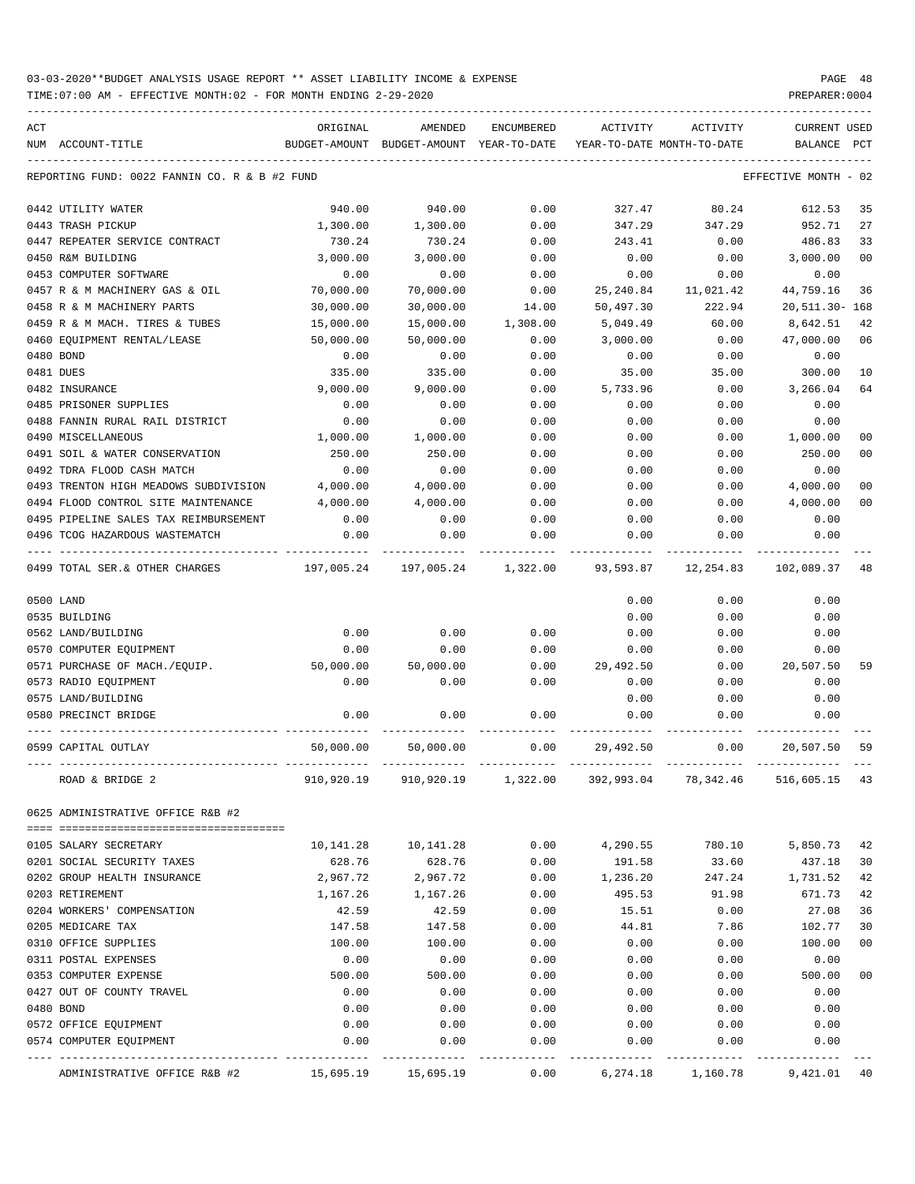03-03-2020**BUDGET ANALYSIS USAGE REPORT ** ASSET LIABILITY INCOME & EXPENSE

TIME:07:00 AM - EFFECTIVE MONTH:02 - FOR MONTH ENDING 2-29-2020

PREPARER:0004

| ACT NUM | ACCOUNT-TITLE | ORIGINAL BUDGET-AMOUNT | AMENDED BUDGET-AMOUNT | ENCUMBERED YEAR-TO-DATE | ACTIVITY YEAR-TO-DATE | ACTIVITY MONTH-TO-DATE | CURRENT BALANCE | USED PCT |
|---|---|---|---|---|---|---|---|---|
| | REPORTING FUND: 0022 FANNIN CO. R & B #2 FUND | | | | | | EFFECTIVE MONTH - 02 | |
| 0442 | UTILITY WATER | 940.00 | 940.00 | 0.00 | 327.47 | 80.24 | 612.53 | 35 |
| 0443 | TRASH PICKUP | 1,300.00 | 1,300.00 | 0.00 | 347.29 | 347.29 | 952.71 | 27 |
| 0447 | REPEATER SERVICE CONTRACT | 730.24 | 730.24 | 0.00 | 243.41 | 0.00 | 486.83 | 33 |
| 0450 | R&M BUILDING | 3,000.00 | 3,000.00 | 0.00 | 0.00 | 0.00 | 3,000.00 | 00 |
| 0453 | COMPUTER SOFTWARE | 0.00 | 0.00 | 0.00 | 0.00 | 0.00 | 0.00 | |
| 0457 | R & M MACHINERY GAS & OIL | 70,000.00 | 70,000.00 | 0.00 | 25,240.84 | 11,021.42 | 44,759.16 | 36 |
| 0458 | R & M MACHINERY PARTS | 30,000.00 | 30,000.00 | 14.00 | 50,497.30 | 222.94 | 20,511.30- | 168 |
| 0459 | R & M MACH. TIRES & TUBES | 15,000.00 | 15,000.00 | 1,308.00 | 5,049.49 | 60.00 | 8,642.51 | 42 |
| 0460 | EQUIPMENT RENTAL/LEASE | 50,000.00 | 50,000.00 | 0.00 | 3,000.00 | 0.00 | 47,000.00 | 06 |
| 0480 | BOND | 0.00 | 0.00 | 0.00 | 0.00 | 0.00 | 0.00 | |
| 0481 | DUES | 335.00 | 335.00 | 0.00 | 35.00 | 35.00 | 300.00 | 10 |
| 0482 | INSURANCE | 9,000.00 | 9,000.00 | 0.00 | 5,733.96 | 0.00 | 3,266.04 | 64 |
| 0485 | PRISONER SUPPLIES | 0.00 | 0.00 | 0.00 | 0.00 | 0.00 | 0.00 | |
| 0488 | FANNIN RURAL RAIL DISTRICT | 0.00 | 0.00 | 0.00 | 0.00 | 0.00 | 0.00 | |
| 0490 | MISCELLANEOUS | 1,000.00 | 1,000.00 | 0.00 | 0.00 | 0.00 | 1,000.00 | 00 |
| 0491 | SOIL & WATER CONSERVATION | 250.00 | 250.00 | 0.00 | 0.00 | 0.00 | 250.00 | 00 |
| 0492 | TDRA FLOOD CASH MATCH | 0.00 | 0.00 | 0.00 | 0.00 | 0.00 | 0.00 | |
| 0493 | TRENTON HIGH MEADOWS SUBDIVISION | 4,000.00 | 4,000.00 | 0.00 | 0.00 | 0.00 | 4,000.00 | 00 |
| 0494 | FLOOD CONTROL SITE MAINTENANCE | 4,000.00 | 4,000.00 | 0.00 | 0.00 | 0.00 | 4,000.00 | 00 |
| 0495 | PIPELINE SALES TAX REIMBURSEMENT | 0.00 | 0.00 | 0.00 | 0.00 | 0.00 | 0.00 | |
| 0496 | TCOG HAZARDOUS WASTEMATCH | 0.00 | 0.00 | 0.00 | 0.00 | 0.00 | 0.00 | |
| 0499 | TOTAL SER.& OTHER CHARGES | 197,005.24 | 197,005.24 | 1,322.00 | 93,593.87 | 12,254.83 | 102,089.37 | 48 |
| 0500 | LAND | | | | 0.00 | 0.00 | 0.00 | |
| 0535 | BUILDING | | | | 0.00 | 0.00 | 0.00 | |
| 0562 | LAND/BUILDING | 0.00 | 0.00 | 0.00 | 0.00 | 0.00 | 0.00 | |
| 0570 | COMPUTER EQUIPMENT | 0.00 | 0.00 | 0.00 | 0.00 | 0.00 | 0.00 | |
| 0571 | PURCHASE OF MACH./EQUIP. | 50,000.00 | 50,000.00 | 0.00 | 29,492.50 | 0.00 | 20,507.50 | 59 |
| 0573 | RADIO EQUIPMENT | 0.00 | 0.00 | 0.00 | 0.00 | 0.00 | 0.00 | |
| 0575 | LAND/BUILDING | | | | 0.00 | 0.00 | 0.00 | |
| 0580 | PRECINCT BRIDGE | 0.00 | 0.00 | 0.00 | 0.00 | 0.00 | 0.00 | |
| 0599 | CAPITAL OUTLAY | 50,000.00 | 50,000.00 | 0.00 | 29,492.50 | 0.00 | 20,507.50 | 59 |
| | ROAD & BRIDGE 2 | 910,920.19 | 910,920.19 | 1,322.00 | 392,993.04 | 78,342.46 | 516,605.15 | 43 |
| 0625 | ADMINISTRATIVE OFFICE R&B #2 | | | | | | | |
| 0105 | SALARY SECRETARY | 10,141.28 | 10,141.28 | 0.00 | 4,290.55 | 780.10 | 5,850.73 | 42 |
| 0201 | SOCIAL SECURITY TAXES | 628.76 | 628.76 | 0.00 | 191.58 | 33.60 | 437.18 | 30 |
| 0202 | GROUP HEALTH INSURANCE | 2,967.72 | 2,967.72 | 0.00 | 1,236.20 | 247.24 | 1,731.52 | 42 |
| 0203 | RETIREMENT | 1,167.26 | 1,167.26 | 0.00 | 495.53 | 91.98 | 671.73 | 42 |
| 0204 | WORKERS' COMPENSATION | 42.59 | 42.59 | 0.00 | 15.51 | 0.00 | 27.08 | 36 |
| 0205 | MEDICARE TAX | 147.58 | 147.58 | 0.00 | 44.81 | 7.86 | 102.77 | 30 |
| 0310 | OFFICE SUPPLIES | 100.00 | 100.00 | 0.00 | 0.00 | 0.00 | 100.00 | 00 |
| 0311 | POSTAL EXPENSES | 0.00 | 0.00 | 0.00 | 0.00 | 0.00 | 0.00 | |
| 0353 | COMPUTER EXPENSE | 500.00 | 500.00 | 0.00 | 0.00 | 0.00 | 500.00 | 00 |
| 0427 | OUT OF COUNTY TRAVEL | 0.00 | 0.00 | 0.00 | 0.00 | 0.00 | 0.00 | |
| 0480 | BOND | 0.00 | 0.00 | 0.00 | 0.00 | 0.00 | 0.00 | |
| 0572 | OFFICE EQUIPMENT | 0.00 | 0.00 | 0.00 | 0.00 | 0.00 | 0.00 | |
| 0574 | COMPUTER EQUIPMENT | 0.00 | 0.00 | 0.00 | 0.00 | 0.00 | 0.00 | |
| | ADMINISTRATIVE OFFICE R&B #2 | 15,695.19 | 15,695.19 | 0.00 | 6,274.18 | 1,160.78 | 9,421.01 | 40 |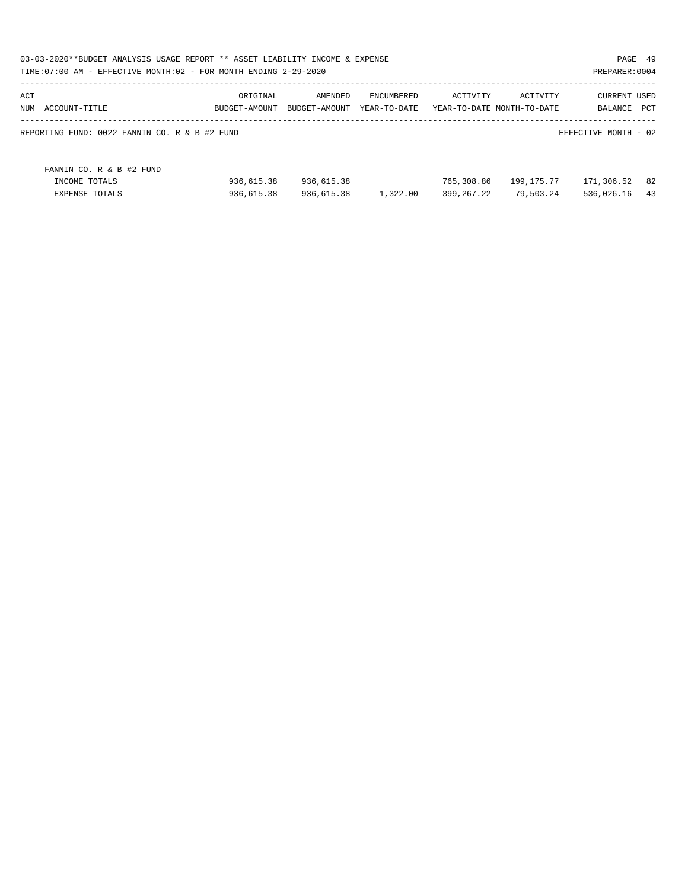REPORTING FUND: 0022 FANNIN CO. R & B #2 FUND

EFFECTIVE MONTH - 02

| ACT NUM | ACCOUNT-TITLE | ORIGINAL BUDGET-AMOUNT | AMENDED BUDGET-AMOUNT | ENCUMBERED YEAR-TO-DATE | ACTIVITY YEAR-TO-DATE | ACTIVITY MONTH-TO-DATE | CURRENT BALANCE | USED PCT |
|---|---|---|---|---|---|---|---|---|
| | FANNIN CO. R & B #2 FUND | | | | | | | |
| | INCOME TOTALS | 936,615.38 | 936,615.38 | | 765,308.86 | 199,175.77 | 171,306.52 | 82 |
| | EXPENSE TOTALS | 936,615.38 | 936,615.38 | 1,322.00 | 399,267.22 | 79,503.24 | 536,026.16 | 43 |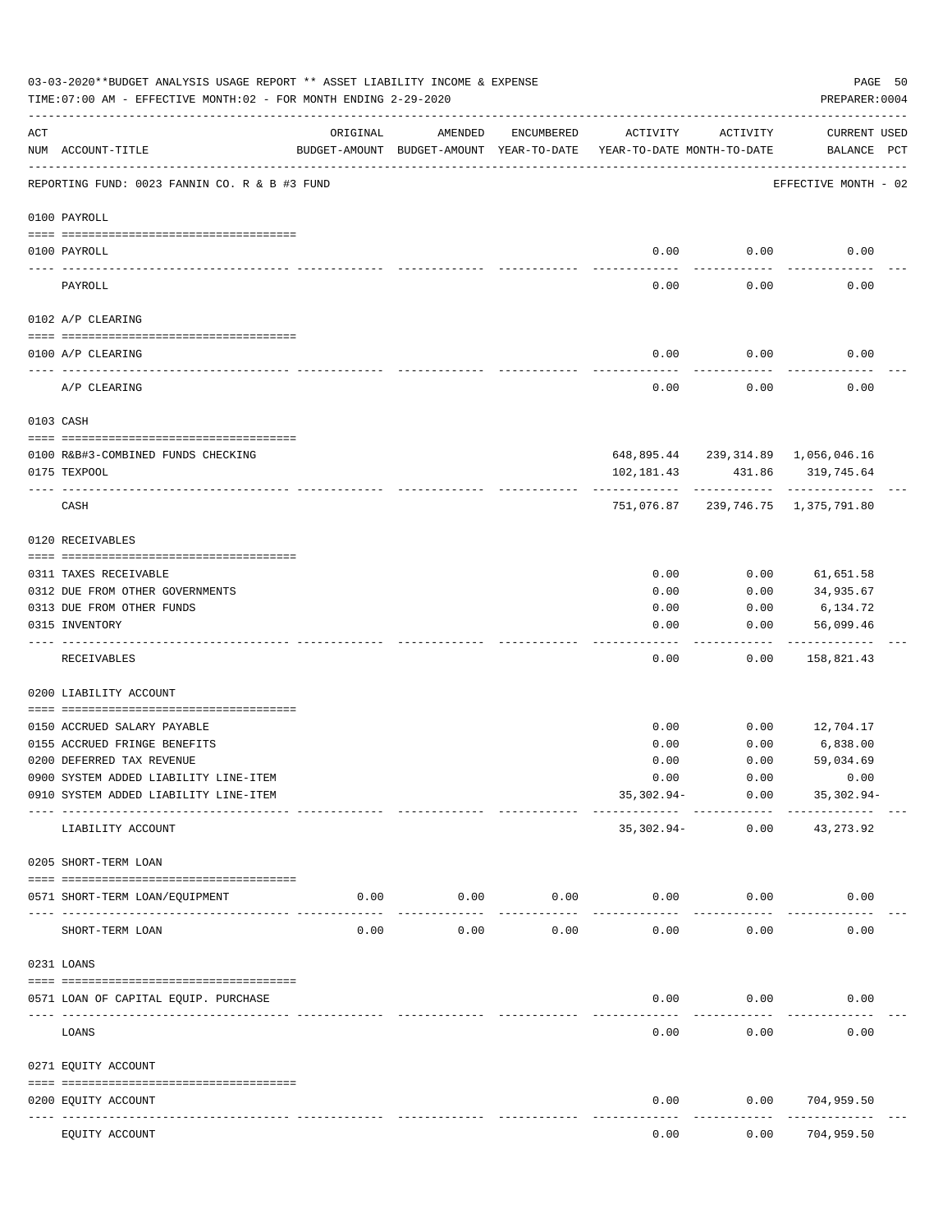03-03-2020**BUDGET ANALYSIS USAGE REPORT ** ASSET LIABILITY INCOME & EXPENSE

TIME:07:00 AM - EFFECTIVE MONTH:02 - FOR MONTH ENDING 2-29-2020

PREPARER:0004

| ACT NUM | ACCOUNT-TITLE | ORIGINAL BUDGET-AMOUNT | AMENDED BUDGET-AMOUNT | ENCUMBERED YEAR-TO-DATE | ACTIVITY YEAR-TO-DATE | ACTIVITY MONTH-TO-DATE | CURRENT BALANCE | USED PCT |
|---|---|---|---|---|---|---|---|---|
| | REPORTING FUND: 0023 FANNIN CO. R & B #3 FUND | | | | | | EFFECTIVE MONTH - 02 | |
| | 0100 PAYROLL | | | | | | | |
| 0100 | PAYROLL | | | | 0.00 | 0.00 | 0.00 | |
| | PAYROLL | | | | 0.00 | 0.00 | 0.00 | |
| | 0102 A/P CLEARING | | | | | | | |
| 0100 | A/P CLEARING | | | | 0.00 | 0.00 | 0.00 | |
| | A/P CLEARING | | | | 0.00 | 0.00 | 0.00 | |
| | 0103 CASH | | | | | | | |
| 0100 | R&B#3-COMBINED FUNDS CHECKING | | | | 648,895.44 | 239,314.89 | 1,056,046.16 | |
| 0175 | TEXPOOL | | | | 102,181.43 | 431.86 | 319,745.64 | |
| | CASH | | | | 751,076.87 | 239,746.75 | 1,375,791.80 | |
| | 0120 RECEIVABLES | | | | | | | |
| 0311 | TAXES RECEIVABLE | | | | 0.00 | 0.00 | 61,651.58 | |
| 0312 | DUE FROM OTHER GOVERNMENTS | | | | 0.00 | 0.00 | 34,935.67 | |
| 0313 | DUE FROM OTHER FUNDS | | | | 0.00 | 0.00 | 6,134.72 | |
| 0315 | INVENTORY | | | | 0.00 | 0.00 | 56,099.46 | |
| | RECEIVABLES | | | | 0.00 | 0.00 | 158,821.43 | |
| | 0200 LIABILITY ACCOUNT | | | | | | | |
| 0150 | ACCRUED SALARY PAYABLE | | | | 0.00 | 0.00 | 12,704.17 | |
| 0155 | ACCRUED FRINGE BENEFITS | | | | 0.00 | 0.00 | 6,838.00 | |
| 0200 | DEFERRED TAX REVENUE | | | | 0.00 | 0.00 | 59,034.69 | |
| 0900 | SYSTEM ADDED LIABILITY LINE-ITEM | | | | 0.00 | 0.00 | 0.00 | |
| 0910 | SYSTEM ADDED LIABILITY LINE-ITEM | | | | 35,302.94- | 0.00 | 35,302.94- | |
| | LIABILITY ACCOUNT | | | | 35,302.94- | 0.00 | 43,273.92 | |
| | 0205 SHORT-TERM LOAN | | | | | | | |
| 0571 | SHORT-TERM LOAN/EQUIPMENT | 0.00 | 0.00 | 0.00 | 0.00 | 0.00 | 0.00 | |
| | SHORT-TERM LOAN | 0.00 | 0.00 | 0.00 | 0.00 | 0.00 | 0.00 | |
| | 0231 LOANS | | | | | | | |
| 0571 | LOAN OF CAPITAL EQUIP. PURCHASE | | | | 0.00 | 0.00 | 0.00 | |
| | LOANS | | | | 0.00 | 0.00 | 0.00 | |
| | 0271 EQUITY ACCOUNT | | | | | | | |
| 0200 | EQUITY ACCOUNT | | | | 0.00 | 0.00 | 704,959.50 | |
| | EQUITY ACCOUNT | | | | 0.00 | 0.00 | 704,959.50 | |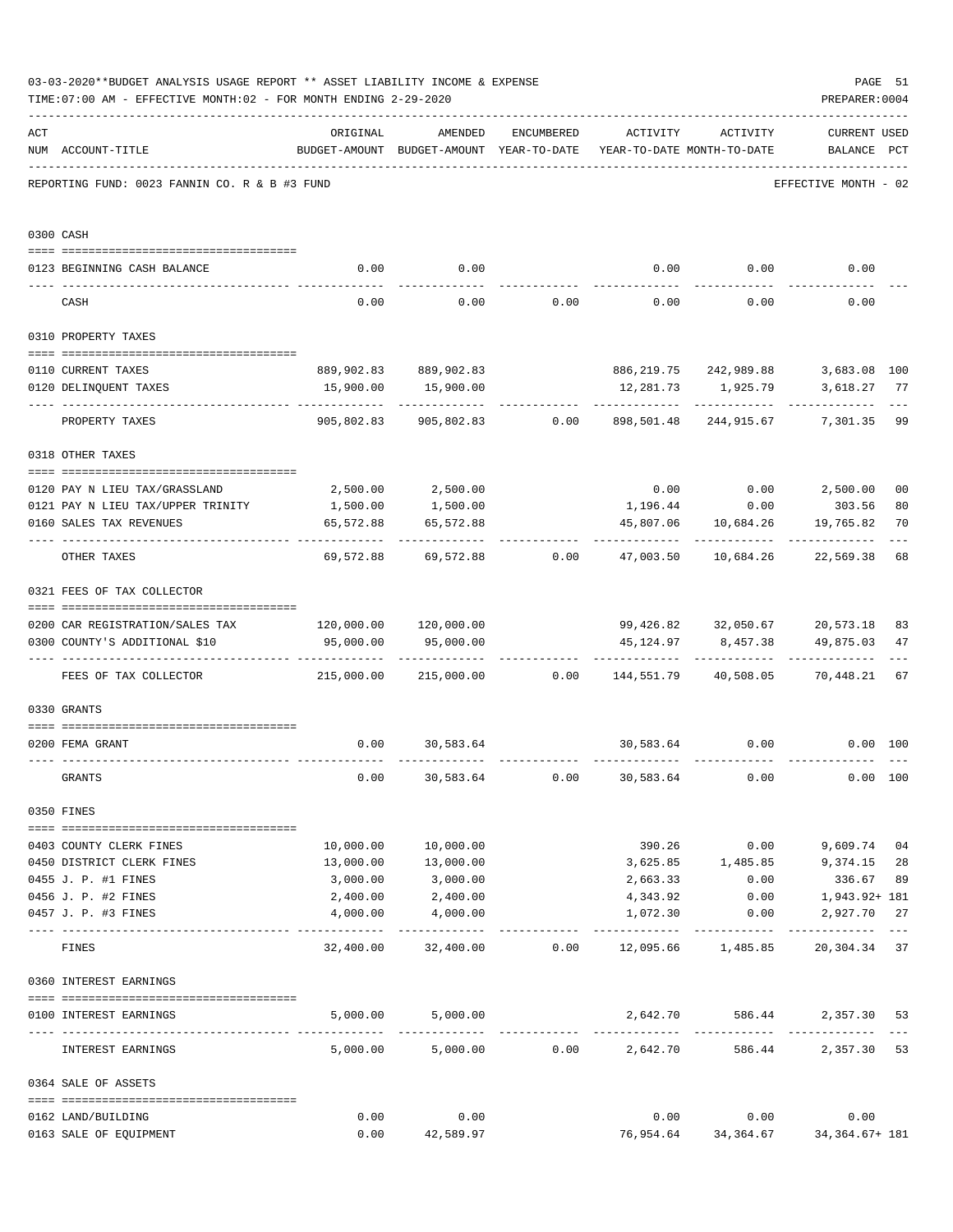03-03-2020**BUDGET ANALYSIS USAGE REPORT ** ASSET LIABILITY INCOME & EXPENSE

TIME:07:00 AM - EFFECTIVE MONTH:02 - FOR MONTH ENDING 2-29-2020

PREPARER:0004

REPORTING FUND: 0023 FANNIN CO. R & B #3 FUND — EFFECTIVE MONTH - 02

| ACT NUM | ACCOUNT-TITLE | ORIGINAL BUDGET-AMOUNT | AMENDED BUDGET-AMOUNT | ENCUMBERED YEAR-TO-DATE | ACTIVITY YEAR-TO-DATE | ACTIVITY MONTH-TO-DATE | CURRENT BALANCE | USED PCT |
|---|---|---|---|---|---|---|---|---|
| **0300** | **CASH** | | | | | | | |
| 0123 | BEGINNING CASH BALANCE | 0.00 | 0.00 | | 0.00 | 0.00 | 0.00 | |
| | CASH | 0.00 | 0.00 | 0.00 | 0.00 | 0.00 | 0.00 | |
| **0310** | **PROPERTY TAXES** | | | | | | | |
| 0110 | CURRENT TAXES | 889,902.83 | 889,902.83 | | 886,219.75 | 242,989.88 | 3,683.08 | 100 |
| 0120 | DELINQUENT TAXES | 15,900.00 | 15,900.00 | | 12,281.73 | 1,925.79 | 3,618.27 | 77 |
| | PROPERTY TAXES | 905,802.83 | 905,802.83 | 0.00 | 898,501.48 | 244,915.67 | 7,301.35 | 99 |
| **0318** | **OTHER TAXES** | | | | | | | |
| 0120 | PAY N LIEU TAX/GRASSLAND | 2,500.00 | 2,500.00 | | 0.00 | 0.00 | 2,500.00 | 00 |
| 0121 | PAY N LIEU TAX/UPPER TRINITY | 1,500.00 | 1,500.00 | | 1,196.44 | 0.00 | 303.56 | 80 |
| 0160 | SALES TAX REVENUES | 65,572.88 | 65,572.88 | | 45,807.06 | 10,684.26 | 19,765.82 | 70 |
| | OTHER TAXES | 69,572.88 | 69,572.88 | 0.00 | 47,003.50 | 10,684.26 | 22,569.38 | 68 |
| **0321** | **FEES OF TAX COLLECTOR** | | | | | | | |
| 0200 | CAR REGISTRATION/SALES TAX | 120,000.00 | 120,000.00 | | 99,426.82 | 32,050.67 | 20,573.18 | 83 |
| 0300 | COUNTY'S ADDITIONAL $10 | 95,000.00 | 95,000.00 | | 45,124.97 | 8,457.38 | 49,875.03 | 47 |
| | FEES OF TAX COLLECTOR | 215,000.00 | 215,000.00 | 0.00 | 144,551.79 | 40,508.05 | 70,448.21 | 67 |
| **0330** | **GRANTS** | | | | | | | |
| 0200 | FEMA GRANT | 0.00 | 30,583.64 | | 30,583.64 | 0.00 | 0.00 | 100 |
| | GRANTS | 0.00 | 30,583.64 | 0.00 | 30,583.64 | 0.00 | 0.00 | 100 |
| **0350** | **FINES** | | | | | | | |
| 0403 | COUNTY CLERK FINES | 10,000.00 | 10,000.00 | | 390.26 | 0.00 | 9,609.74 | 04 |
| 0450 | DISTRICT CLERK FINES | 13,000.00 | 13,000.00 | | 3,625.85 | 1,485.85 | 9,374.15 | 28 |
| 0455 | J. P. #1 FINES | 3,000.00 | 3,000.00 | | 2,663.33 | 0.00 | 336.67 | 89 |
| 0456 | J. P. #2 FINES | 2,400.00 | 2,400.00 | | 4,343.92 | 0.00 | 1,943.92+ | 181 |
| 0457 | J. P. #3 FINES | 4,000.00 | 4,000.00 | | 1,072.30 | 0.00 | 2,927.70 | 27 |
| | FINES | 32,400.00 | 32,400.00 | 0.00 | 12,095.66 | 1,485.85 | 20,304.34 | 37 |
| **0360** | **INTEREST EARNINGS** | | | | | | | |
| 0100 | INTEREST EARNINGS | 5,000.00 | 5,000.00 | | 2,642.70 | 586.44 | 2,357.30 | 53 |
| | INTEREST EARNINGS | 5,000.00 | 5,000.00 | 0.00 | 2,642.70 | 586.44 | 2,357.30 | 53 |
| **0364** | **SALE OF ASSETS** | | | | | | | |
| 0162 | LAND/BUILDING | 0.00 | 0.00 | | 0.00 | 0.00 | 0.00 | |
| 0163 | SALE OF EQUIPMENT | 0.00 | 42,589.97 | | 76,954.64 | 34,364.67 | 34,364.67+ | 181 |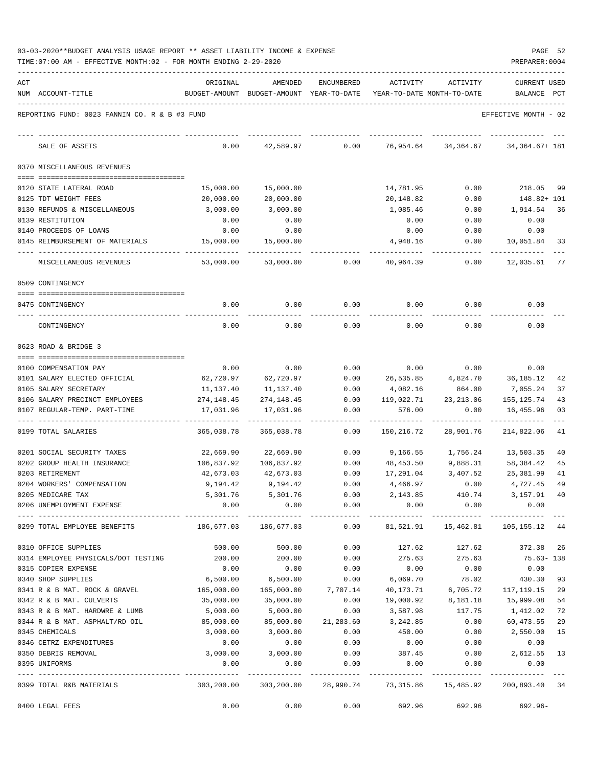03-03-2020**BUDGET ANALYSIS USAGE REPORT ** ASSET LIABILITY INCOME & EXPENSE

TIME:07:00 AM - EFFECTIVE MONTH:02 - FOR MONTH ENDING 2-29-2020

REPORTING FUND: 0023 FANNIN CO. R & B #3 FUND — EFFECTIVE MONTH - 02

| ACT NUM | ACCOUNT-TITLE | ORIGINAL BUDGET-AMOUNT | AMENDED BUDGET-AMOUNT | ENCUMBERED YEAR-TO-DATE | ACTIVITY YEAR-TO-DATE | ACTIVITY MONTH-TO-DATE | CURRENT USED BALANCE | PCT |
|---|---|---|---|---|---|---|---|---|
| | SALE OF ASSETS | 0.00 | 42,589.97 | 0.00 | 76,954.64 | 34,364.67 | 34,364.67+ | 181 |
| | **0370 MISCELLANEOUS REVENUES** | | | | | | | |
| 0120 | STATE LATERAL ROAD | 15,000.00 | 15,000.00 | | 14,781.95 | 0.00 | 218.05 | 99 |
| 0125 | TDT WEIGHT FEES | 20,000.00 | 20,000.00 | | 20,148.82 | 0.00 | 148.82+ | 101 |
| 0130 | REFUNDS & MISCELLANEOUS | 3,000.00 | 3,000.00 | | 1,085.46 | 0.00 | 1,914.54 | 36 |
| 0139 | RESTITUTION | 0.00 | 0.00 | | 0.00 | 0.00 | 0.00 | |
| 0140 | PROCEEDS OF LOANS | 0.00 | 0.00 | | 0.00 | 0.00 | 0.00 | |
| 0145 | REIMBURSEMENT OF MATERIALS | 15,000.00 | 15,000.00 | | 4,948.16 | 0.00 | 10,051.84 | 33 |
| | MISCELLANEOUS REVENUES | 53,000.00 | 53,000.00 | 0.00 | 40,964.39 | 0.00 | 12,035.61 | 77 |
| | **0509 CONTINGENCY** | | | | | | | |
| 0475 | CONTINGENCY | 0.00 | 0.00 | 0.00 | 0.00 | 0.00 | 0.00 | |
| | CONTINGENCY | 0.00 | 0.00 | 0.00 | 0.00 | 0.00 | 0.00 | |
| | **0623 ROAD & BRIDGE 3** | | | | | | | |
| 0100 | COMPENSATION PAY | 0.00 | 0.00 | 0.00 | 0.00 | 0.00 | 0.00 | |
| 0101 | SALARY ELECTED OFFICIAL | 62,720.97 | 62,720.97 | 0.00 | 26,535.85 | 4,824.70 | 36,185.12 | 42 |
| 0105 | SALARY SECRETARY | 11,137.40 | 11,137.40 | 0.00 | 4,082.16 | 864.00 | 7,055.24 | 37 |
| 0106 | SALARY PRECINCT EMPLOYEES | 274,148.45 | 274,148.45 | 0.00 | 119,022.71 | 23,213.06 | 155,125.74 | 43 |
| 0107 | REGULAR-TEMP. PART-TIME | 17,031.96 | 17,031.96 | 0.00 | 576.00 | 0.00 | 16,455.96 | 03 |
| 0199 | TOTAL SALARIES | 365,038.78 | 365,038.78 | 0.00 | 150,216.72 | 28,901.76 | 214,822.06 | 41 |
| 0201 | SOCIAL SECURITY TAXES | 22,669.90 | 22,669.90 | 0.00 | 9,166.55 | 1,756.24 | 13,503.35 | 40 |
| 0202 | GROUP HEALTH INSURANCE | 106,837.92 | 106,837.92 | 0.00 | 48,453.50 | 9,888.31 | 58,384.42 | 45 |
| 0203 | RETIREMENT | 42,673.03 | 42,673.03 | 0.00 | 17,291.04 | 3,407.52 | 25,381.99 | 41 |
| 0204 | WORKERS' COMPENSATION | 9,194.42 | 9,194.42 | 0.00 | 4,466.97 | 0.00 | 4,727.45 | 49 |
| 0205 | MEDICARE TAX | 5,301.76 | 5,301.76 | 0.00 | 2,143.85 | 410.74 | 3,157.91 | 40 |
| 0206 | UNEMPLOYMENT EXPENSE | 0.00 | 0.00 | 0.00 | 0.00 | 0.00 | 0.00 | |
| 0299 | TOTAL EMPLOYEE BENEFITS | 186,677.03 | 186,677.03 | 0.00 | 81,521.91 | 15,462.81 | 105,155.12 | 44 |
| 0310 | OFFICE SUPPLIES | 500.00 | 500.00 | 0.00 | 127.62 | 127.62 | 372.38 | 26 |
| 0314 | EMPLOYEE PHYSICALS/DOT TESTING | 200.00 | 200.00 | 0.00 | 275.63 | 275.63 | 75.63- | 138 |
| 0315 | COPIER EXPENSE | 0.00 | 0.00 | 0.00 | 0.00 | 0.00 | 0.00 | |
| 0340 | SHOP SUPPLIES | 6,500.00 | 6,500.00 | 0.00 | 6,069.70 | 78.02 | 430.30 | 93 |
| 0341 | R & B MAT. ROCK & GRAVEL | 165,000.00 | 165,000.00 | 7,707.14 | 40,173.71 | 6,705.72 | 117,119.15 | 29 |
| 0342 | R & B MAT. CULVERTS | 35,000.00 | 35,000.00 | 0.00 | 19,000.92 | 8,181.18 | 15,999.08 | 54 |
| 0343 | R & B MAT. HARDWRE & LUMB | 5,000.00 | 5,000.00 | 0.00 | 3,587.98 | 117.75 | 1,412.02 | 72 |
| 0344 | R & B MAT. ASPHALT/RD OIL | 85,000.00 | 85,000.00 | 21,283.60 | 3,242.85 | 0.00 | 60,473.55 | 29 |
| 0345 | CHEMICALS | 3,000.00 | 3,000.00 | 0.00 | 450.00 | 0.00 | 2,550.00 | 15 |
| 0346 | CETRZ EXPENDITURES | 0.00 | 0.00 | 0.00 | 0.00 | 0.00 | 0.00 | |
| 0350 | DEBRIS REMOVAL | 3,000.00 | 3,000.00 | 0.00 | 387.45 | 0.00 | 2,612.55 | 13 |
| 0395 | UNIFORMS | 0.00 | 0.00 | 0.00 | 0.00 | 0.00 | 0.00 | |
| 0399 | TOTAL R&B MATERIALS | 303,200.00 | 303,200.00 | 28,990.74 | 73,315.86 | 15,485.92 | 200,893.40 | 34 |
| 0400 | LEGAL FEES | 0.00 | 0.00 | 0.00 | 692.96 | 692.96 | 692.96- | |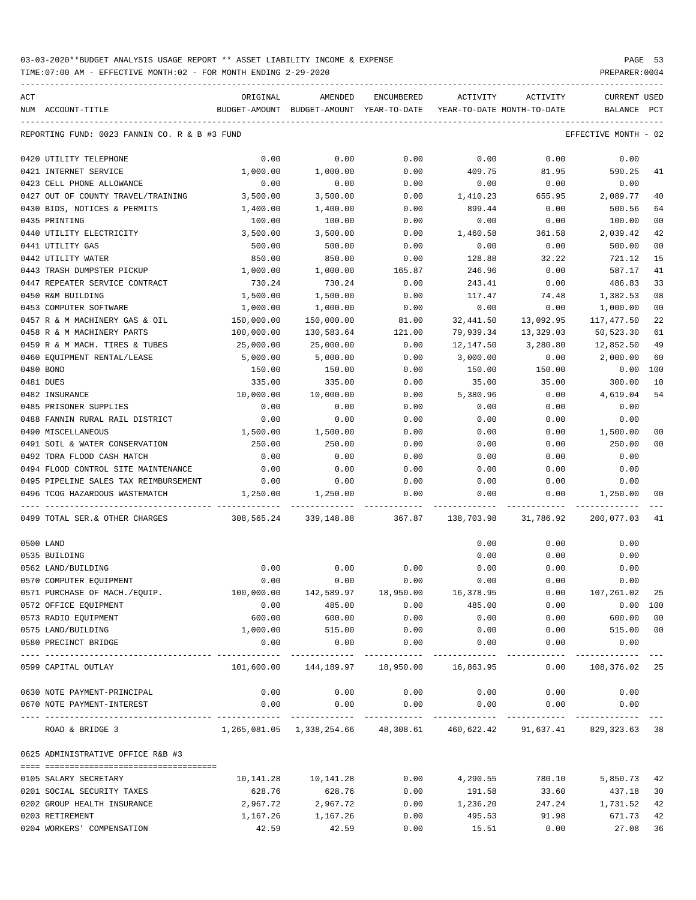03-03-2020**BUDGET ANALYSIS USAGE REPORT ** ASSET LIABILITY INCOME & EXPENSE

TIME:07:00 AM - EFFECTIVE MONTH:02 - FOR MONTH ENDING 2-29-2020

REPORTING FUND: 0023 FANNIN CO. R & B #3 FUND — EFFECTIVE MONTH - 02

| ACT NUM | ACCOUNT-TITLE | ORIGINAL BUDGET-AMOUNT | AMENDED BUDGET-AMOUNT | ENCUMBERED YEAR-TO-DATE | ACTIVITY YEAR-TO-DATE | ACTIVITY MONTH-TO-DATE | CURRENT BALANCE | USED PCT |
|---|---|---|---|---|---|---|---|---|
| 0420 | UTILITY TELEPHONE | 0.00 | 0.00 | 0.00 | 0.00 | 0.00 | 0.00 | |
| 0421 | INTERNET SERVICE | 1,000.00 | 1,000.00 | 0.00 | 409.75 | 81.95 | 590.25 | 41 |
| 0423 | CELL PHONE ALLOWANCE | 0.00 | 0.00 | 0.00 | 0.00 | 0.00 | 0.00 | |
| 0427 | OUT OF COUNTY TRAVEL/TRAINING | 3,500.00 | 3,500.00 | 0.00 | 1,410.23 | 655.95 | 2,089.77 | 40 |
| 0430 | BIDS, NOTICES & PERMITS | 1,400.00 | 1,400.00 | 0.00 | 899.44 | 0.00 | 500.56 | 64 |
| 0435 | PRINTING | 100.00 | 100.00 | 0.00 | 0.00 | 0.00 | 100.00 | 00 |
| 0440 | UTILITY ELECTRICITY | 3,500.00 | 3,500.00 | 0.00 | 1,460.58 | 361.58 | 2,039.42 | 42 |
| 0441 | UTILITY GAS | 500.00 | 500.00 | 0.00 | 0.00 | 0.00 | 500.00 | 00 |
| 0442 | UTILITY WATER | 850.00 | 850.00 | 0.00 | 128.88 | 32.22 | 721.12 | 15 |
| 0443 | TRASH DUMPSTER PICKUP | 1,000.00 | 1,000.00 | 165.87 | 246.96 | 0.00 | 587.17 | 41 |
| 0447 | REPEATER SERVICE CONTRACT | 730.24 | 730.24 | 0.00 | 243.41 | 0.00 | 486.83 | 33 |
| 0450 | R&M BUILDING | 1,500.00 | 1,500.00 | 0.00 | 117.47 | 74.48 | 1,382.53 | 08 |
| 0453 | COMPUTER SOFTWARE | 1,000.00 | 1,000.00 | 0.00 | 0.00 | 0.00 | 1,000.00 | 00 |
| 0457 | R & M MACHINERY GAS & OIL | 150,000.00 | 150,000.00 | 81.00 | 32,441.50 | 13,092.95 | 117,477.50 | 22 |
| 0458 | R & M MACHINERY PARTS | 100,000.00 | 130,583.64 | 121.00 | 79,939.34 | 13,329.03 | 50,523.30 | 61 |
| 0459 | R & M MACH. TIRES & TUBES | 25,000.00 | 25,000.00 | 0.00 | 12,147.50 | 3,280.80 | 12,852.50 | 49 |
| 0460 | EQUIPMENT RENTAL/LEASE | 5,000.00 | 5,000.00 | 0.00 | 3,000.00 | 0.00 | 2,000.00 | 60 |
| 0480 | BOND | 150.00 | 150.00 | 0.00 | 150.00 | 150.00 | 0.00 | 100 |
| 0481 | DUES | 335.00 | 335.00 | 0.00 | 35.00 | 35.00 | 300.00 | 10 |
| 0482 | INSURANCE | 10,000.00 | 10,000.00 | 0.00 | 5,380.96 | 0.00 | 4,619.04 | 54 |
| 0485 | PRISONER SUPPLIES | 0.00 | 0.00 | 0.00 | 0.00 | 0.00 | 0.00 | |
| 0488 | FANNIN RURAL RAIL DISTRICT | 0.00 | 0.00 | 0.00 | 0.00 | 0.00 | 0.00 | |
| 0490 | MISCELLANEOUS | 1,500.00 | 1,500.00 | 0.00 | 0.00 | 0.00 | 1,500.00 | 00 |
| 0491 | SOIL & WATER CONSERVATION | 250.00 | 250.00 | 0.00 | 0.00 | 0.00 | 250.00 | 00 |
| 0492 | TDRA FLOOD CASH MATCH | 0.00 | 0.00 | 0.00 | 0.00 | 0.00 | 0.00 | |
| 0494 | FLOOD CONTROL SITE MAINTENANCE | 0.00 | 0.00 | 0.00 | 0.00 | 0.00 | 0.00 | |
| 0495 | PIPELINE SALES TAX REIMBURSEMENT | 0.00 | 0.00 | 0.00 | 0.00 | 0.00 | 0.00 | |
| 0496 | TCOG HAZARDOUS WASTEMATCH | 1,250.00 | 1,250.00 | 0.00 | 0.00 | 0.00 | 1,250.00 | 00 |
| 0499 | TOTAL SER.& OTHER CHARGES | 308,565.24 | 339,148.88 | 367.87 | 138,703.98 | 31,786.92 | 200,077.03 | 41 |
| 0500 | LAND | | | | 0.00 | 0.00 | 0.00 | |
| 0535 | BUILDING | | | | 0.00 | 0.00 | 0.00 | |
| 0562 | LAND/BUILDING | 0.00 | 0.00 | 0.00 | 0.00 | 0.00 | 0.00 | |
| 0570 | COMPUTER EQUIPMENT | 0.00 | 0.00 | 0.00 | 0.00 | 0.00 | 0.00 | |
| 0571 | PURCHASE OF MACH./EQUIP. | 100,000.00 | 142,589.97 | 18,950.00 | 16,378.95 | 0.00 | 107,261.02 | 25 |
| 0572 | OFFICE EQUIPMENT | 0.00 | 485.00 | 0.00 | 485.00 | 0.00 | 0.00 | 100 |
| 0573 | RADIO EQUIPMENT | 600.00 | 600.00 | 0.00 | 0.00 | 0.00 | 600.00 | 00 |
| 0575 | LAND/BUILDING | 1,000.00 | 515.00 | 0.00 | 0.00 | 0.00 | 515.00 | 00 |
| 0580 | PRECINCT BRIDGE | 0.00 | 0.00 | 0.00 | 0.00 | 0.00 | 0.00 | |
| 0599 | CAPITAL OUTLAY | 101,600.00 | 144,189.97 | 18,950.00 | 16,863.95 | 0.00 | 108,376.02 | 25 |
| 0630 | NOTE PAYMENT-PRINCIPAL | 0.00 | 0.00 | 0.00 | 0.00 | 0.00 | 0.00 | |
| 0670 | NOTE PAYMENT-INTEREST | 0.00 | 0.00 | 0.00 | 0.00 | 0.00 | 0.00 | |
| | ROAD & BRIDGE 3 | 1,265,081.05 | 1,338,254.66 | 48,308.61 | 460,622.42 | 91,637.41 | 829,323.63 | 38 |

0625 ADMINISTRATIVE OFFICE R&B #3

| ACT NUM | ACCOUNT-TITLE | ORIGINAL BUDGET-AMOUNT | AMENDED BUDGET-AMOUNT | ENCUMBERED YEAR-TO-DATE | ACTIVITY YEAR-TO-DATE | ACTIVITY MONTH-TO-DATE | CURRENT BALANCE | USED PCT |
|---|---|---|---|---|---|---|---|---|
| 0105 | SALARY SECRETARY | 10,141.28 | 10,141.28 | 0.00 | 4,290.55 | 780.10 | 5,850.73 | 42 |
| 0201 | SOCIAL SECURITY TAXES | 628.76 | 628.76 | 0.00 | 191.58 | 33.60 | 437.18 | 30 |
| 0202 | GROUP HEALTH INSURANCE | 2,967.72 | 2,967.72 | 0.00 | 1,236.20 | 247.24 | 1,731.52 | 42 |
| 0203 | RETIREMENT | 1,167.26 | 1,167.26 | 0.00 | 495.53 | 91.98 | 671.73 | 42 |
| 0204 | WORKERS' COMPENSATION | 42.59 | 42.59 | 0.00 | 15.51 | 0.00 | 27.08 | 36 |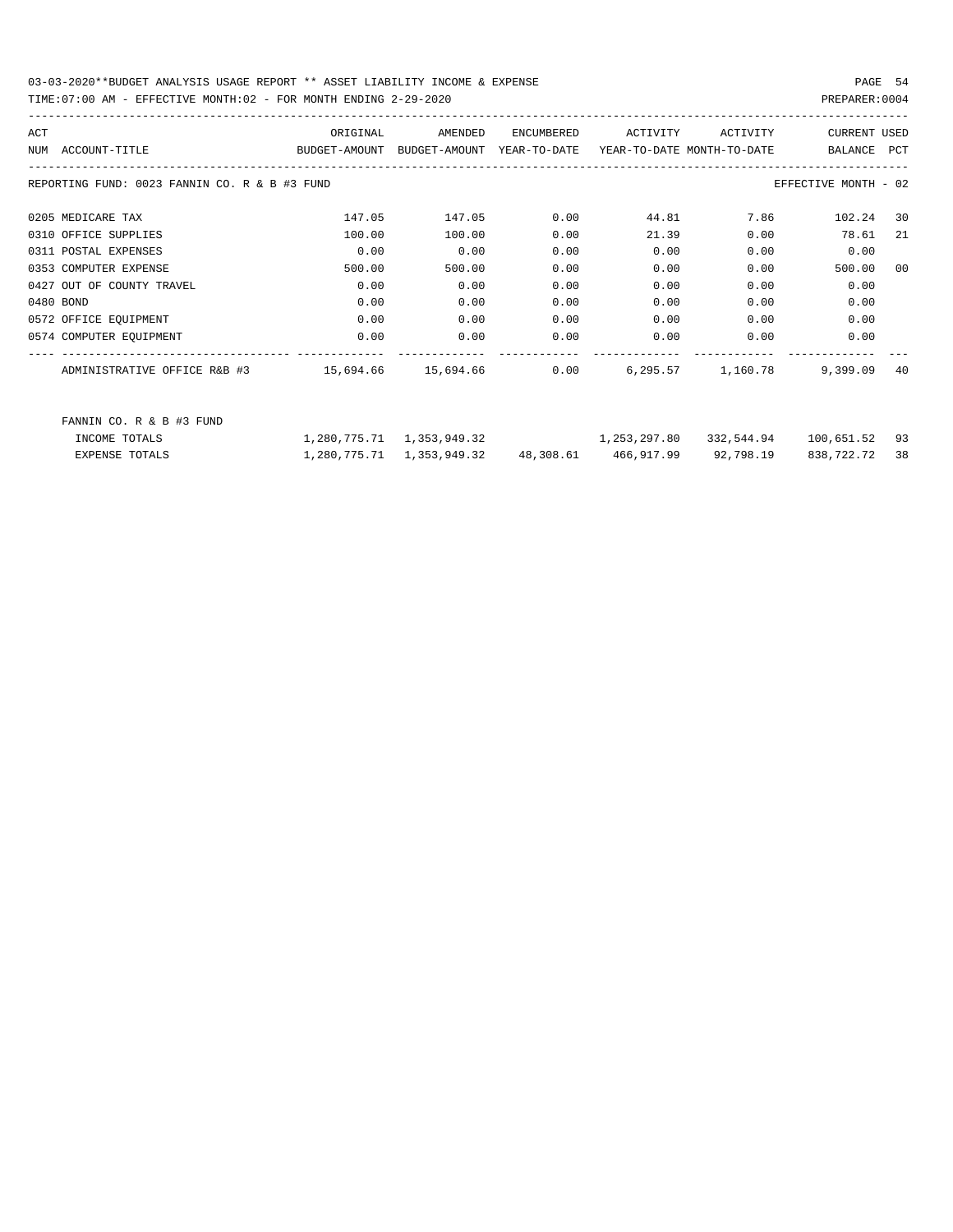03-03-2020**BUDGET ANALYSIS USAGE REPORT ** ASSET LIABILITY INCOME & EXPENSE

TIME:07:00 AM - EFFECTIVE MONTH:02 - FOR MONTH ENDING 2-29-2020

PREPARER:0004

| ACT NUM | ACCOUNT-TITLE | ORIGINAL BUDGET-AMOUNT | AMENDED BUDGET-AMOUNT | ENCUMBERED YEAR-TO-DATE | ACTIVITY YEAR-TO-DATE | ACTIVITY MONTH-TO-DATE | CURRENT BALANCE | USED PCT |
|---|---|---|---|---|---|---|---|---|
| REPORTING FUND: 0023 FANNIN CO. R & B #3 FUND | | | | | | | EFFECTIVE MONTH - 02 | |
| 0205 | MEDICARE TAX | 147.05 | 147.05 | 0.00 | 44.81 | 7.86 | 102.24 | 30 |
| 0310 | OFFICE SUPPLIES | 100.00 | 100.00 | 0.00 | 21.39 | 0.00 | 78.61 | 21 |
| 0311 | POSTAL EXPENSES | 0.00 | 0.00 | 0.00 | 0.00 | 0.00 | 0.00 | |
| 0353 | COMPUTER EXPENSE | 500.00 | 500.00 | 0.00 | 0.00 | 0.00 | 500.00 | 00 |
| 0427 | OUT OF COUNTY TRAVEL | 0.00 | 0.00 | 0.00 | 0.00 | 0.00 | 0.00 | |
| 0480 | BOND | 0.00 | 0.00 | 0.00 | 0.00 | 0.00 | 0.00 | |
| 0572 | OFFICE EQUIPMENT | 0.00 | 0.00 | 0.00 | 0.00 | 0.00 | 0.00 | |
| 0574 | COMPUTER EQUIPMENT | 0.00 | 0.00 | 0.00 | 0.00 | 0.00 | 0.00 | |
| | ADMINISTRATIVE OFFICE R&B #3 | 15,694.66 | 15,694.66 | 0.00 | 6,295.57 | 1,160.78 | 9,399.09 | 40 |
| | FANNIN CO. R & B #3 FUND | | | | | | | |
| | INCOME TOTALS | 1,280,775.71 | 1,353,949.32 | | 1,253,297.80 | 332,544.94 | 100,651.52 | 93 |
| | EXPENSE TOTALS | 1,280,775.71 | 1,353,949.32 | 48,308.61 | 466,917.99 | 92,798.19 | 838,722.72 | 38 |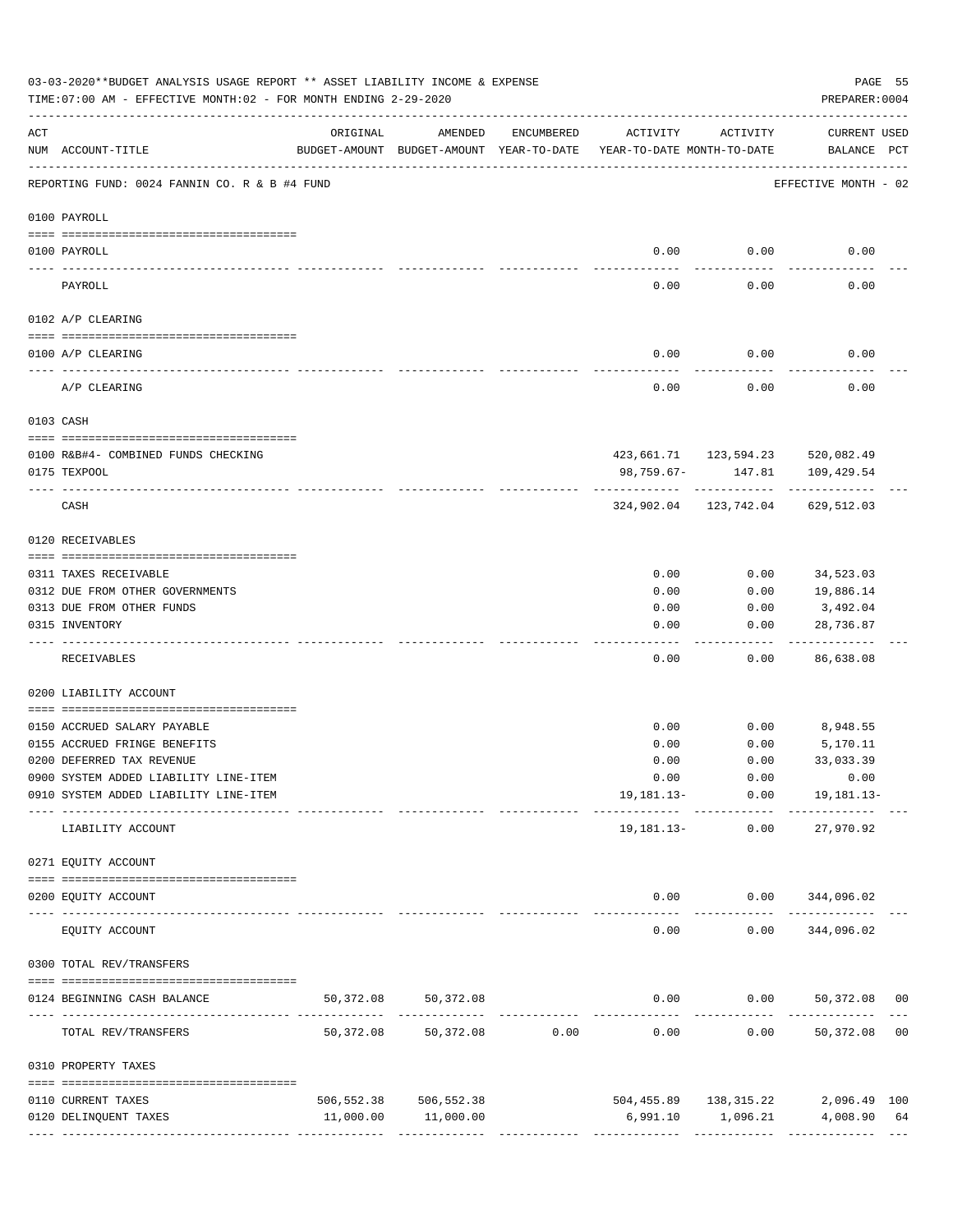03-03-2020**BUDGET ANALYSIS USAGE REPORT ** ASSET LIABILITY INCOME & EXPENSE

TIME:07:00 AM - EFFECTIVE MONTH:02 - FOR MONTH ENDING 2-29-2020

PREPARER:0004

| ACT NUM | ACCOUNT-TITLE | ORIGINAL BUDGET-AMOUNT | AMENDED BUDGET-AMOUNT | ENCUMBERED YEAR-TO-DATE | ACTIVITY YEAR-TO-DATE | ACTIVITY MONTH-TO-DATE | CURRENT USED BALANCE | PCT |
|---|---|---|---|---|---|---|---|---|
| | REPORTING FUND: 0024 FANNIN CO. R & B #4 FUND | | | | | | EFFECTIVE MONTH - 02 | |
| | 0100 PAYROLL | | | | | | | |
| 0100 | PAYROLL | | | | 0.00 | 0.00 | 0.00 | |
| | PAYROLL | | | | 0.00 | 0.00 | 0.00 | |
| | 0102 A/P CLEARING | | | | | | | |
| 0100 | A/P CLEARING | | | | 0.00 | 0.00 | 0.00 | |
| | A/P CLEARING | | | | 0.00 | 0.00 | 0.00 | |
| | 0103 CASH | | | | | | | |
| 0100 | R&B#4- COMBINED FUNDS CHECKING | | | | 423,661.71 | 123,594.23 | 520,082.49 | |
| 0175 | TEXPOOL | | | | 98,759.67- | 147.81 | 109,429.54 | |
| | CASH | | | | 324,902.04 | 123,742.04 | 629,512.03 | |
| | 0120 RECEIVABLES | | | | | | | |
| 0311 | TAXES RECEIVABLE | | | | 0.00 | 0.00 | 34,523.03 | |
| 0312 | DUE FROM OTHER GOVERNMENTS | | | | 0.00 | 0.00 | 19,886.14 | |
| 0313 | DUE FROM OTHER FUNDS | | | | 0.00 | 0.00 | 3,492.04 | |
| 0315 | INVENTORY | | | | 0.00 | 0.00 | 28,736.87 | |
| | RECEIVABLES | | | | 0.00 | 0.00 | 86,638.08 | |
| | 0200 LIABILITY ACCOUNT | | | | | | | |
| 0150 | ACCRUED SALARY PAYABLE | | | | 0.00 | 0.00 | 8,948.55 | |
| 0155 | ACCRUED FRINGE BENEFITS | | | | 0.00 | 0.00 | 5,170.11 | |
| 0200 | DEFERRED TAX REVENUE | | | | 0.00 | 0.00 | 33,033.39 | |
| 0900 | SYSTEM ADDED LIABILITY LINE-ITEM | | | | 0.00 | 0.00 | 0.00 | |
| 0910 | SYSTEM ADDED LIABILITY LINE-ITEM | | | | 19,181.13- | 0.00 | 19,181.13- | |
| | LIABILITY ACCOUNT | | | | 19,181.13- | 0.00 | 27,970.92 | |
| | 0271 EQUITY ACCOUNT | | | | | | | |
| 0200 | EQUITY ACCOUNT | | | | 0.00 | 0.00 | 344,096.02 | |
| | EQUITY ACCOUNT | | | | 0.00 | 0.00 | 344,096.02 | |
| | 0300 TOTAL REV/TRANSFERS | | | | | | | |
| 0124 | BEGINNING CASH BALANCE | 50,372.08 | 50,372.08 | | 0.00 | 0.00 | 50,372.08 | 00 |
| | TOTAL REV/TRANSFERS | 50,372.08 | 50,372.08 | 0.00 | 0.00 | 0.00 | 50,372.08 | 00 |
| | 0310 PROPERTY TAXES | | | | | | | |
| 0110 | CURRENT TAXES | 506,552.38 | 506,552.38 | | 504,455.89 | 138,315.22 | 2,096.49 | 100 |
| 0120 | DELINQUENT TAXES | 11,000.00 | 11,000.00 | | 6,991.10 | 1,096.21 | 4,008.90 | 64 |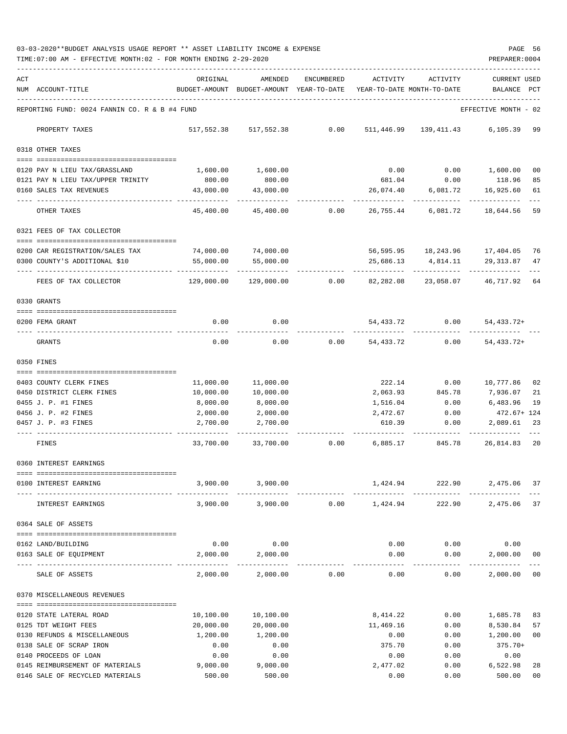03-03-2020**BUDGET ANALYSIS USAGE REPORT ** ASSET LIABILITY INCOME & EXPENSE

TIME:07:00 AM - EFFECTIVE MONTH:02 - FOR MONTH ENDING 2-29-2020

PREPARER:0004

| ACT NUM | ACCOUNT-TITLE | ORIGINAL BUDGET-AMOUNT | AMENDED BUDGET-AMOUNT | ENCUMBERED YEAR-TO-DATE | ACTIVITY YEAR-TO-DATE | ACTIVITY MONTH-TO-DATE | CURRENT USED BALANCE | PCT |
|---|---|---|---|---|---|---|---|---|
| | REPORTING FUND: 0024 FANNIN CO. R & B #4 FUND | | | | | | EFFECTIVE MONTH - 02 | |
| | PROPERTY TAXES | 517,552.38 | 517,552.38 | 0.00 | 511,446.99 | 139,411.43 | 6,105.39 | 99 |
| | 0318 OTHER TAXES | | | | | | | |
| 0120 | PAY N LIEU TAX/GRASSLAND | 1,600.00 | 1,600.00 | | 0.00 | 0.00 | 1,600.00 | 00 |
| 0121 | PAY N LIEU TAX/UPPER TRINITY | 800.00 | 800.00 | | 681.04 | 0.00 | 118.96 | 85 |
| 0160 | SALES TAX REVENUES | 43,000.00 | 43,000.00 | | 26,074.40 | 6,081.72 | 16,925.60 | 61 |
| | OTHER TAXES | 45,400.00 | 45,400.00 | 0.00 | 26,755.44 | 6,081.72 | 18,644.56 | 59 |
| | 0321 FEES OF TAX COLLECTOR | | | | | | | |
| 0200 | CAR REGISTRATION/SALES TAX | 74,000.00 | 74,000.00 | | 56,595.95 | 18,243.96 | 17,404.05 | 76 |
| 0300 | COUNTY'S ADDITIONAL $10 | 55,000.00 | 55,000.00 | | 25,686.13 | 4,814.11 | 29,313.87 | 47 |
| | FEES OF TAX COLLECTOR | 129,000.00 | 129,000.00 | 0.00 | 82,282.08 | 23,058.07 | 46,717.92 | 64 |
| | 0330 GRANTS | | | | | | | |
| 0200 | FEMA GRANT | 0.00 | 0.00 | | 54,433.72 | 0.00 | 54,433.72+ | |
| | GRANTS | 0.00 | 0.00 | 0.00 | 54,433.72 | 0.00 | 54,433.72+ | |
| | 0350 FINES | | | | | | | |
| 0403 | COUNTY CLERK FINES | 11,000.00 | 11,000.00 | | 222.14 | 0.00 | 10,777.86 | 02 |
| 0450 | DISTRICT CLERK FINES | 10,000.00 | 10,000.00 | | 2,063.93 | 845.78 | 7,936.07 | 21 |
| 0455 | J. P. #1 FINES | 8,000.00 | 8,000.00 | | 1,516.04 | 0.00 | 6,483.96 | 19 |
| 0456 | J. P. #2 FINES | 2,000.00 | 2,000.00 | | 2,472.67 | 0.00 | 472.67+ | 124 |
| 0457 | J. P. #3 FINES | 2,700.00 | 2,700.00 | | 610.39 | 0.00 | 2,089.61 | 23 |
| | FINES | 33,700.00 | 33,700.00 | 0.00 | 6,885.17 | 845.78 | 26,814.83 | 20 |
| | 0360 INTEREST EARNINGS | | | | | | | |
| 0100 | INTEREST EARNING | 3,900.00 | 3,900.00 | | 1,424.94 | 222.90 | 2,475.06 | 37 |
| | INTEREST EARNINGS | 3,900.00 | 3,900.00 | 0.00 | 1,424.94 | 222.90 | 2,475.06 | 37 |
| | 0364 SALE OF ASSETS | | | | | | | |
| 0162 | LAND/BUILDING | 0.00 | 0.00 | | 0.00 | 0.00 | 0.00 | |
| 0163 | SALE OF EQUIPMENT | 2,000.00 | 2,000.00 | | 0.00 | 0.00 | 2,000.00 | 00 |
| | SALE OF ASSETS | 2,000.00 | 2,000.00 | 0.00 | 0.00 | 0.00 | 2,000.00 | 00 |
| | 0370 MISCELLANEOUS REVENUES | | | | | | | |
| 0120 | STATE LATERAL ROAD | 10,100.00 | 10,100.00 | | 8,414.22 | 0.00 | 1,685.78 | 83 |
| 0125 | TDT WEIGHT FEES | 20,000.00 | 20,000.00 | | 11,469.16 | 0.00 | 8,530.84 | 57 |
| 0130 | REFUNDS & MISCELLANEOUS | 1,200.00 | 1,200.00 | | 0.00 | 0.00 | 1,200.00 | 00 |
| 0138 | SALE OF SCRAP IRON | 0.00 | 0.00 | | 375.70 | 0.00 | 375.70+ | |
| 0140 | PROCEEDS OF LOAN | 0.00 | 0.00 | | 0.00 | 0.00 | 0.00 | |
| 0145 | REIMBURSEMENT OF MATERIALS | 9,000.00 | 9,000.00 | | 2,477.02 | 0.00 | 6,522.98 | 28 |
| 0146 | SALE OF RECYCLED MATERIALS | 500.00 | 500.00 | | 0.00 | 0.00 | 500.00 | 00 |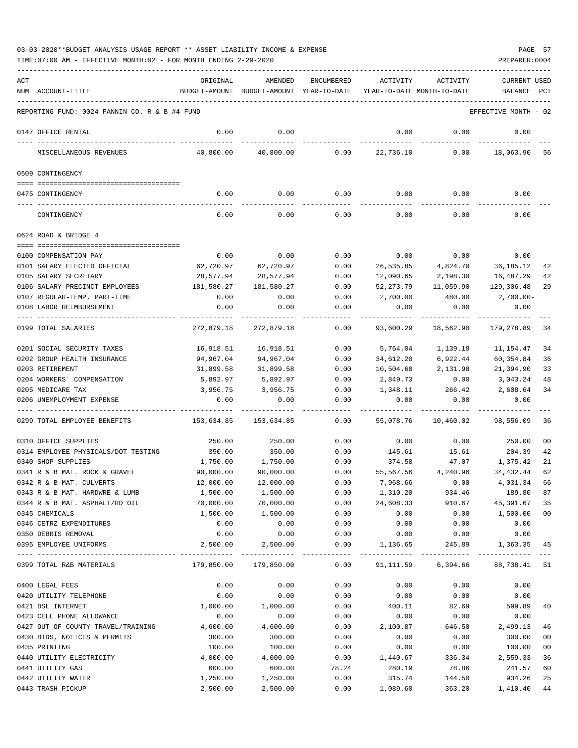03-03-2020**BUDGET ANALYSIS USAGE REPORT ** ASSET LIABILITY INCOME & EXPENSE

TIME:07:00 AM - EFFECTIVE MONTH:02 - FOR MONTH ENDING 2-29-2020

PREPARER:0004

| ACT NUM | ACCOUNT-TITLE | ORIGINAL BUDGET-AMOUNT | AMENDED BUDGET-AMOUNT | ENCUMBERED YEAR-TO-DATE | ACTIVITY YEAR-TO-DATE | ACTIVITY MONTH-TO-DATE | CURRENT BALANCE | USED PCT |
|---|---|---|---|---|---|---|---|---|
| | REPORTING FUND: 0024 FANNIN CO. R & B #4 FUND | | | | | | EFFECTIVE MONTH - 02 | |
| 0147 | OFFICE RENTAL | 0.00 | 0.00 | | 0.00 | 0.00 | 0.00 | |
| | MISCELLANEOUS REVENUES | 40,800.00 | 40,800.00 | 0.00 | 22,736.10 | 0.00 | 18,063.90 | 56 |
| 0509 | CONTINGENCY | | | | | | | |
| 0475 | CONTINGENCY | 0.00 | 0.00 | 0.00 | 0.00 | 0.00 | 0.00 | |
| | CONTINGENCY | 0.00 | 0.00 | 0.00 | 0.00 | 0.00 | 0.00 | |
| 0624 | ROAD & BRIDGE 4 | | | | | | | |
| 0100 | COMPENSATION PAY | 0.00 | 0.00 | 0.00 | 0.00 | 0.00 | 0.00 | |
| 0101 | SALARY ELECTED OFFICIAL | 62,720.97 | 62,720.97 | 0.00 | 26,535.85 | 4,824.70 | 36,185.12 | 42 |
| 0105 | SALARY SECRETARY | 28,577.94 | 28,577.94 | 0.00 | 12,090.65 | 2,198.30 | 16,487.29 | 42 |
| 0106 | SALARY PRECINCT EMPLOYEES | 181,580.27 | 181,580.27 | 0.00 | 52,273.79 | 11,059.90 | 129,306.48 | 29 |
| 0107 | REGULAR-TEMP. PART-TIME | 0.00 | 0.00 | 0.00 | 2,700.00 | 480.00 | 2,700.00- | |
| 0108 | LABOR REIMBURSEMENT | 0.00 | 0.00 | 0.00 | 0.00 | 0.00 | 0.00 | |
| 0199 | TOTAL SALARIES | 272,879.18 | 272,879.18 | 0.00 | 93,600.29 | 18,562.90 | 179,278.89 | 34 |
| 0201 | SOCIAL SECURITY TAXES | 16,918.51 | 16,918.51 | 0.00 | 5,764.04 | 1,139.18 | 11,154.47 | 34 |
| 0202 | GROUP HEALTH INSURANCE | 94,967.04 | 94,967.04 | 0.00 | 34,612.20 | 6,922.44 | 60,354.84 | 36 |
| 0203 | RETIREMENT | 31,899.58 | 31,899.58 | 0.00 | 10,504.68 | 2,131.98 | 21,394.90 | 33 |
| 0204 | WORKERS' COMPENSATION | 5,892.97 | 5,892.97 | 0.00 | 2,849.73 | 0.00 | 3,043.24 | 48 |
| 0205 | MEDICARE TAX | 3,956.75 | 3,956.75 | 0.00 | 1,348.11 | 266.42 | 2,608.64 | 34 |
| 0206 | UNEMPLOYMENT EXPENSE | 0.00 | 0.00 | 0.00 | 0.00 | 0.00 | 0.00 | |
| 0299 | TOTAL EMPLOYEE BENEFITS | 153,634.85 | 153,634.85 | 0.00 | 55,078.76 | 10,460.02 | 98,556.09 | 36 |
| 0310 | OFFICE SUPPLIES | 250.00 | 250.00 | 0.00 | 0.00 | 0.00 | 250.00 | 00 |
| 0314 | EMPLOYEE PHYSICALS/DOT TESTING | 350.00 | 350.00 | 0.00 | 145.61 | 15.61 | 204.39 | 42 |
| 0340 | SHOP SUPPLIES | 1,750.00 | 1,750.00 | 0.00 | 374.58 | 47.07 | 1,375.42 | 21 |
| 0341 | R & B MAT. ROCK & GRAVEL | 90,000.00 | 90,000.00 | 0.00 | 55,567.56 | 4,240.96 | 34,432.44 | 62 |
| 0342 | R & B MAT. CULVERTS | 12,000.00 | 12,000.00 | 0.00 | 7,968.66 | 0.00 | 4,031.34 | 66 |
| 0343 | R & B MAT. HARDWRE & LUMB | 1,500.00 | 1,500.00 | 0.00 | 1,310.20 | 934.46 | 189.80 | 87 |
| 0344 | R & B MAT. ASPHALT/RD OIL | 70,000.00 | 70,000.00 | 0.00 | 24,608.33 | 910.67 | 45,391.67 | 35 |
| 0345 | CHEMICALS | 1,500.00 | 1,500.00 | 0.00 | 0.00 | 0.00 | 1,500.00 | 00 |
| 0346 | CETRZ EXPENDITURES | 0.00 | 0.00 | 0.00 | 0.00 | 0.00 | 0.00 | |
| 0350 | DEBRIS REMOVAL | 0.00 | 0.00 | 0.00 | 0.00 | 0.00 | 0.00 | |
| 0395 | EMPLOYEE UNIFORMS | 2,500.00 | 2,500.00 | 0.00 | 1,136.65 | 245.89 | 1,363.35 | 45 |
| 0399 | TOTAL R&B MATERIALS | 179,850.00 | 179,850.00 | 0.00 | 91,111.59 | 6,394.66 | 88,738.41 | 51 |
| 0400 | LEGAL FEES | 0.00 | 0.00 | 0.00 | 0.00 | 0.00 | 0.00 | |
| 0420 | UTILITY TELEPHONE | 0.00 | 0.00 | 0.00 | 0.00 | 0.00 | 0.00 | |
| 0421 | DSL INTERNET | 1,000.00 | 1,000.00 | 0.00 | 400.11 | 82.69 | 599.89 | 40 |
| 0423 | CELL PHONE ALLOWANCE | 0.00 | 0.00 | 0.00 | 0.00 | 0.00 | 0.00 | |
| 0427 | OUT OF COUNTY TRAVEL/TRAINING | 4,600.00 | 4,600.00 | 0.00 | 2,100.87 | 646.50 | 2,499.13 | 46 |
| 0430 | BIDS, NOTICES & PERMITS | 300.00 | 300.00 | 0.00 | 0.00 | 0.00 | 300.00 | 00 |
| 0435 | PRINTING | 100.00 | 100.00 | 0.00 | 0.00 | 0.00 | 100.00 | 00 |
| 0440 | UTILITY ELECTRICITY | 4,000.00 | 4,000.00 | 0.00 | 1,440.67 | 336.34 | 2,559.33 | 36 |
| 0441 | UTILITY GAS | 600.00 | 600.00 | 78.24 | 280.19 | 78.86 | 241.57 | 60 |
| 0442 | UTILITY WATER | 1,250.00 | 1,250.00 | 0.00 | 315.74 | 144.50 | 934.26 | 25 |
| 0443 | TRASH PICKUP | 2,500.00 | 2,500.00 | 0.00 | 1,089.60 | 363.20 | 1,410.40 | 44 |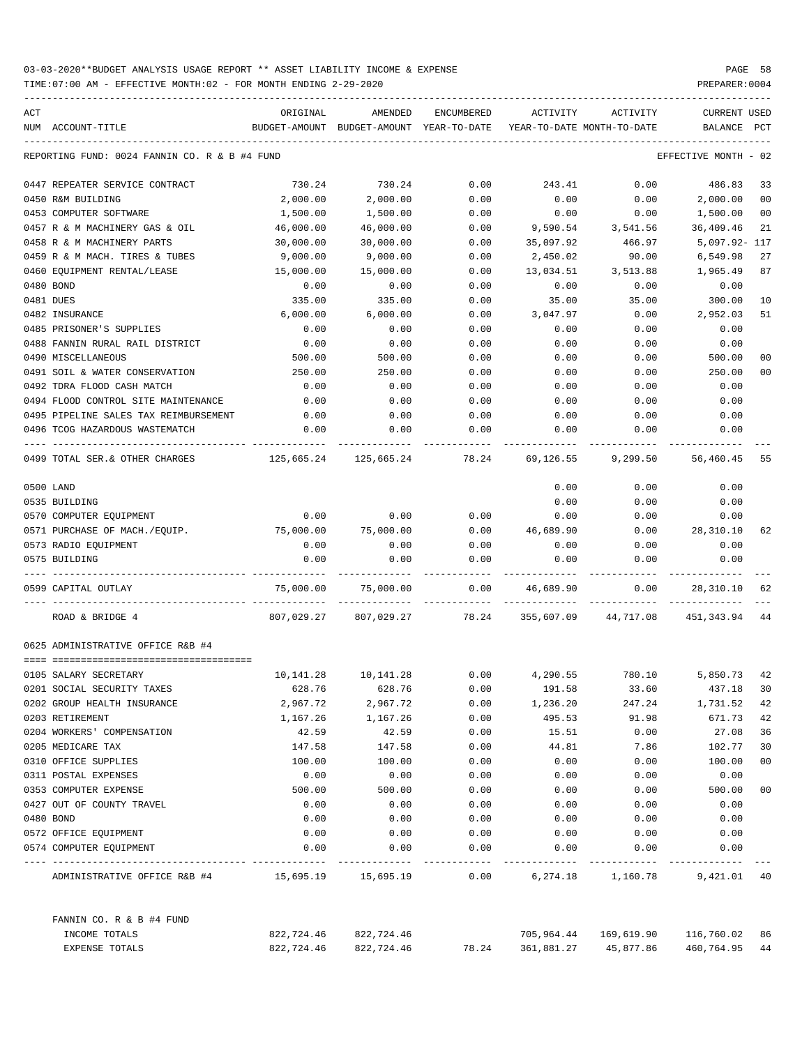03-03-2020**BUDGET ANALYSIS USAGE REPORT ** ASSET LIABILITY INCOME & EXPENSE

TIME:07:00 AM - EFFECTIVE MONTH:02 - FOR MONTH ENDING 2-29-2020

PREPARER:0004

| ACT NUM | ACCOUNT-TITLE | ORIGINAL BUDGET-AMOUNT | AMENDED BUDGET-AMOUNT | ENCUMBERED YEAR-TO-DATE | ACTIVITY YEAR-TO-DATE | ACTIVITY MONTH-TO-DATE | CURRENT BALANCE | USED PCT |
|---|---|---|---|---|---|---|---|---|
| | REPORTING FUND: 0024 FANNIN CO. R & B #4 FUND | | | | | | EFFECTIVE MONTH - 02 | |
| 0447 | REPEATER SERVICE CONTRACT | 730.24 | 730.24 | 0.00 | 243.41 | 0.00 | 486.83 | 33 |
| 0450 | R&M BUILDING | 2,000.00 | 2,000.00 | 0.00 | 0.00 | 0.00 | 2,000.00 | 00 |
| 0453 | COMPUTER SOFTWARE | 1,500.00 | 1,500.00 | 0.00 | 0.00 | 0.00 | 1,500.00 | 00 |
| 0457 | R & M MACHINERY GAS & OIL | 46,000.00 | 46,000.00 | 0.00 | 9,590.54 | 3,541.56 | 36,409.46 | 21 |
| 0458 | R & M MACHINERY PARTS | 30,000.00 | 30,000.00 | 0.00 | 35,097.92 | 466.97 | 5,097.92- | 117 |
| 0459 | R & M MACH. TIRES & TUBES | 9,000.00 | 9,000.00 | 0.00 | 2,450.02 | 90.00 | 6,549.98 | 27 |
| 0460 | EQUIPMENT RENTAL/LEASE | 15,000.00 | 15,000.00 | 0.00 | 13,034.51 | 3,513.88 | 1,965.49 | 87 |
| 0480 | BOND | 0.00 | 0.00 | 0.00 | 0.00 | 0.00 | 0.00 | |
| 0481 | DUES | 335.00 | 335.00 | 0.00 | 35.00 | 35.00 | 300.00 | 10 |
| 0482 | INSURANCE | 6,000.00 | 6,000.00 | 0.00 | 3,047.97 | 0.00 | 2,952.03 | 51 |
| 0485 | PRISONER'S SUPPLIES | 0.00 | 0.00 | 0.00 | 0.00 | 0.00 | 0.00 | |
| 0488 | FANNIN RURAL RAIL DISTRICT | 0.00 | 0.00 | 0.00 | 0.00 | 0.00 | 0.00 | |
| 0490 | MISCELLANEOUS | 500.00 | 500.00 | 0.00 | 0.00 | 0.00 | 500.00 | 00 |
| 0491 | SOIL & WATER CONSERVATION | 250.00 | 250.00 | 0.00 | 0.00 | 0.00 | 250.00 | 00 |
| 0492 | TDRA FLOOD CASH MATCH | 0.00 | 0.00 | 0.00 | 0.00 | 0.00 | 0.00 | |
| 0494 | FLOOD CONTROL SITE MAINTENANCE | 0.00 | 0.00 | 0.00 | 0.00 | 0.00 | 0.00 | |
| 0495 | PIPELINE SALES TAX REIMBURSEMENT | 0.00 | 0.00 | 0.00 | 0.00 | 0.00 | 0.00 | |
| 0496 | TCOG HAZARDOUS WASTEMATCH | 0.00 | 0.00 | 0.00 | 0.00 | 0.00 | 0.00 | |
| 0499 | TOTAL SER.& OTHER CHARGES | 125,665.24 | 125,665.24 | 78.24 | 69,126.55 | 9,299.50 | 56,460.45 | 55 |
| 0500 | LAND | | | | 0.00 | 0.00 | 0.00 | |
| 0535 | BUILDING | | | | 0.00 | 0.00 | 0.00 | |
| 0570 | COMPUTER EQUIPMENT | 0.00 | 0.00 | 0.00 | 0.00 | 0.00 | 0.00 | |
| 0571 | PURCHASE OF MACH./EQUIP. | 75,000.00 | 75,000.00 | 0.00 | 46,689.90 | 0.00 | 28,310.10 | 62 |
| 0573 | RADIO EQUIPMENT | 0.00 | 0.00 | 0.00 | 0.00 | 0.00 | 0.00 | |
| 0575 | BUILDING | 0.00 | 0.00 | 0.00 | 0.00 | 0.00 | 0.00 | |
| 0599 | CAPITAL OUTLAY | 75,000.00 | 75,000.00 | 0.00 | 46,689.90 | 0.00 | 28,310.10 | 62 |
| | ROAD & BRIDGE 4 | 807,029.27 | 807,029.27 | 78.24 | 355,607.09 | 44,717.08 | 451,343.94 | 44 |
| | 0625 ADMINISTRATIVE OFFICE R&B #4 | | | | | | | |
| 0105 | SALARY SECRETARY | 10,141.28 | 10,141.28 | 0.00 | 4,290.55 | 780.10 | 5,850.73 | 42 |
| 0201 | SOCIAL SECURITY TAXES | 628.76 | 628.76 | 0.00 | 191.58 | 33.60 | 437.18 | 30 |
| 0202 | GROUP HEALTH INSURANCE | 2,967.72 | 2,967.72 | 0.00 | 1,236.20 | 247.24 | 1,731.52 | 42 |
| 0203 | RETIREMENT | 1,167.26 | 1,167.26 | 0.00 | 495.53 | 91.98 | 671.73 | 42 |
| 0204 | WORKERS' COMPENSATION | 42.59 | 42.59 | 0.00 | 15.51 | 0.00 | 27.08 | 36 |
| 0205 | MEDICARE TAX | 147.58 | 147.58 | 0.00 | 44.81 | 7.86 | 102.77 | 30 |
| 0310 | OFFICE SUPPLIES | 100.00 | 100.00 | 0.00 | 0.00 | 0.00 | 100.00 | 00 |
| 0311 | POSTAL EXPENSES | 0.00 | 0.00 | 0.00 | 0.00 | 0.00 | 0.00 | |
| 0353 | COMPUTER EXPENSE | 500.00 | 500.00 | 0.00 | 0.00 | 0.00 | 500.00 | 00 |
| 0427 | OUT OF COUNTY TRAVEL | 0.00 | 0.00 | 0.00 | 0.00 | 0.00 | 0.00 | |
| 0480 | BOND | 0.00 | 0.00 | 0.00 | 0.00 | 0.00 | 0.00 | |
| 0572 | OFFICE EQUIPMENT | 0.00 | 0.00 | 0.00 | 0.00 | 0.00 | 0.00 | |
| 0574 | COMPUTER EQUIPMENT | 0.00 | 0.00 | 0.00 | 0.00 | 0.00 | 0.00 | |
| | ADMINISTRATIVE OFFICE R&B #4 | 15,695.19 | 15,695.19 | 0.00 | 6,274.18 | 1,160.78 | 9,421.01 | 40 |
| | FANNIN CO. R & B #4 FUND | | | | | | | |
| | INCOME TOTALS | 822,724.46 | 822,724.46 | | 705,964.44 | 169,619.90 | 116,760.02 | 86 |
| | EXPENSE TOTALS | 822,724.46 | 822,724.46 | 78.24 | 361,881.27 | 45,877.86 | 460,764.95 | 44 |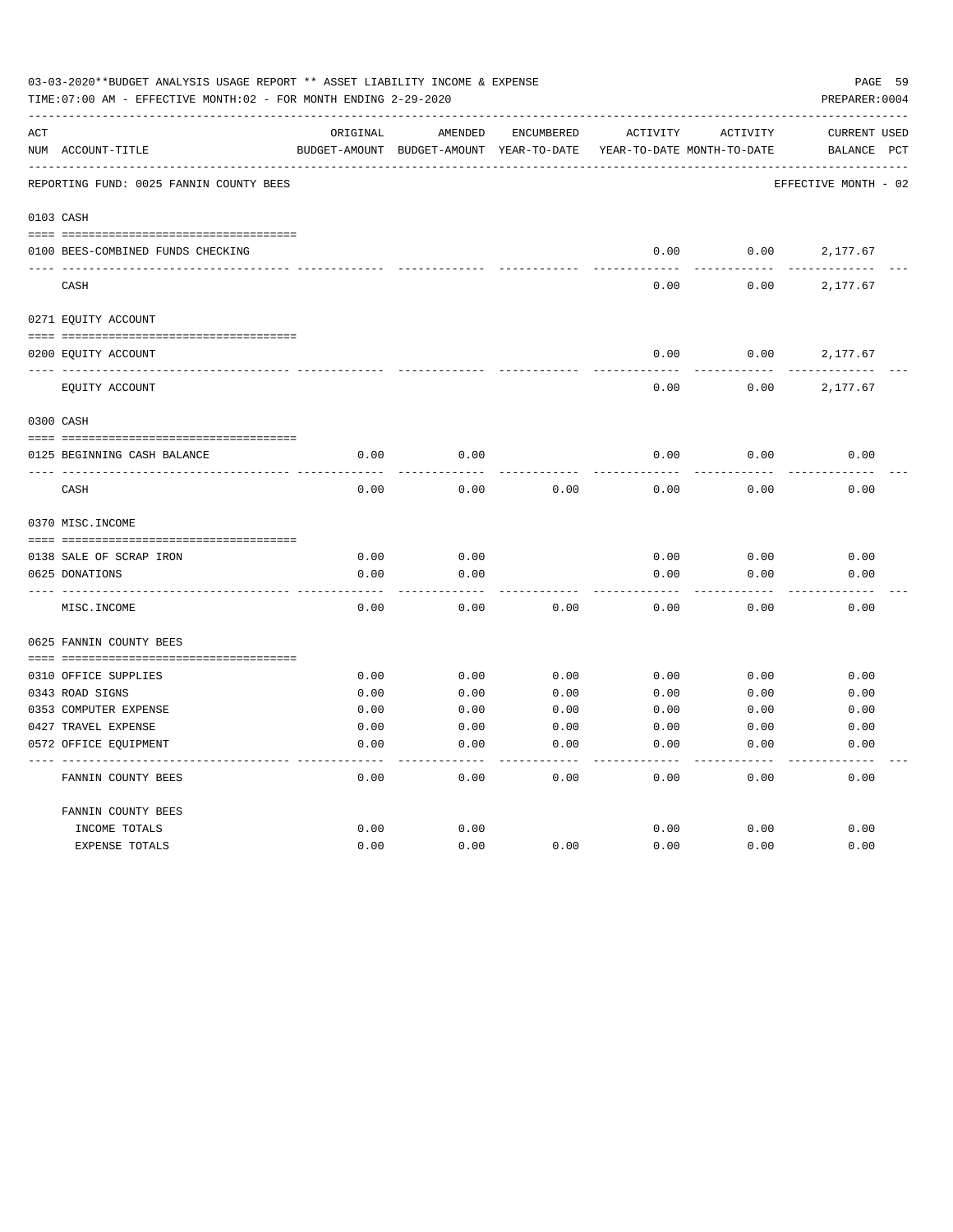03-03-2020**BUDGET ANALYSIS USAGE REPORT ** ASSET LIABILITY INCOME & EXPENSE

TIME:07:00 AM - EFFECTIVE MONTH:02 - FOR MONTH ENDING 2-29-2020

PREPARER:0004

| ACT NUM | ACCOUNT-TITLE | ORIGINAL BUDGET-AMOUNT | AMENDED BUDGET-AMOUNT | ENCUMBERED YEAR-TO-DATE | ACTIVITY YEAR-TO-DATE | ACTIVITY MONTH-TO-DATE | CURRENT BALANCE | USED PCT |
|---|---|---|---|---|---|---|---|---|
| REPORTING FUND: 0025 FANNIN COUNTY BEES | | | | | | | EFFECTIVE MONTH - 02 | |
| 0103 | CASH | | | | | | | |
| 0100 | BEES-COMBINED FUNDS CHECKING | | | | 0.00 | 0.00 | 2,177.67 | |
| | CASH | | | | 0.00 | 0.00 | 2,177.67 | |
| 0271 | EQUITY ACCOUNT | | | | | | | |
| 0200 | EQUITY ACCOUNT | | | | 0.00 | 0.00 | 2,177.67 | |
| | EQUITY ACCOUNT | | | | 0.00 | 0.00 | 2,177.67 | |
| 0300 | CASH | | | | | | | |
| 0125 | BEGINNING CASH BALANCE | 0.00 | 0.00 | | 0.00 | 0.00 | 0.00 | |
| | CASH | 0.00 | 0.00 | 0.00 | 0.00 | 0.00 | 0.00 | |
| 0370 | MISC.INCOME | | | | | | | |
| 0138 | SALE OF SCRAP IRON | 0.00 | 0.00 | | 0.00 | 0.00 | 0.00 | |
| 0625 | DONATIONS | 0.00 | 0.00 | | 0.00 | 0.00 | 0.00 | |
| | MISC.INCOME | 0.00 | 0.00 | 0.00 | 0.00 | 0.00 | 0.00 | |
| 0625 | FANNIN COUNTY BEES | | | | | | | |
| 0310 | OFFICE SUPPLIES | 0.00 | 0.00 | 0.00 | 0.00 | 0.00 | 0.00 | |
| 0343 | ROAD SIGNS | 0.00 | 0.00 | 0.00 | 0.00 | 0.00 | 0.00 | |
| 0353 | COMPUTER EXPENSE | 0.00 | 0.00 | 0.00 | 0.00 | 0.00 | 0.00 | |
| 0427 | TRAVEL EXPENSE | 0.00 | 0.00 | 0.00 | 0.00 | 0.00 | 0.00 | |
| 0572 | OFFICE EQUIPMENT | 0.00 | 0.00 | 0.00 | 0.00 | 0.00 | 0.00 | |
| | FANNIN COUNTY BEES | 0.00 | 0.00 | 0.00 | 0.00 | 0.00 | 0.00 | |
| | FANNIN COUNTY BEES | | | | | | | |
| | INCOME TOTALS | 0.00 | 0.00 | | 0.00 | 0.00 | 0.00 | |
| | EXPENSE TOTALS | 0.00 | 0.00 | 0.00 | 0.00 | 0.00 | 0.00 | |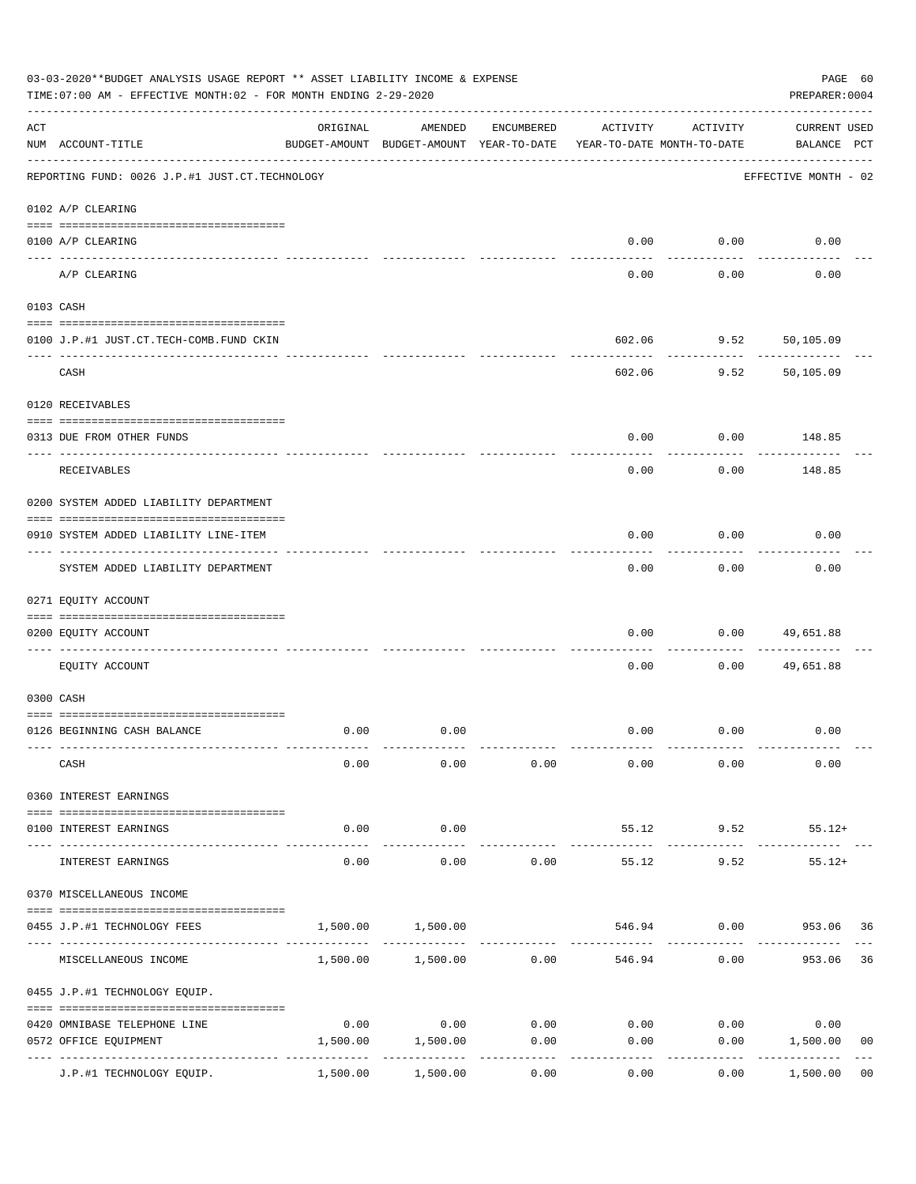03-03-2020**BUDGET ANALYSIS USAGE REPORT ** ASSET LIABILITY INCOME & EXPENSE

TIME:07:00 AM - EFFECTIVE MONTH:02 - FOR MONTH ENDING 2-29-2020

PREPARER:0004

| ACT NUM | ACCOUNT-TITLE | ORIGINAL BUDGET-AMOUNT | AMENDED BUDGET-AMOUNT | ENCUMBERED YEAR-TO-DATE | ACTIVITY YEAR-TO-DATE | ACTIVITY MONTH-TO-DATE | CURRENT USED BALANCE | PCT |
|---|---|---|---|---|---|---|---|---|
| | REPORTING FUND: 0026 J.P.#1 JUST.CT.TECHNOLOGY | | | | | | EFFECTIVE MONTH - 02 | |
| | 0102 A/P CLEARING | | | | | | | |
| 0100 | A/P CLEARING | | | | 0.00 | 0.00 | 0.00 | |
| | A/P CLEARING | | | | 0.00 | 0.00 | 0.00 | |
| | 0103 CASH | | | | | | | |
| 0100 | J.P.#1 JUST.CT.TECH-COMB.FUND CKIN | | | | 602.06 | 9.52 | 50,105.09 | |
| | CASH | | | | 602.06 | 9.52 | 50,105.09 | |
| | 0120 RECEIVABLES | | | | | | | |
| 0313 | DUE FROM OTHER FUNDS | | | | 0.00 | 0.00 | 148.85 | |
| | RECEIVABLES | | | | 0.00 | 0.00 | 148.85 | |
| | 0200 SYSTEM ADDED LIABILITY DEPARTMENT | | | | | | | |
| 0910 | SYSTEM ADDED LIABILITY LINE-ITEM | | | | 0.00 | 0.00 | 0.00 | |
| | SYSTEM ADDED LIABILITY DEPARTMENT | | | | 0.00 | 0.00 | 0.00 | |
| | 0271 EQUITY ACCOUNT | | | | | | | |
| 0200 | EQUITY ACCOUNT | | | | 0.00 | 0.00 | 49,651.88 | |
| | EQUITY ACCOUNT | | | | 0.00 | 0.00 | 49,651.88 | |
| | 0300 CASH | | | | | | | |
| 0126 | BEGINNING CASH BALANCE | 0.00 | 0.00 | | 0.00 | 0.00 | 0.00 | |
| | CASH | 0.00 | 0.00 | 0.00 | 0.00 | 0.00 | 0.00 | |
| | 0360 INTEREST EARNINGS | | | | | | | |
| 0100 | INTEREST EARNINGS | 0.00 | 0.00 | | 55.12 | 9.52 | 55.12+ | |
| | INTEREST EARNINGS | 0.00 | 0.00 | 0.00 | 55.12 | 9.52 | 55.12+ | |
| | 0370 MISCELLANEOUS INCOME | | | | | | | |
| 0455 | J.P.#1 TECHNOLOGY FEES | 1,500.00 | 1,500.00 | | 546.94 | 0.00 | 953.06 | 36 |
| | MISCELLANEOUS INCOME | 1,500.00 | 1,500.00 | 0.00 | 546.94 | 0.00 | 953.06 | 36 |
| | 0455 J.P.#1 TECHNOLOGY EQUIP. | | | | | | | |
| 0420 | OMNIBASE TELEPHONE LINE | 0.00 | 0.00 | 0.00 | 0.00 | 0.00 | 0.00 | |
| 0572 | OFFICE EQUIPMENT | 1,500.00 | 1,500.00 | 0.00 | 0.00 | 0.00 | 1,500.00 | 00 |
| | J.P.#1 TECHNOLOGY EQUIP. | 1,500.00 | 1,500.00 | 0.00 | 0.00 | 0.00 | 1,500.00 | 00 |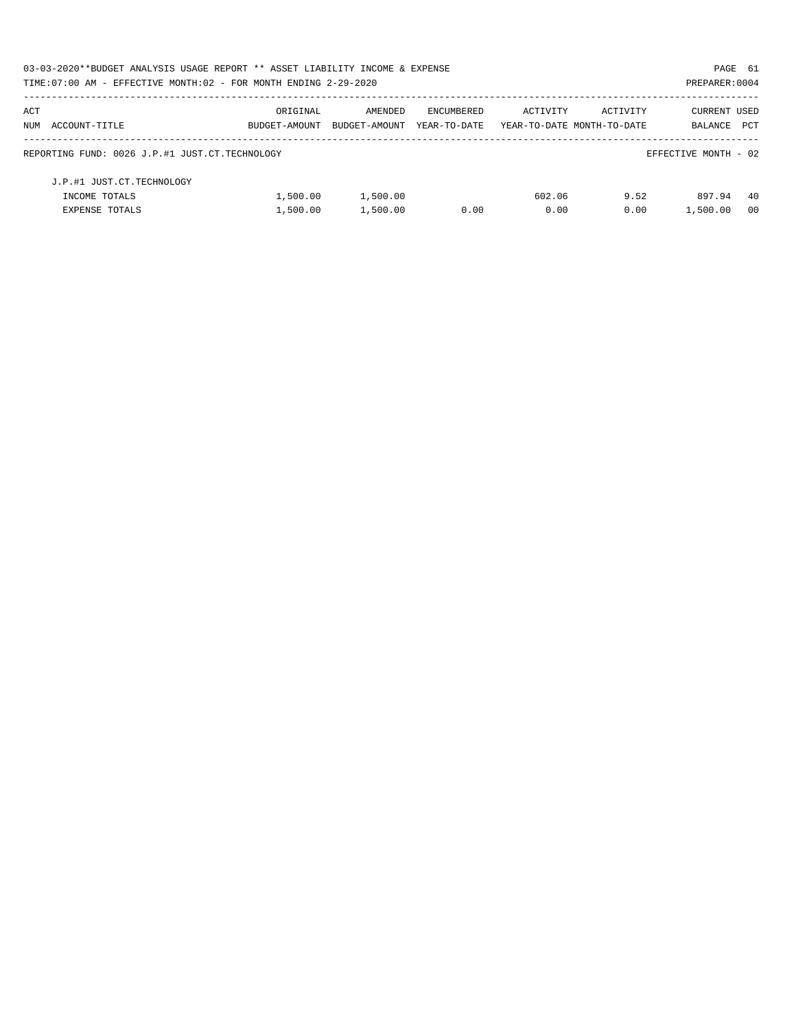03-03-2020**BUDGET ANALYSIS USAGE REPORT ** ASSET LIABILITY INCOME & EXPENSE

TIME:07:00 AM - EFFECTIVE MONTH:02 - FOR MONTH ENDING 2-29-2020

| ACT NUM | ACCOUNT-TITLE | ORIGINAL BUDGET-AMOUNT | AMENDED BUDGET-AMOUNT | ENCUMBERED YEAR-TO-DATE | ACTIVITY YEAR-TO-DATE | ACTIVITY MONTH-TO-DATE | CURRENT BALANCE | USED PCT |
|---|---|---|---|---|---|---|---|---|
| | REPORTING FUND: 0026 J.P.#1 JUST.CT.TECHNOLOGY | | | | | | EFFECTIVE MONTH - 02 | |
| | J.P.#1 JUST.CT.TECHNOLOGY | | | | | | | |
| | INCOME TOTALS | 1,500.00 | 1,500.00 | | 602.06 | 9.52 | 897.94 | 40 |
| | EXPENSE TOTALS | 1,500.00 | 1,500.00 | 0.00 | 0.00 | 0.00 | 1,500.00 | 00 |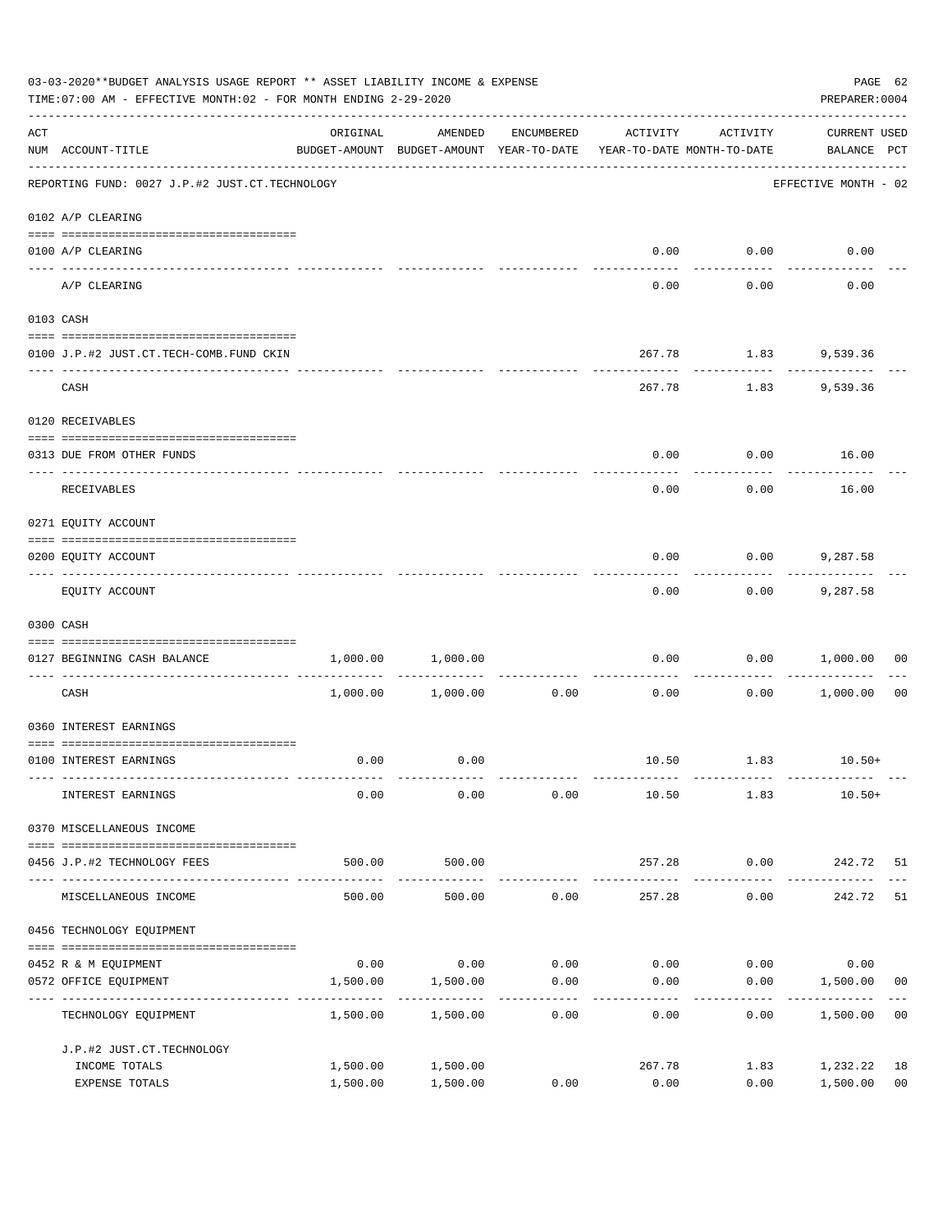03-03-2020**BUDGET ANALYSIS USAGE REPORT ** ASSET LIABILITY INCOME & EXPENSE

TIME:07:00 AM - EFFECTIVE MONTH:02 - FOR MONTH ENDING 2-29-2020

PREPARER:0004

REPORTING FUND: 0027 J.P.#2 JUST.CT.TECHNOLOGY — EFFECTIVE MONTH - 02

| ACT NUM | ACCOUNT-TITLE | ORIGINAL BUDGET-AMOUNT | AMENDED BUDGET-AMOUNT | ENCUMBERED YEAR-TO-DATE | ACTIVITY YEAR-TO-DATE | ACTIVITY MONTH-TO-DATE | CURRENT USED BALANCE | PCT |
|---|---|---|---|---|---|---|---|---|
| | **0102 A/P CLEARING** | | | | | | | |
| 0100 | A/P CLEARING | | | | 0.00 | 0.00 | 0.00 | |
| | A/P CLEARING | | | | 0.00 | 0.00 | 0.00 | |
| | **0103 CASH** | | | | | | | |
| 0100 | J.P.#2 JUST.CT.TECH-COMB.FUND CKIN | | | | 267.78 | 1.83 | 9,539.36 | |
| | CASH | | | | 267.78 | 1.83 | 9,539.36 | |
| | **0120 RECEIVABLES** | | | | | | | |
| 0313 | DUE FROM OTHER FUNDS | | | | 0.00 | 0.00 | 16.00 | |
| | RECEIVABLES | | | | 0.00 | 0.00 | 16.00 | |
| | **0271 EQUITY ACCOUNT** | | | | | | | |
| 0200 | EQUITY ACCOUNT | | | | 0.00 | 0.00 | 9,287.58 | |
| | EQUITY ACCOUNT | | | | 0.00 | 0.00 | 9,287.58 | |
| | **0300 CASH** | | | | | | | |
| 0127 | BEGINNING CASH BALANCE | 1,000.00 | 1,000.00 | | 0.00 | 0.00 | 1,000.00 | 00 |
| | CASH | 1,000.00 | 1,000.00 | 0.00 | 0.00 | 0.00 | 1,000.00 | 00 |
| | **0360 INTEREST EARNINGS** | | | | | | | |
| 0100 | INTEREST EARNINGS | 0.00 | 0.00 | | 10.50 | 1.83 | 10.50+ | |
| | INTEREST EARNINGS | 0.00 | 0.00 | 0.00 | 10.50 | 1.83 | 10.50+ | |
| | **0370 MISCELLANEOUS INCOME** | | | | | | | |
| 0456 | J.P.#2 TECHNOLOGY FEES | 500.00 | 500.00 | | 257.28 | 0.00 | 242.72 | 51 |
| | MISCELLANEOUS INCOME | 500.00 | 500.00 | 0.00 | 257.28 | 0.00 | 242.72 | 51 |
| | **0456 TECHNOLOGY EQUIPMENT** | | | | | | | |
| 0452 | R & M EQUIPMENT | 0.00 | 0.00 | 0.00 | 0.00 | 0.00 | 0.00 | |
| 0572 | OFFICE EQUIPMENT | 1,500.00 | 1,500.00 | 0.00 | 0.00 | 0.00 | 1,500.00 | 00 |
| | TECHNOLOGY EQUIPMENT | 1,500.00 | 1,500.00 | 0.00 | 0.00 | 0.00 | 1,500.00 | 00 |
| | J.P.#2 JUST.CT.TECHNOLOGY | | | | | | | |
| | INCOME TOTALS | 1,500.00 | 1,500.00 | | 267.78 | 1.83 | 1,232.22 | 18 |
| | EXPENSE TOTALS | 1,500.00 | 1,500.00 | 0.00 | 0.00 | 0.00 | 1,500.00 | 00 |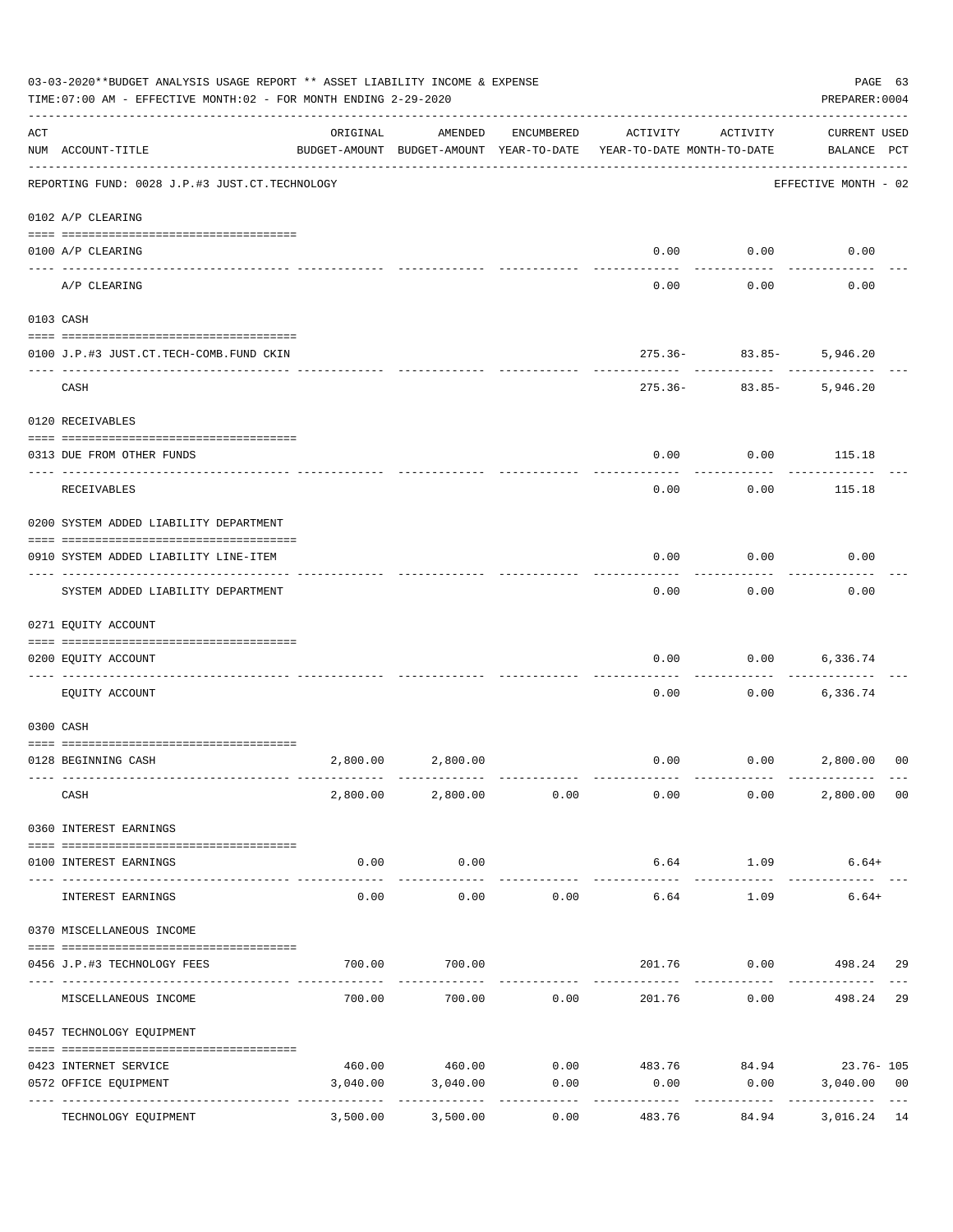03-03-2020**BUDGET ANALYSIS USAGE REPORT ** ASSET LIABILITY INCOME & EXPENSE

TIME:07:00 AM - EFFECTIVE MONTH:02 - FOR MONTH ENDING 2-29-2020

PREPARER:0004

REPORTING FUND: 0028 J.P.#3 JUST.CT.TECHNOLOGY — EFFECTIVE MONTH - 02

| ACT NUM | ACCOUNT-TITLE | ORIGINAL BUDGET-AMOUNT | AMENDED BUDGET-AMOUNT | ENCUMBERED YEAR-TO-DATE | ACTIVITY YEAR-TO-DATE | ACTIVITY MONTH-TO-DATE | CURRENT BALANCE | USED PCT |
|---|---|---|---|---|---|---|---|---|
| 0102 | A/P CLEARING | | | | | | | |
| 0100 | A/P CLEARING | | | | 0.00 | 0.00 | 0.00 | |
| | A/P CLEARING | | | | 0.00 | 0.00 | 0.00 | |
| 0103 | CASH | | | | | | | |
| 0100 | J.P.#3 JUST.CT.TECH-COMB.FUND CKIN | | | | 275.36- | 83.85- | 5,946.20 | |
| | CASH | | | | 275.36- | 83.85- | 5,946.20 | |
| 0120 | RECEIVABLES | | | | | | | |
| 0313 | DUE FROM OTHER FUNDS | | | | 0.00 | 0.00 | 115.18 | |
| | RECEIVABLES | | | | 0.00 | 0.00 | 115.18 | |
| 0200 | SYSTEM ADDED LIABILITY DEPARTMENT | | | | | | | |
| 0910 | SYSTEM ADDED LIABILITY LINE-ITEM | | | | 0.00 | 0.00 | 0.00 | |
| | SYSTEM ADDED LIABILITY DEPARTMENT | | | | 0.00 | 0.00 | 0.00 | |
| 0271 | EQUITY ACCOUNT | | | | | | | |
| 0200 | EQUITY ACCOUNT | | | | 0.00 | 0.00 | 6,336.74 | |
| | EQUITY ACCOUNT | | | | 0.00 | 0.00 | 6,336.74 | |
| 0300 | CASH | | | | | | | |
| 0128 | BEGINNING CASH | 2,800.00 | 2,800.00 | | 0.00 | 0.00 | 2,800.00 | 00 |
| | CASH | 2,800.00 | 2,800.00 | 0.00 | 0.00 | 0.00 | 2,800.00 | 00 |
| 0360 | INTEREST EARNINGS | | | | | | | |
| 0100 | INTEREST EARNINGS | 0.00 | 0.00 | | 6.64 | 1.09 | 6.64+ | |
| | INTEREST EARNINGS | 0.00 | 0.00 | 0.00 | 6.64 | 1.09 | 6.64+ | |
| 0370 | MISCELLANEOUS INCOME | | | | | | | |
| 0456 | J.P.#3 TECHNOLOGY FEES | 700.00 | 700.00 | | 201.76 | 0.00 | 498.24 | 29 |
| | MISCELLANEOUS INCOME | 700.00 | 700.00 | 0.00 | 201.76 | 0.00 | 498.24 | 29 |
| 0457 | TECHNOLOGY EQUIPMENT | | | | | | | |
| 0423 | INTERNET SERVICE | 460.00 | 460.00 | 0.00 | 483.76 | 84.94 | 23.76- | 105 |
| 0572 | OFFICE EQUIPMENT | 3,040.00 | 3,040.00 | 0.00 | 0.00 | 0.00 | 3,040.00 | 00 |
| | TECHNOLOGY EQUIPMENT | 3,500.00 | 3,500.00 | 0.00 | 483.76 | 84.94 | 3,016.24 | 14 |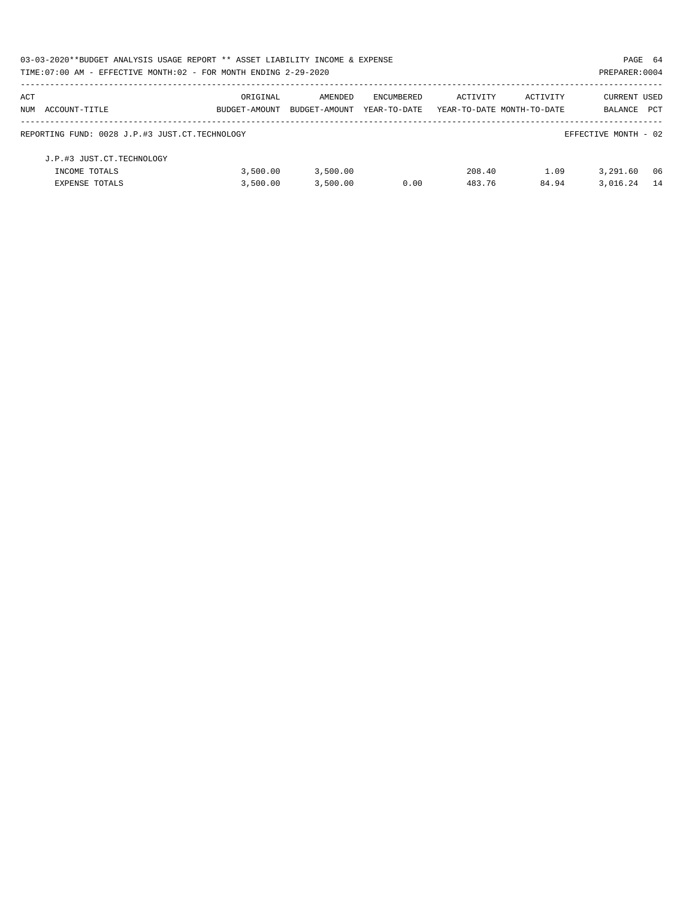03-03-2020**BUDGET ANALYSIS USAGE REPORT ** ASSET LIABILITY INCOME & EXPENSE

TIME:07:00 AM - EFFECTIVE MONTH:02 - FOR MONTH ENDING 2-29-2020

PREPARER:0004

| ACT NUM ACCOUNT-TITLE | ORIGINAL BUDGET-AMOUNT | AMENDED BUDGET-AMOUNT | ENCUMBERED YEAR-TO-DATE | ACTIVITY YEAR-TO-DATE | ACTIVITY MONTH-TO-DATE | CURRENT BALANCE | USED PCT |
|---|---|---|---|---|---|---|---|
| REPORTING FUND: 0028 J.P.#3 JUST.CT.TECHNOLOGY | | | | | | EFFECTIVE MONTH - 02 | |
| J.P.#3 JUST.CT.TECHNOLOGY | | | | | | | |
| INCOME TOTALS | 3,500.00 | 3,500.00 | | 208.40 | 1.09 | 3,291.60 | 06 |
| EXPENSE TOTALS | 3,500.00 | 3,500.00 | 0.00 | 483.76 | 84.94 | 3,016.24 | 14 |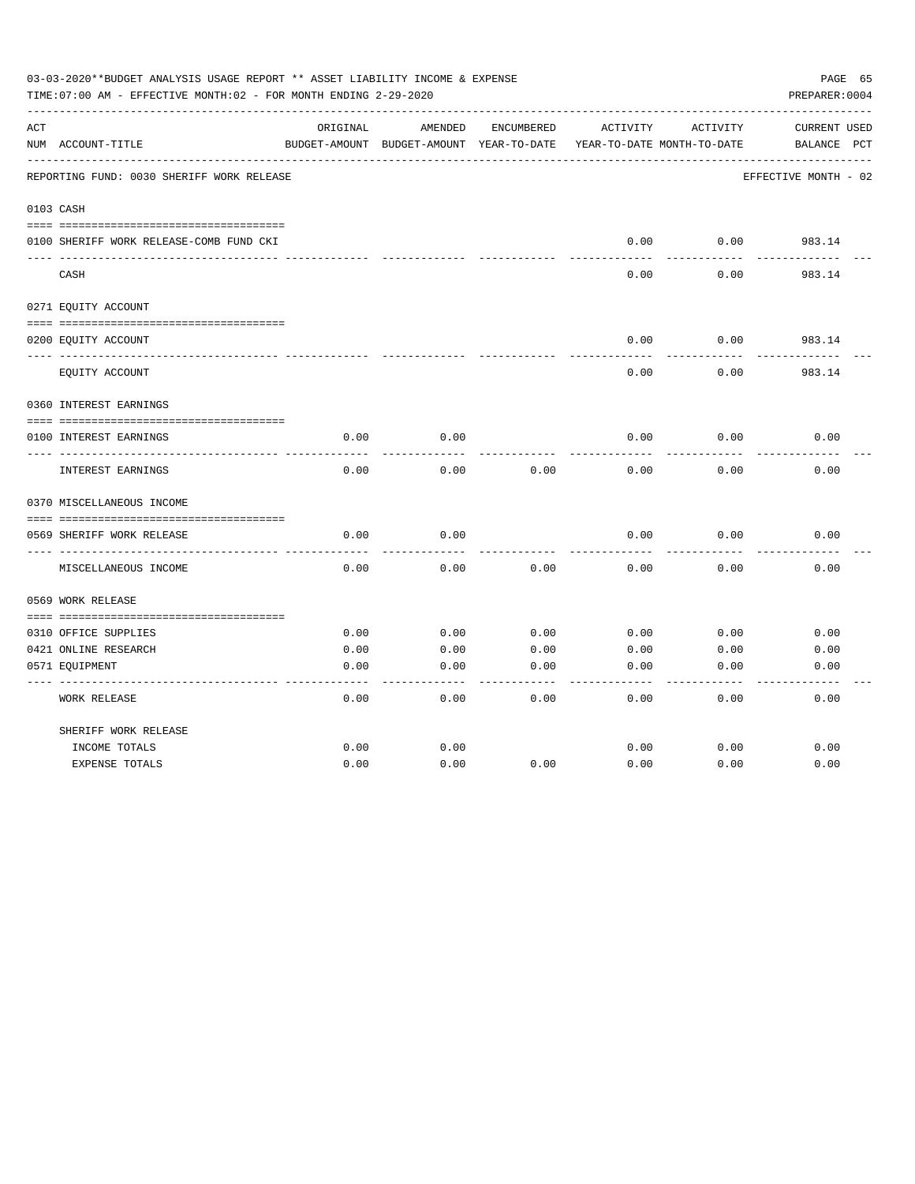03-03-2020**BUDGET ANALYSIS USAGE REPORT ** ASSET LIABILITY INCOME & EXPENSE

TIME:07:00 AM - EFFECTIVE MONTH:02 - FOR MONTH ENDING 2-29-2020

PREPARER:0004

| ACT NUM | ACCOUNT-TITLE | ORIGINAL BUDGET-AMOUNT | AMENDED BUDGET-AMOUNT | ENCUMBERED YEAR-TO-DATE | ACTIVITY YEAR-TO-DATE | ACTIVITY MONTH-TO-DATE | CURRENT BALANCE | USED PCT |
|---|---|---|---|---|---|---|---|---|
| | REPORTING FUND: 0030 SHERIFF WORK RELEASE | | | | | | EFFECTIVE MONTH - 02 | |
| 0103 | CASH | | | | | | | |
| 0100 | SHERIFF WORK RELEASE-COMB FUND CKI | | | | 0.00 | 0.00 | 983.14 | |
| | CASH | | | | 0.00 | 0.00 | 983.14 | |
| 0271 | EQUITY ACCOUNT | | | | | | | |
| 0200 | EQUITY ACCOUNT | | | | 0.00 | 0.00 | 983.14 | |
| | EQUITY ACCOUNT | | | | 0.00 | 0.00 | 983.14 | |
| 0360 | INTEREST EARNINGS | | | | | | | |
| 0100 | INTEREST EARNINGS | 0.00 | 0.00 | | 0.00 | 0.00 | 0.00 | |
| | INTEREST EARNINGS | 0.00 | 0.00 | 0.00 | 0.00 | 0.00 | 0.00 | |
| 0370 | MISCELLANEOUS INCOME | | | | | | | |
| 0569 | SHERIFF WORK RELEASE | 0.00 | 0.00 | | 0.00 | 0.00 | 0.00 | |
| | MISCELLANEOUS INCOME | 0.00 | 0.00 | 0.00 | 0.00 | 0.00 | 0.00 | |
| 0569 | WORK RELEASE | | | | | | | |
| 0310 | OFFICE SUPPLIES | 0.00 | 0.00 | 0.00 | 0.00 | 0.00 | 0.00 | |
| 0421 | ONLINE RESEARCH | 0.00 | 0.00 | 0.00 | 0.00 | 0.00 | 0.00 | |
| 0571 | EQUIPMENT | 0.00 | 0.00 | 0.00 | 0.00 | 0.00 | 0.00 | |
| | WORK RELEASE | 0.00 | 0.00 | 0.00 | 0.00 | 0.00 | 0.00 | |
| | SHERIFF WORK RELEASE | | | | | | | |
| | INCOME TOTALS | 0.00 | 0.00 | | 0.00 | 0.00 | 0.00 | |
| | EXPENSE TOTALS | 0.00 | 0.00 | 0.00 | 0.00 | 0.00 | 0.00 | |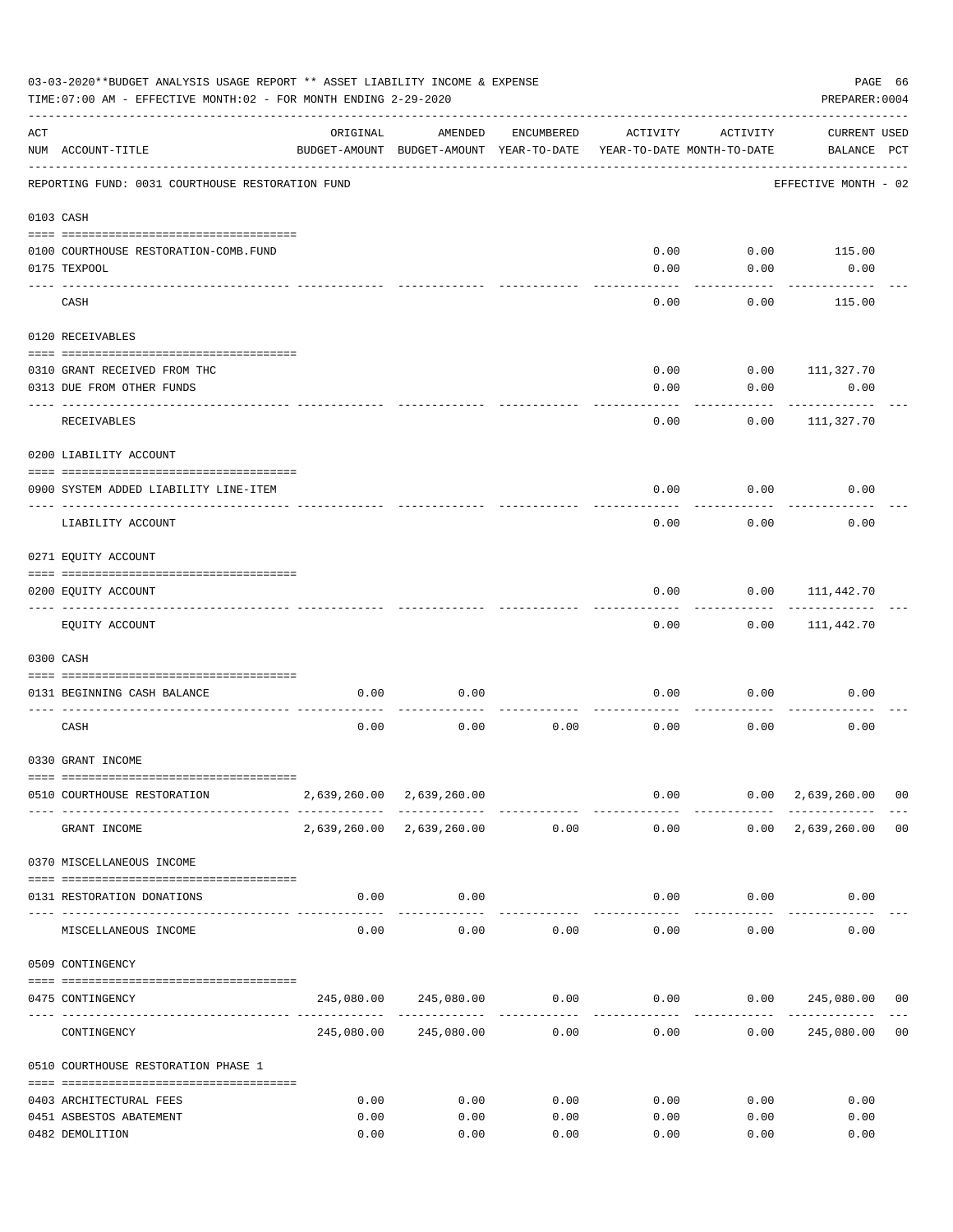03-03-2020**BUDGET ANALYSIS USAGE REPORT ** ASSET LIABILITY INCOME & EXPENSE

TIME:07:00 AM - EFFECTIVE MONTH:02 - FOR MONTH ENDING 2-29-2020

PREPARER:0004

| ACT NUM | ACCOUNT-TITLE | ORIGINAL BUDGET-AMOUNT | AMENDED BUDGET-AMOUNT | ENCUMBERED YEAR-TO-DATE | ACTIVITY YEAR-TO-DATE | ACTIVITY MONTH-TO-DATE | CURRENT BALANCE | USED PCT |
|---|---|---|---|---|---|---|---|---|
| | REPORTING FUND: 0031 COURTHOUSE RESTORATION FUND | | | | | | EFFECTIVE MONTH - 02 | |
| 0103 | CASH | | | | | | | |
| 0100 | COURTHOUSE RESTORATION-COMB.FUND | | | | 0.00 | 0.00 | 115.00 | |
| 0175 | TEXPOOL | | | | 0.00 | 0.00 | 0.00 | |
| | CASH | | | | 0.00 | 0.00 | 115.00 | |
| 0120 | RECEIVABLES | | | | | | | |
| 0310 | GRANT RECEIVED FROM THC | | | | 0.00 | 0.00 | 111,327.70 | |
| 0313 | DUE FROM OTHER FUNDS | | | | 0.00 | 0.00 | 0.00 | |
| | RECEIVABLES | | | | 0.00 | 0.00 | 111,327.70 | |
| 0200 | LIABILITY ACCOUNT | | | | | | | |
| 0900 | SYSTEM ADDED LIABILITY LINE-ITEM | | | | 0.00 | 0.00 | 0.00 | |
| | LIABILITY ACCOUNT | | | | 0.00 | 0.00 | 0.00 | |
| 0271 | EQUITY ACCOUNT | | | | | | | |
| 0200 | EQUITY ACCOUNT | | | | 0.00 | 0.00 | 111,442.70 | |
| | EQUITY ACCOUNT | | | | 0.00 | 0.00 | 111,442.70 | |
| 0300 | CASH | | | | | | | |
| 0131 | BEGINNING CASH BALANCE | 0.00 | 0.00 | | 0.00 | 0.00 | 0.00 | |
| | CASH | 0.00 | 0.00 | 0.00 | 0.00 | 0.00 | 0.00 | |
| 0330 | GRANT INCOME | | | | | | | |
| 0510 | COURTHOUSE RESTORATION | 2,639,260.00 | 2,639,260.00 | | 0.00 | 0.00 | 2,639,260.00 | 00 |
| | GRANT INCOME | 2,639,260.00 | 2,639,260.00 | 0.00 | 0.00 | 0.00 | 2,639,260.00 | 00 |
| 0370 | MISCELLANEOUS INCOME | | | | | | | |
| 0131 | RESTORATION DONATIONS | 0.00 | 0.00 | | 0.00 | 0.00 | 0.00 | |
| | MISCELLANEOUS INCOME | 0.00 | 0.00 | 0.00 | 0.00 | 0.00 | 0.00 | |
| 0509 | CONTINGENCY | | | | | | | |
| 0475 | CONTINGENCY | 245,080.00 | 245,080.00 | 0.00 | 0.00 | 0.00 | 245,080.00 | 00 |
| | CONTINGENCY | 245,080.00 | 245,080.00 | 0.00 | 0.00 | 0.00 | 245,080.00 | 00 |
| 0510 | COURTHOUSE RESTORATION PHASE 1 | | | | | | | |
| 0403 | ARCHITECTURAL FEES | 0.00 | 0.00 | 0.00 | 0.00 | 0.00 | 0.00 | |
| 0451 | ASBESTOS ABATEMENT | 0.00 | 0.00 | 0.00 | 0.00 | 0.00 | 0.00 | |
| 0482 | DEMOLITION | 0.00 | 0.00 | 0.00 | 0.00 | 0.00 | 0.00 | |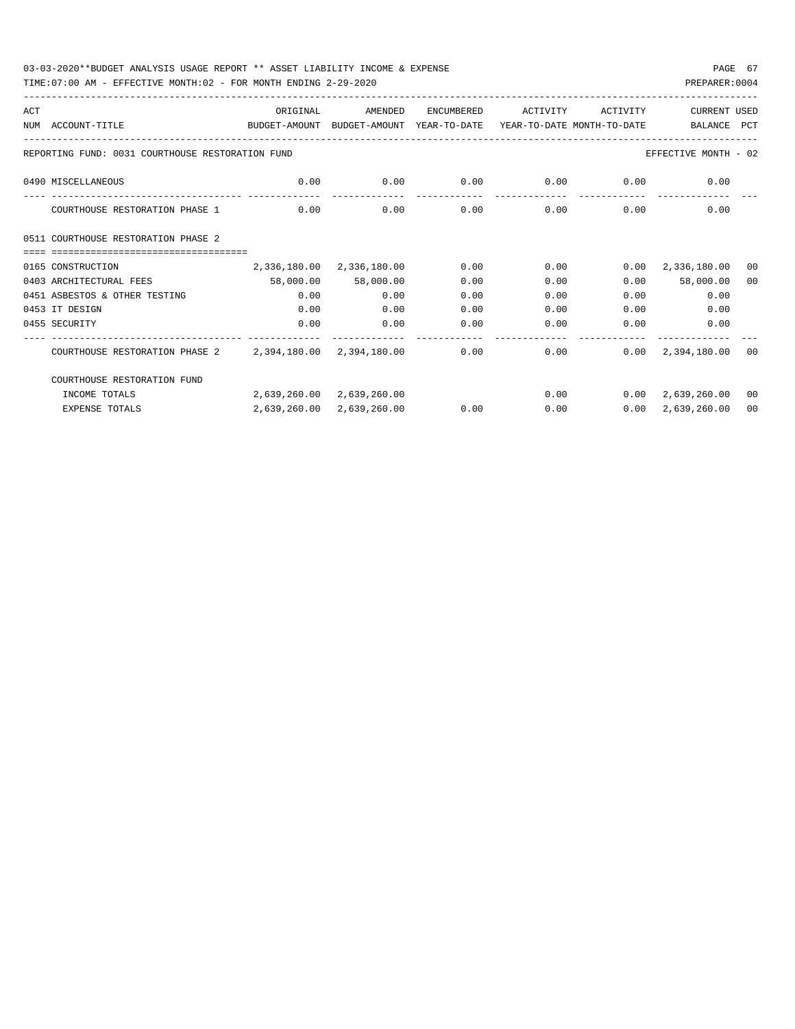03-03-2020**BUDGET ANALYSIS USAGE REPORT ** ASSET LIABILITY INCOME & EXPENSE

TIME:07:00 AM - EFFECTIVE MONTH:02 - FOR MONTH ENDING 2-29-2020

PREPARER:0004

| ACT NUM | ACCOUNT-TITLE | ORIGINAL BUDGET-AMOUNT | AMENDED BUDGET-AMOUNT | ENCUMBERED YEAR-TO-DATE | ACTIVITY YEAR-TO-DATE | ACTIVITY MONTH-TO-DATE | CURRENT BALANCE | USED PCT |
|---|---|---|---|---|---|---|---|---|
| | REPORTING FUND: 0031 COURTHOUSE RESTORATION FUND | | | | | | EFFECTIVE MONTH - 02 | |
| 0490 | MISCELLANEOUS | 0.00 | 0.00 | 0.00 | 0.00 | 0.00 | 0.00 | |
| | COURTHOUSE RESTORATION PHASE 1 | 0.00 | 0.00 | 0.00 | 0.00 | 0.00 | 0.00 | |
| 0511 | COURTHOUSE RESTORATION PHASE 2 | | | | | | | |
| 0165 | CONSTRUCTION | 2,336,180.00 | 2,336,180.00 | 0.00 | 0.00 | 0.00 | 2,336,180.00 | 00 |
| 0403 | ARCHITECTURAL FEES | 58,000.00 | 58,000.00 | 0.00 | 0.00 | 0.00 | 58,000.00 | 00 |
| 0451 | ASBESTOS & OTHER TESTING | 0.00 | 0.00 | 0.00 | 0.00 | 0.00 | 0.00 | |
| 0453 | IT DESIGN | 0.00 | 0.00 | 0.00 | 0.00 | 0.00 | 0.00 | |
| 0455 | SECURITY | 0.00 | 0.00 | 0.00 | 0.00 | 0.00 | 0.00 | |
| | COURTHOUSE RESTORATION PHASE 2 | 2,394,180.00 | 2,394,180.00 | 0.00 | 0.00 | 0.00 | 2,394,180.00 | 00 |
| | COURTHOUSE RESTORATION FUND | | | | | | | |
| | INCOME TOTALS | 2,639,260.00 | 2,639,260.00 | | 0.00 | 0.00 | 2,639,260.00 | 00 |
| | EXPENSE TOTALS | 2,639,260.00 | 2,639,260.00 | 0.00 | 0.00 | 0.00 | 2,639,260.00 | 00 |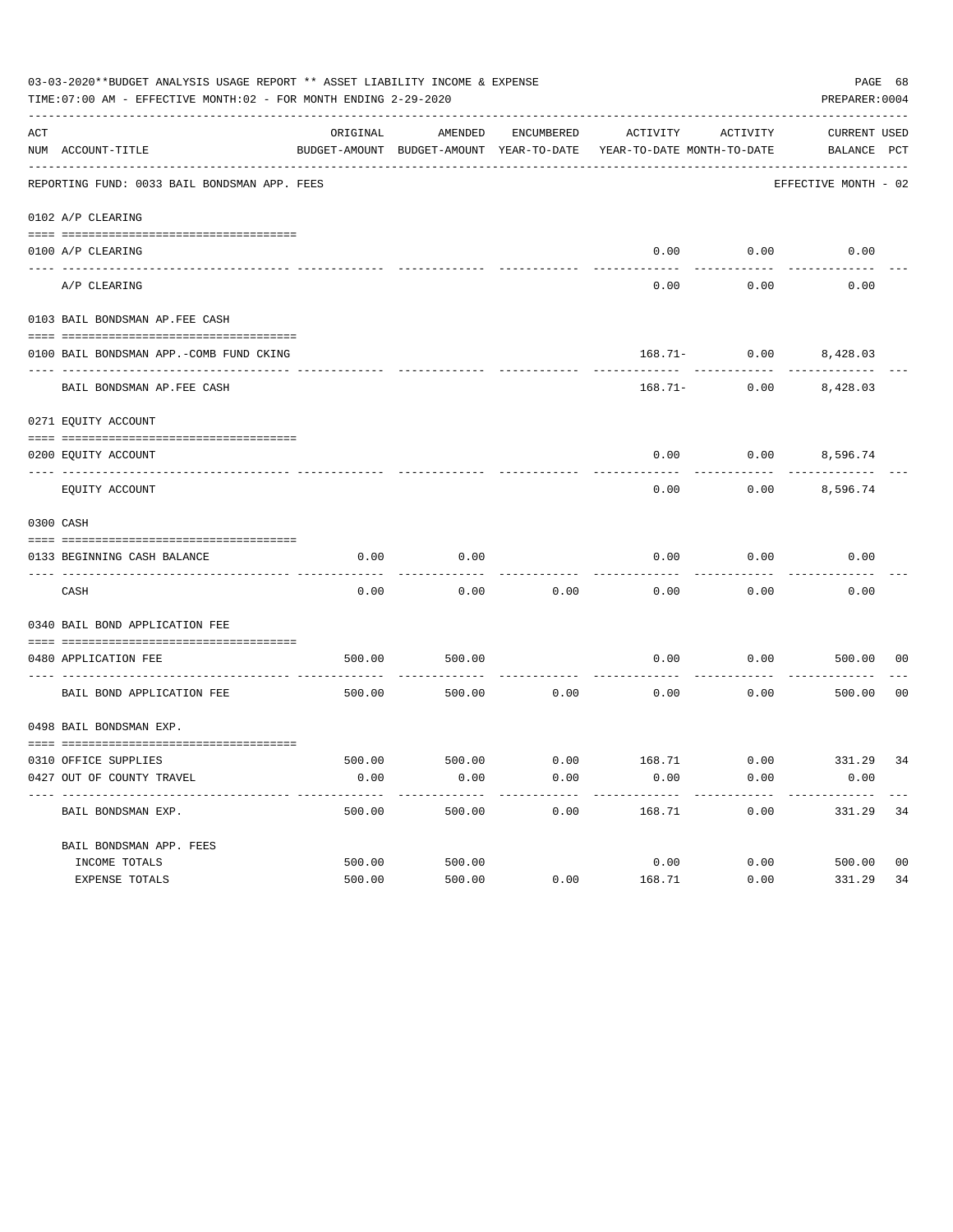03-03-2020**BUDGET ANALYSIS USAGE REPORT ** ASSET LIABILITY INCOME & EXPENSE

TIME:07:00 AM - EFFECTIVE MONTH:02 - FOR MONTH ENDING 2-29-2020

PREPARER:0004

| ACT NUM | ACCOUNT-TITLE | ORIGINAL BUDGET-AMOUNT | AMENDED BUDGET-AMOUNT | ENCUMBERED YEAR-TO-DATE | ACTIVITY YEAR-TO-DATE | ACTIVITY MONTH-TO-DATE | CURRENT BALANCE | USED PCT |
|---|---|---|---|---|---|---|---|---|
| | REPORTING FUND: 0033 BAIL BONDSMAN APP. FEES | | | | | | EFFECTIVE MONTH - 02 | |
| | 0102 A/P CLEARING | | | | | | | |
| 0100 | A/P CLEARING | | | | 0.00 | 0.00 | 0.00 | |
| | A/P CLEARING | | | | 0.00 | 0.00 | 0.00 | |
| | 0103 BAIL BONDSMAN AP.FEE CASH | | | | | | | |
| 0100 | BAIL BONDSMAN APP.-COMB FUND CKING | | | | 168.71- | 0.00 | 8,428.03 | |
| | BAIL BONDSMAN AP.FEE CASH | | | | 168.71- | 0.00 | 8,428.03 | |
| | 0271 EQUITY ACCOUNT | | | | | | | |
| 0200 | EQUITY ACCOUNT | | | | 0.00 | 0.00 | 8,596.74 | |
| | EQUITY ACCOUNT | | | | 0.00 | 0.00 | 8,596.74 | |
| | 0300 CASH | | | | | | | |
| 0133 | BEGINNING CASH BALANCE | 0.00 | 0.00 | | 0.00 | 0.00 | 0.00 | |
| | CASH | 0.00 | 0.00 | 0.00 | 0.00 | 0.00 | 0.00 | |
| | 0340 BAIL BOND APPLICATION FEE | | | | | | | |
| 0480 | APPLICATION FEE | 500.00 | 500.00 | | 0.00 | 0.00 | 500.00 | 00 |
| | BAIL BOND APPLICATION FEE | 500.00 | 500.00 | 0.00 | 0.00 | 0.00 | 500.00 | 00 |
| | 0498 BAIL BONDSMAN EXP. | | | | | | | |
| 0310 | OFFICE SUPPLIES | 500.00 | 500.00 | 0.00 | 168.71 | 0.00 | 331.29 | 34 |
| 0427 | OUT OF COUNTY TRAVEL | 0.00 | 0.00 | 0.00 | 0.00 | 0.00 | 0.00 | |
| | BAIL BONDSMAN EXP. | 500.00 | 500.00 | 0.00 | 168.71 | 0.00 | 331.29 | 34 |
| | BAIL BONDSMAN APP. FEES | | | | | | | |
| | INCOME TOTALS | 500.00 | 500.00 | | 0.00 | 0.00 | 500.00 | 00 |
| | EXPENSE TOTALS | 500.00 | 500.00 | 0.00 | 168.71 | 0.00 | 331.29 | 34 |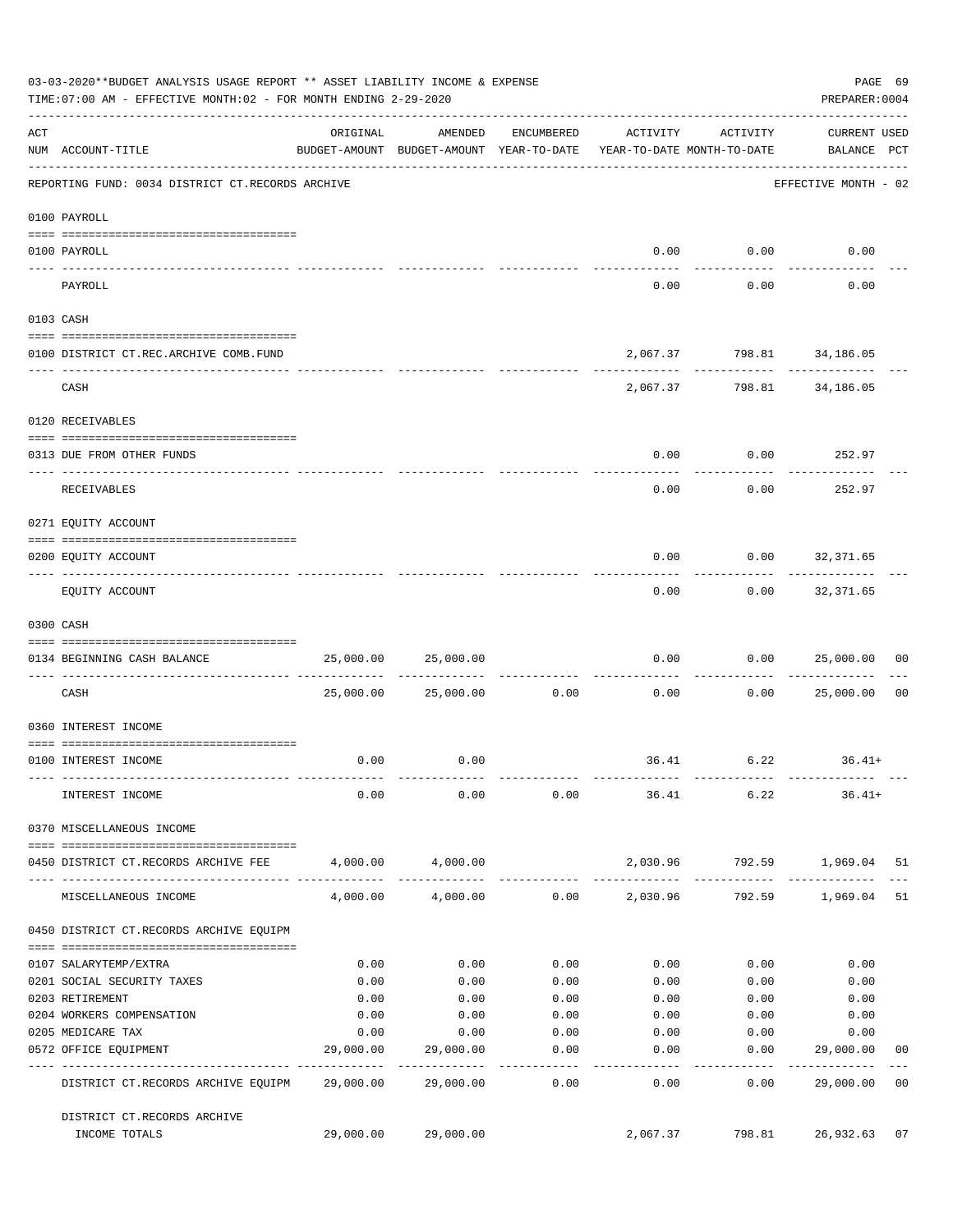03-03-2020**BUDGET ANALYSIS USAGE REPORT ** ASSET LIABILITY INCOME & EXPENSE

TIME:07:00 AM - EFFECTIVE MONTH:02 - FOR MONTH ENDING 2-29-2020

PREPARER:0004

| ACT NUM | ACCOUNT-TITLE | ORIGINAL BUDGET-AMOUNT | AMENDED BUDGET-AMOUNT | ENCUMBERED YEAR-TO-DATE | ACTIVITY YEAR-TO-DATE | ACTIVITY MONTH-TO-DATE | CURRENT USED BALANCE | PCT |
|---|---|---|---|---|---|---|---|---|
| | REPORTING FUND: 0034 DISTRICT CT.RECORDS ARCHIVE | | | | | | EFFECTIVE MONTH - 02 | |
| | 0100 PAYROLL | | | | | | | |
| 0100 | PAYROLL | | | | 0.00 | 0.00 | 0.00 | |
| | PAYROLL | | | | 0.00 | 0.00 | 0.00 | |
| | 0103 CASH | | | | | | | |
| 0100 | DISTRICT CT.REC.ARCHIVE COMB.FUND | | | | 2,067.37 | 798.81 | 34,186.05 | |
| | CASH | | | | 2,067.37 | 798.81 | 34,186.05 | |
| | 0120 RECEIVABLES | | | | | | | |
| 0313 | DUE FROM OTHER FUNDS | | | | 0.00 | 0.00 | 252.97 | |
| | RECEIVABLES | | | | 0.00 | 0.00 | 252.97 | |
| | 0271 EQUITY ACCOUNT | | | | | | | |
| 0200 | EQUITY ACCOUNT | | | | 0.00 | 0.00 | 32,371.65 | |
| | EQUITY ACCOUNT | | | | 0.00 | 0.00 | 32,371.65 | |
| | 0300 CASH | | | | | | | |
| 0134 | BEGINNING CASH BALANCE | 25,000.00 | 25,000.00 | | 0.00 | 0.00 | 25,000.00 | 00 |
| | CASH | 25,000.00 | 25,000.00 | 0.00 | 0.00 | 0.00 | 25,000.00 | 00 |
| | 0360 INTEREST INCOME | | | | | | | |
| 0100 | INTEREST INCOME | 0.00 | 0.00 | | 36.41 | 6.22 | 36.41+ | |
| | INTEREST INCOME | 0.00 | 0.00 | 0.00 | 36.41 | 6.22 | 36.41+ | |
| | 0370 MISCELLANEOUS INCOME | | | | | | | |
| 0450 | DISTRICT CT.RECORDS ARCHIVE FEE | 4,000.00 | 4,000.00 | | 2,030.96 | 792.59 | 1,969.04 | 51 |
| | MISCELLANEOUS INCOME | 4,000.00 | 4,000.00 | 0.00 | 2,030.96 | 792.59 | 1,969.04 | 51 |
| | 0450 DISTRICT CT.RECORDS ARCHIVE EQUIPM | | | | | | | |
| 0107 | SALARYTEMP/EXTRA | 0.00 | 0.00 | 0.00 | 0.00 | 0.00 | 0.00 | |
| 0201 | SOCIAL SECURITY TAXES | 0.00 | 0.00 | 0.00 | 0.00 | 0.00 | 0.00 | |
| 0203 | RETIREMENT | 0.00 | 0.00 | 0.00 | 0.00 | 0.00 | 0.00 | |
| 0204 | WORKERS COMPENSATION | 0.00 | 0.00 | 0.00 | 0.00 | 0.00 | 0.00 | |
| 0205 | MEDICARE TAX | 0.00 | 0.00 | 0.00 | 0.00 | 0.00 | 0.00 | |
| 0572 | OFFICE EQUIPMENT | 29,000.00 | 29,000.00 | 0.00 | 0.00 | 0.00 | 29,000.00 | 00 |
| | DISTRICT CT.RECORDS ARCHIVE EQUIPM | 29,000.00 | 29,000.00 | 0.00 | 0.00 | 0.00 | 29,000.00 | 00 |
| | DISTRICT CT.RECORDS ARCHIVE INCOME TOTALS | 29,000.00 | 29,000.00 | | 2,067.37 | 798.81 | 26,932.63 | 07 |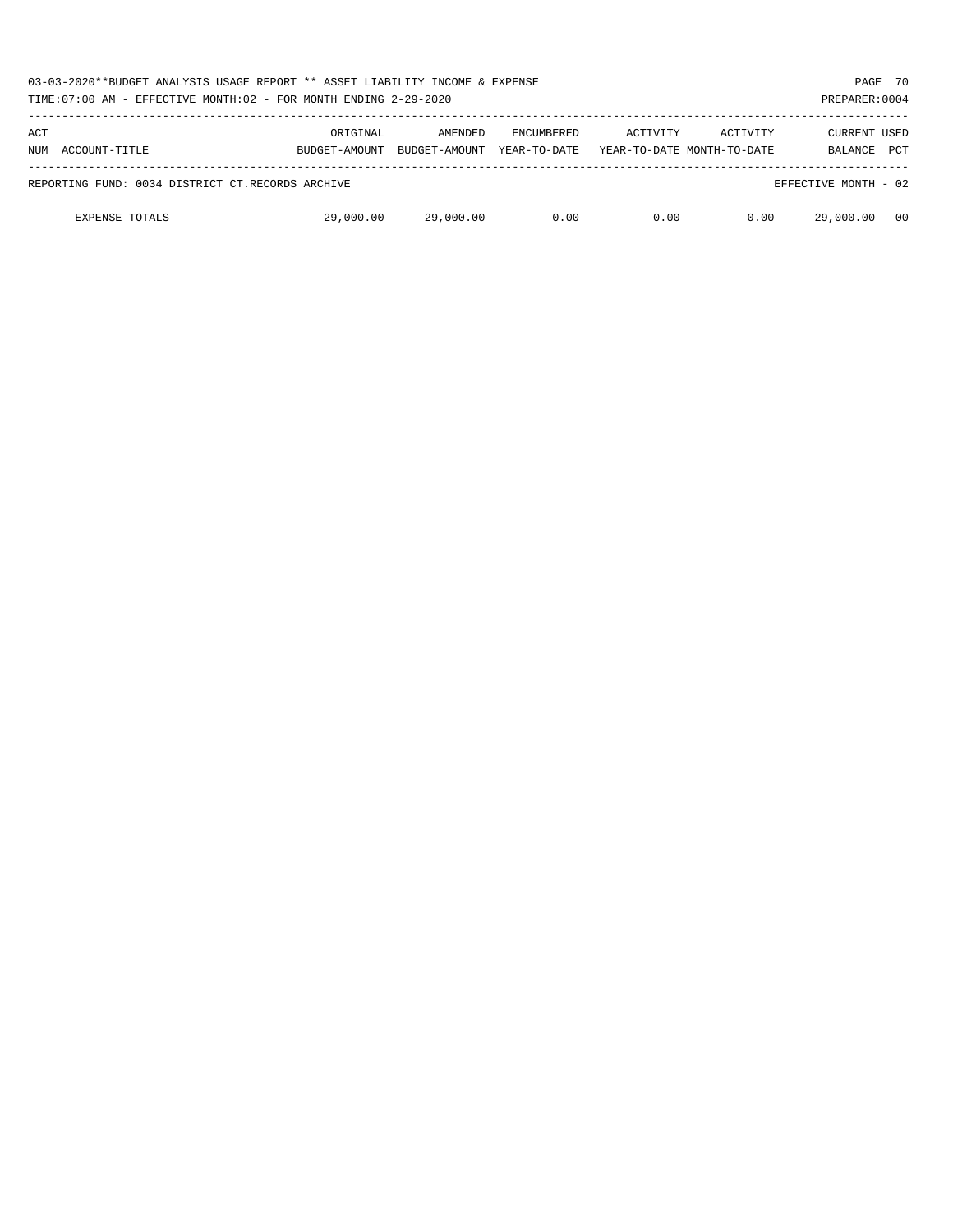03-03-2020**BUDGET ANALYSIS USAGE REPORT ** ASSET LIABILITY INCOME & EXPENSE

TIME:07:00 AM - EFFECTIVE MONTH:02 - FOR MONTH ENDING 2-29-2020

PREPARER:0004

| ACT NUM | ACCOUNT-TITLE | ORIGINAL BUDGET-AMOUNT | AMENDED BUDGET-AMOUNT | ENCUMBERED YEAR-TO-DATE | ACTIVITY YEAR-TO-DATE | ACTIVITY MONTH-TO-DATE | CURRENT BALANCE | USED PCT |
|---|---|---|---|---|---|---|---|---|
| REPORTING FUND: 0034 DISTRICT CT.RECORDS ARCHIVE | | | | | | | EFFECTIVE MONTH - 02 | |
| | EXPENSE TOTALS | 29,000.00 | 29,000.00 | 0.00 | 0.00 | 0.00 | 29,000.00 | 00 |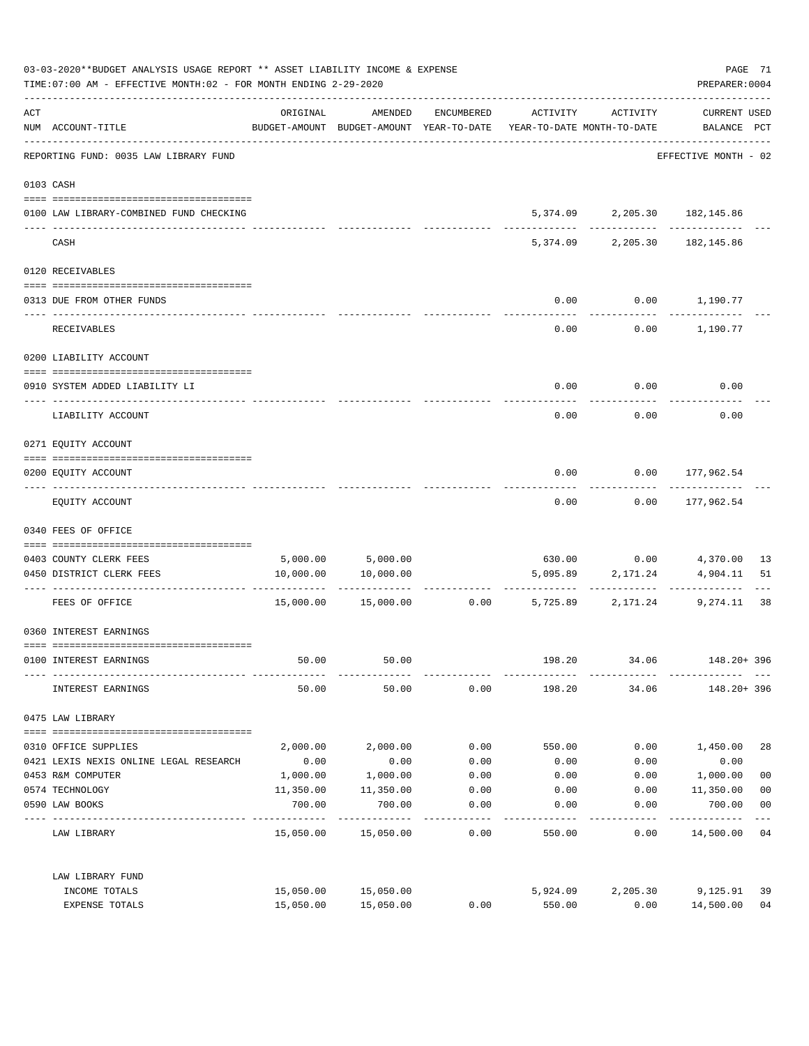03-03-2020**BUDGET ANALYSIS USAGE REPORT ** ASSET LIABILITY INCOME & EXPENSE

TIME:07:00 AM - EFFECTIVE MONTH:02 - FOR MONTH ENDING 2-29-2020

PREPARER:0004

| ACT NUM | ACCOUNT-TITLE | ORIGINAL BUDGET-AMOUNT | AMENDED BUDGET-AMOUNT | ENCUMBERED YEAR-TO-DATE | ACTIVITY YEAR-TO-DATE | ACTIVITY MONTH-TO-DATE | CURRENT BALANCE | USED PCT |
|---|---|---|---|---|---|---|---|---|
| | REPORTING FUND: 0035 LAW LIBRARY FUND | | | | | | EFFECTIVE MONTH - 02 | |
| 0103 | CASH | | | | | | | |
| 0100 | LAW LIBRARY-COMBINED FUND CHECKING | | | | 5,374.09 | 2,205.30 | 182,145.86 | |
| | CASH | | | | 5,374.09 | 2,205.30 | 182,145.86 | |
| 0120 | RECEIVABLES | | | | | | | |
| 0313 | DUE FROM OTHER FUNDS | | | | 0.00 | 0.00 | 1,190.77 | |
| | RECEIVABLES | | | | 0.00 | 0.00 | 1,190.77 | |
| 0200 | LIABILITY ACCOUNT | | | | | | | |
| 0910 | SYSTEM ADDED LIABILITY LI | | | | 0.00 | 0.00 | 0.00 | |
| | LIABILITY ACCOUNT | | | | 0.00 | 0.00 | 0.00 | |
| 0271 | EQUITY ACCOUNT | | | | | | | |
| 0200 | EQUITY ACCOUNT | | | | 0.00 | 0.00 | 177,962.54 | |
| | EQUITY ACCOUNT | | | | 0.00 | 0.00 | 177,962.54 | |
| 0340 | FEES OF OFFICE | | | | | | | |
| 0403 | COUNTY CLERK FEES | 5,000.00 | 5,000.00 | | 630.00 | 0.00 | 4,370.00 | 13 |
| 0450 | DISTRICT CLERK FEES | 10,000.00 | 10,000.00 | | 5,095.89 | 2,171.24 | 4,904.11 | 51 |
| | FEES OF OFFICE | 15,000.00 | 15,000.00 | 0.00 | 5,725.89 | 2,171.24 | 9,274.11 | 38 |
| 0360 | INTEREST EARNINGS | | | | | | | |
| 0100 | INTEREST EARNINGS | 50.00 | 50.00 | | 198.20 | 34.06 | 148.20+ | 396 |
| | INTEREST EARNINGS | 50.00 | 50.00 | 0.00 | 198.20 | 34.06 | 148.20+ | 396 |
| 0475 | LAW LIBRARY | | | | | | | |
| 0310 | OFFICE SUPPLIES | 2,000.00 | 2,000.00 | 0.00 | 550.00 | 0.00 | 1,450.00 | 28 |
| 0421 | LEXIS NEXIS ONLINE LEGAL RESEARCH | 0.00 | 0.00 | 0.00 | 0.00 | 0.00 | 0.00 | |
| 0453 | R&M COMPUTER | 1,000.00 | 1,000.00 | 0.00 | 0.00 | 0.00 | 1,000.00 | 00 |
| 0574 | TECHNOLOGY | 11,350.00 | 11,350.00 | 0.00 | 0.00 | 0.00 | 11,350.00 | 00 |
| 0590 | LAW BOOKS | 700.00 | 700.00 | 0.00 | 0.00 | 0.00 | 700.00 | 00 |
| | LAW LIBRARY | 15,050.00 | 15,050.00 | 0.00 | 550.00 | 0.00 | 14,500.00 | 04 |
| | LAW LIBRARY FUND | | | | | | | |
| | INCOME TOTALS | 15,050.00 | 15,050.00 | | 5,924.09 | 2,205.30 | 9,125.91 | 39 |
| | EXPENSE TOTALS | 15,050.00 | 15,050.00 | 0.00 | 550.00 | 0.00 | 14,500.00 | 04 |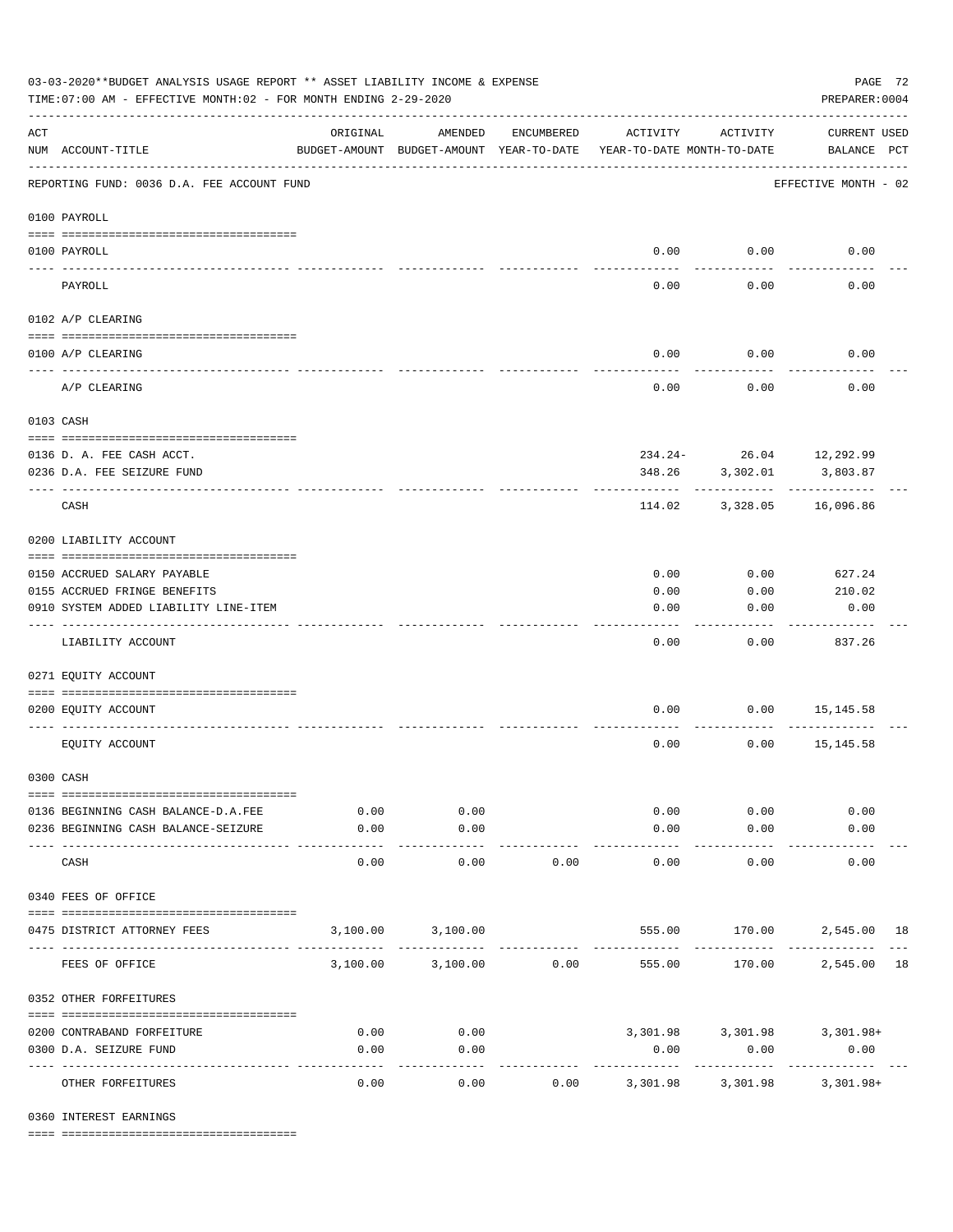03-03-2020**BUDGET ANALYSIS USAGE REPORT ** ASSET LIABILITY INCOME & EXPENSE

TIME:07:00 AM - EFFECTIVE MONTH:02 - FOR MONTH ENDING 2-29-2020

PREPARER:0004

| ACT NUM | ACCOUNT-TITLE | ORIGINAL BUDGET-AMOUNT | AMENDED BUDGET-AMOUNT | ENCUMBERED YEAR-TO-DATE | ACTIVITY YEAR-TO-DATE | ACTIVITY MONTH-TO-DATE | CURRENT USED BALANCE | PCT |
|---|---|---|---|---|---|---|---|---|

REPORTING FUND: 0036 D.A. FEE ACCOUNT FUND — EFFECTIVE MONTH - 02

| ACT NUM | ACCOUNT-TITLE | ORIGINAL BUDGET-AMOUNT | AMENDED BUDGET-AMOUNT | ENCUMBERED YEAR-TO-DATE | ACTIVITY YEAR-TO-DATE | ACTIVITY MONTH-TO-DATE | CURRENT USED BALANCE | PCT |
|---|---|---|---|---|---|---|---|---|
| **0100 PAYROLL** | | | | | | | | |
| 0100 | PAYROLL | | | | 0.00 | 0.00 | 0.00 | |
| | PAYROLL | | | | 0.00 | 0.00 | 0.00 | |
| **0102 A/P CLEARING** | | | | | | | | |
| 0100 | A/P CLEARING | | | | 0.00 | 0.00 | 0.00 | |
| | A/P CLEARING | | | | 0.00 | 0.00 | 0.00 | |
| **0103 CASH** | | | | | | | | |
| 0136 | D. A. FEE CASH ACCT. | | | | 234.24- | 26.04 | 12,292.99 | |
| 0236 | D.A. FEE SEIZURE FUND | | | | 348.26 | 3,302.01 | 3,803.87 | |
| | CASH | | | | 114.02 | 3,328.05 | 16,096.86 | |
| **0200 LIABILITY ACCOUNT** | | | | | | | | |
| 0150 | ACCRUED SALARY PAYABLE | | | | 0.00 | 0.00 | 627.24 | |
| 0155 | ACCRUED FRINGE BENEFITS | | | | 0.00 | 0.00 | 210.02 | |
| 0910 | SYSTEM ADDED LIABILITY LINE-ITEM | | | | 0.00 | 0.00 | 0.00 | |
| | LIABILITY ACCOUNT | | | | 0.00 | 0.00 | 837.26 | |
| **0271 EQUITY ACCOUNT** | | | | | | | | |
| 0200 | EQUITY ACCOUNT | | | | 0.00 | 0.00 | 15,145.58 | |
| | EQUITY ACCOUNT | | | | 0.00 | 0.00 | 15,145.58 | |
| **0300 CASH** | | | | | | | | |
| 0136 | BEGINNING CASH BALANCE-D.A.FEE | 0.00 | 0.00 | | 0.00 | 0.00 | 0.00 | |
| 0236 | BEGINNING CASH BALANCE-SEIZURE | 0.00 | 0.00 | | 0.00 | 0.00 | 0.00 | |
| | CASH | 0.00 | 0.00 | 0.00 | 0.00 | 0.00 | 0.00 | |
| **0340 FEES OF OFFICE** | | | | | | | | |
| 0475 | DISTRICT ATTORNEY FEES | 3,100.00 | 3,100.00 | | 555.00 | 170.00 | 2,545.00 | 18 |
| | FEES OF OFFICE | 3,100.00 | 3,100.00 | 0.00 | 555.00 | 170.00 | 2,545.00 | 18 |
| **0352 OTHER FORFEITURES** | | | | | | | | |
| 0200 | CONTRABAND FORFEITURE | 0.00 | 0.00 | | 3,301.98 | 3,301.98 | 3,301.98+ | |
| 0300 | D.A. SEIZURE FUND | 0.00 | 0.00 | | 0.00 | 0.00 | 0.00 | |
| | OTHER FORFEITURES | 0.00 | 0.00 | 0.00 | 3,301.98 | 3,301.98 | 3,301.98+ | |
| **0360 INTEREST EARNINGS** | | | | | | | | |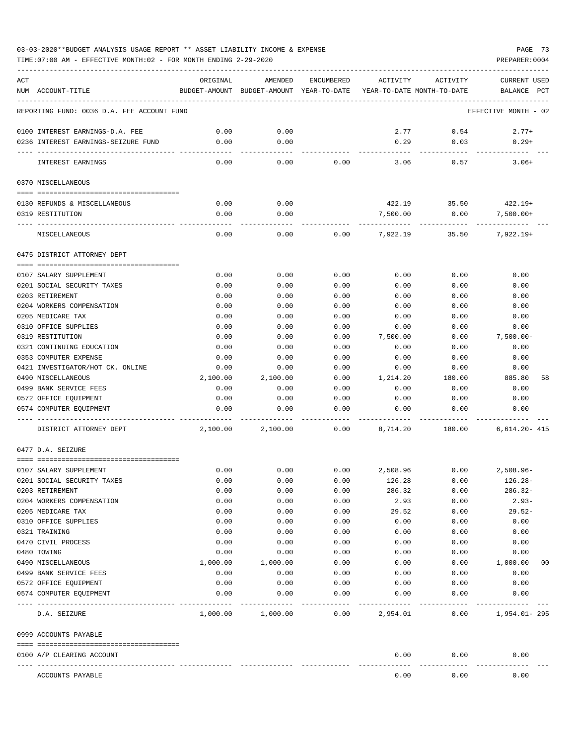03-03-2020**BUDGET ANALYSIS USAGE REPORT ** ASSET LIABILITY INCOME & EXPENSE

TIME:07:00 AM - EFFECTIVE MONTH:02 - FOR MONTH ENDING 2-29-2020

PREPARER:0004

| ACT NUM | ACCOUNT-TITLE | ORIGINAL BUDGET-AMOUNT | AMENDED BUDGET-AMOUNT | ENCUMBERED YEAR-TO-DATE | ACTIVITY YEAR-TO-DATE | ACTIVITY MONTH-TO-DATE | CURRENT USED BALANCE | PCT |
|---|---|---|---|---|---|---|---|---|
| | REPORTING FUND: 0036 D.A. FEE ACCOUNT FUND | | | | | | EFFECTIVE MONTH - 02 | |
| 0100 | INTEREST EARNINGS-D.A. FEE | 0.00 | 0.00 | | 2.77 | 0.54 | 2.77+ | |
| 0236 | INTEREST EARNINGS-SEIZURE FUND | 0.00 | 0.00 | | 0.29 | 0.03 | 0.29+ | |
| | INTEREST EARNINGS | 0.00 | 0.00 | 0.00 | 3.06 | 0.57 | 3.06+ | |
| | 0370 MISCELLANEOUS | | | | | | | |
| 0130 | REFUNDS & MISCELLANEOUS | 0.00 | 0.00 | | 422.19 | 35.50 | 422.19+ | |
| 0319 | RESTITUTION | 0.00 | 0.00 | | 7,500.00 | 0.00 | 7,500.00+ | |
| | MISCELLANEOUS | 0.00 | 0.00 | 0.00 | 7,922.19 | 35.50 | 7,922.19+ | |
| | 0475 DISTRICT ATTORNEY DEPT | | | | | | | |
| 0107 | SALARY SUPPLEMENT | 0.00 | 0.00 | 0.00 | 0.00 | 0.00 | 0.00 | |
| 0201 | SOCIAL SECURITY TAXES | 0.00 | 0.00 | 0.00 | 0.00 | 0.00 | 0.00 | |
| 0203 | RETIREMENT | 0.00 | 0.00 | 0.00 | 0.00 | 0.00 | 0.00 | |
| 0204 | WORKERS COMPENSATION | 0.00 | 0.00 | 0.00 | 0.00 | 0.00 | 0.00 | |
| 0205 | MEDICARE TAX | 0.00 | 0.00 | 0.00 | 0.00 | 0.00 | 0.00 | |
| 0310 | OFFICE SUPPLIES | 0.00 | 0.00 | 0.00 | 0.00 | 0.00 | 0.00 | |
| 0319 | RESTITUTION | 0.00 | 0.00 | 0.00 | 7,500.00 | 0.00 | 7,500.00- | |
| 0321 | CONTINUING EDUCATION | 0.00 | 0.00 | 0.00 | 0.00 | 0.00 | 0.00 | |
| 0353 | COMPUTER EXPENSE | 0.00 | 0.00 | 0.00 | 0.00 | 0.00 | 0.00 | |
| 0421 | INVESTIGATOR/HOT CK. ONLINE | 0.00 | 0.00 | 0.00 | 0.00 | 0.00 | 0.00 | |
| 0490 | MISCELLANEOUS | 2,100.00 | 2,100.00 | 0.00 | 1,214.20 | 180.00 | 885.80 | 58 |
| 0499 | BANK SERVICE FEES | 0.00 | 0.00 | 0.00 | 0.00 | 0.00 | 0.00 | |
| 0572 | OFFICE EQUIPMENT | 0.00 | 0.00 | 0.00 | 0.00 | 0.00 | 0.00 | |
| 0574 | COMPUTER EQUIPMENT | 0.00 | 0.00 | 0.00 | 0.00 | 0.00 | 0.00 | |
| | DISTRICT ATTORNEY DEPT | 2,100.00 | 2,100.00 | 0.00 | 8,714.20 | 180.00 | 6,614.20- | 415 |
| | 0477 D.A. SEIZURE | | | | | | | |
| 0107 | SALARY SUPPLEMENT | 0.00 | 0.00 | 0.00 | 2,508.96 | 0.00 | 2,508.96- | |
| 0201 | SOCIAL SECURITY TAXES | 0.00 | 0.00 | 0.00 | 126.28 | 0.00 | 126.28- | |
| 0203 | RETIREMENT | 0.00 | 0.00 | 0.00 | 286.32 | 0.00 | 286.32- | |
| 0204 | WORKERS COMPENSATION | 0.00 | 0.00 | 0.00 | 2.93 | 0.00 | 2.93- | |
| 0205 | MEDICARE TAX | 0.00 | 0.00 | 0.00 | 29.52 | 0.00 | 29.52- | |
| 0310 | OFFICE SUPPLIES | 0.00 | 0.00 | 0.00 | 0.00 | 0.00 | 0.00 | |
| 0321 | TRAINING | 0.00 | 0.00 | 0.00 | 0.00 | 0.00 | 0.00 | |
| 0470 | CIVIL PROCESS | 0.00 | 0.00 | 0.00 | 0.00 | 0.00 | 0.00 | |
| 0480 | TOWING | 0.00 | 0.00 | 0.00 | 0.00 | 0.00 | 0.00 | |
| 0490 | MISCELLANEOUS | 1,000.00 | 1,000.00 | 0.00 | 0.00 | 0.00 | 1,000.00 | 00 |
| 0499 | BANK SERVICE FEES | 0.00 | 0.00 | 0.00 | 0.00 | 0.00 | 0.00 | |
| 0572 | OFFICE EQUIPMENT | 0.00 | 0.00 | 0.00 | 0.00 | 0.00 | 0.00 | |
| 0574 | COMPUTER EQUIPMENT | 0.00 | 0.00 | 0.00 | 0.00 | 0.00 | 0.00 | |
| | D.A. SEIZURE | 1,000.00 | 1,000.00 | 0.00 | 2,954.01 | 0.00 | 1,954.01- | 295 |
| | 0999 ACCOUNTS PAYABLE | | | | | | | |
| 0100 | A/P CLEARING ACCOUNT | | | | 0.00 | 0.00 | 0.00 | |
| | ACCOUNTS PAYABLE | | | | 0.00 | 0.00 | 0.00 | |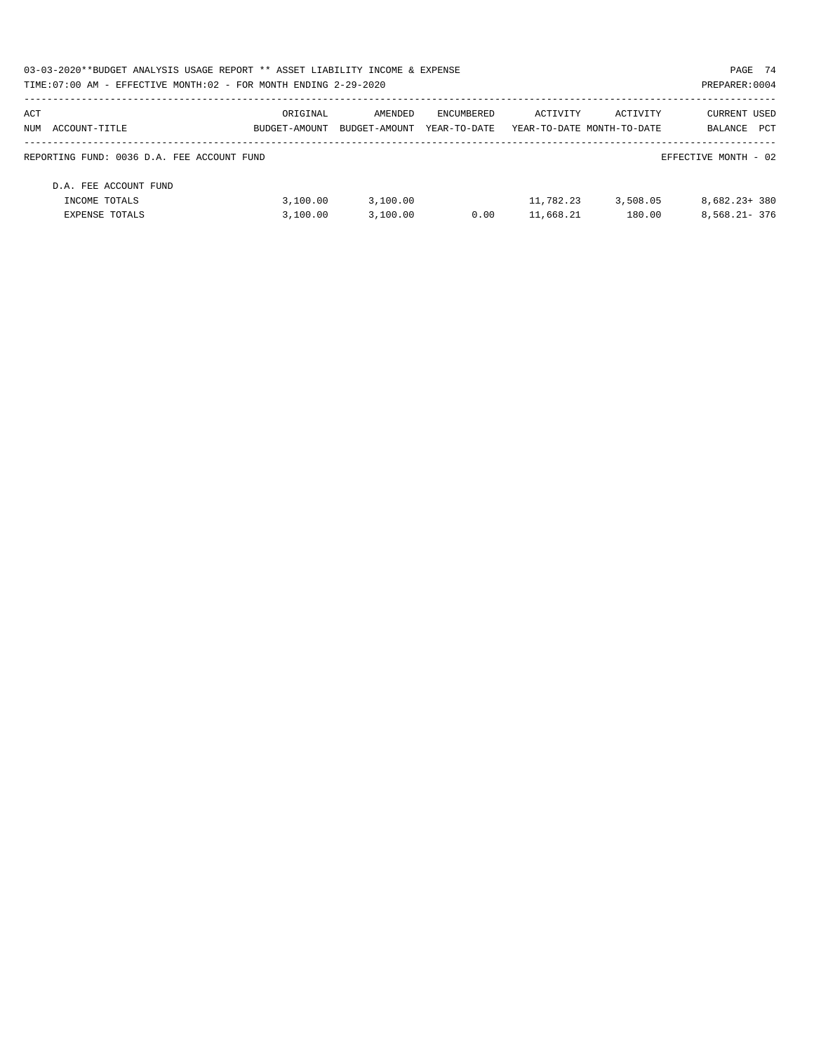03-03-2020**BUDGET ANALYSIS USAGE REPORT ** ASSET LIABILITY INCOME & EXPENSE

TIME:07:00 AM - EFFECTIVE MONTH:02 - FOR MONTH ENDING 2-29-2020

PREPARER:0004

| ACT NUM | ACCOUNT-TITLE | ORIGINAL BUDGET-AMOUNT | AMENDED BUDGET-AMOUNT | ENCUMBERED YEAR-TO-DATE | ACTIVITY YEAR-TO-DATE | ACTIVITY MONTH-TO-DATE | CURRENT BALANCE | USED PCT |
|---|---|---|---|---|---|---|---|---|
| | REPORTING FUND: 0036 D.A. FEE ACCOUNT FUND | | | | | | EFFECTIVE MONTH - 02 | |
| | D.A. FEE ACCOUNT FUND | | | | | | | |
| | INCOME TOTALS | 3,100.00 | 3,100.00 | | 11,782.23 | 3,508.05 | 8,682.23+ | 380 |
| | EXPENSE TOTALS | 3,100.00 | 3,100.00 | 0.00 | 11,668.21 | 180.00 | 8,568.21- | 376 |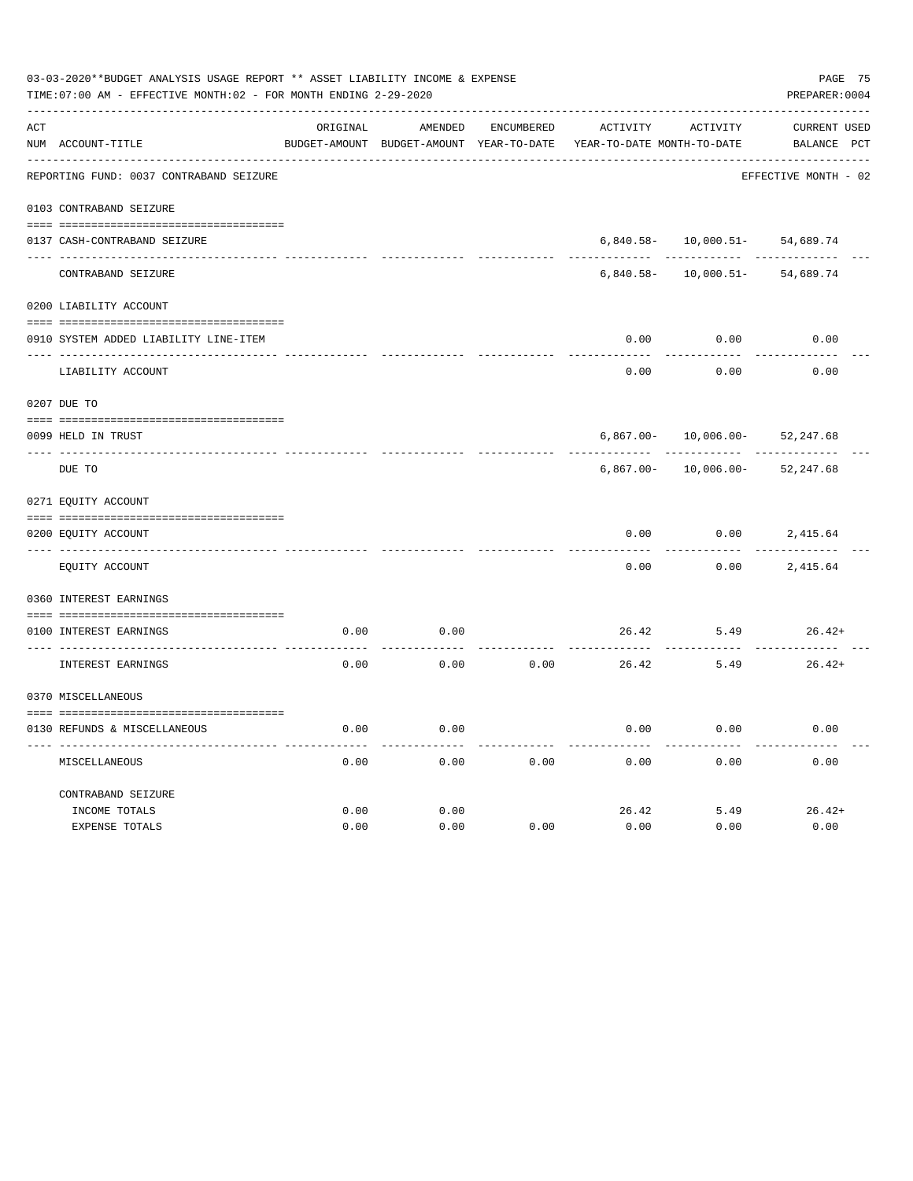03-03-2020**BUDGET ANALYSIS USAGE REPORT ** ASSET LIABILITY INCOME & EXPENSE

TIME:07:00 AM - EFFECTIVE MONTH:02 - FOR MONTH ENDING 2-29-2020

PREPARER:0004

| ACT NUM | ACCOUNT-TITLE | ORIGINAL BUDGET-AMOUNT | AMENDED BUDGET-AMOUNT | ENCUMBERED YEAR-TO-DATE | ACTIVITY YEAR-TO-DATE | ACTIVITY MONTH-TO-DATE | CURRENT BALANCE | USED PCT |
|---|---|---|---|---|---|---|---|---|
| | REPORTING FUND: 0037 CONTRABAND SEIZURE | | | | | | EFFECTIVE MONTH - 02 | |
| | 0103 CONTRABAND SEIZURE | | | | | | | |
| 0137 | CASH-CONTRABAND SEIZURE | | | | 6,840.58- | 10,000.51- | 54,689.74 | |
| | CONTRABAND SEIZURE | | | | 6,840.58- | 10,000.51- | 54,689.74 | |
| | 0200 LIABILITY ACCOUNT | | | | | | | |
| 0910 | SYSTEM ADDED LIABILITY LINE-ITEM | | | | 0.00 | 0.00 | 0.00 | |
| | LIABILITY ACCOUNT | | | | 0.00 | 0.00 | 0.00 | |
| | 0207 DUE TO | | | | | | | |
| 0099 | HELD IN TRUST | | | | 6,867.00- | 10,006.00- | 52,247.68 | |
| | DUE TO | | | | 6,867.00- | 10,006.00- | 52,247.68 | |
| | 0271 EQUITY ACCOUNT | | | | | | | |
| 0200 | EQUITY ACCOUNT | | | | 0.00 | 0.00 | 2,415.64 | |
| | EQUITY ACCOUNT | | | | 0.00 | 0.00 | 2,415.64 | |
| | 0360 INTEREST EARNINGS | | | | | | | |
| 0100 | INTEREST EARNINGS | 0.00 | 0.00 | | 26.42 | 5.49 | 26.42+ | |
| | INTEREST EARNINGS | 0.00 | 0.00 | 0.00 | 26.42 | 5.49 | 26.42+ | |
| | 0370 MISCELLANEOUS | | | | | | | |
| 0130 | REFUNDS & MISCELLANEOUS | 0.00 | 0.00 | | 0.00 | 0.00 | 0.00 | |
| | MISCELLANEOUS | 0.00 | 0.00 | 0.00 | 0.00 | 0.00 | 0.00 | |
| | CONTRABAND SEIZURE | | | | | | | |
| | INCOME TOTALS | 0.00 | 0.00 | | 26.42 | 5.49 | 26.42+ | |
| | EXPENSE TOTALS | 0.00 | 0.00 | 0.00 | 0.00 | 0.00 | 0.00 | |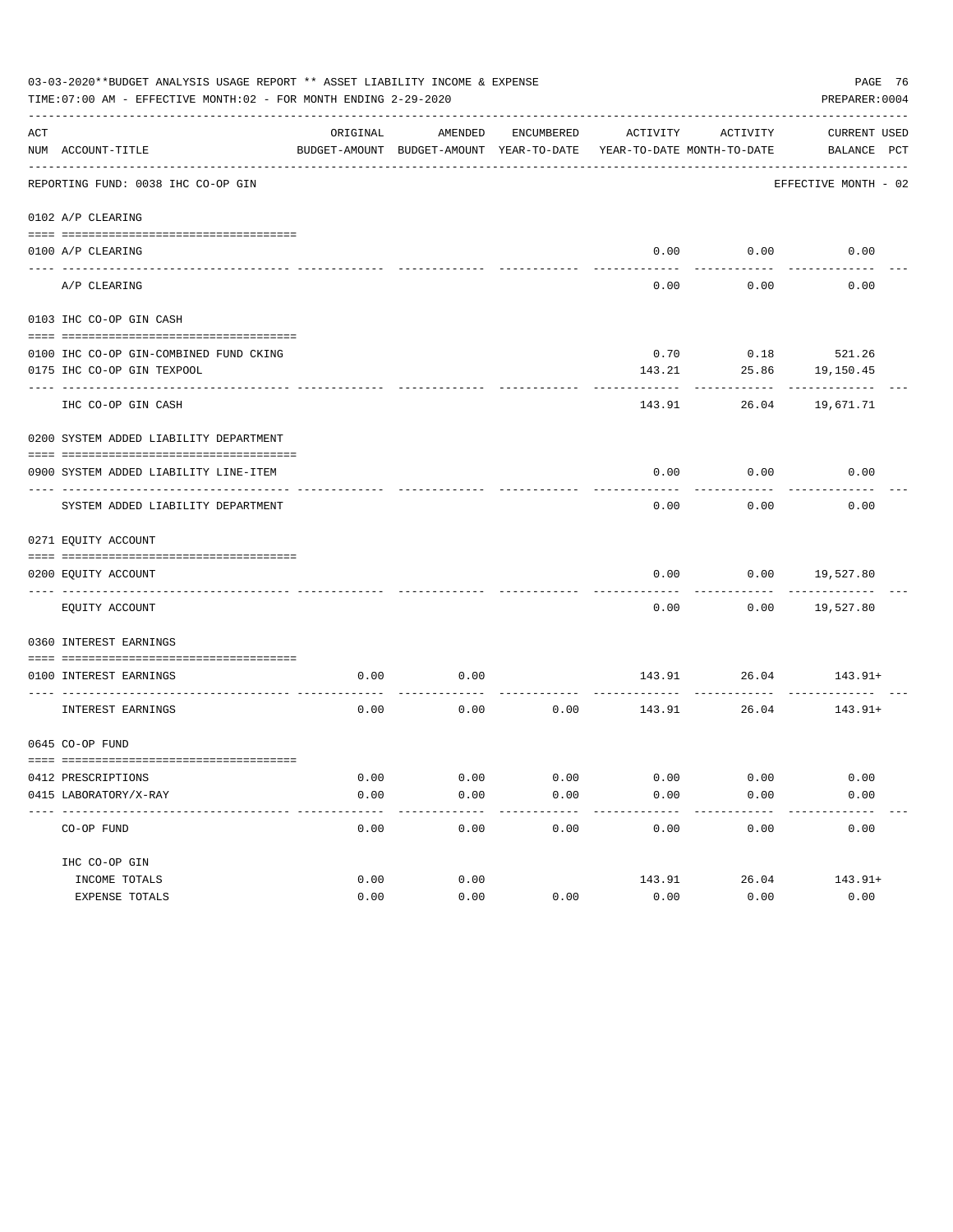03-03-2020**BUDGET ANALYSIS USAGE REPORT ** ASSET LIABILITY INCOME & EXPENSE

TIME:07:00 AM - EFFECTIVE MONTH:02 - FOR MONTH ENDING 2-29-2020

PREPARER:0004

| ACT NUM | ACCOUNT-TITLE | ORIGINAL BUDGET-AMOUNT | AMENDED BUDGET-AMOUNT | ENCUMBERED YEAR-TO-DATE | ACTIVITY YEAR-TO-DATE | ACTIVITY MONTH-TO-DATE | CURRENT BALANCE | USED PCT |
|---|---|---|---|---|---|---|---|---|
| | REPORTING FUND: 0038 IHC CO-OP GIN | | | | | | EFFECTIVE MONTH - 02 | |
| | 0102 A/P CLEARING | | | | | | | |
| 0100 | A/P CLEARING | | | | 0.00 | 0.00 | 0.00 | |
| | A/P CLEARING | | | | 0.00 | 0.00 | 0.00 | |
| | 0103 IHC CO-OP GIN CASH | | | | | | | |
| 0100 | IHC CO-OP GIN-COMBINED FUND CKING | | | | 0.70 | 0.18 | 521.26 | |
| 0175 | IHC CO-OP GIN TEXPOOL | | | | 143.21 | 25.86 | 19,150.45 | |
| | IHC CO-OP GIN CASH | | | | 143.91 | 26.04 | 19,671.71 | |
| | 0200 SYSTEM ADDED LIABILITY DEPARTMENT | | | | | | | |
| 0900 | SYSTEM ADDED LIABILITY LINE-ITEM | | | | 0.00 | 0.00 | 0.00 | |
| | SYSTEM ADDED LIABILITY DEPARTMENT | | | | 0.00 | 0.00 | 0.00 | |
| | 0271 EQUITY ACCOUNT | | | | | | | |
| 0200 | EQUITY ACCOUNT | | | | 0.00 | 0.00 | 19,527.80 | |
| | EQUITY ACCOUNT | | | | 0.00 | 0.00 | 19,527.80 | |
| | 0360 INTEREST EARNINGS | | | | | | | |
| 0100 | INTEREST EARNINGS | 0.00 | 0.00 | | 143.91 | 26.04 | 143.91+ | |
| | INTEREST EARNINGS | 0.00 | 0.00 | 0.00 | 143.91 | 26.04 | 143.91+ | |
| | 0645 CO-OP FUND | | | | | | | |
| 0412 | PRESCRIPTIONS | 0.00 | 0.00 | 0.00 | 0.00 | 0.00 | 0.00 | |
| 0415 | LABORATORY/X-RAY | 0.00 | 0.00 | 0.00 | 0.00 | 0.00 | 0.00 | |
| | CO-OP FUND | 0.00 | 0.00 | 0.00 | 0.00 | 0.00 | 0.00 | |
| | IHC CO-OP GIN | | | | | | | |
| | INCOME TOTALS | 0.00 | 0.00 | | 143.91 | 26.04 | 143.91+ | |
| | EXPENSE TOTALS | 0.00 | 0.00 | 0.00 | 0.00 | 0.00 | 0.00 | |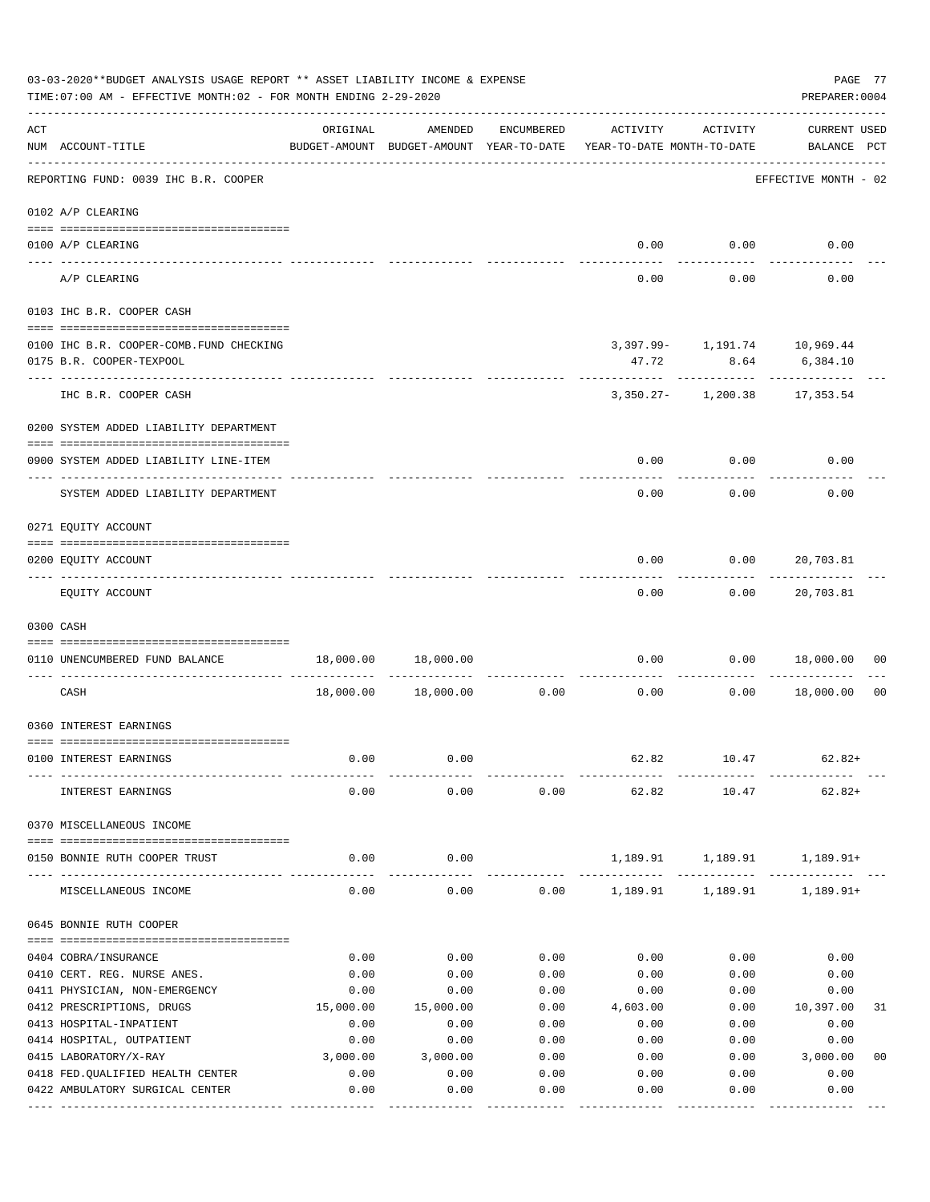03-03-2020**BUDGET ANALYSIS USAGE REPORT ** ASSET LIABILITY INCOME & EXPENSE

TIME:07:00 AM - EFFECTIVE MONTH:02 - FOR MONTH ENDING 2-29-2020

PREPARER:0004

REPORTING FUND: 0039 IHC B.R. COOPER — EFFECTIVE MONTH - 02

| ACT NUM | ACCOUNT-TITLE | ORIGINAL BUDGET-AMOUNT | AMENDED BUDGET-AMOUNT | ENCUMBERED YEAR-TO-DATE | ACTIVITY YEAR-TO-DATE | ACTIVITY MONTH-TO-DATE | CURRENT BALANCE | USED PCT |
|---|---|---|---|---|---|---|---|---|
| | **0102 A/P CLEARING** | | | | | | | |
| 0100 | A/P CLEARING | | | | 0.00 | 0.00 | 0.00 | |
| | A/P CLEARING | | | | 0.00 | 0.00 | 0.00 | |
| | **0103 IHC B.R. COOPER CASH** | | | | | | | |
| 0100 | IHC B.R. COOPER-COMB.FUND CHECKING | | | | 3,397.99- | 1,191.74 | 10,969.44 | |
| 0175 | B.R. COOPER-TEXPOOL | | | | 47.72 | 8.64 | 6,384.10 | |
| | IHC B.R. COOPER CASH | | | | 3,350.27- | 1,200.38 | 17,353.54 | |
| | **0200 SYSTEM ADDED LIABILITY DEPARTMENT** | | | | | | | |
| 0900 | SYSTEM ADDED LIABILITY LINE-ITEM | | | | 0.00 | 0.00 | 0.00 | |
| | SYSTEM ADDED LIABILITY DEPARTMENT | | | | 0.00 | 0.00 | 0.00 | |
| | **0271 EQUITY ACCOUNT** | | | | | | | |
| 0200 | EQUITY ACCOUNT | | | | 0.00 | 0.00 | 20,703.81 | |
| | EQUITY ACCOUNT | | | | 0.00 | 0.00 | 20,703.81 | |
| | **0300 CASH** | | | | | | | |
| 0110 | UNENCUMBERED FUND BALANCE | 18,000.00 | 18,000.00 | | 0.00 | 0.00 | 18,000.00 | 00 |
| | CASH | 18,000.00 | 18,000.00 | 0.00 | 0.00 | 0.00 | 18,000.00 | 00 |
| | **0360 INTEREST EARNINGS** | | | | | | | |
| 0100 | INTEREST EARNINGS | 0.00 | 0.00 | | 62.82 | 10.47 | 62.82+ | |
| | INTEREST EARNINGS | 0.00 | 0.00 | 0.00 | 62.82 | 10.47 | 62.82+ | |
| | **0370 MISCELLANEOUS INCOME** | | | | | | | |
| 0150 | BONNIE RUTH COOPER TRUST | 0.00 | 0.00 | | 1,189.91 | 1,189.91 | 1,189.91+ | |
| | MISCELLANEOUS INCOME | 0.00 | 0.00 | 0.00 | 1,189.91 | 1,189.91 | 1,189.91+ | |
| | **0645 BONNIE RUTH COOPER** | | | | | | | |
| 0404 | COBRA/INSURANCE | 0.00 | 0.00 | 0.00 | 0.00 | 0.00 | 0.00 | |
| 0410 | CERT. REG. NURSE ANES. | 0.00 | 0.00 | 0.00 | 0.00 | 0.00 | 0.00 | |
| 0411 | PHYSICIAN, NON-EMERGENCY | 0.00 | 0.00 | 0.00 | 0.00 | 0.00 | 0.00 | |
| 0412 | PRESCRIPTIONS, DRUGS | 15,000.00 | 15,000.00 | 0.00 | 4,603.00 | 0.00 | 10,397.00 | 31 |
| 0413 | HOSPITAL-INPATIENT | 0.00 | 0.00 | 0.00 | 0.00 | 0.00 | 0.00 | |
| 0414 | HOSPITAL, OUTPATIENT | 0.00 | 0.00 | 0.00 | 0.00 | 0.00 | 0.00 | |
| 0415 | LABORATORY/X-RAY | 3,000.00 | 3,000.00 | 0.00 | 0.00 | 0.00 | 3,000.00 | 00 |
| 0418 | FED.QUALIFIED HEALTH CENTER | 0.00 | 0.00 | 0.00 | 0.00 | 0.00 | 0.00 | |
| 0422 | AMBULATORY SURGICAL CENTER | 0.00 | 0.00 | 0.00 | 0.00 | 0.00 | 0.00 | |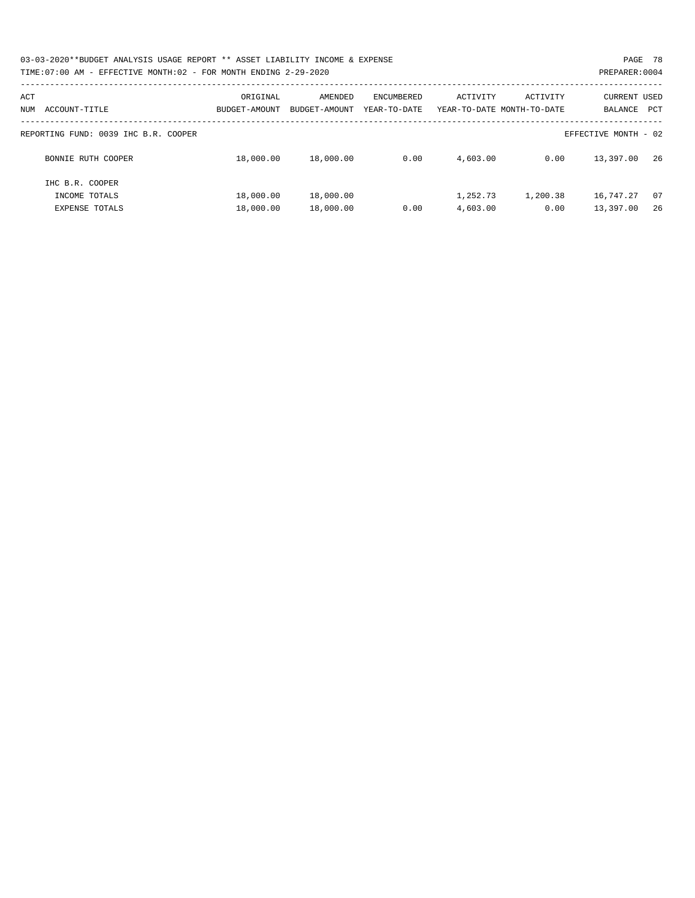03-03-2020**BUDGET ANALYSIS USAGE REPORT ** ASSET LIABILITY INCOME & EXPENSE

TIME:07:00 AM - EFFECTIVE MONTH:02 - FOR MONTH ENDING 2-29-2020

PREPARER:0004

| ACT NUM | ACCOUNT-TITLE | ORIGINAL BUDGET-AMOUNT | AMENDED BUDGET-AMOUNT | ENCUMBERED YEAR-TO-DATE | ACTIVITY YEAR-TO-DATE | ACTIVITY MONTH-TO-DATE | CURRENT BALANCE | USED PCT |
|---|---|---|---|---|---|---|---|---|
| | REPORTING FUND: 0039 IHC B.R. COOPER | | | | | | EFFECTIVE MONTH - 02 | |
| | BONNIE RUTH COOPER | 18,000.00 | 18,000.00 | 0.00 | 4,603.00 | 0.00 | 13,397.00 | 26 |
| | IHC B.R. COOPER | | | | | | | |
| | INCOME TOTALS | 18,000.00 | 18,000.00 | | 1,252.73 | 1,200.38 | 16,747.27 | 07 |
| | EXPENSE TOTALS | 18,000.00 | 18,000.00 | 0.00 | 4,603.00 | 0.00 | 13,397.00 | 26 |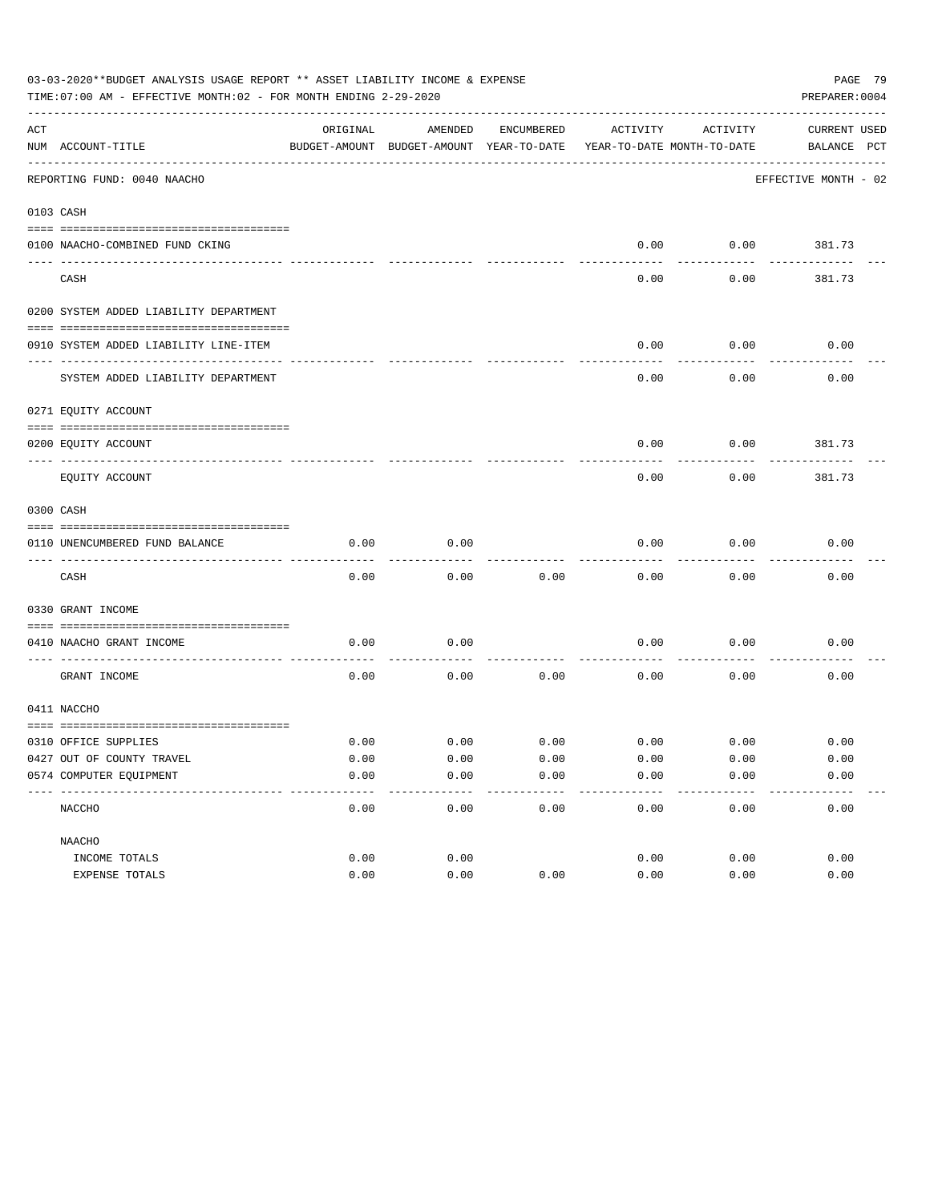03-03-2020**BUDGET ANALYSIS USAGE REPORT ** ASSET LIABILITY INCOME & EXPENSE

TIME:07:00 AM - EFFECTIVE MONTH:02 - FOR MONTH ENDING 2-29-2020

PREPARER:0004

| ACT NUM | ACCOUNT-TITLE | ORIGINAL BUDGET-AMOUNT | AMENDED BUDGET-AMOUNT | ENCUMBERED YEAR-TO-DATE | ACTIVITY YEAR-TO-DATE | ACTIVITY MONTH-TO-DATE | CURRENT BALANCE | USED PCT |
|---|---|---|---|---|---|---|---|---|
| | REPORTING FUND: 0040 NAACHO | | | | | | EFFECTIVE MONTH - 02 | |
| 0103 | CASH | | | | | | | |
| 0100 | NAACHO-COMBINED FUND CKING | | | | 0.00 | 0.00 | 381.73 | |
| | CASH | | | | 0.00 | 0.00 | 381.73 | |
| 0200 | SYSTEM ADDED LIABILITY DEPARTMENT | | | | | | | |
| 0910 | SYSTEM ADDED LIABILITY LINE-ITEM | | | | 0.00 | 0.00 | 0.00 | |
| | SYSTEM ADDED LIABILITY DEPARTMENT | | | | 0.00 | 0.00 | 0.00 | |
| 0271 | EQUITY ACCOUNT | | | | | | | |
| 0200 | EQUITY ACCOUNT | | | | 0.00 | 0.00 | 381.73 | |
| | EQUITY ACCOUNT | | | | 0.00 | 0.00 | 381.73 | |
| 0300 | CASH | | | | | | | |
| 0110 | UNENCUMBERED FUND BALANCE | 0.00 | 0.00 | | 0.00 | 0.00 | 0.00 | |
| | CASH | 0.00 | 0.00 | 0.00 | 0.00 | 0.00 | 0.00 | |
| 0330 | GRANT INCOME | | | | | | | |
| 0410 | NAACHO GRANT INCOME | 0.00 | 0.00 | | 0.00 | 0.00 | 0.00 | |
| | GRANT INCOME | 0.00 | 0.00 | 0.00 | 0.00 | 0.00 | 0.00 | |
| 0411 | NACCHO | | | | | | | |
| 0310 | OFFICE SUPPLIES | 0.00 | 0.00 | 0.00 | 0.00 | 0.00 | 0.00 | |
| 0427 | OUT OF COUNTY TRAVEL | 0.00 | 0.00 | 0.00 | 0.00 | 0.00 | 0.00 | |
| 0574 | COMPUTER EQUIPMENT | 0.00 | 0.00 | 0.00 | 0.00 | 0.00 | 0.00 | |
| | NACCHO | 0.00 | 0.00 | 0.00 | 0.00 | 0.00 | 0.00 | |
| | NAACHO | | | | | | | |
| | INCOME TOTALS | 0.00 | 0.00 | | 0.00 | 0.00 | 0.00 | |
| | EXPENSE TOTALS | 0.00 | 0.00 | 0.00 | 0.00 | 0.00 | 0.00 | |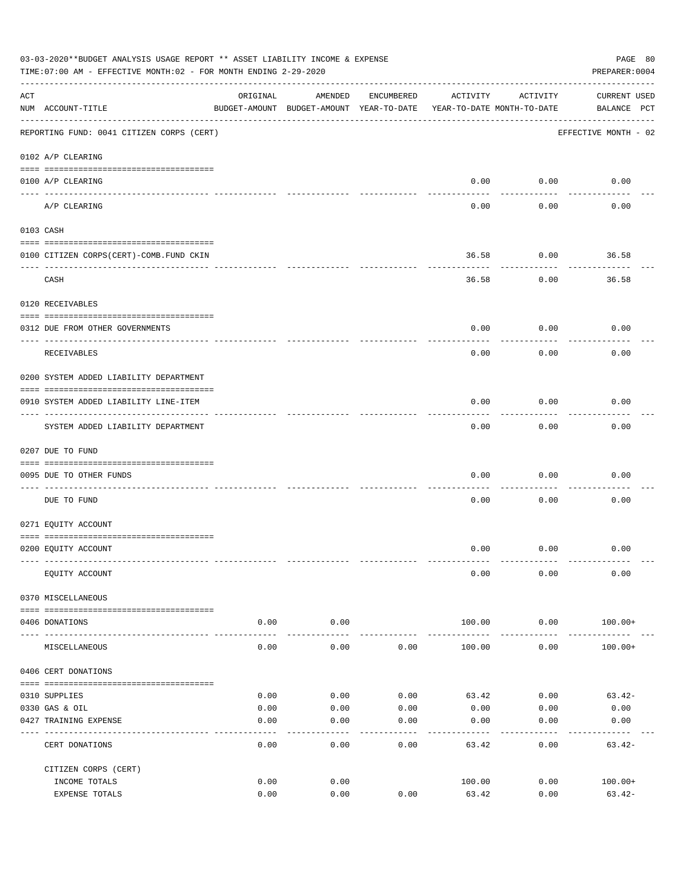03-03-2020**BUDGET ANALYSIS USAGE REPORT ** ASSET LIABILITY INCOME & EXPENSE

TIME:07:00 AM - EFFECTIVE MONTH:02 - FOR MONTH ENDING 2-29-2020

PREPARER:0004

| ACT NUM | ACCOUNT-TITLE | ORIGINAL BUDGET-AMOUNT | AMENDED BUDGET-AMOUNT | ENCUMBERED YEAR-TO-DATE | ACTIVITY YEAR-TO-DATE | ACTIVITY MONTH-TO-DATE | CURRENT BALANCE | USED PCT |
|---|---|---|---|---|---|---|---|---|
| | REPORTING FUND: 0041 CITIZEN CORPS (CERT) | | | | | | EFFECTIVE MONTH - 02 | |
| | 0102 A/P CLEARING | | | | | | | |
| 0100 | A/P CLEARING | | | | 0.00 | 0.00 | 0.00 | |
| | A/P CLEARING | | | | 0.00 | 0.00 | 0.00 | |
| | 0103 CASH | | | | | | | |
| 0100 | CITIZEN CORPS(CERT)-COMB.FUND CKIN | | | | 36.58 | 0.00 | 36.58 | |
| | CASH | | | | 36.58 | 0.00 | 36.58 | |
| | 0120 RECEIVABLES | | | | | | | |
| 0312 | DUE FROM OTHER GOVERNMENTS | | | | 0.00 | 0.00 | 0.00 | |
| | RECEIVABLES | | | | 0.00 | 0.00 | 0.00 | |
| | 0200 SYSTEM ADDED LIABILITY DEPARTMENT | | | | | | | |
| 0910 | SYSTEM ADDED LIABILITY LINE-ITEM | | | | 0.00 | 0.00 | 0.00 | |
| | SYSTEM ADDED LIABILITY DEPARTMENT | | | | 0.00 | 0.00 | 0.00 | |
| | 0207 DUE TO FUND | | | | | | | |
| 0095 | DUE TO OTHER FUNDS | | | | 0.00 | 0.00 | 0.00 | |
| | DUE TO FUND | | | | 0.00 | 0.00 | 0.00 | |
| | 0271 EQUITY ACCOUNT | | | | | | | |
| 0200 | EQUITY ACCOUNT | | | | 0.00 | 0.00 | 0.00 | |
| | EQUITY ACCOUNT | | | | 0.00 | 0.00 | 0.00 | |
| | 0370 MISCELLANEOUS | | | | | | | |
| 0406 | DONATIONS | 0.00 | 0.00 | | 100.00 | 0.00 | 100.00+ | |
| | MISCELLANEOUS | 0.00 | 0.00 | 0.00 | 100.00 | 0.00 | 100.00+ | |
| | 0406 CERT DONATIONS | | | | | | | |
| 0310 | SUPPLIES | 0.00 | 0.00 | 0.00 | 63.42 | 0.00 | 63.42- | |
| 0330 | GAS & OIL | 0.00 | 0.00 | 0.00 | 0.00 | 0.00 | 0.00 | |
| 0427 | TRAINING EXPENSE | 0.00 | 0.00 | 0.00 | 0.00 | 0.00 | 0.00 | |
| | CERT DONATIONS | 0.00 | 0.00 | 0.00 | 63.42 | 0.00 | 63.42- | |
| | CITIZEN CORPS (CERT) | | | | | | | |
| | INCOME TOTALS | 0.00 | 0.00 | | 100.00 | 0.00 | 100.00+ | |
| | EXPENSE TOTALS | 0.00 | 0.00 | 0.00 | 63.42 | 0.00 | 63.42- | |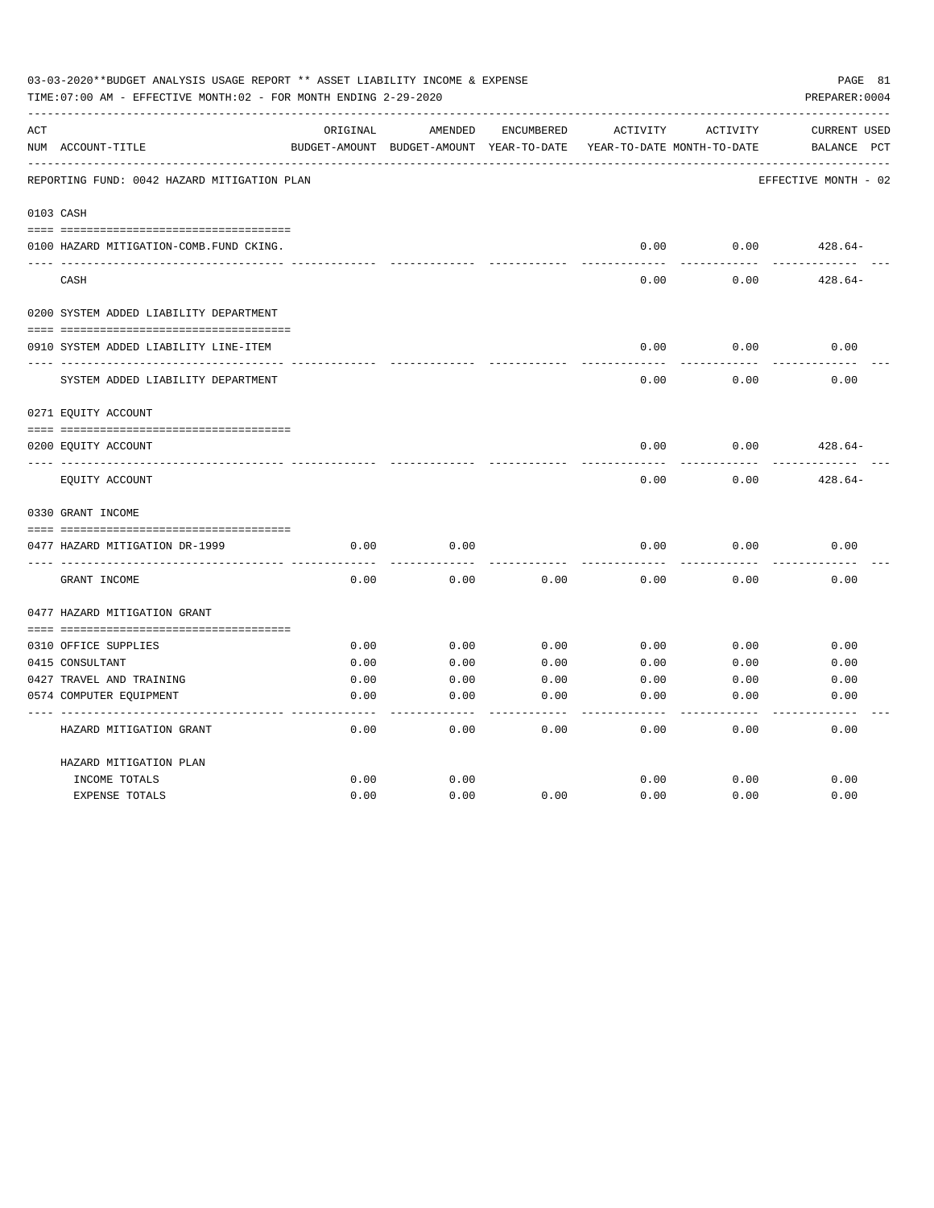03-03-2020**BUDGET ANALYSIS USAGE REPORT ** ASSET LIABILITY INCOME & EXPENSE

TIME:07:00 AM - EFFECTIVE MONTH:02 - FOR MONTH ENDING 2-29-2020

PREPARER:0004

REPORTING FUND: 0042 HAZARD MITIGATION PLAN — EFFECTIVE MONTH - 02

| ACT NUM | ACCOUNT-TITLE | ORIGINAL BUDGET-AMOUNT | AMENDED BUDGET-AMOUNT | ENCUMBERED YEAR-TO-DATE | ACTIVITY YEAR-TO-DATE | ACTIVITY MONTH-TO-DATE | CURRENT BALANCE | USED PCT |
|---|---|---|---|---|---|---|---|---|
| 0103 | CASH | | | | | | | |
| 0100 | HAZARD MITIGATION-COMB.FUND CKING. | | | | 0.00 | 0.00 | 428.64- | |
| | CASH | | | | 0.00 | 0.00 | 428.64- | |
| 0200 | SYSTEM ADDED LIABILITY DEPARTMENT | | | | | | | |
| 0910 | SYSTEM ADDED LIABILITY LINE-ITEM | | | | 0.00 | 0.00 | 0.00 | |
| | SYSTEM ADDED LIABILITY DEPARTMENT | | | | 0.00 | 0.00 | 0.00 | |
| 0271 | EQUITY ACCOUNT | | | | | | | |
| 0200 | EQUITY ACCOUNT | | | | 0.00 | 0.00 | 428.64- | |
| | EQUITY ACCOUNT | | | | 0.00 | 0.00 | 428.64- | |
| 0330 | GRANT INCOME | | | | | | | |
| 0477 | HAZARD MITIGATION DR-1999 | 0.00 | 0.00 | | 0.00 | 0.00 | 0.00 | |
| | GRANT INCOME | 0.00 | 0.00 | 0.00 | 0.00 | 0.00 | 0.00 | |
| 0477 | HAZARD MITIGATION GRANT | | | | | | | |
| 0310 | OFFICE SUPPLIES | 0.00 | 0.00 | 0.00 | 0.00 | 0.00 | 0.00 | |
| 0415 | CONSULTANT | 0.00 | 0.00 | 0.00 | 0.00 | 0.00 | 0.00 | |
| 0427 | TRAVEL AND TRAINING | 0.00 | 0.00 | 0.00 | 0.00 | 0.00 | 0.00 | |
| 0574 | COMPUTER EQUIPMENT | 0.00 | 0.00 | 0.00 | 0.00 | 0.00 | 0.00 | |
| | HAZARD MITIGATION GRANT | 0.00 | 0.00 | 0.00 | 0.00 | 0.00 | 0.00 | |
| | HAZARD MITIGATION PLAN | | | | | | | |
| | INCOME TOTALS | 0.00 | 0.00 | | 0.00 | 0.00 | 0.00 | |
| | EXPENSE TOTALS | 0.00 | 0.00 | 0.00 | 0.00 | 0.00 | 0.00 | |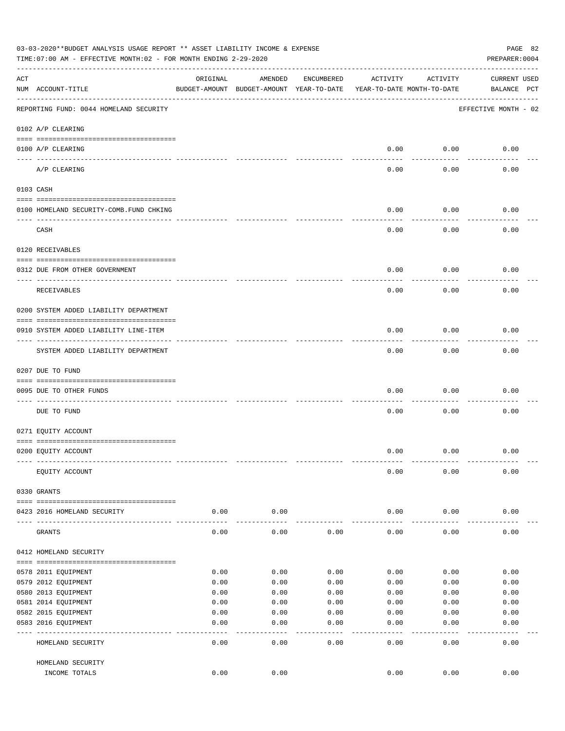03-03-2020**BUDGET ANALYSIS USAGE REPORT ** ASSET LIABILITY INCOME & EXPENSE

TIME:07:00 AM - EFFECTIVE MONTH:02 - FOR MONTH ENDING 2-29-2020

PREPARER:0004

| ACT NUM | ACCOUNT-TITLE | ORIGINAL BUDGET-AMOUNT | AMENDED BUDGET-AMOUNT | ENCUMBERED YEAR-TO-DATE | ACTIVITY YEAR-TO-DATE | ACTIVITY MONTH-TO-DATE | CURRENT BALANCE | USED PCT |
|---|---|---|---|---|---|---|---|---|
| | REPORTING FUND: 0044 HOMELAND SECURITY | | | | | | EFFECTIVE MONTH - 02 | |
| | 0102 A/P CLEARING | | | | | | | |
| 0100 | A/P CLEARING | | | | 0.00 | 0.00 | 0.00 | |
| | A/P CLEARING | | | | 0.00 | 0.00 | 0.00 | |
| | 0103 CASH | | | | | | | |
| 0100 | HOMELAND SECURITY-COMB.FUND CHKING | | | | 0.00 | 0.00 | 0.00 | |
| | CASH | | | | 0.00 | 0.00 | 0.00 | |
| | 0120 RECEIVABLES | | | | | | | |
| 0312 | DUE FROM OTHER GOVERNMENT | | | | 0.00 | 0.00 | 0.00 | |
| | RECEIVABLES | | | | 0.00 | 0.00 | 0.00 | |
| | 0200 SYSTEM ADDED LIABILITY DEPARTMENT | | | | | | | |
| 0910 | SYSTEM ADDED LIABILITY LINE-ITEM | | | | 0.00 | 0.00 | 0.00 | |
| | SYSTEM ADDED LIABILITY DEPARTMENT | | | | 0.00 | 0.00 | 0.00 | |
| | 0207 DUE TO FUND | | | | | | | |
| 0095 | DUE TO OTHER FUNDS | | | | 0.00 | 0.00 | 0.00 | |
| | DUE TO FUND | | | | 0.00 | 0.00 | 0.00 | |
| | 0271 EQUITY ACCOUNT | | | | | | | |
| 0200 | EQUITY ACCOUNT | | | | 0.00 | 0.00 | 0.00 | |
| | EQUITY ACCOUNT | | | | 0.00 | 0.00 | 0.00 | |
| | 0330 GRANTS | | | | | | | |
| 0423 | 2016 HOMELAND SECURITY | 0.00 | 0.00 | | 0.00 | 0.00 | 0.00 | |
| | GRANTS | 0.00 | 0.00 | 0.00 | 0.00 | 0.00 | 0.00 | |
| | 0412 HOMELAND SECURITY | | | | | | | |
| 0578 | 2011 EQUIPMENT | 0.00 | 0.00 | 0.00 | 0.00 | 0.00 | 0.00 | |
| 0579 | 2012 EQUIPMENT | 0.00 | 0.00 | 0.00 | 0.00 | 0.00 | 0.00 | |
| 0580 | 2013 EQUIPMENT | 0.00 | 0.00 | 0.00 | 0.00 | 0.00 | 0.00 | |
| 0581 | 2014 EQUIPMENT | 0.00 | 0.00 | 0.00 | 0.00 | 0.00 | 0.00 | |
| 0582 | 2015 EQUIPMENT | 0.00 | 0.00 | 0.00 | 0.00 | 0.00 | 0.00 | |
| 0583 | 2016 EQUIPMENT | 0.00 | 0.00 | 0.00 | 0.00 | 0.00 | 0.00 | |
| | HOMELAND SECURITY | 0.00 | 0.00 | 0.00 | 0.00 | 0.00 | 0.00 | |
| | HOMELAND SECURITY INCOME TOTALS | 0.00 | 0.00 | | 0.00 | 0.00 | 0.00 | |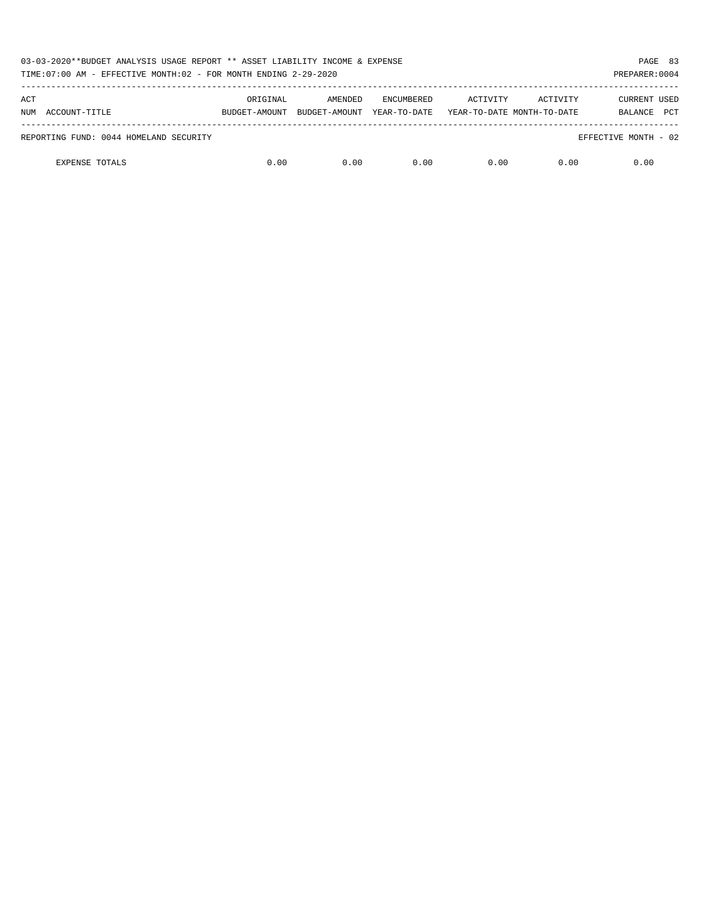03-03-2020**BUDGET ANALYSIS USAGE REPORT ** ASSET LIABILITY INCOME & EXPENSE

TIME:07:00 AM - EFFECTIVE MONTH:02 - FOR MONTH ENDING 2-29-2020

PREPARER:0004

| ACT NUM ACCOUNT-TITLE | ORIGINAL BUDGET-AMOUNT | AMENDED BUDGET-AMOUNT | ENCUMBERED YEAR-TO-DATE | ACTIVITY YEAR-TO-DATE | ACTIVITY MONTH-TO-DATE | CURRENT BALANCE | USED PCT |
|---|---|---|---|---|---|---|---|
| REPORTING FUND: 0044 HOMELAND SECURITY | | | | | | EFFECTIVE MONTH - 02 | |
| EXPENSE TOTALS | 0.00 | 0.00 | 0.00 | 0.00 | 0.00 | 0.00 | |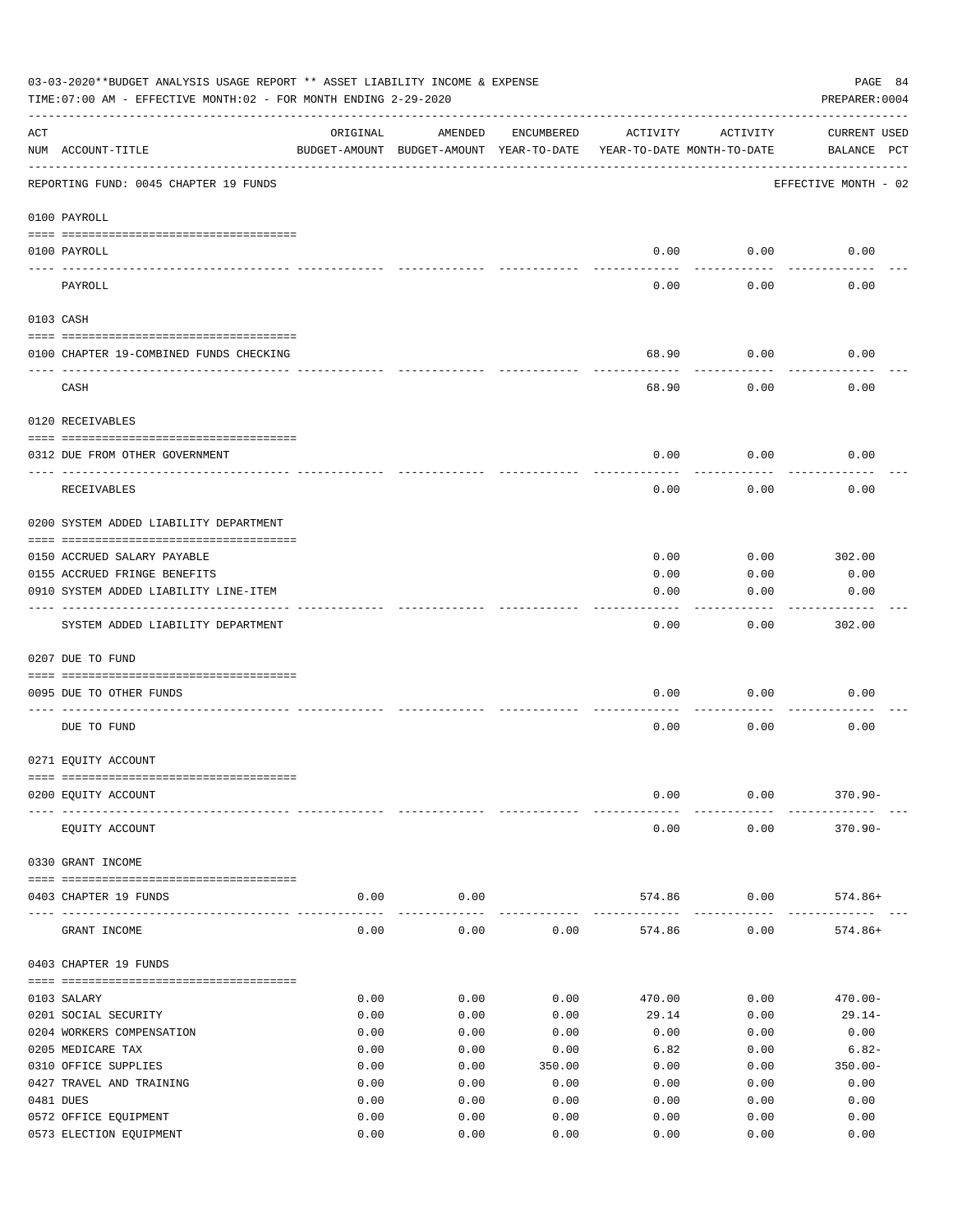03-03-2020**BUDGET ANALYSIS USAGE REPORT ** ASSET LIABILITY INCOME & EXPENSE

TIME:07:00 AM - EFFECTIVE MONTH:02 - FOR MONTH ENDING 2-29-2020

PREPARER:0004

| ACT NUM | ACCOUNT-TITLE | ORIGINAL BUDGET-AMOUNT | AMENDED BUDGET-AMOUNT | ENCUMBERED YEAR-TO-DATE | ACTIVITY YEAR-TO-DATE | ACTIVITY MONTH-TO-DATE | CURRENT USED BALANCE | PCT |
|---|---|---|---|---|---|---|---|---|
| | REPORTING FUND: 0045 CHAPTER 19 FUNDS | | | | | | EFFECTIVE MONTH - 02 | |
| | 0100 PAYROLL | | | | | | | |
| 0100 | PAYROLL | | | | 0.00 | 0.00 | 0.00 | |
| | PAYROLL | | | | 0.00 | 0.00 | 0.00 | |
| | 0103 CASH | | | | | | | |
| 0100 | CHAPTER 19-COMBINED FUNDS CHECKING | | | | 68.90 | 0.00 | 0.00 | |
| | CASH | | | | 68.90 | 0.00 | 0.00 | |
| | 0120 RECEIVABLES | | | | | | | |
| 0312 | DUE FROM OTHER GOVERNMENT | | | | 0.00 | 0.00 | 0.00 | |
| | RECEIVABLES | | | | 0.00 | 0.00 | 0.00 | |
| | 0200 SYSTEM ADDED LIABILITY DEPARTMENT | | | | | | | |
| 0150 | ACCRUED SALARY PAYABLE | | | | 0.00 | 0.00 | 302.00 | |
| 0155 | ACCRUED FRINGE BENEFITS | | | | 0.00 | 0.00 | 0.00 | |
| 0910 | SYSTEM ADDED LIABILITY LINE-ITEM | | | | 0.00 | 0.00 | 0.00 | |
| | SYSTEM ADDED LIABILITY DEPARTMENT | | | | 0.00 | 0.00 | 302.00 | |
| | 0207 DUE TO FUND | | | | | | | |
| 0095 | DUE TO OTHER FUNDS | | | | 0.00 | 0.00 | 0.00 | |
| | DUE TO FUND | | | | 0.00 | 0.00 | 0.00 | |
| | 0271 EQUITY ACCOUNT | | | | | | | |
| 0200 | EQUITY ACCOUNT | | | | 0.00 | 0.00 | 370.90- | |
| | EQUITY ACCOUNT | | | | 0.00 | 0.00 | 370.90- | |
| | 0330 GRANT INCOME | | | | | | | |
| 0403 | CHAPTER 19 FUNDS | 0.00 | 0.00 | | 574.86 | 0.00 | 574.86+ | |
| | GRANT INCOME | 0.00 | 0.00 | 0.00 | 574.86 | 0.00 | 574.86+ | |
| | 0403 CHAPTER 19 FUNDS | | | | | | | |
| 0103 | SALARY | 0.00 | 0.00 | 0.00 | 470.00 | 0.00 | 470.00- | |
| 0201 | SOCIAL SECURITY | 0.00 | 0.00 | 0.00 | 29.14 | 0.00 | 29.14- | |
| 0204 | WORKERS COMPENSATION | 0.00 | 0.00 | 0.00 | 0.00 | 0.00 | 0.00 | |
| 0205 | MEDICARE TAX | 0.00 | 0.00 | 0.00 | 6.82 | 0.00 | 6.82- | |
| 0310 | OFFICE SUPPLIES | 0.00 | 0.00 | 350.00 | 0.00 | 0.00 | 350.00- | |
| 0427 | TRAVEL AND TRAINING | 0.00 | 0.00 | 0.00 | 0.00 | 0.00 | 0.00 | |
| 0481 | DUES | 0.00 | 0.00 | 0.00 | 0.00 | 0.00 | 0.00 | |
| 0572 | OFFICE EQUIPMENT | 0.00 | 0.00 | 0.00 | 0.00 | 0.00 | 0.00 | |
| 0573 | ELECTION EQUIPMENT | 0.00 | 0.00 | 0.00 | 0.00 | 0.00 | 0.00 | |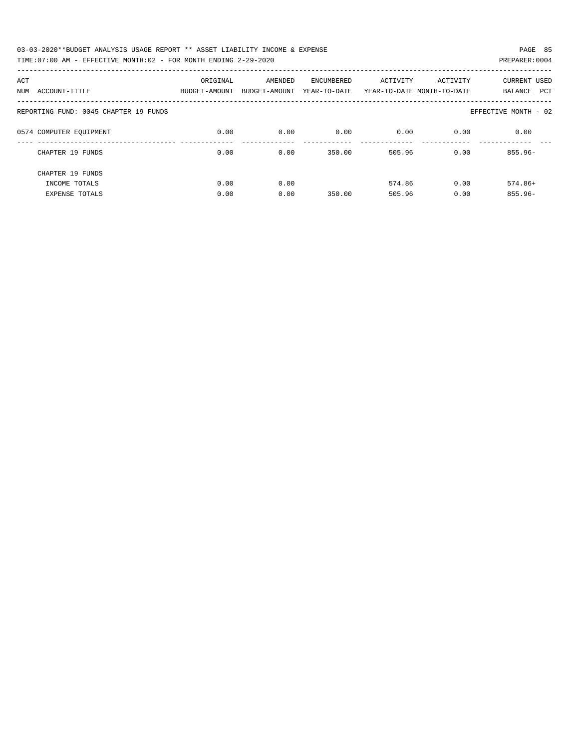REPORTING FUND: 0045 CHAPTER 19 FUNDS — EFFECTIVE MONTH - 02

| ACT NUM | ACCOUNT-TITLE | ORIGINAL BUDGET-AMOUNT | AMENDED BUDGET-AMOUNT | ENCUMBERED YEAR-TO-DATE | ACTIVITY YEAR-TO-DATE | ACTIVITY MONTH-TO-DATE | CURRENT BALANCE | USED PCT |
|---|---|---|---|---|---|---|---|---|
| 0574 | COMPUTER EQUIPMENT | 0.00 | 0.00 | 0.00 | 0.00 | 0.00 | 0.00 | |
| | CHAPTER 19 FUNDS | 0.00 | 0.00 | 350.00 | 505.96 | 0.00 | 855.96- | |
| | CHAPTER 19 FUNDS | | | | | | | |
| | INCOME TOTALS | 0.00 | 0.00 | | 574.86 | 0.00 | 574.86+ | |
| | EXPENSE TOTALS | 0.00 | 0.00 | 350.00 | 505.96 | 0.00 | 855.96- | |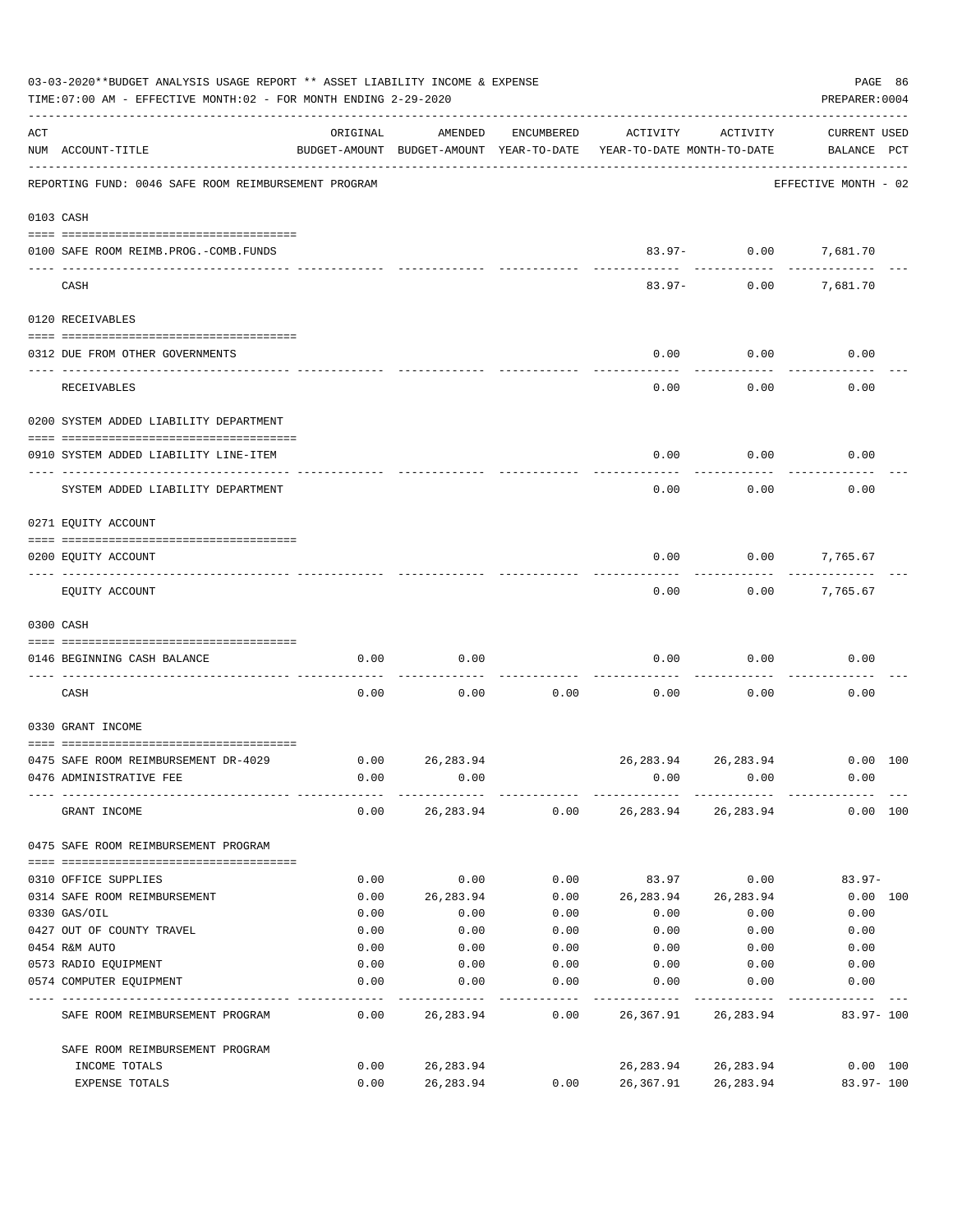03-03-2020**BUDGET ANALYSIS USAGE REPORT ** ASSET LIABILITY INCOME & EXPENSE

TIME:07:00 AM - EFFECTIVE MONTH:02 - FOR MONTH ENDING 2-29-2020

PREPARER:0004

REPORTING FUND: 0046 SAFE ROOM REIMBURSEMENT PROGRAM — EFFECTIVE MONTH - 02

| ACT NUM | ACCOUNT-TITLE | ORIGINAL BUDGET-AMOUNT | AMENDED BUDGET-AMOUNT | ENCUMBERED YEAR-TO-DATE | ACTIVITY YEAR-TO-DATE | ACTIVITY MONTH-TO-DATE | CURRENT USED BALANCE | PCT |
|---|---|---|---|---|---|---|---|---|
| **0103 CASH** | | | | | | | | |
| 0100 | SAFE ROOM REIMB.PROG.-COMB.FUNDS | | | | 83.97- | 0.00 | 7,681.70 | |
| | CASH | | | | 83.97- | 0.00 | 7,681.70 | |
| **0120 RECEIVABLES** | | | | | | | | |
| 0312 | DUE FROM OTHER GOVERNMENTS | | | | 0.00 | 0.00 | 0.00 | |
| | RECEIVABLES | | | | 0.00 | 0.00 | 0.00 | |
| **0200 SYSTEM ADDED LIABILITY DEPARTMENT** | | | | | | | | |
| 0910 | SYSTEM ADDED LIABILITY LINE-ITEM | | | | 0.00 | 0.00 | 0.00 | |
| | SYSTEM ADDED LIABILITY DEPARTMENT | | | | 0.00 | 0.00 | 0.00 | |
| **0271 EQUITY ACCOUNT** | | | | | | | | |
| 0200 | EQUITY ACCOUNT | | | | 0.00 | 0.00 | 7,765.67 | |
| | EQUITY ACCOUNT | | | | 0.00 | 0.00 | 7,765.67 | |
| **0300 CASH** | | | | | | | | |
| 0146 | BEGINNING CASH BALANCE | 0.00 | 0.00 | | 0.00 | 0.00 | 0.00 | |
| | CASH | 0.00 | 0.00 | 0.00 | 0.00 | 0.00 | 0.00 | |
| **0330 GRANT INCOME** | | | | | | | | |
| 0475 | SAFE ROOM REIMBURSEMENT DR-4029 | 0.00 | 26,283.94 | | 26,283.94 | 26,283.94 | 0.00 | 100 |
| 0476 | ADMINISTRATIVE FEE | 0.00 | 0.00 | | 0.00 | 0.00 | 0.00 | |
| | GRANT INCOME | 0.00 | 26,283.94 | 0.00 | 26,283.94 | 26,283.94 | 0.00 | 100 |
| **0475 SAFE ROOM REIMBURSEMENT PROGRAM** | | | | | | | | |
| 0310 | OFFICE SUPPLIES | 0.00 | 0.00 | 0.00 | 83.97 | 0.00 | 83.97- | |
| 0314 | SAFE ROOM REIMBURSEMENT | 0.00 | 26,283.94 | 0.00 | 26,283.94 | 26,283.94 | 0.00 | 100 |
| 0330 | GAS/OIL | 0.00 | 0.00 | 0.00 | 0.00 | 0.00 | 0.00 | |
| 0427 | OUT OF COUNTY TRAVEL | 0.00 | 0.00 | 0.00 | 0.00 | 0.00 | 0.00 | |
| 0454 | R&M AUTO | 0.00 | 0.00 | 0.00 | 0.00 | 0.00 | 0.00 | |
| 0573 | RADIO EQUIPMENT | 0.00 | 0.00 | 0.00 | 0.00 | 0.00 | 0.00 | |
| 0574 | COMPUTER EQUIPMENT | 0.00 | 0.00 | 0.00 | 0.00 | 0.00 | 0.00 | |
| | SAFE ROOM REIMBURSEMENT PROGRAM | 0.00 | 26,283.94 | 0.00 | 26,367.91 | 26,283.94 | 83.97- | 100 |
| | SAFE ROOM REIMBURSEMENT PROGRAM | | | | | | | |
| | INCOME TOTALS | 0.00 | 26,283.94 | | 26,283.94 | 26,283.94 | 0.00 | 100 |
| | EXPENSE TOTALS | 0.00 | 26,283.94 | 0.00 | 26,367.91 | 26,283.94 | 83.97- | 100 |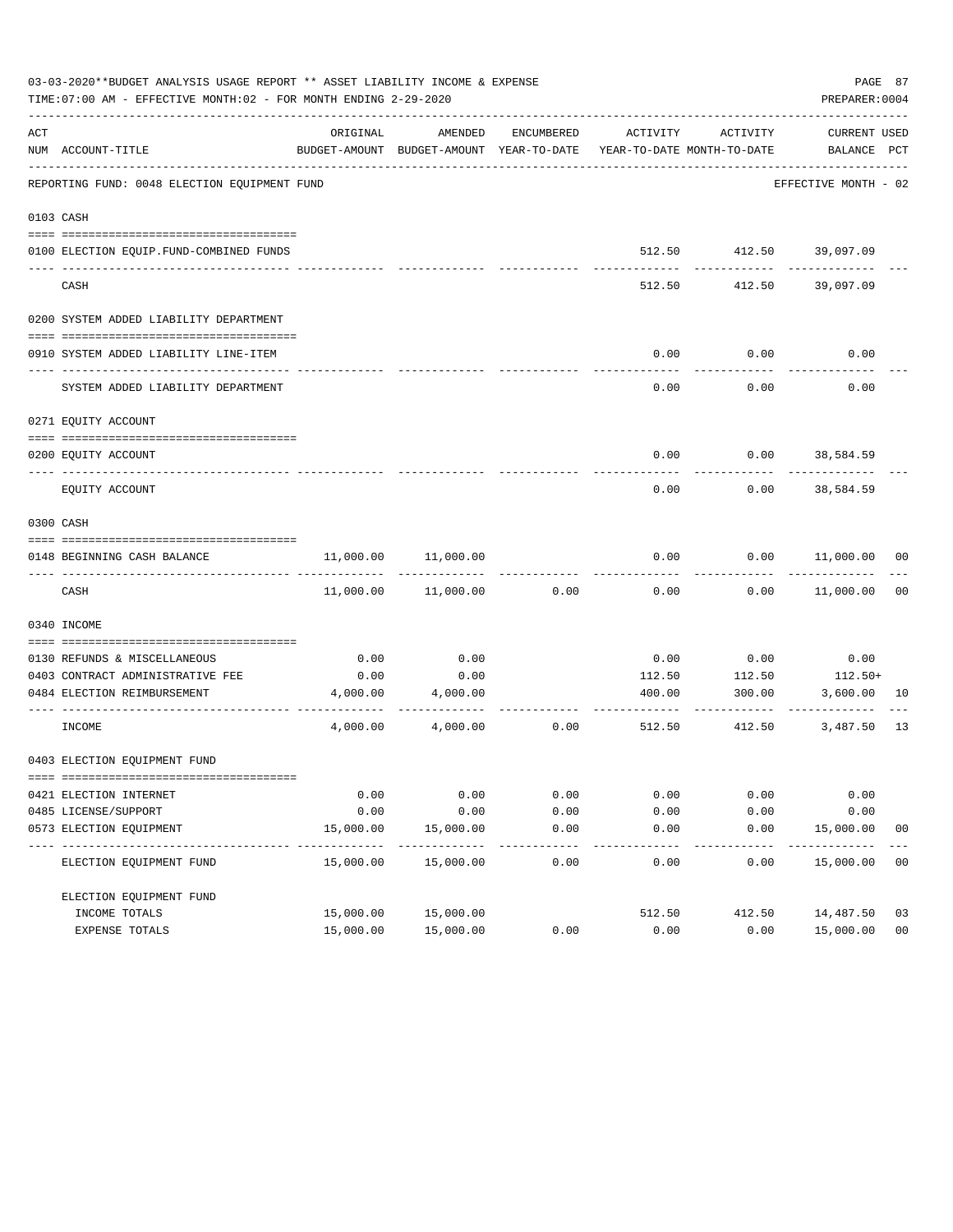03-03-2020**BUDGET ANALYSIS USAGE REPORT ** ASSET LIABILITY INCOME & EXPENSE

TIME:07:00 AM - EFFECTIVE MONTH:02 - FOR MONTH ENDING 2-29-2020

PREPARER:0004

REPORTING FUND: 0048 ELECTION EQUIPMENT FUND — EFFECTIVE MONTH - 02

| ACT NUM | ACCOUNT-TITLE | ORIGINAL BUDGET-AMOUNT | AMENDED BUDGET-AMOUNT | ENCUMBERED YEAR-TO-DATE | ACTIVITY YEAR-TO-DATE | ACTIVITY MONTH-TO-DATE | CURRENT BALANCE | USED PCT |
|---|---|---|---|---|---|---|---|---|
| 0103 | CASH | | | | | | | |
| 0100 | ELECTION EQUIP.FUND-COMBINED FUNDS | | | | 512.50 | 412.50 | 39,097.09 | |
| | CASH | | | | 512.50 | 412.50 | 39,097.09 | |
| 0200 | SYSTEM ADDED LIABILITY DEPARTMENT | | | | | | | |
| 0910 | SYSTEM ADDED LIABILITY LINE-ITEM | | | | 0.00 | 0.00 | 0.00 | |
| | SYSTEM ADDED LIABILITY DEPARTMENT | | | | 0.00 | 0.00 | 0.00 | |
| 0271 | EQUITY ACCOUNT | | | | | | | |
| 0200 | EQUITY ACCOUNT | | | | 0.00 | 0.00 | 38,584.59 | |
| | EQUITY ACCOUNT | | | | 0.00 | 0.00 | 38,584.59 | |
| 0300 | CASH | | | | | | | |
| 0148 | BEGINNING CASH BALANCE | 11,000.00 | 11,000.00 | | 0.00 | 0.00 | 11,000.00 | 00 |
| | CASH | 11,000.00 | 11,000.00 | 0.00 | 0.00 | 0.00 | 11,000.00 | 00 |
| 0340 | INCOME | | | | | | | |
| 0130 | REFUNDS & MISCELLANEOUS | 0.00 | 0.00 | | 0.00 | 0.00 | 0.00 | |
| 0403 | CONTRACT ADMINISTRATIVE FEE | 0.00 | 0.00 | | 112.50 | 112.50 | 112.50+ | |
| 0484 | ELECTION REIMBURSEMENT | 4,000.00 | 4,000.00 | | 400.00 | 300.00 | 3,600.00 | 10 |
| | INCOME | 4,000.00 | 4,000.00 | 0.00 | 512.50 | 412.50 | 3,487.50 | 13 |
| 0403 | ELECTION EQUIPMENT FUND | | | | | | | |
| 0421 | ELECTION INTERNET | 0.00 | 0.00 | 0.00 | 0.00 | 0.00 | 0.00 | |
| 0485 | LICENSE/SUPPORT | 0.00 | 0.00 | 0.00 | 0.00 | 0.00 | 0.00 | |
| 0573 | ELECTION EQUIPMENT | 15,000.00 | 15,000.00 | 0.00 | 0.00 | 0.00 | 15,000.00 | 00 |
| | ELECTION EQUIPMENT FUND | 15,000.00 | 15,000.00 | 0.00 | 0.00 | 0.00 | 15,000.00 | 00 |
| | ELECTION EQUIPMENT FUND | | | | | | | |
| | INCOME TOTALS | 15,000.00 | 15,000.00 | | 512.50 | 412.50 | 14,487.50 | 03 |
| | EXPENSE TOTALS | 15,000.00 | 15,000.00 | 0.00 | 0.00 | 0.00 | 15,000.00 | 00 |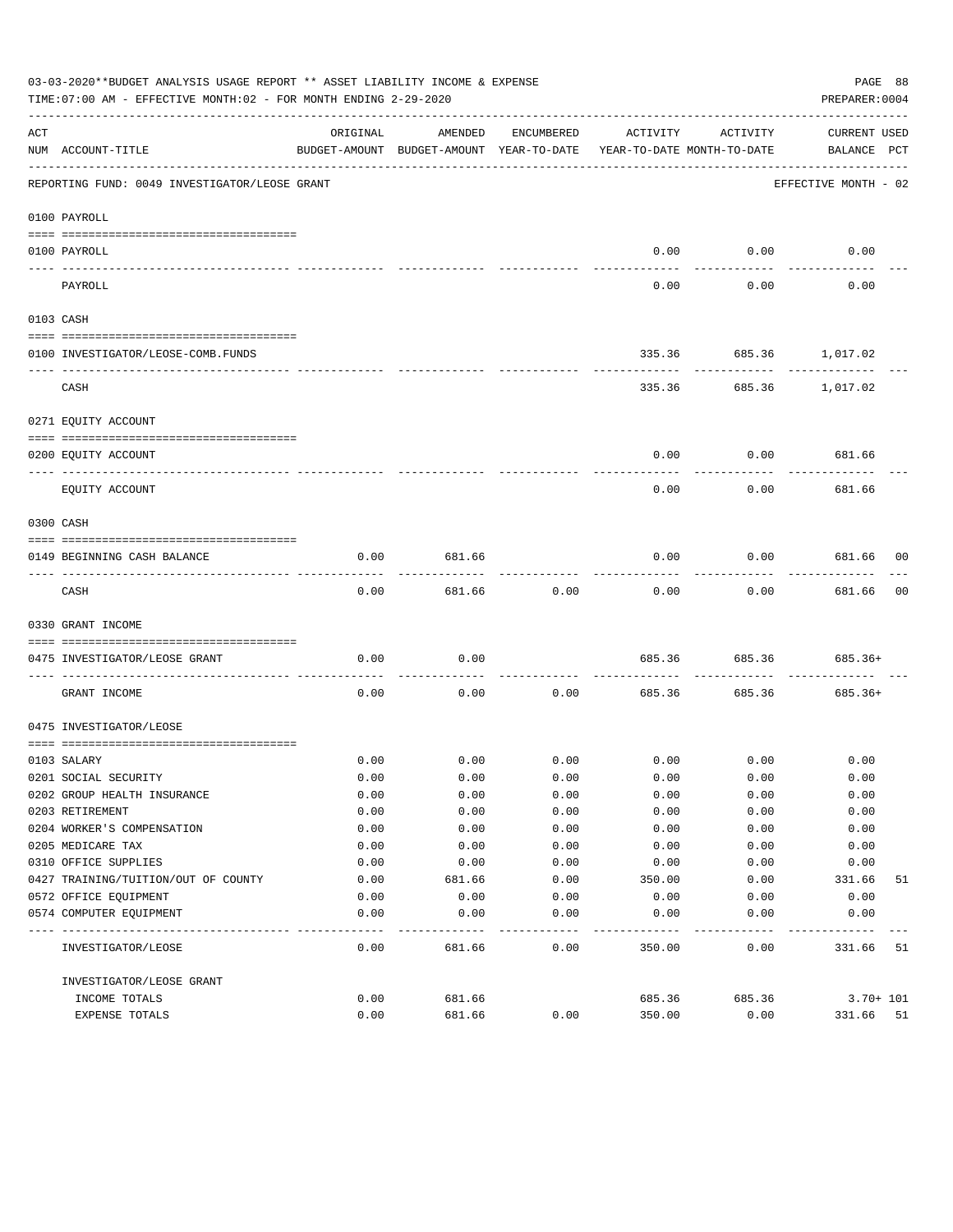03-03-2020**BUDGET ANALYSIS USAGE REPORT ** ASSET LIABILITY INCOME & EXPENSE

TIME:07:00 AM - EFFECTIVE MONTH:02 - FOR MONTH ENDING 2-29-2020

PREPARER:0004

| ACT NUM | ACCOUNT-TITLE | ORIGINAL BUDGET-AMOUNT | AMENDED BUDGET-AMOUNT | ENCUMBERED YEAR-TO-DATE | ACTIVITY YEAR-TO-DATE | ACTIVITY MONTH-TO-DATE | CURRENT BALANCE | USED PCT |
|---|---|---|---|---|---|---|---|---|
| | REPORTING FUND: 0049 INVESTIGATOR/LEOSE GRANT | | | | | | EFFECTIVE MONTH - 02 | |
| | 0100 PAYROLL | | | | | | | |
| 0100 | PAYROLL | | | | 0.00 | 0.00 | 0.00 | |
| | PAYROLL | | | | 0.00 | 0.00 | 0.00 | |
| | 0103 CASH | | | | | | | |
| 0100 | INVESTIGATOR/LEOSE-COMB.FUNDS | | | | 335.36 | 685.36 | 1,017.02 | |
| | CASH | | | | 335.36 | 685.36 | 1,017.02 | |
| | 0271 EQUITY ACCOUNT | | | | | | | |
| 0200 | EQUITY ACCOUNT | | | | 0.00 | 0.00 | 681.66 | |
| | EQUITY ACCOUNT | | | | 0.00 | 0.00 | 681.66 | |
| | 0300 CASH | | | | | | | |
| 0149 | BEGINNING CASH BALANCE | 0.00 | 681.66 | | 0.00 | 0.00 | 681.66 | 00 |
| | CASH | 0.00 | 681.66 | 0.00 | 0.00 | 0.00 | 681.66 | 00 |
| | 0330 GRANT INCOME | | | | | | | |
| 0475 | INVESTIGATOR/LEOSE GRANT | 0.00 | 0.00 | | 685.36 | 685.36 | 685.36+ | |
| | GRANT INCOME | 0.00 | 0.00 | 0.00 | 685.36 | 685.36 | 685.36+ | |
| | 0475 INVESTIGATOR/LEOSE | | | | | | | |
| 0103 | SALARY | 0.00 | 0.00 | 0.00 | 0.00 | 0.00 | 0.00 | |
| 0201 | SOCIAL SECURITY | 0.00 | 0.00 | 0.00 | 0.00 | 0.00 | 0.00 | |
| 0202 | GROUP HEALTH INSURANCE | 0.00 | 0.00 | 0.00 | 0.00 | 0.00 | 0.00 | |
| 0203 | RETIREMENT | 0.00 | 0.00 | 0.00 | 0.00 | 0.00 | 0.00 | |
| 0204 | WORKER'S COMPENSATION | 0.00 | 0.00 | 0.00 | 0.00 | 0.00 | 0.00 | |
| 0205 | MEDICARE TAX | 0.00 | 0.00 | 0.00 | 0.00 | 0.00 | 0.00 | |
| 0310 | OFFICE SUPPLIES | 0.00 | 0.00 | 0.00 | 0.00 | 0.00 | 0.00 | |
| 0427 | TRAINING/TUITION/OUT OF COUNTY | 0.00 | 681.66 | 0.00 | 350.00 | 0.00 | 331.66 | 51 |
| 0572 | OFFICE EQUIPMENT | 0.00 | 0.00 | 0.00 | 0.00 | 0.00 | 0.00 | |
| 0574 | COMPUTER EQUIPMENT | 0.00 | 0.00 | 0.00 | 0.00 | 0.00 | 0.00 | |
| | INVESTIGATOR/LEOSE | 0.00 | 681.66 | 0.00 | 350.00 | 0.00 | 331.66 | 51 |
| | INVESTIGATOR/LEOSE GRANT | | | | | | | |
| | INCOME TOTALS | 0.00 | 681.66 | | 685.36 | 685.36 | 3.70+ | 101 |
| | EXPENSE TOTALS | 0.00 | 681.66 | 0.00 | 350.00 | 0.00 | 331.66 | 51 |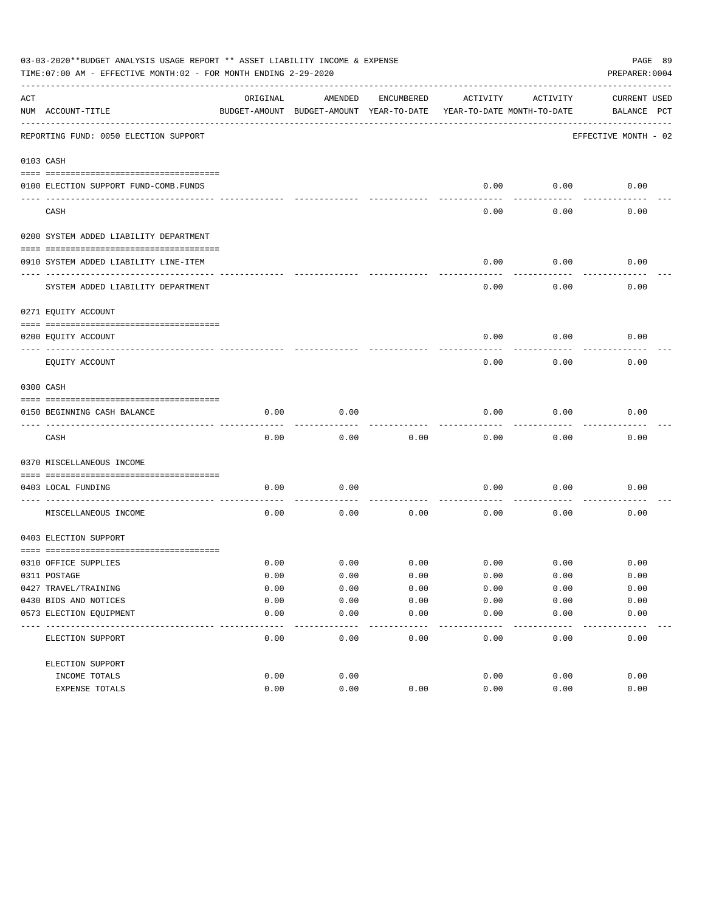03-03-2020**BUDGET ANALYSIS USAGE REPORT ** ASSET LIABILITY INCOME & EXPENSE

TIME:07:00 AM - EFFECTIVE MONTH:02 - FOR MONTH ENDING 2-29-2020

PREPARER:0004

| ACT NUM | ACCOUNT-TITLE | ORIGINAL BUDGET-AMOUNT | AMENDED BUDGET-AMOUNT | ENCUMBERED YEAR-TO-DATE | ACTIVITY YEAR-TO-DATE | ACTIVITY MONTH-TO-DATE | CURRENT BALANCE | USED PCT |
|---|---|---|---|---|---|---|---|---|
| | REPORTING FUND: 0050 ELECTION SUPPORT | | | | | | EFFECTIVE MONTH - 02 | |
| | 0103 CASH | | | | | | | |
| 0100 | ELECTION SUPPORT FUND-COMB.FUNDS | | | | 0.00 | 0.00 | 0.00 | |
| | CASH | | | | 0.00 | 0.00 | 0.00 | |
| | 0200 SYSTEM ADDED LIABILITY DEPARTMENT | | | | | | | |
| 0910 | SYSTEM ADDED LIABILITY LINE-ITEM | | | | 0.00 | 0.00 | 0.00 | |
| | SYSTEM ADDED LIABILITY DEPARTMENT | | | | 0.00 | 0.00 | 0.00 | |
| | 0271 EQUITY ACCOUNT | | | | | | | |
| 0200 | EQUITY ACCOUNT | | | | 0.00 | 0.00 | 0.00 | |
| | EQUITY ACCOUNT | | | | 0.00 | 0.00 | 0.00 | |
| | 0300 CASH | | | | | | | |
| 0150 | BEGINNING CASH BALANCE | 0.00 | 0.00 | | 0.00 | 0.00 | 0.00 | |
| | CASH | 0.00 | 0.00 | 0.00 | 0.00 | 0.00 | 0.00 | |
| | 0370 MISCELLANEOUS INCOME | | | | | | | |
| 0403 | LOCAL FUNDING | 0.00 | 0.00 | | 0.00 | 0.00 | 0.00 | |
| | MISCELLANEOUS INCOME | 0.00 | 0.00 | 0.00 | 0.00 | 0.00 | 0.00 | |
| | 0403 ELECTION SUPPORT | | | | | | | |
| 0310 | OFFICE SUPPLIES | 0.00 | 0.00 | 0.00 | 0.00 | 0.00 | 0.00 | |
| 0311 | POSTAGE | 0.00 | 0.00 | 0.00 | 0.00 | 0.00 | 0.00 | |
| 0427 | TRAVEL/TRAINING | 0.00 | 0.00 | 0.00 | 0.00 | 0.00 | 0.00 | |
| 0430 | BIDS AND NOTICES | 0.00 | 0.00 | 0.00 | 0.00 | 0.00 | 0.00 | |
| 0573 | ELECTION EQUIPMENT | 0.00 | 0.00 | 0.00 | 0.00 | 0.00 | 0.00 | |
| | ELECTION SUPPORT | 0.00 | 0.00 | 0.00 | 0.00 | 0.00 | 0.00 | |
| | ELECTION SUPPORT | | | | | | | |
| | INCOME TOTALS | 0.00 | 0.00 | | 0.00 | 0.00 | 0.00 | |
| | EXPENSE TOTALS | 0.00 | 0.00 | 0.00 | 0.00 | 0.00 | 0.00 | |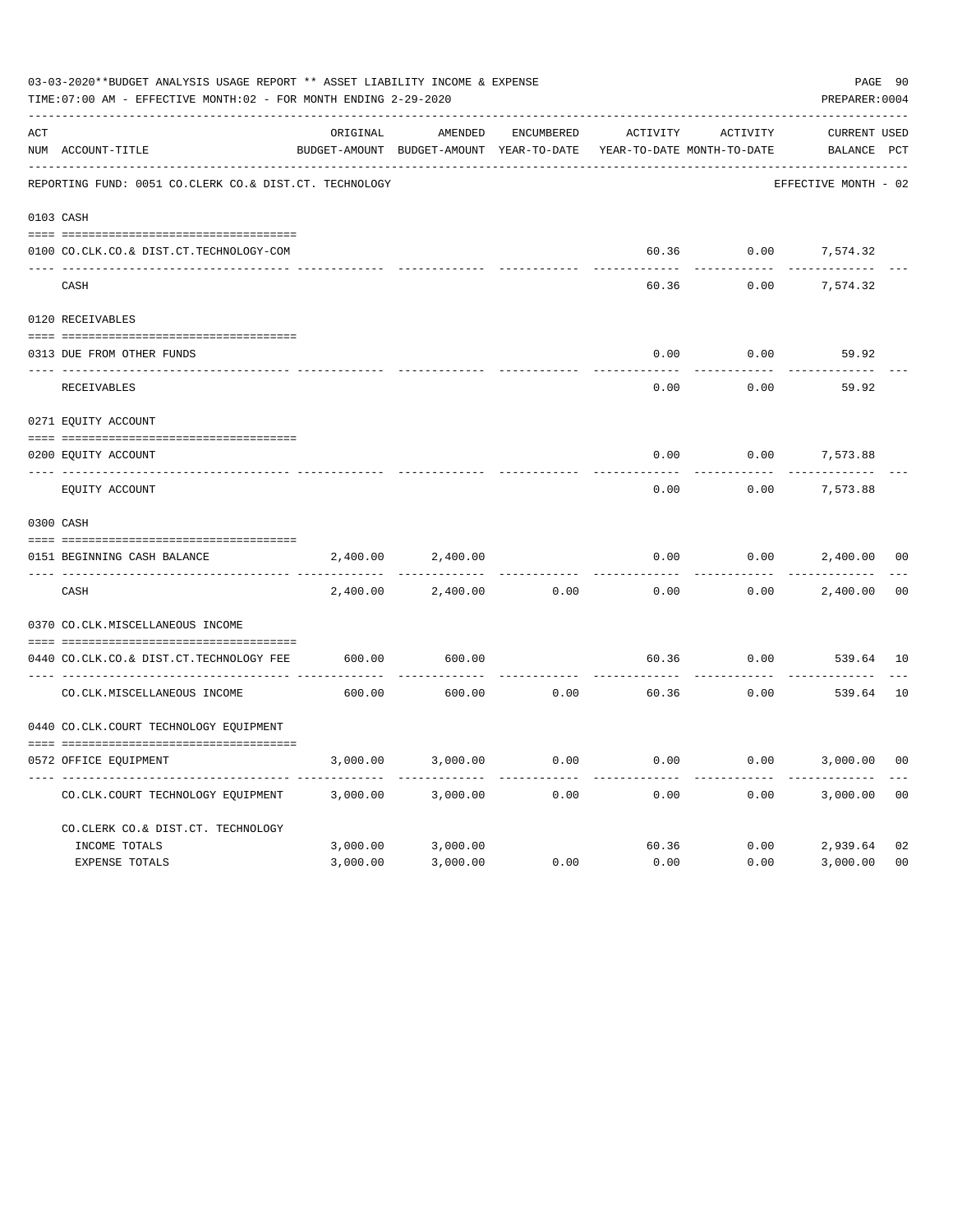03-03-2020**BUDGET ANALYSIS USAGE REPORT ** ASSET LIABILITY INCOME & EXPENSE

TIME:07:00 AM - EFFECTIVE MONTH:02 - FOR MONTH ENDING 2-29-2020

PREPARER:0004

REPORTING FUND: 0051 CO.CLERK CO.& DIST.CT. TECHNOLOGY — EFFECTIVE MONTH - 02

| ACT NUM | ACCOUNT-TITLE | ORIGINAL BUDGET-AMOUNT | AMENDED BUDGET-AMOUNT | ENCUMBERED YEAR-TO-DATE | ACTIVITY YEAR-TO-DATE | ACTIVITY MONTH-TO-DATE | CURRENT BALANCE | USED PCT |
|---|---|---|---|---|---|---|---|---|
| 0103 | CASH | | | | | | | |
| 0100 | CO.CLK.CO.& DIST.CT.TECHNOLOGY-COM | | | | 60.36 | 0.00 | 7,574.32 | |
| | CASH | | | | 60.36 | 0.00 | 7,574.32 | |
| 0120 | RECEIVABLES | | | | | | | |
| 0313 | DUE FROM OTHER FUNDS | | | | 0.00 | 0.00 | 59.92 | |
| | RECEIVABLES | | | | 0.00 | 0.00 | 59.92 | |
| 0271 | EQUITY ACCOUNT | | | | | | | |
| 0200 | EQUITY ACCOUNT | | | | 0.00 | 0.00 | 7,573.88 | |
| | EQUITY ACCOUNT | | | | 0.00 | 0.00 | 7,573.88 | |
| 0300 | CASH | | | | | | | |
| 0151 | BEGINNING CASH BALANCE | 2,400.00 | 2,400.00 | | 0.00 | 0.00 | 2,400.00 | 00 |
| | CASH | 2,400.00 | 2,400.00 | 0.00 | 0.00 | 0.00 | 2,400.00 | 00 |
| 0370 | CO.CLK.MISCELLANEOUS INCOME | | | | | | | |
| 0440 | CO.CLK.CO.& DIST.CT.TECHNOLOGY FEE | 600.00 | 600.00 | | 60.36 | 0.00 | 539.64 | 10 |
| | CO.CLK.MISCELLANEOUS INCOME | 600.00 | 600.00 | 0.00 | 60.36 | 0.00 | 539.64 | 10 |
| 0440 | CO.CLK.COURT TECHNOLOGY EQUIPMENT | | | | | | | |
| 0572 | OFFICE EQUIPMENT | 3,000.00 | 3,000.00 | 0.00 | 0.00 | 0.00 | 3,000.00 | 00 |
| | CO.CLK.COURT TECHNOLOGY EQUIPMENT | 3,000.00 | 3,000.00 | 0.00 | 0.00 | 0.00 | 3,000.00 | 00 |
| | CO.CLERK CO.& DIST.CT. TECHNOLOGY | | | | | | | |
| | INCOME TOTALS | 3,000.00 | 3,000.00 | | 60.36 | 0.00 | 2,939.64 | 02 |
| | EXPENSE TOTALS | 3,000.00 | 3,000.00 | 0.00 | 0.00 | 0.00 | 3,000.00 | 00 |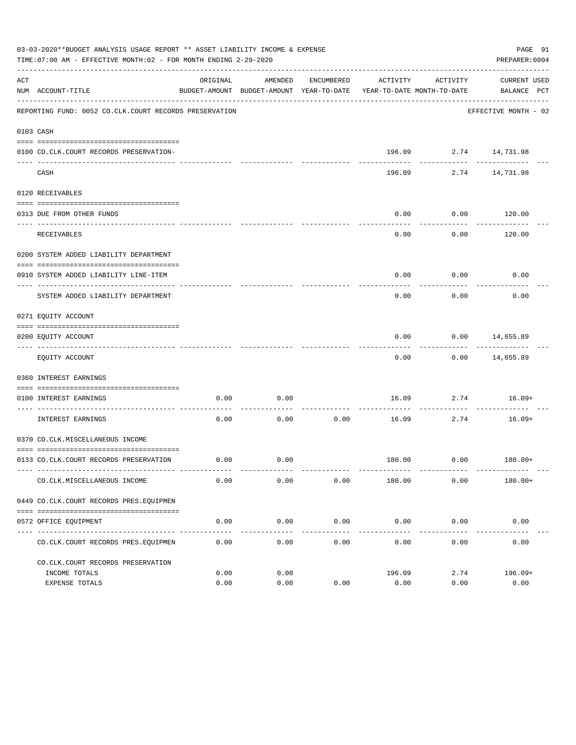03-03-2020**BUDGET ANALYSIS USAGE REPORT ** ASSET LIABILITY INCOME & EXPENSE

TIME:07:00 AM - EFFECTIVE MONTH:02 - FOR MONTH ENDING 2-29-2020

PREPARER:0004

| ACT NUM | ACCOUNT-TITLE | ORIGINAL BUDGET-AMOUNT | AMENDED BUDGET-AMOUNT | ENCUMBERED YEAR-TO-DATE | ACTIVITY YEAR-TO-DATE | ACTIVITY MONTH-TO-DATE | CURRENT BALANCE | USED PCT |
|---|---|---|---|---|---|---|---|---|

REPORTING FUND: 0052 CO.CLK.COURT RECORDS PRESERVATION — EFFECTIVE MONTH - 02

| ACT NUM | ACCOUNT-TITLE | ORIGINAL BUDGET-AMOUNT | AMENDED BUDGET-AMOUNT | ENCUMBERED YEAR-TO-DATE | ACTIVITY YEAR-TO-DATE | ACTIVITY MONTH-TO-DATE | CURRENT BALANCE | USED PCT |
|---|---|---|---|---|---|---|---|---|
| 0103 | CASH | | | | | | | |
| 0100 | CO.CLK.COURT RECORDS PRESERVATION- | | | | 196.09 | 2.74 | 14,731.98 | |
| | CASH | | | | 196.09 | 2.74 | 14,731.98 | |
| 0120 | RECEIVABLES | | | | | | | |
| 0313 | DUE FROM OTHER FUNDS | | | | 0.00 | 0.00 | 120.00 | |
| | RECEIVABLES | | | | 0.00 | 0.00 | 120.00 | |
| 0200 | SYSTEM ADDED LIABILITY DEPARTMENT | | | | | | | |
| 0910 | SYSTEM ADDED LIABILITY LINE-ITEM | | | | 0.00 | 0.00 | 0.00 | |
| | SYSTEM ADDED LIABILITY DEPARTMENT | | | | 0.00 | 0.00 | 0.00 | |
| 0271 | EQUITY ACCOUNT | | | | | | | |
| 0200 | EQUITY ACCOUNT | | | | 0.00 | 0.00 | 14,655.89 | |
| | EQUITY ACCOUNT | | | | 0.00 | 0.00 | 14,655.89 | |
| 0360 | INTEREST EARNINGS | | | | | | | |
| 0100 | INTEREST EARNINGS | 0.00 | 0.00 | | 16.09 | 2.74 | 16.09+ | |
| | INTEREST EARNINGS | 0.00 | 0.00 | 0.00 | 16.09 | 2.74 | 16.09+ | |
| 0370 | CO.CLK.MISCELLANEOUS INCOME | | | | | | | |
| 0133 | CO.CLK.COURT RECORDS PRESERVATION | 0.00 | 0.00 | | 180.00 | 0.00 | 180.00+ | |
| | CO.CLK.MISCELLANEOUS INCOME | 0.00 | 0.00 | 0.00 | 180.00 | 0.00 | 180.00+ | |
| 0449 | CO.CLK.COURT RECORDS PRES.EQUIPMEN | | | | | | | |
| 0572 | OFFICE EQUIPMENT | 0.00 | 0.00 | 0.00 | 0.00 | 0.00 | 0.00 | |
| | CO.CLK.COURT RECORDS PRES.EQUIPMEN | 0.00 | 0.00 | 0.00 | 0.00 | 0.00 | 0.00 | |
| | CO.CLK.COURT RECORDS PRESERVATION | | | | | | | |
| | INCOME TOTALS | 0.00 | 0.00 | | 196.09 | 2.74 | 196.09+ | |
| | EXPENSE TOTALS | 0.00 | 0.00 | 0.00 | 0.00 | 0.00 | 0.00 | |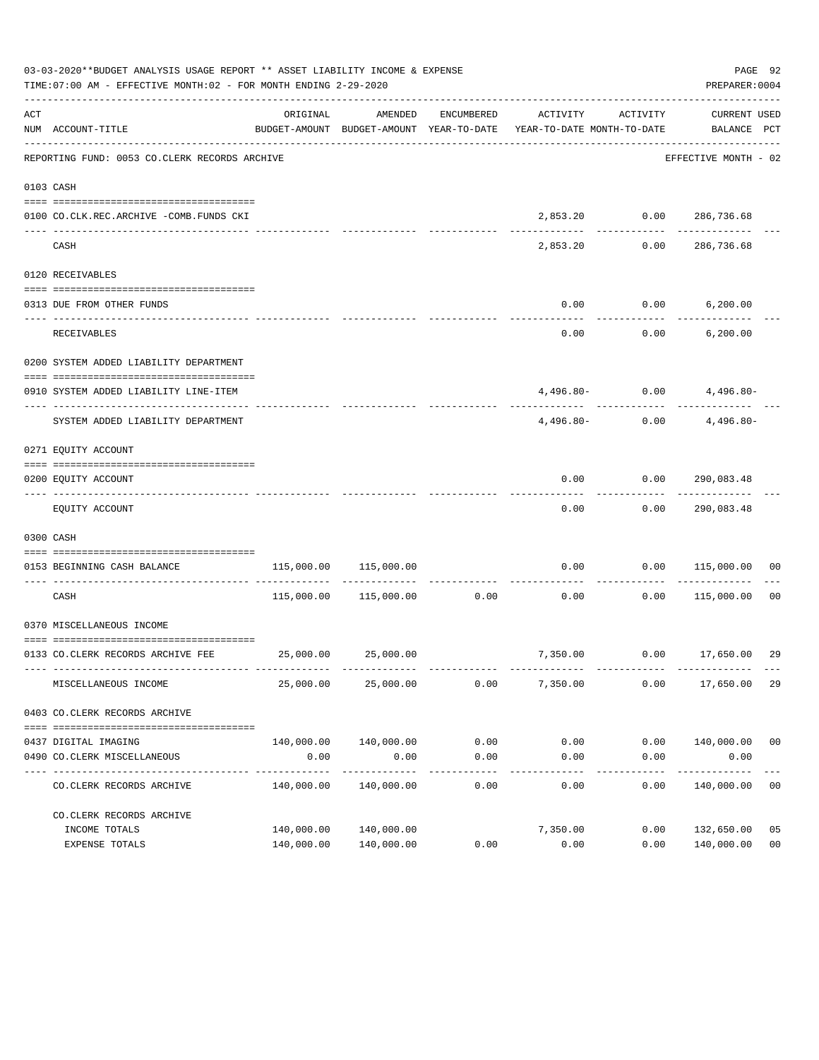03-03-2020**BUDGET ANALYSIS USAGE REPORT ** ASSET LIABILITY INCOME & EXPENSE

TIME:07:00 AM - EFFECTIVE MONTH:02 - FOR MONTH ENDING 2-29-2020

PREPARER:0004

| ACT NUM | ACCOUNT-TITLE | ORIGINAL BUDGET-AMOUNT | AMENDED BUDGET-AMOUNT | ENCUMBERED YEAR-TO-DATE | ACTIVITY YEAR-TO-DATE | ACTIVITY MONTH-TO-DATE | CURRENT BALANCE | USED PCT |
|---|---|---|---|---|---|---|---|---|
| | REPORTING FUND: 0053 CO.CLERK RECORDS ARCHIVE | | | | | | EFFECTIVE MONTH - 02 | |
| 0103 | CASH | | | | | | | |
| 0100 | CO.CLK.REC.ARCHIVE -COMB.FUNDS CKI | | | | 2,853.20 | 0.00 | 286,736.68 | |
| | CASH | | | | 2,853.20 | 0.00 | 286,736.68 | |
| 0120 | RECEIVABLES | | | | | | | |
| 0313 | DUE FROM OTHER FUNDS | | | | 0.00 | 0.00 | 6,200.00 | |
| | RECEIVABLES | | | | 0.00 | 0.00 | 6,200.00 | |
| 0200 | SYSTEM ADDED LIABILITY DEPARTMENT | | | | | | | |
| 0910 | SYSTEM ADDED LIABILITY LINE-ITEM | | | | 4,496.80- | 0.00 | 4,496.80- | |
| | SYSTEM ADDED LIABILITY DEPARTMENT | | | | 4,496.80- | 0.00 | 4,496.80- | |
| 0271 | EQUITY ACCOUNT | | | | | | | |
| 0200 | EQUITY ACCOUNT | | | | 0.00 | 0.00 | 290,083.48 | |
| | EQUITY ACCOUNT | | | | 0.00 | 0.00 | 290,083.48 | |
| 0300 | CASH | | | | | | | |
| 0153 | BEGINNING CASH BALANCE | 115,000.00 | 115,000.00 | | 0.00 | 0.00 | 115,000.00 | 00 |
| | CASH | 115,000.00 | 115,000.00 | 0.00 | 0.00 | 0.00 | 115,000.00 | 00 |
| 0370 | MISCELLANEOUS INCOME | | | | | | | |
| 0133 | CO.CLERK RECORDS ARCHIVE FEE | 25,000.00 | 25,000.00 | | 7,350.00 | 0.00 | 17,650.00 | 29 |
| | MISCELLANEOUS INCOME | 25,000.00 | 25,000.00 | 0.00 | 7,350.00 | 0.00 | 17,650.00 | 29 |
| 0403 | CO.CLERK RECORDS ARCHIVE | | | | | | | |
| 0437 | DIGITAL IMAGING | 140,000.00 | 140,000.00 | 0.00 | 0.00 | 0.00 | 140,000.00 | 00 |
| 0490 | CO.CLERK MISCELLANEOUS | 0.00 | 0.00 | 0.00 | 0.00 | 0.00 | 0.00 | |
| | CO.CLERK RECORDS ARCHIVE | 140,000.00 | 140,000.00 | 0.00 | 0.00 | 0.00 | 140,000.00 | 00 |
| | CO.CLERK RECORDS ARCHIVE | | | | | | | |
| | INCOME TOTALS | 140,000.00 | 140,000.00 | | 7,350.00 | 0.00 | 132,650.00 | 05 |
| | EXPENSE TOTALS | 140,000.00 | 140,000.00 | 0.00 | 0.00 | 0.00 | 140,000.00 | 00 |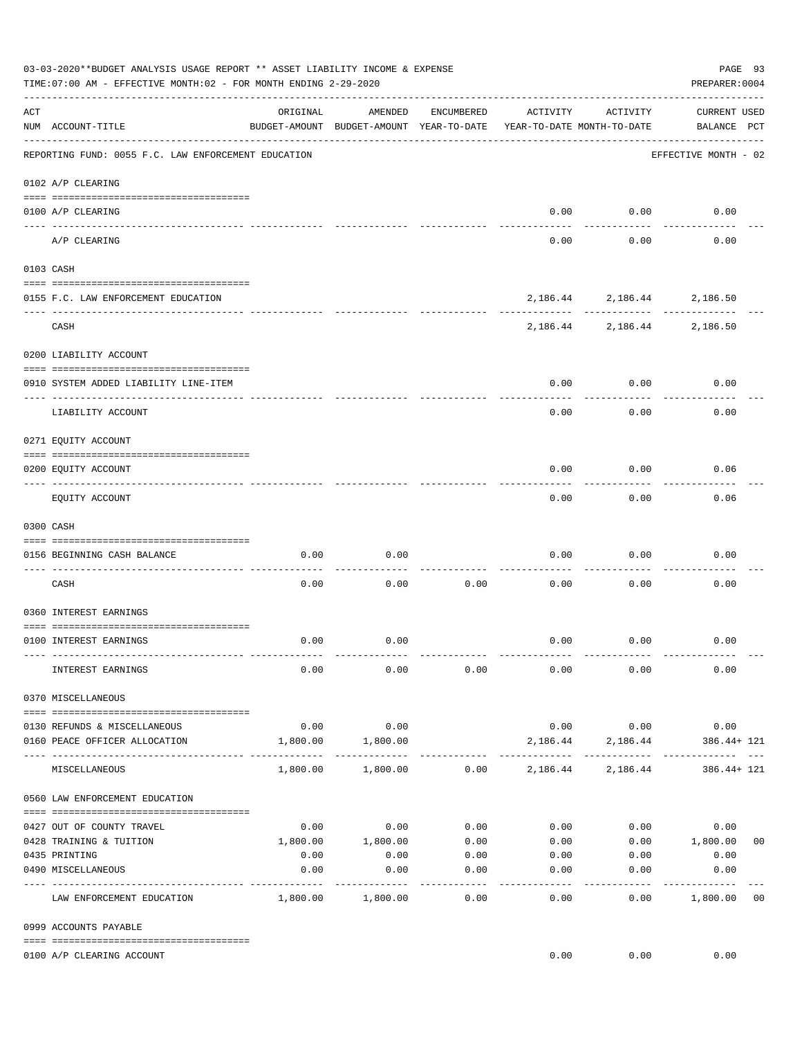03-03-2020**BUDGET ANALYSIS USAGE REPORT ** ASSET LIABILITY INCOME & EXPENSE

TIME:07:00 AM - EFFECTIVE MONTH:02 - FOR MONTH ENDING 2-29-2020

PREPARER:0004

| ACT NUM | ACCOUNT-TITLE | ORIGINAL BUDGET-AMOUNT | AMENDED BUDGET-AMOUNT | ENCUMBERED YEAR-TO-DATE | ACTIVITY YEAR-TO-DATE | ACTIVITY MONTH-TO-DATE | CURRENT BALANCE | USED PCT |
|---|---|---|---|---|---|---|---|---|
| | REPORTING FUND: 0055 F.C. LAW ENFORCEMENT EDUCATION | | | | | | EFFECTIVE MONTH - 02 | |
| | 0102 A/P CLEARING | | | | | | | |
| 0100 | A/P CLEARING | | | | 0.00 | 0.00 | 0.00 | |
| | A/P CLEARING | | | | 0.00 | 0.00 | 0.00 | |
| | 0103 CASH | | | | | | | |
| 0155 | F.C. LAW ENFORCEMENT EDUCATION | | | | 2,186.44 | 2,186.44 | 2,186.50 | |
| | CASH | | | | 2,186.44 | 2,186.44 | 2,186.50 | |
| | 0200 LIABILITY ACCOUNT | | | | | | | |
| 0910 | SYSTEM ADDED LIABILITY LINE-ITEM | | | | 0.00 | 0.00 | 0.00 | |
| | LIABILITY ACCOUNT | | | | 0.00 | 0.00 | 0.00 | |
| | 0271 EQUITY ACCOUNT | | | | | | | |
| 0200 | EQUITY ACCOUNT | | | | 0.00 | 0.00 | 0.06 | |
| | EQUITY ACCOUNT | | | | 0.00 | 0.00 | 0.06 | |
| | 0300 CASH | | | | | | | |
| 0156 | BEGINNING CASH BALANCE | 0.00 | 0.00 | | 0.00 | 0.00 | 0.00 | |
| | CASH | 0.00 | 0.00 | 0.00 | 0.00 | 0.00 | 0.00 | |
| | 0360 INTEREST EARNINGS | | | | | | | |
| 0100 | INTEREST EARNINGS | 0.00 | 0.00 | | 0.00 | 0.00 | 0.00 | |
| | INTEREST EARNINGS | 0.00 | 0.00 | 0.00 | 0.00 | 0.00 | 0.00 | |
| | 0370 MISCELLANEOUS | | | | | | | |
| 0130 | REFUNDS & MISCELLANEOUS | 0.00 | 0.00 | | 0.00 | 0.00 | 0.00 | |
| 0160 | PEACE OFFICER ALLOCATION | 1,800.00 | 1,800.00 | | 2,186.44 | 2,186.44 | 386.44+ | 121 |
| | MISCELLANEOUS | 1,800.00 | 1,800.00 | 0.00 | 2,186.44 | 2,186.44 | 386.44+ | 121 |
| | 0560 LAW ENFORCEMENT EDUCATION | | | | | | | |
| 0427 | OUT OF COUNTY TRAVEL | 0.00 | 0.00 | 0.00 | 0.00 | 0.00 | 0.00 | |
| 0428 | TRAINING & TUITION | 1,800.00 | 1,800.00 | 0.00 | 0.00 | 0.00 | 1,800.00 | 00 |
| 0435 | PRINTING | 0.00 | 0.00 | 0.00 | 0.00 | 0.00 | 0.00 | |
| 0490 | MISCELLANEOUS | 0.00 | 0.00 | 0.00 | 0.00 | 0.00 | 0.00 | |
| | LAW ENFORCEMENT EDUCATION | 1,800.00 | 1,800.00 | 0.00 | 0.00 | 0.00 | 1,800.00 | 00 |
| | 0999 ACCOUNTS PAYABLE | | | | | | | |
| 0100 | A/P CLEARING ACCOUNT | | | | 0.00 | 0.00 | 0.00 | |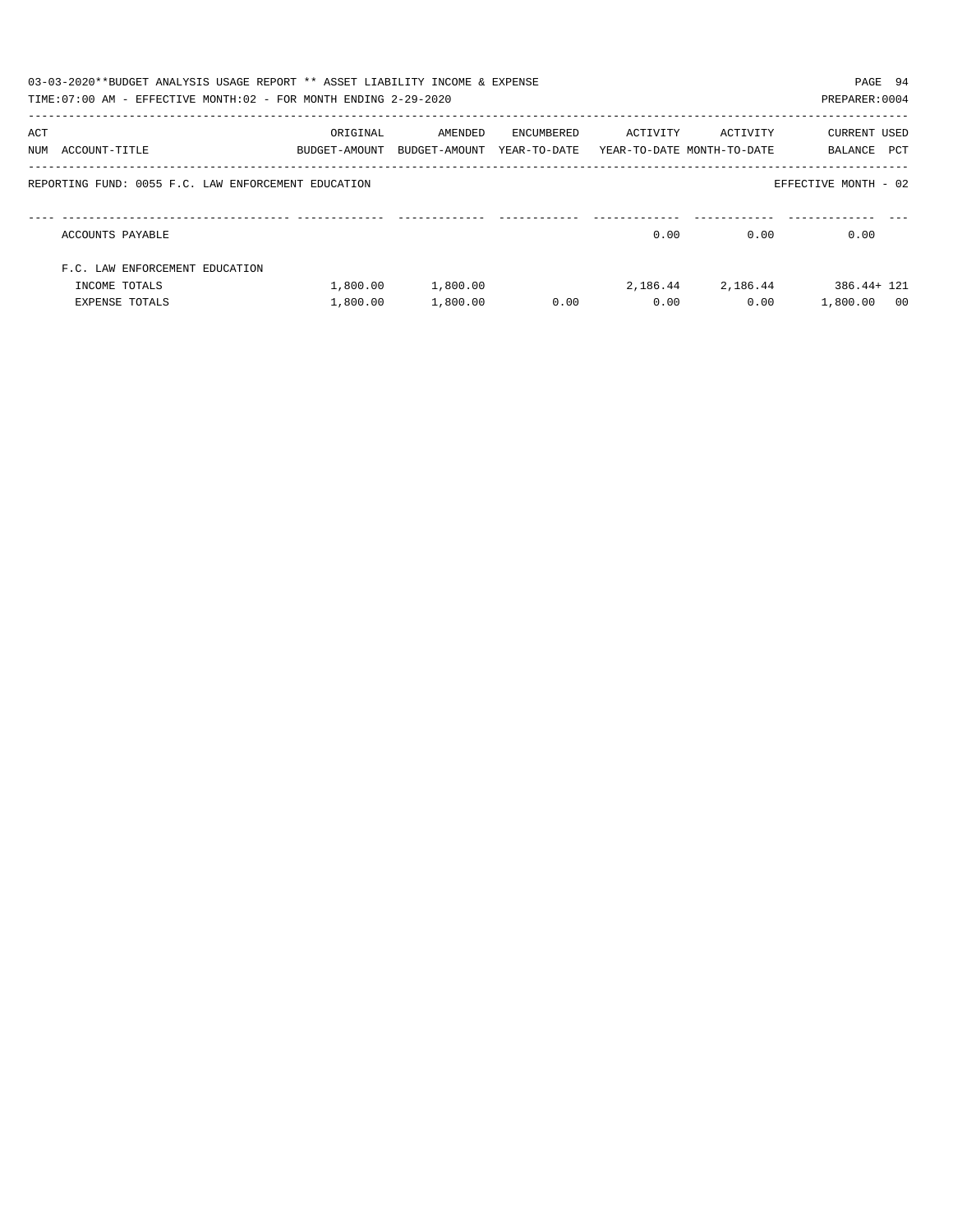03-03-2020**BUDGET ANALYSIS USAGE REPORT ** ASSET LIABILITY INCOME & EXPENSE

TIME:07:00 AM - EFFECTIVE MONTH:02 - FOR MONTH ENDING 2-29-2020

PREPARER:0004

REPORTING FUND: 0055 F.C. LAW ENFORCEMENT EDUCATION

EFFECTIVE MONTH - 02

| ACT NUM | ACCOUNT-TITLE | ORIGINAL BUDGET-AMOUNT | AMENDED BUDGET-AMOUNT | ENCUMBERED YEAR-TO-DATE | ACTIVITY YEAR-TO-DATE | ACTIVITY MONTH-TO-DATE | CURRENT BALANCE | USED PCT |
|---|---|---|---|---|---|---|---|---|
| | ACCOUNTS PAYABLE | | | | 0.00 | 0.00 | 0.00 | |
| | F.C. LAW ENFORCEMENT EDUCATION | | | | | | | |
| | INCOME TOTALS | 1,800.00 | 1,800.00 | | 2,186.44 | 2,186.44 | 386.44+ | 121 |
| | EXPENSE TOTALS | 1,800.00 | 1,800.00 | 0.00 | 0.00 | 0.00 | 1,800.00 | 00 |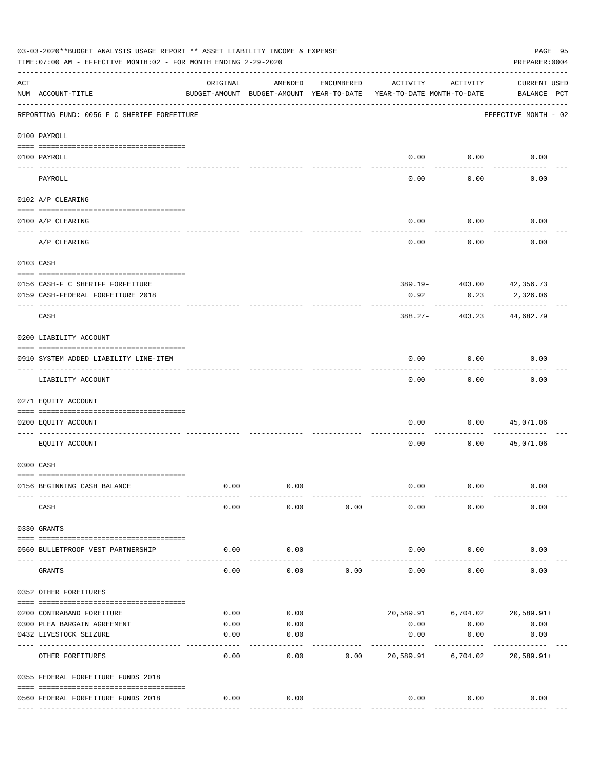03-03-2020**BUDGET ANALYSIS USAGE REPORT ** ASSET LIABILITY INCOME & EXPENSE

TIME:07:00 AM - EFFECTIVE MONTH:02 - FOR MONTH ENDING 2-29-2020

PREPARER:0004

REPORTING FUND: 0056 F C SHERIFF FORFEITURE — EFFECTIVE MONTH - 02

| ACT NUM | ACCOUNT-TITLE | ORIGINAL BUDGET-AMOUNT | AMENDED BUDGET-AMOUNT | ENCUMBERED YEAR-TO-DATE | ACTIVITY YEAR-TO-DATE | ACTIVITY MONTH-TO-DATE | CURRENT BALANCE | USED PCT |
|---|---|---|---|---|---|---|---|---|
| **0100 PAYROLL** | | | | | | | | |
| 0100 | PAYROLL | | | | 0.00 | 0.00 | 0.00 | |
| | PAYROLL | | | | 0.00 | 0.00 | 0.00 | |
| **0102 A/P CLEARING** | | | | | | | | |
| 0100 | A/P CLEARING | | | | 0.00 | 0.00 | 0.00 | |
| | A/P CLEARING | | | | 0.00 | 0.00 | 0.00 | |
| **0103 CASH** | | | | | | | | |
| 0156 | CASH-F C SHERIFF FORFEITURE | | | | 389.19- | 403.00 | 42,356.73 | |
| 0159 | CASH-FEDERAL FORFEITURE 2018 | | | | 0.92 | 0.23 | 2,326.06 | |
| | CASH | | | | 388.27- | 403.23 | 44,682.79 | |
| **0200 LIABILITY ACCOUNT** | | | | | | | | |
| 0910 | SYSTEM ADDED LIABILITY LINE-ITEM | | | | 0.00 | 0.00 | 0.00 | |
| | LIABILITY ACCOUNT | | | | 0.00 | 0.00 | 0.00 | |
| **0271 EQUITY ACCOUNT** | | | | | | | | |
| 0200 | EQUITY ACCOUNT | | | | 0.00 | 0.00 | 45,071.06 | |
| | EQUITY ACCOUNT | | | | 0.00 | 0.00 | 45,071.06 | |
| **0300 CASH** | | | | | | | | |
| 0156 | BEGINNING CASH BALANCE | 0.00 | 0.00 | | 0.00 | 0.00 | 0.00 | |
| | CASH | 0.00 | 0.00 | 0.00 | 0.00 | 0.00 | 0.00 | |
| **0330 GRANTS** | | | | | | | | |
| 0560 | BULLETPROOF VEST PARTNERSHIP | 0.00 | 0.00 | | 0.00 | 0.00 | 0.00 | |
| | GRANTS | 0.00 | 0.00 | 0.00 | 0.00 | 0.00 | 0.00 | |
| **0352 OTHER FOREITURES** | | | | | | | | |
| 0200 | CONTRABAND FOREITURE | 0.00 | 0.00 | | 20,589.91 | 6,704.02 | 20,589.91+ | |
| 0300 | PLEA BARGAIN AGREEMENT | 0.00 | 0.00 | | 0.00 | 0.00 | 0.00 | |
| 0432 | LIVESTOCK SEIZURE | 0.00 | 0.00 | | 0.00 | 0.00 | 0.00 | |
| | OTHER FOREITURES | 0.00 | 0.00 | 0.00 | 20,589.91 | 6,704.02 | 20,589.91+ | |
| **0355 FEDERAL FORFEITURE FUNDS 2018** | | | | | | | | |
| 0560 | FEDERAL FORFEITURE FUNDS 2018 | 0.00 | 0.00 | | 0.00 | 0.00 | 0.00 | |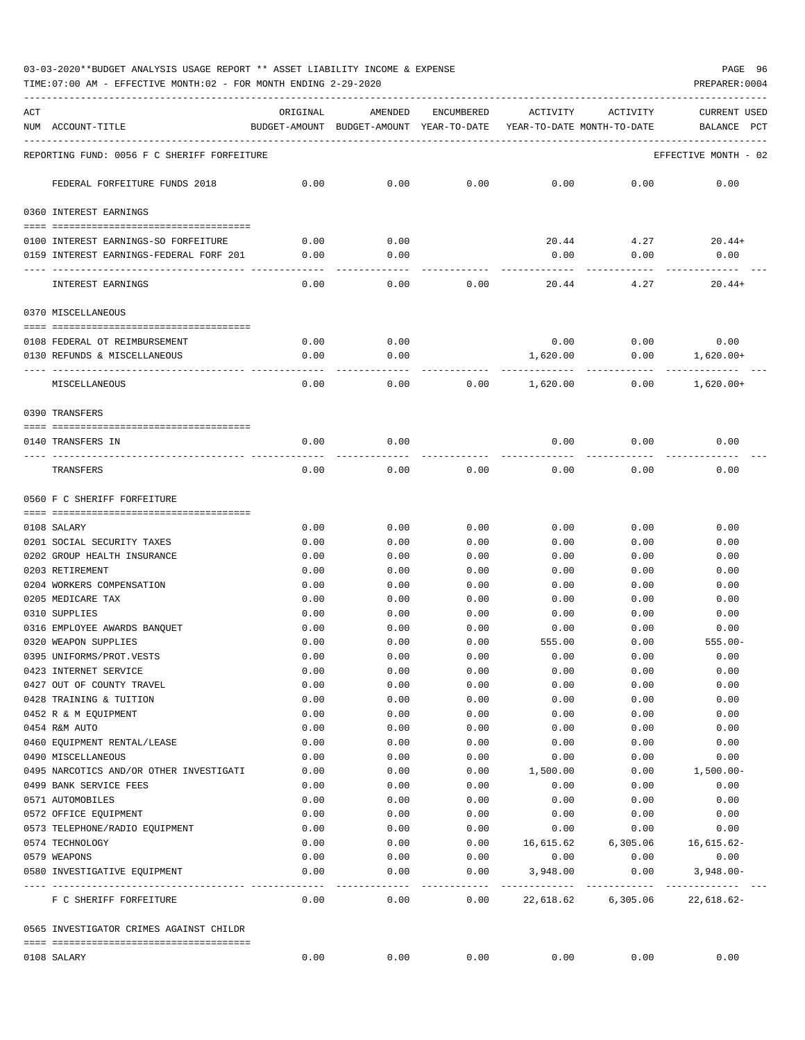03-03-2020**BUDGET ANALYSIS USAGE REPORT ** ASSET LIABILITY INCOME & EXPENSE

TIME:07:00 AM - EFFECTIVE MONTH:02 - FOR MONTH ENDING 2-29-2020

PREPARER:0004

| ACT NUM | ACCOUNT-TITLE | ORIGINAL BUDGET-AMOUNT | AMENDED BUDGET-AMOUNT | ENCUMBERED YEAR-TO-DATE | ACTIVITY YEAR-TO-DATE | ACTIVITY MONTH-TO-DATE | CURRENT USED BALANCE PCT |
|---|---|---|---|---|---|---|---|
| | REPORTING FUND: 0056 F C SHERIFF FORFEITURE | | | | | | EFFECTIVE MONTH - 02 |
| | FEDERAL FORFEITURE FUNDS 2018 | 0.00 | 0.00 | 0.00 | 0.00 | 0.00 | 0.00 |
| | 0360 INTEREST EARNINGS | | | | | | |
| 0100 | INTEREST EARNINGS-SO FORFEITURE | 0.00 | 0.00 | | 20.44 | 4.27 | 20.44+ |
| 0159 | INTEREST EARNINGS-FEDERAL FORF 201 | 0.00 | 0.00 | | 0.00 | 0.00 | 0.00 |
| | INTEREST EARNINGS | 0.00 | 0.00 | 0.00 | 20.44 | 4.27 | 20.44+ |
| | 0370 MISCELLANEOUS | | | | | | |
| 0108 | FEDERAL OT REIMBURSEMENT | 0.00 | 0.00 | | 0.00 | 0.00 | 0.00 |
| 0130 | REFUNDS & MISCELLANEOUS | 0.00 | 0.00 | | 1,620.00 | 0.00 | 1,620.00+ |
| | MISCELLANEOUS | 0.00 | 0.00 | 0.00 | 1,620.00 | 0.00 | 1,620.00+ |
| | 0390 TRANSFERS | | | | | | |
| 0140 | TRANSFERS IN | 0.00 | 0.00 | | 0.00 | 0.00 | 0.00 |
| | TRANSFERS | 0.00 | 0.00 | 0.00 | 0.00 | 0.00 | 0.00 |
| | 0560 F C SHERIFF FORFEITURE | | | | | | |
| 0108 | SALARY | 0.00 | 0.00 | 0.00 | 0.00 | 0.00 | 0.00 |
| 0201 | SOCIAL SECURITY TAXES | 0.00 | 0.00 | 0.00 | 0.00 | 0.00 | 0.00 |
| 0202 | GROUP HEALTH INSURANCE | 0.00 | 0.00 | 0.00 | 0.00 | 0.00 | 0.00 |
| 0203 | RETIREMENT | 0.00 | 0.00 | 0.00 | 0.00 | 0.00 | 0.00 |
| 0204 | WORKERS COMPENSATION | 0.00 | 0.00 | 0.00 | 0.00 | 0.00 | 0.00 |
| 0205 | MEDICARE TAX | 0.00 | 0.00 | 0.00 | 0.00 | 0.00 | 0.00 |
| 0310 | SUPPLIES | 0.00 | 0.00 | 0.00 | 0.00 | 0.00 | 0.00 |
| 0316 | EMPLOYEE AWARDS BANQUET | 0.00 | 0.00 | 0.00 | 0.00 | 0.00 | 0.00 |
| 0320 | WEAPON SUPPLIES | 0.00 | 0.00 | 0.00 | 555.00 | 0.00 | 555.00- |
| 0395 | UNIFORMS/PROT.VESTS | 0.00 | 0.00 | 0.00 | 0.00 | 0.00 | 0.00 |
| 0423 | INTERNET SERVICE | 0.00 | 0.00 | 0.00 | 0.00 | 0.00 | 0.00 |
| 0427 | OUT OF COUNTY TRAVEL | 0.00 | 0.00 | 0.00 | 0.00 | 0.00 | 0.00 |
| 0428 | TRAINING & TUITION | 0.00 | 0.00 | 0.00 | 0.00 | 0.00 | 0.00 |
| 0452 | R & M EQUIPMENT | 0.00 | 0.00 | 0.00 | 0.00 | 0.00 | 0.00 |
| 0454 | R&M AUTO | 0.00 | 0.00 | 0.00 | 0.00 | 0.00 | 0.00 |
| 0460 | EQUIPMENT RENTAL/LEASE | 0.00 | 0.00 | 0.00 | 0.00 | 0.00 | 0.00 |
| 0490 | MISCELLANEOUS | 0.00 | 0.00 | 0.00 | 0.00 | 0.00 | 0.00 |
| 0495 | NARCOTICS AND/OR OTHER INVESTIGATI | 0.00 | 0.00 | 0.00 | 1,500.00 | 0.00 | 1,500.00- |
| 0499 | BANK SERVICE FEES | 0.00 | 0.00 | 0.00 | 0.00 | 0.00 | 0.00 |
| 0571 | AUTOMOBILES | 0.00 | 0.00 | 0.00 | 0.00 | 0.00 | 0.00 |
| 0572 | OFFICE EQUIPMENT | 0.00 | 0.00 | 0.00 | 0.00 | 0.00 | 0.00 |
| 0573 | TELEPHONE/RADIO EQUIPMENT | 0.00 | 0.00 | 0.00 | 0.00 | 0.00 | 0.00 |
| 0574 | TECHNOLOGY | 0.00 | 0.00 | 0.00 | 16,615.62 | 6,305.06 | 16,615.62- |
| 0579 | WEAPONS | 0.00 | 0.00 | 0.00 | 0.00 | 0.00 | 0.00 |
| 0580 | INVESTIGATIVE EQUIPMENT | 0.00 | 0.00 | 0.00 | 3,948.00 | 0.00 | 3,948.00- |
| | F C SHERIFF FORFEITURE | 0.00 | 0.00 | 0.00 | 22,618.62 | 6,305.06 | 22,618.62- |
| | 0565 INVESTIGATOR CRIMES AGAINST CHILDR | | | | | | |
| 0108 | SALARY | 0.00 | 0.00 | 0.00 | 0.00 | 0.00 | 0.00 |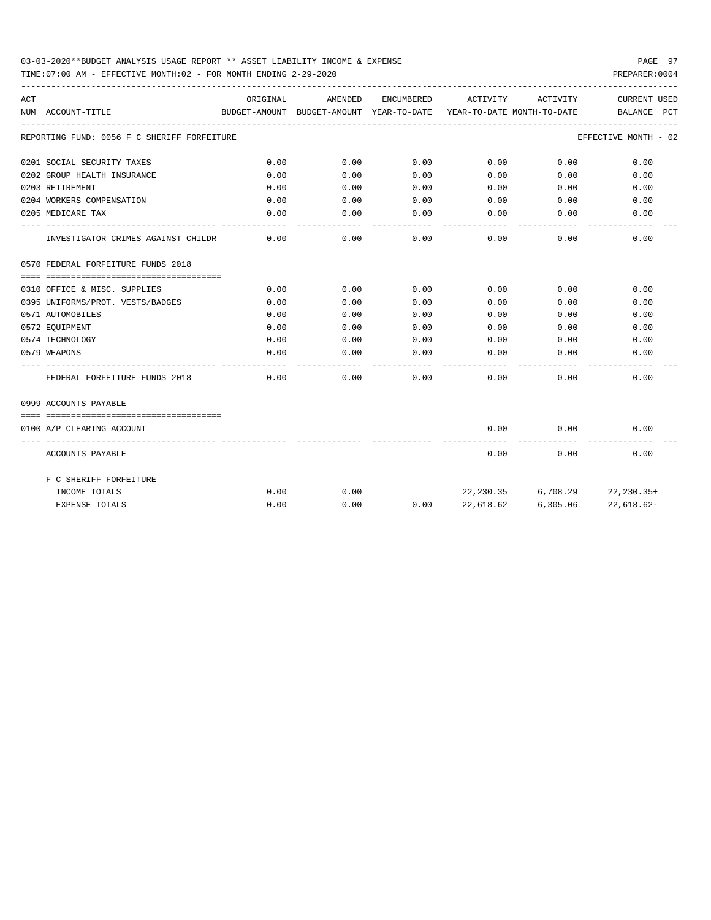03-03-2020**BUDGET ANALYSIS USAGE REPORT ** ASSET LIABILITY INCOME & EXPENSE

TIME:07:00 AM - EFFECTIVE MONTH:02 - FOR MONTH ENDING 2-29-2020

| ACT NUM | ACCOUNT-TITLE | ORIGINAL BUDGET-AMOUNT | AMENDED BUDGET-AMOUNT | ENCUMBERED YEAR-TO-DATE | ACTIVITY YEAR-TO-DATE | ACTIVITY MONTH-TO-DATE | CURRENT BALANCE | USED PCT |
|---|---|---|---|---|---|---|---|---|
| REPORTING FUND: 0056 F C SHERIFF FORFEITURE | | | | | | | EFFECTIVE MONTH - 02 | |
| 0201 | SOCIAL SECURITY TAXES | 0.00 | 0.00 | 0.00 | 0.00 | 0.00 | 0.00 | |
| 0202 | GROUP HEALTH INSURANCE | 0.00 | 0.00 | 0.00 | 0.00 | 0.00 | 0.00 | |
| 0203 | RETIREMENT | 0.00 | 0.00 | 0.00 | 0.00 | 0.00 | 0.00 | |
| 0204 | WORKERS COMPENSATION | 0.00 | 0.00 | 0.00 | 0.00 | 0.00 | 0.00 | |
| 0205 | MEDICARE TAX | 0.00 | 0.00 | 0.00 | 0.00 | 0.00 | 0.00 | |
| | INVESTIGATOR CRIMES AGAINST CHILDR | 0.00 | 0.00 | 0.00 | 0.00 | 0.00 | 0.00 | |
| 0570 FEDERAL FORFEITURE FUNDS 2018 | | | | | | | | |
| 0310 | OFFICE & MISC. SUPPLIES | 0.00 | 0.00 | 0.00 | 0.00 | 0.00 | 0.00 | |
| 0395 | UNIFORMS/PROT. VESTS/BADGES | 0.00 | 0.00 | 0.00 | 0.00 | 0.00 | 0.00 | |
| 0571 | AUTOMOBILES | 0.00 | 0.00 | 0.00 | 0.00 | 0.00 | 0.00 | |
| 0572 | EQUIPMENT | 0.00 | 0.00 | 0.00 | 0.00 | 0.00 | 0.00 | |
| 0574 | TECHNOLOGY | 0.00 | 0.00 | 0.00 | 0.00 | 0.00 | 0.00 | |
| 0579 | WEAPONS | 0.00 | 0.00 | 0.00 | 0.00 | 0.00 | 0.00 | |
| | FEDERAL FORFEITURE FUNDS 2018 | 0.00 | 0.00 | 0.00 | 0.00 | 0.00 | 0.00 | |
| 0999 ACCOUNTS PAYABLE | | | | | | | | |
| 0100 | A/P CLEARING ACCOUNT | | | | 0.00 | 0.00 | 0.00 | |
| | ACCOUNTS PAYABLE | | | | 0.00 | 0.00 | 0.00 | |
| | F C SHERIFF FORFEITURE | | | | | | | |
| | INCOME TOTALS | 0.00 | 0.00 | | 22,230.35 | 6,708.29 | 22,230.35+ | |
| | EXPENSE TOTALS | 0.00 | 0.00 | 0.00 | 22,618.62 | 6,305.06 | 22,618.62- | |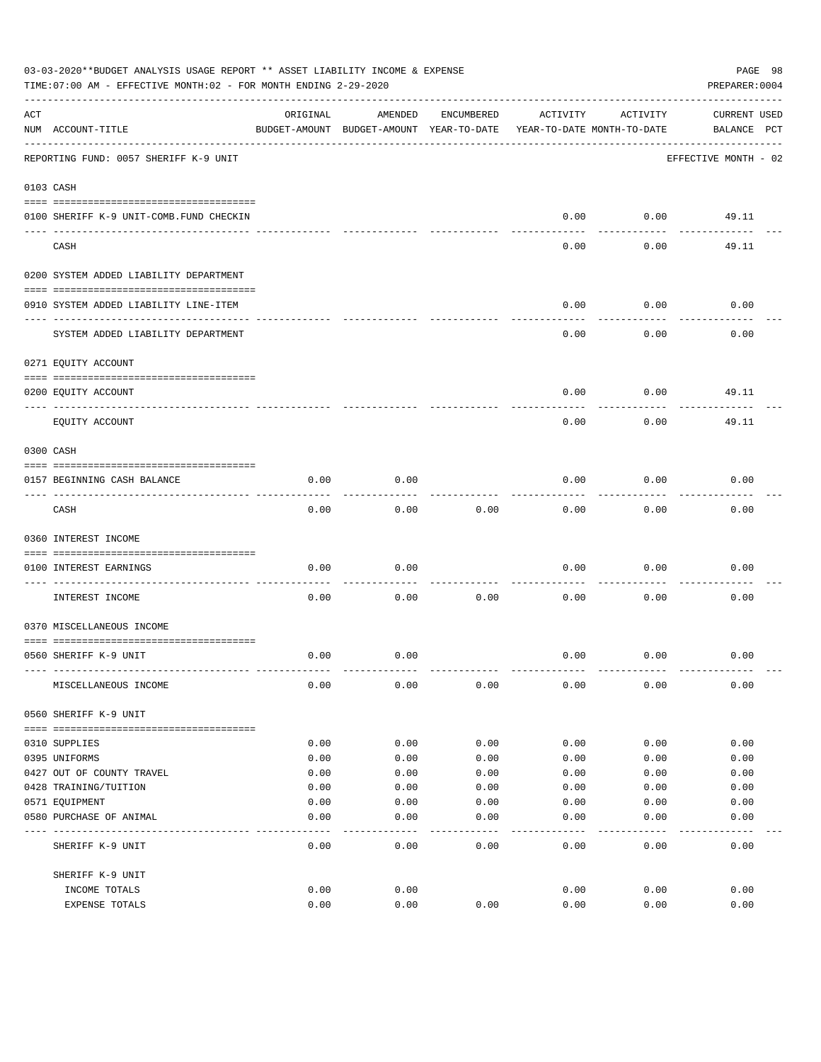03-03-2020**BUDGET ANALYSIS USAGE REPORT ** ASSET LIABILITY INCOME & EXPENSE

TIME:07:00 AM - EFFECTIVE MONTH:02 - FOR MONTH ENDING 2-29-2020

PREPARER:0004

| ACT NUM | ACCOUNT-TITLE | ORIGINAL BUDGET-AMOUNT | AMENDED BUDGET-AMOUNT | ENCUMBERED YEAR-TO-DATE | ACTIVITY YEAR-TO-DATE | ACTIVITY MONTH-TO-DATE | CURRENT BALANCE | USED PCT |
|---|---|---|---|---|---|---|---|---|
| | REPORTING FUND: 0057 SHERIFF K-9 UNIT | | | | | | EFFECTIVE MONTH - 02 | |
| 0103 | CASH | | | | | | | |
| 0100 | SHERIFF K-9 UNIT-COMB.FUND CHECKIN | | | | 0.00 | 0.00 | 49.11 | |
| | CASH | | | | 0.00 | 0.00 | 49.11 | |
| 0200 | SYSTEM ADDED LIABILITY DEPARTMENT | | | | | | | |
| 0910 | SYSTEM ADDED LIABILITY LINE-ITEM | | | | 0.00 | 0.00 | 0.00 | |
| | SYSTEM ADDED LIABILITY DEPARTMENT | | | | 0.00 | 0.00 | 0.00 | |
| 0271 | EQUITY ACCOUNT | | | | | | | |
| 0200 | EQUITY ACCOUNT | | | | 0.00 | 0.00 | 49.11 | |
| | EQUITY ACCOUNT | | | | 0.00 | 0.00 | 49.11 | |
| 0300 | CASH | | | | | | | |
| 0157 | BEGINNING CASH BALANCE | 0.00 | 0.00 | | 0.00 | 0.00 | 0.00 | |
| | CASH | 0.00 | 0.00 | 0.00 | 0.00 | 0.00 | 0.00 | |
| 0360 | INTEREST INCOME | | | | | | | |
| 0100 | INTEREST EARNINGS | 0.00 | 0.00 | | 0.00 | 0.00 | 0.00 | |
| | INTEREST INCOME | 0.00 | 0.00 | 0.00 | 0.00 | 0.00 | 0.00 | |
| 0370 | MISCELLANEOUS INCOME | | | | | | | |
| 0560 | SHERIFF K-9 UNIT | 0.00 | 0.00 | | 0.00 | 0.00 | 0.00 | |
| | MISCELLANEOUS INCOME | 0.00 | 0.00 | 0.00 | 0.00 | 0.00 | 0.00 | |
| 0560 | SHERIFF K-9 UNIT | | | | | | | |
| 0310 | SUPPLIES | 0.00 | 0.00 | 0.00 | 0.00 | 0.00 | 0.00 | |
| 0395 | UNIFORMS | 0.00 | 0.00 | 0.00 | 0.00 | 0.00 | 0.00 | |
| 0427 | OUT OF COUNTY TRAVEL | 0.00 | 0.00 | 0.00 | 0.00 | 0.00 | 0.00 | |
| 0428 | TRAINING/TUITION | 0.00 | 0.00 | 0.00 | 0.00 | 0.00 | 0.00 | |
| 0571 | EQUIPMENT | 0.00 | 0.00 | 0.00 | 0.00 | 0.00 | 0.00 | |
| 0580 | PURCHASE OF ANIMAL | 0.00 | 0.00 | 0.00 | 0.00 | 0.00 | 0.00 | |
| | SHERIFF K-9 UNIT | 0.00 | 0.00 | 0.00 | 0.00 | 0.00 | 0.00 | |
| | SHERIFF K-9 UNIT | | | | | | | |
| | INCOME TOTALS | 0.00 | 0.00 | | 0.00 | 0.00 | 0.00 | |
| | EXPENSE TOTALS | 0.00 | 0.00 | 0.00 | 0.00 | 0.00 | 0.00 | |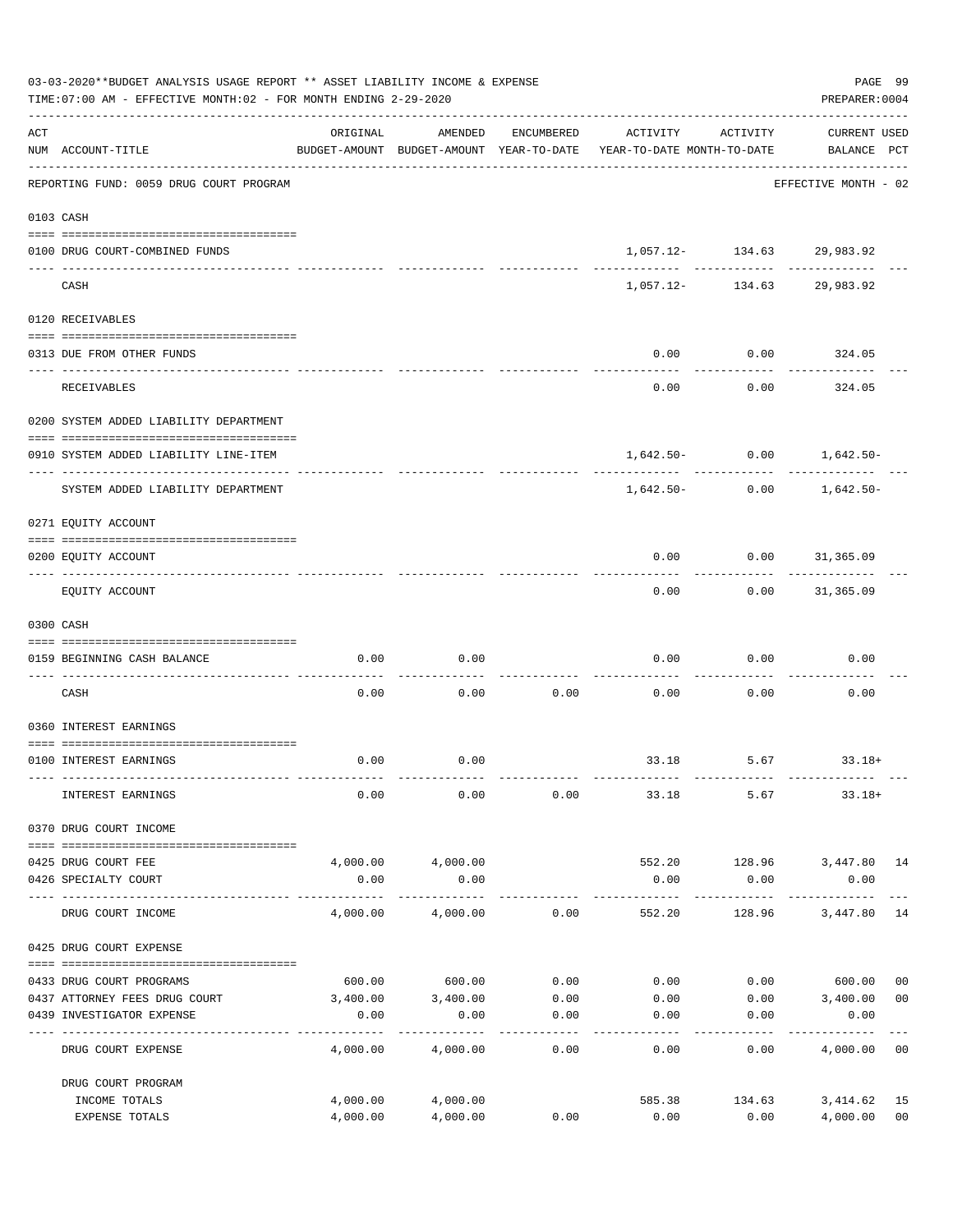03-03-2020**BUDGET ANALYSIS USAGE REPORT ** ASSET LIABILITY INCOME & EXPENSE

TIME:07:00 AM - EFFECTIVE MONTH:02 - FOR MONTH ENDING 2-29-2020

PREPARER:0004

REPORTING FUND: 0059 DRUG COURT PROGRAM — EFFECTIVE MONTH - 02

| ACT NUM | ACCOUNT-TITLE | ORIGINAL BUDGET-AMOUNT | AMENDED BUDGET-AMOUNT | ENCUMBERED YEAR-TO-DATE | ACTIVITY YEAR-TO-DATE | ACTIVITY MONTH-TO-DATE | CURRENT BALANCE | USED PCT |
|---|---|---|---|---|---|---|---|---|
| **0103** | **CASH** | | | | | | | |
| 0100 | DRUG COURT-COMBINED FUNDS | | | | 1,057.12- | 134.63 | 29,983.92 | |
| | CASH | | | | 1,057.12- | 134.63 | 29,983.92 | |
| **0120** | **RECEIVABLES** | | | | | | | |
| 0313 | DUE FROM OTHER FUNDS | | | | 0.00 | 0.00 | 324.05 | |
| | RECEIVABLES | | | | 0.00 | 0.00 | 324.05 | |
| **0200** | **SYSTEM ADDED LIABILITY DEPARTMENT** | | | | | | | |
| 0910 | SYSTEM ADDED LIABILITY LINE-ITEM | | | | 1,642.50- | 0.00 | 1,642.50- | |
| | SYSTEM ADDED LIABILITY DEPARTMENT | | | | 1,642.50- | 0.00 | 1,642.50- | |
| **0271** | **EQUITY ACCOUNT** | | | | | | | |
| 0200 | EQUITY ACCOUNT | | | | 0.00 | 0.00 | 31,365.09 | |
| | EQUITY ACCOUNT | | | | 0.00 | 0.00 | 31,365.09 | |
| **0300** | **CASH** | | | | | | | |
| 0159 | BEGINNING CASH BALANCE | 0.00 | 0.00 | | 0.00 | 0.00 | 0.00 | |
| | CASH | 0.00 | 0.00 | 0.00 | 0.00 | 0.00 | 0.00 | |
| **0360** | **INTEREST EARNINGS** | | | | | | | |
| 0100 | INTEREST EARNINGS | 0.00 | 0.00 | | 33.18 | 5.67 | 33.18+ | |
| | INTEREST EARNINGS | 0.00 | 0.00 | 0.00 | 33.18 | 5.67 | 33.18+ | |
| **0370** | **DRUG COURT INCOME** | | | | | | | |
| 0425 | DRUG COURT FEE | 4,000.00 | 4,000.00 | | 552.20 | 128.96 | 3,447.80 | 14 |
| 0426 | SPECIALTY COURT | 0.00 | 0.00 | | 0.00 | 0.00 | 0.00 | |
| | DRUG COURT INCOME | 4,000.00 | 4,000.00 | 0.00 | 552.20 | 128.96 | 3,447.80 | 14 |
| **0425** | **DRUG COURT EXPENSE** | | | | | | | |
| 0433 | DRUG COURT PROGRAMS | 600.00 | 600.00 | 0.00 | 0.00 | 0.00 | 600.00 | 00 |
| 0437 | ATTORNEY FEES DRUG COURT | 3,400.00 | 3,400.00 | 0.00 | 0.00 | 0.00 | 3,400.00 | 00 |
| 0439 | INVESTIGATOR EXPENSE | 0.00 | 0.00 | 0.00 | 0.00 | 0.00 | 0.00 | |
| | DRUG COURT EXPENSE | 4,000.00 | 4,000.00 | 0.00 | 0.00 | 0.00 | 4,000.00 | 00 |
| | **DRUG COURT PROGRAM** | | | | | | | |
| | INCOME TOTALS | 4,000.00 | 4,000.00 | | 585.38 | 134.63 | 3,414.62 | 15 |
| | EXPENSE TOTALS | 4,000.00 | 4,000.00 | 0.00 | 0.00 | 0.00 | 4,000.00 | 00 |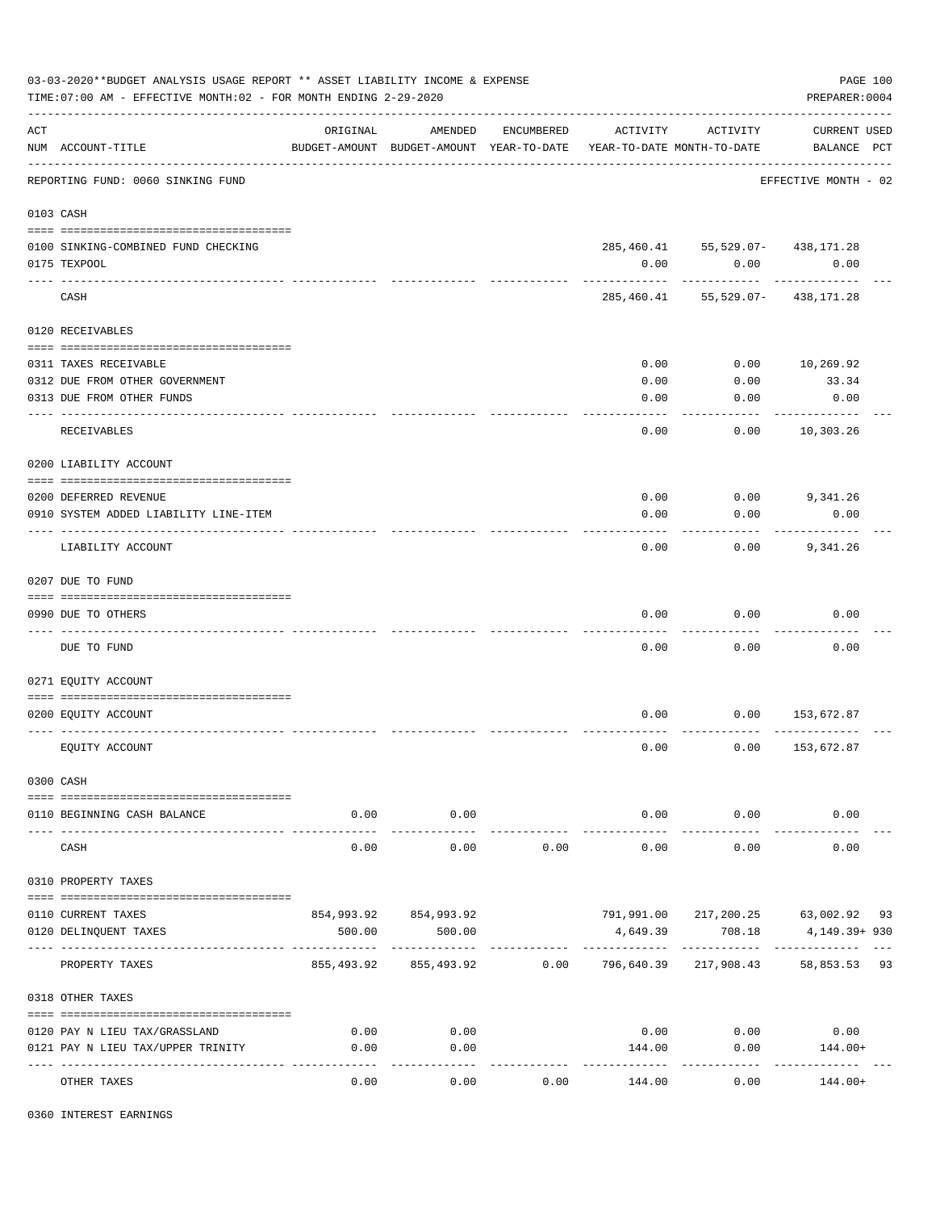03-03-2020**BUDGET ANALYSIS USAGE REPORT ** ASSET LIABILITY INCOME & EXPENSE

TIME:07:00 AM - EFFECTIVE MONTH:02 - FOR MONTH ENDING 2-29-2020

PREPARER:0004

REPORTING FUND: 0060 SINKING FUND — EFFECTIVE MONTH - 02

| ACT NUM | ACCOUNT-TITLE | ORIGINAL BUDGET-AMOUNT | AMENDED BUDGET-AMOUNT | ENCUMBERED YEAR-TO-DATE | ACTIVITY YEAR-TO-DATE | ACTIVITY MONTH-TO-DATE | CURRENT USED BALANCE | PCT |
|---|---|---|---|---|---|---|---|---|
| 0103 | CASH | | | | | | | |
| 0100 | SINKING-COMBINED FUND CHECKING | | | | 285,460.41 | 55,529.07- | 438,171.28 | |
| 0175 | TEXPOOL | | | | 0.00 | 0.00 | 0.00 | |
| | CASH | | | | 285,460.41 | 55,529.07- | 438,171.28 | |
| 0120 | RECEIVABLES | | | | | | | |
| 0311 | TAXES RECEIVABLE | | | | 0.00 | 0.00 | 10,269.92 | |
| 0312 | DUE FROM OTHER GOVERNMENT | | | | 0.00 | 0.00 | 33.34 | |
| 0313 | DUE FROM OTHER FUNDS | | | | 0.00 | 0.00 | 0.00 | |
| | RECEIVABLES | | | | 0.00 | 0.00 | 10,303.26 | |
| 0200 | LIABILITY ACCOUNT | | | | | | | |
| 0200 | DEFERRED REVENUE | | | | 0.00 | 0.00 | 9,341.26 | |
| 0910 | SYSTEM ADDED LIABILITY LINE-ITEM | | | | 0.00 | 0.00 | 0.00 | |
| | LIABILITY ACCOUNT | | | | 0.00 | 0.00 | 9,341.26 | |
| 0207 | DUE TO FUND | | | | | | | |
| 0990 | DUE TO OTHERS | | | | 0.00 | 0.00 | 0.00 | |
| | DUE TO FUND | | | | 0.00 | 0.00 | 0.00 | |
| 0271 | EQUITY ACCOUNT | | | | | | | |
| 0200 | EQUITY ACCOUNT | | | | 0.00 | 0.00 | 153,672.87 | |
| | EQUITY ACCOUNT | | | | 0.00 | 0.00 | 153,672.87 | |
| 0300 | CASH | | | | | | | |
| 0110 | BEGINNING CASH BALANCE | 0.00 | 0.00 | | 0.00 | 0.00 | 0.00 | |
| | CASH | 0.00 | 0.00 | 0.00 | 0.00 | 0.00 | 0.00 | |
| 0310 | PROPERTY TAXES | | | | | | | |
| 0110 | CURRENT TAXES | 854,993.92 | 854,993.92 | | 791,991.00 | 217,200.25 | 63,002.92 | 93 |
| 0120 | DELINQUENT TAXES | 500.00 | 500.00 | | 4,649.39 | 708.18 | 4,149.39+ | 930 |
| | PROPERTY TAXES | 855,493.92 | 855,493.92 | 0.00 | 796,640.39 | 217,908.43 | 58,853.53 | 93 |
| 0318 | OTHER TAXES | | | | | | | |
| 0120 | PAY N LIEU TAX/GRASSLAND | 0.00 | 0.00 | | 0.00 | 0.00 | 0.00 | |
| 0121 | PAY N LIEU TAX/UPPER TRINITY | 0.00 | 0.00 | | 144.00 | 0.00 | 144.00+ | |
| | OTHER TAXES | 0.00 | 0.00 | 0.00 | 144.00 | 0.00 | 144.00+ | |
| 0360 | INTEREST EARNINGS | | | | | | | |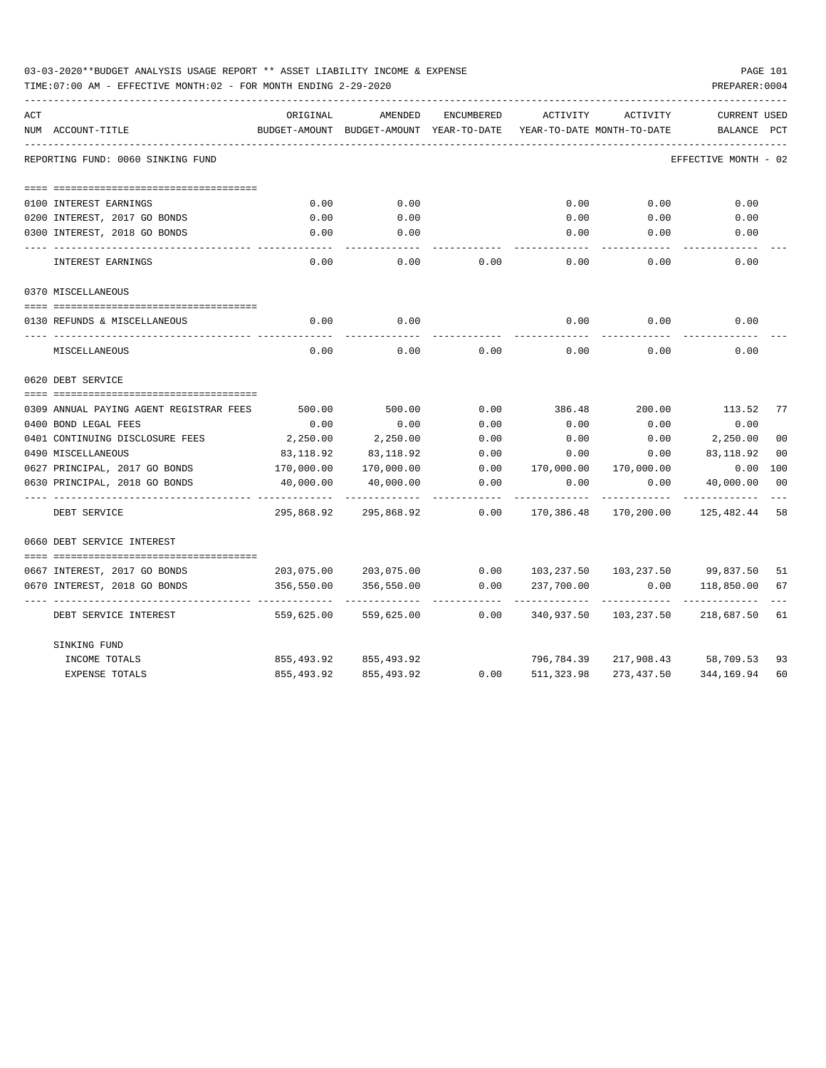03-03-2020**BUDGET ANALYSIS USAGE REPORT ** ASSET LIABILITY INCOME & EXPENSE

TIME:07:00 AM - EFFECTIVE MONTH:02 - FOR MONTH ENDING 2-29-2020

| ACT NUM | ACCOUNT-TITLE | ORIGINAL BUDGET-AMOUNT | AMENDED BUDGET-AMOUNT | ENCUMBERED YEAR-TO-DATE | ACTIVITY YEAR-TO-DATE | ACTIVITY MONTH-TO-DATE | CURRENT BALANCE | USED PCT |
|---|---|---|---|---|---|---|---|---|
| | REPORTING FUND: 0060 SINKING FUND | | | | | | EFFECTIVE MONTH - 02 | |
| 0100 | INTEREST EARNINGS | 0.00 | 0.00 | | 0.00 | 0.00 | 0.00 | |
| 0200 | INTEREST, 2017 GO BONDS | 0.00 | 0.00 | | 0.00 | 0.00 | 0.00 | |
| 0300 | INTEREST, 2018 GO BONDS | 0.00 | 0.00 | | 0.00 | 0.00 | 0.00 | |
| | INTEREST EARNINGS | 0.00 | 0.00 | 0.00 | 0.00 | 0.00 | 0.00 | |
| | 0370 MISCELLANEOUS | | | | | | | |
| 0130 | REFUNDS & MISCELLANEOUS | 0.00 | 0.00 | | 0.00 | 0.00 | 0.00 | |
| | MISCELLANEOUS | 0.00 | 0.00 | 0.00 | 0.00 | 0.00 | 0.00 | |
| | 0620 DEBT SERVICE | | | | | | | |
| 0309 | ANNUAL PAYING AGENT REGISTRAR FEES | 500.00 | 500.00 | 0.00 | 386.48 | 200.00 | 113.52 | 77 |
| 0400 | BOND LEGAL FEES | 0.00 | 0.00 | 0.00 | 0.00 | 0.00 | 0.00 | |
| 0401 | CONTINUING DISCLOSURE FEES | 2,250.00 | 2,250.00 | 0.00 | 0.00 | 0.00 | 2,250.00 | 00 |
| 0490 | MISCELLANEOUS | 83,118.92 | 83,118.92 | 0.00 | 0.00 | 0.00 | 83,118.92 | 00 |
| 0627 | PRINCIPAL, 2017 GO BONDS | 170,000.00 | 170,000.00 | 0.00 | 170,000.00 | 170,000.00 | 0.00 | 100 |
| 0630 | PRINCIPAL, 2018 GO BONDS | 40,000.00 | 40,000.00 | 0.00 | 0.00 | 0.00 | 40,000.00 | 00 |
| | DEBT SERVICE | 295,868.92 | 295,868.92 | 0.00 | 170,386.48 | 170,200.00 | 125,482.44 | 58 |
| | 0660 DEBT SERVICE INTEREST | | | | | | | |
| 0667 | INTEREST, 2017 GO BONDS | 203,075.00 | 203,075.00 | 0.00 | 103,237.50 | 103,237.50 | 99,837.50 | 51 |
| 0670 | INTEREST, 2018 GO BONDS | 356,550.00 | 356,550.00 | 0.00 | 237,700.00 | 0.00 | 118,850.00 | 67 |
| | DEBT SERVICE INTEREST | 559,625.00 | 559,625.00 | 0.00 | 340,937.50 | 103,237.50 | 218,687.50 | 61 |
| | SINKING FUND | | | | | | | |
| | INCOME TOTALS | 855,493.92 | 855,493.92 | | 796,784.39 | 217,908.43 | 58,709.53 | 93 |
| | EXPENSE TOTALS | 855,493.92 | 855,493.92 | 0.00 | 511,323.98 | 273,437.50 | 344,169.94 | 60 |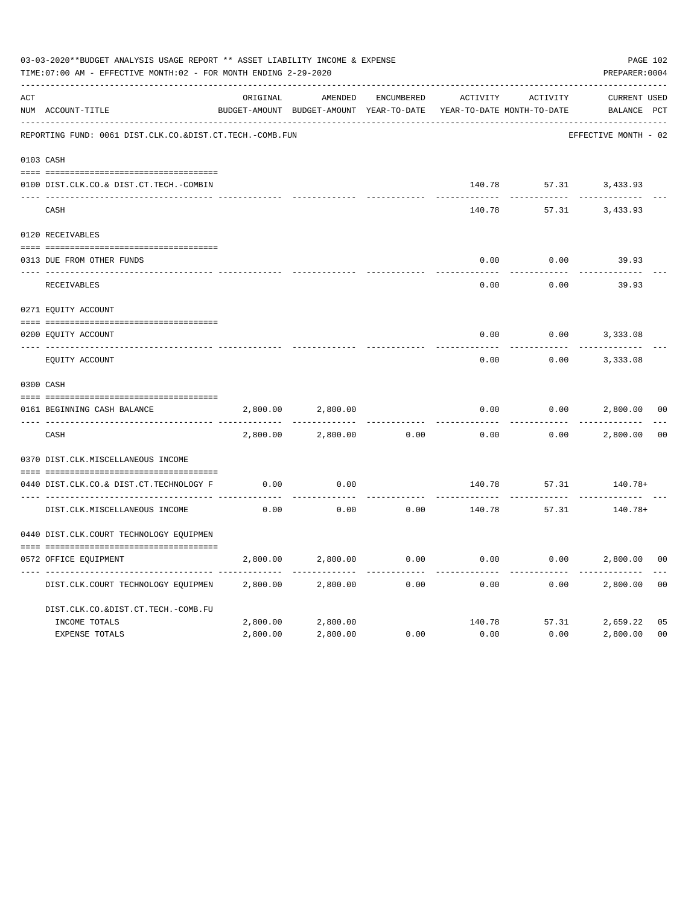03-03-2020**BUDGET ANALYSIS USAGE REPORT ** ASSET LIABILITY INCOME & EXPENSE

TIME:07:00 AM - EFFECTIVE MONTH:02 - FOR MONTH ENDING 2-29-2020

PREPARER:0004

REPORTING FUND: 0061 DIST.CLK.CO.&DIST.CT.TECH.-COMB.FUN — EFFECTIVE MONTH - 02

| ACT NUM | ACCOUNT-TITLE | ORIGINAL BUDGET-AMOUNT | AMENDED BUDGET-AMOUNT | ENCUMBERED YEAR-TO-DATE | ACTIVITY YEAR-TO-DATE | ACTIVITY MONTH-TO-DATE | CURRENT BALANCE | USED PCT |
|---|---|---|---|---|---|---|---|---|
| 0103 | CASH | | | | | | | |
| 0100 | DIST.CLK.CO.& DIST.CT.TECH.-COMBIN | | | | 140.78 | 57.31 | 3,433.93 | |
| | CASH | | | | 140.78 | 57.31 | 3,433.93 | |
| 0120 | RECEIVABLES | | | | | | | |
| 0313 | DUE FROM OTHER FUNDS | | | | 0.00 | 0.00 | 39.93 | |
| | RECEIVABLES | | | | 0.00 | 0.00 | 39.93 | |
| 0271 | EQUITY ACCOUNT | | | | | | | |
| 0200 | EQUITY ACCOUNT | | | | 0.00 | 0.00 | 3,333.08 | |
| | EQUITY ACCOUNT | | | | 0.00 | 0.00 | 3,333.08 | |
| 0300 | CASH | | | | | | | |
| 0161 | BEGINNING CASH BALANCE | 2,800.00 | 2,800.00 | | 0.00 | 0.00 | 2,800.00 | 00 |
| | CASH | 2,800.00 | 2,800.00 | 0.00 | 0.00 | 0.00 | 2,800.00 | 00 |
| 0370 | DIST.CLK.MISCELLANEOUS INCOME | | | | | | | |
| 0440 | DIST.CLK.CO.& DIST.CT.TECHNOLOGY F | 0.00 | 0.00 | | 140.78 | 57.31 | 140.78+ | |
| | DIST.CLK.MISCELLANEOUS INCOME | 0.00 | 0.00 | 0.00 | 140.78 | 57.31 | 140.78+ | |
| 0440 | DIST.CLK.COURT TECHNOLOGY EQUIPMEN | | | | | | | |
| 0572 | OFFICE EQUIPMENT | 2,800.00 | 2,800.00 | 0.00 | 0.00 | 0.00 | 2,800.00 | 00 |
| | DIST.CLK.COURT TECHNOLOGY EQUIPMEN | 2,800.00 | 2,800.00 | 0.00 | 0.00 | 0.00 | 2,800.00 | 00 |
| | DIST.CLK.CO.&DIST.CT.TECH.-COMB.FU | | | | | | | |
| | INCOME TOTALS | 2,800.00 | 2,800.00 | | 140.78 | 57.31 | 2,659.22 | 05 |
| | EXPENSE TOTALS | 2,800.00 | 2,800.00 | 0.00 | 0.00 | 0.00 | 2,800.00 | 00 |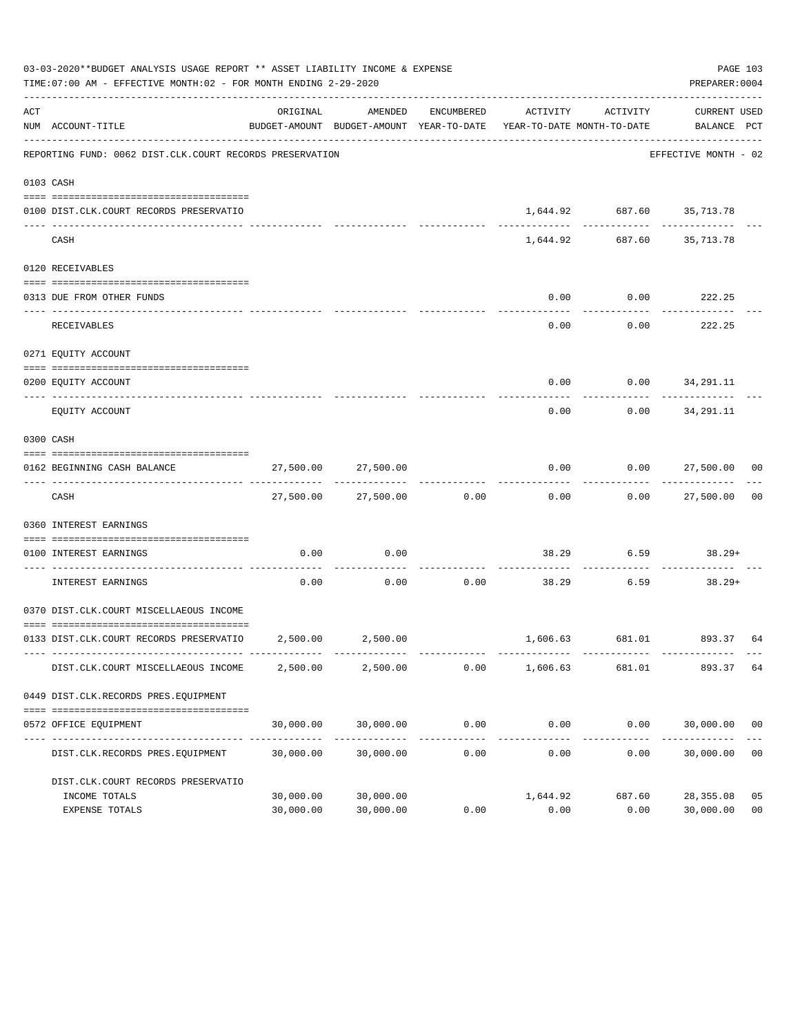03-03-2020**BUDGET ANALYSIS USAGE REPORT ** ASSET LIABILITY INCOME & EXPENSE

TIME:07:00 AM - EFFECTIVE MONTH:02 - FOR MONTH ENDING 2-29-2020

PREPARER:0004

REPORTING FUND: 0062 DIST.CLK.COURT RECORDS PRESERVATION — EFFECTIVE MONTH - 02

| ACT NUM | ACCOUNT-TITLE | ORIGINAL BUDGET-AMOUNT | AMENDED BUDGET-AMOUNT | ENCUMBERED YEAR-TO-DATE | ACTIVITY YEAR-TO-DATE | ACTIVITY MONTH-TO-DATE | CURRENT BALANCE | USED PCT |
|---|---|---|---|---|---|---|---|---|
| 0103 | CASH | | | | | | | |
| 0100 | DIST.CLK.COURT RECORDS PRESERVATIO | | | | 1,644.92 | 687.60 | 35,713.78 | |
| | CASH | | | | 1,644.92 | 687.60 | 35,713.78 | |
| 0120 | RECEIVABLES | | | | | | | |
| 0313 | DUE FROM OTHER FUNDS | | | | 0.00 | 0.00 | 222.25 | |
| | RECEIVABLES | | | | 0.00 | 0.00 | 222.25 | |
| 0271 | EQUITY ACCOUNT | | | | | | | |
| 0200 | EQUITY ACCOUNT | | | | 0.00 | 0.00 | 34,291.11 | |
| | EQUITY ACCOUNT | | | | 0.00 | 0.00 | 34,291.11 | |
| 0300 | CASH | | | | | | | |
| 0162 | BEGINNING CASH BALANCE | 27,500.00 | 27,500.00 | | 0.00 | 0.00 | 27,500.00 | 00 |
| | CASH | 27,500.00 | 27,500.00 | 0.00 | 0.00 | 0.00 | 27,500.00 | 00 |
| 0360 | INTEREST EARNINGS | | | | | | | |
| 0100 | INTEREST EARNINGS | 0.00 | 0.00 | | 38.29 | 6.59 | 38.29+ | |
| | INTEREST EARNINGS | 0.00 | 0.00 | 0.00 | 38.29 | 6.59 | 38.29+ | |
| 0370 | DIST.CLK.COURT MISCELLAEOUS INCOME | | | | | | | |
| 0133 | DIST.CLK.COURT RECORDS PRESERVATIO | 2,500.00 | 2,500.00 | | 1,606.63 | 681.01 | 893.37 | 64 |
| | DIST.CLK.COURT MISCELLAEOUS INCOME | 2,500.00 | 2,500.00 | 0.00 | 1,606.63 | 681.01 | 893.37 | 64 |
| 0449 | DIST.CLK.RECORDS PRES.EQUIPMENT | | | | | | | |
| 0572 | OFFICE EQUIPMENT | 30,000.00 | 30,000.00 | 0.00 | 0.00 | 0.00 | 30,000.00 | 00 |
| | DIST.CLK.RECORDS PRES.EQUIPMENT | 30,000.00 | 30,000.00 | 0.00 | 0.00 | 0.00 | 30,000.00 | 00 |
| | DIST.CLK.COURT RECORDS PRESERVATIO | | | | | | | |
| | INCOME TOTALS | 30,000.00 | 30,000.00 | | 1,644.92 | 687.60 | 28,355.08 | 05 |
| | EXPENSE TOTALS | 30,000.00 | 30,000.00 | 0.00 | 0.00 | 0.00 | 30,000.00 | 00 |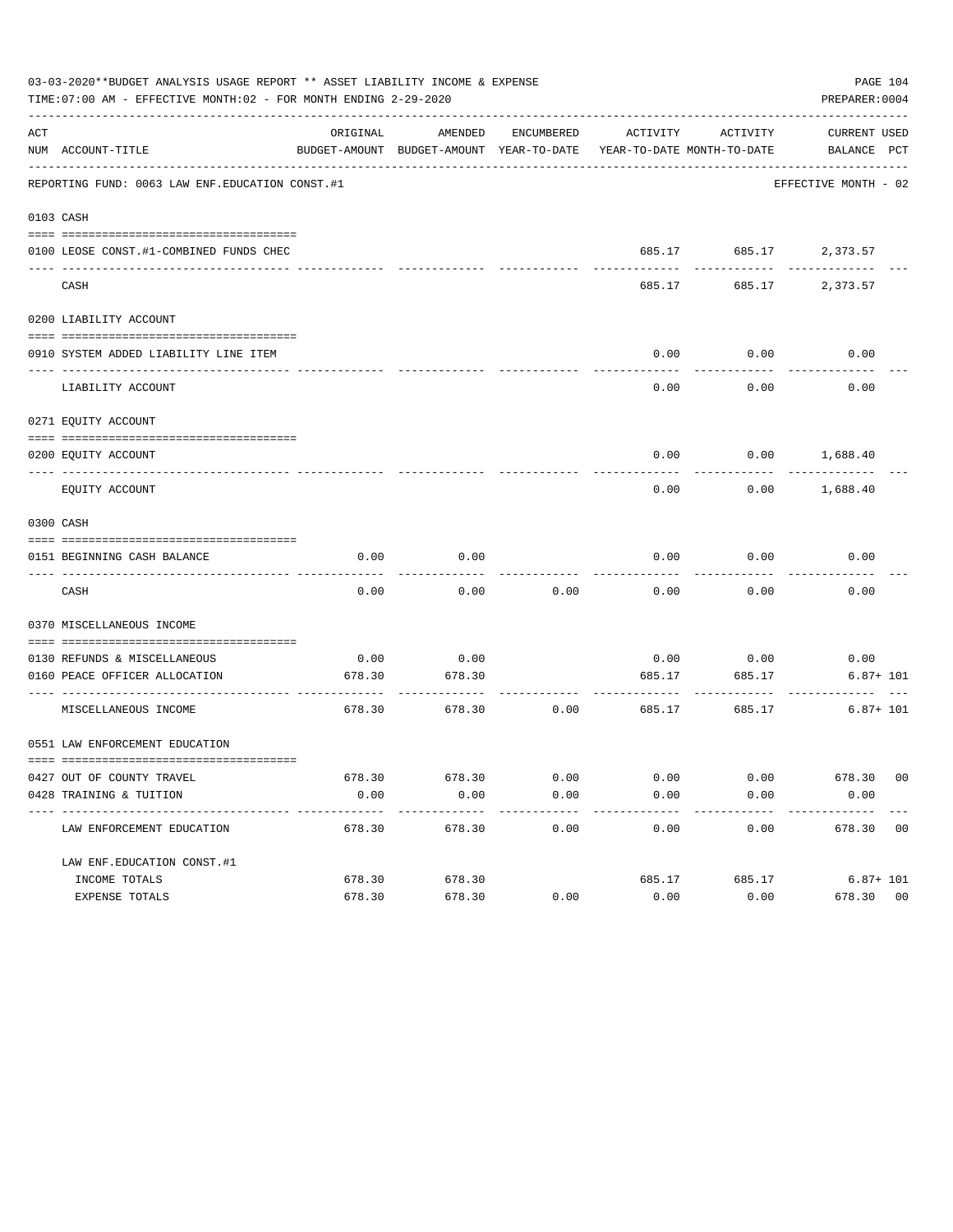03-03-2020**BUDGET ANALYSIS USAGE REPORT ** ASSET LIABILITY INCOME & EXPENSE

TIME:07:00 AM - EFFECTIVE MONTH:02 - FOR MONTH ENDING 2-29-2020

PREPARER:0004

REPORTING FUND: 0063 LAW ENF.EDUCATION CONST.#1 — EFFECTIVE MONTH - 02

| ACT NUM | ACCOUNT-TITLE | ORIGINAL BUDGET-AMOUNT | AMENDED BUDGET-AMOUNT | ENCUMBERED YEAR-TO-DATE | ACTIVITY YEAR-TO-DATE | ACTIVITY MONTH-TO-DATE | CURRENT BALANCE | USED PCT |
|---|---|---|---|---|---|---|---|---|
| **0103** | **CASH** | | | | | | | |
| 0100 | LEOSE CONST.#1-COMBINED FUNDS CHEC | | | | 685.17 | 685.17 | 2,373.57 | |
| | CASH | | | | 685.17 | 685.17 | 2,373.57 | |
| **0200** | **LIABILITY ACCOUNT** | | | | | | | |
| 0910 | SYSTEM ADDED LIABILITY LINE ITEM | | | | 0.00 | 0.00 | 0.00 | |
| | LIABILITY ACCOUNT | | | | 0.00 | 0.00 | 0.00 | |
| **0271** | **EQUITY ACCOUNT** | | | | | | | |
| 0200 | EQUITY ACCOUNT | | | | 0.00 | 0.00 | 1,688.40 | |
| | EQUITY ACCOUNT | | | | 0.00 | 0.00 | 1,688.40 | |
| **0300** | **CASH** | | | | | | | |
| 0151 | BEGINNING CASH BALANCE | 0.00 | 0.00 | | 0.00 | 0.00 | 0.00 | |
| | CASH | 0.00 | 0.00 | 0.00 | 0.00 | 0.00 | 0.00 | |
| **0370** | **MISCELLANEOUS INCOME** | | | | | | | |
| 0130 | REFUNDS & MISCELLANEOUS | 0.00 | 0.00 | | 0.00 | 0.00 | 0.00 | |
| 0160 | PEACE OFFICER ALLOCATION | 678.30 | 678.30 | | 685.17 | 685.17 | 6.87+ | 101 |
| | MISCELLANEOUS INCOME | 678.30 | 678.30 | 0.00 | 685.17 | 685.17 | 6.87+ | 101 |
| **0551** | **LAW ENFORCEMENT EDUCATION** | | | | | | | |
| 0427 | OUT OF COUNTY TRAVEL | 678.30 | 678.30 | 0.00 | 0.00 | 0.00 | 678.30 | 00 |
| 0428 | TRAINING & TUITION | 0.00 | 0.00 | 0.00 | 0.00 | 0.00 | 0.00 | |
| | LAW ENFORCEMENT EDUCATION | 678.30 | 678.30 | 0.00 | 0.00 | 0.00 | 678.30 | 00 |
| | LAW ENF.EDUCATION CONST.#1 | | | | | | | |
| | INCOME TOTALS | 678.30 | 678.30 | | 685.17 | 685.17 | 6.87+ | 101 |
| | EXPENSE TOTALS | 678.30 | 678.30 | 0.00 | 0.00 | 0.00 | 678.30 | 00 |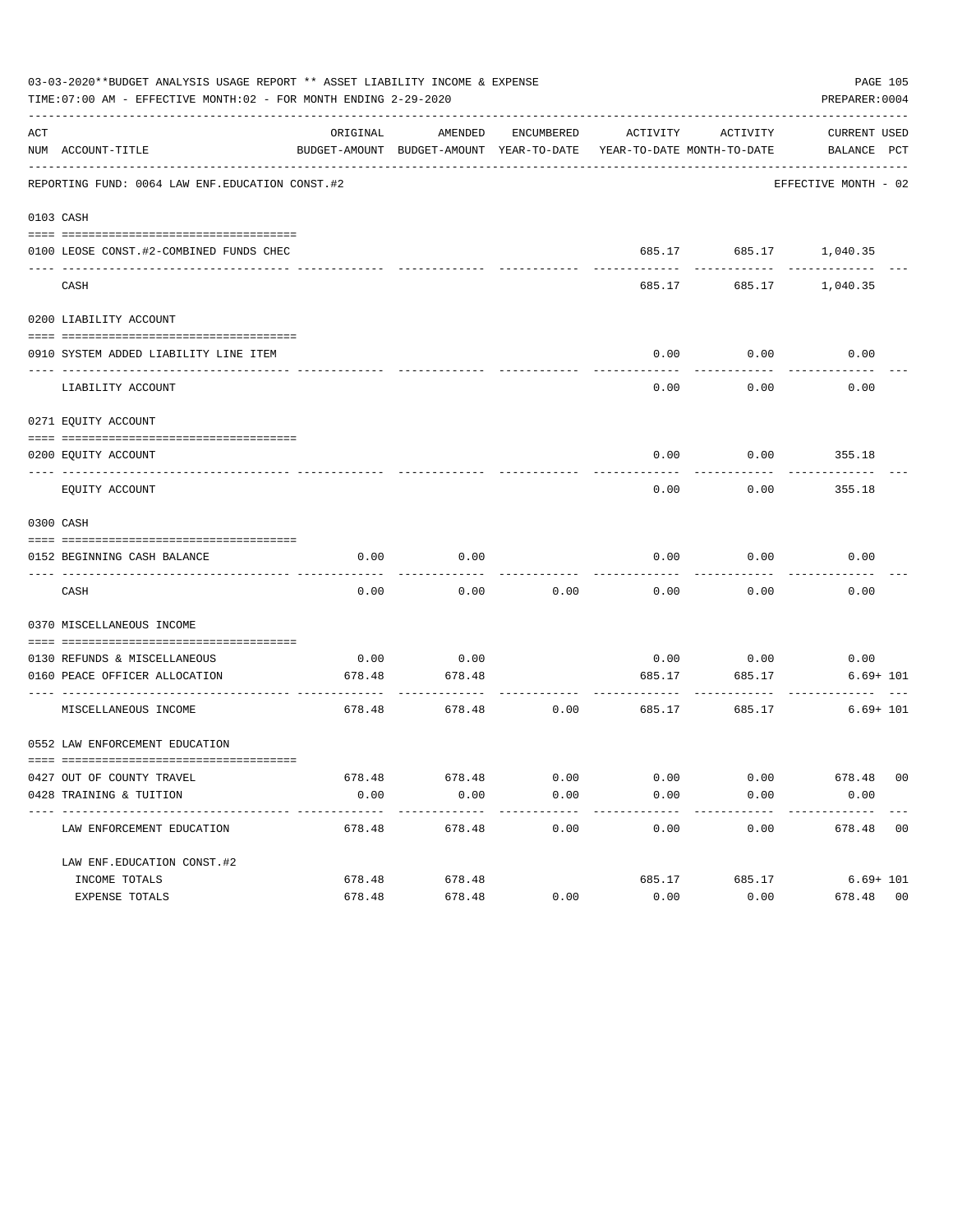03-03-2020**BUDGET ANALYSIS USAGE REPORT ** ASSET LIABILITY INCOME & EXPENSE

TIME:07:00 AM - EFFECTIVE MONTH:02 - FOR MONTH ENDING 2-29-2020

PREPARER:0004

| ACT NUM | ACCOUNT-TITLE | ORIGINAL BUDGET-AMOUNT | AMENDED BUDGET-AMOUNT | ENCUMBERED YEAR-TO-DATE | ACTIVITY YEAR-TO-DATE | ACTIVITY MONTH-TO-DATE | CURRENT BALANCE | USED PCT |
|---|---|---|---|---|---|---|---|---|
| | REPORTING FUND: 0064 LAW ENF.EDUCATION CONST.#2 | | | | | | EFFECTIVE MONTH - 02 | |
| 0103 | CASH | | | | | | | |
| 0100 | LEOSE CONST.#2-COMBINED FUNDS CHEC | | | | 685.17 | 685.17 | 1,040.35 | |
| | CASH | | | | 685.17 | 685.17 | 1,040.35 | |
| 0200 | LIABILITY ACCOUNT | | | | | | | |
| 0910 | SYSTEM ADDED LIABILITY LINE ITEM | | | | 0.00 | 0.00 | 0.00 | |
| | LIABILITY ACCOUNT | | | | 0.00 | 0.00 | 0.00 | |
| 0271 | EQUITY ACCOUNT | | | | | | | |
| 0200 | EQUITY ACCOUNT | | | | 0.00 | 0.00 | 355.18 | |
| | EQUITY ACCOUNT | | | | 0.00 | 0.00 | 355.18 | |
| 0300 | CASH | | | | | | | |
| 0152 | BEGINNING CASH BALANCE | 0.00 | 0.00 | | 0.00 | 0.00 | 0.00 | |
| | CASH | 0.00 | 0.00 | 0.00 | 0.00 | 0.00 | 0.00 | |
| 0370 | MISCELLANEOUS INCOME | | | | | | | |
| 0130 | REFUNDS & MISCELLANEOUS | 0.00 | 0.00 | | 0.00 | 0.00 | 0.00 | |
| 0160 | PEACE OFFICER ALLOCATION | 678.48 | 678.48 | | 685.17 | 685.17 | 6.69+ | 101 |
| | MISCELLANEOUS INCOME | 678.48 | 678.48 | 0.00 | 685.17 | 685.17 | 6.69+ | 101 |
| 0552 | LAW ENFORCEMENT EDUCATION | | | | | | | |
| 0427 | OUT OF COUNTY TRAVEL | 678.48 | 678.48 | 0.00 | 0.00 | 0.00 | 678.48 | 00 |
| 0428 | TRAINING & TUITION | 0.00 | 0.00 | 0.00 | 0.00 | 0.00 | 0.00 | |
| | LAW ENFORCEMENT EDUCATION | 678.48 | 678.48 | 0.00 | 0.00 | 0.00 | 678.48 | 00 |
| | LAW ENF.EDUCATION CONST.#2 | | | | | | | |
| | INCOME TOTALS | 678.48 | 678.48 | | 685.17 | 685.17 | 6.69+ | 101 |
| | EXPENSE TOTALS | 678.48 | 678.48 | 0.00 | 0.00 | 0.00 | 678.48 | 00 |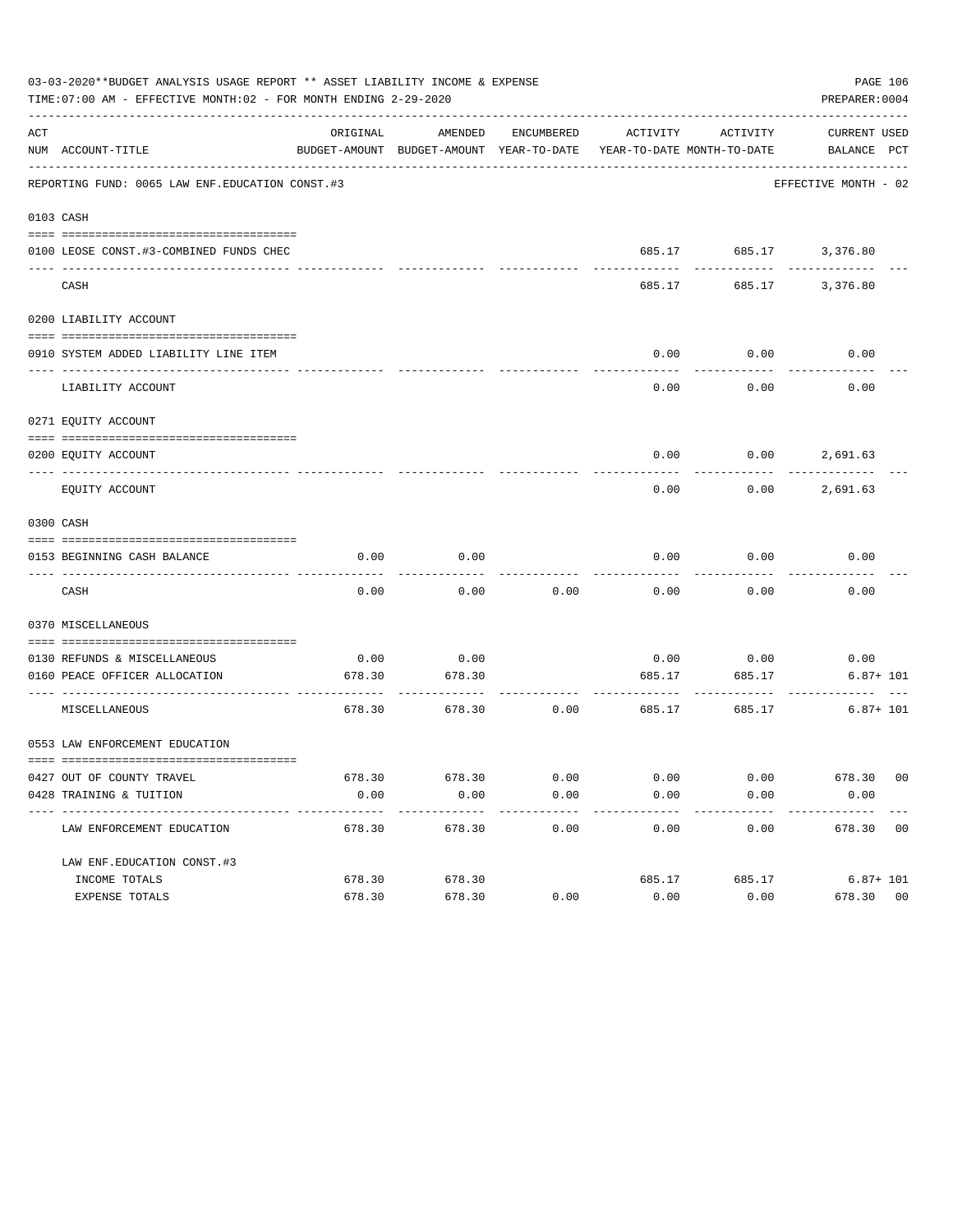03-03-2020**BUDGET ANALYSIS USAGE REPORT ** ASSET LIABILITY INCOME & EXPENSE

TIME:07:00 AM - EFFECTIVE MONTH:02 - FOR MONTH ENDING 2-29-2020

PREPARER:0004

| ACT NUM | ACCOUNT-TITLE | ORIGINAL BUDGET-AMOUNT | AMENDED BUDGET-AMOUNT | ENCUMBERED YEAR-TO-DATE | ACTIVITY YEAR-TO-DATE | ACTIVITY MONTH-TO-DATE | CURRENT BALANCE | USED PCT |
|---|---|---|---|---|---|---|---|---|
| | REPORTING FUND: 0065 LAW ENF.EDUCATION CONST.#3 | | | | | | EFFECTIVE MONTH - 02 | |
| 0103 | CASH | | | | | | | |
| 0100 | LEOSE CONST.#3-COMBINED FUNDS CHEC | | | | 685.17 | 685.17 | 3,376.80 | |
| | CASH | | | | 685.17 | 685.17 | 3,376.80 | |
| 0200 | LIABILITY ACCOUNT | | | | | | | |
| 0910 | SYSTEM ADDED LIABILITY LINE ITEM | | | | 0.00 | 0.00 | 0.00 | |
| | LIABILITY ACCOUNT | | | | 0.00 | 0.00 | 0.00 | |
| 0271 | EQUITY ACCOUNT | | | | | | | |
| 0200 | EQUITY ACCOUNT | | | | 0.00 | 0.00 | 2,691.63 | |
| | EQUITY ACCOUNT | | | | 0.00 | 0.00 | 2,691.63 | |
| 0300 | CASH | | | | | | | |
| 0153 | BEGINNING CASH BALANCE | 0.00 | 0.00 | | 0.00 | 0.00 | 0.00 | |
| | CASH | 0.00 | 0.00 | 0.00 | 0.00 | 0.00 | 0.00 | |
| 0370 | MISCELLANEOUS | | | | | | | |
| 0130 | REFUNDS & MISCELLANEOUS | 0.00 | 0.00 | | 0.00 | 0.00 | 0.00 | |
| 0160 | PEACE OFFICER ALLOCATION | 678.30 | 678.30 | | 685.17 | 685.17 | 6.87+ | 101 |
| | MISCELLANEOUS | 678.30 | 678.30 | 0.00 | 685.17 | 685.17 | 6.87+ | 101 |
| 0553 | LAW ENFORCEMENT EDUCATION | | | | | | | |
| 0427 | OUT OF COUNTY TRAVEL | 678.30 | 678.30 | 0.00 | 0.00 | 0.00 | 678.30 | 00 |
| 0428 | TRAINING & TUITION | 0.00 | 0.00 | 0.00 | 0.00 | 0.00 | 0.00 | |
| | LAW ENFORCEMENT EDUCATION | 678.30 | 678.30 | 0.00 | 0.00 | 0.00 | 678.30 | 00 |
| | LAW ENF.EDUCATION CONST.#3 | | | | | | | |
| | INCOME TOTALS | 678.30 | 678.30 | | 685.17 | 685.17 | 6.87+ | 101 |
| | EXPENSE TOTALS | 678.30 | 678.30 | 0.00 | 0.00 | 0.00 | 678.30 | 00 |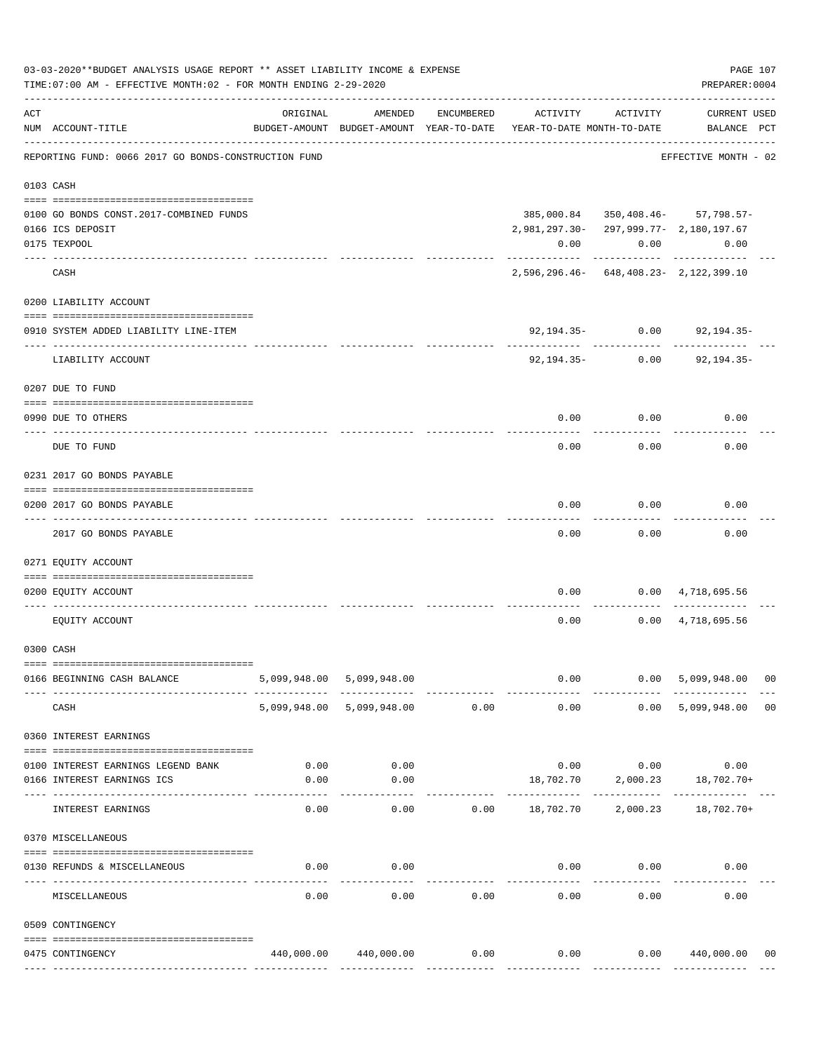03-03-2020**BUDGET ANALYSIS USAGE REPORT ** ASSET LIABILITY INCOME & EXPENSE

TIME:07:00 AM - EFFECTIVE MONTH:02 - FOR MONTH ENDING 2-29-2020

PREPARER:0004

REPORTING FUND: 0066 2017 GO BONDS-CONSTRUCTION FUND — EFFECTIVE MONTH - 02

| ACT NUM | ACCOUNT-TITLE | ORIGINAL BUDGET-AMOUNT | AMENDED BUDGET-AMOUNT | ENCUMBERED YEAR-TO-DATE | ACTIVITY YEAR-TO-DATE | ACTIVITY MONTH-TO-DATE | CURRENT BALANCE | USED PCT |
|---|---|---|---|---|---|---|---|---|
| **0103** | **CASH** | | | | | | | |
| 0100 | GO BONDS CONST.2017-COMBINED FUNDS | | | | 385,000.84 | 350,408.46- | 57,798.57- | |
| 0166 | ICS DEPOSIT | | | | 2,981,297.30- | 297,999.77- | 2,180,197.67 | |
| 0175 | TEXPOOL | | | | 0.00 | 0.00 | 0.00 | |
| | CASH | | | | 2,596,296.46- | 648,408.23- | 2,122,399.10 | |
| **0200** | **LIABILITY ACCOUNT** | | | | | | | |
| 0910 | SYSTEM ADDED LIABILITY LINE-ITEM | | | | 92,194.35- | 0.00 | 92,194.35- | |
| | LIABILITY ACCOUNT | | | | 92,194.35- | 0.00 | 92,194.35- | |
| **0207** | **DUE TO FUND** | | | | | | | |
| 0990 | DUE TO OTHERS | | | | 0.00 | 0.00 | 0.00 | |
| | DUE TO FUND | | | | 0.00 | 0.00 | 0.00 | |
| **0231** | **2017 GO BONDS PAYABLE** | | | | | | | |
| 0200 | 2017 GO BONDS PAYABLE | | | | 0.00 | 0.00 | 0.00 | |
| | 2017 GO BONDS PAYABLE | | | | 0.00 | 0.00 | 0.00 | |
| **0271** | **EQUITY ACCOUNT** | | | | | | | |
| 0200 | EQUITY ACCOUNT | | | | 0.00 | 0.00 | 4,718,695.56 | |
| | EQUITY ACCOUNT | | | | 0.00 | 0.00 | 4,718,695.56 | |
| **0300** | **CASH** | | | | | | | |
| 0166 | BEGINNING CASH BALANCE | 5,099,948.00 | 5,099,948.00 | | 0.00 | 0.00 | 5,099,948.00 | 00 |
| | CASH | 5,099,948.00 | 5,099,948.00 | 0.00 | 0.00 | 0.00 | 5,099,948.00 | 00 |
| **0360** | **INTEREST EARNINGS** | | | | | | | |
| 0100 | INTEREST EARNINGS LEGEND BANK | 0.00 | 0.00 | | 0.00 | 0.00 | 0.00 | |
| 0166 | INTEREST EARNINGS ICS | 0.00 | 0.00 | | 18,702.70 | 2,000.23 | 18,702.70+ | |
| | INTEREST EARNINGS | 0.00 | 0.00 | 0.00 | 18,702.70 | 2,000.23 | 18,702.70+ | |
| **0370** | **MISCELLANEOUS** | | | | | | | |
| 0130 | REFUNDS & MISCELLANEOUS | 0.00 | 0.00 | | 0.00 | 0.00 | 0.00 | |
| | MISCELLANEOUS | 0.00 | 0.00 | 0.00 | 0.00 | 0.00 | 0.00 | |
| **0509** | **CONTINGENCY** | | | | | | | |
| 0475 | CONTINGENCY | 440,000.00 | 440,000.00 | 0.00 | 0.00 | 0.00 | 440,000.00 | 00 |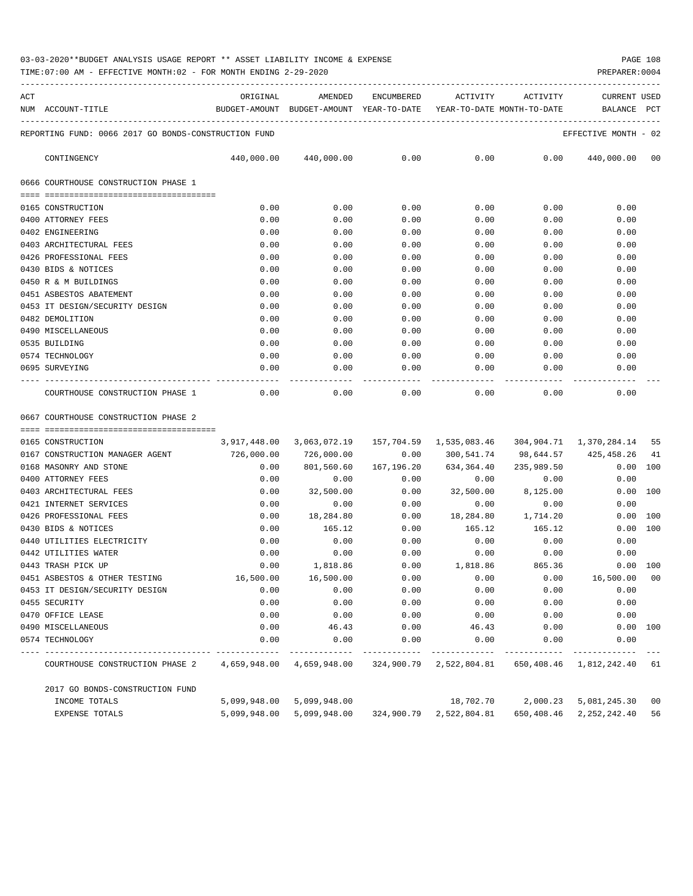03-03-2020**BUDGET ANALYSIS USAGE REPORT ** ASSET LIABILITY INCOME & EXPENSE

TIME:07:00 AM - EFFECTIVE MONTH:02 - FOR MONTH ENDING 2-29-2020

PREPARER:0004

| ACT NUM | ACCOUNT-TITLE | ORIGINAL BUDGET-AMOUNT | AMENDED BUDGET-AMOUNT | ENCUMBERED YEAR-TO-DATE | ACTIVITY YEAR-TO-DATE | ACTIVITY MONTH-TO-DATE | CURRENT BALANCE | USED PCT |
|---|---|---|---|---|---|---|---|---|
| | REPORTING FUND: 0066 2017 GO BONDS-CONSTRUCTION FUND | | | | | | EFFECTIVE MONTH - 02 | |
| | CONTINGENCY | 440,000.00 | 440,000.00 | 0.00 | 0.00 | 0.00 | 440,000.00 | 00 |
| | 0666 COURTHOUSE CONSTRUCTION PHASE 1 | | | | | | | |
| 0165 | CONSTRUCTION | 0.00 | 0.00 | 0.00 | 0.00 | 0.00 | 0.00 | |
| 0400 | ATTORNEY FEES | 0.00 | 0.00 | 0.00 | 0.00 | 0.00 | 0.00 | |
| 0402 | ENGINEERING | 0.00 | 0.00 | 0.00 | 0.00 | 0.00 | 0.00 | |
| 0403 | ARCHITECTURAL FEES | 0.00 | 0.00 | 0.00 | 0.00 | 0.00 | 0.00 | |
| 0426 | PROFESSIONAL FEES | 0.00 | 0.00 | 0.00 | 0.00 | 0.00 | 0.00 | |
| 0430 | BIDS & NOTICES | 0.00 | 0.00 | 0.00 | 0.00 | 0.00 | 0.00 | |
| 0450 | R & M BUILDINGS | 0.00 | 0.00 | 0.00 | 0.00 | 0.00 | 0.00 | |
| 0451 | ASBESTOS ABATEMENT | 0.00 | 0.00 | 0.00 | 0.00 | 0.00 | 0.00 | |
| 0453 | IT DESIGN/SECURITY DESIGN | 0.00 | 0.00 | 0.00 | 0.00 | 0.00 | 0.00 | |
| 0482 | DEMOLITION | 0.00 | 0.00 | 0.00 | 0.00 | 0.00 | 0.00 | |
| 0490 | MISCELLANEOUS | 0.00 | 0.00 | 0.00 | 0.00 | 0.00 | 0.00 | |
| 0535 | BUILDING | 0.00 | 0.00 | 0.00 | 0.00 | 0.00 | 0.00 | |
| 0574 | TECHNOLOGY | 0.00 | 0.00 | 0.00 | 0.00 | 0.00 | 0.00 | |
| 0695 | SURVEYING | 0.00 | 0.00 | 0.00 | 0.00 | 0.00 | 0.00 | |
| | COURTHOUSE CONSTRUCTION PHASE 1 | 0.00 | 0.00 | 0.00 | 0.00 | 0.00 | 0.00 | |
| | 0667 COURTHOUSE CONSTRUCTION PHASE 2 | | | | | | | |
| 0165 | CONSTRUCTION | 3,917,448.00 | 3,063,072.19 | 157,704.59 | 1,535,083.46 | 304,904.71 | 1,370,284.14 | 55 |
| 0167 | CONSTRUCTION MANAGER AGENT | 726,000.00 | 726,000.00 | 0.00 | 300,541.74 | 98,644.57 | 425,458.26 | 41 |
| 0168 | MASONRY AND STONE | 0.00 | 801,560.60 | 167,196.20 | 634,364.40 | 235,989.50 | 0.00 | 100 |
| 0400 | ATTORNEY FEES | 0.00 | 0.00 | 0.00 | 0.00 | 0.00 | 0.00 | |
| 0403 | ARCHITECTURAL FEES | 0.00 | 32,500.00 | 0.00 | 32,500.00 | 8,125.00 | 0.00 | 100 |
| 0421 | INTERNET SERVICES | 0.00 | 0.00 | 0.00 | 0.00 | 0.00 | 0.00 | |
| 0426 | PROFESSIONAL FEES | 0.00 | 18,284.80 | 0.00 | 18,284.80 | 1,714.20 | 0.00 | 100 |
| 0430 | BIDS & NOTICES | 0.00 | 165.12 | 0.00 | 165.12 | 165.12 | 0.00 | 100 |
| 0440 | UTILITIES ELECTRICITY | 0.00 | 0.00 | 0.00 | 0.00 | 0.00 | 0.00 | |
| 0442 | UTILITIES WATER | 0.00 | 0.00 | 0.00 | 0.00 | 0.00 | 0.00 | |
| 0443 | TRASH PICK UP | 0.00 | 1,818.86 | 0.00 | 1,818.86 | 865.36 | 0.00 | 100 |
| 0451 | ASBESTOS & OTHER TESTING | 16,500.00 | 16,500.00 | 0.00 | 0.00 | 0.00 | 16,500.00 | 00 |
| 0453 | IT DESIGN/SECURITY DESIGN | 0.00 | 0.00 | 0.00 | 0.00 | 0.00 | 0.00 | |
| 0455 | SECURITY | 0.00 | 0.00 | 0.00 | 0.00 | 0.00 | 0.00 | |
| 0470 | OFFICE LEASE | 0.00 | 0.00 | 0.00 | 0.00 | 0.00 | 0.00 | |
| 0490 | MISCELLANEOUS | 0.00 | 46.43 | 0.00 | 46.43 | 0.00 | 0.00 | 100 |
| 0574 | TECHNOLOGY | 0.00 | 0.00 | 0.00 | 0.00 | 0.00 | 0.00 | |
| | COURTHOUSE CONSTRUCTION PHASE 2 | 4,659,948.00 | 4,659,948.00 | 324,900.79 | 2,522,804.81 | 650,408.46 | 1,812,242.40 | 61 |
| | 2017 GO BONDS-CONSTRUCTION FUND | | | | | | | |
| | INCOME TOTALS | 5,099,948.00 | 5,099,948.00 | | 18,702.70 | 2,000.23 | 5,081,245.30 | 00 |
| | EXPENSE TOTALS | 5,099,948.00 | 5,099,948.00 | 324,900.79 | 2,522,804.81 | 650,408.46 | 2,252,242.40 | 56 |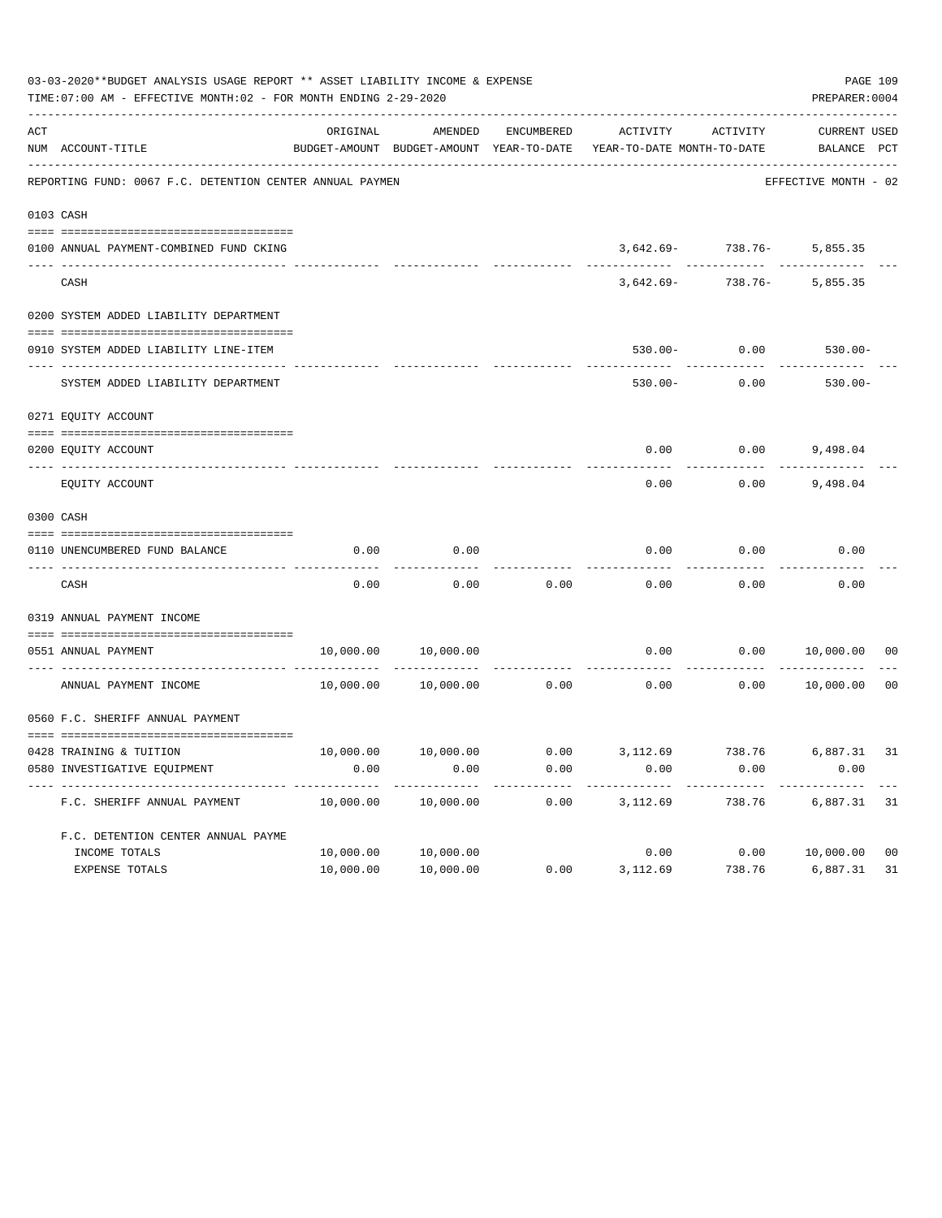03-03-2020**BUDGET ANALYSIS USAGE REPORT ** ASSET LIABILITY INCOME & EXPENSE

TIME:07:00 AM - EFFECTIVE MONTH:02 - FOR MONTH ENDING 2-29-2020

PREPARER:0004

REPORTING FUND: 0067 F.C. DETENTION CENTER ANNUAL PAYMEN — EFFECTIVE MONTH - 02

| ACT NUM | ACCOUNT-TITLE | ORIGINAL BUDGET-AMOUNT | AMENDED BUDGET-AMOUNT | ENCUMBERED YEAR-TO-DATE | ACTIVITY YEAR-TO-DATE | ACTIVITY MONTH-TO-DATE | CURRENT BALANCE | USED PCT |
|---|---|---|---|---|---|---|---|---|
| 0103 | CASH | | | | | | | |
| 0100 | ANNUAL PAYMENT-COMBINED FUND CKING | | | | 3,642.69- | 738.76- | 5,855.35 | |
| | CASH | | | | 3,642.69- | 738.76- | 5,855.35 | |
| 0200 | SYSTEM ADDED LIABILITY DEPARTMENT | | | | | | | |
| 0910 | SYSTEM ADDED LIABILITY LINE-ITEM | | | | 530.00- | 0.00 | 530.00- | |
| | SYSTEM ADDED LIABILITY DEPARTMENT | | | | 530.00- | 0.00 | 530.00- | |
| 0271 | EQUITY ACCOUNT | | | | | | | |
| 0200 | EQUITY ACCOUNT | | | | 0.00 | 0.00 | 9,498.04 | |
| | EQUITY ACCOUNT | | | | 0.00 | 0.00 | 9,498.04 | |
| 0300 | CASH | | | | | | | |
| 0110 | UNENCUMBERED FUND BALANCE | 0.00 | 0.00 | | 0.00 | 0.00 | 0.00 | |
| | CASH | 0.00 | 0.00 | 0.00 | 0.00 | 0.00 | 0.00 | |
| 0319 | ANNUAL PAYMENT INCOME | | | | | | | |
| 0551 | ANNUAL PAYMENT | 10,000.00 | 10,000.00 | | 0.00 | 0.00 | 10,000.00 | 00 |
| | ANNUAL PAYMENT INCOME | 10,000.00 | 10,000.00 | 0.00 | 0.00 | 0.00 | 10,000.00 | 00 |
| 0560 | F.C. SHERIFF ANNUAL PAYMENT | | | | | | | |
| 0428 | TRAINING & TUITION | 10,000.00 | 10,000.00 | 0.00 | 3,112.69 | 738.76 | 6,887.31 | 31 |
| 0580 | INVESTIGATIVE EQUIPMENT | 0.00 | 0.00 | 0.00 | 0.00 | 0.00 | 0.00 | |
| | F.C. SHERIFF ANNUAL PAYMENT | 10,000.00 | 10,000.00 | 0.00 | 3,112.69 | 738.76 | 6,887.31 | 31 |
| | F.C. DETENTION CENTER ANNUAL PAYME | | | | | | | |
| | INCOME TOTALS | 10,000.00 | 10,000.00 | | 0.00 | 0.00 | 10,000.00 | 00 |
| | EXPENSE TOTALS | 10,000.00 | 10,000.00 | 0.00 | 3,112.69 | 738.76 | 6,887.31 | 31 |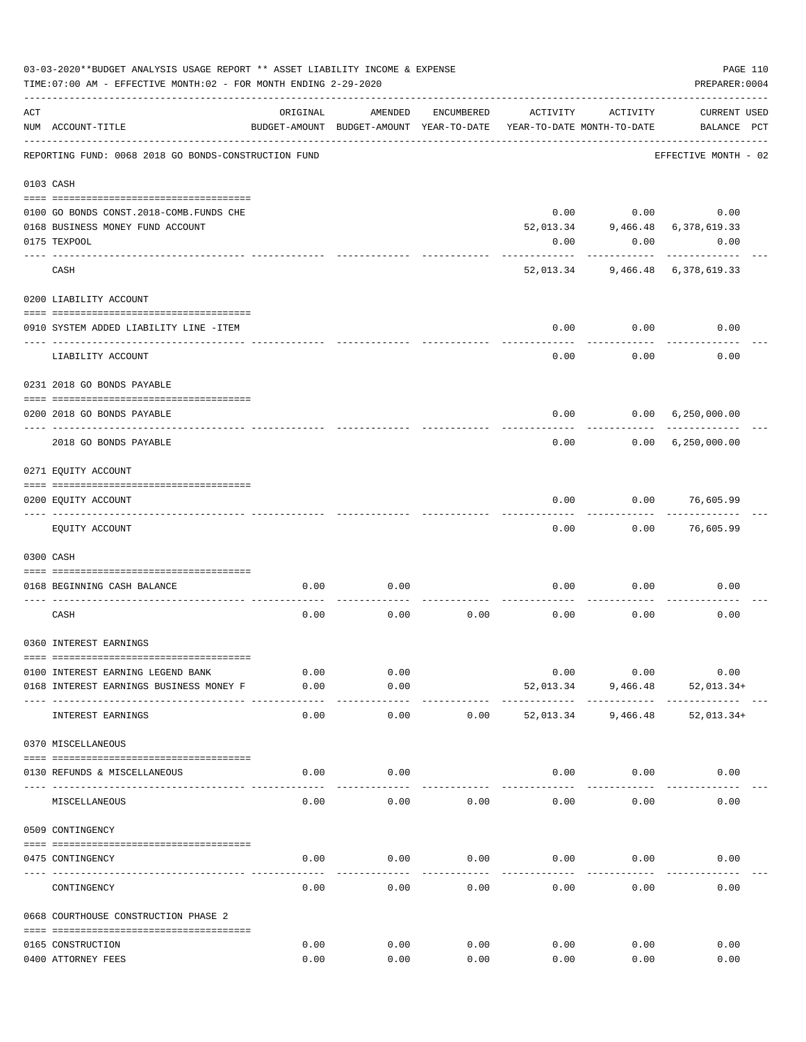03-03-2020**BUDGET ANALYSIS USAGE REPORT ** ASSET LIABILITY INCOME & EXPENSE

TIME:07:00 AM - EFFECTIVE MONTH:02 - FOR MONTH ENDING 2-29-2020

PREPARER:0004

| ACT NUM | ACCOUNT-TITLE | ORIGINAL BUDGET-AMOUNT | AMENDED BUDGET-AMOUNT | ENCUMBERED YEAR-TO-DATE | ACTIVITY YEAR-TO-DATE | ACTIVITY MONTH-TO-DATE | CURRENT BALANCE | USED PCT |
|---|---|---|---|---|---|---|---|---|
| | REPORTING FUND: 0068 2018 GO BONDS-CONSTRUCTION FUND | | | | | | EFFECTIVE MONTH - 02 | |
| | **0103 CASH** | | | | | | | |
| 0100 | GO BONDS CONST.2018-COMB.FUNDS CHE | | | | 0.00 | 0.00 | 0.00 | |
| 0168 | BUSINESS MONEY FUND ACCOUNT | | | | 52,013.34 | 9,466.48 | 6,378,619.33 | |
| 0175 | TEXPOOL | | | | 0.00 | 0.00 | 0.00 | |
| | CASH | | | | 52,013.34 | 9,466.48 | 6,378,619.33 | |
| | **0200 LIABILITY ACCOUNT** | | | | | | | |
| 0910 | SYSTEM ADDED LIABILITY LINE -ITEM | | | | 0.00 | 0.00 | 0.00 | |
| | LIABILITY ACCOUNT | | | | 0.00 | 0.00 | 0.00 | |
| | **0231 2018 GO BONDS PAYABLE** | | | | | | | |
| 0200 | 2018 GO BONDS PAYABLE | | | | 0.00 | 0.00 | 6,250,000.00 | |
| | 2018 GO BONDS PAYABLE | | | | 0.00 | 0.00 | 6,250,000.00 | |
| | **0271 EQUITY ACCOUNT** | | | | | | | |
| 0200 | EQUITY ACCOUNT | | | | 0.00 | 0.00 | 76,605.99 | |
| | EQUITY ACCOUNT | | | | 0.00 | 0.00 | 76,605.99 | |
| | **0300 CASH** | | | | | | | |
| 0168 | BEGINNING CASH BALANCE | 0.00 | 0.00 | | 0.00 | 0.00 | 0.00 | |
| | CASH | 0.00 | 0.00 | 0.00 | 0.00 | 0.00 | 0.00 | |
| | **0360 INTEREST EARNINGS** | | | | | | | |
| 0100 | INTEREST EARNING LEGEND BANK | 0.00 | 0.00 | | 0.00 | 0.00 | 0.00 | |
| 0168 | INTEREST EARNINGS BUSINESS MONEY F | 0.00 | 0.00 | | 52,013.34 | 9,466.48 | 52,013.34+ | |
| | INTEREST EARNINGS | 0.00 | 0.00 | 0.00 | 52,013.34 | 9,466.48 | 52,013.34+ | |
| | **0370 MISCELLANEOUS** | | | | | | | |
| 0130 | REFUNDS & MISCELLANEOUS | 0.00 | 0.00 | | 0.00 | 0.00 | 0.00 | |
| | MISCELLANEOUS | 0.00 | 0.00 | 0.00 | 0.00 | 0.00 | 0.00 | |
| | **0509 CONTINGENCY** | | | | | | | |
| 0475 | CONTINGENCY | 0.00 | 0.00 | 0.00 | 0.00 | 0.00 | 0.00 | |
| | CONTINGENCY | 0.00 | 0.00 | 0.00 | 0.00 | 0.00 | 0.00 | |
| | **0668 COURTHOUSE CONSTRUCTION PHASE 2** | | | | | | | |
| 0165 | CONSTRUCTION | 0.00 | 0.00 | 0.00 | 0.00 | 0.00 | 0.00 | |
| 0400 | ATTORNEY FEES | 0.00 | 0.00 | 0.00 | 0.00 | 0.00 | 0.00 | |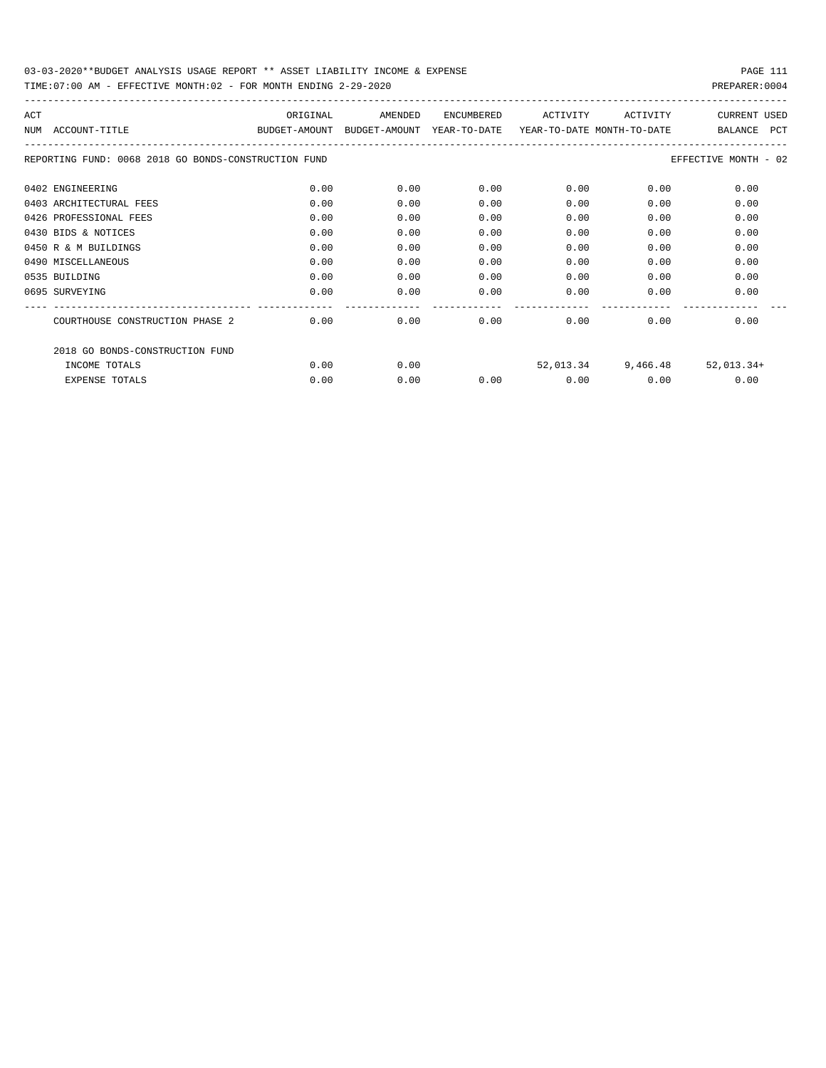03-03-2020**BUDGET ANALYSIS USAGE REPORT ** ASSET LIABILITY INCOME & EXPENSE

TIME:07:00 AM - EFFECTIVE MONTH:02 - FOR MONTH ENDING 2-29-2020

PREPARER:0004

| ACT NUM | ACCOUNT-TITLE | ORIGINAL BUDGET-AMOUNT | AMENDED BUDGET-AMOUNT | ENCUMBERED YEAR-TO-DATE | ACTIVITY YEAR-TO-DATE | ACTIVITY MONTH-TO-DATE | CURRENT BALANCE | USED PCT |
|---|---|---|---|---|---|---|---|---|
| | REPORTING FUND: 0068 2018 GO BONDS-CONSTRUCTION FUND | | | | | | EFFECTIVE MONTH - 02 | |
| 0402 | ENGINEERING | 0.00 | 0.00 | 0.00 | 0.00 | 0.00 | 0.00 | |
| 0403 | ARCHITECTURAL FEES | 0.00 | 0.00 | 0.00 | 0.00 | 0.00 | 0.00 | |
| 0426 | PROFESSIONAL FEES | 0.00 | 0.00 | 0.00 | 0.00 | 0.00 | 0.00 | |
| 0430 | BIDS & NOTICES | 0.00 | 0.00 | 0.00 | 0.00 | 0.00 | 0.00 | |
| 0450 | R & M BUILDINGS | 0.00 | 0.00 | 0.00 | 0.00 | 0.00 | 0.00 | |
| 0490 | MISCELLANEOUS | 0.00 | 0.00 | 0.00 | 0.00 | 0.00 | 0.00 | |
| 0535 | BUILDING | 0.00 | 0.00 | 0.00 | 0.00 | 0.00 | 0.00 | |
| 0695 | SURVEYING | 0.00 | 0.00 | 0.00 | 0.00 | 0.00 | 0.00 | |
| | COURTHOUSE CONSTRUCTION PHASE 2 | 0.00 | 0.00 | 0.00 | 0.00 | 0.00 | 0.00 | |
| | 2018 GO BONDS-CONSTRUCTION FUND | | | | | | | |
| | INCOME TOTALS | 0.00 | 0.00 | | 52,013.34 | 9,466.48 | 52,013.34+ | |
| | EXPENSE TOTALS | 0.00 | 0.00 | 0.00 | 0.00 | 0.00 | 0.00 | |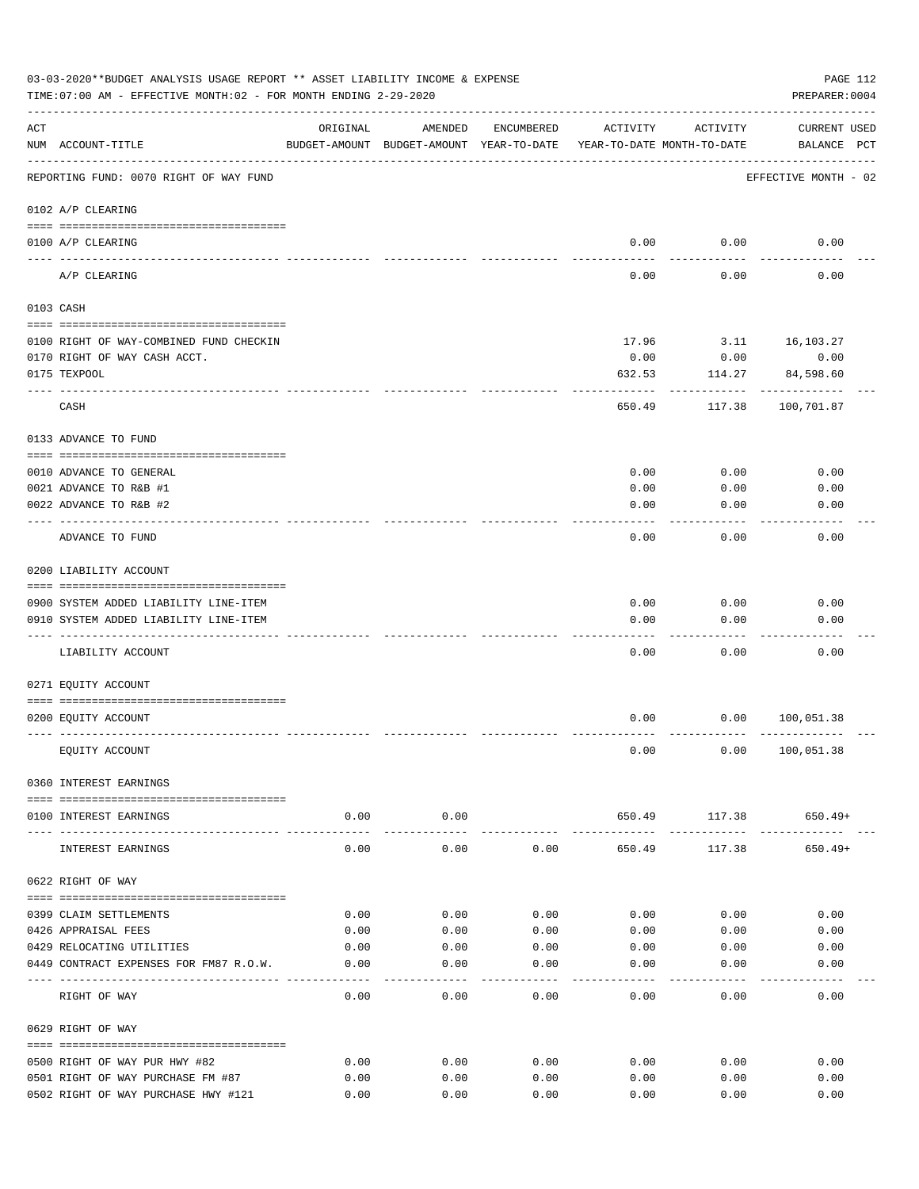03-03-2020**BUDGET ANALYSIS USAGE REPORT ** ASSET LIABILITY INCOME & EXPENSE

TIME:07:00 AM - EFFECTIVE MONTH:02 - FOR MONTH ENDING 2-29-2020

PREPARER:0004

| ACT NUM | ACCOUNT-TITLE | ORIGINAL BUDGET-AMOUNT | AMENDED BUDGET-AMOUNT | ENCUMBERED YEAR-TO-DATE | ACTIVITY YEAR-TO-DATE | ACTIVITY MONTH-TO-DATE | CURRENT BALANCE | USED PCT |
|---|---|---|---|---|---|---|---|---|
| | REPORTING FUND: 0070 RIGHT OF WAY FUND | | | | | | EFFECTIVE MONTH - 02 | |
| | 0102 A/P CLEARING | | | | | | | |
| 0100 | A/P CLEARING | | | | 0.00 | 0.00 | 0.00 | |
| | A/P CLEARING | | | | 0.00 | 0.00 | 0.00 | |
| | 0103 CASH | | | | | | | |
| 0100 | RIGHT OF WAY-COMBINED FUND CHECKIN | | | | 17.96 | 3.11 | 16,103.27 | |
| 0170 | RIGHT OF WAY CASH ACCT. | | | | 0.00 | 0.00 | 0.00 | |
| 0175 | TEXPOOL | | | | 632.53 | 114.27 | 84,598.60 | |
| | CASH | | | | 650.49 | 117.38 | 100,701.87 | |
| | 0133 ADVANCE TO FUND | | | | | | | |
| 0010 | ADVANCE TO GENERAL | | | | 0.00 | 0.00 | 0.00 | |
| 0021 | ADVANCE TO R&B #1 | | | | 0.00 | 0.00 | 0.00 | |
| 0022 | ADVANCE TO R&B #2 | | | | 0.00 | 0.00 | 0.00 | |
| | ADVANCE TO FUND | | | | 0.00 | 0.00 | 0.00 | |
| | 0200 LIABILITY ACCOUNT | | | | | | | |
| 0900 | SYSTEM ADDED LIABILITY LINE-ITEM | | | | 0.00 | 0.00 | 0.00 | |
| 0910 | SYSTEM ADDED LIABILITY LINE-ITEM | | | | 0.00 | 0.00 | 0.00 | |
| | LIABILITY ACCOUNT | | | | 0.00 | 0.00 | 0.00 | |
| | 0271 EQUITY ACCOUNT | | | | | | | |
| 0200 | EQUITY ACCOUNT | | | | 0.00 | 0.00 | 100,051.38 | |
| | EQUITY ACCOUNT | | | | 0.00 | 0.00 | 100,051.38 | |
| | 0360 INTEREST EARNINGS | | | | | | | |
| 0100 | INTEREST EARNINGS | 0.00 | 0.00 | | 650.49 | 117.38 | 650.49+ | |
| | INTEREST EARNINGS | 0.00 | 0.00 | 0.00 | 650.49 | 117.38 | 650.49+ | |
| | 0622 RIGHT OF WAY | | | | | | | |
| 0399 | CLAIM SETTLEMENTS | 0.00 | 0.00 | 0.00 | 0.00 | 0.00 | 0.00 | |
| 0426 | APPRAISAL FEES | 0.00 | 0.00 | 0.00 | 0.00 | 0.00 | 0.00 | |
| 0429 | RELOCATING UTILITIES | 0.00 | 0.00 | 0.00 | 0.00 | 0.00 | 0.00 | |
| 0449 | CONTRACT EXPENSES FOR FM87 R.O.W. | 0.00 | 0.00 | 0.00 | 0.00 | 0.00 | 0.00 | |
| | RIGHT OF WAY | 0.00 | 0.00 | 0.00 | 0.00 | 0.00 | 0.00 | |
| | 0629 RIGHT OF WAY | | | | | | | |
| 0500 | RIGHT OF WAY PUR HWY #82 | 0.00 | 0.00 | 0.00 | 0.00 | 0.00 | 0.00 | |
| 0501 | RIGHT OF WAY PURCHASE FM #87 | 0.00 | 0.00 | 0.00 | 0.00 | 0.00 | 0.00 | |
| 0502 | RIGHT OF WAY PURCHASE HWY #121 | 0.00 | 0.00 | 0.00 | 0.00 | 0.00 | 0.00 | |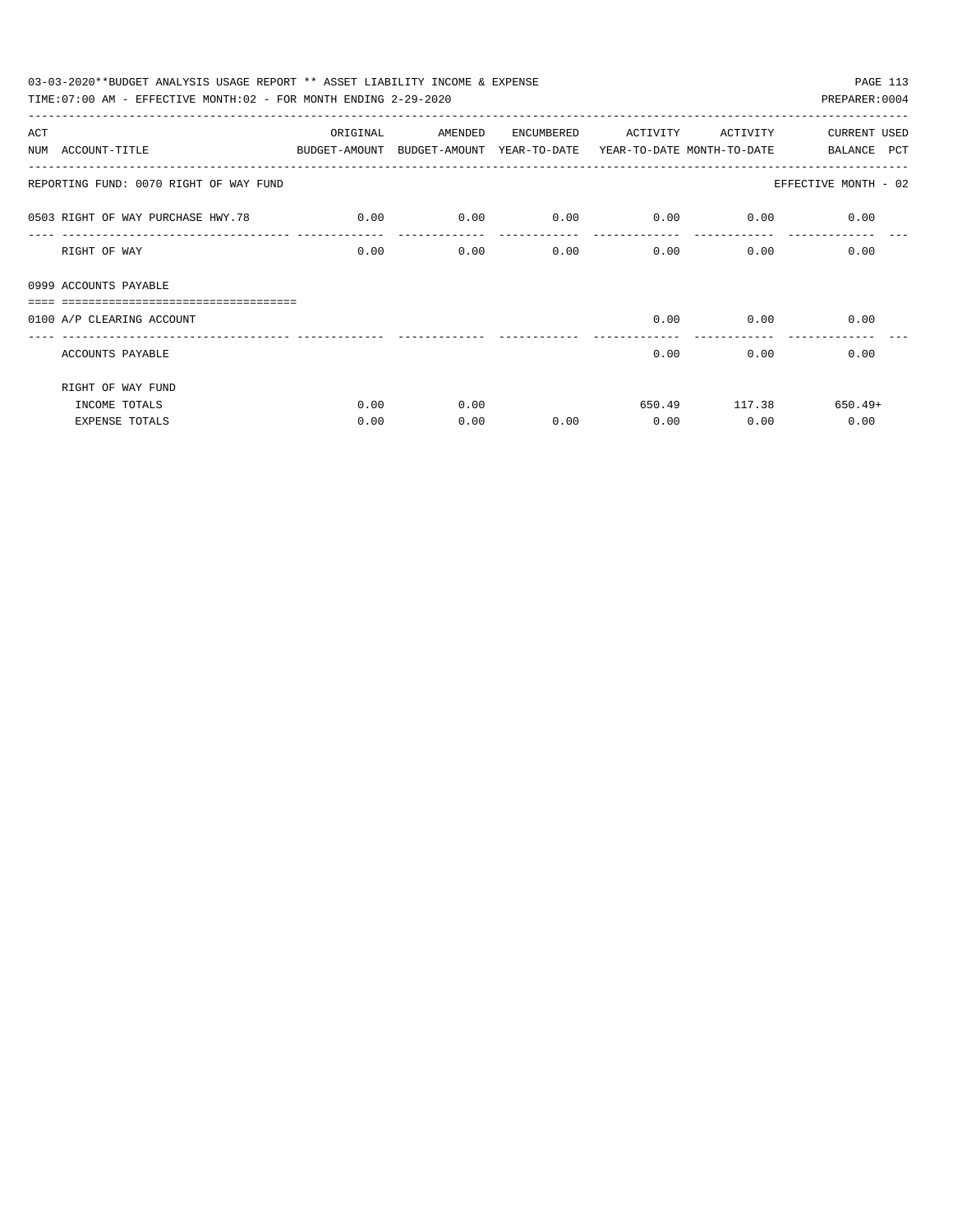03-03-2020**BUDGET ANALYSIS USAGE REPORT ** ASSET LIABILITY INCOME & EXPENSE

TIME:07:00 AM - EFFECTIVE MONTH:02 - FOR MONTH ENDING 2-29-2020

PREPARER:0004

| ACT NUM | ACCOUNT-TITLE | ORIGINAL BUDGET-AMOUNT | AMENDED BUDGET-AMOUNT | ENCUMBERED YEAR-TO-DATE | ACTIVITY YEAR-TO-DATE | ACTIVITY MONTH-TO-DATE | CURRENT BALANCE | USED PCT |
|---|---|---|---|---|---|---|---|---|
| | REPORTING FUND: 0070 RIGHT OF WAY FUND | | | | | | EFFECTIVE MONTH - 02 | |
| 0503 | RIGHT OF WAY PURCHASE HWY.78 | 0.00 | 0.00 | 0.00 | 0.00 | 0.00 | 0.00 | |
| | RIGHT OF WAY | 0.00 | 0.00 | 0.00 | 0.00 | 0.00 | 0.00 | |
| 0999 | ACCOUNTS PAYABLE | | | | | | | |
| 0100 | A/P CLEARING ACCOUNT | | | | 0.00 | 0.00 | 0.00 | |
| | ACCOUNTS PAYABLE | | | | 0.00 | 0.00 | 0.00 | |
| | RIGHT OF WAY FUND | | | | | | | |
| | INCOME TOTALS | 0.00 | 0.00 | | 650.49 | 117.38 | 650.49+ | |
| | EXPENSE TOTALS | 0.00 | 0.00 | 0.00 | 0.00 | 0.00 | 0.00 | |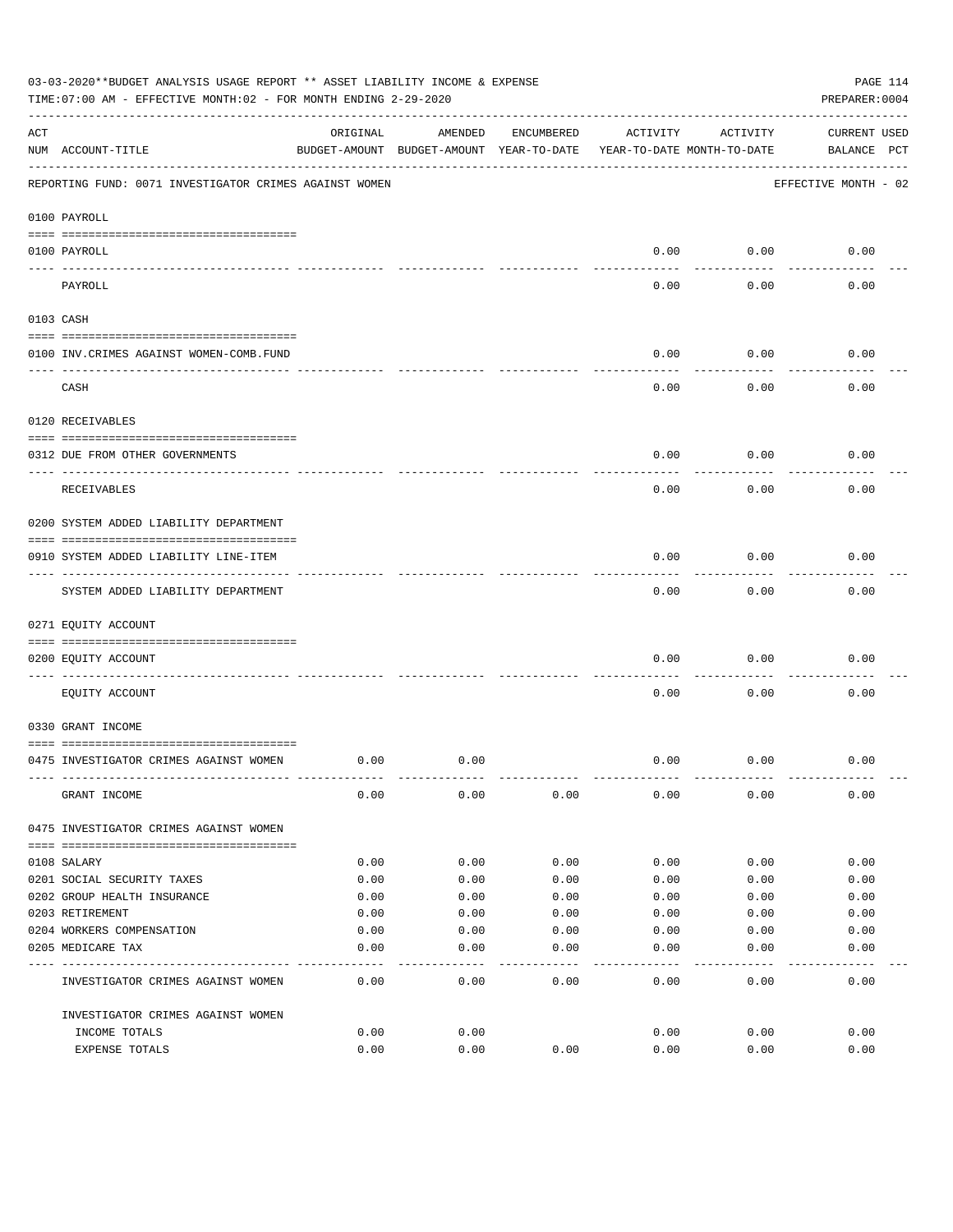03-03-2020**BUDGET ANALYSIS USAGE REPORT ** ASSET LIABILITY INCOME & EXPENSE

TIME:07:00 AM - EFFECTIVE MONTH:02 - FOR MONTH ENDING 2-29-2020

PREPARER:0004

| ACT NUM | ACCOUNT-TITLE | ORIGINAL BUDGET-AMOUNT | AMENDED BUDGET-AMOUNT | ENCUMBERED YEAR-TO-DATE | ACTIVITY YEAR-TO-DATE | ACTIVITY MONTH-TO-DATE | CURRENT BALANCE | USED PCT |
|---|---|---|---|---|---|---|---|---|
| | REPORTING FUND: 0071 INVESTIGATOR CRIMES AGAINST WOMEN | | | | | | EFFECTIVE MONTH - 02 | |
| | 0100 PAYROLL | | | | | | | |
| 0100 | PAYROLL | | | | 0.00 | 0.00 | 0.00 | |
| | PAYROLL | | | | 0.00 | 0.00 | 0.00 | |
| | 0103 CASH | | | | | | | |
| 0100 | INV.CRIMES AGAINST WOMEN-COMB.FUND | | | | 0.00 | 0.00 | 0.00 | |
| | CASH | | | | 0.00 | 0.00 | 0.00 | |
| | 0120 RECEIVABLES | | | | | | | |
| 0312 | DUE FROM OTHER GOVERNMENTS | | | | 0.00 | 0.00 | 0.00 | |
| | RECEIVABLES | | | | 0.00 | 0.00 | 0.00 | |
| | 0200 SYSTEM ADDED LIABILITY DEPARTMENT | | | | | | | |
| 0910 | SYSTEM ADDED LIABILITY LINE-ITEM | | | | 0.00 | 0.00 | 0.00 | |
| | SYSTEM ADDED LIABILITY DEPARTMENT | | | | 0.00 | 0.00 | 0.00 | |
| | 0271 EQUITY ACCOUNT | | | | | | | |
| 0200 | EQUITY ACCOUNT | | | | 0.00 | 0.00 | 0.00 | |
| | EQUITY ACCOUNT | | | | 0.00 | 0.00 | 0.00 | |
| | 0330 GRANT INCOME | | | | | | | |
| 0475 | INVESTIGATOR CRIMES AGAINST WOMEN | 0.00 | 0.00 | | 0.00 | 0.00 | 0.00 | |
| | GRANT INCOME | 0.00 | 0.00 | 0.00 | 0.00 | 0.00 | 0.00 | |
| | 0475 INVESTIGATOR CRIMES AGAINST WOMEN | | | | | | | |
| 0108 | SALARY | 0.00 | 0.00 | 0.00 | 0.00 | 0.00 | 0.00 | |
| 0201 | SOCIAL SECURITY TAXES | 0.00 | 0.00 | 0.00 | 0.00 | 0.00 | 0.00 | |
| 0202 | GROUP HEALTH INSURANCE | 0.00 | 0.00 | 0.00 | 0.00 | 0.00 | 0.00 | |
| 0203 | RETIREMENT | 0.00 | 0.00 | 0.00 | 0.00 | 0.00 | 0.00 | |
| 0204 | WORKERS COMPENSATION | 0.00 | 0.00 | 0.00 | 0.00 | 0.00 | 0.00 | |
| 0205 | MEDICARE TAX | 0.00 | 0.00 | 0.00 | 0.00 | 0.00 | 0.00 | |
| | INVESTIGATOR CRIMES AGAINST WOMEN | 0.00 | 0.00 | 0.00 | 0.00 | 0.00 | 0.00 | |
| | INVESTIGATOR CRIMES AGAINST WOMEN | | | | | | | |
| | INCOME TOTALS | 0.00 | 0.00 | | 0.00 | 0.00 | 0.00 | |
| | EXPENSE TOTALS | 0.00 | 0.00 | 0.00 | 0.00 | 0.00 | 0.00 | |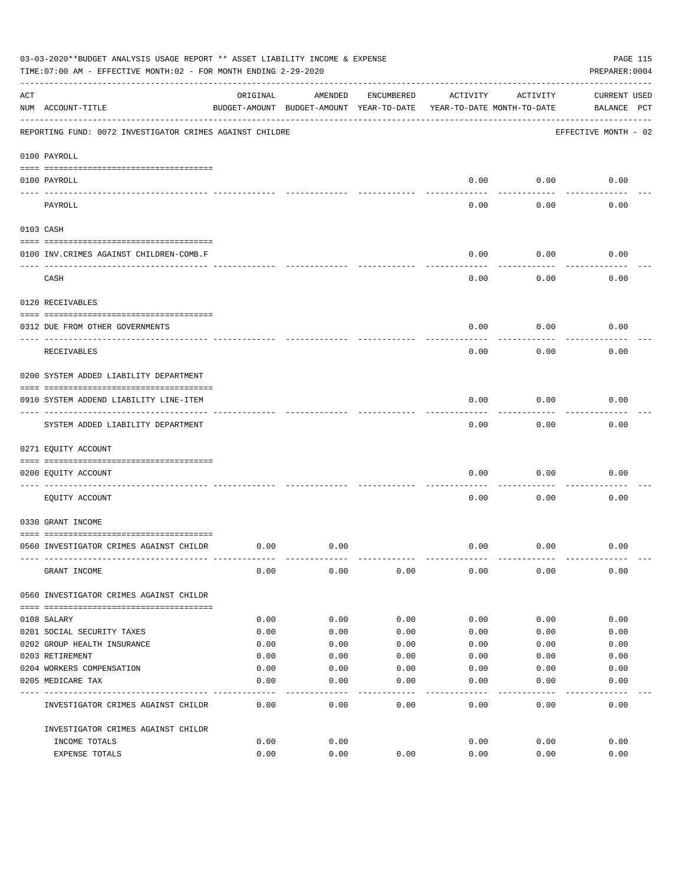03-03-2020**BUDGET ANALYSIS USAGE REPORT ** ASSET LIABILITY INCOME & EXPENSE

TIME:07:00 AM - EFFECTIVE MONTH:02 - FOR MONTH ENDING 2-29-2020

PREPARER:0004

REPORTING FUND: 0072 INVESTIGATOR CRIMES AGAINST CHILDRE — EFFECTIVE MONTH - 02

| ACT NUM | ACCOUNT-TITLE | ORIGINAL BUDGET-AMOUNT | AMENDED BUDGET-AMOUNT | ENCUMBERED YEAR-TO-DATE | ACTIVITY YEAR-TO-DATE | ACTIVITY MONTH-TO-DATE | CURRENT BALANCE | USED PCT |
|---|---|---|---|---|---|---|---|---|
| | **0100 PAYROLL** | | | | | | | |
| 0100 | PAYROLL | | | | 0.00 | 0.00 | 0.00 | |
| | PAYROLL | | | | 0.00 | 0.00 | 0.00 | |
| | **0103 CASH** | | | | | | | |
| 0100 | INV.CRIMES AGAINST CHILDREN-COMB.F | | | | 0.00 | 0.00 | 0.00 | |
| | CASH | | | | 0.00 | 0.00 | 0.00 | |
| | **0120 RECEIVABLES** | | | | | | | |
| 0312 | DUE FROM OTHER GOVERNMENTS | | | | 0.00 | 0.00 | 0.00 | |
| | RECEIVABLES | | | | 0.00 | 0.00 | 0.00 | |
| | **0200 SYSTEM ADDED LIABILITY DEPARTMENT** | | | | | | | |
| 0910 | SYSTEM ADDEND LIABILITY LINE-ITEM | | | | 0.00 | 0.00 | 0.00 | |
| | SYSTEM ADDED LIABILITY DEPARTMENT | | | | 0.00 | 0.00 | 0.00 | |
| | **0271 EQUITY ACCOUNT** | | | | | | | |
| 0200 | EQUITY ACCOUNT | | | | 0.00 | 0.00 | 0.00 | |
| | EQUITY ACCOUNT | | | | 0.00 | 0.00 | 0.00 | |
| | **0330 GRANT INCOME** | | | | | | | |
| 0560 | INVESTIGATOR CRIMES AGAINST CHILDR | 0.00 | 0.00 | | 0.00 | 0.00 | 0.00 | |
| | GRANT INCOME | 0.00 | 0.00 | 0.00 | 0.00 | 0.00 | 0.00 | |
| | **0560 INVESTIGATOR CRIMES AGAINST CHILDR** | | | | | | | |
| 0108 | SALARY | 0.00 | 0.00 | 0.00 | 0.00 | 0.00 | 0.00 | |
| 0201 | SOCIAL SECURITY TAXES | 0.00 | 0.00 | 0.00 | 0.00 | 0.00 | 0.00 | |
| 0202 | GROUP HEALTH INSURANCE | 0.00 | 0.00 | 0.00 | 0.00 | 0.00 | 0.00 | |
| 0203 | RETIREMENT | 0.00 | 0.00 | 0.00 | 0.00 | 0.00 | 0.00 | |
| 0204 | WORKERS COMPENSATION | 0.00 | 0.00 | 0.00 | 0.00 | 0.00 | 0.00 | |
| 0205 | MEDICARE TAX | 0.00 | 0.00 | 0.00 | 0.00 | 0.00 | 0.00 | |
| | INVESTIGATOR CRIMES AGAINST CHILDR | 0.00 | 0.00 | 0.00 | 0.00 | 0.00 | 0.00 | |
| | INVESTIGATOR CRIMES AGAINST CHILDR | | | | | | | |
| | INCOME TOTALS | 0.00 | 0.00 | | 0.00 | 0.00 | 0.00 | |
| | EXPENSE TOTALS | 0.00 | 0.00 | 0.00 | 0.00 | 0.00 | 0.00 | |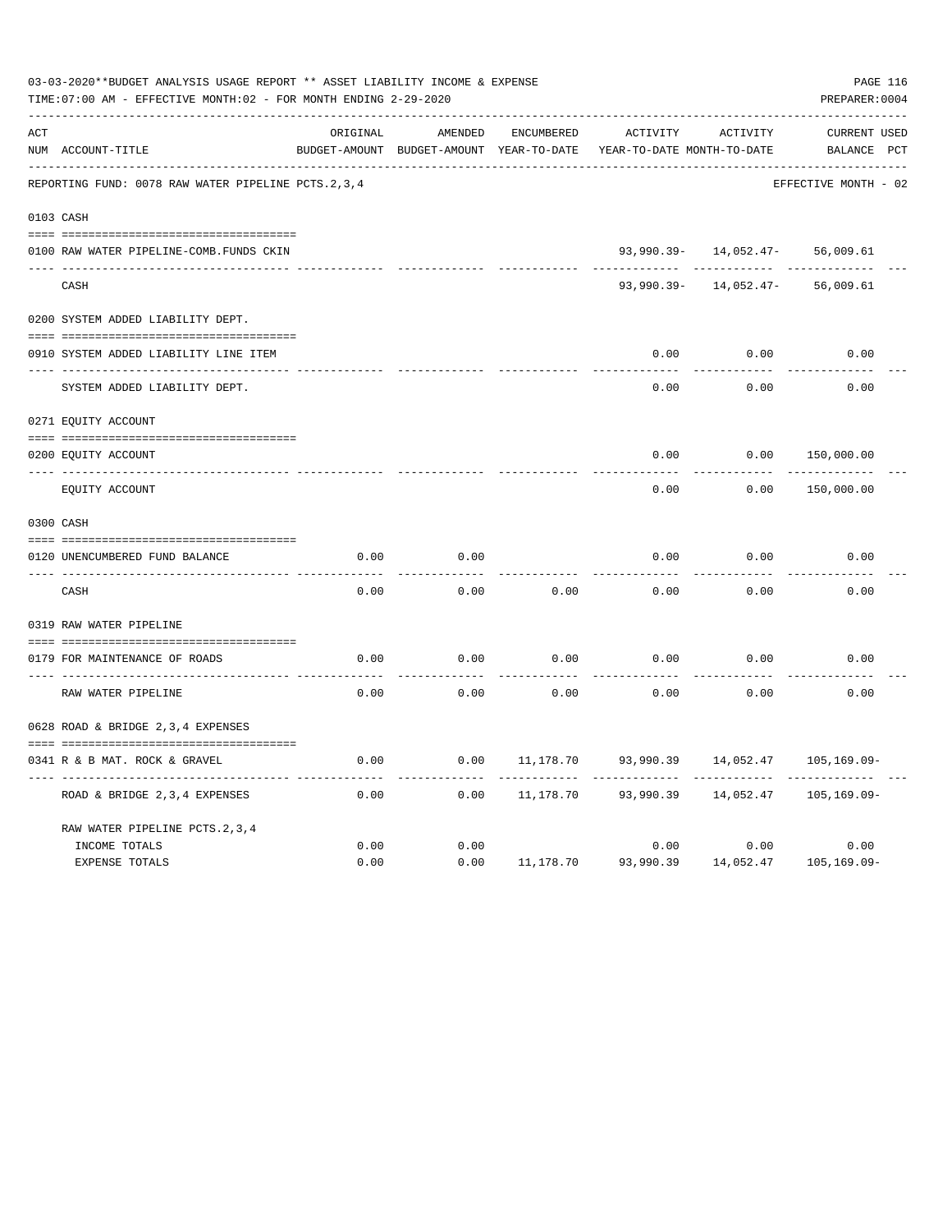03-03-2020**BUDGET ANALYSIS USAGE REPORT ** ASSET LIABILITY INCOME & EXPENSE

TIME:07:00 AM - EFFECTIVE MONTH:02 - FOR MONTH ENDING 2-29-2020

PREPARER:0004

REPORTING FUND: 0078 RAW WATER PIPELINE PCTS.2,3,4 — EFFECTIVE MONTH - 02

| ACT NUM | ACCOUNT-TITLE | ORIGINAL BUDGET-AMOUNT | AMENDED BUDGET-AMOUNT | ENCUMBERED YEAR-TO-DATE | ACTIVITY YEAR-TO-DATE | ACTIVITY MONTH-TO-DATE | CURRENT BALANCE | USED PCT |
|---|---|---|---|---|---|---|---|---|
| 0103 | CASH | | | | | | | |
| 0100 | RAW WATER PIPELINE-COMB.FUNDS CKIN | | | | 93,990.39- | 14,052.47- | 56,009.61 | |
| | CASH | | | | 93,990.39- | 14,052.47- | 56,009.61 | |
| 0200 | SYSTEM ADDED LIABILITY DEPT. | | | | | | | |
| 0910 | SYSTEM ADDED LIABILITY LINE ITEM | | | | 0.00 | 0.00 | 0.00 | |
| | SYSTEM ADDED LIABILITY DEPT. | | | | 0.00 | 0.00 | 0.00 | |
| 0271 | EQUITY ACCOUNT | | | | | | | |
| 0200 | EQUITY ACCOUNT | | | | 0.00 | 0.00 | 150,000.00 | |
| | EQUITY ACCOUNT | | | | 0.00 | 0.00 | 150,000.00 | |
| 0300 | CASH | | | | | | | |
| 0120 | UNENCUMBERED FUND BALANCE | 0.00 | 0.00 | | 0.00 | 0.00 | 0.00 | |
| | CASH | 0.00 | 0.00 | 0.00 | 0.00 | 0.00 | 0.00 | |
| 0319 | RAW WATER PIPELINE | | | | | | | |
| 0179 | FOR MAINTENANCE OF ROADS | 0.00 | 0.00 | 0.00 | 0.00 | 0.00 | 0.00 | |
| | RAW WATER PIPELINE | 0.00 | 0.00 | 0.00 | 0.00 | 0.00 | 0.00 | |
| 0628 | ROAD & BRIDGE 2,3,4 EXPENSES | | | | | | | |
| 0341 | R & B MAT. ROCK & GRAVEL | 0.00 | 0.00 | 11,178.70 | 93,990.39 | 14,052.47 | 105,169.09- | |
| | ROAD & BRIDGE 2,3,4 EXPENSES | 0.00 | 0.00 | 11,178.70 | 93,990.39 | 14,052.47 | 105,169.09- | |
| | RAW WATER PIPELINE PCTS.2,3,4 | | | | | | | |
| | INCOME TOTALS | 0.00 | 0.00 | | 0.00 | 0.00 | 0.00 | |
| | EXPENSE TOTALS | 0.00 | 0.00 | 11,178.70 | 93,990.39 | 14,052.47 | 105,169.09- | |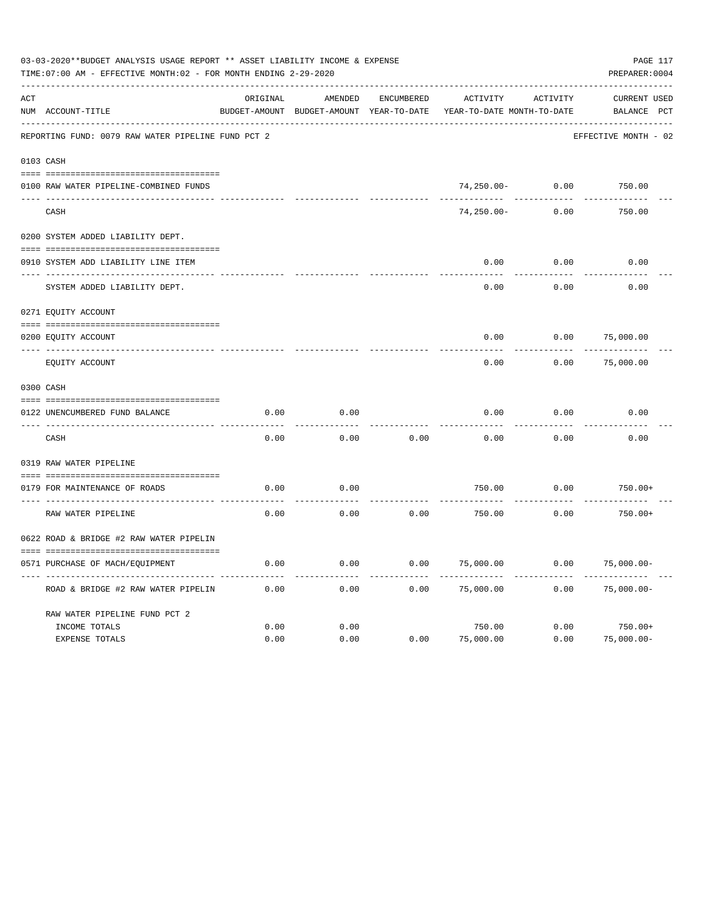03-03-2020**BUDGET ANALYSIS USAGE REPORT ** ASSET LIABILITY INCOME & EXPENSE

TIME:07:00 AM - EFFECTIVE MONTH:02 - FOR MONTH ENDING 2-29-2020

PREPARER:0004

REPORTING FUND: 0079 RAW WATER PIPELINE FUND PCT 2 — EFFECTIVE MONTH - 02

| ACT NUM | ACCOUNT-TITLE | ORIGINAL BUDGET-AMOUNT | AMENDED BUDGET-AMOUNT | ENCUMBERED YEAR-TO-DATE | ACTIVITY YEAR-TO-DATE | ACTIVITY MONTH-TO-DATE | CURRENT BALANCE | USED PCT |
|---|---|---|---|---|---|---|---|---|
| 0103 | CASH | | | | | | | |
| 0100 | RAW WATER PIPELINE-COMBINED FUNDS | | | | 74,250.00- | 0.00 | 750.00 | |
| | CASH | | | | 74,250.00- | 0.00 | 750.00 | |
| 0200 | SYSTEM ADDED LIABILITY DEPT. | | | | | | | |
| 0910 | SYSTEM ADD LIABILITY LINE ITEM | | | | 0.00 | 0.00 | 0.00 | |
| | SYSTEM ADDED LIABILITY DEPT. | | | | 0.00 | 0.00 | 0.00 | |
| 0271 | EQUITY ACCOUNT | | | | | | | |
| 0200 | EQUITY ACCOUNT | | | | 0.00 | 0.00 | 75,000.00 | |
| | EQUITY ACCOUNT | | | | 0.00 | 0.00 | 75,000.00 | |
| 0300 | CASH | | | | | | | |
| 0122 | UNENCUMBERED FUND BALANCE | 0.00 | 0.00 | | 0.00 | 0.00 | 0.00 | |
| | CASH | 0.00 | 0.00 | 0.00 | 0.00 | 0.00 | 0.00 | |
| 0319 | RAW WATER PIPELINE | | | | | | | |
| 0179 | FOR MAINTENANCE OF ROADS | 0.00 | 0.00 | | 750.00 | 0.00 | 750.00+ | |
| | RAW WATER PIPELINE | 0.00 | 0.00 | 0.00 | 750.00 | 0.00 | 750.00+ | |
| 0622 | ROAD & BRIDGE #2 RAW WATER PIPELIN | | | | | | | |
| 0571 | PURCHASE OF MACH/EQUIPMENT | 0.00 | 0.00 | 0.00 | 75,000.00 | 0.00 | 75,000.00- | |
| | ROAD & BRIDGE #2 RAW WATER PIPELIN | 0.00 | 0.00 | 0.00 | 75,000.00 | 0.00 | 75,000.00- | |
| | RAW WATER PIPELINE FUND PCT 2 | | | | | | | |
| | INCOME TOTALS | 0.00 | 0.00 | | 750.00 | 0.00 | 750.00+ | |
| | EXPENSE TOTALS | 0.00 | 0.00 | 0.00 | 75,000.00 | 0.00 | 75,000.00- | |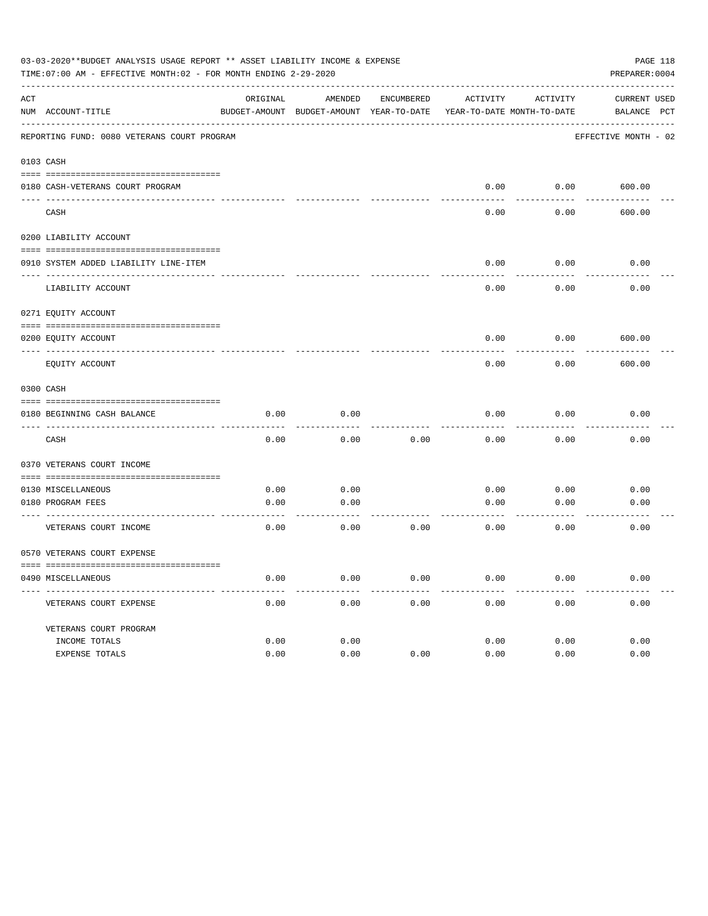03-03-2020**BUDGET ANALYSIS USAGE REPORT ** ASSET LIABILITY INCOME & EXPENSE

TIME:07:00 AM - EFFECTIVE MONTH:02 - FOR MONTH ENDING 2-29-2020

PREPARER:0004

| ACT NUM | ACCOUNT-TITLE | ORIGINAL BUDGET-AMOUNT | AMENDED BUDGET-AMOUNT | ENCUMBERED YEAR-TO-DATE | ACTIVITY YEAR-TO-DATE | ACTIVITY MONTH-TO-DATE | CURRENT BALANCE | USED PCT |
|---|---|---|---|---|---|---|---|---|
| | REPORTING FUND: 0080 VETERANS COURT PROGRAM | | | | | | EFFECTIVE MONTH - 02 | |
| 0103 | CASH | | | | | | | |
| 0180 | CASH-VETERANS COURT PROGRAM | | | | 0.00 | 0.00 | 600.00 | |
| | CASH | | | | 0.00 | 0.00 | 600.00 | |
| 0200 | LIABILITY ACCOUNT | | | | | | | |
| 0910 | SYSTEM ADDED LIABILITY LINE-ITEM | | | | 0.00 | 0.00 | 0.00 | |
| | LIABILITY ACCOUNT | | | | 0.00 | 0.00 | 0.00 | |
| 0271 | EQUITY ACCOUNT | | | | | | | |
| 0200 | EQUITY ACCOUNT | | | | 0.00 | 0.00 | 600.00 | |
| | EQUITY ACCOUNT | | | | 0.00 | 0.00 | 600.00 | |
| 0300 | CASH | | | | | | | |
| 0180 | BEGINNING CASH BALANCE | 0.00 | 0.00 | | 0.00 | 0.00 | 0.00 | |
| | CASH | 0.00 | 0.00 | 0.00 | 0.00 | 0.00 | 0.00 | |
| 0370 | VETERANS COURT INCOME | | | | | | | |
| 0130 | MISCELLANEOUS | 0.00 | 0.00 | | 0.00 | 0.00 | 0.00 | |
| 0180 | PROGRAM FEES | 0.00 | 0.00 | | 0.00 | 0.00 | 0.00 | |
| | VETERANS COURT INCOME | 0.00 | 0.00 | 0.00 | 0.00 | 0.00 | 0.00 | |
| 0570 | VETERANS COURT EXPENSE | | | | | | | |
| 0490 | MISCELLANEOUS | 0.00 | 0.00 | 0.00 | 0.00 | 0.00 | 0.00 | |
| | VETERANS COURT EXPENSE | 0.00 | 0.00 | 0.00 | 0.00 | 0.00 | 0.00 | |
| | VETERANS COURT PROGRAM | | | | | | | |
| | INCOME TOTALS | 0.00 | 0.00 | | 0.00 | 0.00 | 0.00 | |
| | EXPENSE TOTALS | 0.00 | 0.00 | 0.00 | 0.00 | 0.00 | 0.00 | |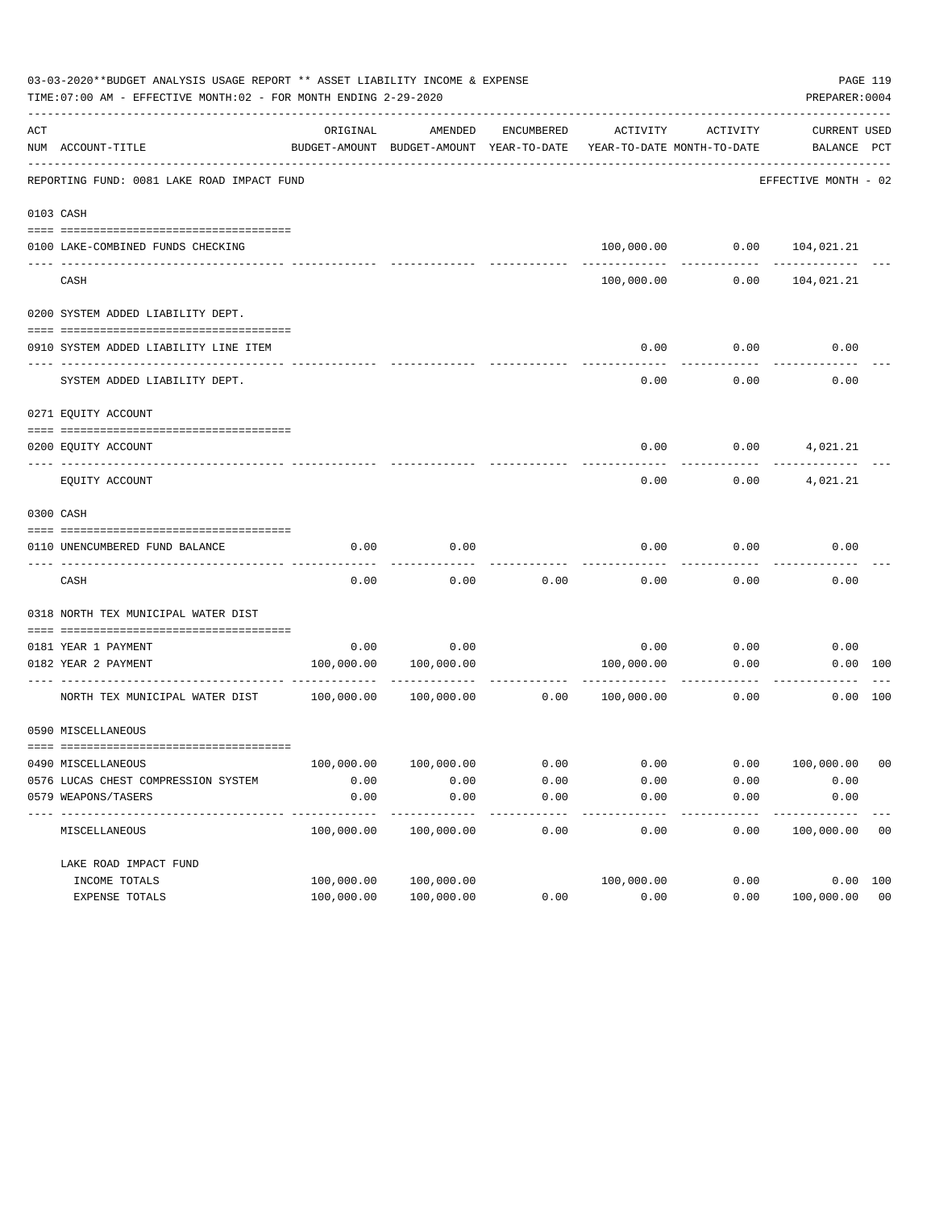03-03-2020**BUDGET ANALYSIS USAGE REPORT ** ASSET LIABILITY INCOME & EXPENSE

TIME:07:00 AM - EFFECTIVE MONTH:02 - FOR MONTH ENDING 2-29-2020

PREPARER:0004

| ACT NUM | ACCOUNT-TITLE | ORIGINAL BUDGET-AMOUNT | AMENDED BUDGET-AMOUNT | ENCUMBERED YEAR-TO-DATE | ACTIVITY YEAR-TO-DATE | ACTIVITY MONTH-TO-DATE | CURRENT BALANCE | USED PCT |
|---|---|---|---|---|---|---|---|---|
| | REPORTING FUND: 0081 LAKE ROAD IMPACT FUND | | | | | | EFFECTIVE MONTH - 02 | |
| 0103 | CASH | | | | | | | |
| 0100 | LAKE-COMBINED FUNDS CHECKING | | | | 100,000.00 | 0.00 | 104,021.21 | |
| | CASH | | | | 100,000.00 | 0.00 | 104,021.21 | |
| 0200 | SYSTEM ADDED LIABILITY DEPT. | | | | | | | |
| 0910 | SYSTEM ADDED LIABILITY LINE ITEM | | | | 0.00 | 0.00 | 0.00 | |
| | SYSTEM ADDED LIABILITY DEPT. | | | | 0.00 | 0.00 | 0.00 | |
| 0271 | EQUITY ACCOUNT | | | | | | | |
| 0200 | EQUITY ACCOUNT | | | | 0.00 | 0.00 | 4,021.21 | |
| | EQUITY ACCOUNT | | | | 0.00 | 0.00 | 4,021.21 | |
| 0300 | CASH | | | | | | | |
| 0110 | UNENCUMBERED FUND BALANCE | 0.00 | 0.00 | | 0.00 | 0.00 | 0.00 | |
| | CASH | 0.00 | 0.00 | 0.00 | 0.00 | 0.00 | 0.00 | |
| 0318 | NORTH TEX MUNICIPAL WATER DIST | | | | | | | |
| 0181 | YEAR 1 PAYMENT | 0.00 | 0.00 | | 0.00 | 0.00 | 0.00 | |
| 0182 | YEAR 2 PAYMENT | 100,000.00 | 100,000.00 | | 100,000.00 | 0.00 | 0.00 | 100 |
| | NORTH TEX MUNICIPAL WATER DIST | 100,000.00 | 100,000.00 | 0.00 | 100,000.00 | 0.00 | 0.00 | 100 |
| 0590 | MISCELLANEOUS | | | | | | | |
| 0490 | MISCELLANEOUS | 100,000.00 | 100,000.00 | 0.00 | 0.00 | 0.00 | 100,000.00 | 00 |
| 0576 | LUCAS CHEST COMPRESSION SYSTEM | 0.00 | 0.00 | 0.00 | 0.00 | 0.00 | 0.00 | |
| 0579 | WEAPONS/TASERS | 0.00 | 0.00 | 0.00 | 0.00 | 0.00 | 0.00 | |
| | MISCELLANEOUS | 100,000.00 | 100,000.00 | 0.00 | 0.00 | 0.00 | 100,000.00 | 00 |
| | LAKE ROAD IMPACT FUND | | | | | | | |
| | INCOME TOTALS | 100,000.00 | 100,000.00 | | 100,000.00 | 0.00 | 0.00 | 100 |
| | EXPENSE TOTALS | 100,000.00 | 100,000.00 | 0.00 | 0.00 | 0.00 | 100,000.00 | 00 |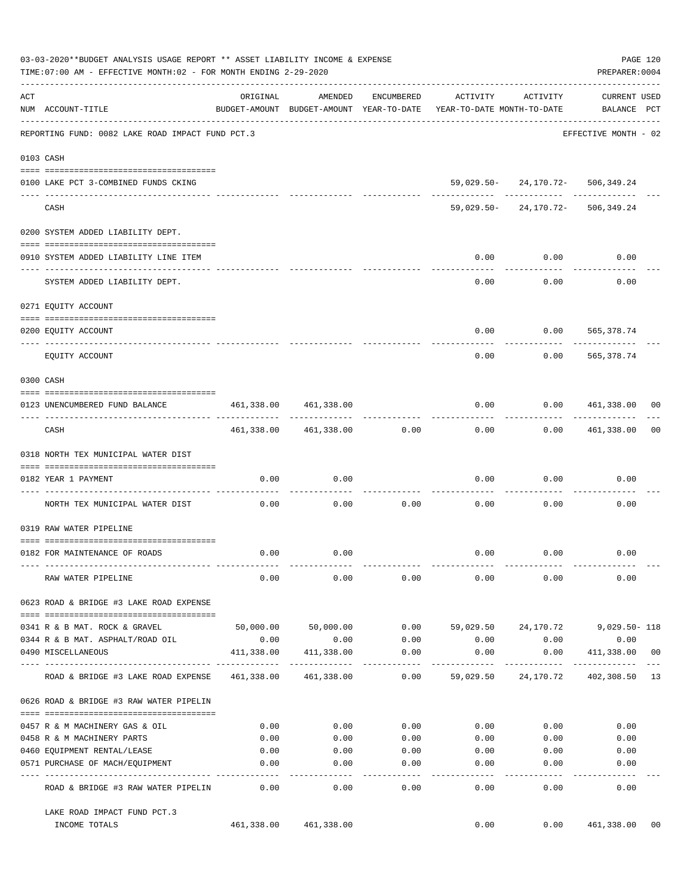03-03-2020**BUDGET ANALYSIS USAGE REPORT ** ASSET LIABILITY INCOME & EXPENSE

TIME:07:00 AM - EFFECTIVE MONTH:02 - FOR MONTH ENDING 2-29-2020

PREPARER:0004

| ACT NUM | ACCOUNT-TITLE | ORIGINAL BUDGET-AMOUNT | AMENDED BUDGET-AMOUNT | ENCUMBERED YEAR-TO-DATE | ACTIVITY YEAR-TO-DATE | ACTIVITY MONTH-TO-DATE | CURRENT BALANCE | USED PCT |
|---|---|---|---|---|---|---|---|---|
| | REPORTING FUND: 0082 LAKE ROAD IMPACT FUND PCT.3 | | | | | | EFFECTIVE MONTH - 02 | |
| | 0103 CASH | | | | | | | |
| 0100 | LAKE PCT 3-COMBINED FUNDS CKING | | | | 59,029.50- | 24,170.72- | 506,349.24 | |
| | CASH | | | | 59,029.50- | 24,170.72- | 506,349.24 | |
| | 0200 SYSTEM ADDED LIABILITY DEPT. | | | | | | | |
| 0910 | SYSTEM ADDED LIABILITY LINE ITEM | | | | 0.00 | 0.00 | 0.00 | |
| | SYSTEM ADDED LIABILITY DEPT. | | | | 0.00 | 0.00 | 0.00 | |
| | 0271 EQUITY ACCOUNT | | | | | | | |
| 0200 | EQUITY ACCOUNT | | | | 0.00 | 0.00 | 565,378.74 | |
| | EQUITY ACCOUNT | | | | 0.00 | 0.00 | 565,378.74 | |
| | 0300 CASH | | | | | | | |
| 0123 | UNENCUMBERED FUND BALANCE | 461,338.00 | 461,338.00 | | 0.00 | 0.00 | 461,338.00 | 00 |
| | CASH | 461,338.00 | 461,338.00 | 0.00 | 0.00 | 0.00 | 461,338.00 | 00 |
| | 0318 NORTH TEX MUNICIPAL WATER DIST | | | | | | | |
| 0182 | YEAR 1 PAYMENT | 0.00 | 0.00 | | 0.00 | 0.00 | 0.00 | |
| | NORTH TEX MUNICIPAL WATER DIST | 0.00 | 0.00 | 0.00 | 0.00 | 0.00 | 0.00 | |
| | 0319 RAW WATER PIPELINE | | | | | | | |
| 0182 | FOR MAINTENANCE OF ROADS | 0.00 | 0.00 | | 0.00 | 0.00 | 0.00 | |
| | RAW WATER PIPELINE | 0.00 | 0.00 | 0.00 | 0.00 | 0.00 | 0.00 | |
| | 0623 ROAD & BRIDGE #3 LAKE ROAD EXPENSE | | | | | | | |
| 0341 | R & B MAT. ROCK & GRAVEL | 50,000.00 | 50,000.00 | 0.00 | 59,029.50 | 24,170.72 | 9,029.50- | 118 |
| 0344 | R & B MAT. ASPHALT/ROAD OIL | 0.00 | 0.00 | 0.00 | 0.00 | 0.00 | 0.00 | |
| 0490 | MISCELLANEOUS | 411,338.00 | 411,338.00 | 0.00 | 0.00 | 0.00 | 411,338.00 | 00 |
| | ROAD & BRIDGE #3 LAKE ROAD EXPENSE | 461,338.00 | 461,338.00 | 0.00 | 59,029.50 | 24,170.72 | 402,308.50 | 13 |
| | 0626 ROAD & BRIDGE #3 RAW WATER PIPELIN | | | | | | | |
| 0457 | R & M MACHINERY GAS & OIL | 0.00 | 0.00 | 0.00 | 0.00 | 0.00 | 0.00 | |
| 0458 | R & M MACHINERY PARTS | 0.00 | 0.00 | 0.00 | 0.00 | 0.00 | 0.00 | |
| 0460 | EQUIPMENT RENTAL/LEASE | 0.00 | 0.00 | 0.00 | 0.00 | 0.00 | 0.00 | |
| 0571 | PURCHASE OF MACH/EQUIPMENT | 0.00 | 0.00 | 0.00 | 0.00 | 0.00 | 0.00 | |
| | ROAD & BRIDGE #3 RAW WATER PIPELIN | 0.00 | 0.00 | 0.00 | 0.00 | 0.00 | 0.00 | |
| | LAKE ROAD IMPACT FUND PCT.3 INCOME TOTALS | 461,338.00 | 461,338.00 | | 0.00 | 0.00 | 461,338.00 | 00 |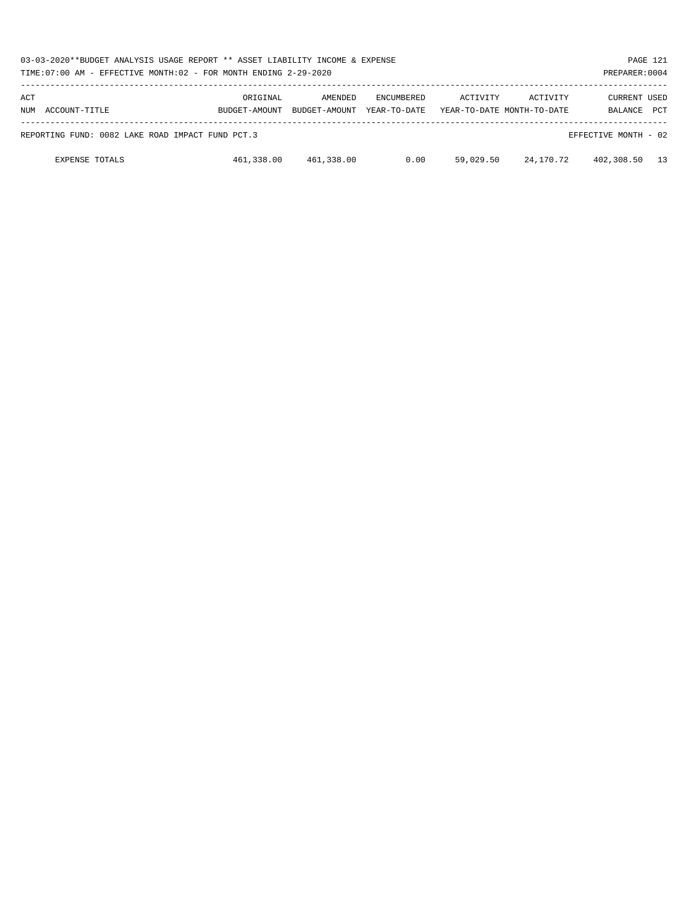| ACT NUM | ACCOUNT-TITLE | ORIGINAL BUDGET-AMOUNT | AMENDED BUDGET-AMOUNT | ENCUMBERED YEAR-TO-DATE | ACTIVITY YEAR-TO-DATE | ACTIVITY MONTH-TO-DATE | CURRENT BALANCE | USED PCT |
|---|---|---|---|---|---|---|---|---|
| | REPORTING FUND: 0082 LAKE ROAD IMPACT FUND PCT.3 | | | | | | EFFECTIVE MONTH - 02 | |
| | EXPENSE TOTALS | 461,338.00 | 461,338.00 | 0.00 | 59,029.50 | 24,170.72 | 402,308.50 | 13 |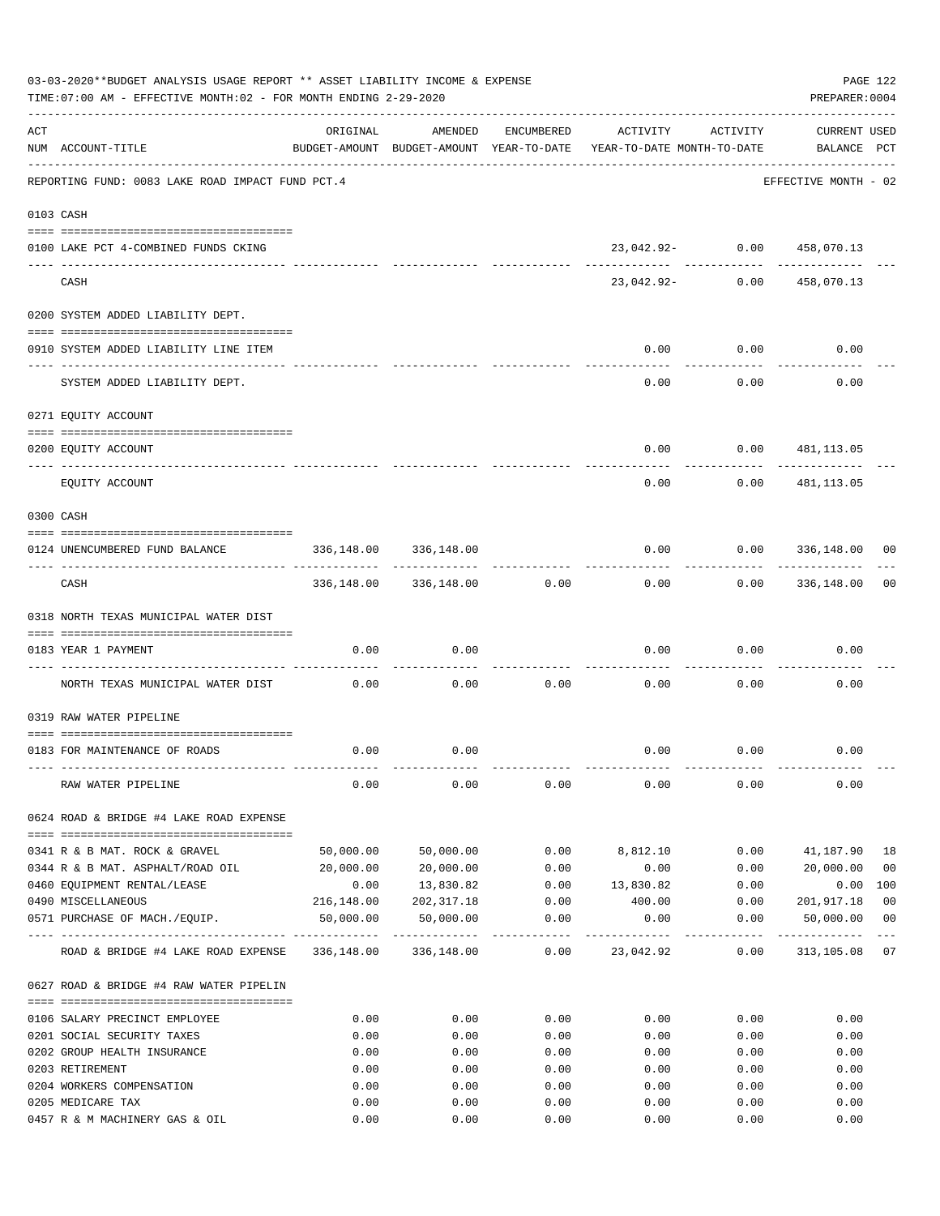03-03-2020**BUDGET ANALYSIS USAGE REPORT ** ASSET LIABILITY INCOME & EXPENSE

TIME:07:00 AM - EFFECTIVE MONTH:02 - FOR MONTH ENDING 2-29-2020

PREPARER:0004

| ACT NUM | ACCOUNT-TITLE | ORIGINAL BUDGET-AMOUNT | AMENDED BUDGET-AMOUNT | ENCUMBERED YEAR-TO-DATE | ACTIVITY YEAR-TO-DATE | ACTIVITY MONTH-TO-DATE | CURRENT BALANCE | USED PCT |
|---|---|---|---|---|---|---|---|---|
| | REPORTING FUND: 0083 LAKE ROAD IMPACT FUND PCT.4 | | | | | | EFFECTIVE MONTH - 02 | |
| | **0103 CASH** | | | | | | | |
| 0100 | LAKE PCT 4-COMBINED FUNDS CKING | | | | 23,042.92- | 0.00 | 458,070.13 | |
| | CASH | | | | 23,042.92- | 0.00 | 458,070.13 | |
| | **0200 SYSTEM ADDED LIABILITY DEPT.** | | | | | | | |
| 0910 | SYSTEM ADDED LIABILITY LINE ITEM | | | | 0.00 | 0.00 | 0.00 | |
| | SYSTEM ADDED LIABILITY DEPT. | | | | 0.00 | 0.00 | 0.00 | |
| | **0271 EQUITY ACCOUNT** | | | | | | | |
| 0200 | EQUITY ACCOUNT | | | | 0.00 | 0.00 | 481,113.05 | |
| | EQUITY ACCOUNT | | | | 0.00 | 0.00 | 481,113.05 | |
| | **0300 CASH** | | | | | | | |
| 0124 | UNENCUMBERED FUND BALANCE | 336,148.00 | 336,148.00 | | 0.00 | 0.00 | 336,148.00 | 00 |
| | CASH | 336,148.00 | 336,148.00 | 0.00 | 0.00 | 0.00 | 336,148.00 | 00 |
| | **0318 NORTH TEXAS MUNICIPAL WATER DIST** | | | | | | | |
| 0183 | YEAR 1 PAYMENT | 0.00 | 0.00 | | 0.00 | 0.00 | 0.00 | |
| | NORTH TEXAS MUNICIPAL WATER DIST | 0.00 | 0.00 | 0.00 | 0.00 | 0.00 | 0.00 | |
| | **0319 RAW WATER PIPELINE** | | | | | | | |
| 0183 | FOR MAINTENANCE OF ROADS | 0.00 | 0.00 | | 0.00 | 0.00 | 0.00 | |
| | RAW WATER PIPELINE | 0.00 | 0.00 | 0.00 | 0.00 | 0.00 | 0.00 | |
| | **0624 ROAD & BRIDGE #4 LAKE ROAD EXPENSE** | | | | | | | |
| 0341 | R & B MAT. ROCK & GRAVEL | 50,000.00 | 50,000.00 | 0.00 | 8,812.10 | 0.00 | 41,187.90 | 18 |
| 0344 | R & B MAT. ASPHALT/ROAD OIL | 20,000.00 | 20,000.00 | 0.00 | 0.00 | 0.00 | 20,000.00 | 00 |
| 0460 | EQUIPMENT RENTAL/LEASE | 0.00 | 13,830.82 | 0.00 | 13,830.82 | 0.00 | 0.00 | 100 |
| 0490 | MISCELLANEOUS | 216,148.00 | 202,317.18 | 0.00 | 400.00 | 0.00 | 201,917.18 | 00 |
| 0571 | PURCHASE OF MACH./EQUIP. | 50,000.00 | 50,000.00 | 0.00 | 0.00 | 0.00 | 50,000.00 | 00 |
| | ROAD & BRIDGE #4 LAKE ROAD EXPENSE | 336,148.00 | 336,148.00 | 0.00 | 23,042.92 | 0.00 | 313,105.08 | 07 |
| | **0627 ROAD & BRIDGE #4 RAW WATER PIPELIN** | | | | | | | |
| 0106 | SALARY PRECINCT EMPLOYEE | 0.00 | 0.00 | 0.00 | 0.00 | 0.00 | 0.00 | |
| 0201 | SOCIAL SECURITY TAXES | 0.00 | 0.00 | 0.00 | 0.00 | 0.00 | 0.00 | |
| 0202 | GROUP HEALTH INSURANCE | 0.00 | 0.00 | 0.00 | 0.00 | 0.00 | 0.00 | |
| 0203 | RETIREMENT | 0.00 | 0.00 | 0.00 | 0.00 | 0.00 | 0.00 | |
| 0204 | WORKERS COMPENSATION | 0.00 | 0.00 | 0.00 | 0.00 | 0.00 | 0.00 | |
| 0205 | MEDICARE TAX | 0.00 | 0.00 | 0.00 | 0.00 | 0.00 | 0.00 | |
| 0457 | R & M MACHINERY GAS & OIL | 0.00 | 0.00 | 0.00 | 0.00 | 0.00 | 0.00 | |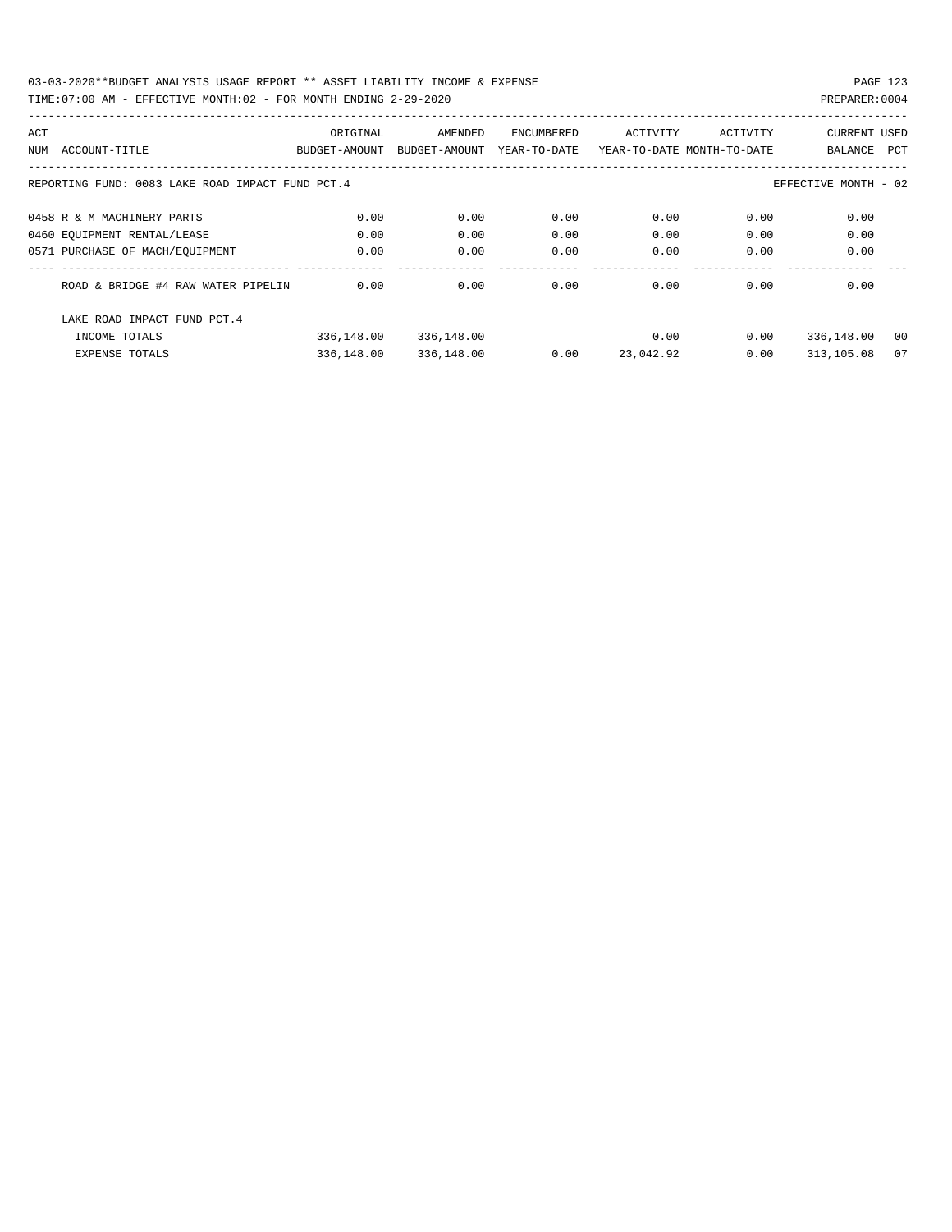03-03-2020**BUDGET ANALYSIS USAGE REPORT ** ASSET LIABILITY INCOME & EXPENSE

TIME:07:00 AM - EFFECTIVE MONTH:02 - FOR MONTH ENDING 2-29-2020

PREPARER:0004

| ACT NUM | ACCOUNT-TITLE | ORIGINAL BUDGET-AMOUNT | AMENDED BUDGET-AMOUNT | ENCUMBERED YEAR-TO-DATE | ACTIVITY YEAR-TO-DATE | ACTIVITY MONTH-TO-DATE | CURRENT BALANCE | USED PCT |
|---|---|---|---|---|---|---|---|---|
| | REPORTING FUND: 0083 LAKE ROAD IMPACT FUND PCT.4 | | | | | | EFFECTIVE MONTH - 02 | |
| 0458 | R & M MACHINERY PARTS | 0.00 | 0.00 | 0.00 | 0.00 | 0.00 | 0.00 | |
| 0460 | EQUIPMENT RENTAL/LEASE | 0.00 | 0.00 | 0.00 | 0.00 | 0.00 | 0.00 | |
| 0571 | PURCHASE OF MACH/EQUIPMENT | 0.00 | 0.00 | 0.00 | 0.00 | 0.00 | 0.00 | |
| | ROAD & BRIDGE #4 RAW WATER PIPELIN | 0.00 | 0.00 | 0.00 | 0.00 | 0.00 | 0.00 | |
| | LAKE ROAD IMPACT FUND PCT.4 | | | | | | | |
| | INCOME TOTALS | 336,148.00 | 336,148.00 | | 0.00 | 0.00 | 336,148.00 | 00 |
| | EXPENSE TOTALS | 336,148.00 | 336,148.00 | 0.00 | 23,042.92 | 0.00 | 313,105.08 | 07 |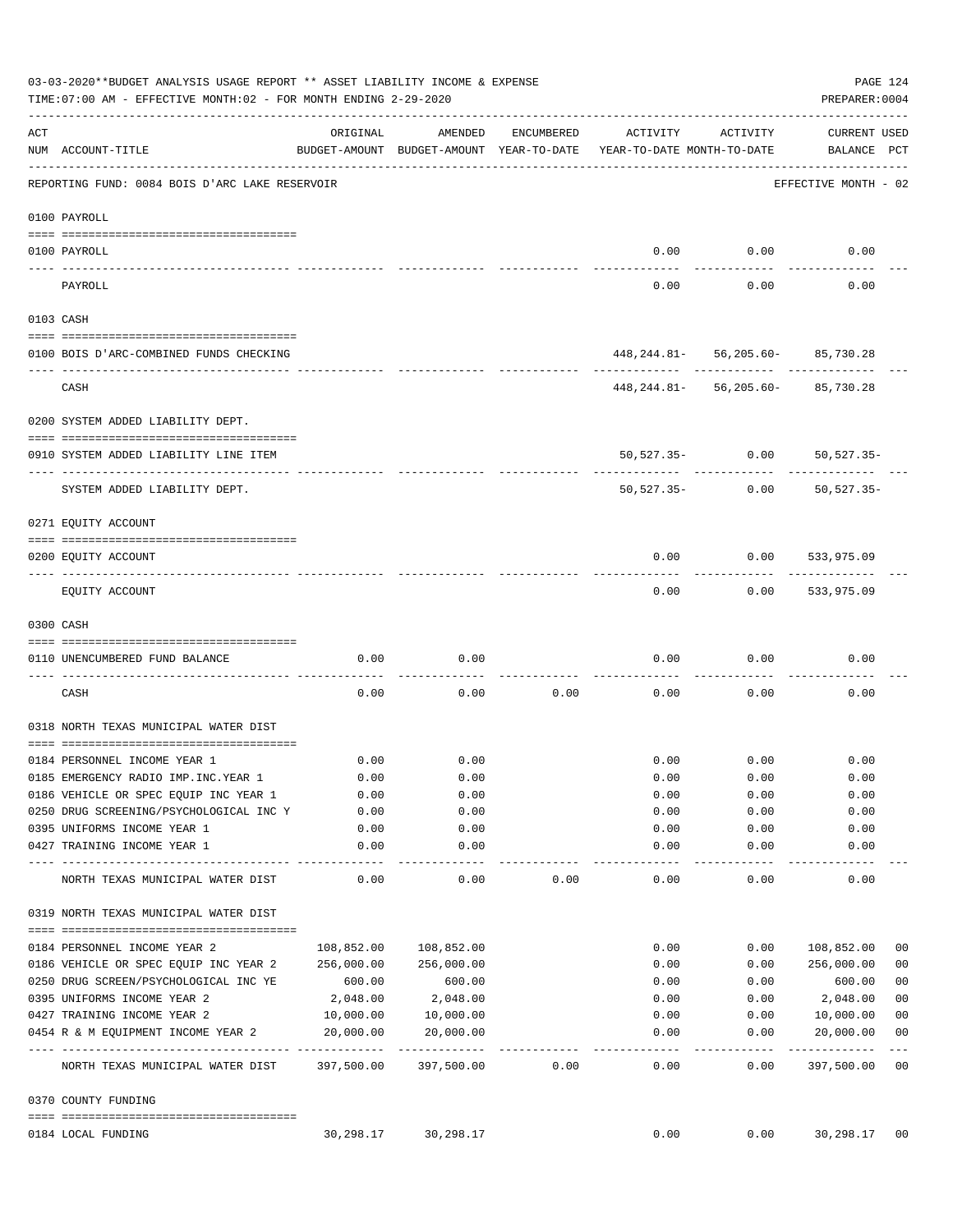03-03-2020**BUDGET ANALYSIS USAGE REPORT ** ASSET LIABILITY INCOME & EXPENSE

TIME:07:00 AM - EFFECTIVE MONTH:02 - FOR MONTH ENDING 2-29-2020

PREPARER:0004

| ACT NUM | ACCOUNT-TITLE | ORIGINAL BUDGET-AMOUNT | AMENDED BUDGET-AMOUNT | ENCUMBERED YEAR-TO-DATE | ACTIVITY YEAR-TO-DATE | ACTIVITY MONTH-TO-DATE | CURRENT USED BALANCE | PCT |
|---|---|---|---|---|---|---|---|---|
| | REPORTING FUND: 0084 BOIS D'ARC LAKE RESERVOIR | | | | | | EFFECTIVE MONTH - 02 | |
| | 0100 PAYROLL | | | | | | | |
| 0100 | PAYROLL | | | | 0.00 | 0.00 | 0.00 | |
| | PAYROLL | | | | 0.00 | 0.00 | 0.00 | |
| | 0103 CASH | | | | | | | |
| 0100 | BOIS D'ARC-COMBINED FUNDS CHECKING | | | | 448,244.81- | 56,205.60- | 85,730.28 | |
| | CASH | | | | 448,244.81- | 56,205.60- | 85,730.28 | |
| | 0200 SYSTEM ADDED LIABILITY DEPT. | | | | | | | |
| 0910 | SYSTEM ADDED LIABILITY LINE ITEM | | | | 50,527.35- | 0.00 | 50,527.35- | |
| | SYSTEM ADDED LIABILITY DEPT. | | | | 50,527.35- | 0.00 | 50,527.35- | |
| | 0271 EQUITY ACCOUNT | | | | | | | |
| 0200 | EQUITY ACCOUNT | | | | 0.00 | 0.00 | 533,975.09 | |
| | EQUITY ACCOUNT | | | | 0.00 | 0.00 | 533,975.09 | |
| | 0300 CASH | | | | | | | |
| 0110 | UNENCUMBERED FUND BALANCE | 0.00 | 0.00 | | 0.00 | 0.00 | 0.00 | |
| | CASH | 0.00 | 0.00 | 0.00 | 0.00 | 0.00 | 0.00 | |
| | 0318 NORTH TEXAS MUNICIPAL WATER DIST | | | | | | | |
| 0184 | PERSONNEL INCOME YEAR 1 | 0.00 | 0.00 | | 0.00 | 0.00 | 0.00 | |
| 0185 | EMERGENCY RADIO IMP.INC.YEAR 1 | 0.00 | 0.00 | | 0.00 | 0.00 | 0.00 | |
| 0186 | VEHICLE OR SPEC EQUIP INC YEAR 1 | 0.00 | 0.00 | | 0.00 | 0.00 | 0.00 | |
| 0250 | DRUG SCREENING/PSYCHOLOGICAL INC Y | 0.00 | 0.00 | | 0.00 | 0.00 | 0.00 | |
| 0395 | UNIFORMS INCOME YEAR 1 | 0.00 | 0.00 | | 0.00 | 0.00 | 0.00 | |
| 0427 | TRAINING INCOME YEAR 1 | 0.00 | 0.00 | | 0.00 | 0.00 | 0.00 | |
| | NORTH TEXAS MUNICIPAL WATER DIST | 0.00 | 0.00 | 0.00 | 0.00 | 0.00 | 0.00 | |
| | 0319 NORTH TEXAS MUNICIPAL WATER DIST | | | | | | | |
| 0184 | PERSONNEL INCOME YEAR 2 | 108,852.00 | 108,852.00 | | 0.00 | 0.00 | 108,852.00 | 00 |
| 0186 | VEHICLE OR SPEC EQUIP INC YEAR 2 | 256,000.00 | 256,000.00 | | 0.00 | 0.00 | 256,000.00 | 00 |
| 0250 | DRUG SCREEN/PSYCHOLOGICAL INC YE | 600.00 | 600.00 | | 0.00 | 0.00 | 600.00 | 00 |
| 0395 | UNIFORMS INCOME YEAR 2 | 2,048.00 | 2,048.00 | | 0.00 | 0.00 | 2,048.00 | 00 |
| 0427 | TRAINING INCOME YEAR 2 | 10,000.00 | 10,000.00 | | 0.00 | 0.00 | 10,000.00 | 00 |
| 0454 | R & M EQUIPMENT INCOME YEAR 2 | 20,000.00 | 20,000.00 | | 0.00 | 0.00 | 20,000.00 | 00 |
| | NORTH TEXAS MUNICIPAL WATER DIST | 397,500.00 | 397,500.00 | 0.00 | 0.00 | 0.00 | 397,500.00 | 00 |
| | 0370 COUNTY FUNDING | | | | | | | |
| 0184 | LOCAL FUNDING | 30,298.17 | 30,298.17 | | 0.00 | 0.00 | 30,298.17 | 00 |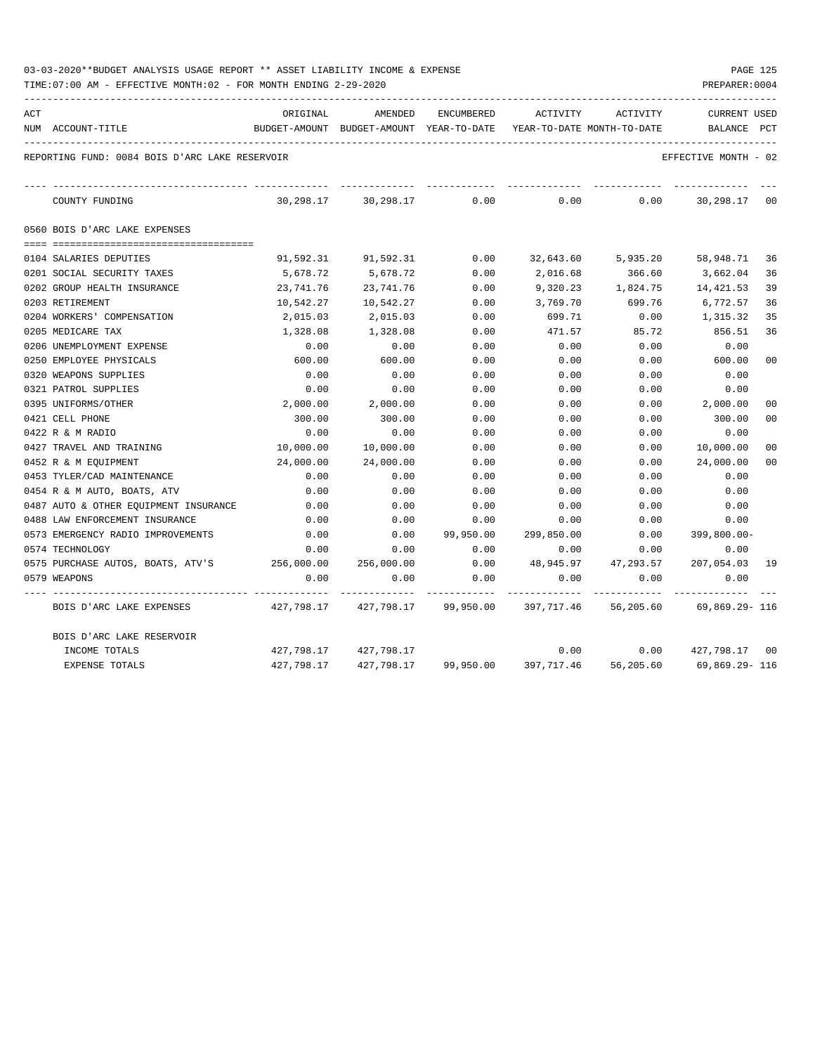03-03-2020**BUDGET ANALYSIS USAGE REPORT ** ASSET LIABILITY INCOME & EXPENSE

TIME:07:00 AM - EFFECTIVE MONTH:02 - FOR MONTH ENDING 2-29-2020

PREPARER:0004

REPORTING FUND: 0084 BOIS D'ARC LAKE RESERVOIR — EFFECTIVE MONTH - 02

| ACT NUM | ACCOUNT-TITLE | ORIGINAL BUDGET-AMOUNT | AMENDED BUDGET-AMOUNT | ENCUMBERED YEAR-TO-DATE | ACTIVITY YEAR-TO-DATE | ACTIVITY MONTH-TO-DATE | CURRENT BALANCE | USED PCT |
|---|---|---|---|---|---|---|---|---|
| | COUNTY FUNDING | 30,298.17 | 30,298.17 | 0.00 | 0.00 | 0.00 | 30,298.17 | 00 |
| | **0560 BOIS D'ARC LAKE EXPENSES** | | | | | | | |
| 0104 | SALARIES DEPUTIES | 91,592.31 | 91,592.31 | 0.00 | 32,643.60 | 5,935.20 | 58,948.71 | 36 |
| 0201 | SOCIAL SECURITY TAXES | 5,678.72 | 5,678.72 | 0.00 | 2,016.68 | 366.60 | 3,662.04 | 36 |
| 0202 | GROUP HEALTH INSURANCE | 23,741.76 | 23,741.76 | 0.00 | 9,320.23 | 1,824.75 | 14,421.53 | 39 |
| 0203 | RETIREMENT | 10,542.27 | 10,542.27 | 0.00 | 3,769.70 | 699.76 | 6,772.57 | 36 |
| 0204 | WORKERS' COMPENSATION | 2,015.03 | 2,015.03 | 0.00 | 699.71 | 0.00 | 1,315.32 | 35 |
| 0205 | MEDICARE TAX | 1,328.08 | 1,328.08 | 0.00 | 471.57 | 85.72 | 856.51 | 36 |
| 0206 | UNEMPLOYMENT EXPENSE | 0.00 | 0.00 | 0.00 | 0.00 | 0.00 | 0.00 | |
| 0250 | EMPLOYEE PHYSICALS | 600.00 | 600.00 | 0.00 | 0.00 | 0.00 | 600.00 | 00 |
| 0320 | WEAPONS SUPPLIES | 0.00 | 0.00 | 0.00 | 0.00 | 0.00 | 0.00 | |
| 0321 | PATROL SUPPLIES | 0.00 | 0.00 | 0.00 | 0.00 | 0.00 | 0.00 | |
| 0395 | UNIFORMS/OTHER | 2,000.00 | 2,000.00 | 0.00 | 0.00 | 0.00 | 2,000.00 | 00 |
| 0421 | CELL PHONE | 300.00 | 300.00 | 0.00 | 0.00 | 0.00 | 300.00 | 00 |
| 0422 | R & M RADIO | 0.00 | 0.00 | 0.00 | 0.00 | 0.00 | 0.00 | |
| 0427 | TRAVEL AND TRAINING | 10,000.00 | 10,000.00 | 0.00 | 0.00 | 0.00 | 10,000.00 | 00 |
| 0452 | R & M EQUIPMENT | 24,000.00 | 24,000.00 | 0.00 | 0.00 | 0.00 | 24,000.00 | 00 |
| 0453 | TYLER/CAD MAINTENANCE | 0.00 | 0.00 | 0.00 | 0.00 | 0.00 | 0.00 | |
| 0454 | R & M AUTO, BOATS, ATV | 0.00 | 0.00 | 0.00 | 0.00 | 0.00 | 0.00 | |
| 0487 | AUTO & OTHER EQUIPMENT INSURANCE | 0.00 | 0.00 | 0.00 | 0.00 | 0.00 | 0.00 | |
| 0488 | LAW ENFORCEMENT INSURANCE | 0.00 | 0.00 | 0.00 | 0.00 | 0.00 | 0.00 | |
| 0573 | EMERGENCY RADIO IMPROVEMENTS | 0.00 | 0.00 | 99,950.00 | 299,850.00 | 0.00 | 399,800.00- | |
| 0574 | TECHNOLOGY | 0.00 | 0.00 | 0.00 | 0.00 | 0.00 | 0.00 | |
| 0575 | PURCHASE AUTOS, BOATS, ATV'S | 256,000.00 | 256,000.00 | 0.00 | 48,945.97 | 47,293.57 | 207,054.03 | 19 |
| 0579 | WEAPONS | 0.00 | 0.00 | 0.00 | 0.00 | 0.00 | 0.00 | |
| | BOIS D'ARC LAKE EXPENSES | 427,798.17 | 427,798.17 | 99,950.00 | 397,717.46 | 56,205.60 | 69,869.29- | 116 |
| | **BOIS D'ARC LAKE RESERVOIR** | | | | | | | |
| | INCOME TOTALS | 427,798.17 | 427,798.17 | | 0.00 | 0.00 | 427,798.17 | 00 |
| | EXPENSE TOTALS | 427,798.17 | 427,798.17 | 99,950.00 | 397,717.46 | 56,205.60 | 69,869.29- | 116 |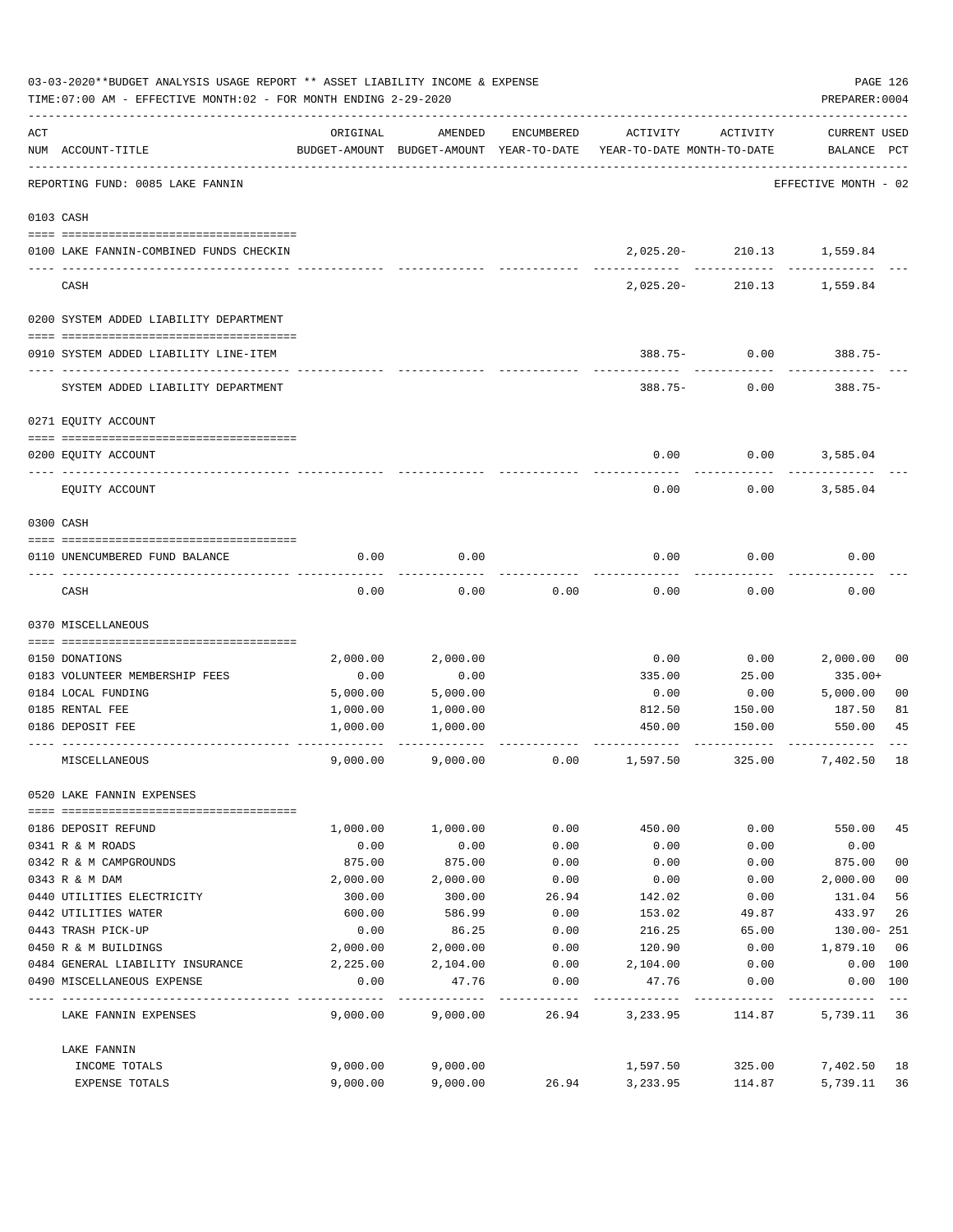03-03-2020**BUDGET ANALYSIS USAGE REPORT ** ASSET LIABILITY INCOME & EXPENSE

TIME:07:00 AM - EFFECTIVE MONTH:02 - FOR MONTH ENDING 2-29-2020

PREPARER:0004

REPORTING FUND: 0085 LAKE FANNIN — EFFECTIVE MONTH - 02

| ACT NUM | ACCOUNT-TITLE | ORIGINAL BUDGET-AMOUNT | AMENDED BUDGET-AMOUNT | ENCUMBERED YEAR-TO-DATE | ACTIVITY YEAR-TO-DATE | ACTIVITY MONTH-TO-DATE | CURRENT BALANCE | USED PCT |
|---|---|---|---|---|---|---|---|---|
| 0103 | CASH | | | | | | | |
| 0100 | LAKE FANNIN-COMBINED FUNDS CHECKIN | | | | 2,025.20- | 210.13 | 1,559.84 | |
| | CASH | | | | 2,025.20- | 210.13 | 1,559.84 | |
| 0200 | SYSTEM ADDED LIABILITY DEPARTMENT | | | | | | | |
| 0910 | SYSTEM ADDED LIABILITY LINE-ITEM | | | | 388.75- | 0.00 | 388.75- | |
| | SYSTEM ADDED LIABILITY DEPARTMENT | | | | 388.75- | 0.00 | 388.75- | |
| 0271 | EQUITY ACCOUNT | | | | | | | |
| 0200 | EQUITY ACCOUNT | | | | 0.00 | 0.00 | 3,585.04 | |
| | EQUITY ACCOUNT | | | | 0.00 | 0.00 | 3,585.04 | |
| 0300 | CASH | | | | | | | |
| 0110 | UNENCUMBERED FUND BALANCE | 0.00 | 0.00 | | 0.00 | 0.00 | 0.00 | |
| | CASH | 0.00 | 0.00 | 0.00 | 0.00 | 0.00 | 0.00 | |
| 0370 | MISCELLANEOUS | | | | | | | |
| 0150 | DONATIONS | 2,000.00 | 2,000.00 | | 0.00 | 0.00 | 2,000.00 | 00 |
| 0183 | VOLUNTEER MEMBERSHIP FEES | 0.00 | 0.00 | | 335.00 | 25.00 | 335.00+ | |
| 0184 | LOCAL FUNDING | 5,000.00 | 5,000.00 | | 0.00 | 0.00 | 5,000.00 | 00 |
| 0185 | RENTAL FEE | 1,000.00 | 1,000.00 | | 812.50 | 150.00 | 187.50 | 81 |
| 0186 | DEPOSIT FEE | 1,000.00 | 1,000.00 | | 450.00 | 150.00 | 550.00 | 45 |
| | MISCELLANEOUS | 9,000.00 | 9,000.00 | 0.00 | 1,597.50 | 325.00 | 7,402.50 | 18 |
| 0520 | LAKE FANNIN EXPENSES | | | | | | | |
| 0186 | DEPOSIT REFUND | 1,000.00 | 1,000.00 | 0.00 | 450.00 | 0.00 | 550.00 | 45 |
| 0341 | R & M ROADS | 0.00 | 0.00 | 0.00 | 0.00 | 0.00 | 0.00 | |
| 0342 | R & M CAMPGROUNDS | 875.00 | 875.00 | 0.00 | 0.00 | 0.00 | 875.00 | 00 |
| 0343 | R & M DAM | 2,000.00 | 2,000.00 | 0.00 | 0.00 | 0.00 | 2,000.00 | 00 |
| 0440 | UTILITIES ELECTRICITY | 300.00 | 300.00 | 26.94 | 142.02 | 0.00 | 131.04 | 56 |
| 0442 | UTILITIES WATER | 600.00 | 586.99 | 0.00 | 153.02 | 49.87 | 433.97 | 26 |
| 0443 | TRASH PICK-UP | 0.00 | 86.25 | 0.00 | 216.25 | 65.00 | 130.00- | 251 |
| 0450 | R & M BUILDINGS | 2,000.00 | 2,000.00 | 0.00 | 120.90 | 0.00 | 1,879.10 | 06 |
| 0484 | GENERAL LIABILITY INSURANCE | 2,225.00 | 2,104.00 | 0.00 | 2,104.00 | 0.00 | 0.00 | 100 |
| 0490 | MISCELLANEOUS EXPENSE | 0.00 | 47.76 | 0.00 | 47.76 | 0.00 | 0.00 | 100 |
| | LAKE FANNIN EXPENSES | 9,000.00 | 9,000.00 | 26.94 | 3,233.95 | 114.87 | 5,739.11 | 36 |
| | LAKE FANNIN | | | | | | | |
| | INCOME TOTALS | 9,000.00 | 9,000.00 | | 1,597.50 | 325.00 | 7,402.50 | 18 |
| | EXPENSE TOTALS | 9,000.00 | 9,000.00 | 26.94 | 3,233.95 | 114.87 | 5,739.11 | 36 |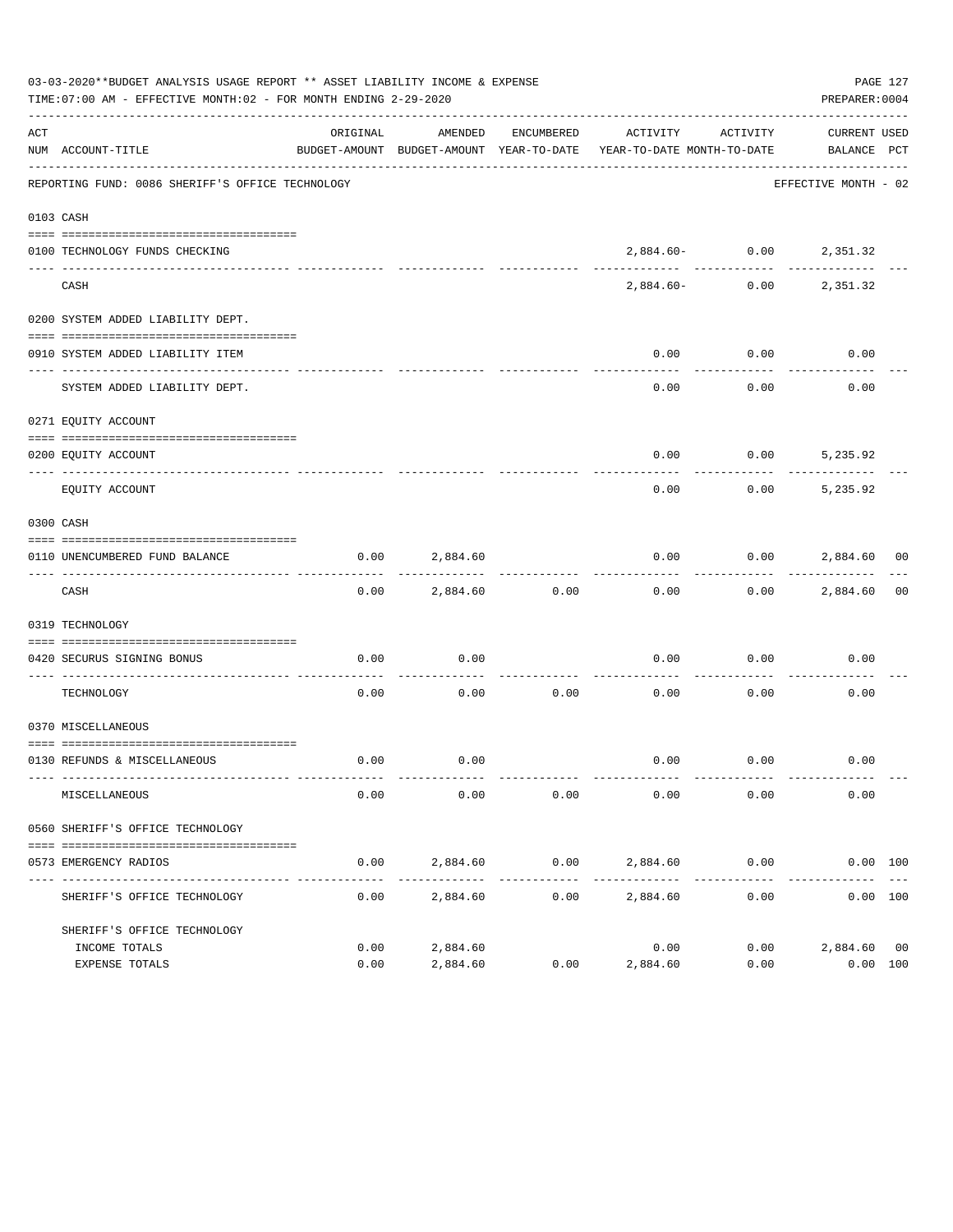03-03-2020**BUDGET ANALYSIS USAGE REPORT ** ASSET LIABILITY INCOME & EXPENSE

TIME:07:00 AM - EFFECTIVE MONTH:02 - FOR MONTH ENDING 2-29-2020

PREPARER:0004

REPORTING FUND: 0086 SHERIFF'S OFFICE TECHNOLOGY — EFFECTIVE MONTH - 02

| ACT NUM | ACCOUNT-TITLE | ORIGINAL BUDGET-AMOUNT | AMENDED BUDGET-AMOUNT | ENCUMBERED YEAR-TO-DATE | ACTIVITY YEAR-TO-DATE | ACTIVITY MONTH-TO-DATE | CURRENT BALANCE | USED PCT |
|---|---|---|---|---|---|---|---|---|
| 0103 | CASH | | | | | | | |
| 0100 | TECHNOLOGY FUNDS CHECKING | | | | 2,884.60- | 0.00 | 2,351.32 | |
| | CASH | | | | 2,884.60- | 0.00 | 2,351.32 | |
| 0200 | SYSTEM ADDED LIABILITY DEPT. | | | | | | | |
| 0910 | SYSTEM ADDED LIABILITY ITEM | | | | 0.00 | 0.00 | 0.00 | |
| | SYSTEM ADDED LIABILITY DEPT. | | | | 0.00 | 0.00 | 0.00 | |
| 0271 | EQUITY ACCOUNT | | | | | | | |
| 0200 | EQUITY ACCOUNT | | | | 0.00 | 0.00 | 5,235.92 | |
| | EQUITY ACCOUNT | | | | 0.00 | 0.00 | 5,235.92 | |
| 0300 | CASH | | | | | | | |
| 0110 | UNENCUMBERED FUND BALANCE | 0.00 | 2,884.60 | | 0.00 | 0.00 | 2,884.60 | 00 |
| | CASH | 0.00 | 2,884.60 | 0.00 | 0.00 | 0.00 | 2,884.60 | 00 |
| 0319 | TECHNOLOGY | | | | | | | |
| 0420 | SECURUS SIGNING BONUS | 0.00 | 0.00 | | 0.00 | 0.00 | 0.00 | |
| | TECHNOLOGY | 0.00 | 0.00 | 0.00 | 0.00 | 0.00 | 0.00 | |
| 0370 | MISCELLANEOUS | | | | | | | |
| 0130 | REFUNDS & MISCELLANEOUS | 0.00 | 0.00 | | 0.00 | 0.00 | 0.00 | |
| | MISCELLANEOUS | 0.00 | 0.00 | 0.00 | 0.00 | 0.00 | 0.00 | |
| 0560 | SHERIFF'S OFFICE TECHNOLOGY | | | | | | | |
| 0573 | EMERGENCY RADIOS | 0.00 | 2,884.60 | 0.00 | 2,884.60 | 0.00 | 0.00 | 100 |
| | SHERIFF'S OFFICE TECHNOLOGY | 0.00 | 2,884.60 | 0.00 | 2,884.60 | 0.00 | 0.00 | 100 |
| | SHERIFF'S OFFICE TECHNOLOGY | | | | | | | |
| | INCOME TOTALS | 0.00 | 2,884.60 | | 0.00 | 0.00 | 2,884.60 | 00 |
| | EXPENSE TOTALS | 0.00 | 2,884.60 | 0.00 | 2,884.60 | 0.00 | 0.00 | 100 |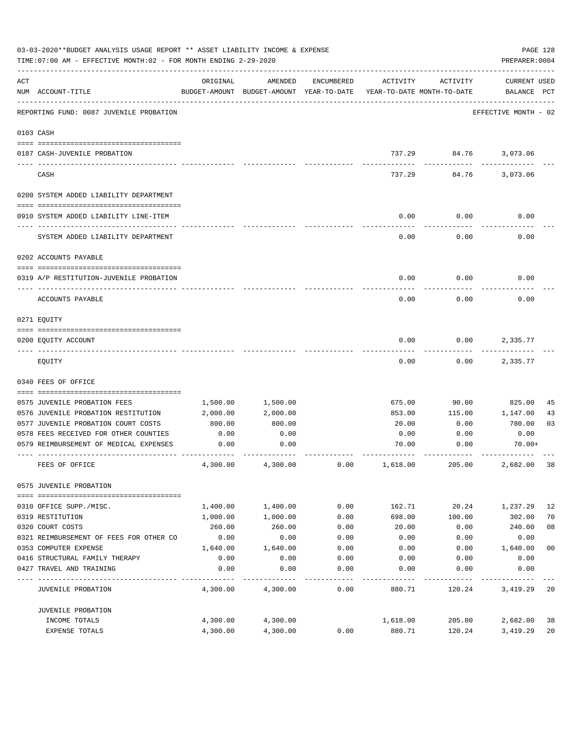03-03-2020**BUDGET ANALYSIS USAGE REPORT ** ASSET LIABILITY INCOME & EXPENSE

TIME:07:00 AM - EFFECTIVE MONTH:02 - FOR MONTH ENDING 2-29-2020

PREPARER:0004

| ACT NUM | ACCOUNT-TITLE | ORIGINAL BUDGET-AMOUNT | AMENDED BUDGET-AMOUNT | ENCUMBERED YEAR-TO-DATE | ACTIVITY YEAR-TO-DATE | ACTIVITY MONTH-TO-DATE | CURRENT BALANCE | USED PCT |
|---|---|---|---|---|---|---|---|---|
| | REPORTING FUND: 0087 JUVENILE PROBATION | | | | | | EFFECTIVE MONTH - 02 | |
| | 0103 CASH | | | | | | | |
| 0187 | CASH-JUVENILE PROBATION | | | | 737.29 | 84.76 | 3,073.06 | |
| | CASH | | | | 737.29 | 84.76 | 3,073.06 | |
| | 0200 SYSTEM ADDED LIABILITY DEPARTMENT | | | | | | | |
| 0910 | SYSTEM ADDED LIABILITY LINE-ITEM | | | | 0.00 | 0.00 | 0.00 | |
| | SYSTEM ADDED LIABILITY DEPARTMENT | | | | 0.00 | 0.00 | 0.00 | |
| | 0202 ACCOUNTS PAYABLE | | | | | | | |
| 0319 | A/P RESTITUTION-JUVENILE PROBATION | | | | 0.00 | 0.00 | 0.00 | |
| | ACCOUNTS PAYABLE | | | | 0.00 | 0.00 | 0.00 | |
| | 0271 EQUITY | | | | | | | |
| 0200 | EQUITY ACCOUNT | | | | 0.00 | 0.00 | 2,335.77 | |
| | EQUITY | | | | 0.00 | 0.00 | 2,335.77 | |
| | 0340 FEES OF OFFICE | | | | | | | |
| 0575 | JUVENILE PROBATION FEES | 1,500.00 | 1,500.00 | | 675.00 | 90.00 | 825.00 | 45 |
| 0576 | JUVENILE PROBATION RESTITUTION | 2,000.00 | 2,000.00 | | 853.00 | 115.00 | 1,147.00 | 43 |
| 0577 | JUVENILE PROBATION COURT COSTS | 800.00 | 800.00 | | 20.00 | 0.00 | 780.00 | 03 |
| 0578 | FEES RECEIVED FOR OTHER COUNTIES | 0.00 | 0.00 | | 0.00 | 0.00 | 0.00 | |
| 0579 | REIMBURSEMENT OF MEDICAL EXPENSES | 0.00 | 0.00 | | 70.00 | 0.00 | 70.00+ | |
| | FEES OF OFFICE | 4,300.00 | 4,300.00 | 0.00 | 1,618.00 | 205.00 | 2,682.00 | 38 |
| | 0575 JUVENILE PROBATION | | | | | | | |
| 0310 | OFFICE SUPP./MISC. | 1,400.00 | 1,400.00 | 0.00 | 162.71 | 20.24 | 1,237.29 | 12 |
| 0319 | RESTITUTION | 1,000.00 | 1,000.00 | 0.00 | 698.00 | 100.00 | 302.00 | 70 |
| 0320 | COURT COSTS | 260.00 | 260.00 | 0.00 | 20.00 | 0.00 | 240.00 | 08 |
| 0321 | REIMBURSEMENT OF FEES FOR OTHER CO | 0.00 | 0.00 | 0.00 | 0.00 | 0.00 | 0.00 | |
| 0353 | COMPUTER EXPENSE | 1,640.00 | 1,640.00 | 0.00 | 0.00 | 0.00 | 1,640.00 | 00 |
| 0416 | STRUCTURAL FAMILY THERAPY | 0.00 | 0.00 | 0.00 | 0.00 | 0.00 | 0.00 | |
| 0427 | TRAVEL AND TRAINING | 0.00 | 0.00 | 0.00 | 0.00 | 0.00 | 0.00 | |
| | JUVENILE PROBATION | 4,300.00 | 4,300.00 | 0.00 | 880.71 | 120.24 | 3,419.29 | 20 |
| | JUVENILE PROBATION | | | | | | | |
| | INCOME TOTALS | 4,300.00 | 4,300.00 | | 1,618.00 | 205.00 | 2,682.00 | 38 |
| | EXPENSE TOTALS | 4,300.00 | 4,300.00 | 0.00 | 880.71 | 120.24 | 3,419.29 | 20 |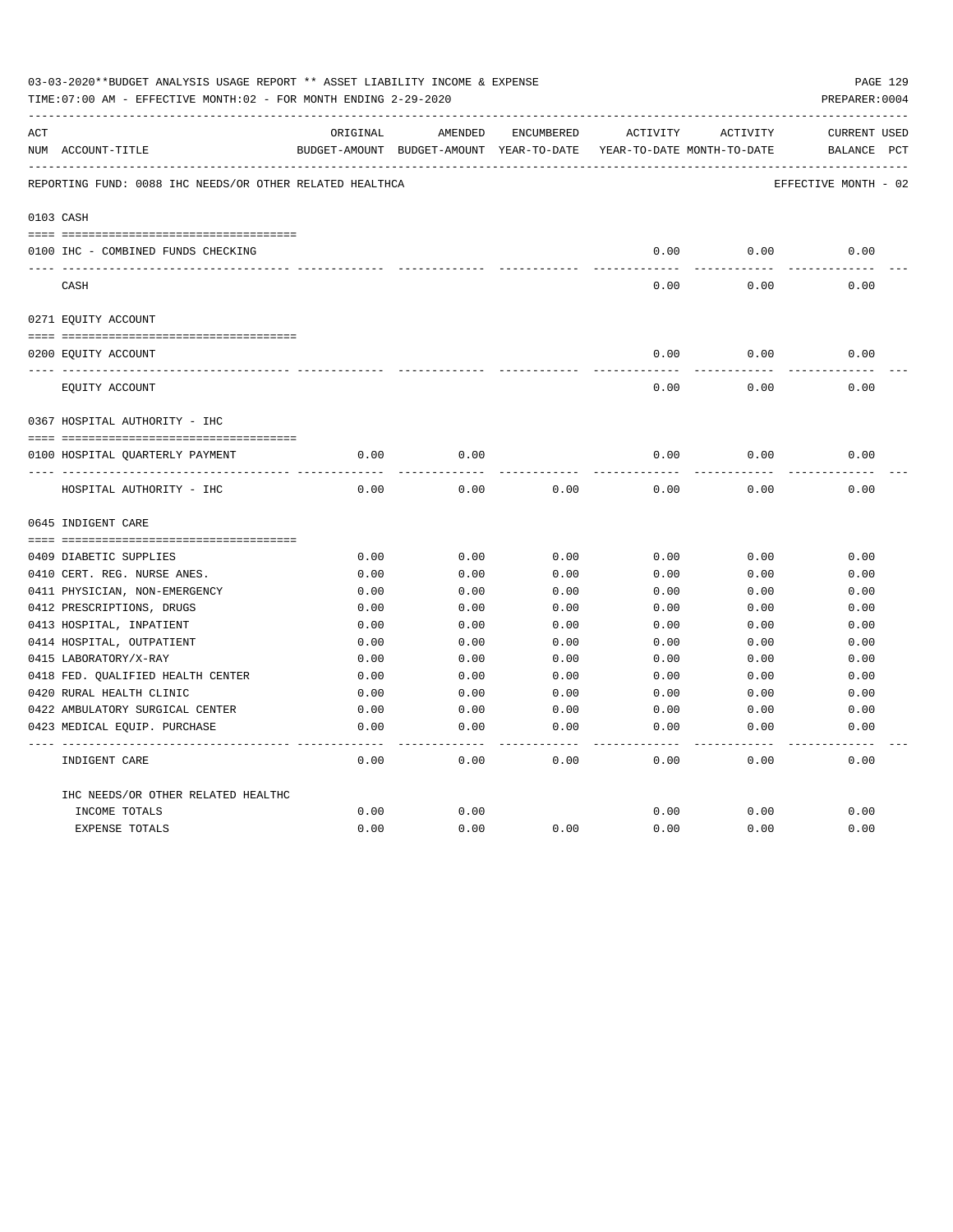03-03-2020**BUDGET ANALYSIS USAGE REPORT ** ASSET LIABILITY INCOME & EXPENSE

TIME:07:00 AM - EFFECTIVE MONTH:02 - FOR MONTH ENDING 2-29-2020

PREPARER:0004

| ACT NUM | ACCOUNT-TITLE | ORIGINAL BUDGET-AMOUNT | AMENDED BUDGET-AMOUNT | ENCUMBERED YEAR-TO-DATE | ACTIVITY YEAR-TO-DATE | ACTIVITY MONTH-TO-DATE | CURRENT BALANCE | USED PCT |
|---|---|---|---|---|---|---|---|---|
| | REPORTING FUND: 0088 IHC NEEDS/OR OTHER RELATED HEALTHCA | | | | | | EFFECTIVE MONTH - 02 | |
| 0103 | CASH | | | | | | | |
| 0100 | IHC - COMBINED FUNDS CHECKING | | | | 0.00 | 0.00 | 0.00 | |
| | CASH | | | | 0.00 | 0.00 | 0.00 | |
| 0271 | EQUITY ACCOUNT | | | | | | | |
| 0200 | EQUITY ACCOUNT | | | | 0.00 | 0.00 | 0.00 | |
| | EQUITY ACCOUNT | | | | 0.00 | 0.00 | 0.00 | |
| 0367 | HOSPITAL AUTHORITY - IHC | | | | | | | |
| 0100 | HOSPITAL QUARTERLY PAYMENT | 0.00 | 0.00 | | 0.00 | 0.00 | 0.00 | |
| | HOSPITAL AUTHORITY - IHC | 0.00 | 0.00 | 0.00 | 0.00 | 0.00 | 0.00 | |
| 0645 | INDIGENT CARE | | | | | | | |
| 0409 | DIABETIC SUPPLIES | 0.00 | 0.00 | 0.00 | 0.00 | 0.00 | 0.00 | |
| 0410 | CERT. REG. NURSE ANES. | 0.00 | 0.00 | 0.00 | 0.00 | 0.00 | 0.00 | |
| 0411 | PHYSICIAN, NON-EMERGENCY | 0.00 | 0.00 | 0.00 | 0.00 | 0.00 | 0.00 | |
| 0412 | PRESCRIPTIONS, DRUGS | 0.00 | 0.00 | 0.00 | 0.00 | 0.00 | 0.00 | |
| 0413 | HOSPITAL, INPATIENT | 0.00 | 0.00 | 0.00 | 0.00 | 0.00 | 0.00 | |
| 0414 | HOSPITAL, OUTPATIENT | 0.00 | 0.00 | 0.00 | 0.00 | 0.00 | 0.00 | |
| 0415 | LABORATORY/X-RAY | 0.00 | 0.00 | 0.00 | 0.00 | 0.00 | 0.00 | |
| 0418 | FED. QUALIFIED HEALTH CENTER | 0.00 | 0.00 | 0.00 | 0.00 | 0.00 | 0.00 | |
| 0420 | RURAL HEALTH CLINIC | 0.00 | 0.00 | 0.00 | 0.00 | 0.00 | 0.00 | |
| 0422 | AMBULATORY SURGICAL CENTER | 0.00 | 0.00 | 0.00 | 0.00 | 0.00 | 0.00 | |
| 0423 | MEDICAL EQUIP. PURCHASE | 0.00 | 0.00 | 0.00 | 0.00 | 0.00 | 0.00 | |
| | INDIGENT CARE | 0.00 | 0.00 | 0.00 | 0.00 | 0.00 | 0.00 | |
| | IHC NEEDS/OR OTHER RELATED HEALTHC | | | | | | | |
| | INCOME TOTALS | 0.00 | 0.00 | | 0.00 | 0.00 | 0.00 | |
| | EXPENSE TOTALS | 0.00 | 0.00 | 0.00 | 0.00 | 0.00 | 0.00 | |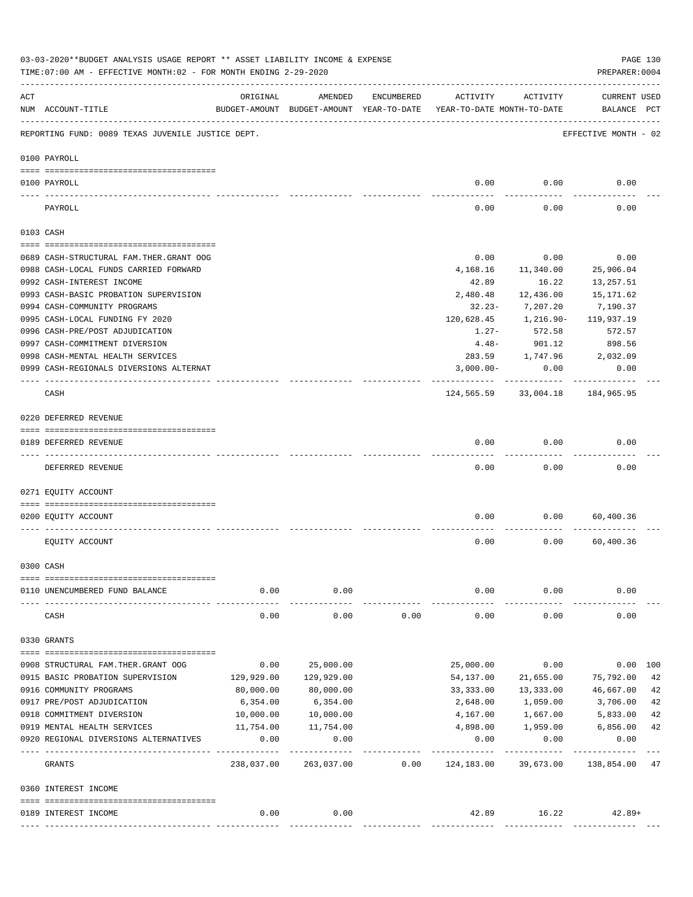03-03-2020**BUDGET ANALYSIS USAGE REPORT ** ASSET LIABILITY INCOME & EXPENSE

TIME:07:00 AM - EFFECTIVE MONTH:02 - FOR MONTH ENDING 2-29-2020

PREPARER:0004

REPORTING FUND: 0089 TEXAS JUVENILE JUSTICE DEPT. — EFFECTIVE MONTH - 02

| ACT NUM | ACCOUNT-TITLE | ORIGINAL BUDGET-AMOUNT | AMENDED BUDGET-AMOUNT | ENCUMBERED YEAR-TO-DATE | ACTIVITY YEAR-TO-DATE | ACTIVITY MONTH-TO-DATE | CURRENT BALANCE | USED PCT |
|---|---|---|---|---|---|---|---|---|
| **0100** | **PAYROLL** | | | | | | | |
| 0100 | PAYROLL | | | | 0.00 | 0.00 | 0.00 | |
| | PAYROLL | | | | 0.00 | 0.00 | 0.00 | |
| **0103** | **CASH** | | | | | | | |
| 0689 | CASH-STRUCTURAL FAM.THER.GRANT OOG | | | | 0.00 | 0.00 | 0.00 | |
| 0988 | CASH-LOCAL FUNDS CARRIED FORWARD | | | | 4,168.16 | 11,340.00 | 25,906.04 | |
| 0992 | CASH-INTEREST INCOME | | | | 42.89 | 16.22 | 13,257.51 | |
| 0993 | CASH-BASIC PROBATION SUPERVISION | | | | 2,480.48 | 12,436.00 | 15,171.62 | |
| 0994 | CASH-COMMUNITY PROGRAMS | | | | 32.23- | 7,207.20 | 7,190.37 | |
| 0995 | CASH-LOCAL FUNDING FY 2020 | | | | 120,628.45 | 1,216.90- | 119,937.19 | |
| 0996 | CASH-PRE/POST ADJUDICATION | | | | 1.27- | 572.58 | 572.57 | |
| 0997 | CASH-COMMITMENT DIVERSION | | | | 4.48- | 901.12 | 898.56 | |
| 0998 | CASH-MENTAL HEALTH SERVICES | | | | 283.59 | 1,747.96 | 2,032.09 | |
| 0999 | CASH-REGIONALS DIVERSIONS ALTERNAT | | | | 3,000.00- | 0.00 | 0.00 | |
| | CASH | | | | 124,565.59 | 33,004.18 | 184,965.95 | |
| **0220** | **DEFERRED REVENUE** | | | | | | | |
| 0189 | DEFERRED REVENUE | | | | 0.00 | 0.00 | 0.00 | |
| | DEFERRED REVENUE | | | | 0.00 | 0.00 | 0.00 | |
| **0271** | **EQUITY ACCOUNT** | | | | | | | |
| 0200 | EQUITY ACCOUNT | | | | 0.00 | 0.00 | 60,400.36 | |
| | EQUITY ACCOUNT | | | | 0.00 | 0.00 | 60,400.36 | |
| **0300** | **CASH** | | | | | | | |
| 0110 | UNENCUMBERED FUND BALANCE | 0.00 | 0.00 | | 0.00 | 0.00 | 0.00 | |
| | CASH | 0.00 | 0.00 | 0.00 | 0.00 | 0.00 | 0.00 | |
| **0330** | **GRANTS** | | | | | | | |
| 0908 | STRUCTURAL FAM.THER.GRANT OOG | 0.00 | 25,000.00 | | 25,000.00 | 0.00 | 0.00 | 100 |
| 0915 | BASIC PROBATION SUPERVISION | 129,929.00 | 129,929.00 | | 54,137.00 | 21,655.00 | 75,792.00 | 42 |
| 0916 | COMMUNITY PROGRAMS | 80,000.00 | 80,000.00 | | 33,333.00 | 13,333.00 | 46,667.00 | 42 |
| 0917 | PRE/POST ADJUDICATION | 6,354.00 | 6,354.00 | | 2,648.00 | 1,059.00 | 3,706.00 | 42 |
| 0918 | COMMITMENT DIVERSION | 10,000.00 | 10,000.00 | | 4,167.00 | 1,667.00 | 5,833.00 | 42 |
| 0919 | MENTAL HEALTH SERVICES | 11,754.00 | 11,754.00 | | 4,898.00 | 1,959.00 | 6,856.00 | 42 |
| 0920 | REGIONAL DIVERSIONS ALTERNATIVES | 0.00 | 0.00 | | 0.00 | 0.00 | 0.00 | |
| | GRANTS | 238,037.00 | 263,037.00 | 0.00 | 124,183.00 | 39,673.00 | 138,854.00 | 47 |
| **0360** | **INTEREST INCOME** | | | | | | | |
| 0189 | INTEREST INCOME | 0.00 | 0.00 | | 42.89 | 16.22 | 42.89+ | |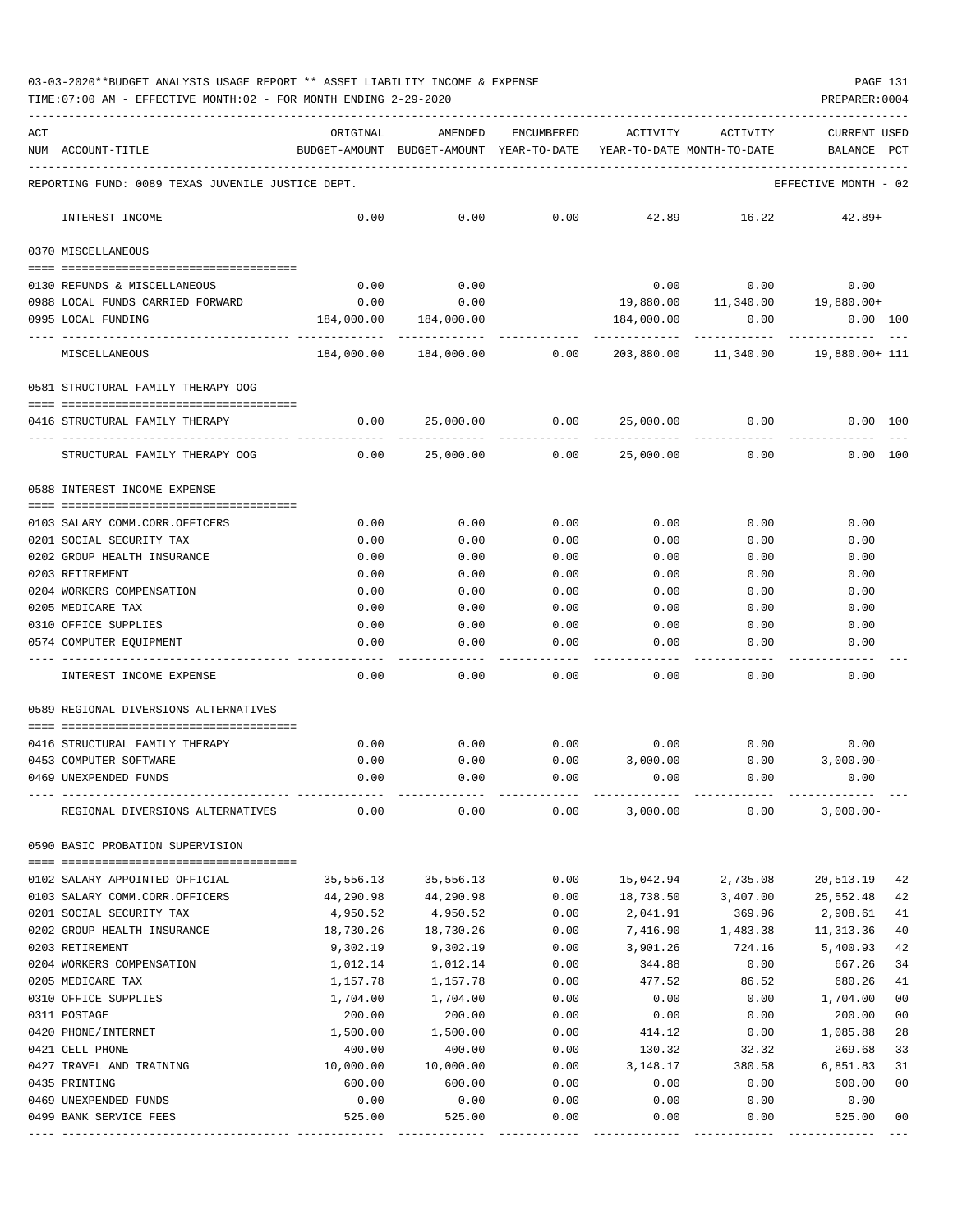03-03-2020**BUDGET ANALYSIS USAGE REPORT ** ASSET LIABILITY INCOME & EXPENSE

TIME:07:00 AM - EFFECTIVE MONTH:02 - FOR MONTH ENDING 2-29-2020

PREPARER:0004

| ACT NUM | ACCOUNT-TITLE | ORIGINAL BUDGET-AMOUNT | AMENDED BUDGET-AMOUNT | ENCUMBERED YEAR-TO-DATE | ACTIVITY YEAR-TO-DATE | ACTIVITY MONTH-TO-DATE | CURRENT USED BALANCE | PCT |
|---|---|---|---|---|---|---|---|---|
| | REPORTING FUND: 0089 TEXAS JUVENILE JUSTICE DEPT. | | | | | | EFFECTIVE MONTH - 02 | |
| | INTEREST INCOME | 0.00 | 0.00 | 0.00 | 42.89 | 16.22 | 42.89+ | |
| | 0370 MISCELLANEOUS | | | | | | | |
| 0130 | REFUNDS & MISCELLANEOUS | 0.00 | 0.00 | | 0.00 | 0.00 | 0.00 | |
| 0988 | LOCAL FUNDS CARRIED FORWARD | 0.00 | 0.00 | | 19,880.00 | 11,340.00 | 19,880.00+ | |
| 0995 | LOCAL FUNDING | 184,000.00 | 184,000.00 | | 184,000.00 | 0.00 | 0.00 | 100 |
| | MISCELLANEOUS | 184,000.00 | 184,000.00 | 0.00 | 203,880.00 | 11,340.00 | 19,880.00+ | 111 |
| | 0581 STRUCTURAL FAMILY THERAPY OOG | | | | | | | |
| 0416 | STRUCTURAL FAMILY THERAPY | 0.00 | 25,000.00 | 0.00 | 25,000.00 | 0.00 | 0.00 | 100 |
| | STRUCTURAL FAMILY THERAPY OOG | 0.00 | 25,000.00 | 0.00 | 25,000.00 | 0.00 | 0.00 | 100 |
| | 0588 INTEREST INCOME EXPENSE | | | | | | | |
| 0103 | SALARY COMM.CORR.OFFICERS | 0.00 | 0.00 | 0.00 | 0.00 | 0.00 | 0.00 | |
| 0201 | SOCIAL SECURITY TAX | 0.00 | 0.00 | 0.00 | 0.00 | 0.00 | 0.00 | |
| 0202 | GROUP HEALTH INSURANCE | 0.00 | 0.00 | 0.00 | 0.00 | 0.00 | 0.00 | |
| 0203 | RETIREMENT | 0.00 | 0.00 | 0.00 | 0.00 | 0.00 | 0.00 | |
| 0204 | WORKERS COMPENSATION | 0.00 | 0.00 | 0.00 | 0.00 | 0.00 | 0.00 | |
| 0205 | MEDICARE TAX | 0.00 | 0.00 | 0.00 | 0.00 | 0.00 | 0.00 | |
| 0310 | OFFICE SUPPLIES | 0.00 | 0.00 | 0.00 | 0.00 | 0.00 | 0.00 | |
| 0574 | COMPUTER EQUIPMENT | 0.00 | 0.00 | 0.00 | 0.00 | 0.00 | 0.00 | |
| | INTEREST INCOME EXPENSE | 0.00 | 0.00 | 0.00 | 0.00 | 0.00 | 0.00 | |
| | 0589 REGIONAL DIVERSIONS ALTERNATIVES | | | | | | | |
| 0416 | STRUCTURAL FAMILY THERAPY | 0.00 | 0.00 | 0.00 | 0.00 | 0.00 | 0.00 | |
| 0453 | COMPUTER SOFTWARE | 0.00 | 0.00 | 0.00 | 3,000.00 | 0.00 | 3,000.00- | |
| 0469 | UNEXPENDED FUNDS | 0.00 | 0.00 | 0.00 | 0.00 | 0.00 | 0.00 | |
| | REGIONAL DIVERSIONS ALTERNATIVES | 0.00 | 0.00 | 0.00 | 3,000.00 | 0.00 | 3,000.00- | |
| | 0590 BASIC PROBATION SUPERVISION | | | | | | | |
| 0102 | SALARY APPOINTED OFFICIAL | 35,556.13 | 35,556.13 | 0.00 | 15,042.94 | 2,735.08 | 20,513.19 | 42 |
| 0103 | SALARY COMM.CORR.OFFICERS | 44,290.98 | 44,290.98 | 0.00 | 18,738.50 | 3,407.00 | 25,552.48 | 42 |
| 0201 | SOCIAL SECURITY TAX | 4,950.52 | 4,950.52 | 0.00 | 2,041.91 | 369.96 | 2,908.61 | 41 |
| 0202 | GROUP HEALTH INSURANCE | 18,730.26 | 18,730.26 | 0.00 | 7,416.90 | 1,483.38 | 11,313.36 | 40 |
| 0203 | RETIREMENT | 9,302.19 | 9,302.19 | 0.00 | 3,901.26 | 724.16 | 5,400.93 | 42 |
| 0204 | WORKERS COMPENSATION | 1,012.14 | 1,012.14 | 0.00 | 344.88 | 0.00 | 667.26 | 34 |
| 0205 | MEDICARE TAX | 1,157.78 | 1,157.78 | 0.00 | 477.52 | 86.52 | 680.26 | 41 |
| 0310 | OFFICE SUPPLIES | 1,704.00 | 1,704.00 | 0.00 | 0.00 | 0.00 | 1,704.00 | 00 |
| 0311 | POSTAGE | 200.00 | 200.00 | 0.00 | 0.00 | 0.00 | 200.00 | 00 |
| 0420 | PHONE/INTERNET | 1,500.00 | 1,500.00 | 0.00 | 414.12 | 0.00 | 1,085.88 | 28 |
| 0421 | CELL PHONE | 400.00 | 400.00 | 0.00 | 130.32 | 32.32 | 269.68 | 33 |
| 0427 | TRAVEL AND TRAINING | 10,000.00 | 10,000.00 | 0.00 | 3,148.17 | 380.58 | 6,851.83 | 31 |
| 0435 | PRINTING | 600.00 | 600.00 | 0.00 | 0.00 | 0.00 | 600.00 | 00 |
| 0469 | UNEXPENDED FUNDS | 0.00 | 0.00 | 0.00 | 0.00 | 0.00 | 0.00 | |
| 0499 | BANK SERVICE FEES | 525.00 | 525.00 | 0.00 | 0.00 | 0.00 | 525.00 | 00 |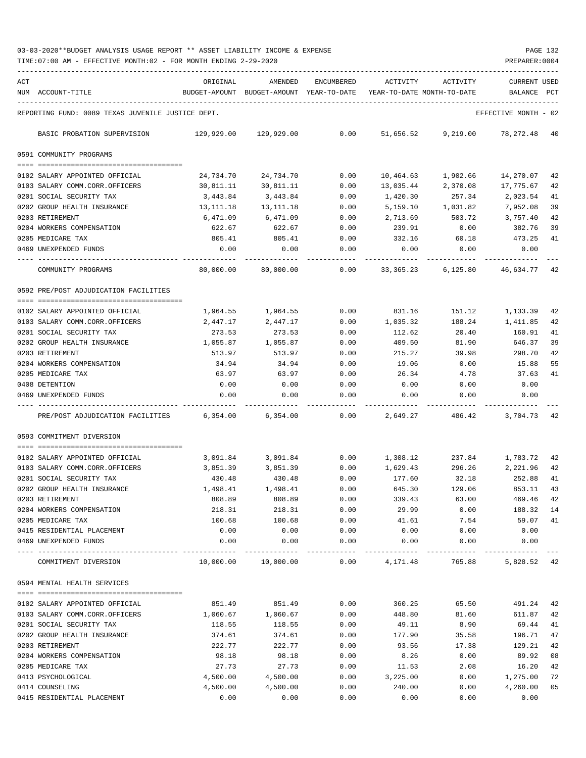03-03-2020**BUDGET ANALYSIS USAGE REPORT ** ASSET LIABILITY INCOME & EXPENSE

TIME:07:00 AM - EFFECTIVE MONTH:02 - FOR MONTH ENDING 2-29-2020

| ACT NUM | ACCOUNT-TITLE | ORIGINAL BUDGET-AMOUNT | AMENDED BUDGET-AMOUNT | ENCUMBERED YEAR-TO-DATE | ACTIVITY YEAR-TO-DATE | ACTIVITY MONTH-TO-DATE | CURRENT BALANCE | USED PCT |
|---|---|---|---|---|---|---|---|---|
| | REPORTING FUND: 0089 TEXAS JUVENILE JUSTICE DEPT. | | | | | | EFFECTIVE MONTH - 02 | |
| | BASIC PROBATION SUPERVISION | 129,929.00 | 129,929.00 | 0.00 | 51,656.52 | 9,219.00 | 78,272.48 | 40 |
| | **0591 COMMUNITY PROGRAMS** | | | | | | | |
| 0102 | SALARY APPOINTED OFFICIAL | 24,734.70 | 24,734.70 | 0.00 | 10,464.63 | 1,902.66 | 14,270.07 | 42 |
| 0103 | SALARY COMM.CORR.OFFICERS | 30,811.11 | 30,811.11 | 0.00 | 13,035.44 | 2,370.08 | 17,775.67 | 42 |
| 0201 | SOCIAL SECURITY TAX | 3,443.84 | 3,443.84 | 0.00 | 1,420.30 | 257.34 | 2,023.54 | 41 |
| 0202 | GROUP HEALTH INSURANCE | 13,111.18 | 13,111.18 | 0.00 | 5,159.10 | 1,031.82 | 7,952.08 | 39 |
| 0203 | RETIREMENT | 6,471.09 | 6,471.09 | 0.00 | 2,713.69 | 503.72 | 3,757.40 | 42 |
| 0204 | WORKERS COMPENSATION | 622.67 | 622.67 | 0.00 | 239.91 | 0.00 | 382.76 | 39 |
| 0205 | MEDICARE TAX | 805.41 | 805.41 | 0.00 | 332.16 | 60.18 | 473.25 | 41 |
| 0469 | UNEXPENDED FUNDS | 0.00 | 0.00 | 0.00 | 0.00 | 0.00 | 0.00 | |
| | COMMUNITY PROGRAMS | 80,000.00 | 80,000.00 | 0.00 | 33,365.23 | 6,125.80 | 46,634.77 | 42 |
| | **0592 PRE/POST ADJUDICATION FACILITIES** | | | | | | | |
| 0102 | SALARY APPOINTED OFFICIAL | 1,964.55 | 1,964.55 | 0.00 | 831.16 | 151.12 | 1,133.39 | 42 |
| 0103 | SALARY COMM.CORR.OFFICERS | 2,447.17 | 2,447.17 | 0.00 | 1,035.32 | 188.24 | 1,411.85 | 42 |
| 0201 | SOCIAL SECURITY TAX | 273.53 | 273.53 | 0.00 | 112.62 | 20.40 | 160.91 | 41 |
| 0202 | GROUP HEALTH INSURANCE | 1,055.87 | 1,055.87 | 0.00 | 409.50 | 81.90 | 646.37 | 39 |
| 0203 | RETIREMENT | 513.97 | 513.97 | 0.00 | 215.27 | 39.98 | 298.70 | 42 |
| 0204 | WORKERS COMPENSATION | 34.94 | 34.94 | 0.00 | 19.06 | 0.00 | 15.88 | 55 |
| 0205 | MEDICARE TAX | 63.97 | 63.97 | 0.00 | 26.34 | 4.78 | 37.63 | 41 |
| 0408 | DETENTION | 0.00 | 0.00 | 0.00 | 0.00 | 0.00 | 0.00 | |
| 0469 | UNEXPENDED FUNDS | 0.00 | 0.00 | 0.00 | 0.00 | 0.00 | 0.00 | |
| | PRE/POST ADJUDICATION FACILITIES | 6,354.00 | 6,354.00 | 0.00 | 2,649.27 | 486.42 | 3,704.73 | 42 |
| | **0593 COMMITMENT DIVERSION** | | | | | | | |
| 0102 | SALARY APPOINTED OFFICIAL | 3,091.84 | 3,091.84 | 0.00 | 1,308.12 | 237.84 | 1,783.72 | 42 |
| 0103 | SALARY COMM.CORR.OFFICERS | 3,851.39 | 3,851.39 | 0.00 | 1,629.43 | 296.26 | 2,221.96 | 42 |
| 0201 | SOCIAL SECURITY TAX | 430.48 | 430.48 | 0.00 | 177.60 | 32.18 | 252.88 | 41 |
| 0202 | GROUP HEALTH INSURANCE | 1,498.41 | 1,498.41 | 0.00 | 645.30 | 129.06 | 853.11 | 43 |
| 0203 | RETIREMENT | 808.89 | 808.89 | 0.00 | 339.43 | 63.00 | 469.46 | 42 |
| 0204 | WORKERS COMPENSATION | 218.31 | 218.31 | 0.00 | 29.99 | 0.00 | 188.32 | 14 |
| 0205 | MEDICARE TAX | 100.68 | 100.68 | 0.00 | 41.61 | 7.54 | 59.07 | 41 |
| 0415 | RESIDENTIAL PLACEMENT | 0.00 | 0.00 | 0.00 | 0.00 | 0.00 | 0.00 | |
| 0469 | UNEXPENDED FUNDS | 0.00 | 0.00 | 0.00 | 0.00 | 0.00 | 0.00 | |
| | COMMITMENT DIVERSION | 10,000.00 | 10,000.00 | 0.00 | 4,171.48 | 765.88 | 5,828.52 | 42 |
| | **0594 MENTAL HEALTH SERVICES** | | | | | | | |
| 0102 | SALARY APPOINTED OFFICIAL | 851.49 | 851.49 | 0.00 | 360.25 | 65.50 | 491.24 | 42 |
| 0103 | SALARY COMM.CORR.OFFICERS | 1,060.67 | 1,060.67 | 0.00 | 448.80 | 81.60 | 611.87 | 42 |
| 0201 | SOCIAL SECURITY TAX | 118.55 | 118.55 | 0.00 | 49.11 | 8.90 | 69.44 | 41 |
| 0202 | GROUP HEALTH INSURANCE | 374.61 | 374.61 | 0.00 | 177.90 | 35.58 | 196.71 | 47 |
| 0203 | RETIREMENT | 222.77 | 222.77 | 0.00 | 93.56 | 17.38 | 129.21 | 42 |
| 0204 | WORKERS COMPENSATION | 98.18 | 98.18 | 0.00 | 8.26 | 0.00 | 89.92 | 08 |
| 0205 | MEDICARE TAX | 27.73 | 27.73 | 0.00 | 11.53 | 2.08 | 16.20 | 42 |
| 0413 | PSYCHOLOGICAL | 4,500.00 | 4,500.00 | 0.00 | 3,225.00 | 0.00 | 1,275.00 | 72 |
| 0414 | COUNSELING | 4,500.00 | 4,500.00 | 0.00 | 240.00 | 0.00 | 4,260.00 | 05 |
| 0415 | RESIDENTIAL PLACEMENT | 0.00 | 0.00 | 0.00 | 0.00 | 0.00 | 0.00 | |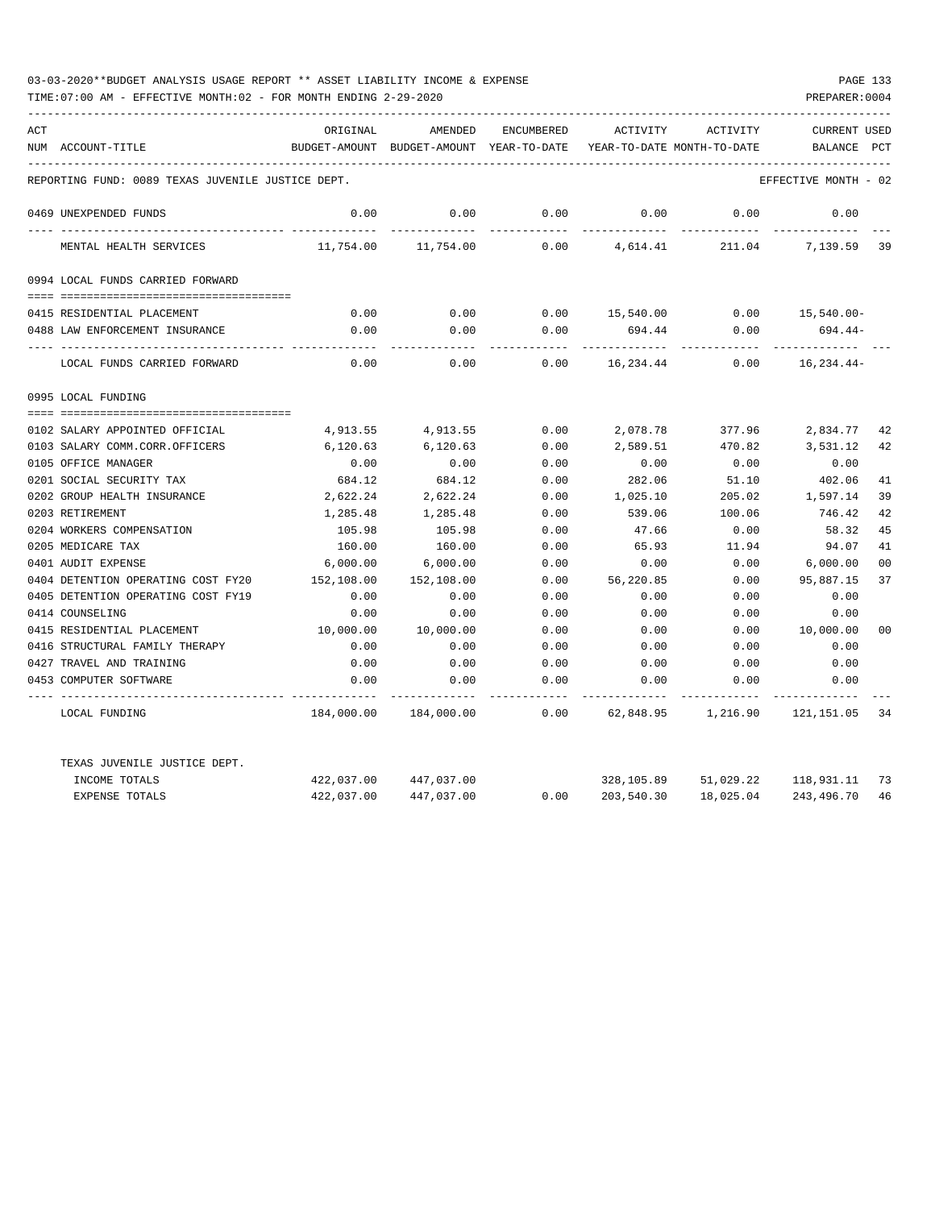03-03-2020**BUDGET ANALYSIS USAGE REPORT ** ASSET LIABILITY INCOME & EXPENSE

TIME:07:00 AM - EFFECTIVE MONTH:02 - FOR MONTH ENDING 2-29-2020

| ACT NUM | ACCOUNT-TITLE | ORIGINAL BUDGET-AMOUNT | AMENDED BUDGET-AMOUNT | ENCUMBERED YEAR-TO-DATE | ACTIVITY YEAR-TO-DATE | ACTIVITY MONTH-TO-DATE | CURRENT BALANCE | USED PCT |
|---|---|---|---|---|---|---|---|---|
| REPORTING FUND: 0089 TEXAS JUVENILE JUSTICE DEPT. | | | | | | | EFFECTIVE MONTH - 02 | |
| 0469 | UNEXPENDED FUNDS | 0.00 | 0.00 | 0.00 | 0.00 | 0.00 | 0.00 | |
| | MENTAL HEALTH SERVICES | 11,754.00 | 11,754.00 | 0.00 | 4,614.41 | 211.04 | 7,139.59 | 39 |
| 0994 | LOCAL FUNDS CARRIED FORWARD | | | | | | | |
| 0415 | RESIDENTIAL PLACEMENT | 0.00 | 0.00 | 0.00 | 15,540.00 | 0.00 | 15,540.00- | |
| 0488 | LAW ENFORCEMENT INSURANCE | 0.00 | 0.00 | 0.00 | 694.44 | 0.00 | 694.44- | |
| | LOCAL FUNDS CARRIED FORWARD | 0.00 | 0.00 | 0.00 | 16,234.44 | 0.00 | 16,234.44- | |
| 0995 | LOCAL FUNDING | | | | | | | |
| 0102 | SALARY APPOINTED OFFICIAL | 4,913.55 | 4,913.55 | 0.00 | 2,078.78 | 377.96 | 2,834.77 | 42 |
| 0103 | SALARY COMM.CORR.OFFICERS | 6,120.63 | 6,120.63 | 0.00 | 2,589.51 | 470.82 | 3,531.12 | 42 |
| 0105 | OFFICE MANAGER | 0.00 | 0.00 | 0.00 | 0.00 | 0.00 | 0.00 | |
| 0201 | SOCIAL SECURITY TAX | 684.12 | 684.12 | 0.00 | 282.06 | 51.10 | 402.06 | 41 |
| 0202 | GROUP HEALTH INSURANCE | 2,622.24 | 2,622.24 | 0.00 | 1,025.10 | 205.02 | 1,597.14 | 39 |
| 0203 | RETIREMENT | 1,285.48 | 1,285.48 | 0.00 | 539.06 | 100.06 | 746.42 | 42 |
| 0204 | WORKERS COMPENSATION | 105.98 | 105.98 | 0.00 | 47.66 | 0.00 | 58.32 | 45 |
| 0205 | MEDICARE TAX | 160.00 | 160.00 | 0.00 | 65.93 | 11.94 | 94.07 | 41 |
| 0401 | AUDIT EXPENSE | 6,000.00 | 6,000.00 | 0.00 | 0.00 | 0.00 | 6,000.00 | 00 |
| 0404 | DETENTION OPERATING COST FY20 | 152,108.00 | 152,108.00 | 0.00 | 56,220.85 | 0.00 | 95,887.15 | 37 |
| 0405 | DETENTION OPERATING COST FY19 | 0.00 | 0.00 | 0.00 | 0.00 | 0.00 | 0.00 | |
| 0414 | COUNSELING | 0.00 | 0.00 | 0.00 | 0.00 | 0.00 | 0.00 | |
| 0415 | RESIDENTIAL PLACEMENT | 10,000.00 | 10,000.00 | 0.00 | 0.00 | 0.00 | 10,000.00 | 00 |
| 0416 | STRUCTURAL FAMILY THERAPY | 0.00 | 0.00 | 0.00 | 0.00 | 0.00 | 0.00 | |
| 0427 | TRAVEL AND TRAINING | 0.00 | 0.00 | 0.00 | 0.00 | 0.00 | 0.00 | |
| 0453 | COMPUTER SOFTWARE | 0.00 | 0.00 | 0.00 | 0.00 | 0.00 | 0.00 | |
| | LOCAL FUNDING | 184,000.00 | 184,000.00 | 0.00 | 62,848.95 | 1,216.90 | 121,151.05 | 34 |
| | TEXAS JUVENILE JUSTICE DEPT. | | | | | | | |
| | INCOME TOTALS | 422,037.00 | 447,037.00 | | 328,105.89 | 51,029.22 | 118,931.11 | 73 |
| | EXPENSE TOTALS | 422,037.00 | 447,037.00 | 0.00 | 203,540.30 | 18,025.04 | 243,496.70 | 46 |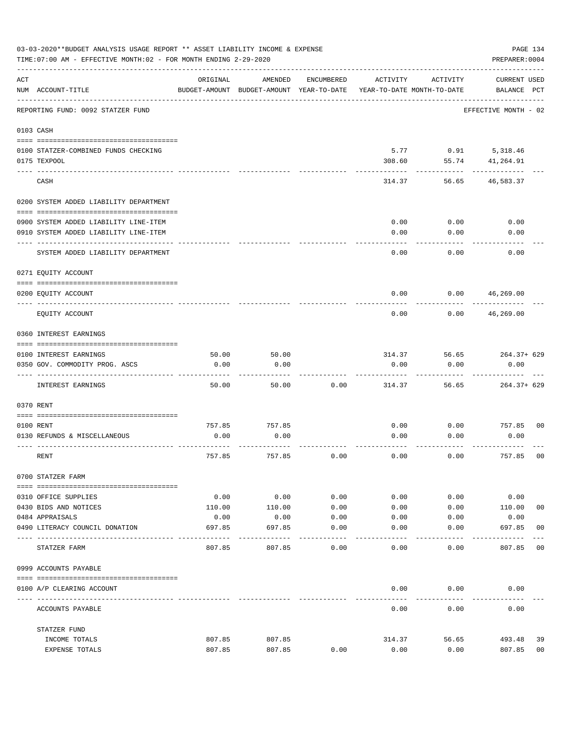03-03-2020**BUDGET ANALYSIS USAGE REPORT ** ASSET LIABILITY INCOME & EXPENSE

TIME:07:00 AM - EFFECTIVE MONTH:02 - FOR MONTH ENDING 2-29-2020

PREPARER:0004

REPORTING FUND: 0092 STATZER FUND — EFFECTIVE MONTH - 02

| ACT NUM | ACCOUNT-TITLE | ORIGINAL BUDGET-AMOUNT | AMENDED BUDGET-AMOUNT | ENCUMBERED YEAR-TO-DATE | ACTIVITY YEAR-TO-DATE | ACTIVITY MONTH-TO-DATE | CURRENT USED BALANCE | PCT |
|---|---|---|---|---|---|---|---|---|
| **0103** | **CASH** | | | | | | | |
| 0100 | STATZER-COMBINED FUNDS CHECKING | | | | 5.77 | 0.91 | 5,318.46 | |
| 0175 | TEXPOOL | | | | 308.60 | 55.74 | 41,264.91 | |
| | CASH | | | | 314.37 | 56.65 | 46,583.37 | |
| **0200** | **SYSTEM ADDED LIABILITY DEPARTMENT** | | | | | | | |
| 0900 | SYSTEM ADDED LIABILITY LINE-ITEM | | | | 0.00 | 0.00 | 0.00 | |
| 0910 | SYSTEM ADDED LIABILITY LINE-ITEM | | | | 0.00 | 0.00 | 0.00 | |
| | SYSTEM ADDED LIABILITY DEPARTMENT | | | | 0.00 | 0.00 | 0.00 | |
| **0271** | **EQUITY ACCOUNT** | | | | | | | |
| 0200 | EQUITY ACCOUNT | | | | 0.00 | 0.00 | 46,269.00 | |
| | EQUITY ACCOUNT | | | | 0.00 | 0.00 | 46,269.00 | |
| **0360** | **INTEREST EARNINGS** | | | | | | | |
| 0100 | INTEREST EARNINGS | 50.00 | 50.00 | | 314.37 | 56.65 | 264.37+ | 629 |
| 0350 | GOV. COMMODITY PROG. ASCS | 0.00 | 0.00 | | 0.00 | 0.00 | 0.00 | |
| | INTEREST EARNINGS | 50.00 | 50.00 | 0.00 | 314.37 | 56.65 | 264.37+ | 629 |
| **0370** | **RENT** | | | | | | | |
| 0100 | RENT | 757.85 | 757.85 | | 0.00 | 0.00 | 757.85 | 00 |
| 0130 | REFUNDS & MISCELLANEOUS | 0.00 | 0.00 | | 0.00 | 0.00 | 0.00 | |
| | RENT | 757.85 | 757.85 | 0.00 | 0.00 | 0.00 | 757.85 | 00 |
| **0700** | **STATZER FARM** | | | | | | | |
| 0310 | OFFICE SUPPLIES | 0.00 | 0.00 | 0.00 | 0.00 | 0.00 | 0.00 | |
| 0430 | BIDS AND NOTICES | 110.00 | 110.00 | 0.00 | 0.00 | 0.00 | 110.00 | 00 |
| 0484 | APPRAISALS | 0.00 | 0.00 | 0.00 | 0.00 | 0.00 | 0.00 | |
| 0490 | LITERACY COUNCIL DONATION | 697.85 | 697.85 | 0.00 | 0.00 | 0.00 | 697.85 | 00 |
| | STATZER FARM | 807.85 | 807.85 | 0.00 | 0.00 | 0.00 | 807.85 | 00 |
| **0999** | **ACCOUNTS PAYABLE** | | | | | | | |
| 0100 | A/P CLEARING ACCOUNT | | | | 0.00 | 0.00 | 0.00 | |
| | ACCOUNTS PAYABLE | | | | 0.00 | 0.00 | 0.00 | |
| | **STATZER FUND** | | | | | | | |
| | INCOME TOTALS | 807.85 | 807.85 | | 314.37 | 56.65 | 493.48 | 39 |
| | EXPENSE TOTALS | 807.85 | 807.85 | 0.00 | 0.00 | 0.00 | 807.85 | 00 |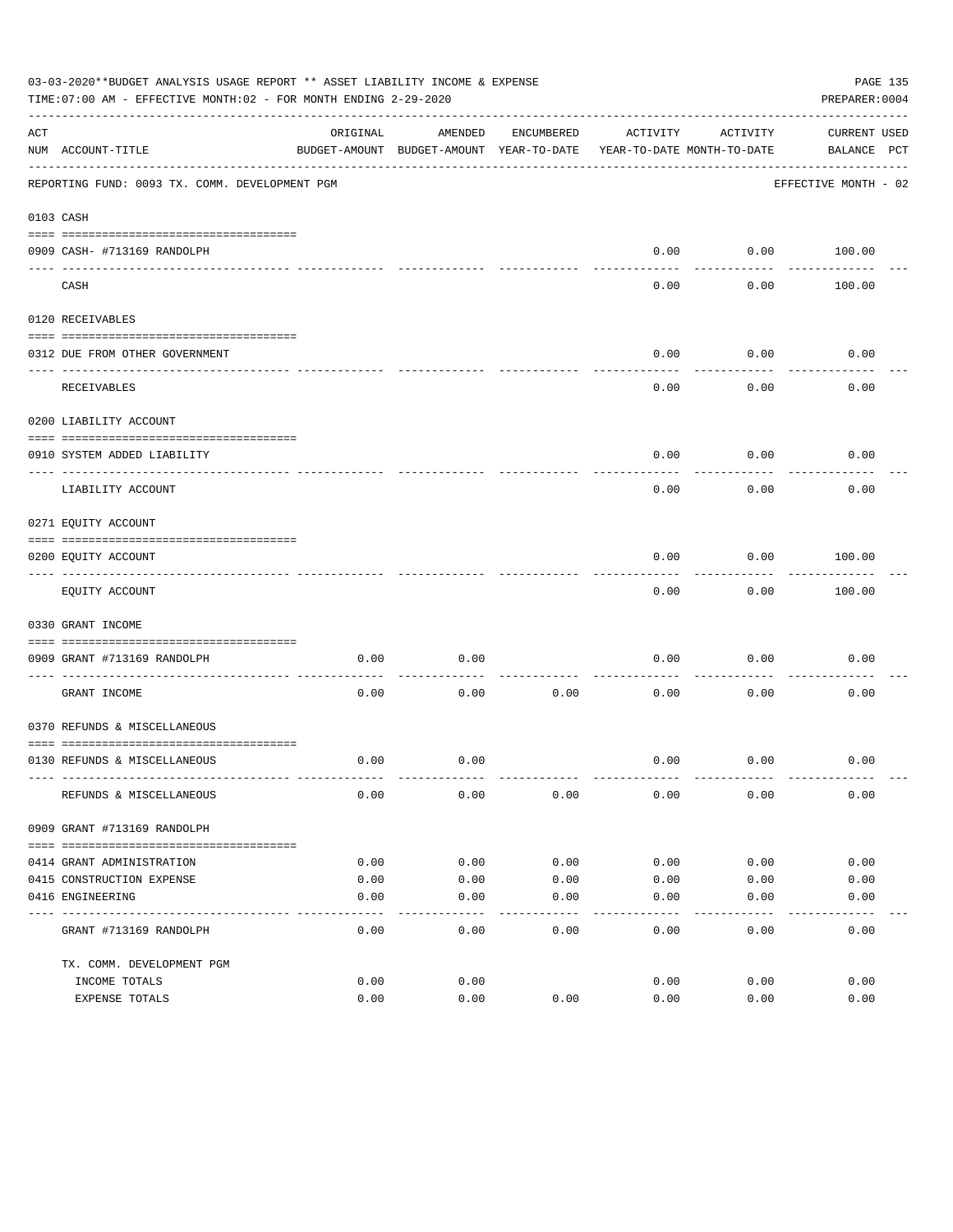03-03-2020**BUDGET ANALYSIS USAGE REPORT ** ASSET LIABILITY INCOME & EXPENSE

TIME:07:00 AM - EFFECTIVE MONTH:02 - FOR MONTH ENDING 2-29-2020

PREPARER:0004

REPORTING FUND: 0093 TX. COMM. DEVELOPMENT PGM — EFFECTIVE MONTH - 02

| ACT NUM | ACCOUNT-TITLE | ORIGINAL BUDGET-AMOUNT | AMENDED BUDGET-AMOUNT | ENCUMBERED YEAR-TO-DATE | ACTIVITY YEAR-TO-DATE | ACTIVITY MONTH-TO-DATE | CURRENT BALANCE | USED PCT |
|---|---|---|---|---|---|---|---|---|
| **0103** | **CASH** | | | | | | | |
| 0909 | CASH- #713169 RANDOLPH | | | | 0.00 | 0.00 | 100.00 | |
| | CASH | | | | 0.00 | 0.00 | 100.00 | |
| **0120** | **RECEIVABLES** | | | | | | | |
| 0312 | DUE FROM OTHER GOVERNMENT | | | | 0.00 | 0.00 | 0.00 | |
| | RECEIVABLES | | | | 0.00 | 0.00 | 0.00 | |
| **0200** | **LIABILITY ACCOUNT** | | | | | | | |
| 0910 | SYSTEM ADDED LIABILITY | | | | 0.00 | 0.00 | 0.00 | |
| | LIABILITY ACCOUNT | | | | 0.00 | 0.00 | 0.00 | |
| **0271** | **EQUITY ACCOUNT** | | | | | | | |
| 0200 | EQUITY ACCOUNT | | | | 0.00 | 0.00 | 100.00 | |
| | EQUITY ACCOUNT | | | | 0.00 | 0.00 | 100.00 | |
| **0330** | **GRANT INCOME** | | | | | | | |
| 0909 | GRANT #713169 RANDOLPH | 0.00 | 0.00 | | 0.00 | 0.00 | 0.00 | |
| | GRANT INCOME | 0.00 | 0.00 | 0.00 | 0.00 | 0.00 | 0.00 | |
| **0370** | **REFUNDS & MISCELLANEOUS** | | | | | | | |
| 0130 | REFUNDS & MISCELLANEOUS | 0.00 | 0.00 | | 0.00 | 0.00 | 0.00 | |
| | REFUNDS & MISCELLANEOUS | 0.00 | 0.00 | 0.00 | 0.00 | 0.00 | 0.00 | |
| **0909** | **GRANT #713169 RANDOLPH** | | | | | | | |
| 0414 | GRANT ADMINISTRATION | 0.00 | 0.00 | 0.00 | 0.00 | 0.00 | 0.00 | |
| 0415 | CONSTRUCTION EXPENSE | 0.00 | 0.00 | 0.00 | 0.00 | 0.00 | 0.00 | |
| 0416 | ENGINEERING | 0.00 | 0.00 | 0.00 | 0.00 | 0.00 | 0.00 | |
| | GRANT #713169 RANDOLPH | 0.00 | 0.00 | 0.00 | 0.00 | 0.00 | 0.00 | |
| | TX. COMM. DEVELOPMENT PGM | | | | | | | |
| | INCOME TOTALS | 0.00 | 0.00 | | 0.00 | 0.00 | 0.00 | |
| | EXPENSE TOTALS | 0.00 | 0.00 | 0.00 | 0.00 | 0.00 | 0.00 | |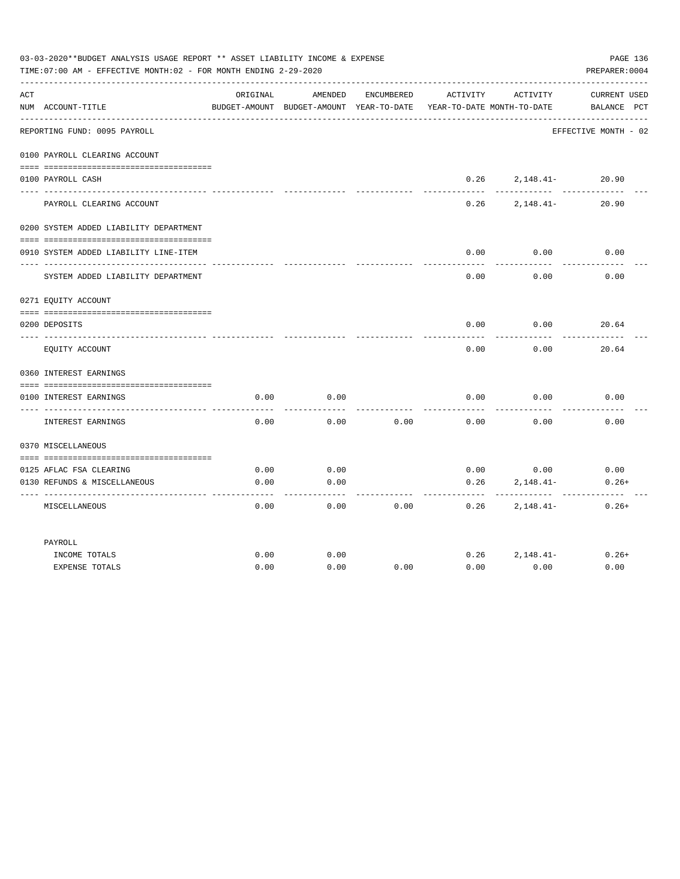03-03-2020**BUDGET ANALYSIS USAGE REPORT ** ASSET LIABILITY INCOME & EXPENSE

TIME:07:00 AM - EFFECTIVE MONTH:02 - FOR MONTH ENDING 2-29-2020

PREPARER:0004

REPORTING FUND: 0095 PAYROLL — EFFECTIVE MONTH - 02

| ACT NUM | ACCOUNT-TITLE | ORIGINAL BUDGET-AMOUNT | AMENDED BUDGET-AMOUNT | ENCUMBERED YEAR-TO-DATE | ACTIVITY YEAR-TO-DATE | ACTIVITY MONTH-TO-DATE | CURRENT BALANCE | USED PCT |
|---|---|---|---|---|---|---|---|---|
| | **0100 PAYROLL CLEARING ACCOUNT** | | | | | | | |
| 0100 | PAYROLL CASH | | | | 0.26 | 2,148.41- | 20.90 | |
| | PAYROLL CLEARING ACCOUNT | | | | 0.26 | 2,148.41- | 20.90 | |
| | **0200 SYSTEM ADDED LIABILITY DEPARTMENT** | | | | | | | |
| 0910 | SYSTEM ADDED LIABILITY LINE-ITEM | | | | 0.00 | 0.00 | 0.00 | |
| | SYSTEM ADDED LIABILITY DEPARTMENT | | | | 0.00 | 0.00 | 0.00 | |
| | **0271 EQUITY ACCOUNT** | | | | | | | |
| 0200 | DEPOSITS | | | | 0.00 | 0.00 | 20.64 | |
| | EQUITY ACCOUNT | | | | 0.00 | 0.00 | 20.64 | |
| | **0360 INTEREST EARNINGS** | | | | | | | |
| 0100 | INTEREST EARNINGS | 0.00 | 0.00 | | 0.00 | 0.00 | 0.00 | |
| | INTEREST EARNINGS | 0.00 | 0.00 | 0.00 | 0.00 | 0.00 | 0.00 | |
| | **0370 MISCELLANEOUS** | | | | | | | |
| 0125 | AFLAC FSA CLEARING | 0.00 | 0.00 | | 0.00 | 0.00 | 0.00 | |
| 0130 | REFUNDS & MISCELLANEOUS | 0.00 | 0.00 | | 0.26 | 2,148.41- | 0.26+ | |
| | MISCELLANEOUS | 0.00 | 0.00 | 0.00 | 0.26 | 2,148.41- | 0.26+ | |
| | **PAYROLL** | | | | | | | |
| | INCOME TOTALS | 0.00 | 0.00 | | 0.26 | 2,148.41- | 0.26+ | |
| | EXPENSE TOTALS | 0.00 | 0.00 | 0.00 | 0.00 | 0.00 | 0.00 | |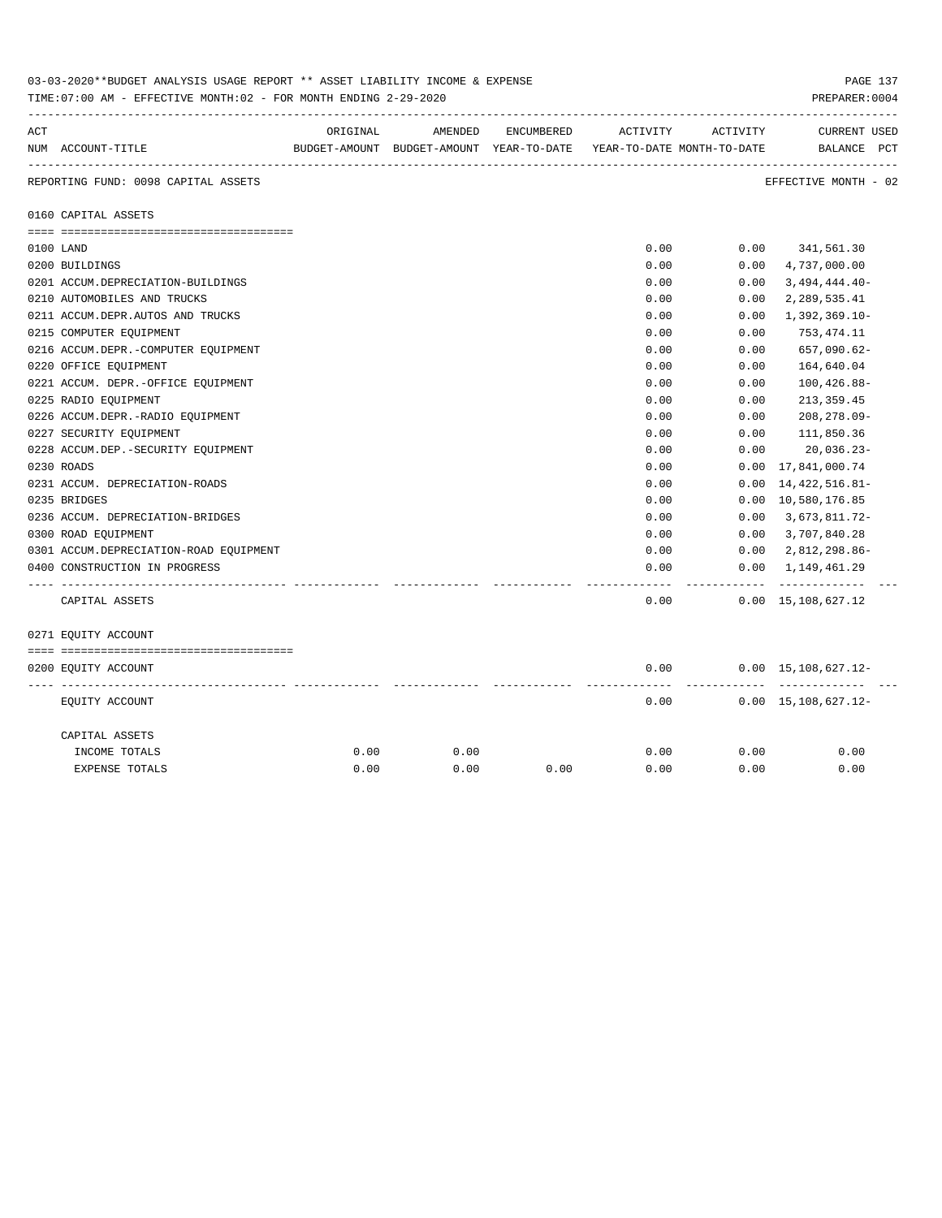03-03-2020**BUDGET ANALYSIS USAGE REPORT ** ASSET LIABILITY INCOME & EXPENSE

TIME:07:00 AM - EFFECTIVE MONTH:02 - FOR MONTH ENDING 2-29-2020

PREPARER:0004

| ACT NUM | ACCOUNT-TITLE | ORIGINAL BUDGET-AMOUNT | AMENDED BUDGET-AMOUNT | ENCUMBERED YEAR-TO-DATE | ACTIVITY YEAR-TO-DATE | ACTIVITY MONTH-TO-DATE | CURRENT BALANCE | USED PCT |
|---|---|---|---|---|---|---|---|---|
| | REPORTING FUND: 0098 CAPITAL ASSETS | | | | | | EFFECTIVE MONTH - 02 | |
| | 0160 CAPITAL ASSETS | | | | | | | |
| 0100 | LAND | | | | 0.00 | 0.00 | 341,561.30 | |
| 0200 | BUILDINGS | | | | 0.00 | 0.00 | 4,737,000.00 | |
| 0201 | ACCUM.DEPRECIATION-BUILDINGS | | | | 0.00 | 0.00 | 3,494,444.40- | |
| 0210 | AUTOMOBILES AND TRUCKS | | | | 0.00 | 0.00 | 2,289,535.41 | |
| 0211 | ACCUM.DEPR.AUTOS AND TRUCKS | | | | 0.00 | 0.00 | 1,392,369.10- | |
| 0215 | COMPUTER EQUIPMENT | | | | 0.00 | 0.00 | 753,474.11 | |
| 0216 | ACCUM.DEPR.-COMPUTER EQUIPMENT | | | | 0.00 | 0.00 | 657,090.62- | |
| 0220 | OFFICE EQUIPMENT | | | | 0.00 | 0.00 | 164,640.04 | |
| 0221 | ACCUM. DEPR.-OFFICE EQUIPMENT | | | | 0.00 | 0.00 | 100,426.88- | |
| 0225 | RADIO EQUIPMENT | | | | 0.00 | 0.00 | 213,359.45 | |
| 0226 | ACCUM.DEPR.-RADIO EQUIPMENT | | | | 0.00 | 0.00 | 208,278.09- | |
| 0227 | SECURITY EQUIPMENT | | | | 0.00 | 0.00 | 111,850.36 | |
| 0228 | ACCUM.DEP.-SECURITY EQUIPMENT | | | | 0.00 | 0.00 | 20,036.23- | |
| 0230 | ROADS | | | | 0.00 | 0.00 | 17,841,000.74 | |
| 0231 | ACCUM. DEPRECIATION-ROADS | | | | 0.00 | 0.00 | 14,422,516.81- | |
| 0235 | BRIDGES | | | | 0.00 | 0.00 | 10,580,176.85 | |
| 0236 | ACCUM. DEPRECIATION-BRIDGES | | | | 0.00 | 0.00 | 3,673,811.72- | |
| 0300 | ROAD EQUIPMENT | | | | 0.00 | 0.00 | 3,707,840.28 | |
| 0301 | ACCUM.DEPRECIATION-ROAD EQUIPMENT | | | | 0.00 | 0.00 | 2,812,298.86- | |
| 0400 | CONSTRUCTION IN PROGRESS | | | | 0.00 | 0.00 | 1,149,461.29 | |
| | CAPITAL ASSETS | | | | 0.00 | 0.00 | 15,108,627.12 | |
| | 0271 EQUITY ACCOUNT | | | | | | | |
| 0200 | EQUITY ACCOUNT | | | | 0.00 | 0.00 | 15,108,627.12- | |
| | EQUITY ACCOUNT | | | | 0.00 | 0.00 | 15,108,627.12- | |
| | CAPITAL ASSETS | | | | | | | |
| | INCOME TOTALS | 0.00 | 0.00 | | 0.00 | 0.00 | 0.00 | |
| | EXPENSE TOTALS | 0.00 | 0.00 | 0.00 | 0.00 | 0.00 | 0.00 | |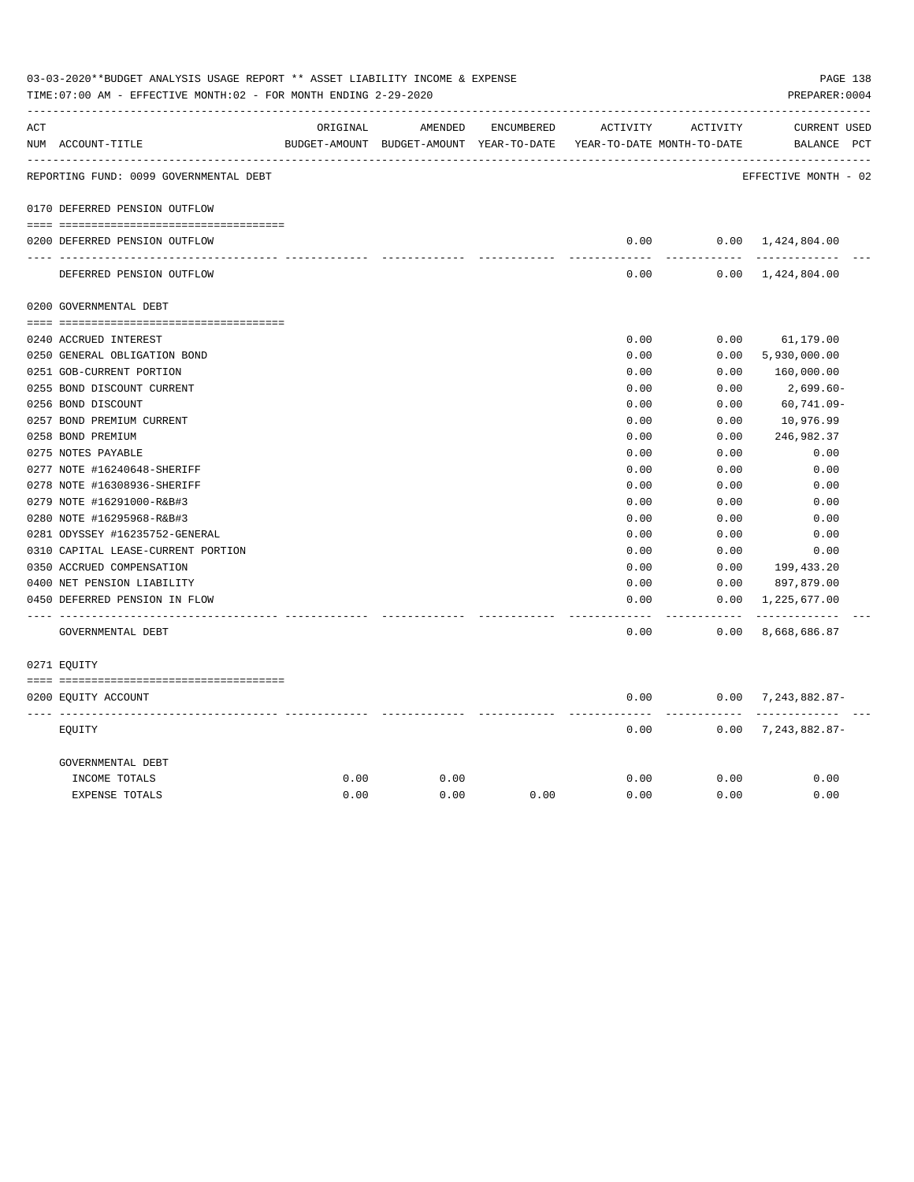03-03-2020**BUDGET ANALYSIS USAGE REPORT ** ASSET LIABILITY INCOME & EXPENSE

TIME:07:00 AM - EFFECTIVE MONTH:02 - FOR MONTH ENDING 2-29-2020

PREPARER:0004

| ACT NUM | ACCOUNT-TITLE | ORIGINAL BUDGET-AMOUNT | AMENDED BUDGET-AMOUNT | ENCUMBERED YEAR-TO-DATE | ACTIVITY YEAR-TO-DATE | ACTIVITY MONTH-TO-DATE | CURRENT BALANCE | USED PCT |
|---|---|---|---|---|---|---|---|---|
| | REPORTING FUND: 0099 GOVERNMENTAL DEBT | | | | | | EFFECTIVE MONTH - 02 | |
| 0170 | DEFERRED PENSION OUTFLOW | | | | | | | |
| 0200 | DEFERRED PENSION OUTFLOW | | | | 0.00 | 0.00 | 1,424,804.00 | |
| | DEFERRED PENSION OUTFLOW | | | | 0.00 | 0.00 | 1,424,804.00 | |
| 0200 | GOVERNMENTAL DEBT | | | | | | | |
| 0240 | ACCRUED INTEREST | | | | 0.00 | 0.00 | 61,179.00 | |
| 0250 | GENERAL OBLIGATION BOND | | | | 0.00 | 0.00 | 5,930,000.00 | |
| 0251 | GOB-CURRENT PORTION | | | | 0.00 | 0.00 | 160,000.00 | |
| 0255 | BOND DISCOUNT CURRENT | | | | 0.00 | 0.00 | 2,699.60- | |
| 0256 | BOND DISCOUNT | | | | 0.00 | 0.00 | 60,741.09- | |
| 0257 | BOND PREMIUM CURRENT | | | | 0.00 | 0.00 | 10,976.99 | |
| 0258 | BOND PREMIUM | | | | 0.00 | 0.00 | 246,982.37 | |
| 0275 | NOTES PAYABLE | | | | 0.00 | 0.00 | 0.00 | |
| 0277 | NOTE #16240648-SHERIFF | | | | 0.00 | 0.00 | 0.00 | |
| 0278 | NOTE #16308936-SHERIFF | | | | 0.00 | 0.00 | 0.00 | |
| 0279 | NOTE #16291000-R&B#3 | | | | 0.00 | 0.00 | 0.00 | |
| 0280 | NOTE #16295968-R&B#3 | | | | 0.00 | 0.00 | 0.00 | |
| 0281 | ODYSSEY #16235752-GENERAL | | | | 0.00 | 0.00 | 0.00 | |
| 0310 | CAPITAL LEASE-CURRENT PORTION | | | | 0.00 | 0.00 | 0.00 | |
| 0350 | ACCRUED COMPENSATION | | | | 0.00 | 0.00 | 199,433.20 | |
| 0400 | NET PENSION LIABILITY | | | | 0.00 | 0.00 | 897,879.00 | |
| 0450 | DEFERRED PENSION IN FLOW | | | | 0.00 | 0.00 | 1,225,677.00 | |
| | GOVERNMENTAL DEBT | | | | 0.00 | 0.00 | 8,668,686.87 | |
| 0271 | EQUITY | | | | | | | |
| 0200 | EQUITY ACCOUNT | | | | 0.00 | 0.00 | 7,243,882.87- | |
| | EQUITY | | | | 0.00 | 0.00 | 7,243,882.87- | |
| | GOVERNMENTAL DEBT | | | | | | | |
| | INCOME TOTALS | 0.00 | 0.00 | | 0.00 | 0.00 | 0.00 | |
| | EXPENSE TOTALS | 0.00 | 0.00 | 0.00 | 0.00 | 0.00 | 0.00 | |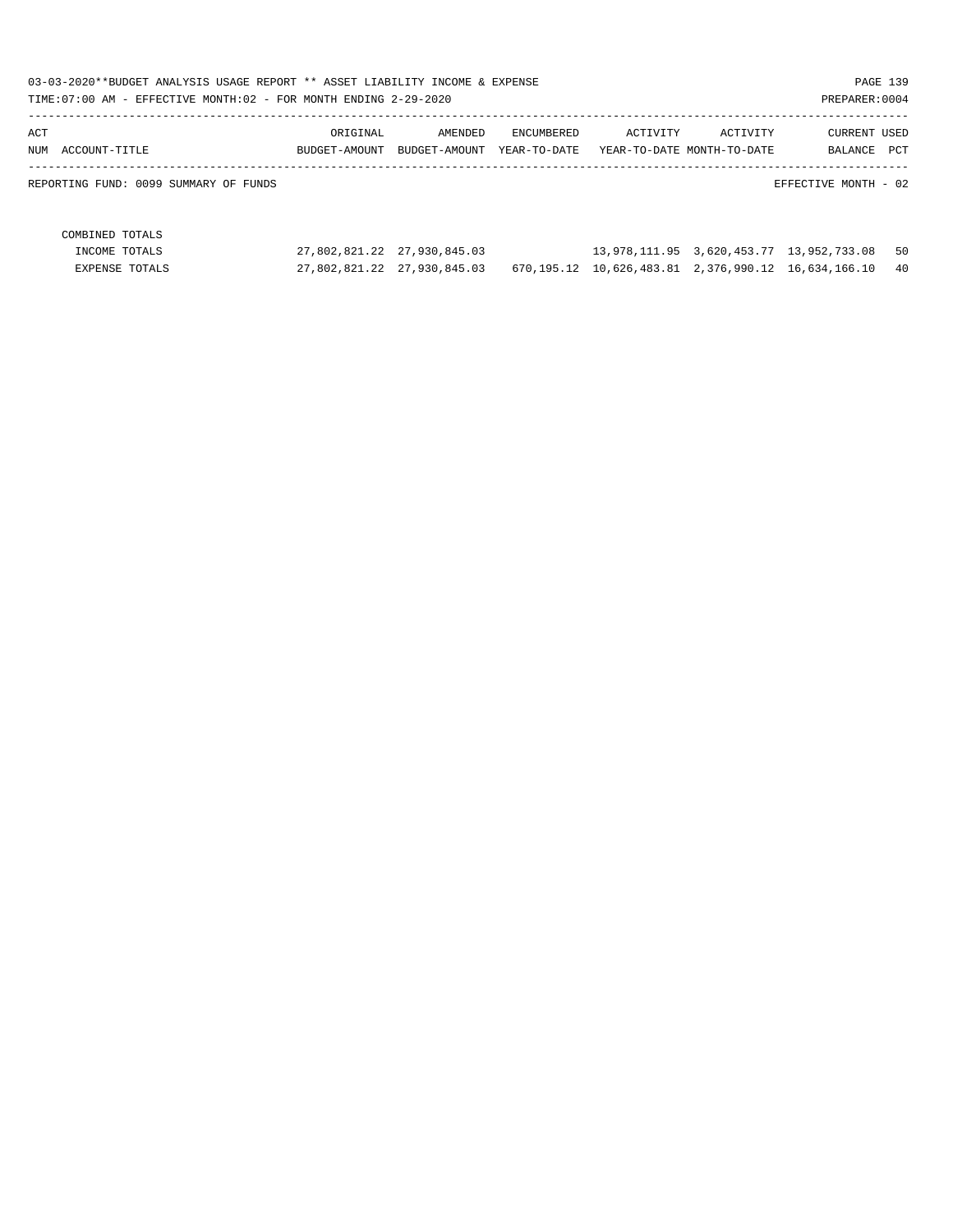03-03-2020**BUDGET ANALYSIS USAGE REPORT ** ASSET LIABILITY INCOME & EXPENSE

TIME:07:00 AM - EFFECTIVE MONTH:02 - FOR MONTH ENDING 2-29-2020

PREPARER:0004

| ACT NUM ACCOUNT-TITLE | ORIGINAL BUDGET-AMOUNT | AMENDED BUDGET-AMOUNT | ENCUMBERED YEAR-TO-DATE | ACTIVITY YEAR-TO-DATE | ACTIVITY MONTH-TO-DATE | CURRENT BALANCE | USED PCT |
|---|---|---|---|---|---|---|---|
| REPORTING FUND: 0099 SUMMARY OF FUNDS | | | | | | EFFECTIVE MONTH - 02 | |
| COMBINED TOTALS | | | | | | | |
| INCOME TOTALS | 27,802,821.22 | 27,930,845.03 | | 13,978,111.95 | 3,620,453.77 | 13,952,733.08 | 50 |
| EXPENSE TOTALS | 27,802,821.22 | 27,930,845.03 | 670,195.12 | 10,626,483.81 | 2,376,990.12 | 16,634,166.10 | 40 |